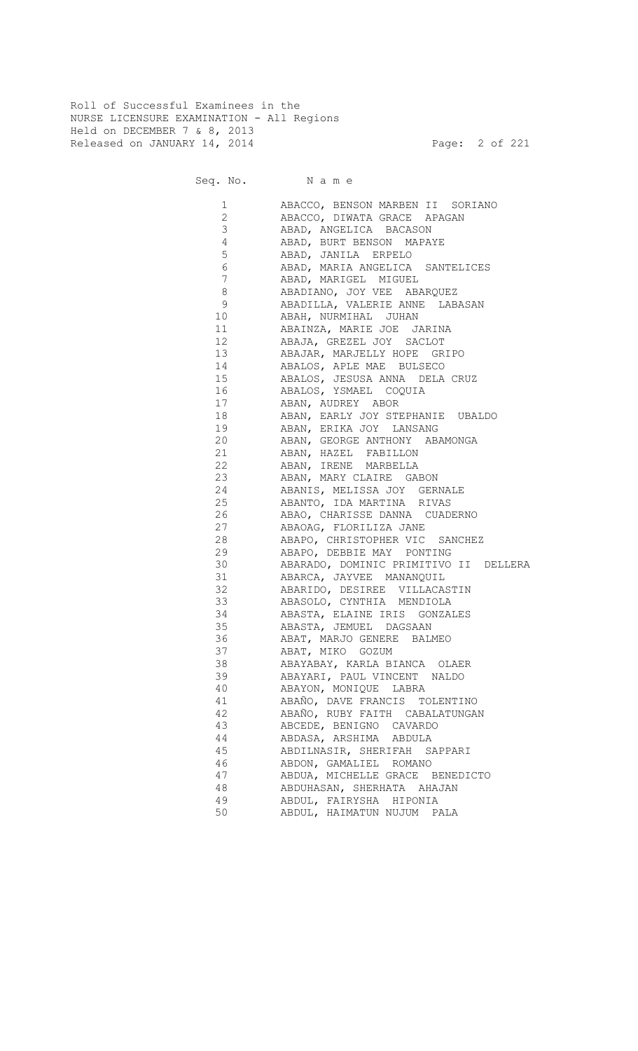Roll of Successful Examinees in the
NURSE LICENSURE EXAMINATION - All Regions
Held on DECEMBER 7 & 8, 2013
Released on JANUARY 14, 2014

| Seq. No. | N a m e |
|---|---|
| 1 | ABACCO, BENSON MARBEN II SORIANO |
| 2 | ABACCO, DIWATA GRACE APAGAN |
| 3 | ABAD, ANGELICA BACASON |
| 4 | ABAD, BURT BENSON MAPAYE |
| 5 | ABAD, JANILA ERPELO |
| 6 | ABAD, MARIA ANGELICA SANTELICES |
| 7 | ABAD, MARIGEL MIGUEL |
| 8 | ABADIANO, JOY VEE ABARQUEZ |
| 9 | ABADILLA, VALERIE ANNE LABASAN |
| 10 | ABAH, NURMIHAL JUHAN |
| 11 | ABAINZA, MARIE JOE JARINA |
| 12 | ABAJA, GREZEL JOY SACLOT |
| 13 | ABAJAR, MARJELLY HOPE GRIPO |
| 14 | ABALOS, APLE MAE BULSECO |
| 15 | ABALOS, JESUSA ANNA DELA CRUZ |
| 16 | ABALOS, YSMAEL COQUIA |
| 17 | ABAN, AUDREY ABOR |
| 18 | ABAN, EARLY JOY STEPHANIE UBALDO |
| 19 | ABAN, ERIKA JOY LANSANG |
| 20 | ABAN, GEORGE ANTHONY ABAMONGA |
| 21 | ABAN, HAZEL FABILLON |
| 22 | ABAN, IRENE MARBELLA |
| 23 | ABAN, MARY CLAIRE GABON |
| 24 | ABANIS, MELISSA JOY GERNALE |
| 25 | ABANTO, IDA MARTINA RIVAS |
| 26 | ABAO, CHARISSE DANNA CUADERNO |
| 27 | ABAOAG, FLORILIZA JANE |
| 28 | ABAPO, CHRISTOPHER VIC SANCHEZ |
| 29 | ABAPO, DEBBIE MAY PONTING |
| 30 | ABARADO, DOMINIC PRIMITIVO II DELLERA |
| 31 | ABARCA, JAYVEE MANANQUIL |
| 32 | ABARIDO, DESIREE VILLACASTIN |
| 33 | ABASOLO, CYNTHIA MENDIOLA |
| 34 | ABASTA, ELAINE IRIS GONZALES |
| 35 | ABASTA, JEMUEL DAGSAAN |
| 36 | ABAT, MARJO GENERE BALMEO |
| 37 | ABAT, MIKO GOZUM |
| 38 | ABAYABAY, KARLA BIANCA OLAER |
| 39 | ABAYARI, PAUL VINCENT NALDO |
| 40 | ABAYON, MONIQUE LABRA |
| 41 | ABAÑO, DAVE FRANCIS TOLENTINO |
| 42 | ABAÑO, RUBY FAITH CABALATUNGAN |
| 43 | ABCEDE, BENIGNO CAVARDO |
| 44 | ABDASA, ARSHIMA ABDULA |
| 45 | ABDILNASIR, SHERIFAH SAPPARI |
| 46 | ABDON, GAMALIEL ROMANO |
| 47 | ABDUA, MICHELLE GRACE BENEDICTO |
| 48 | ABDUHASAN, SHERHATA AHAJAN |
| 49 | ABDUL, FAIRYSHA HIPONIA |
| 50 | ABDUL, HAIMATUN NUJUM PALA |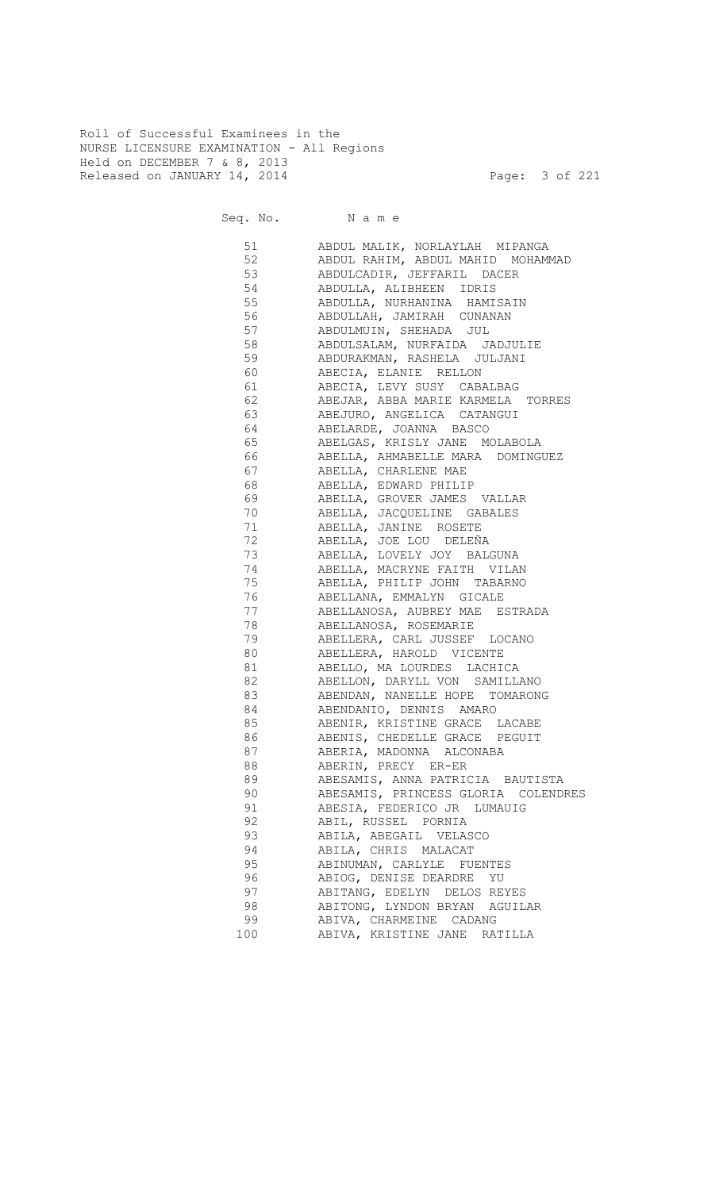Roll of Successful Examinees in the
NURSE LICENSURE EXAMINATION - All Regions
Held on DECEMBER 7 & 8, 2013
Released on JANUARY 14, 2014

| Seq. No. | N a m e |
| --- | --- |
| 51 | ABDUL MALIK, NORLAYLAH MIPANGA |
| 52 | ABDUL RAHIM, ABDUL MAHID MOHAMMAD |
| 53 | ABDULCADIR, JEFFARIL DACER |
| 54 | ABDULLA, ALIBHEEN IDRIS |
| 55 | ABDULLA, NURHANINA HAMISAIN |
| 56 | ABDULLAH, JAMIRAH CUNANAN |
| 57 | ABDULMUIN, SHEHADA JUL |
| 58 | ABDULSALAM, NURFAIDA JADJULIE |
| 59 | ABDURAKMAN, RASHELA JULJANI |
| 60 | ABECIA, ELANIE RELLON |
| 61 | ABECIA, LEVY SUSY CABALBAG |
| 62 | ABEJAR, ABBA MARIE KARMELA TORRES |
| 63 | ABEJURO, ANGELICA CATANGUI |
| 64 | ABELARDE, JOANNA BASCO |
| 65 | ABELGAS, KRISLY JANE MOLABOLA |
| 66 | ABELLA, AHMABELLE MARA DOMINGUEZ |
| 67 | ABELLA, CHARLENE MAE |
| 68 | ABELLA, EDWARD PHILIP |
| 69 | ABELLA, GROVER JAMES VALLAR |
| 70 | ABELLA, JACQUELINE GABALES |
| 71 | ABELLA, JANINE ROSETE |
| 72 | ABELLA, JOE LOU DELEÑA |
| 73 | ABELLA, LOVELY JOY BALGUNA |
| 74 | ABELLA, MACRYNE FAITH VILAN |
| 75 | ABELLA, PHILIP JOHN TABARNO |
| 76 | ABELLANA, EMMALYN GICALE |
| 77 | ABELLANOSA, AUBREY MAE ESTRADA |
| 78 | ABELLANOSA, ROSEMARIE |
| 79 | ABELLERA, CARL JUSSEF LOCANO |
| 80 | ABELLERA, HAROLD VICENTE |
| 81 | ABELLO, MA LOURDES LACHICA |
| 82 | ABELLON, DARYLL VON SAMILLANO |
| 83 | ABENDAN, NANELLE HOPE TOMARONG |
| 84 | ABENDANIO, DENNIS AMARO |
| 85 | ABENIR, KRISTINE GRACE LACABE |
| 86 | ABENIS, CHEDELLE GRACE PEGUIT |
| 87 | ABERIA, MADONNA ALCONABA |
| 88 | ABERIN, PRECY ER-ER |
| 89 | ABESAMIS, ANNA PATRICIA BAUTISTA |
| 90 | ABESAMIS, PRINCESS GLORIA COLENDRES |
| 91 | ABESIA, FEDERICO JR LUMAUIG |
| 92 | ABIL, RUSSEL PORNIA |
| 93 | ABILA, ABEGAIL VELASCO |
| 94 | ABILA, CHRIS MALACAT |
| 95 | ABINUMAN, CARLYLE FUENTES |
| 96 | ABIOG, DENISE DEARDRE YU |
| 97 | ABITANG, EDELYN DELOS REYES |
| 98 | ABITONG, LYNDON BRYAN AGUILAR |
| 99 | ABIVA, CHARMEINE CADANG |
| 100 | ABIVA, KRISTINE JANE RATILLA |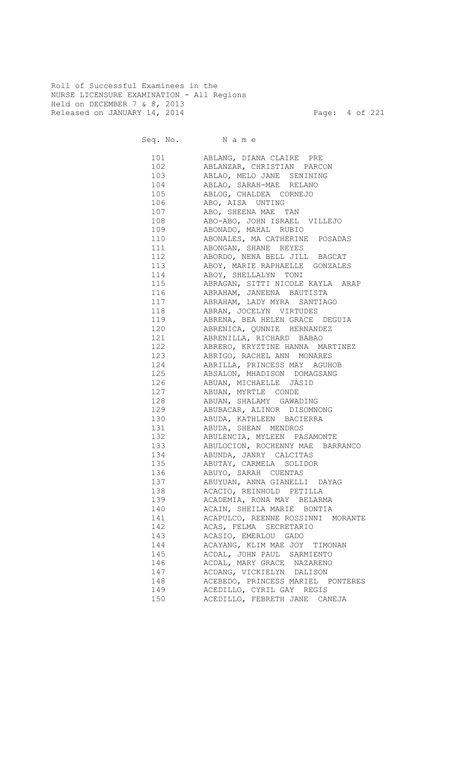Roll of Successful Examinees in the
NURSE LICENSURE EXAMINATION - All Regions
Held on DECEMBER 7 & 8, 2013
Released on JANUARY 14, 2014

| Seq. No. | N a m e |
|---|---|
| 101 | ABLANG, DIANA CLAIRE PRE |
| 102 | ABLANZAR, CHRISTIAN PARCON |
| 103 | ABLAO, MELO JANE SENINING |
| 104 | ABLAO, SARAH-MAE RELANO |
| 105 | ABLOG, CHALDEA CORNEJO |
| 106 | ABO, AISA UNTING |
| 107 | ABO, SHEENA MAE TAN |
| 108 | ABO-ABO, JOHN ISRAEL VILLEJO |
| 109 | ABONADO, MAHAL RUBIO |
| 110 | ABONALES, MA CATHERINE POSADAS |
| 111 | ABONGAN, SHANE REYES |
| 112 | ABORDO, NENA BELL JILL BAGCAT |
| 113 | ABOY, MARIE RAPHAELLE GONZALES |
| 114 | ABOY, SHELLALYN TONI |
| 115 | ABRAGAN, SITTI NICOLE KAYLA ARAP |
| 116 | ABRAHAM, JANEENA BAUTISTA |
| 117 | ABRAHAM, LADY MYRA SANTIAGO |
| 118 | ABRAN, JOCELYN VIRTUDES |
| 119 | ABRENA, BEA HELEN GRACE DEGUIA |
| 120 | ABRENICA, QUNNIE HERNANDEZ |
| 121 | ABRENILLA, RICHARD BABAO |
| 122 | ABRERO, KRYZTINE HANNA MARTINEZ |
| 123 | ABRIGO, RACHEL ANN MONARES |
| 124 | ABRILLA, PRINCESS MAY AGUHOB |
| 125 | ABSALON, MHADISON DOMAGSANG |
| 126 | ABUAN, MICHAELLE JASID |
| 127 | ABUAN, MYRTLE CONDE |
| 128 | ABUAN, SHALAMY GAWADING |
| 129 | ABUBACAR, ALINOR DISOMNONG |
| 130 | ABUDA, KATHLEEN BACIERRA |
| 131 | ABUDA, SHEAN MENDROS |
| 132 | ABULENCIA, MYLEEN PASAMONTE |
| 133 | ABULOCION, ROCHENNY MAE BARRANCO |
| 134 | ABUNDA, JANRY CALCITAS |
| 135 | ABUTAY, CARMELA SOLIDOR |
| 136 | ABUYO, SARAH CUENTAS |
| 137 | ABUYUAN, ANNA GIANELLI DAYAG |
| 138 | ACACIO, REINHOLD PETILLA |
| 139 | ACADEMIA, RONA MAY BELARMA |
| 140 | ACAIN, SHEILA MARIE BONTIA |
| 141 | ACAPULCO, REENNE ROSSINNI MORANTE |
| 142 | ACAS, FELMA SECRETARIO |
| 143 | ACASIO, EMERLOU GADO |
| 144 | ACAYANG, KLIM MAE JOY TIMONAN |
| 145 | ACDAL, JOHN PAUL SARMIENTO |
| 146 | ACDAL, MARY GRACE NAZARENO |
| 147 | ACDANG, VICKIELYN DALISON |
| 148 | ACEBEDO, PRINCESS MARIEL PONTERES |
| 149 | ACEDILLO, CYRIL GAY REGIS |
| 150 | ACEDILLO, FEBRETH JANE CANEJA |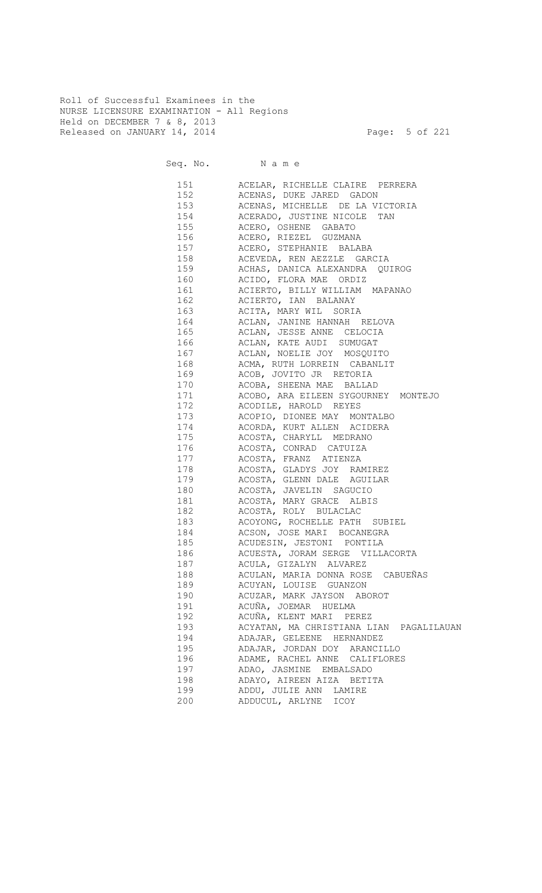Roll of Successful Examinees in the
NURSE LICENSURE EXAMINATION - All Regions
Held on DECEMBER 7 & 8, 2013
Released on JANUARY 14, 2014

| Seq. No. | N a m e |
|---|---|
| 151 | ACELAR, RICHELLE CLAIRE PERRERA |
| 152 | ACENAS, DUKE JARED GADON |
| 153 | ACENAS, MICHELLE DE LA VICTORIA |
| 154 | ACERADO, JUSTINE NICOLE TAN |
| 155 | ACERO, OSHENE GABATO |
| 156 | ACERO, RIEZEL GUZMANA |
| 157 | ACERO, STEPHANIE BALABA |
| 158 | ACEVEDA, REN AEZZLE GARCIA |
| 159 | ACHAS, DANICA ALEXANDRA QUIROG |
| 160 | ACIDO, FLORA MAE ORDIZ |
| 161 | ACIERTO, BILLY WILLIAM MAPANAO |
| 162 | ACIERTO, IAN BALANAY |
| 163 | ACITA, MARY WIL SORIA |
| 164 | ACLAN, JANINE HANNAH RELOVA |
| 165 | ACLAN, JESSE ANNE CELOCIA |
| 166 | ACLAN, KATE AUDI SUMUGAT |
| 167 | ACLAN, NOELIE JOY MOSQUITO |
| 168 | ACMA, RUTH LORREIN CABANLIT |
| 169 | ACOB, JOVITO JR RETORIA |
| 170 | ACOBA, SHEENA MAE BALLAD |
| 171 | ACOBO, ARA EILEEN SYGOURNEY MONTEJO |
| 172 | ACODILE, HAROLD REYES |
| 173 | ACOPIO, DIONEE MAY MONTALBO |
| 174 | ACORDA, KURT ALLEN ACIDERA |
| 175 | ACOSTA, CHARYLL MEDRANO |
| 176 | ACOSTA, CONRAD CATUIZA |
| 177 | ACOSTA, FRANZ ATIENZA |
| 178 | ACOSTA, GLADYS JOY RAMIREZ |
| 179 | ACOSTA, GLENN DALE AGUILAR |
| 180 | ACOSTA, JAVELIN SAGUCIO |
| 181 | ACOSTA, MARY GRACE ALBIS |
| 182 | ACOSTA, ROLY BULACLAC |
| 183 | ACOYONG, ROCHELLE PATH SUBIEL |
| 184 | ACSON, JOSE MARI BOCANEGRA |
| 185 | ACUDESIN, JESTONI PONTILA |
| 186 | ACUESTA, JORAM SERGE VILLACORTA |
| 187 | ACULA, GIZALYN ALVAREZ |
| 188 | ACULAN, MARIA DONNA ROSE CABUEÑAS |
| 189 | ACUYAN, LOUISE GUANZON |
| 190 | ACUZAR, MARK JAYSON ABOROT |
| 191 | ACUÑA, JOEMAR HUELMA |
| 192 | ACUÑA, KLENT MARI PEREZ |
| 193 | ACYATAN, MA CHRISTIANA LIAN PAGALILAUAN |
| 194 | ADAJAR, GELEENE HERNANDEZ |
| 195 | ADAJAR, JORDAN DOY ARANCILLO |
| 196 | ADAME, RACHEL ANNE CALIFLORES |
| 197 | ADAO, JASMINE EMBALSADO |
| 198 | ADAYO, AIREEN AIZA BETITA |
| 199 | ADDU, JULIE ANN LAMIRE |
| 200 | ADDUCUL, ARLYNE ICOY |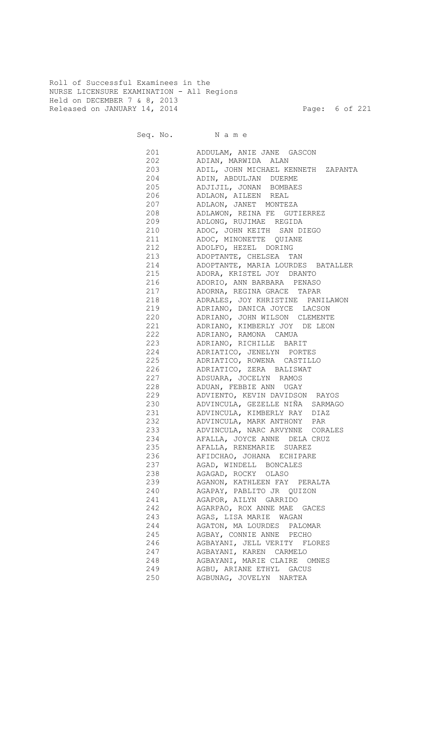Roll of Successful Examinees in the
NURSE LICENSURE EXAMINATION - All Regions
Held on DECEMBER 7 & 8, 2013
Released on JANUARY 14, 2014

| Seq. No. | N a m e |
|---|---|
| 201 | ADDULAM, ANIE JANE GASCON |
| 202 | ADIAN, MARWIDA ALAN |
| 203 | ADIL, JOHN MICHAEL KENNETH ZAPANTA |
| 204 | ADIN, ABDULJAN DUERME |
| 205 | ADJIJIL, JONAN BOMBAES |
| 206 | ADLAON, AILEEN REAL |
| 207 | ADLAON, JANET MONTEZA |
| 208 | ADLAWON, REINA FE GUTIERREZ |
| 209 | ADLONG, RUJIMAE REGIDA |
| 210 | ADOC, JOHN KEITH SAN DIEGO |
| 211 | ADOC, MINONETTE QUIANE |
| 212 | ADOLFO, HEZEL DORING |
| 213 | ADOPTANTE, CHELSEA TAN |
| 214 | ADOPTANTE, MARIA LOURDES BATALLER |
| 215 | ADORA, KRISTEL JOY DRANTO |
| 216 | ADORIO, ANN BARBARA PENASO |
| 217 | ADORNA, REGINA GRACE TAPAR |
| 218 | ADRALES, JOY KHRISTINE PANILAWON |
| 219 | ADRIANO, DANICA JOYCE LACSON |
| 220 | ADRIANO, JOHN WILSON CLEMENTE |
| 221 | ADRIANO, KIMBERLY JOY DE LEON |
| 222 | ADRIANO, RAMONA CAMUA |
| 223 | ADRIANO, RICHILLE BARIT |
| 224 | ADRIATICO, JENELYN PORTES |
| 225 | ADRIATICO, ROWENA CASTILLO |
| 226 | ADRIATICO, ZERA BALISWAT |
| 227 | ADSUARA, JOCELYN RAMOS |
| 228 | ADUAN, FEBBIE ANN UGAY |
| 229 | ADVIENTO, KEVIN DAVIDSON RAYOS |
| 230 | ADVINCULA, GEZELLE NIÑA SARMAGO |
| 231 | ADVINCULA, KIMBERLY RAY DIAZ |
| 232 | ADVINCULA, MARK ANTHONY PAR |
| 233 | ADVINCULA, NARC ARVYNNE CORALES |
| 234 | AFALLA, JOYCE ANNE DELA CRUZ |
| 235 | AFALLA, RENEMARIE SUAREZ |
| 236 | AFIDCHAO, JOHANA ECHIPARE |
| 237 | AGAD, WINDELL BONCALES |
| 238 | AGAGAD, ROCKY OLASO |
| 239 | AGANON, KATHLEEN FAY PERALTA |
| 240 | AGAPAY, PABLITO JR QUIZON |
| 241 | AGAPOR, AILYN GARRIDO |
| 242 | AGARPAO, ROX ANNE MAE GACES |
| 243 | AGAS, LISA MARIE WAGAN |
| 244 | AGATON, MA LOURDES PALOMAR |
| 245 | AGBAY, CONNIE ANNE PECHO |
| 246 | AGBAYANI, JELL VERITY FLORES |
| 247 | AGBAYANI, KAREN CARMELO |
| 248 | AGBAYANI, MARIE CLAIRE OMNES |
| 249 | AGBU, ARIANE ETHYL GACUS |
| 250 | AGBUNAG, JOVELYN NARTEA |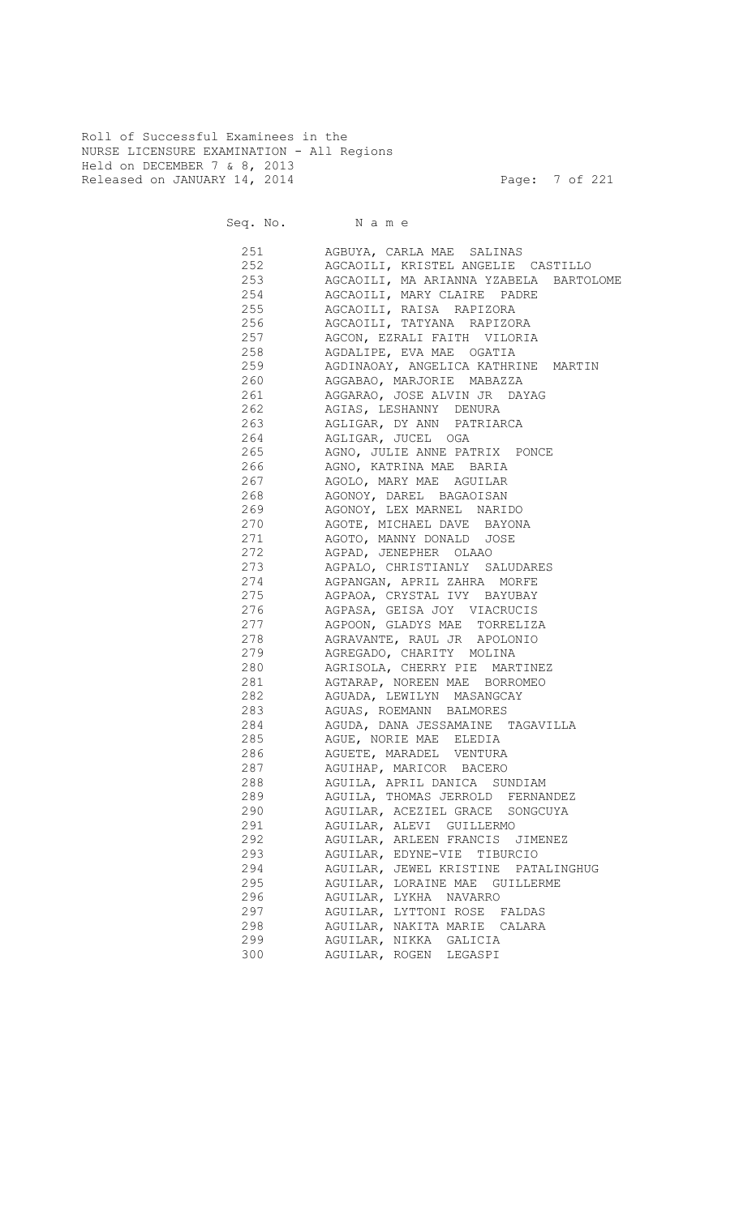Roll of Successful Examinees in the
NURSE LICENSURE EXAMINATION - All Regions
Held on DECEMBER 7 & 8, 2013
Released on JANUARY 14, 2014

| Seq. No. | N a m e |
|---|---|
| 251 | AGBUYA, CARLA MAE SALINAS |
| 252 | AGCAOILI, KRISTEL ANGELIE CASTILLO |
| 253 | AGCAOILI, MA ARIANNA YZABELA BARTOLOME |
| 254 | AGCAOILI, MARY CLAIRE PADRE |
| 255 | AGCAOILI, RAISA RAPIZORA |
| 256 | AGCAOILI, TATYANA RAPIZORA |
| 257 | AGCON, EZRALI FAITH VILORIA |
| 258 | AGDALIPE, EVA MAE OGATIA |
| 259 | AGDINAOAY, ANGELICA KATHRINE MARTIN |
| 260 | AGGABAO, MARJORIE MABAZZA |
| 261 | AGGARAO, JOSE ALVIN JR DAYAG |
| 262 | AGIAS, LESHANNY DENURA |
| 263 | AGLIGAR, DY ANN PATRIARCA |
| 264 | AGLIGAR, JUCEL OGA |
| 265 | AGNO, JULIE ANNE PATRIX PONCE |
| 266 | AGNO, KATRINA MAE BARIA |
| 267 | AGOLO, MARY MAE AGUILAR |
| 268 | AGONOY, DAREL BAGAOISAN |
| 269 | AGONOY, LEX MARNEL NARIDO |
| 270 | AGOTE, MICHAEL DAVE BAYONA |
| 271 | AGOTO, MANNY DONALD JOSE |
| 272 | AGPAD, JENEPHER OLAAO |
| 273 | AGPALO, CHRISTIANLY SALUDARES |
| 274 | AGPANGAN, APRIL ZAHRA MORFE |
| 275 | AGPAOA, CRYSTAL IVY BAYUBAY |
| 276 | AGPASA, GEISA JOY VIACRUCIS |
| 277 | AGPOON, GLADYS MAE TORRELIZA |
| 278 | AGRAVANTE, RAUL JR APOLONIO |
| 279 | AGREGADO, CHARITY MOLINA |
| 280 | AGRISOLA, CHERRY PIE MARTINEZ |
| 281 | AGTARAP, NOREEN MAE BORROMEO |
| 282 | AGUADA, LEWILYN MASANGCAY |
| 283 | AGUAS, ROEMANN BALMORES |
| 284 | AGUDA, DANA JESSAMAINE TAGAVILLA |
| 285 | AGUE, NORIE MAE ELEDIA |
| 286 | AGUETE, MARADEL VENTURA |
| 287 | AGUIHAP, MARICOR BACERO |
| 288 | AGUILA, APRIL DANICA SUNDIAM |
| 289 | AGUILA, THOMAS JERROLD FERNANDEZ |
| 290 | AGUILAR, ACEZIEL GRACE SONGCUYA |
| 291 | AGUILAR, ALEVI GUILLERMO |
| 292 | AGUILAR, ARLEEN FRANCIS JIMENEZ |
| 293 | AGUILAR, EDYNE-VIE TIBURCIO |
| 294 | AGUILAR, JEWEL KRISTINE PATALINGHUG |
| 295 | AGUILAR, LORAINE MAE GUILLERME |
| 296 | AGUILAR, LYKHA NAVARRO |
| 297 | AGUILAR, LYTTONI ROSE FALDAS |
| 298 | AGUILAR, NAKITA MARIE CALARA |
| 299 | AGUILAR, NIKKA GALICIA |
| 300 | AGUILAR, ROGEN LEGASPI |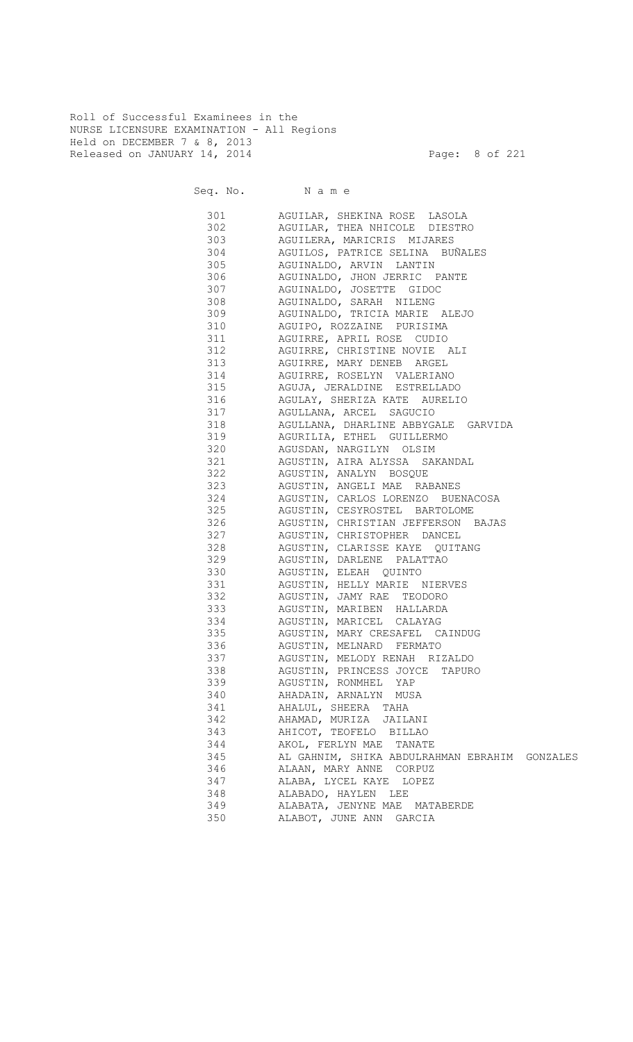Roll of Successful Examinees in the
NURSE LICENSURE EXAMINATION - All Regions
Held on DECEMBER 7 & 8, 2013
Released on JANUARY 14, 2014

| Seq. No. | N a m e |
|---|---|
| 301 | AGUILAR, SHEKINA ROSE LASOLA |
| 302 | AGUILAR, THEA NHICOLE DIESTRO |
| 303 | AGUILERA, MARICRIS MIJARES |
| 304 | AGUILOS, PATRICE SELINA BUÑALES |
| 305 | AGUINALDO, ARVIN LANTIN |
| 306 | AGUINALDO, JHON JERRIC PANTE |
| 307 | AGUINALDO, JOSETTE GIDOC |
| 308 | AGUINALDO, SARAH NILENG |
| 309 | AGUINALDO, TRICIA MARIE ALEJO |
| 310 | AGUIPO, ROZZAINE PURISIMA |
| 311 | AGUIRRE, APRIL ROSE CUDIO |
| 312 | AGUIRRE, CHRISTINE NOVIE ALI |
| 313 | AGUIRRE, MARY DENEB ARGEL |
| 314 | AGUIRRE, ROSELYN VALERIANO |
| 315 | AGUJA, JERALDINE ESTRELLADO |
| 316 | AGULAY, SHERIZA KATE AURELIO |
| 317 | AGULLANA, ARCEL SAGUCIO |
| 318 | AGULLANA, DHARLINE ABBYGALE GARVIDA |
| 319 | AGURILIA, ETHEL GUILLERMO |
| 320 | AGUSDAN, NARGILYN OLSIM |
| 321 | AGUSTIN, AIRA ALYSSA SAKANDAL |
| 322 | AGUSTIN, ANALYN BOSQUE |
| 323 | AGUSTIN, ANGELI MAE RABANES |
| 324 | AGUSTIN, CARLOS LORENZO BUENACOSA |
| 325 | AGUSTIN, CESYROSTEL BARTOLOME |
| 326 | AGUSTIN, CHRISTIAN JEFFERSON BAJAS |
| 327 | AGUSTIN, CHRISTOPHER DANCEL |
| 328 | AGUSTIN, CLARISSE KAYE QUITANG |
| 329 | AGUSTIN, DARLENE PALATTAO |
| 330 | AGUSTIN, ELEAH QUINTO |
| 331 | AGUSTIN, HELLY MARIE NIERVES |
| 332 | AGUSTIN, JAMY RAE TEODORO |
| 333 | AGUSTIN, MARIBEN HALLARDA |
| 334 | AGUSTIN, MARICEL CALAYAG |
| 335 | AGUSTIN, MARY CRESAFEL CAINDUG |
| 336 | AGUSTIN, MELNARD FERMATO |
| 337 | AGUSTIN, MELODY RENAH RIZALDO |
| 338 | AGUSTIN, PRINCESS JOYCE TAPURO |
| 339 | AGUSTIN, RONMHEL YAP |
| 340 | AHADAIN, ARNALYN MUSA |
| 341 | AHALUL, SHEERA TAHA |
| 342 | AHAMAD, MURIZA JAILANI |
| 343 | AHICOT, TEOFELO BILLAO |
| 344 | AKOL, FERLYN MAE TANATE |
| 345 | AL GAHNIM, SHIKA ABDULRAHMAN EBRAHIM GONZALES |
| 346 | ALAAN, MARY ANNE CORPUZ |
| 347 | ALABA, LYCEL KAYE LOPEZ |
| 348 | ALABADO, HAYLEN LEE |
| 349 | ALABATA, JENYNE MAE MATABERDE |
| 350 | ALABOT, JUNE ANN GARCIA |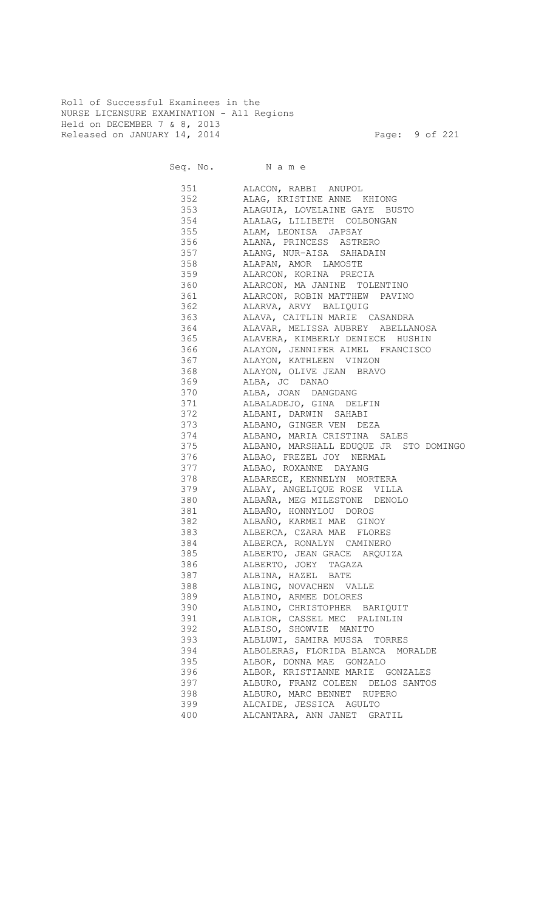Roll of Successful Examinees in the
NURSE LICENSURE EXAMINATION - All Regions
Held on DECEMBER 7 & 8, 2013
Released on JANUARY 14, 2014

| Seq. No. | N a m e |
|---|---|
| 351 | ALACON, RABBI ANUPOL |
| 352 | ALAG, KRISTINE ANNE KHIONG |
| 353 | ALAGUIA, LOVELAINE GAYE BUSTO |
| 354 | ALALAG, LILIBETH COLBONGAN |
| 355 | ALAM, LEONISA JAPSAY |
| 356 | ALANA, PRINCESS ASTRERO |
| 357 | ALANG, NUR-AISA SAHADAIN |
| 358 | ALAPAN, AMOR LAMOSTE |
| 359 | ALARCON, KORINA PRECIA |
| 360 | ALARCON, MA JANINE TOLENTINO |
| 361 | ALARCON, ROBIN MATTHEW PAVINO |
| 362 | ALARVA, ARVY BALIQUIG |
| 363 | ALAVA, CAITLIN MARIE CASANDRA |
| 364 | ALAVAR, MELISSA AUBREY ABELLANOSA |
| 365 | ALAVERA, KIMBERLY DENIECE HUSHIN |
| 366 | ALAYON, JENNIFER AIMEL FRANCISCO |
| 367 | ALAYON, KATHLEEN VINZON |
| 368 | ALAYON, OLIVE JEAN BRAVO |
| 369 | ALBA, JC DANAO |
| 370 | ALBA, JOAN DANGDANG |
| 371 | ALBALADEJO, GINA DELFIN |
| 372 | ALBANI, DARWIN SAHABI |
| 373 | ALBANO, GINGER VEN DEZA |
| 374 | ALBANO, MARIA CRISTINA SALES |
| 375 | ALBANO, MARSHALL EDUQUE JR STO DOMINGO |
| 376 | ALBAO, FREZEL JOY NERMAL |
| 377 | ALBAO, ROXANNE DAYANG |
| 378 | ALBARECE, KENNELYN MORTERA |
| 379 | ALBAY, ANGELIQUE ROSE VILLA |
| 380 | ALBAÑA, MEG MILESTONE DENOLO |
| 381 | ALBAÑO, HONNYLOU DOROS |
| 382 | ALBAÑO, KARMEI MAE GINOY |
| 383 | ALBERCA, CZARA MAE FLORES |
| 384 | ALBERCA, RONALYN CAMINERO |
| 385 | ALBERTO, JEAN GRACE ARQUIZA |
| 386 | ALBERTO, JOEY TAGAZA |
| 387 | ALBINA, HAZEL BATE |
| 388 | ALBING, NOVACHEN VALLE |
| 389 | ALBINO, ARMEE DOLORES |
| 390 | ALBINO, CHRISTOPHER BARIQUIT |
| 391 | ALBIOR, CASSEL MEC PALINLIN |
| 392 | ALBISO, SHOWVIE MANITO |
| 393 | ALBLUWI, SAMIRA MUSSA TORRES |
| 394 | ALBOLERAS, FLORIDA BLANCA MORALDE |
| 395 | ALBOR, DONNA MAE GONZALO |
| 396 | ALBOR, KRISTIANNE MARIE GONZALES |
| 397 | ALBURO, FRANZ COLEEN DELOS SANTOS |
| 398 | ALBURO, MARC BENNET RUPERO |
| 399 | ALCAIDE, JESSICA AGULTO |
| 400 | ALCANTARA, ANN JANET GRATIL |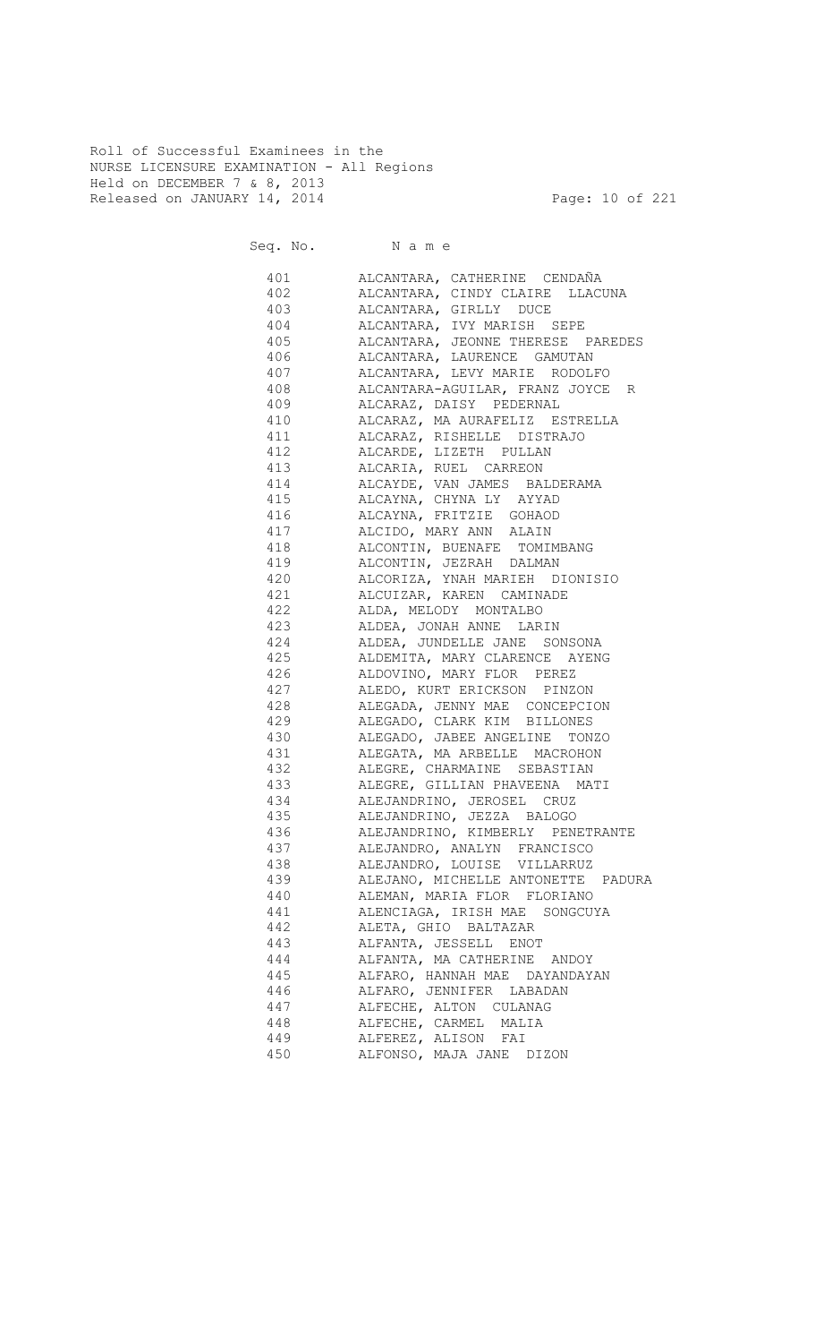Roll of Successful Examinees in the
NURSE LICENSURE EXAMINATION - All Regions
Held on DECEMBER 7 & 8, 2013
Released on JANUARY 14, 2014

| Seq. No. | N a m e |
|---|---|
| 401 | ALCANTARA, CATHERINE CENDAÑA |
| 402 | ALCANTARA, CINDY CLAIRE LLACUNA |
| 403 | ALCANTARA, GIRLLY DUCE |
| 404 | ALCANTARA, IVY MARISH SEPE |
| 405 | ALCANTARA, JEONNE THERESE PAREDES |
| 406 | ALCANTARA, LAURENCE GAMUTAN |
| 407 | ALCANTARA, LEVY MARIE RODOLFO |
| 408 | ALCANTARA-AGUILAR, FRANZ JOYCE R |
| 409 | ALCARAZ, DAISY PEDERNAL |
| 410 | ALCARAZ, MA AURAFELIZ ESTRELLA |
| 411 | ALCARAZ, RISHELLE DISTRAJO |
| 412 | ALCARDE, LIZETH PULLAN |
| 413 | ALCARIA, RUEL CARREON |
| 414 | ALCAYDE, VAN JAMES BALDERAMA |
| 415 | ALCAYNA, CHYNA LY AYYAD |
| 416 | ALCAYNA, FRITZIE GOHAOD |
| 417 | ALCIDO, MARY ANN ALAIN |
| 418 | ALCONTIN, BUENAFE TOMIMBANG |
| 419 | ALCONTIN, JEZRAH DALMAN |
| 420 | ALCORIZA, YNAH MARIEH DIONISIO |
| 421 | ALCUIZAR, KAREN CAMINADE |
| 422 | ALDA, MELODY MONTALBO |
| 423 | ALDEA, JONAH ANNE LARIN |
| 424 | ALDEA, JUNDELLE JANE SONSONA |
| 425 | ALDEMITA, MARY CLARENCE AYENG |
| 426 | ALDOVINO, MARY FLOR PEREZ |
| 427 | ALEDO, KURT ERICKSON PINZON |
| 428 | ALEGADA, JENNY MAE CONCEPCION |
| 429 | ALEGADO, CLARK KIM BILLONES |
| 430 | ALEGADO, JABEE ANGELINE TONZO |
| 431 | ALEGATA, MA ARBELLE MACROHON |
| 432 | ALEGRE, CHARMAINE SEBASTIAN |
| 433 | ALEGRE, GILLIAN PHAVEENA MATI |
| 434 | ALEJANDRINO, JEROSEL CRUZ |
| 435 | ALEJANDRINO, JEZZA BALOGO |
| 436 | ALEJANDRINO, KIMBERLY PENETRANTE |
| 437 | ALEJANDRO, ANALYN FRANCISCO |
| 438 | ALEJANDRO, LOUISE VILLARRUZ |
| 439 | ALEJANO, MICHELLE ANTONETTE PADURA |
| 440 | ALEMAN, MARIA FLOR FLORIANO |
| 441 | ALENCIAGA, IRISH MAE SONGCUYA |
| 442 | ALETA, GHIO BALTAZAR |
| 443 | ALFANTA, JESSELL ENOT |
| 444 | ALFANTA, MA CATHERINE ANDOY |
| 445 | ALFARO, HANNAH MAE DAYANDAYAN |
| 446 | ALFARO, JENNIFER LABADAN |
| 447 | ALFECHE, ALTON CULANAG |
| 448 | ALFECHE, CARMEL MALIA |
| 449 | ALFEREZ, ALISON FAI |
| 450 | ALFONSO, MAJA JANE DIZON |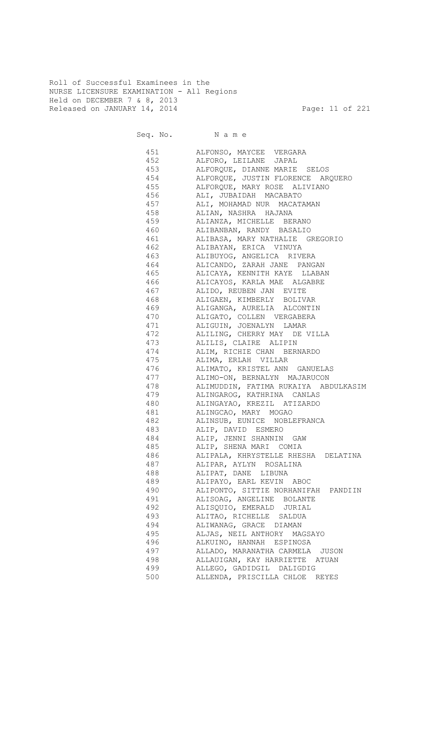Roll of Successful Examinees in the
NURSE LICENSURE EXAMINATION - All Regions
Held on DECEMBER 7 & 8, 2013
Released on JANUARY 14, 2014

| Seq. No. | Name |
|---|---|
| 451 | ALFONSO, MAYCEE VERGARA |
| 452 | ALFORO, LEILANE JAPAL |
| 453 | ALFORQUE, DIANNE MARIE SELOS |
| 454 | ALFORQUE, JUSTIN FLORENCE ARQUERO |
| 455 | ALFORQUE, MARY ROSE ALIVIANO |
| 456 | ALI, JUBAIDAH MACABATO |
| 457 | ALI, MOHAMAD NUR MACATAMAN |
| 458 | ALIAN, NASHRA HAJANA |
| 459 | ALIANZA, MICHELLE BERANO |
| 460 | ALIBANBAN, RANDY BASALIO |
| 461 | ALIBASA, MARY NATHALIE GREGORIO |
| 462 | ALIBAYAN, ERICA VINUYA |
| 463 | ALIBUYOG, ANGELICA RIVERA |
| 464 | ALICANDO, ZARAH JANE PANGAN |
| 465 | ALICAYA, KENNITH KAYE LLABAN |
| 466 | ALICAYOS, KARLA MAE ALGABRE |
| 467 | ALIDO, REUBEN JAN EVITE |
| 468 | ALIGAEN, KIMBERLY BOLIVAR |
| 469 | ALIGANGA, AURELIA ALCONTIN |
| 470 | ALIGATO, COLLEN VERGABERA |
| 471 | ALIGUIN, JOENALYN LAMAR |
| 472 | ALILING, CHERRY MAY DE VILLA |
| 473 | ALILIS, CLAIRE ALIPIN |
| 474 | ALIM, RICHIE CHAN BERNARDO |
| 475 | ALIMA, ERLAH VILLAR |
| 476 | ALIMATO, KRISTEL ANN GANUELAS |
| 477 | ALIMO-ON, BERNALYN MAJARUCON |
| 478 | ALIMUDDIN, FATIMA RUKAIYA ABDULKASIM |
| 479 | ALINGAROG, KATHRINA CANLAS |
| 480 | ALINGAYAO, KREZIL ATIZARDO |
| 481 | ALINGCAO, MARY MOGAO |
| 482 | ALINSUB, EUNICE NOBLEFRANCA |
| 483 | ALIP, DAVID ESMERO |
| 484 | ALIP, JENNI SHANNIN GAW |
| 485 | ALIP, SHENA MARI COMIA |
| 486 | ALIPALA, KHRYSTELLE RHESHA DELATINA |
| 487 | ALIPAR, AYLYN ROSALINA |
| 488 | ALIPAT, DANE LIBUNA |
| 489 | ALIPAYO, EARL KEVIN ABOC |
| 490 | ALIPONTO, SITTIE NORHANIFAH PANDIIN |
| 491 | ALISOAG, ANGELINE BOLANTE |
| 492 | ALISQUIO, EMERALD JURIAL |
| 493 | ALITAO, RICHELLE SALDUA |
| 494 | ALIWANAG, GRACE DIAMAN |
| 495 | ALJAS, NEIL ANTHORY MAGSAYO |
| 496 | ALKUINO, HANNAH ESPINOSA |
| 497 | ALLADO, MARANATHA CARMELA JUSON |
| 498 | ALLAUIGAN, KAY HARRIETTE ATUAN |
| 499 | ALLEGO, GADIDGIL DALIGDIG |
| 500 | ALLENDA, PRISCILLA CHLOE REYES |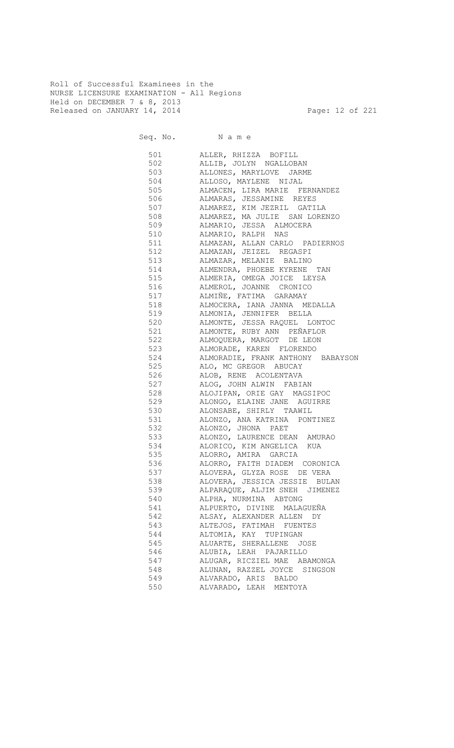Roll of Successful Examinees in the
NURSE LICENSURE EXAMINATION - All Regions
Held on DECEMBER 7 & 8, 2013
Released on JANUARY 14, 2014

| Seq. No. | N a m e |
|---|---|
| 501 | ALLER, RHIZZA BOFILL |
| 502 | ALLIB, JOLYN NGALLOBAN |
| 503 | ALLONES, MARYLOVE JARME |
| 504 | ALLOSO, MAYLENE NIJAL |
| 505 | ALMACEN, LIRA MARIE FERNANDEZ |
| 506 | ALMARAS, JESSAMINE REYES |
| 507 | ALMAREZ, KIM JEZRIL GATILA |
| 508 | ALMAREZ, MA JULIE SAN LORENZO |
| 509 | ALMARIO, JESSA ALMOCERA |
| 510 | ALMARIO, RALPH NAS |
| 511 | ALMAZAN, ALLAN CARLO PADIERNOS |
| 512 | ALMAZAN, JEIZEL REGASPI |
| 513 | ALMAZAR, MELANIE BALINO |
| 514 | ALMENDRA, PHOEBE KYRENE TAN |
| 515 | ALMERIA, OMEGA JOICE LEYSA |
| 516 | ALMEROL, JOANNE CRONICO |
| 517 | ALMIÑE, FATIMA GARAMAY |
| 518 | ALMOCERA, IANA JANNA MEDALLA |
| 519 | ALMONIA, JENNIFER BELLA |
| 520 | ALMONTE, JESSA RAQUEL LONTOC |
| 521 | ALMONTE, RUBY ANN PEÑAFLOR |
| 522 | ALMOQUERA, MARGOT DE LEON |
| 523 | ALMORADE, KAREN FLORENDO |
| 524 | ALMORADIE, FRANK ANTHONY BABAYSON |
| 525 | ALO, MC GREGOR ABUCAY |
| 526 | ALOB, RENE ACOLENTAVA |
| 527 | ALOG, JOHN ALWIN FABIAN |
| 528 | ALOJIPAN, ORIE GAY MAGSIPOC |
| 529 | ALONGO, ELAINE JANE AGUIRRE |
| 530 | ALONSABE, SHIRLY TAAWIL |
| 531 | ALONZO, ANA KATRINA PONTINEZ |
| 532 | ALONZO, JHONA PAET |
| 533 | ALONZO, LAURENCE DEAN AMURAO |
| 534 | ALORICO, KIM ANGELICA KUA |
| 535 | ALORRO, AMIRA GARCIA |
| 536 | ALORRO, FAITH DIADEM CORONICA |
| 537 | ALOVERA, GLYZA ROSE DE VERA |
| 538 | ALOVERA, JESSICA JESSIE BULAN |
| 539 | ALPARAQUE, ALJIM SNEH JIMENEZ |
| 540 | ALPHA, NURMINA ABTONG |
| 541 | ALPUERTO, DIVINE MALAGUEÑA |
| 542 | ALSAY, ALEXANDER ALLEN DY |
| 543 | ALTEJOS, FATIMAH FUENTES |
| 544 | ALTOMIA, KAY TUPINGAN |
| 545 | ALUARTE, SHERALLENE JOSE |
| 546 | ALUBIA, LEAH PAJARILLO |
| 547 | ALUGAR, RICZIEL MAE ABAMONGA |
| 548 | ALUNAN, RAZZEL JOYCE SINGSON |
| 549 | ALVARADO, ARIS BALDO |
| 550 | ALVARADO, LEAH MENTOYA |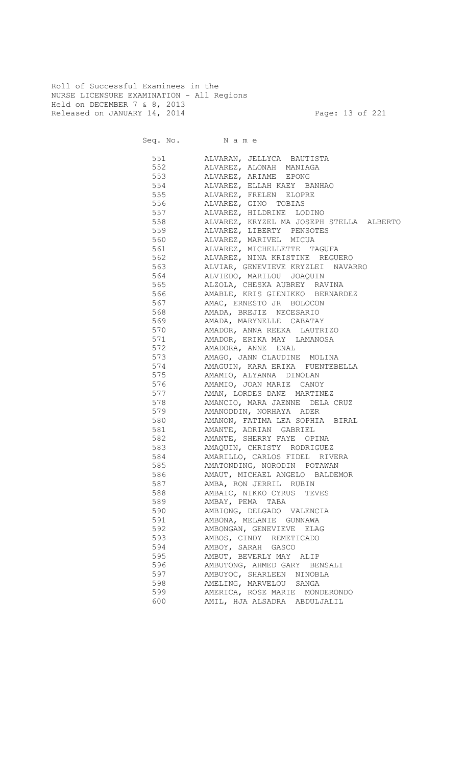Roll of Successful Examinees in the
NURSE LICENSURE EXAMINATION - All Regions
Held on DECEMBER 7 & 8, 2013
Released on JANUARY 14, 2014

| Seq. No. | N a m e |
|---|---|
| 551 | ALVARAN, JELLYCA BAUTISTA |
| 552 | ALVAREZ, ALONAH MANIAGA |
| 553 | ALVAREZ, ARIAME EPONG |
| 554 | ALVAREZ, ELLAH KAEY BANHAO |
| 555 | ALVAREZ, FRELEN ELOPRE |
| 556 | ALVAREZ, GINO TOBIAS |
| 557 | ALVAREZ, HILDRINE LODINO |
| 558 | ALVAREZ, KRYZEL MA JOSEPH STELLA ALBERTO |
| 559 | ALVAREZ, LIBERTY PENSOTES |
| 560 | ALVAREZ, MARIVEL MICUA |
| 561 | ALVAREZ, MICHELLETTE TAGUFA |
| 562 | ALVAREZ, NINA KRISTINE REGUERO |
| 563 | ALVIAR, GENEVIEVE KRYZLEI NAVARRO |
| 564 | ALVIEDO, MARILOU JOAQUIN |
| 565 | ALZOLA, CHESKA AUBREY RAVINA |
| 566 | AMABLE, KRIS GIENIKKO BERNARDEZ |
| 567 | AMAC, ERNESTO JR BOLOCON |
| 568 | AMADA, BREJIE NECESARIO |
| 569 | AMADA, MARYNELLE CABATAY |
| 570 | AMADOR, ANNA REEKA LAUTRIZO |
| 571 | AMADOR, ERIKA MAY LAMANOSA |
| 572 | AMADORA, ANNE ENAL |
| 573 | AMAGO, JANN CLAUDINE MOLINA |
| 574 | AMAGUIN, KARA ERIKA FUENTEBELLA |
| 575 | AMAMIO, ALYANNA DINOLAN |
| 576 | AMAMIO, JOAN MARIE CANOY |
| 577 | AMAN, LORDES DANE MARTINEZ |
| 578 | AMANCIO, MARA JAENNE DELA CRUZ |
| 579 | AMANODDIN, NORHAYA ADER |
| 580 | AMANON, FATIMA LEA SOPHIA BIRAL |
| 581 | AMANTE, ADRIAN GABRIEL |
| 582 | AMANTE, SHERRY FAYE OPINA |
| 583 | AMAQUIN, CHRISTY RODRIGUEZ |
| 584 | AMARILLO, CARLOS FIDEL RIVERA |
| 585 | AMATONDING, NORODIN POTAWAN |
| 586 | AMAUT, MICHAEL ANGELO BALDEMOR |
| 587 | AMBA, RON JERRIL RUBIN |
| 588 | AMBAIC, NIKKO CYRUS TEVES |
| 589 | AMBAY, PEMA TABA |
| 590 | AMBIONG, DELGADO VALENCIA |
| 591 | AMBONA, MELANIE GUNNAWA |
| 592 | AMBONGAN, GENEVIEVE ELAG |
| 593 | AMBOS, CINDY REMETICADO |
| 594 | AMBOY, SARAH GASCO |
| 595 | AMBUT, BEVERLY MAY ALIP |
| 596 | AMBUTONG, AHMED GARY BENSALI |
| 597 | AMBUYOC, SHARLEEN NINOBLA |
| 598 | AMELING, MARVELOU SANGA |
| 599 | AMERICA, ROSE MARIE MONDERONDO |
| 600 | AMIL, HJA ALSADRA ABDULJALIL |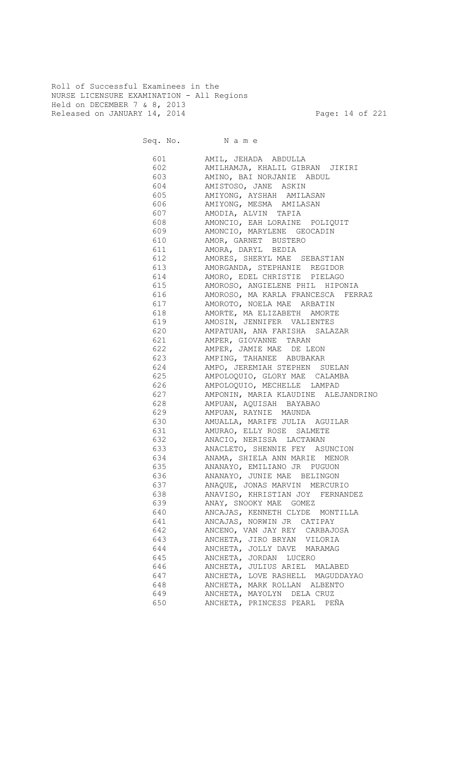Roll of Successful Examinees in the
NURSE LICENSURE EXAMINATION - All Regions
Held on DECEMBER 7 & 8, 2013
Released on JANUARY 14, 2014

| Seq. No. | N a m e |
|---|---|
| 601 | AMIL, JEHADA ABDULLA |
| 602 | AMILHAMJA, KHALIL GIBRAN JIKIRI |
| 603 | AMINO, BAI NORJANIE ABDUL |
| 604 | AMISTOSO, JANE ASKIN |
| 605 | AMIYONG, AYSHAH AMILASAN |
| 606 | AMIYONG, MESMA AMILASAN |
| 607 | AMODIA, ALVIN TAPIA |
| 608 | AMONCIO, EAH LORAINE POLIQUIT |
| 609 | AMONCIO, MARYLENE GEOCADIN |
| 610 | AMOR, GARNET BUSTERO |
| 611 | AMORA, DARYL BEDIA |
| 612 | AMORES, SHERYL MAE SEBASTIAN |
| 613 | AMORGANDA, STEPHANIE REGIDOR |
| 614 | AMORO, EDEL CHRISTIE PIELAGO |
| 615 | AMOROSO, ANGIELENE PHIL HIPONIA |
| 616 | AMOROSO, MA KARLA FRANCESCA FERRAZ |
| 617 | AMOROTO, NOELA MAE ARBATIN |
| 618 | AMORTE, MA ELIZABETH AMORTE |
| 619 | AMOSIN, JENNIFER VALIENTES |
| 620 | AMPATUAN, ANA FARISHA SALAZAR |
| 621 | AMPER, GIOVANNE TARAN |
| 622 | AMPER, JAMIE MAE DE LEON |
| 623 | AMPING, TAHANEE ABUBAKAR |
| 624 | AMPO, JEREMIAH STEPHEN SUELAN |
| 625 | AMPOLOQUIO, GLORY MAE CALAMBA |
| 626 | AMPOLOQUIO, MECHELLE LAMPAD |
| 627 | AMPONIN, MARIA KLAUDINE ALEJANDRINO |
| 628 | AMPUAN, AQUISAH BAYABAO |
| 629 | AMPUAN, RAYNIE MAUNDA |
| 630 | AMUALLA, MARIFE JULIA AGUILAR |
| 631 | AMURAO, ELLY ROSE SALMETE |
| 632 | ANACIO, NERISSA LACTAWAN |
| 633 | ANACLETO, SHENNIE FEY ASUNCION |
| 634 | ANAMA, SHIELA ANN MARIE MENOR |
| 635 | ANANAYO, EMILIANO JR PUGUON |
| 636 | ANANAYO, JUNIE MAE BELINGON |
| 637 | ANAQUE, JONAS MARVIN MERCURIO |
| 638 | ANAVISO, KHRISTIAN JOY FERNANDEZ |
| 639 | ANAY, SNOOKY MAE GOMEZ |
| 640 | ANCAJAS, KENNETH CLYDE MONTILLA |
| 641 | ANCAJAS, NORWIN JR CATIPAY |
| 642 | ANCENO, VAN JAY REY CARBAJOSA |
| 643 | ANCHETA, JIRO BRYAN VILORIA |
| 644 | ANCHETA, JOLLY DAVE MARAMAG |
| 645 | ANCHETA, JORDAN LUCERO |
| 646 | ANCHETA, JULIUS ARIEL MALABED |
| 647 | ANCHETA, LOVE RASHELL MAGUDDAYAO |
| 648 | ANCHETA, MARK ROLLAN ALBENTO |
| 649 | ANCHETA, MAYOLYN DELA CRUZ |
| 650 | ANCHETA, PRINCESS PEARL PEÑA |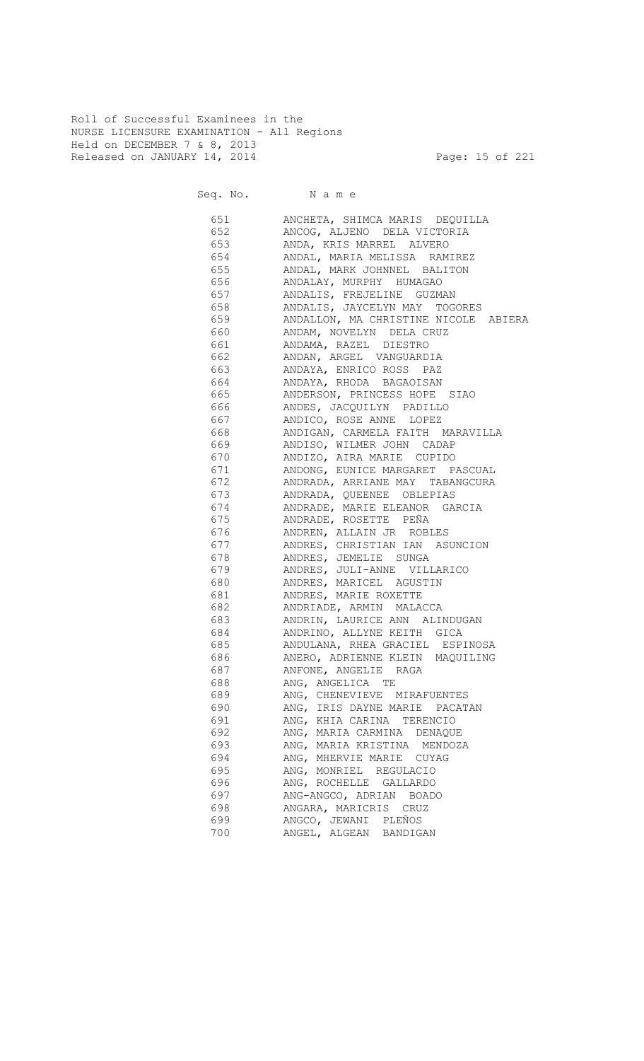Roll of Successful Examinees in the
NURSE LICENSURE EXAMINATION - All Regions
Held on DECEMBER 7 & 8, 2013
Released on JANUARY 14, 2014

| Seq. No. | N a m e |
|---|---|
| 651 | ANCHETA, SHIMCA MARIS DEQUILLA |
| 652 | ANCOG, ALJENO DELA VICTORIA |
| 653 | ANDA, KRIS MARREL ALVERO |
| 654 | ANDAL, MARIA MELISSA RAMIREZ |
| 655 | ANDAL, MARK JOHNNEL BALITON |
| 656 | ANDALAY, MURPHY HUMAGAO |
| 657 | ANDALIS, FREJELINE GUZMAN |
| 658 | ANDALIS, JAYCELYN MAY TOGORES |
| 659 | ANDALLON, MA CHRISTINE NICOLE ABIERA |
| 660 | ANDAM, NOVELYN DELA CRUZ |
| 661 | ANDAMA, RAZEL DIESTRO |
| 662 | ANDAN, ARGEL VANGUARDIA |
| 663 | ANDAYA, ENRICO ROSS PAZ |
| 664 | ANDAYA, RHODA BAGAOISAN |
| 665 | ANDERSON, PRINCESS HOPE SIAO |
| 666 | ANDES, JACQUILYN PADILLO |
| 667 | ANDICO, ROSE ANNE LOPEZ |
| 668 | ANDIGAN, CARMELA FAITH MARAVILLA |
| 669 | ANDISO, WILMER JOHN CADAP |
| 670 | ANDIZO, AIRA MARIE CUPIDO |
| 671 | ANDONG, EUNICE MARGARET PASCUAL |
| 672 | ANDRADA, ARRIANE MAY TABANGCURA |
| 673 | ANDRADA, QUEENEE OBLEPIAS |
| 674 | ANDRADE, MARIE ELEANOR GARCIA |
| 675 | ANDRADE, ROSETTE PEÑA |
| 676 | ANDREN, ALLAIN JR ROBLES |
| 677 | ANDRES, CHRISTIAN IAN ASUNCION |
| 678 | ANDRES, JEMELIE SUNGA |
| 679 | ANDRES, JULI-ANNE VILLARICO |
| 680 | ANDRES, MARICEL AGUSTIN |
| 681 | ANDRES, MARIE ROXETTE |
| 682 | ANDRIADE, ARMIN MALACCA |
| 683 | ANDRIN, LAURICE ANN ALINDUGAN |
| 684 | ANDRINO, ALLYNE KEITH GICA |
| 685 | ANDULANA, RHEA GRACIEL ESPINOSA |
| 686 | ANERO, ADRIENNE KLEIN MAQUILING |
| 687 | ANFONE, ANGELIE RAGA |
| 688 | ANG, ANGELICA TE |
| 689 | ANG, CHENEVIEVE MIRAFUENTES |
| 690 | ANG, IRIS DAYNE MARIE PACATAN |
| 691 | ANG, KHIA CARINA TERENCIO |
| 692 | ANG, MARIA CARMINA DENAQUE |
| 693 | ANG, MARIA KRISTINA MENDOZA |
| 694 | ANG, MHERVIE MARIE CUYAG |
| 695 | ANG, MONRIEL REGULACIO |
| 696 | ANG, ROCHELLE GALLARDO |
| 697 | ANG-ANGCO, ADRIAN BOADO |
| 698 | ANGARA, MARICRIS CRUZ |
| 699 | ANGCO, JEWANI PLEÑOS |
| 700 | ANGEL, ALGEAN BANDIGAN |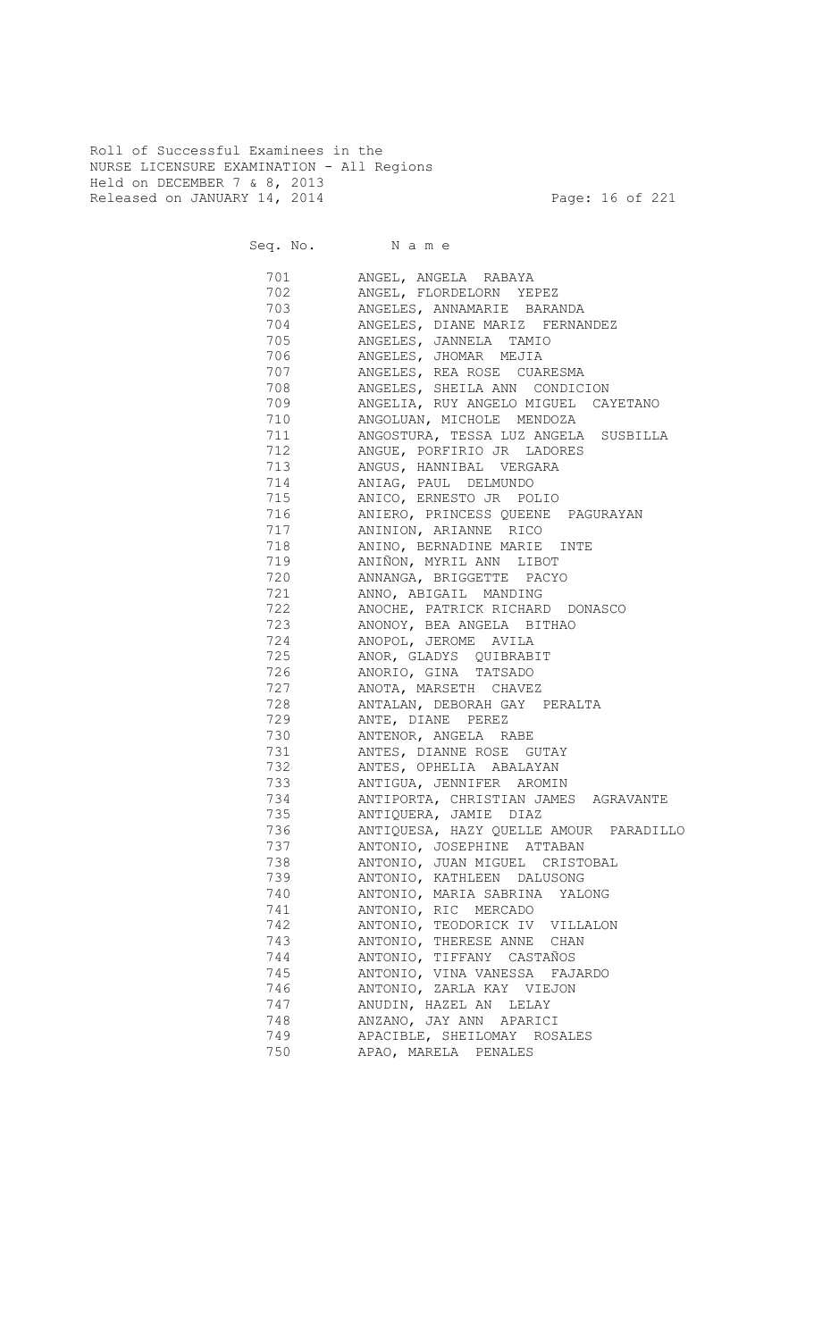Roll of Successful Examinees in the
NURSE LICENSURE EXAMINATION - All Regions
Held on DECEMBER 7 & 8, 2013
Released on JANUARY 14, 2014

| Seq. No. | Name |
|---|---|
| 701 | ANGEL, ANGELA RABAYA |
| 702 | ANGEL, FLORDELORN YEPEZ |
| 703 | ANGELES, ANNAMARIE BARANDA |
| 704 | ANGELES, DIANE MARIZ FERNANDEZ |
| 705 | ANGELES, JANNELA TAMIO |
| 706 | ANGELES, JHOMAR MEJIA |
| 707 | ANGELES, REA ROSE CUARESMA |
| 708 | ANGELES, SHEILA ANN CONDICION |
| 709 | ANGELIA, RUY ANGELO MIGUEL CAYETANO |
| 710 | ANGOLUAN, MICHOLE MENDOZA |
| 711 | ANGOSTURA, TESSA LUZ ANGELA SUSBILLA |
| 712 | ANGUE, PORFIRIO JR LADORES |
| 713 | ANGUS, HANNIBAL VERGARA |
| 714 | ANIAG, PAUL DELMUNDO |
| 715 | ANICO, ERNESTO JR POLIO |
| 716 | ANIERO, PRINCESS QUEENE PAGURAYAN |
| 717 | ANINION, ARIANNE RICO |
| 718 | ANINO, BERNADINE MARIE INTE |
| 719 | ANIÑON, MYRIL ANN LIBOT |
| 720 | ANNANGA, BRIGGETTE PACYO |
| 721 | ANNO, ABIGAIL MANDING |
| 722 | ANOCHE, PATRICK RICHARD DONASCO |
| 723 | ANONOY, BEA ANGELA BITHAO |
| 724 | ANOPOL, JEROME AVILA |
| 725 | ANOR, GLADYS QUIBRABIT |
| 726 | ANORIO, GINA TATSADO |
| 727 | ANOTA, MARSETH CHAVEZ |
| 728 | ANTALAN, DEBORAH GAY PERALTA |
| 729 | ANTE, DIANE PEREZ |
| 730 | ANTENOR, ANGELA RABE |
| 731 | ANTES, DIANNE ROSE GUTAY |
| 732 | ANTES, OPHELIA ABALAYAN |
| 733 | ANTIGUA, JENNIFER AROMIN |
| 734 | ANTIPORTA, CHRISTIAN JAMES AGRAVANTE |
| 735 | ANTIQUERA, JAMIE DIAZ |
| 736 | ANTIQUESA, HAZY QUELLE AMOUR PARADILLO |
| 737 | ANTONIO, JOSEPHINE ATTABAN |
| 738 | ANTONIO, JUAN MIGUEL CRISTOBAL |
| 739 | ANTONIO, KATHLEEN DALUSONG |
| 740 | ANTONIO, MARIA SABRINA YALONG |
| 741 | ANTONIO, RIC MERCADO |
| 742 | ANTONIO, TEODORICK IV VILLALON |
| 743 | ANTONIO, THERESE ANNE CHAN |
| 744 | ANTONIO, TIFFANY CASTAÑOS |
| 745 | ANTONIO, VINA VANESSA FAJARDO |
| 746 | ANTONIO, ZARLA KAY VIEJON |
| 747 | ANUDIN, HAZEL AN LELAY |
| 748 | ANZANO, JAY ANN APARICI |
| 749 | APACIBLE, SHEILOMAY ROSALES |
| 750 | APAO, MARELA PENALES |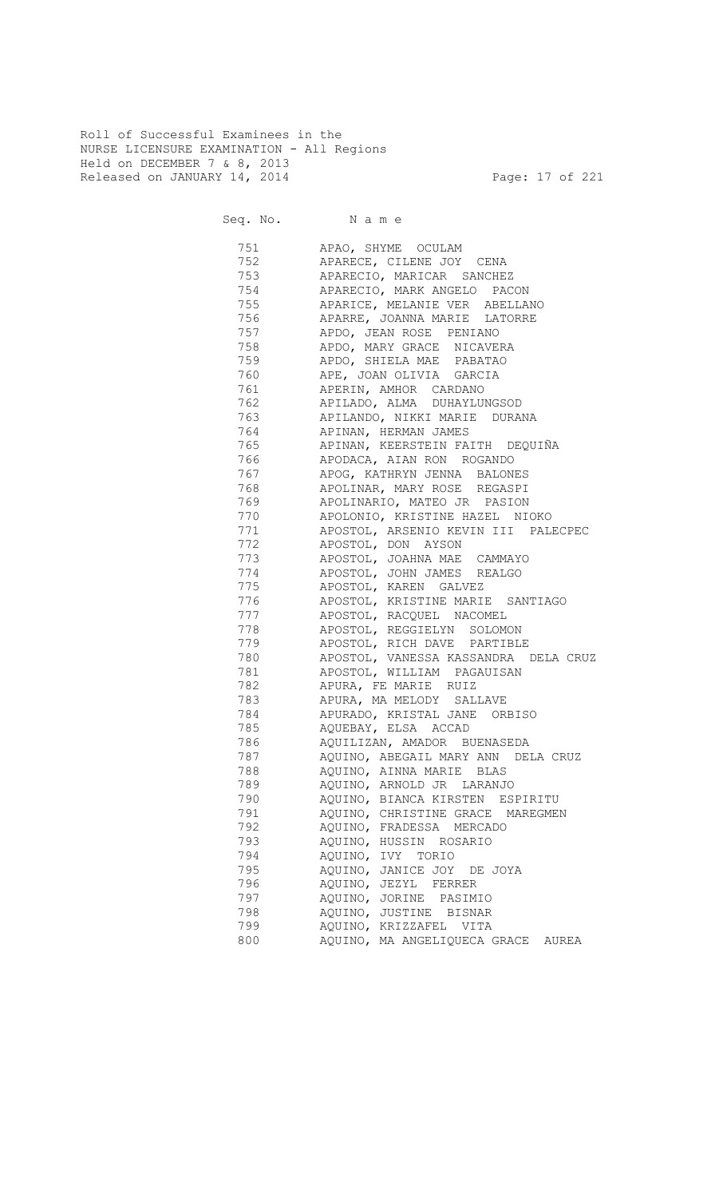Roll of Successful Examinees in the
NURSE LICENSURE EXAMINATION - All Regions
Held on DECEMBER 7 & 8, 2013
Released on JANUARY 14, 2014

| Seq. No. | N a m e |
|---|---|
| 751 | APAO, SHYME OCULAM |
| 752 | APARECE, CILENE JOY CENA |
| 753 | APARECIO, MARICAR SANCHEZ |
| 754 | APARECIO, MARK ANGELO PACON |
| 755 | APARICE, MELANIE VER ABELLANO |
| 756 | APARRE, JOANNA MARIE LATORRE |
| 757 | APDO, JEAN ROSE PENIANO |
| 758 | APDO, MARY GRACE NICAVERA |
| 759 | APDO, SHIELA MAE PABATAO |
| 760 | APE, JOAN OLIVIA GARCIA |
| 761 | APERIN, AMHOR CARDANO |
| 762 | APILADO, ALMA DUHAYLUNGSOD |
| 763 | APILANDO, NIKKI MARIE DURANA |
| 764 | APINAN, HERMAN JAMES |
| 765 | APINAN, KEERSTEIN FAITH DEQUIÑA |
| 766 | APODACA, AIAN RON ROGANDO |
| 767 | APOG, KATHRYN JENNA BALONES |
| 768 | APOLINAR, MARY ROSE REGASPI |
| 769 | APOLINARIO, MATEO JR PASION |
| 770 | APOLONIO, KRISTINE HAZEL NIOKO |
| 771 | APOSTOL, ARSENIO KEVIN III PALECPEC |
| 772 | APOSTOL, DON AYSON |
| 773 | APOSTOL, JOAHNA MAE CAMMAYO |
| 774 | APOSTOL, JOHN JAMES REALGO |
| 775 | APOSTOL, KAREN GALVEZ |
| 776 | APOSTOL, KRISTINE MARIE SANTIAGO |
| 777 | APOSTOL, RACQUEL NACOMEL |
| 778 | APOSTOL, REGGIELYN SOLOMON |
| 779 | APOSTOL, RICH DAVE PARTIBLE |
| 780 | APOSTOL, VANESSA KASSANDRA DELA CRUZ |
| 781 | APOSTOL, WILLIAM PAGAUISAN |
| 782 | APURA, FE MARIE RUIZ |
| 783 | APURA, MA MELODY SALLAVE |
| 784 | APURADO, KRISTAL JANE ORBISO |
| 785 | AQUEBAY, ELSA ACCAD |
| 786 | AQUILIZAN, AMADOR BUENASEDA |
| 787 | AQUINO, ABEGAIL MARY ANN DELA CRUZ |
| 788 | AQUINO, AINNA MARIE BLAS |
| 789 | AQUINO, ARNOLD JR LARANJO |
| 790 | AQUINO, BIANCA KIRSTEN ESPIRITU |
| 791 | AQUINO, CHRISTINE GRACE MAREGMEN |
| 792 | AQUINO, FRADESSA MERCADO |
| 793 | AQUINO, HUSSIN ROSARIO |
| 794 | AQUINO, IVY TORIO |
| 795 | AQUINO, JANICE JOY DE JOYA |
| 796 | AQUINO, JEZYL FERRER |
| 797 | AQUINO, JORINE PASIMIO |
| 798 | AQUINO, JUSTINE BISNAR |
| 799 | AQUINO, KRIZZAFEL VITA |
| 800 | AQUINO, MA ANGELIQUECA GRACE AUREA |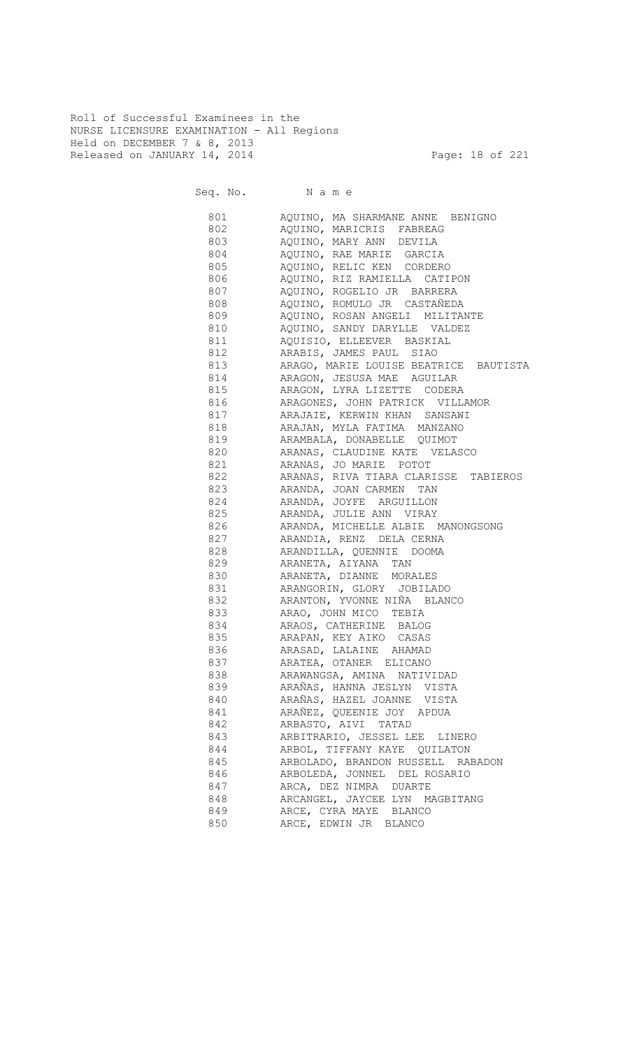Roll of Successful Examinees in the
NURSE LICENSURE EXAMINATION - All Regions
Held on DECEMBER 7 & 8, 2013
Released on JANUARY 14, 2014

| Seq. No. | N a m e |
|---|---|
| 801 | AQUINO, MA SHARMANE ANNE BENIGNO |
| 802 | AQUINO, MARICRIS FABREAG |
| 803 | AQUINO, MARY ANN DEVILA |
| 804 | AQUINO, RAE MARIE GARCIA |
| 805 | AQUINO, RELIC KEN CORDERO |
| 806 | AQUINO, RIZ RAMIELLA CATIPON |
| 807 | AQUINO, ROGELIO JR BARRERA |
| 808 | AQUINO, ROMULO JR CASTAÑEDA |
| 809 | AQUINO, ROSAN ANGELI MILITANTE |
| 810 | AQUINO, SANDY DARYLLE VALDEZ |
| 811 | AQUISIO, ELLEEVER BASKIAL |
| 812 | ARABIS, JAMES PAUL SIAO |
| 813 | ARAGO, MARIE LOUISE BEATRICE BAUTISTA |
| 814 | ARAGON, JESUSA MAE AGUILAR |
| 815 | ARAGON, LYRA LIZETTE CODERA |
| 816 | ARAGONES, JOHN PATRICK VILLAMOR |
| 817 | ARAJAIE, KERWIN KHAN SANSAWI |
| 818 | ARAJAN, MYLA FATIMA MANZANO |
| 819 | ARAMBALA, DONABELLE QUIMOT |
| 820 | ARANAS, CLAUDINE KATE VELASCO |
| 821 | ARANAS, JO MARIE POTOT |
| 822 | ARANAS, RIVA TIARA CLARISSE TABIEROS |
| 823 | ARANDA, JOAN CARMEN TAN |
| 824 | ARANDA, JOYFE ARGUILLON |
| 825 | ARANDA, JULIE ANN VIRAY |
| 826 | ARANDA, MICHELLE ALBIE MANONGSONG |
| 827 | ARANDIA, RENZ DELA CERNA |
| 828 | ARANDILLA, QUENNIE DOOMA |
| 829 | ARANETA, AIYANA TAN |
| 830 | ARANETA, DIANNE MORALES |
| 831 | ARANGORIN, GLORY JOBILADO |
| 832 | ARANTON, YVONNE NIÑA BLANCO |
| 833 | ARAO, JOHN MICO TEBIA |
| 834 | ARAOS, CATHERINE BALOG |
| 835 | ARAPAN, KEY AIKO CASAS |
| 836 | ARASAD, LALAINE AHAMAD |
| 837 | ARATEA, OTANER ELICANO |
| 838 | ARAWANGSA, AMINA NATIVIDAD |
| 839 | ARAÑAS, HANNA JESLYN VISTA |
| 840 | ARAÑAS, HAZEL JOANNE VISTA |
| 841 | ARAÑEZ, QUEENIE JOY APDUA |
| 842 | ARBASTO, AIVI TATAD |
| 843 | ARBITRARIO, JESSEL LEE LINERO |
| 844 | ARBOL, TIFFANY KAYE QUILATON |
| 845 | ARBOLADO, BRANDON RUSSELL RABADON |
| 846 | ARBOLEDA, JONNEL DEL ROSARIO |
| 847 | ARCA, DEZ NIMRA DUARTE |
| 848 | ARCANGEL, JAYCEE LYN MAGBITANG |
| 849 | ARCE, CYRA MAYE BLANCO |
| 850 | ARCE, EDWIN JR BLANCO |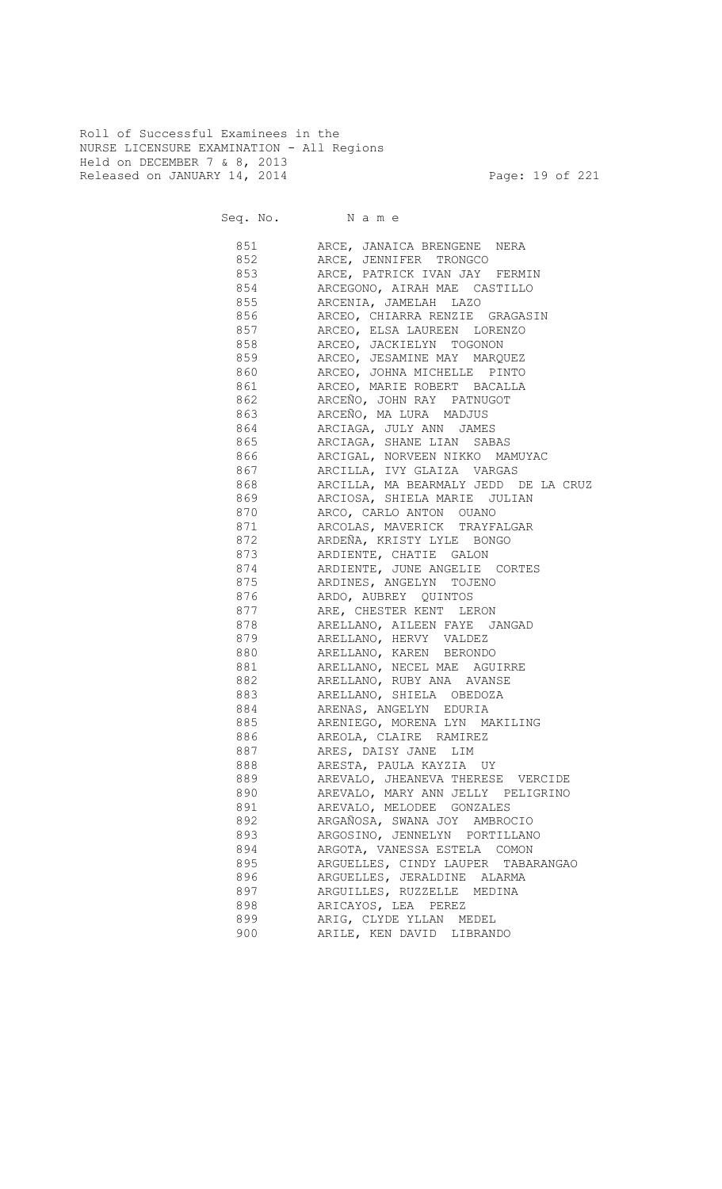Roll of Successful Examinees in the
NURSE LICENSURE EXAMINATION - All Regions
Held on DECEMBER 7 & 8, 2013
Released on JANUARY 14, 2014

| Seq. No. | Name |
|---|---|
| 851 | ARCE, JANAICA BRENGENE NERA |
| 852 | ARCE, JENNIFER TRONGCO |
| 853 | ARCE, PATRICK IVAN JAY FERMIN |
| 854 | ARCEGONO, AIRAH MAE CASTILLO |
| 855 | ARCENIA, JAMELAH LAZO |
| 856 | ARCEO, CHIARRA RENZIE GRAGASIN |
| 857 | ARCEO, ELSA LAUREEN LORENZO |
| 858 | ARCEO, JACKIELYN TOGONON |
| 859 | ARCEO, JESAMINE MAY MARQUEZ |
| 860 | ARCEO, JOHNA MICHELLE PINTO |
| 861 | ARCEO, MARIE ROBERT BACALLA |
| 862 | ARCEÑO, JOHN RAY PATNUGOT |
| 863 | ARCEÑO, MA LURA MADJUS |
| 864 | ARCIAGA, JULY ANN JAMES |
| 865 | ARCIAGA, SHANE LIAN SABAS |
| 866 | ARCIGAL, NORVEEN NIKKO MAMUYAC |
| 867 | ARCILLA, IVY GLAIZA VARGAS |
| 868 | ARCILLA, MA BEARMALY JEDD DE LA CRUZ |
| 869 | ARCIOSA, SHIELA MARIE JULIAN |
| 870 | ARCO, CARLO ANTON OUANO |
| 871 | ARCOLAS, MAVERICK TRAYFALGAR |
| 872 | ARDEÑA, KRISTY LYLE BONGO |
| 873 | ARDIENTE, CHATIE GALON |
| 874 | ARDIENTE, JUNE ANGELIE CORTES |
| 875 | ARDINES, ANGELYN TOJENO |
| 876 | ARDO, AUBREY QUINTOS |
| 877 | ARE, CHESTER KENT LERON |
| 878 | ARELLANO, AILEEN FAYE JANGAD |
| 879 | ARELLANO, HERVY VALDEZ |
| 880 | ARELLANO, KAREN BERONDO |
| 881 | ARELLANO, NECEL MAE AGUIRRE |
| 882 | ARELLANO, RUBY ANA AVANSE |
| 883 | ARELLANO, SHIELA OBEDOZA |
| 884 | ARENAS, ANGELYN EDURIA |
| 885 | ARENIEGO, MORENA LYN MAKILING |
| 886 | AREOLA, CLAIRE RAMIREZ |
| 887 | ARES, DAISY JANE LIM |
| 888 | ARESTA, PAULA KAYZIA UY |
| 889 | AREVALO, JHEANEVA THERESE VERCIDE |
| 890 | AREVALO, MARY ANN JELLY PELIGRINO |
| 891 | AREVALO, MELODEE GONZALES |
| 892 | ARGAÑOSA, SWANA JOY AMBROCIO |
| 893 | ARGOSINO, JENNELYN PORTILLANO |
| 894 | ARGOTA, VANESSA ESTELA COMON |
| 895 | ARGUELLES, CINDY LAUPER TABARANGAO |
| 896 | ARGUELLES, JERALDINE ALARMA |
| 897 | ARGUILLES, RUZZELLE MEDINA |
| 898 | ARICAYOS, LEA PEREZ |
| 899 | ARIG, CLYDE YLLAN MEDEL |
| 900 | ARILE, KEN DAVID LIBRANDO |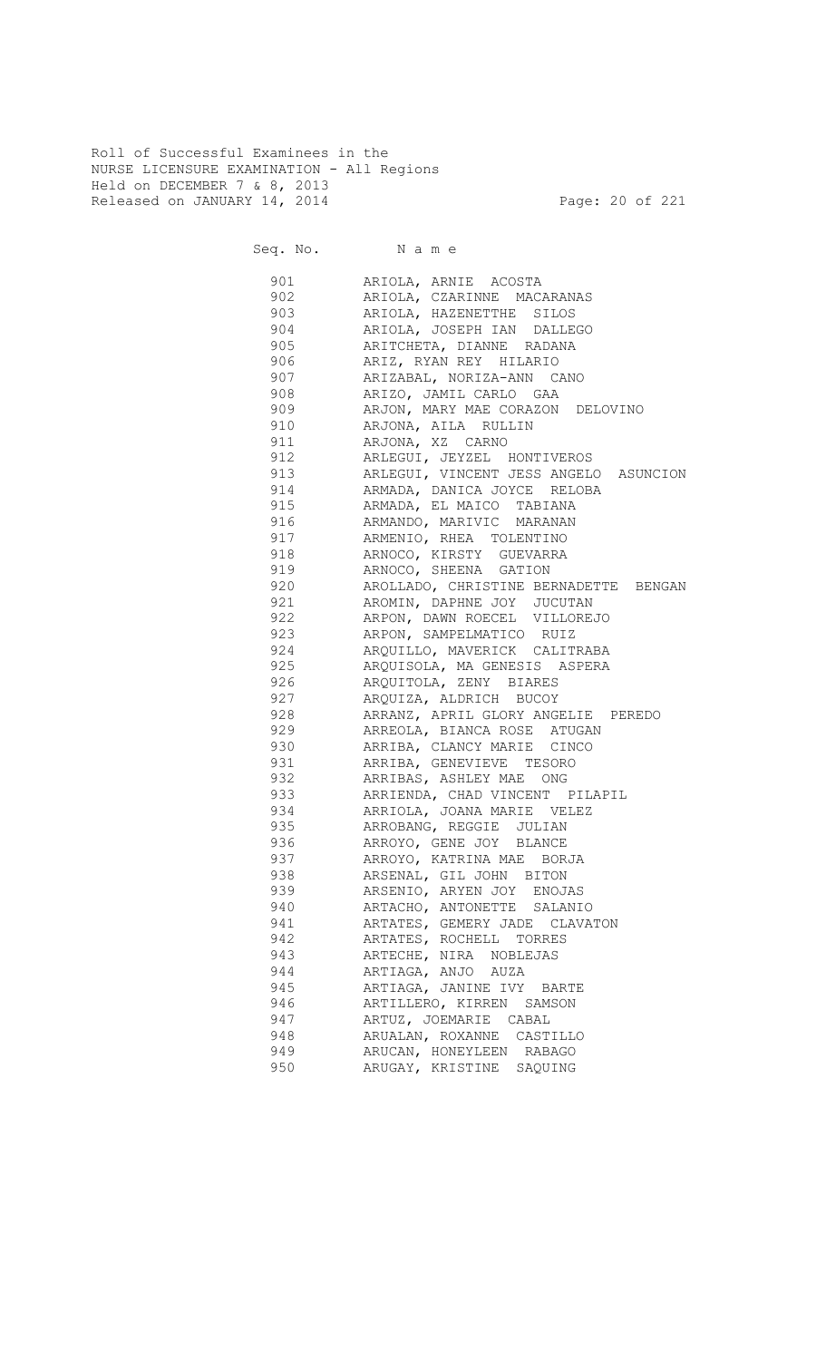Roll of Successful Examinees in the
NURSE LICENSURE EXAMINATION - All Regions
Held on DECEMBER 7 & 8, 2013
Released on JANUARY 14, 2014

| Seq. No. | N a m e |
|---|---|
| 901 | ARIOLA, ARNIE ACOSTA |
| 902 | ARIOLA, CZARINNE MACARANAS |
| 903 | ARIOLA, HAZENETTHE SILOS |
| 904 | ARIOLA, JOSEPH IAN DALLEGO |
| 905 | ARITCHETA, DIANNE RADANA |
| 906 | ARIZ, RYAN REY HILARIO |
| 907 | ARIZABAL, NORIZA-ANN CANO |
| 908 | ARIZO, JAMIL CARLO GAA |
| 909 | ARJON, MARY MAE CORAZON DELOVINO |
| 910 | ARJONA, AILA RULLIN |
| 911 | ARJONA, XZ CARNO |
| 912 | ARLEGUI, JEYZEL HONTIVEROS |
| 913 | ARLEGUI, VINCENT JESS ANGELO ASUNCION |
| 914 | ARMADA, DANICA JOYCE RELOBA |
| 915 | ARMADA, EL MAICO TABIANA |
| 916 | ARMANDO, MARIVIC MARANAN |
| 917 | ARMENIO, RHEA TOLENTINO |
| 918 | ARNOCO, KIRSTY GUEVARRA |
| 919 | ARNOCO, SHEENA GATION |
| 920 | AROLLADO, CHRISTINE BERNADETTE BENGAN |
| 921 | AROMIN, DAPHNE JOY JUCUTAN |
| 922 | ARPON, DAWN ROECEL VILLOREJO |
| 923 | ARPON, SAMPELMATICO RUIZ |
| 924 | ARQUILLO, MAVERICK CALITRABA |
| 925 | ARQUISOLA, MA GENESIS ASPERA |
| 926 | ARQUITOLA, ZENY BIARES |
| 927 | ARQUIZA, ALDRICH BUCOY |
| 928 | ARRANZ, APRIL GLORY ANGELIE PEREDO |
| 929 | ARREOLA, BIANCA ROSE ATUGAN |
| 930 | ARRIBA, CLANCY MARIE CINCO |
| 931 | ARRIBA, GENEVIEVE TESORO |
| 932 | ARRIBAS, ASHLEY MAE ONG |
| 933 | ARRIENDA, CHAD VINCENT PILAPIL |
| 934 | ARRIOLA, JOANA MARIE VELEZ |
| 935 | ARROBANG, REGGIE JULIAN |
| 936 | ARROYO, GENE JOY BLANCE |
| 937 | ARROYO, KATRINA MAE BORJA |
| 938 | ARSENAL, GIL JOHN BITON |
| 939 | ARSENIO, ARYEN JOY ENOJAS |
| 940 | ARTACHO, ANTONETTE SALANIO |
| 941 | ARTATES, GEMERY JADE CLAVATON |
| 942 | ARTATES, ROCHELL TORRES |
| 943 | ARTECHE, NIRA NOBLEJAS |
| 944 | ARTIAGA, ANJO AUZA |
| 945 | ARTIAGA, JANINE IVY BARTE |
| 946 | ARTILLERO, KIRREN SAMSON |
| 947 | ARTUZ, JOEMARIE CABAL |
| 948 | ARUALAN, ROXANNE CASTILLO |
| 949 | ARUCAN, HONEYLEEN RABAGO |
| 950 | ARUGAY, KRISTINE SAQUING |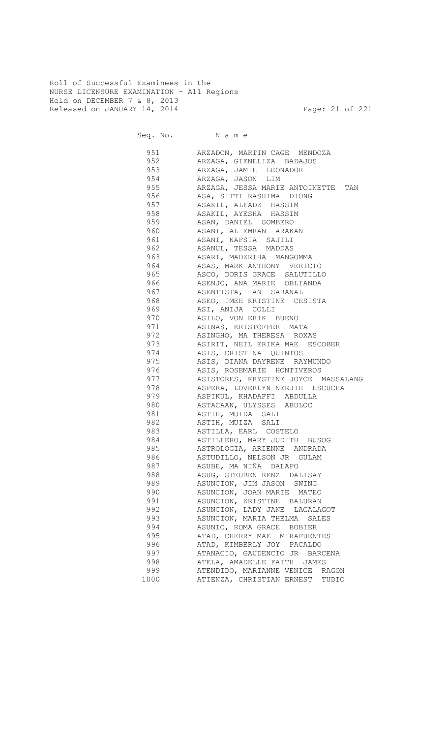Roll of Successful Examinees in the
NURSE LICENSURE EXAMINATION - All Regions
Held on DECEMBER 7 & 8, 2013
Released on JANUARY 14, 2014

| Seq. No. | N a m e |
|---|---|
| 951 | ARZADON, MARTIN CAGE MENDOZA |
| 952 | ARZAGA, GIENELIZA BADAJOS |
| 953 | ARZAGA, JAMIE LEONADOR |
| 954 | ARZAGA, JASON LIM |
| 955 | ARZAGA, JESSA MARIE ANTOINETTE TAN |
| 956 | ASA, SITTI RASHIMA DIONG |
| 957 | ASAKIL, ALFADZ HASSIM |
| 958 | ASAKIL, AYESHA HASSIM |
| 959 | ASAN, DANIEL SOMBERO |
| 960 | ASANI, AL-EMRAN ARAKAN |
| 961 | ASANI, NAFSIA SAJILI |
| 962 | ASANUL, TESSA MADDAS |
| 963 | ASARI, MADZRIHA MANGOMMA |
| 964 | ASAS, MARK ANTHONY VERICIO |
| 965 | ASCO, DORIS GRACE SALUTILLO |
| 966 | ASENJO, ANA MARIE OBLIANDA |
| 967 | ASENTISTA, IAN SABANAL |
| 968 | ASEO, IMEE KRISTINE CESISTA |
| 969 | ASI, ANIJA COLLI |
| 970 | ASILO, VON ERIK BUENO |
| 971 | ASINAS, KRISTOFFER MATA |
| 972 | ASINGHO, MA THERESA ROXAS |
| 973 | ASIRIT, NEIL ERIKA MAE ESCOBER |
| 974 | ASIS, CRISTINA QUINTOS |
| 975 | ASIS, DIANA DAYRENE RAYMUNDO |
| 976 | ASIS, ROSEMARIE HONTIVEROS |
| 977 | ASISTORES, KRYSTINE JOYCE MASSALANG |
| 978 | ASPERA, LOVERLYN NERJIE ESCUCHA |
| 979 | ASPIKUL, KHADAFFI ABDULLA |
| 980 | ASTACAAN, ULYSSES ABULOC |
| 981 | ASTIH, MUIDA SALI |
| 982 | ASTIH, MUIZA SALI |
| 983 | ASTILLA, EARL COSTELO |
| 984 | ASTILLERO, MARY JUDITH BUSOG |
| 985 | ASTROLOGIA, ARIENNE ANDRADA |
| 986 | ASTUDILLO, NELSON JR GULAM |
| 987 | ASUBE, MA NIÑA DALAPO |
| 988 | ASUG, STEUBEN RENZ DALISAY |
| 989 | ASUNCION, JIM JASON SWING |
| 990 | ASUNCION, JOAN MARIE MATEO |
| 991 | ASUNCION, KRISTINE BALURAN |
| 992 | ASUNCION, LADY JANE LAGALAGOT |
| 993 | ASUNCION, MARIA THELMA SALES |
| 994 | ASUNIO, ROMA GRACE BOBIER |
| 995 | ATAD, CHERRY MAE MIRAFUENTES |
| 996 | ATAD, KIMBERLY JOY PACALDO |
| 997 | ATANACIO, GAUDENCIO JR BARCENA |
| 998 | ATELA, AMADELLE FAITH JAMES |
| 999 | ATENDIDO, MARIANNE VENICE RAGON |
| 1000 | ATIENZA, CHRISTIAN ERNEST TUDIO |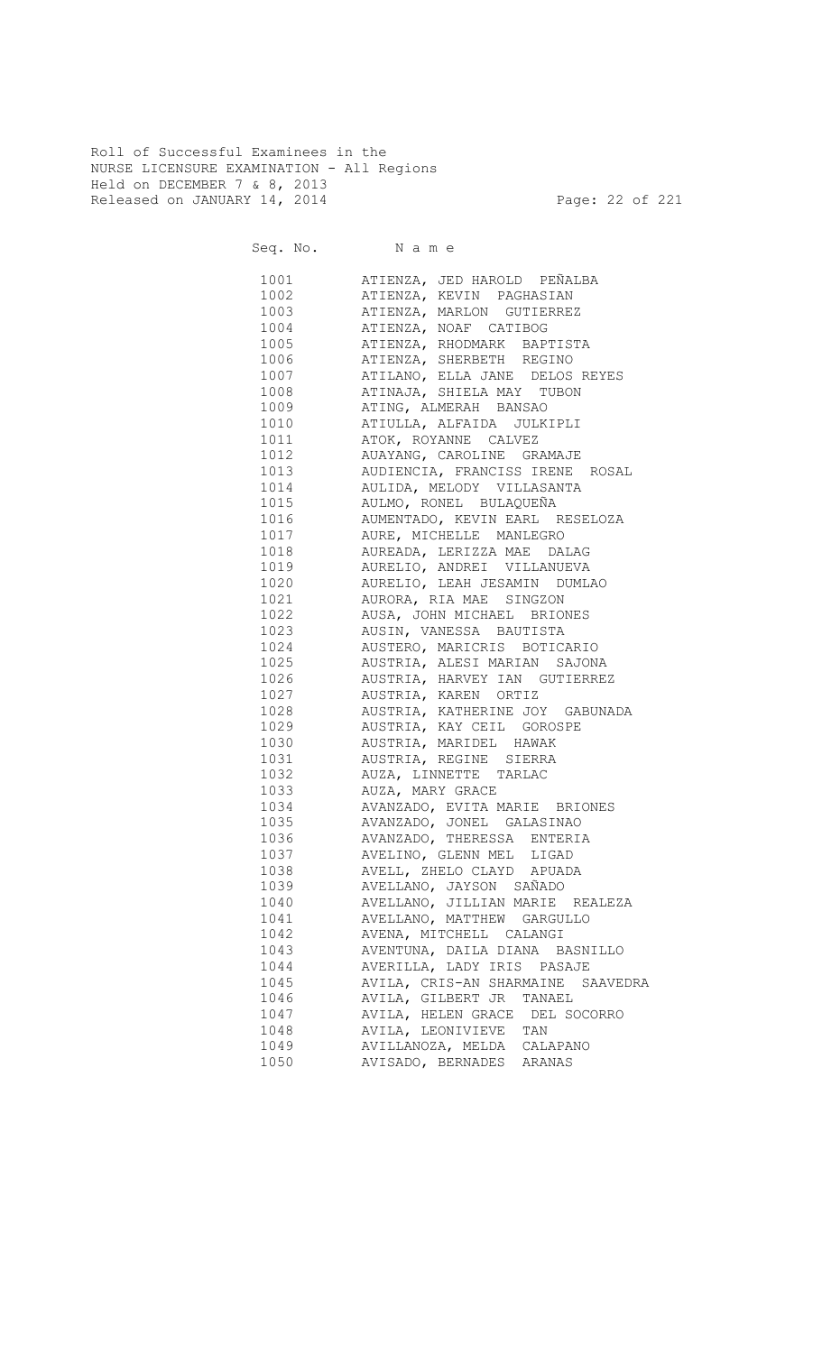Roll of Successful Examinees in the
NURSE LICENSURE EXAMINATION - All Regions
Held on DECEMBER 7 & 8, 2013
Released on JANUARY 14, 2014

| Seq. No. | N a m e |
|---|---|
| 1001 | ATIENZA, JED HAROLD PEÑALBA |
| 1002 | ATIENZA, KEVIN PAGHASIAN |
| 1003 | ATIENZA, MARLON GUTIERREZ |
| 1004 | ATIENZA, NOAF CATIBOG |
| 1005 | ATIENZA, RHODMARK BAPTISTA |
| 1006 | ATIENZA, SHERBETH REGINO |
| 1007 | ATILANO, ELLA JANE DELOS REYES |
| 1008 | ATINAJA, SHIELA MAY TUBON |
| 1009 | ATING, ALMERAH BANSAO |
| 1010 | ATIULLA, ALFAIDA JULKIPLI |
| 1011 | ATOK, ROYANNE CALVEZ |
| 1012 | AUAYANG, CAROLINE GRAMAJE |
| 1013 | AUDIENCIA, FRANCISS IRENE ROSAL |
| 1014 | AULIDA, MELODY VILLASANTA |
| 1015 | AULMO, RONEL BULAQUEÑA |
| 1016 | AUMENTADO, KEVIN EARL RESELOZA |
| 1017 | AURE, MICHELLE MANLEGRO |
| 1018 | AUREADA, LERIZZA MAE DALAG |
| 1019 | AURELIO, ANDREI VILLANUEVA |
| 1020 | AURELIO, LEAH JESAMIN DUMLAO |
| 1021 | AURORA, RIA MAE SINGZON |
| 1022 | AUSA, JOHN MICHAEL BRIONES |
| 1023 | AUSIN, VANESSA BAUTISTA |
| 1024 | AUSTERO, MARICRIS BOTICARIO |
| 1025 | AUSTRIA, ALESI MARIAN SAJONA |
| 1026 | AUSTRIA, HARVEY IAN GUTIERREZ |
| 1027 | AUSTRIA, KAREN ORTIZ |
| 1028 | AUSTRIA, KATHERINE JOY GABUNADA |
| 1029 | AUSTRIA, KAY CEIL GOROSPE |
| 1030 | AUSTRIA, MARIDEL HAWAK |
| 1031 | AUSTRIA, REGINE SIERRA |
| 1032 | AUZA, LINNETTE TARLAC |
| 1033 | AUZA, MARY GRACE |
| 1034 | AVANZADO, EVITA MARIE BRIONES |
| 1035 | AVANZADO, JONEL GALASINAO |
| 1036 | AVANZADO, THERESSA ENTERIA |
| 1037 | AVELINO, GLENN MEL LIGAD |
| 1038 | AVELL, ZHELO CLAYD APUADA |
| 1039 | AVELLANO, JAYSON SAÑADO |
| 1040 | AVELLANO, JILLIAN MARIE REALEZA |
| 1041 | AVELLANO, MATTHEW GARGULLO |
| 1042 | AVENA, MITCHELL CALANGI |
| 1043 | AVENTUNA, DAILA DIANA BASNILLO |
| 1044 | AVERILLA, LADY IRIS PASAJE |
| 1045 | AVILA, CRIS-AN SHARMAINE SAAVEDRA |
| 1046 | AVILA, GILBERT JR TANAEL |
| 1047 | AVILA, HELEN GRACE DEL SOCORRO |
| 1048 | AVILA, LEONIVIEVE TAN |
| 1049 | AVILLANOZA, MELDA CALAPANO |
| 1050 | AVISADO, BERNADES ARANAS |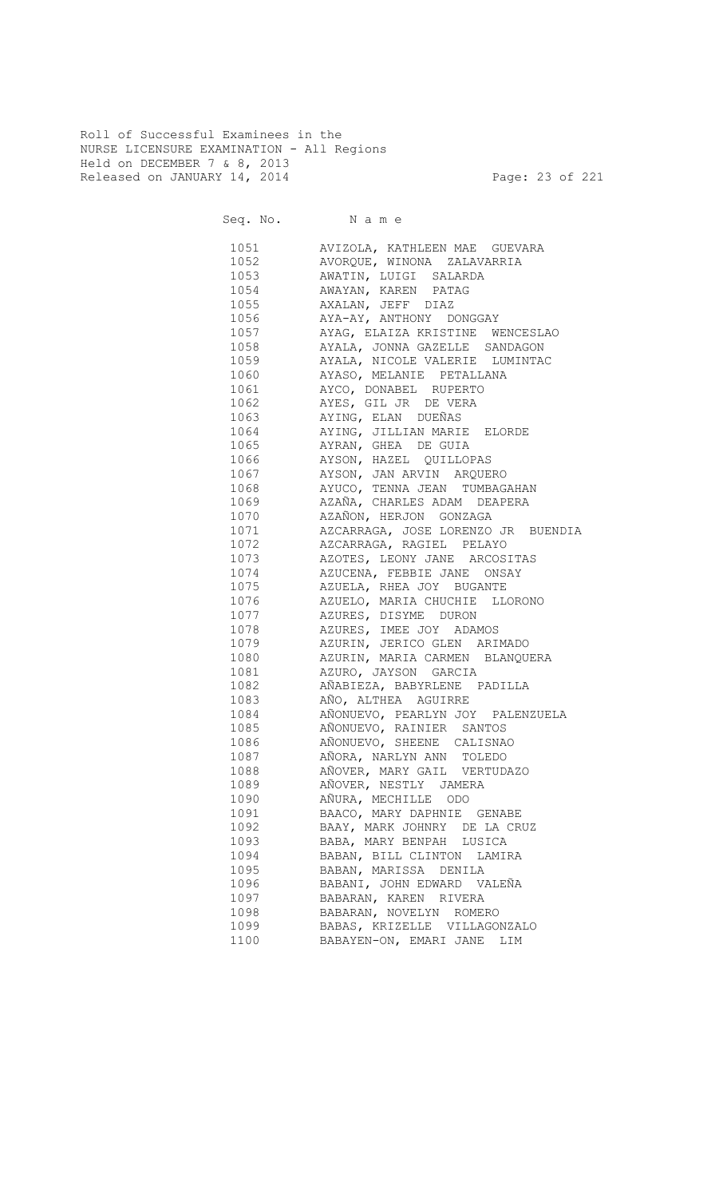Roll of Successful Examinees in the
NURSE LICENSURE EXAMINATION - All Regions
Held on DECEMBER 7 & 8, 2013
Released on JANUARY 14, 2014

| Seq. No. | N a m e |
|---|---|
| 1051 | AVIZOLA, KATHLEEN MAE GUEVARA |
| 1052 | AVORQUE, WINONA ZALAVARRIA |
| 1053 | AWATIN, LUIGI SALARDA |
| 1054 | AWAYAN, KAREN PATAG |
| 1055 | AXALAN, JEFF DIAZ |
| 1056 | AYA-AY, ANTHONY DONGGAY |
| 1057 | AYAG, ELAIZA KRISTINE WENCESLAO |
| 1058 | AYALA, JONNA GAZELLE SANDAGON |
| 1059 | AYALA, NICOLE VALERIE LUMINTAC |
| 1060 | AYASO, MELANIE PETALLANA |
| 1061 | AYCO, DONABEL RUPERTO |
| 1062 | AYES, GIL JR DE VERA |
| 1063 | AYING, ELAN DUEÑAS |
| 1064 | AYING, JILLIAN MARIE ELORDE |
| 1065 | AYRAN, GHEA DE GUIA |
| 1066 | AYSON, HAZEL QUILLOPAS |
| 1067 | AYSON, JAN ARVIN ARQUERO |
| 1068 | AYUCO, TENNA JEAN TUMBAGAHAN |
| 1069 | AZAÑA, CHARLES ADAM DEAPERA |
| 1070 | AZAÑON, HERJON GONZAGA |
| 1071 | AZCARRAGA, JOSE LORENZO JR BUENDIA |
| 1072 | AZCARRAGA, RAGIEL PELAYO |
| 1073 | AZOTES, LEONY JANE ARCOSITAS |
| 1074 | AZUCENA, FEBBIE JANE ONSAY |
| 1075 | AZUELA, RHEA JOY BUGANTE |
| 1076 | AZUELO, MARIA CHUCHIE LLORONO |
| 1077 | AZURES, DISYME DURON |
| 1078 | AZURES, IMEE JOY ADAMOS |
| 1079 | AZURIN, JERICO GLEN ARIMADO |
| 1080 | AZURIN, MARIA CARMEN BLANQUERA |
| 1081 | AZURO, JAYSON GARCIA |
| 1082 | AÑABIEZA, BABYRLENE PADILLA |
| 1083 | AÑO, ALTHEA AGUIRRE |
| 1084 | AÑONUEVO, PEARLYN JOY PALENZUELA |
| 1085 | AÑONUEVO, RAINIER SANTOS |
| 1086 | AÑONUEVO, SHEENE CALISNAO |
| 1087 | AÑORA, NARLYN ANN TOLEDO |
| 1088 | AÑOVER, MARY GAIL VERTUDAZO |
| 1089 | AÑOVER, NESTLY JAMERA |
| 1090 | AÑURA, MECHILLE ODO |
| 1091 | BAACO, MARY DAPHNIE GENABE |
| 1092 | BAAY, MARK JOHNRY DE LA CRUZ |
| 1093 | BABA, MARY BENPAH LUSICA |
| 1094 | BABAN, BILL CLINTON LAMIRA |
| 1095 | BABAN, MARISSA DENILA |
| 1096 | BABANI, JOHN EDWARD VALEÑA |
| 1097 | BABARAN, KAREN RIVERA |
| 1098 | BABARAN, NOVELYN ROMERO |
| 1099 | BABAS, KRIZELLE VILLAGONZALO |
| 1100 | BABAYEN-ON, EMARI JANE LIM |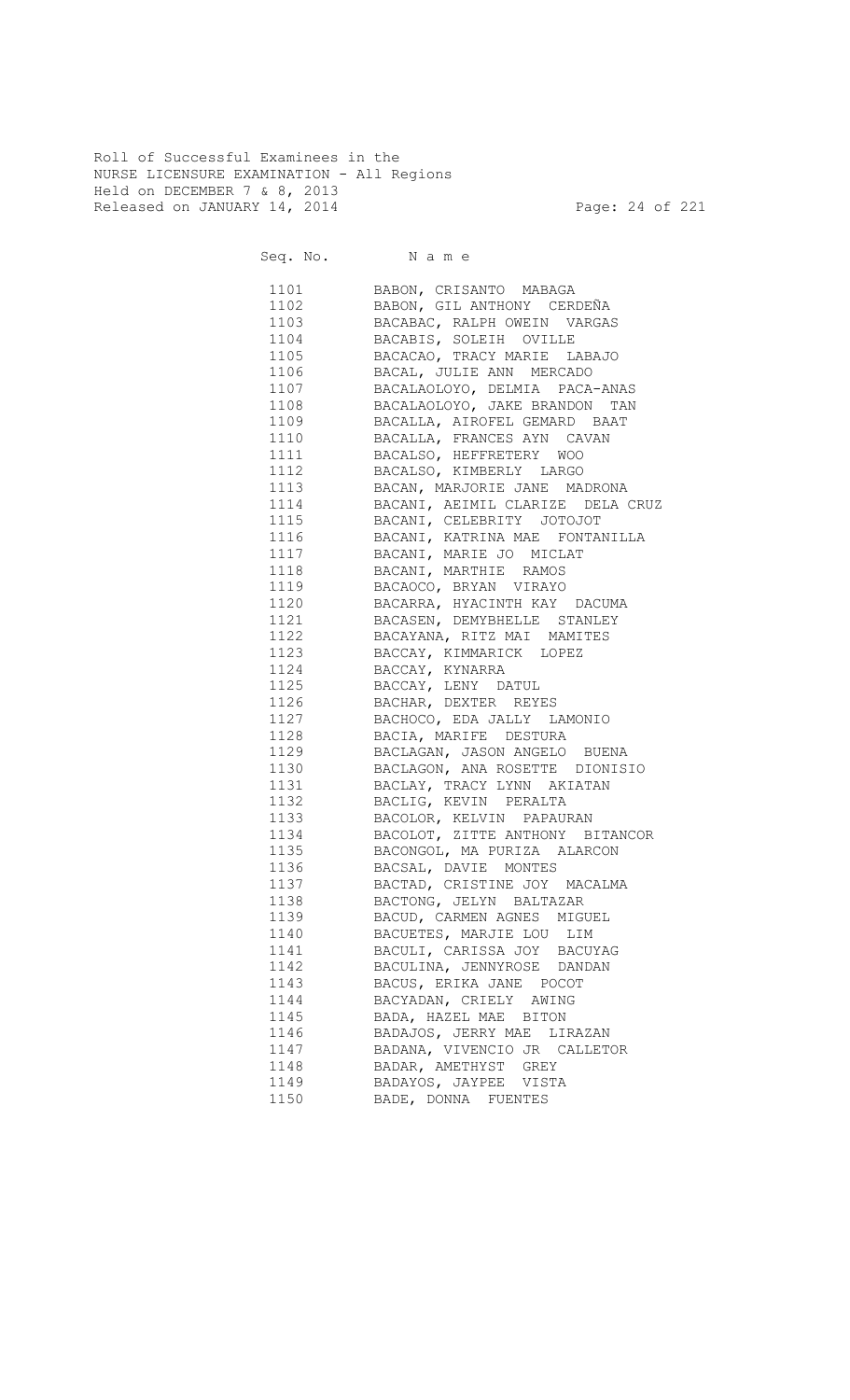Roll of Successful Examinees in the
NURSE LICENSURE EXAMINATION - All Regions
Held on DECEMBER 7 & 8, 2013
Released on JANUARY 14, 2014

| Seq. No. | N a m e |
|---|---|
| 1101 | BABON, CRISANTO MABAGA |
| 1102 | BABON, GIL ANTHONY CERDEÑA |
| 1103 | BACABAC, RALPH OWEIN VARGAS |
| 1104 | BACABIS, SOLEIH OVILLE |
| 1105 | BACACAO, TRACY MARIE LABAJO |
| 1106 | BACAL, JULIE ANN MERCADO |
| 1107 | BACALAOLOYO, DELMIA PACA-ANAS |
| 1108 | BACALAOLOYO, JAKE BRANDON TAN |
| 1109 | BACALLA, AIROFEL GEMARD BAAT |
| 1110 | BACALLA, FRANCES AYN CAVAN |
| 1111 | BACALSO, HEFFRETERY WOO |
| 1112 | BACALSO, KIMBERLY LARGO |
| 1113 | BACAN, MARJORIE JANE MADRONA |
| 1114 | BACANI, AEIMIL CLARIZE DELA CRUZ |
| 1115 | BACANI, CELEBRITY JOTOJOT |
| 1116 | BACANI, KATRINA MAE FONTANILLA |
| 1117 | BACANI, MARIE JO MICLAT |
| 1118 | BACANI, MARTHIE RAMOS |
| 1119 | BACAOCO, BRYAN VIRAYO |
| 1120 | BACARRA, HYACINTH KAY DACUMA |
| 1121 | BACASEN, DEMYBHELLE STANLEY |
| 1122 | BACAYANA, RITZ MAI MAMITES |
| 1123 | BACCAY, KIMMARICK LOPEZ |
| 1124 | BACCAY, KYNARRA |
| 1125 | BACCAY, LENY DATUL |
| 1126 | BACHAR, DEXTER REYES |
| 1127 | BACHOCO, EDA JALLY LAMONIO |
| 1128 | BACIA, MARIFE DESTURA |
| 1129 | BACLAGAN, JASON ANGELO BUENA |
| 1130 | BACLAGON, ANA ROSETTE DIONISIO |
| 1131 | BACLAY, TRACY LYNN AKIATAN |
| 1132 | BACLIG, KEVIN PERALTA |
| 1133 | BACOLOR, KELVIN PAPAURAN |
| 1134 | BACOLOT, ZITTE ANTHONY BITANCOR |
| 1135 | BACONGOL, MA PURIZA ALARCON |
| 1136 | BACSAL, DAVIE MONTES |
| 1137 | BACTAD, CRISTINE JOY MACALMA |
| 1138 | BACTONG, JELYN BALTAZAR |
| 1139 | BACUD, CARMEN AGNES MIGUEL |
| 1140 | BACUETES, MARJIE LOU LIM |
| 1141 | BACULI, CARISSA JOY BACUYAG |
| 1142 | BACULINA, JENNYROSE DANDAN |
| 1143 | BACUS, ERIKA JANE POCOT |
| 1144 | BACYADAN, CRIELY AWING |
| 1145 | BADA, HAZEL MAE BITON |
| 1146 | BADAJOS, JERRY MAE LIRAZAN |
| 1147 | BADANA, VIVENCIO JR CALLETOR |
| 1148 | BADAR, AMETHYST GREY |
| 1149 | BADAYOS, JAYPEE VISTA |
| 1150 | BADE, DONNA FUENTES |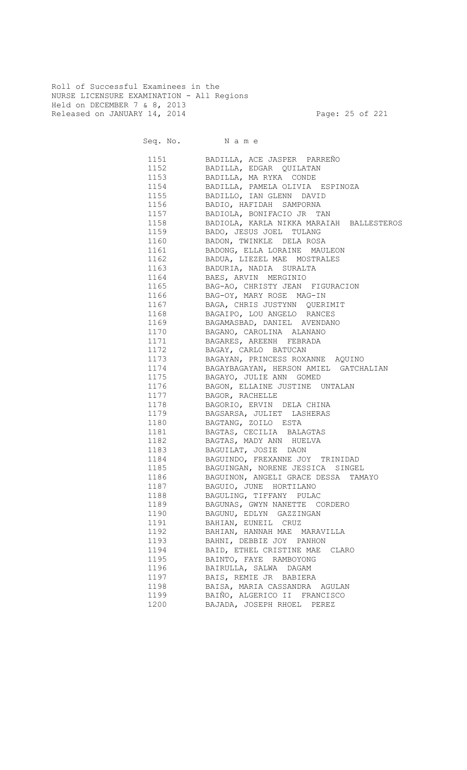Roll of Successful Examinees in the
NURSE LICENSURE EXAMINATION - All Regions
Held on DECEMBER 7 & 8, 2013
Released on JANUARY 14, 2014

| Seq. No. | N a m e |
|---|---|
| 1151 | BADILLA, ACE JASPER PARREÑO |
| 1152 | BADILLA, EDGAR QUILATAN |
| 1153 | BADILLA, MA RYKA CONDE |
| 1154 | BADILLA, PAMELA OLIVIA ESPINOZA |
| 1155 | BADILLO, IAN GLENN DAVID |
| 1156 | BADIO, HAFIDAH SAMPORNA |
| 1157 | BADIOLA, BONIFACIO JR TAN |
| 1158 | BADIOLA, KARLA NIKKA MARAIAH BALLESTEROS |
| 1159 | BADO, JESUS JOEL TULANG |
| 1160 | BADON, TWINKLE DELA ROSA |
| 1161 | BADONG, ELLA LORAINE MAULEON |
| 1162 | BADUA, LIEZEL MAE MOSTRALES |
| 1163 | BADURIA, NADIA SURALTA |
| 1164 | BAES, ARVIN MERGINIO |
| 1165 | BAG-AO, CHRISTY JEAN FIGURACION |
| 1166 | BAG-OY, MARY ROSE MAG-IN |
| 1167 | BAGA, CHRIS JUSTYNN QUERIMIT |
| 1168 | BAGAIPO, LOU ANGELO RANCES |
| 1169 | BAGAMASBAD, DANIEL AVENDANO |
| 1170 | BAGANO, CAROLINA ALANANO |
| 1171 | BAGARES, AREENH FEBRADA |
| 1172 | BAGAY, CARLO BATUCAN |
| 1173 | BAGAYAN, PRINCESS ROXANNE AQUINO |
| 1174 | BAGAYBAGAYAN, HERSON AMIEL GATCHALIAN |
| 1175 | BAGAYO, JULIE ANN GOMED |
| 1176 | BAGON, ELLAINE JUSTINE UNTALAN |
| 1177 | BAGOR, RACHELLE |
| 1178 | BAGORIO, ERVIN DELA CHINA |
| 1179 | BAGSARSA, JULIET LASHERAS |
| 1180 | BAGTANG, ZOILO ESTA |
| 1181 | BAGTAS, CECILIA BALAGTAS |
| 1182 | BAGTAS, MADY ANN HUELVA |
| 1183 | BAGUILAT, JOSIE DAON |
| 1184 | BAGUINDO, FREXANNE JOY TRINIDAD |
| 1185 | BAGUINGAN, NORENE JESSICA SINGEL |
| 1186 | BAGUINON, ANGELI GRACE DESSA TAMAYO |
| 1187 | BAGUIO, JUNE HORTILANO |
| 1188 | BAGULING, TIFFANY PULAC |
| 1189 | BAGUNAS, GWYN NANETTE CORDERO |
| 1190 | BAGUNU, EDLYN GAZZINGAN |
| 1191 | BAHIAN, EUNEIL CRUZ |
| 1192 | BAHIAN, HANNAH MAE MARAVILLA |
| 1193 | BAHNI, DEBBIE JOY PANHON |
| 1194 | BAID, ETHEL CRISTINE MAE CLARO |
| 1195 | BAINTO, FAYE RAMBOYONG |
| 1196 | BAIRULLA, SALWA DAGAM |
| 1197 | BAIS, REMIE JR BABIERA |
| 1198 | BAISA, MARIA CASSANDRA AGULAN |
| 1199 | BAIÑO, ALGERICO II FRANCISCO |
| 1200 | BAJADA, JOSEPH RHOEL PEREZ |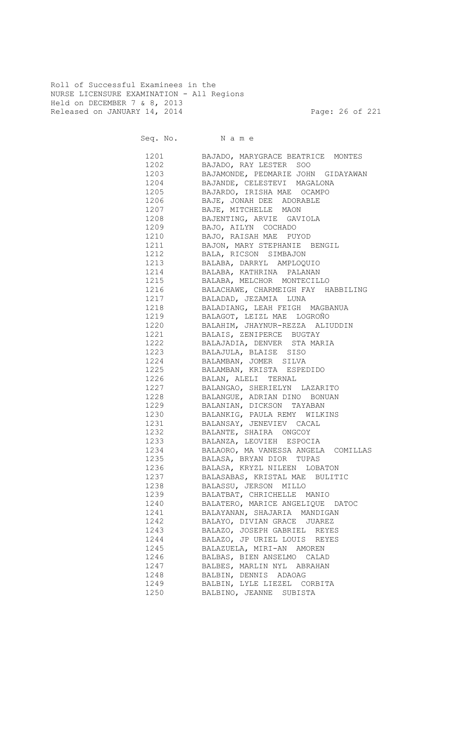Roll of Successful Examinees in the
NURSE LICENSURE EXAMINATION - All Regions
Held on DECEMBER 7 & 8, 2013
Released on JANUARY 14, 2014

| Seq. No. | N a m e |
|---|---|
| 1201 | BAJADO, MARYGRACE BEATRICE MONTES |
| 1202 | BAJADO, RAY LESTER SOO |
| 1203 | BAJAMONDE, PEDMARIE JOHN GIDAYAWAN |
| 1204 | BAJANDE, CELESTEVI MAGALONA |
| 1205 | BAJARDO, IRISHA MAE OCAMPO |
| 1206 | BAJE, JONAH DEE ADORABLE |
| 1207 | BAJE, MITCHELLE MAON |
| 1208 | BAJENTING, ARVIE GAVIOLA |
| 1209 | BAJO, AILYN COCHADO |
| 1210 | BAJO, RAISAH MAE PUYOD |
| 1211 | BAJON, MARY STEPHANIE BENGIL |
| 1212 | BALA, RICSON SIMBAJON |
| 1213 | BALABA, DARRYL AMPLOQUIO |
| 1214 | BALABA, KATHRINA PALANAN |
| 1215 | BALABA, MELCHOR MONTECILLO |
| 1216 | BALACHAWE, CHARMEIGH FAY HABBILING |
| 1217 | BALADAD, JEZAMIA LUNA |
| 1218 | BALADIANG, LEAH FEIGH MAGBANUA |
| 1219 | BALAGOT, LEIZL MAE LOGROÑO |
| 1220 | BALAHIM, JHAYNUR-REZZA ALIUDDIN |
| 1221 | BALAIS, ZENIPERCE BUGTAY |
| 1222 | BALAJADIA, DENVER STA MARIA |
| 1223 | BALAJULA, BLAISE SISO |
| 1224 | BALAMBAN, JOMER SILVA |
| 1225 | BALAMBAN, KRISTA ESPEDIDO |
| 1226 | BALAN, ALELI TERNAL |
| 1227 | BALANGAO, SHERIELYN LAZARITO |
| 1228 | BALANGUE, ADRIAN DINO BONUAN |
| 1229 | BALANIAN, DICKSON TAYABAN |
| 1230 | BALANKIG, PAULA REMY WILKINS |
| 1231 | BALANSAY, JENEVIEV CACAL |
| 1232 | BALANTE, SHAIRA ONGCOY |
| 1233 | BALANZA, LEOVIEH ESPOCIA |
| 1234 | BALAORO, MA VANESSA ANGELA COMILLAS |
| 1235 | BALASA, BRYAN DIOR TUPAS |
| 1236 | BALASA, KRYZL NILEEN LOBATON |
| 1237 | BALASABAS, KRISTAL MAE BULITIC |
| 1238 | BALASSU, JERSON MILLO |
| 1239 | BALATBAT, CHRICHELLE MANIO |
| 1240 | BALATERO, MARICE ANGELIQUE DATOC |
| 1241 | BALAYANAN, SHAJARIA MANDIGAN |
| 1242 | BALAYO, DIVIAN GRACE JUAREZ |
| 1243 | BALAZO, JOSEPH GABRIEL REYES |
| 1244 | BALAZO, JP URIEL LOUIS REYES |
| 1245 | BALAZUELA, MIRI-AN AMOREN |
| 1246 | BALBAS, BIEN ANSELMO CALAD |
| 1247 | BALBES, MARLIN NYL ABRAHAN |
| 1248 | BALBIN, DENNIS ADAOAG |
| 1249 | BALBIN, LYLE LIEZEL CORBITA |
| 1250 | BALBINO, JEANNE SUBISTA |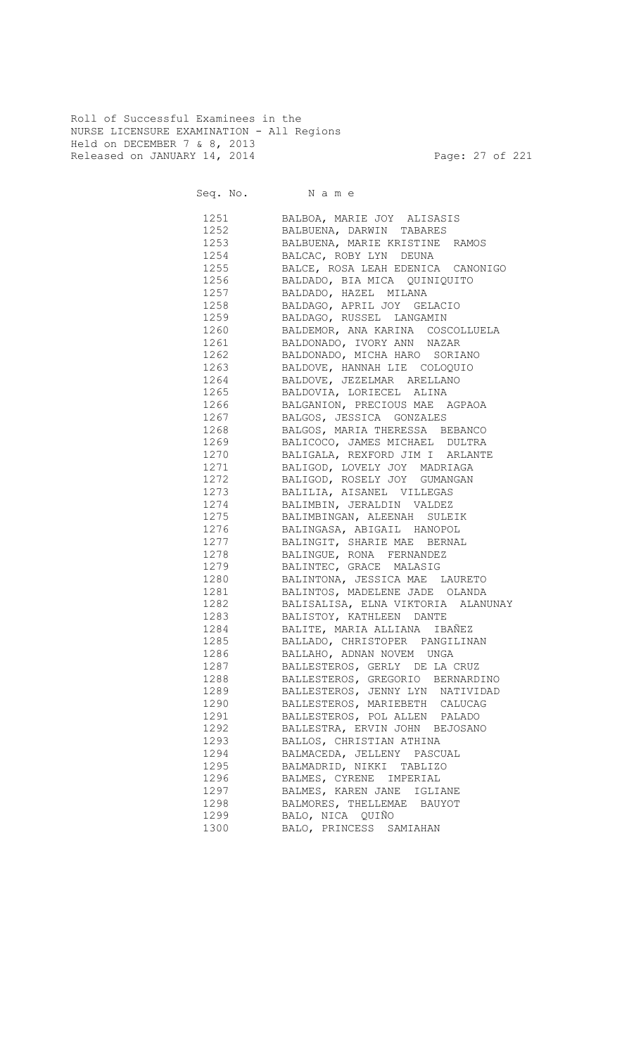Roll of Successful Examinees in the
NURSE LICENSURE EXAMINATION - All Regions
Held on DECEMBER 7 & 8, 2013
Released on JANUARY 14, 2014

| Seq. No. | N a m e |
|---|---|
| 1251 | BALBOA, MARIE JOY ALISASIS |
| 1252 | BALBUENA, DARWIN TABARES |
| 1253 | BALBUENA, MARIE KRISTINE RAMOS |
| 1254 | BALCAC, ROBY LYN DEUNA |
| 1255 | BALCE, ROSA LEAH EDENICA CANONIGO |
| 1256 | BALDADO, BIA MICA QUINIQUITO |
| 1257 | BALDADO, HAZEL MILANA |
| 1258 | BALDAGO, APRIL JOY GELACIO |
| 1259 | BALDAGO, RUSSEL LANGAMIN |
| 1260 | BALDEMOR, ANA KARINA COSCOLLUELA |
| 1261 | BALDONADO, IVORY ANN NAZAR |
| 1262 | BALDONADO, MICHA HARO SORIANO |
| 1263 | BALDOVE, HANNAH LIE COLOQUIO |
| 1264 | BALDOVE, JEZELMAR ARELLANO |
| 1265 | BALDOVIA, LORIECEL ALINA |
| 1266 | BALGANION, PRECIOUS MAE AGPAOA |
| 1267 | BALGOS, JESSICA GONZALES |
| 1268 | BALGOS, MARIA THERESSA BEBANCO |
| 1269 | BALICOCO, JAMES MICHAEL DULTRA |
| 1270 | BALIGALA, REXFORD JIM I ARLANTE |
| 1271 | BALIGOD, LOVELY JOY MADRIAGA |
| 1272 | BALIGOD, ROSELY JOY GUMANGAN |
| 1273 | BALILIA, AISANEL VILLEGAS |
| 1274 | BALIMBIN, JERALDIN VALDEZ |
| 1275 | BALIMBINGAN, ALEENAH SULEIK |
| 1276 | BALINGASA, ABIGAIL HANOPOL |
| 1277 | BALINGIT, SHARIE MAE BERNAL |
| 1278 | BALINGUE, RONA FERNANDEZ |
| 1279 | BALINTEC, GRACE MALASIG |
| 1280 | BALINTONA, JESSICA MAE LAURETO |
| 1281 | BALINTOS, MADELENE JADE OLANDA |
| 1282 | BALISALISA, ELNA VIKTORIA ALANUNAY |
| 1283 | BALISTOY, KATHLEEN DANTE |
| 1284 | BALITE, MARIA ALLIANA IBAÑEZ |
| 1285 | BALLADO, CHRISTOPER PANGILINAN |
| 1286 | BALLAHO, ADNAN NOVEM UNGA |
| 1287 | BALLESTEROS, GERLY DE LA CRUZ |
| 1288 | BALLESTEROS, GREGORIO BERNARDINO |
| 1289 | BALLESTEROS, JENNY LYN NATIVIDAD |
| 1290 | BALLESTEROS, MARIEBETH CALUCAG |
| 1291 | BALLESTEROS, POL ALLEN PALADO |
| 1292 | BALLESTRA, ERVIN JOHN BEJOSANO |
| 1293 | BALLOS, CHRISTIAN ATHINA |
| 1294 | BALMACEDA, JELLENY PASCUAL |
| 1295 | BALMADRID, NIKKI TABLIZO |
| 1296 | BALMES, CYRENE IMPERIAL |
| 1297 | BALMES, KAREN JANE IGLIANE |
| 1298 | BALMORES, THELLEMAE BAUYOT |
| 1299 | BALO, NICA QUIÑO |
| 1300 | BALO, PRINCESS SAMIAHAN |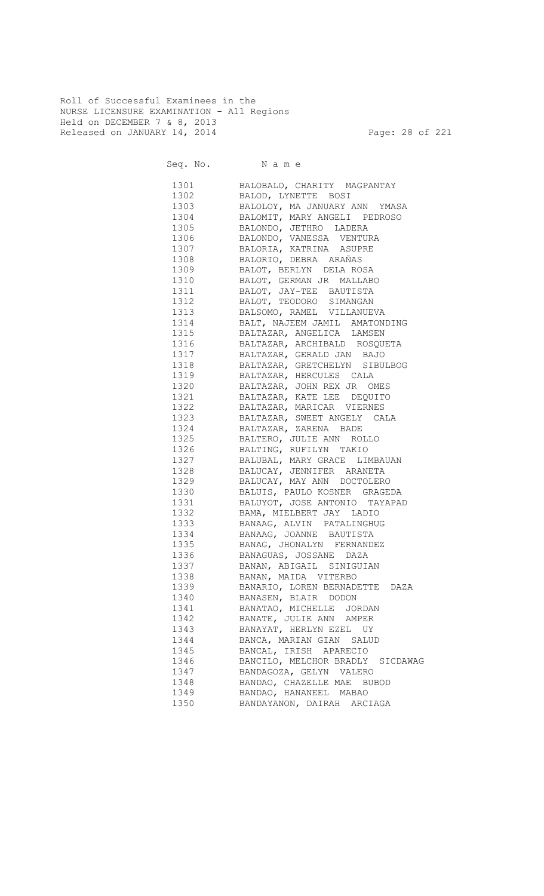Roll of Successful Examinees in the
NURSE LICENSURE EXAMINATION - All Regions
Held on DECEMBER 7 & 8, 2013
Released on JANUARY 14, 2014

| Seq. No. | N a m e |
|---|---|
| 1301 | BALOBALO, CHARITY MAGPANTAY |
| 1302 | BALOD, LYNETTE BOSI |
| 1303 | BALOLOY, MA JANUARY ANN YMASA |
| 1304 | BALOMIT, MARY ANGELI PEDROSO |
| 1305 | BALONDO, JETHRO LADERA |
| 1306 | BALONDO, VANESSA VENTURA |
| 1307 | BALORIA, KATRINA ASUPRE |
| 1308 | BALORIO, DEBRA ARAÑAS |
| 1309 | BALOT, BERLYN DELA ROSA |
| 1310 | BALOT, GERMAN JR MALLABO |
| 1311 | BALOT, JAY-TEE BAUTISTA |
| 1312 | BALOT, TEODORO SIMANGAN |
| 1313 | BALSOMO, RAMEL VILLANUEVA |
| 1314 | BALT, NAJEEM JAMIL AMATONDING |
| 1315 | BALTAZAR, ANGELICA LAMSEN |
| 1316 | BALTAZAR, ARCHIBALD ROSQUETA |
| 1317 | BALTAZAR, GERALD JAN BAJO |
| 1318 | BALTAZAR, GRETCHELYN SIBULBOG |
| 1319 | BALTAZAR, HERCULES CALA |
| 1320 | BALTAZAR, JOHN REX JR OMES |
| 1321 | BALTAZAR, KATE LEE DEQUITO |
| 1322 | BALTAZAR, MARICAR VIERNES |
| 1323 | BALTAZAR, SWEET ANGELY CALA |
| 1324 | BALTAZAR, ZARENA BADE |
| 1325 | BALTERO, JULIE ANN ROLLO |
| 1326 | BALTING, RUFILYN TAKIO |
| 1327 | BALUBAL, MARY GRACE LIMBAUAN |
| 1328 | BALUCAY, JENNIFER ARANETA |
| 1329 | BALUCAY, MAY ANN DOCTOLERO |
| 1330 | BALUIS, PAULO KOSNER GRAGEDA |
| 1331 | BALUYOT, JOSE ANTONIO TAYAPAD |
| 1332 | BAMA, MIELBERT JAY LADIO |
| 1333 | BANAAG, ALVIN PATALINGHUG |
| 1334 | BANAAG, JOANNE BAUTISTA |
| 1335 | BANAG, JHONALYN FERNANDEZ |
| 1336 | BANAGUAS, JOSSANE DAZA |
| 1337 | BANAN, ABIGAIL SINIGUIAN |
| 1338 | BANAN, MAIDA VITERBO |
| 1339 | BANARIO, LOREN BERNADETTE DAZA |
| 1340 | BANASEN, BLAIR DODON |
| 1341 | BANATAO, MICHELLE JORDAN |
| 1342 | BANATE, JULIE ANN AMPER |
| 1343 | BANAYAT, HERLYN EZEL UY |
| 1344 | BANCA, MARIAN GIAN SALUD |
| 1345 | BANCAL, IRISH APARECIO |
| 1346 | BANCILO, MELCHOR BRADLY SICDAWAG |
| 1347 | BANDAGOZA, GELYN VALERO |
| 1348 | BANDAO, CHAZELLE MAE BUBOD |
| 1349 | BANDAO, HANANEEL MABAO |
| 1350 | BANDAYANON, DAIRAH ARCIAGA |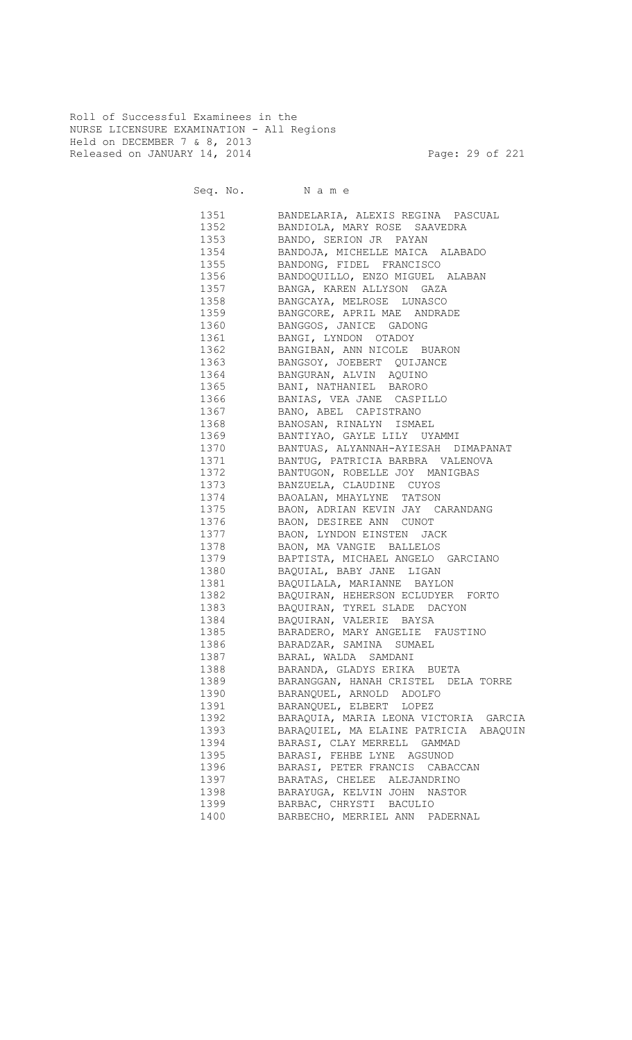Roll of Successful Examinees in the
NURSE LICENSURE EXAMINATION - All Regions
Held on DECEMBER 7 & 8, 2013
Released on JANUARY 14, 2014

| Seq. No. | N a m e |
|---|---|
| 1351 | BANDELARIA, ALEXIS REGINA PASCUAL |
| 1352 | BANDIOLA, MARY ROSE SAAVEDRA |
| 1353 | BANDO, SERION JR PAYAN |
| 1354 | BANDOJA, MICHELLE MAICA ALABADO |
| 1355 | BANDONG, FIDEL FRANCISCO |
| 1356 | BANDOQUILLO, ENZO MIGUEL ALABAN |
| 1357 | BANGA, KAREN ALLYSON GAZA |
| 1358 | BANGCAYA, MELROSE LUNASCO |
| 1359 | BANGCORE, APRIL MAE ANDRADE |
| 1360 | BANGGOS, JANICE GADONG |
| 1361 | BANGI, LYNDON OTADOY |
| 1362 | BANGIBAN, ANN NICOLE BUARON |
| 1363 | BANGSOY, JOEBERT QUIJANCE |
| 1364 | BANGURAN, ALVIN AQUINO |
| 1365 | BANI, NATHANIEL BARORO |
| 1366 | BANIAS, VEA JANE CASPILLO |
| 1367 | BANO, ABEL CAPISTRANO |
| 1368 | BANOSAN, RINALYN ISMAEL |
| 1369 | BANTIYAO, GAYLE LILY UYAMMI |
| 1370 | BANTUAS, ALYANNAH-AYIESAH DIMAPANAT |
| 1371 | BANTUG, PATRICIA BARBRA VALENOVA |
| 1372 | BANTUGON, ROBELLE JOY MANIGBAS |
| 1373 | BANZUELA, CLAUDINE CUYOS |
| 1374 | BAOALAN, MHAYLYNE TATSON |
| 1375 | BAON, ADRIAN KEVIN JAY CARANDANG |
| 1376 | BAON, DESIREE ANN CUNOT |
| 1377 | BAON, LYNDON EINSTEN JACK |
| 1378 | BAON, MA VANGIE BALLELOS |
| 1379 | BAPTISTA, MICHAEL ANGELO GARCIANO |
| 1380 | BAQUIAL, BABY JANE LIGAN |
| 1381 | BAQUILALA, MARIANNE BAYLON |
| 1382 | BAQUIRAN, HEHERSON ECLUDYER FORTO |
| 1383 | BAQUIRAN, TYREL SLADE DACYON |
| 1384 | BAQUIRAN, VALERIE BAYSA |
| 1385 | BARADERO, MARY ANGELIE FAUSTINO |
| 1386 | BARADZAR, SAMINA SUMAEL |
| 1387 | BARAL, WALDA SAMDANI |
| 1388 | BARANDA, GLADYS ERIKA BUETA |
| 1389 | BARANGGAN, HANAH CRISTEL DELA TORRE |
| 1390 | BARANQUEL, ARNOLD ADOLFO |
| 1391 | BARANQUEL, ELBERT LOPEZ |
| 1392 | BARAQUIA, MARIA LEONA VICTORIA GARCIA |
| 1393 | BARAQUIEL, MA ELAINE PATRICIA ABAQUIN |
| 1394 | BARASI, CLAY MERRELL GAMMAD |
| 1395 | BARASI, FEHBE LYNE AGSUNOD |
| 1396 | BARASI, PETER FRANCIS CABACCAN |
| 1397 | BARATAS, CHELEE ALEJANDRINO |
| 1398 | BARAYUGA, KELVIN JOHN NASTOR |
| 1399 | BARBAC, CHRYSTI BACULIO |
| 1400 | BARBECHO, MERRIEL ANN PADERNAL |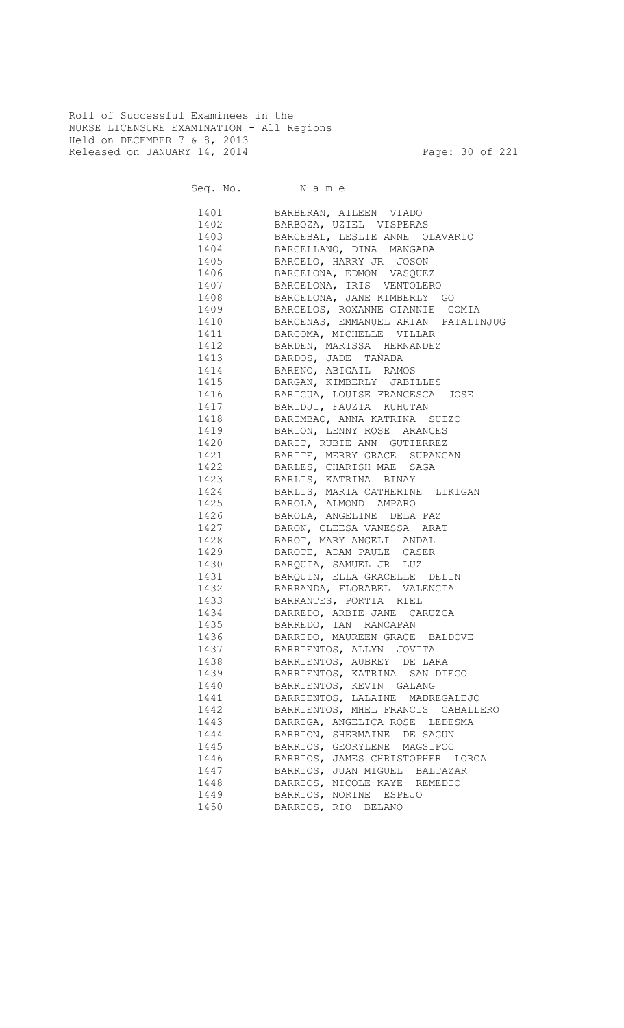Roll of Successful Examinees in the
NURSE LICENSURE EXAMINATION - All Regions
Held on DECEMBER 7 & 8, 2013
Released on JANUARY 14, 2014

| Seq. No. | N a m e |
|---|---|
| 1401 | BARBERAN, AILEEN VIADO |
| 1402 | BARBOZA, UZIEL VISPERAS |
| 1403 | BARCEBAL, LESLIE ANNE OLAVARIO |
| 1404 | BARCELLANO, DINA MANGADA |
| 1405 | BARCELO, HARRY JR JOSON |
| 1406 | BARCELONA, EDMON VASQUEZ |
| 1407 | BARCELONA, IRIS VENTOLERO |
| 1408 | BARCELONA, JANE KIMBERLY GO |
| 1409 | BARCELOS, ROXANNE GIANNIE COMIA |
| 1410 | BARCENAS, EMMANUEL ARIAN PATALINJUG |
| 1411 | BARCOMA, MICHELLE VILLAR |
| 1412 | BARDEN, MARISSA HERNANDEZ |
| 1413 | BARDOS, JADE TAÑADA |
| 1414 | BARENO, ABIGAIL RAMOS |
| 1415 | BARGAN, KIMBERLY JABILLES |
| 1416 | BARICUA, LOUISE FRANCESCA JOSE |
| 1417 | BARIDJI, FAUZIA KUHUTAN |
| 1418 | BARIMBAO, ANNA KATRINA SUIZO |
| 1419 | BARION, LENNY ROSE ARANCES |
| 1420 | BARIT, RUBIE ANN GUTIERREZ |
| 1421 | BARITE, MERRY GRACE SUPANGAN |
| 1422 | BARLES, CHARISH MAE SAGA |
| 1423 | BARLIS, KATRINA BINAY |
| 1424 | BARLIS, MARIA CATHERINE LIKIGAN |
| 1425 | BAROLA, ALMOND AMPARO |
| 1426 | BAROLA, ANGELINE DELA PAZ |
| 1427 | BARON, CLEESA VANESSA ARAT |
| 1428 | BAROT, MARY ANGELI ANDAL |
| 1429 | BAROTE, ADAM PAULE CASER |
| 1430 | BARQUIA, SAMUEL JR LUZ |
| 1431 | BARQUIN, ELLA GRACELLE DELIN |
| 1432 | BARRANDA, FLORABEL VALENCIA |
| 1433 | BARRANTES, PORTIA RIEL |
| 1434 | BARREDO, ARBIE JANE CARUZCA |
| 1435 | BARREDO, IAN RANCAPAN |
| 1436 | BARRIDO, MAUREEN GRACE BALDOVE |
| 1437 | BARRIENTOS, ALLYN JOVITA |
| 1438 | BARRIENTOS, AUBREY DE LARA |
| 1439 | BARRIENTOS, KATRINA SAN DIEGO |
| 1440 | BARRIENTOS, KEVIN GALANG |
| 1441 | BARRIENTOS, LALAINE MADREGALEJO |
| 1442 | BARRIENTOS, MHEL FRANCIS CABALLERO |
| 1443 | BARRIGA, ANGELICA ROSE LEDESMA |
| 1444 | BARRION, SHERMAINE DE SAGUN |
| 1445 | BARRIOS, GEORYLENE MAGSIPOC |
| 1446 | BARRIOS, JAMES CHRISTOPHER LORCA |
| 1447 | BARRIOS, JUAN MIGUEL BALTAZAR |
| 1448 | BARRIOS, NICOLE KAYE REMEDIO |
| 1449 | BARRIOS, NORINE ESPEJO |
| 1450 | BARRIOS, RIO BELANO |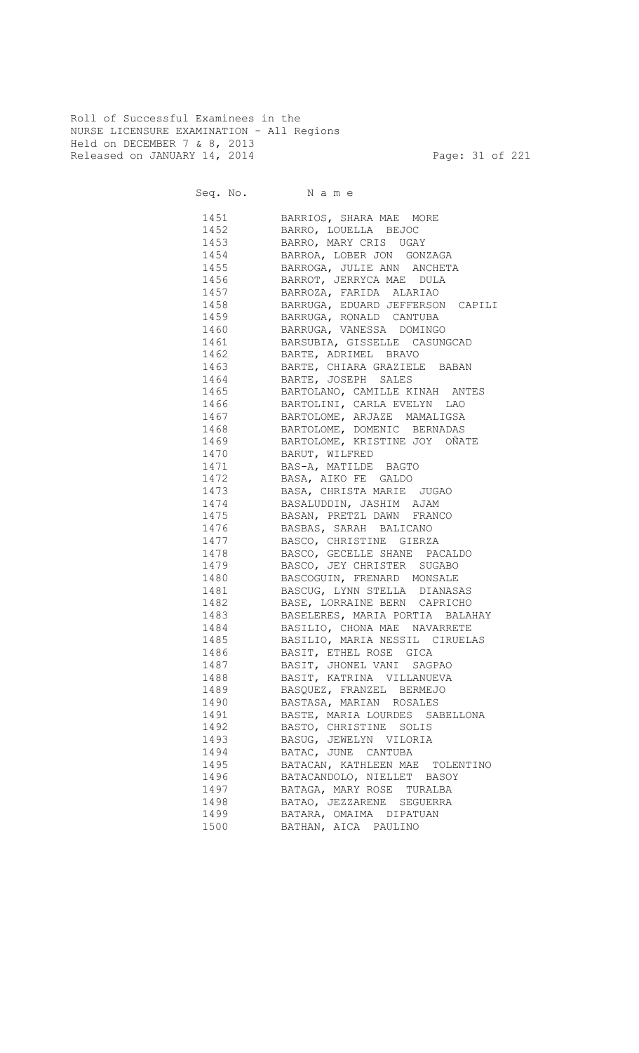Roll of Successful Examinees in the
NURSE LICENSURE EXAMINATION - All Regions
Held on DECEMBER 7 & 8, 2013
Released on JANUARY 14, 2014

| Seq. No. | N a m e |
|---|---|
| 1451 | BARRIOS, SHARA MAE MORE |
| 1452 | BARRO, LOUELLA BEJOC |
| 1453 | BARRO, MARY CRIS UGAY |
| 1454 | BARROA, LOBER JON GONZAGA |
| 1455 | BARROGA, JULIE ANN ANCHETA |
| 1456 | BARROT, JERRYCA MAE DULA |
| 1457 | BARROZA, FARIDA ALARIAO |
| 1458 | BARRUGA, EDUARD JEFFERSON CAPILI |
| 1459 | BARRUGA, RONALD CANTUBA |
| 1460 | BARRUGA, VANESSA DOMINGO |
| 1461 | BARSUBIA, GISSELLE CASUNGCAD |
| 1462 | BARTE, ADRIMEL BRAVO |
| 1463 | BARTE, CHIARA GRAZIELE BABAN |
| 1464 | BARTE, JOSEPH SALES |
| 1465 | BARTOLANO, CAMILLE KINAH ANTES |
| 1466 | BARTOLINI, CARLA EVELYN LAO |
| 1467 | BARTOLOME, ARJAZE MAMALIGSA |
| 1468 | BARTOLOME, DOMENIC BERNADAS |
| 1469 | BARTOLOME, KRISTINE JOY OÑATE |
| 1470 | BARUT, WILFRED |
| 1471 | BAS-A, MATILDE BAGTO |
| 1472 | BASA, AIKO FE GALDO |
| 1473 | BASA, CHRISTA MARIE JUGAO |
| 1474 | BASALUDDIN, JASHIM AJAM |
| 1475 | BASAN, PRETZL DAWN FRANCO |
| 1476 | BASBAS, SARAH BALICANO |
| 1477 | BASCO, CHRISTINE GIERZA |
| 1478 | BASCO, GECELLE SHANE PACALDO |
| 1479 | BASCO, JEY CHRISTER SUGABO |
| 1480 | BASCOGUIN, FRENARD MONSALE |
| 1481 | BASCUG, LYNN STELLA DIANASAS |
| 1482 | BASE, LORRAINE BERN CAPRICHO |
| 1483 | BASELERES, MARIA PORTIA BALAHAY |
| 1484 | BASILIO, CHONA MAE NAVARRETE |
| 1485 | BASILIO, MARIA NESSIL CIRUELAS |
| 1486 | BASIT, ETHEL ROSE GICA |
| 1487 | BASIT, JHONEL VANI SAGPAO |
| 1488 | BASIT, KATRINA VILLANUEVA |
| 1489 | BASQUEZ, FRANZEL BERMEJO |
| 1490 | BASTASA, MARIAN ROSALES |
| 1491 | BASTE, MARIA LOURDES SABELLONA |
| 1492 | BASTO, CHRISTINE SOLIS |
| 1493 | BASUG, JEWELYN VILORIA |
| 1494 | BATAC, JUNE CANTUBA |
| 1495 | BATACAN, KATHLEEN MAE TOLENTINO |
| 1496 | BATACANDOLO, NIELLET BASOY |
| 1497 | BATAGA, MARY ROSE TURALBA |
| 1498 | BATAO, JEZZARENE SEGUERRA |
| 1499 | BATARA, OMAIMA DIPATUAN |
| 1500 | BATHAN, AICA PAULINO |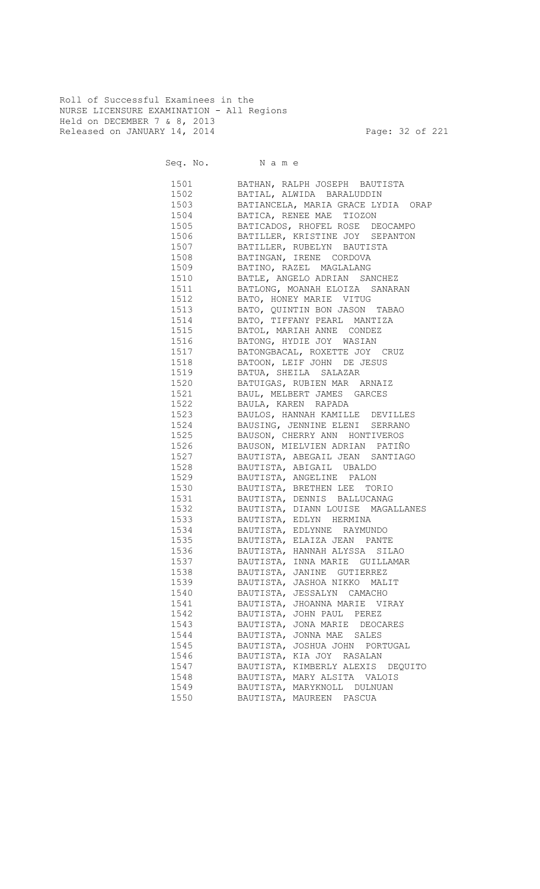Roll of Successful Examinees in the
NURSE LICENSURE EXAMINATION - All Regions
Held on DECEMBER 7 & 8, 2013
Released on JANUARY 14, 2014

| Seq. No. | N a m e |
|---|---|
| 1501 | BATHAN, RALPH JOSEPH BAUTISTA |
| 1502 | BATIAL, ALWIDA BARALUDDIN |
| 1503 | BATIANCELA, MARIA GRACE LYDIA ORAP |
| 1504 | BATICA, RENEE MAE TIOZON |
| 1505 | BATICADOS, RHOFEL ROSE DEOCAMPO |
| 1506 | BATILLER, KRISTINE JOY SEPANTON |
| 1507 | BATILLER, RUBELYN BAUTISTA |
| 1508 | BATINGAN, IRENE CORDOVA |
| 1509 | BATINO, RAZEL MAGLALANG |
| 1510 | BATLE, ANGELO ADRIAN SANCHEZ |
| 1511 | BATLONG, MOANAH ELOIZA SANARAN |
| 1512 | BATO, HONEY MARIE VITUG |
| 1513 | BATO, QUINTIN BON JASON TABAO |
| 1514 | BATO, TIFFANY PEARL MANTIZA |
| 1515 | BATOL, MARIAH ANNE CONDEZ |
| 1516 | BATONG, HYDIE JOY WASIAN |
| 1517 | BATONGBACAL, ROXETTE JOY CRUZ |
| 1518 | BATOON, LEIF JOHN DE JESUS |
| 1519 | BATUA, SHEILA SALAZAR |
| 1520 | BATUIGAS, RUBIEN MAR ARNAIZ |
| 1521 | BAUL, MELBERT JAMES GARCES |
| 1522 | BAULA, KAREN RAPADA |
| 1523 | BAULOS, HANNAH KAMILLE DEVILLES |
| 1524 | BAUSING, JENNINE ELENI SERRANO |
| 1525 | BAUSON, CHERRY ANN HONTIVEROS |
| 1526 | BAUSON, MIELVIEN ADRIAN PATIÑO |
| 1527 | BAUTISTA, ABEGAIL JEAN SANTIAGO |
| 1528 | BAUTISTA, ABIGAIL UBALDO |
| 1529 | BAUTISTA, ANGELINE PALON |
| 1530 | BAUTISTA, BRETHEN LEE TORIO |
| 1531 | BAUTISTA, DENNIS BALLUCANAG |
| 1532 | BAUTISTA, DIANN LOUISE MAGALLANES |
| 1533 | BAUTISTA, EDLYN HERMINA |
| 1534 | BAUTISTA, EDLYNNE RAYMUNDO |
| 1535 | BAUTISTA, ELAIZA JEAN PANTE |
| 1536 | BAUTISTA, HANNAH ALYSSA SILAO |
| 1537 | BAUTISTA, INNA MARIE GUILLAMAR |
| 1538 | BAUTISTA, JANINE GUTIERREZ |
| 1539 | BAUTISTA, JASHOA NIKKO MALIT |
| 1540 | BAUTISTA, JESSALYN CAMACHO |
| 1541 | BAUTISTA, JHOANNA MARIE VIRAY |
| 1542 | BAUTISTA, JOHN PAUL PEREZ |
| 1543 | BAUTISTA, JONA MARIE DEOCARES |
| 1544 | BAUTISTA, JONNA MAE SALES |
| 1545 | BAUTISTA, JOSHUA JOHN PORTUGAL |
| 1546 | BAUTISTA, KIA JOY RASALAN |
| 1547 | BAUTISTA, KIMBERLY ALEXIS DEQUITO |
| 1548 | BAUTISTA, MARY ALSITA VALOIS |
| 1549 | BAUTISTA, MARYKNOLL DULNUAN |
| 1550 | BAUTISTA, MAUREEN PASCUA |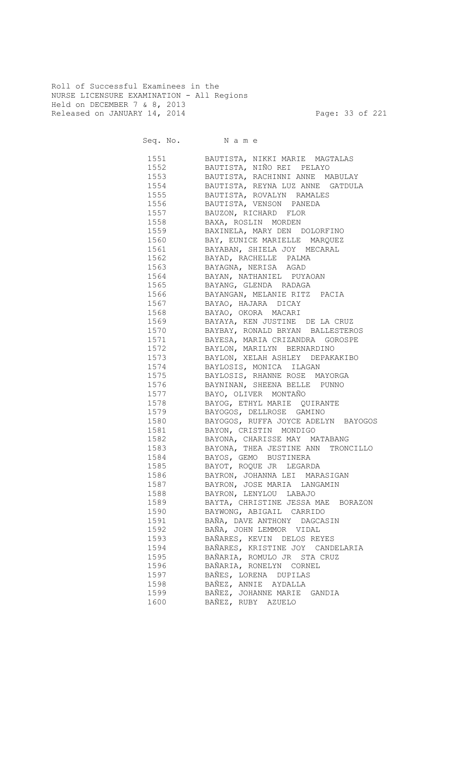Roll of Successful Examinees in the
NURSE LICENSURE EXAMINATION - All Regions
Held on DECEMBER 7 & 8, 2013
Released on JANUARY 14, 2014

| Seq. No. | N a m e |
|---|---|
| 1551 | BAUTISTA, NIKKI MARIE MAGTALAS |
| 1552 | BAUTISTA, NIÑO REI PELAYO |
| 1553 | BAUTISTA, RACHINNI ANNE MABULAY |
| 1554 | BAUTISTA, REYNA LUZ ANNE GATDULA |
| 1555 | BAUTISTA, ROVALYN RAMALES |
| 1556 | BAUTISTA, VENSON PANEDA |
| 1557 | BAUZON, RICHARD FLOR |
| 1558 | BAXA, ROSLIN MORDEN |
| 1559 | BAXINELA, MARY DEN DOLORFINO |
| 1560 | BAY, EUNICE MARIELLE MARQUEZ |
| 1561 | BAYABAN, SHIELA JOY MECARAL |
| 1562 | BAYAD, RACHELLE PALMA |
| 1563 | BAYAGNA, NERISA AGAD |
| 1564 | BAYAN, NATHANIEL PUYAOAN |
| 1565 | BAYANG, GLENDA RADAGA |
| 1566 | BAYANGAN, MELANIE RITZ PACIA |
| 1567 | BAYAO, HAJARA DICAY |
| 1568 | BAYAO, OKORA MACARI |
| 1569 | BAYAYA, KEN JUSTINE DE LA CRUZ |
| 1570 | BAYBAY, RONALD BRYAN BALLESTEROS |
| 1571 | BAYESA, MARIA CRIZANDRA GOROSPE |
| 1572 | BAYLON, MARILYN BERNARDINO |
| 1573 | BAYLON, XELAH ASHLEY DEPAKAKIBO |
| 1574 | BAYLOSIS, MONICA ILAGAN |
| 1575 | BAYLOSIS, RHANNE ROSE MAYORGA |
| 1576 | BAYNINAN, SHEENA BELLE PUNNO |
| 1577 | BAYO, OLIVER MONTAÑO |
| 1578 | BAYOG, ETHYL MARIE QUIRANTE |
| 1579 | BAYOGOS, DELLROSE GAMINO |
| 1580 | BAYOGOS, RUFFA JOYCE ADELYN BAYOGOS |
| 1581 | BAYON, CRISTIN MONDIGO |
| 1582 | BAYONA, CHARISSE MAY MATABANG |
| 1583 | BAYONA, THEA JESTINE ANN TRONCILLO |
| 1584 | BAYOS, GEMO BUSTINERA |
| 1585 | BAYOT, ROQUE JR LEGARDA |
| 1586 | BAYRON, JOHANNA LEI MARASIGAN |
| 1587 | BAYRON, JOSE MARIA LANGAMIN |
| 1588 | BAYRON, LENYLOU LABAJO |
| 1589 | BAYTA, CHRISTINE JESSA MAE BORAZON |
| 1590 | BAYWONG, ABIGAIL CARRIDO |
| 1591 | BAÑA, DAVE ANTHONY DAGCASIN |
| 1592 | BAÑA, JOHN LEMMOR VIDAL |
| 1593 | BAÑARES, KEVIN DELOS REYES |
| 1594 | BAÑARES, KRISTINE JOY CANDELARIA |
| 1595 | BAÑARIA, ROMULO JR STA CRUZ |
| 1596 | BAÑARIA, RONELYN CORNEL |
| 1597 | BAÑES, LORENA DUPILAS |
| 1598 | BAÑEZ, ANNIE AYDALLA |
| 1599 | BAÑEZ, JOHANNE MARIE GANDIA |
| 1600 | BAÑEZ, RUBY AZUELO |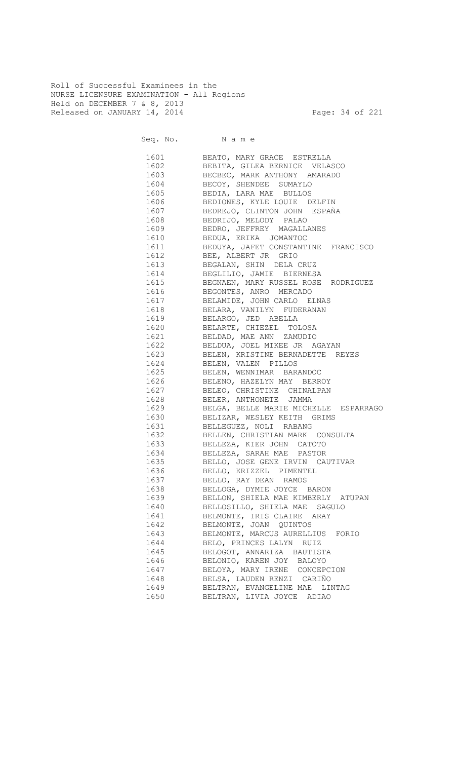Roll of Successful Examinees in the
NURSE LICENSURE EXAMINATION - All Regions
Held on DECEMBER 7 & 8, 2013
Released on JANUARY 14, 2014

| Seq. No. | N a m e |
|---|---|
| 1601 | BEATO, MARY GRACE ESTRELLA |
| 1602 | BEBITA, GILEA BERNICE VELASCO |
| 1603 | BECBEC, MARK ANTHONY AMARADO |
| 1604 | BECOY, SHENDEE SUMAYLO |
| 1605 | BEDIA, LARA MAE BULLOS |
| 1606 | BEDIONES, KYLE LOUIE DELFIN |
| 1607 | BEDREJO, CLINTON JOHN ESPAÑA |
| 1608 | BEDRIJO, MELODY PALAO |
| 1609 | BEDRO, JEFFREY MAGALLANES |
| 1610 | BEDUA, ERIKA JOMANTOC |
| 1611 | BEDUYA, JAFET CONSTANTINE FRANCISCO |
| 1612 | BEE, ALBERT JR GRIO |
| 1613 | BEGALAN, SHIN DELA CRUZ |
| 1614 | BEGLILIO, JAMIE BIERNESA |
| 1615 | BEGNAEN, MARY RUSSEL ROSE RODRIGUEZ |
| 1616 | BEGONTES, ANRO MERCADO |
| 1617 | BELAMIDE, JOHN CARLO ELNAS |
| 1618 | BELARA, VANILYN FUDERANAN |
| 1619 | BELARGO, JED ABELLA |
| 1620 | BELARTE, CHIEZEL TOLOSA |
| 1621 | BELDAD, MAE ANN ZAMUDIO |
| 1622 | BELDUA, JOEL MIKEE JR AGAYAN |
| 1623 | BELEN, KRISTINE BERNADETTE REYES |
| 1624 | BELEN, VALEN PILLOS |
| 1625 | BELEN, WENNIMAR BARANDOC |
| 1626 | BELENO, HAZELYN MAY BERROY |
| 1627 | BELEO, CHRISTINE CHINALPAN |
| 1628 | BELER, ANTHONETE JAMMA |
| 1629 | BELGA, BELLE MARIE MICHELLE ESPARRAGO |
| 1630 | BELIZAR, WESLEY KEITH GRIMS |
| 1631 | BELLEGUEZ, NOLI RABANG |
| 1632 | BELLEN, CHRISTIAN MARK CONSULTA |
| 1633 | BELLEZA, KIER JOHN CATOTO |
| 1634 | BELLEZA, SARAH MAE PASTOR |
| 1635 | BELLO, JOSE GENE IRVIN CAUTIVAR |
| 1636 | BELLO, KRIZZEL PIMENTEL |
| 1637 | BELLO, RAY DEAN RAMOS |
| 1638 | BELLOGA, DYMIE JOYCE BARON |
| 1639 | BELLON, SHIELA MAE KIMBERLY ATUPAN |
| 1640 | BELLOSILLO, SHIELA MAE SAGULO |
| 1641 | BELMONTE, IRIS CLAIRE ARAY |
| 1642 | BELMONTE, JOAN QUINTOS |
| 1643 | BELMONTE, MARCUS AURELLIUS FORIO |
| 1644 | BELO, PRINCES LALYN RUIZ |
| 1645 | BELOGOT, ANNARIZA BAUTISTA |
| 1646 | BELONIO, KAREN JOY BALOYO |
| 1647 | BELOYA, MARY IRENE CONCEPCION |
| 1648 | BELSA, LAUDEN RENZI CARIÑO |
| 1649 | BELTRAN, EVANGELINE MAE LINTAG |
| 1650 | BELTRAN, LIVIA JOYCE ADIAO |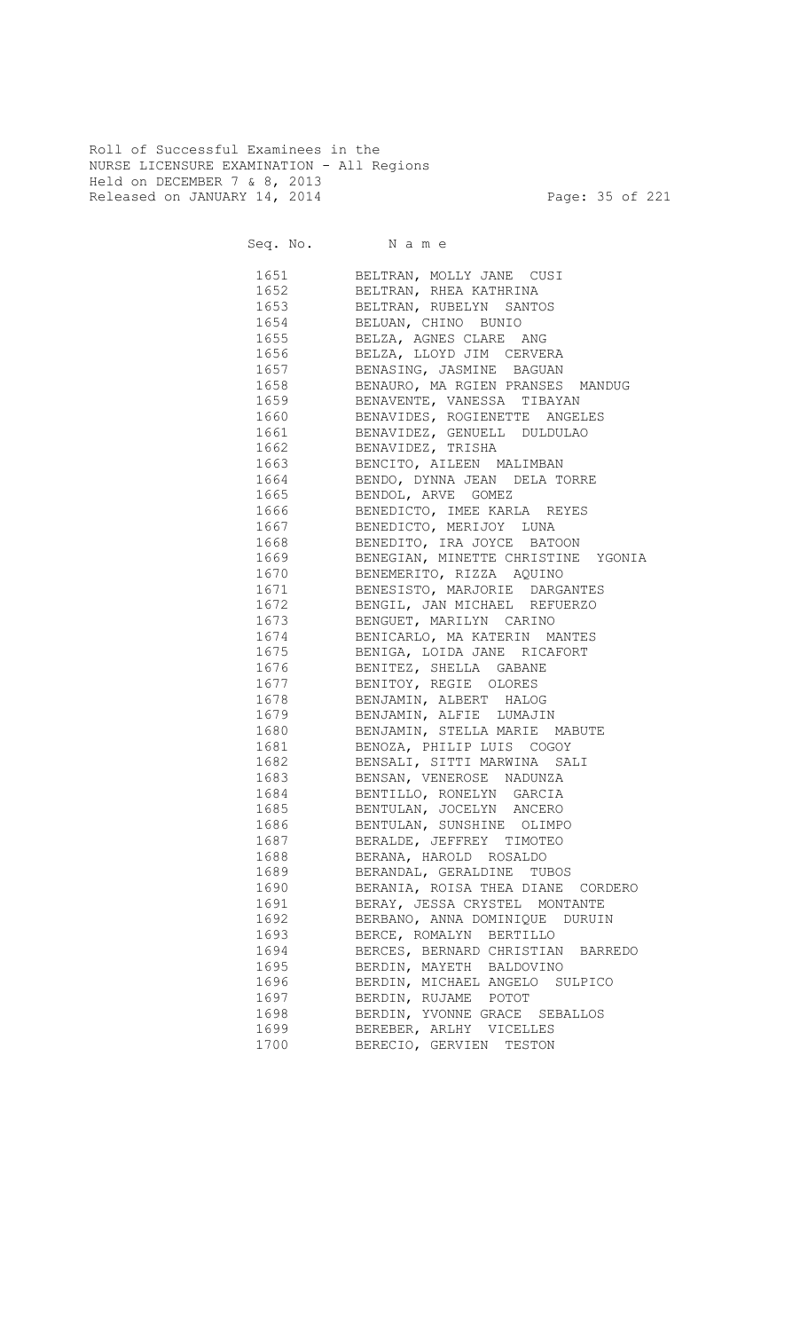Roll of Successful Examinees in the
NURSE LICENSURE EXAMINATION - All Regions
Held on DECEMBER 7 & 8, 2013
Released on JANUARY 14, 2014

| Seq. No. | N a m e |
|---|---|
| 1651 | BELTRAN, MOLLY JANE CUSI |
| 1652 | BELTRAN, RHEA KATHRINA |
| 1653 | BELTRAN, RUBELYN SANTOS |
| 1654 | BELUAN, CHINO BUNIO |
| 1655 | BELZA, AGNES CLARE ANG |
| 1656 | BELZA, LLOYD JIM CERVERA |
| 1657 | BENASING, JASMINE BAGUAN |
| 1658 | BENAURO, MA RGIEN PRANSES MANDUG |
| 1659 | BENAVENTE, VANESSA TIBAYAN |
| 1660 | BENAVIDES, ROGIENETTE ANGELES |
| 1661 | BENAVIDEZ, GENUELL DULDULAO |
| 1662 | BENAVIDEZ, TRISHA |
| 1663 | BENCITO, AILEEN MALIMBAN |
| 1664 | BENDO, DYNNA JEAN DELA TORRE |
| 1665 | BENDOL, ARVE GOMEZ |
| 1666 | BENEDICTO, IMEE KARLA REYES |
| 1667 | BENEDICTO, MERIJOY LUNA |
| 1668 | BENEDITO, IRA JOYCE BATOON |
| 1669 | BENEGIAN, MINETTE CHRISTINE YGONIA |
| 1670 | BENEMERITO, RIZZA AQUINO |
| 1671 | BENESISTO, MARJORIE DARGANTES |
| 1672 | BENGIL, JAN MICHAEL REFUERZO |
| 1673 | BENGUET, MARILYN CARINO |
| 1674 | BENICARLO, MA KATERIN MANTES |
| 1675 | BENIGA, LOIDA JANE RICAFORT |
| 1676 | BENITEZ, SHELLA GABANE |
| 1677 | BENITOY, REGIE OLORES |
| 1678 | BENJAMIN, ALBERT HALOG |
| 1679 | BENJAMIN, ALFIE LUMAJIN |
| 1680 | BENJAMIN, STELLA MARIE MABUTE |
| 1681 | BENOZA, PHILIP LUIS COGOY |
| 1682 | BENSALI, SITTI MARWINA SALI |
| 1683 | BENSAN, VENEROSE NADUNZA |
| 1684 | BENTILLO, RONELYN GARCIA |
| 1685 | BENTULAN, JOCELYN ANCERO |
| 1686 | BENTULAN, SUNSHINE OLIMPO |
| 1687 | BERALDE, JEFFREY TIMOTEO |
| 1688 | BERANA, HAROLD ROSALDO |
| 1689 | BERANDAL, GERALDINE TUBOS |
| 1690 | BERANIA, ROISA THEA DIANE CORDERO |
| 1691 | BERAY, JESSA CRYSTEL MONTANTE |
| 1692 | BERBANO, ANNA DOMINIQUE DURUIN |
| 1693 | BERCE, ROMALYN BERTILLO |
| 1694 | BERCES, BERNARD CHRISTIAN BARREDO |
| 1695 | BERDIN, MAYETH BALDOVINO |
| 1696 | BERDIN, MICHAEL ANGELO SULPICO |
| 1697 | BERDIN, RUJAME POTOT |
| 1698 | BERDIN, YVONNE GRACE SEBALLOS |
| 1699 | BEREBER, ARLHY VICELLES |
| 1700 | BERECIO, GERVIEN TESTON |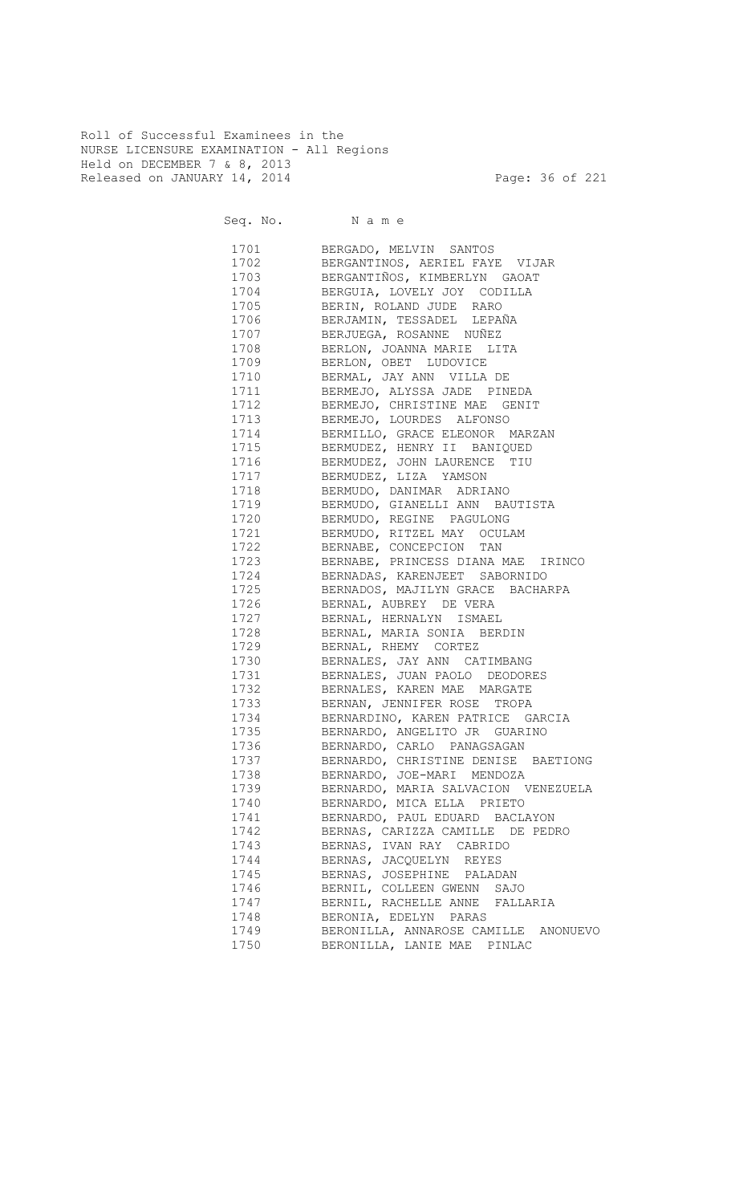Roll of Successful Examinees in the
NURSE LICENSURE EXAMINATION - All Regions
Held on DECEMBER 7 & 8, 2013
Released on JANUARY 14, 2014

| Seq. No. | N a m e |
|---|---|
| 1701 | BERGADO, MELVIN SANTOS |
| 1702 | BERGANTINOS, AERIEL FAYE VIJAR |
| 1703 | BERGANTIÑOS, KIMBERLYN GAOAT |
| 1704 | BERGUIA, LOVELY JOY CODILLA |
| 1705 | BERIN, ROLAND JUDE RARO |
| 1706 | BERJAMIN, TESSADEL LEPAÑA |
| 1707 | BERJUEGA, ROSANNE NUÑEZ |
| 1708 | BERLON, JOANNA MARIE LITA |
| 1709 | BERLON, OBET LUDOVICE |
| 1710 | BERMAL, JAY ANN VILLA DE |
| 1711 | BERMEJO, ALYSSA JADE PINEDA |
| 1712 | BERMEJO, CHRISTINE MAE GENIT |
| 1713 | BERMEJO, LOURDES ALFONSO |
| 1714 | BERMILLO, GRACE ELEONOR MARZAN |
| 1715 | BERMUDEZ, HENRY II BANIQUED |
| 1716 | BERMUDEZ, JOHN LAURENCE TIU |
| 1717 | BERMUDEZ, LIZA YAMSON |
| 1718 | BERMUDO, DANIMAR ADRIANO |
| 1719 | BERMUDO, GIANELLI ANN BAUTISTA |
| 1720 | BERMUDO, REGINE PAGULONG |
| 1721 | BERMUDO, RITZEL MAY OCULAM |
| 1722 | BERNABE, CONCEPCION TAN |
| 1723 | BERNABE, PRINCESS DIANA MAE IRINCO |
| 1724 | BERNADAS, KARENJEET SABORNIDO |
| 1725 | BERNADOS, MAJILYN GRACE BACHARPA |
| 1726 | BERNAL, AUBREY DE VERA |
| 1727 | BERNAL, HERNALYN ISMAEL |
| 1728 | BERNAL, MARIA SONIA BERDIN |
| 1729 | BERNAL, RHEMY CORTEZ |
| 1730 | BERNALES, JAY ANN CATIMBANG |
| 1731 | BERNALES, JUAN PAOLO DEODORES |
| 1732 | BERNALES, KAREN MAE MARGATE |
| 1733 | BERNAN, JENNIFER ROSE TROPA |
| 1734 | BERNARDINO, KAREN PATRICE GARCIA |
| 1735 | BERNARDO, ANGELITO JR GUARINO |
| 1736 | BERNARDO, CARLO PANAGSAGAN |
| 1737 | BERNARDO, CHRISTINE DENISE BAETIONG |
| 1738 | BERNARDO, JOE-MARI MENDOZA |
| 1739 | BERNARDO, MARIA SALVACION VENEZUELA |
| 1740 | BERNARDO, MICA ELLA PRIETO |
| 1741 | BERNARDO, PAUL EDUARD BACLAYON |
| 1742 | BERNAS, CARIZZA CAMILLE DE PEDRO |
| 1743 | BERNAS, IVAN RAY CABRIDO |
| 1744 | BERNAS, JACQUELYN REYES |
| 1745 | BERNAS, JOSEPHINE PALADAN |
| 1746 | BERNIL, COLLEEN GWENN SAJO |
| 1747 | BERNIL, RACHELLE ANNE FALLARIA |
| 1748 | BERONIA, EDELYN PARAS |
| 1749 | BERONILLA, ANNAROSE CAMILLE ANONUEVO |
| 1750 | BERONILLA, LANIE MAE PINLAC |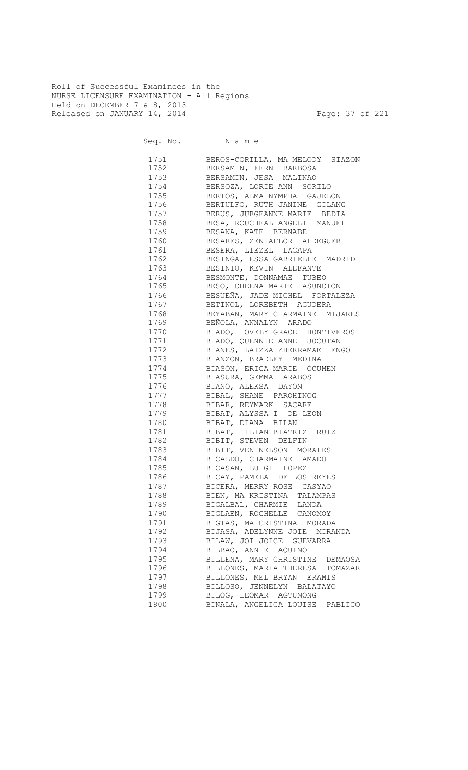Roll of Successful Examinees in the
NURSE LICENSURE EXAMINATION - All Regions
Held on DECEMBER 7 & 8, 2013
Released on JANUARY 14, 2014

| Seq. No. | N a m e |
|---|---|
| 1751 | BEROS-CORILLA, MA MELODY SIAZON |
| 1752 | BERSAMIN, FERN BARBOSA |
| 1753 | BERSAMIN, JESA MALINAO |
| 1754 | BERSOZA, LORIE ANN SORILO |
| 1755 | BERTOS, ALMA NYMPHA GAJELON |
| 1756 | BERTULFO, RUTH JANINE GILANG |
| 1757 | BERUS, JURGEANNE MARIE BEDIA |
| 1758 | BESA, ROUCHEAL ANGELI MANUEL |
| 1759 | BESANA, KATE BERNABE |
| 1760 | BESARES, ZENIAFLOR ALDEGUER |
| 1761 | BESERA, LIEZEL LAGAPA |
| 1762 | BESINGA, ESSA GABRIELLE MADRID |
| 1763 | BESINIO, KEVIN ALEFANTE |
| 1764 | BESMONTE, DONNAMAE TUBEO |
| 1765 | BESO, CHEENA MARIE ASUNCION |
| 1766 | BESUEÑA, JADE MICHEL FORTALEZA |
| 1767 | BETINOL, LOREBETH AGUDERA |
| 1768 | BEYABAN, MARY CHARMAINE MIJARES |
| 1769 | BEÑOLA, ANNALYN ARADO |
| 1770 | BIADO, LOVELY GRACE HONTIVEROS |
| 1771 | BIADO, QUENNIE ANNE JOCUTAN |
| 1772 | BIANES, LAIZZA ZHERRAMAE ENGO |
| 1773 | BIANZON, BRADLEY MEDINA |
| 1774 | BIASON, ERICA MARIE OCUMEN |
| 1775 | BIASURA, GEMMA ARABOS |
| 1776 | BIAÑO, ALEKSA DAYON |
| 1777 | BIBAL, SHANE PAROHINOG |
| 1778 | BIBAR, REYMARK SACARE |
| 1779 | BIBAT, ALYSSA I DE LEON |
| 1780 | BIBAT, DIANA BILAN |
| 1781 | BIBAT, LILIAN BIATRIZ RUIZ |
| 1782 | BIBIT, STEVEN DELFIN |
| 1783 | BIBIT, VEN NELSON MORALES |
| 1784 | BICALDO, CHARMAINE AMADO |
| 1785 | BICASAN, LUIGI LOPEZ |
| 1786 | BICAY, PAMELA DE LOS REYES |
| 1787 | BICERA, MERRY ROSE CASYAO |
| 1788 | BIEN, MA KRISTINA TALAMPAS |
| 1789 | BIGALBAL, CHARMIE LANDA |
| 1790 | BIGLAEN, ROCHELLE CANOMOY |
| 1791 | BIGTAS, MA CRISTINA MORADA |
| 1792 | BIJASA, ADELYNNE JOIE MIRANDA |
| 1793 | BILAW, JOI-JOICE GUEVARRA |
| 1794 | BILBAO, ANNIE AQUINO |
| 1795 | BILLENA, MARY CHRISTINE DEMAOSA |
| 1796 | BILLONES, MARIA THERESA TOMAZAR |
| 1797 | BILLONES, MEL BRYAN ERAMIS |
| 1798 | BILLOSO, JENNELYN BALATAYO |
| 1799 | BILOG, LEOMAR AGTUNONG |
| 1800 | BINALA, ANGELICA LOUISE PABLICO |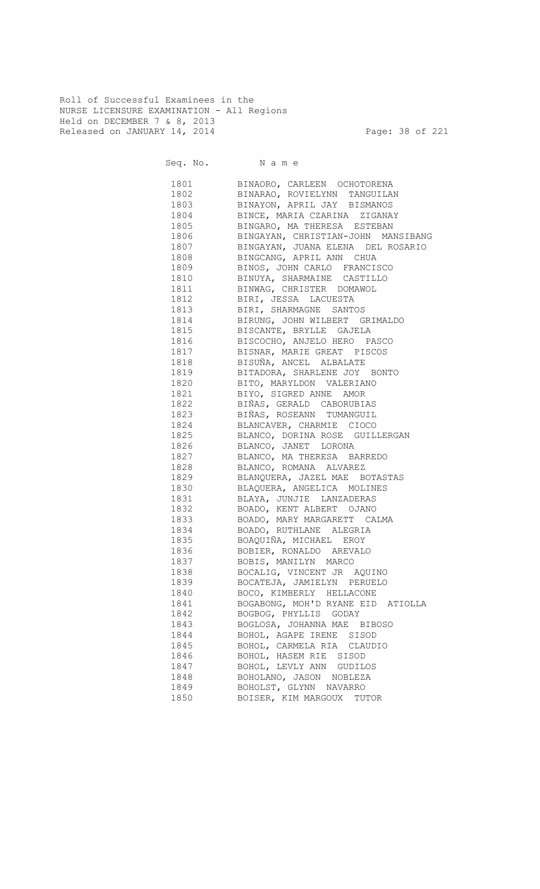Roll of Successful Examinees in the
NURSE LICENSURE EXAMINATION - All Regions
Held on DECEMBER 7 & 8, 2013
Released on JANUARY 14, 2014

| Seq. No. | N a m e |
|---|---|
| 1801 | BINAORO, CARLEEN OCHOTORENA |
| 1802 | BINARAO, ROVIELYNN TANGUILAN |
| 1803 | BINAYON, APRIL JAY BISMANOS |
| 1804 | BINCE, MARIA CZARINA ZIGANAY |
| 1805 | BINGARO, MA THERESA ESTEBAN |
| 1806 | BINGAYAN, CHRISTIAN-JOHN MANSIBANG |
| 1807 | BINGAYAN, JUANA ELENA DEL ROSARIO |
| 1808 | BINGCANG, APRIL ANN CHUA |
| 1809 | BINOS, JOHN CARLO FRANCISCO |
| 1810 | BINUYA, SHARMAINE CASTILLO |
| 1811 | BINWAG, CHRISTER DOMAWOL |
| 1812 | BIRI, JESSA LACUESTA |
| 1813 | BIRI, SHARMAGNE SANTOS |
| 1814 | BIRUNG, JOHN WILBERT GRIMALDO |
| 1815 | BISCANTE, BRYLLE GAJELA |
| 1816 | BISCOCHO, ANJELO HERO PASCO |
| 1817 | BISNAR, MARIE GREAT PISCOS |
| 1818 | BISUÑA, ANCEL ALBALATE |
| 1819 | BITADORA, SHARLENE JOY BONTO |
| 1820 | BITO, MARYLDON VALERIANO |
| 1821 | BIYO, SIGRED ANNE AMOR |
| 1822 | BIÑAS, GERALD CABORUBIAS |
| 1823 | BIÑAS, ROSEANN TUMANGUIL |
| 1824 | BLANCAVER, CHARMIE CIOCO |
| 1825 | BLANCO, DORINA ROSE GUILLERGAN |
| 1826 | BLANCO, JANET LORONA |
| 1827 | BLANCO, MA THERESA BARREDO |
| 1828 | BLANCO, ROMANA ALVAREZ |
| 1829 | BLANQUERA, JAZEL MAE BOTASTAS |
| 1830 | BLAQUERA, ANGELICA MOLINES |
| 1831 | BLAYA, JUNJIE LANZADERAS |
| 1832 | BOADO, KENT ALBERT OJANO |
| 1833 | BOADO, MARY MARGARETT CALMA |
| 1834 | BOADO, RUTHLANE ALEGRIA |
| 1835 | BOAQUIÑA, MICHAEL EROY |
| 1836 | BOBIER, RONALDO AREVALO |
| 1837 | BOBIS, MANILYN MARCO |
| 1838 | BOCALIG, VINCENT JR AQUINO |
| 1839 | BOCATEJA, JAMIELYN PERUELO |
| 1840 | BOCO, KIMBERLY HELLACONE |
| 1841 | BOGABONG, MOH'D RYANE EID ATIOLLA |
| 1842 | BOGBOG, PHYLLIS GODAY |
| 1843 | BOGLOSA, JOHANNA MAE BIBOSO |
| 1844 | BOHOL, AGAPE IRENE SISOD |
| 1845 | BOHOL, CARMELA RIA CLAUDIO |
| 1846 | BOHOL, HASEM RIE SISOD |
| 1847 | BOHOL, LEVLY ANN GUDILOS |
| 1848 | BOHOLANO, JASON NOBLEZA |
| 1849 | BOHOLST, GLYNN NAVARRO |
| 1850 | BOISER, KIM MARGOUX TUTOR |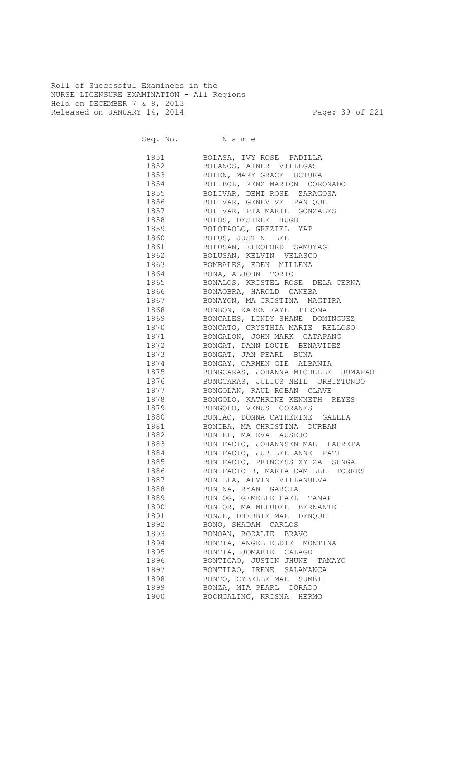Roll of Successful Examinees in the
NURSE LICENSURE EXAMINATION - All Regions
Held on DECEMBER 7 & 8, 2013
Released on JANUARY 14, 2014

| Seq. No. | N a m e |
|---|---|
| 1851 | BOLASA, IVY ROSE PADILLA |
| 1852 | BOLAÑOS, AINER VILLEGAS |
| 1853 | BOLEN, MARY GRACE OCTURA |
| 1854 | BOLIBOL, RENZ MARION CORONADO |
| 1855 | BOLIVAR, DEMI ROSE ZARAGOSA |
| 1856 | BOLIVAR, GENEVIVE PANIQUE |
| 1857 | BOLIVAR, PIA MARIE GONZALES |
| 1858 | BOLOS, DESIREE HUGO |
| 1859 | BOLOTAOLO, GREZIEL YAP |
| 1860 | BOLUS, JUSTIN LEE |
| 1861 | BOLUSAN, ELEOFORD SAMUYAG |
| 1862 | BOLUSAN, KELVIN VELASCO |
| 1863 | BOMBALES, EDEN MILLENA |
| 1864 | BONA, ALJOHN TORIO |
| 1865 | BONALOS, KRISTEL ROSE DELA CERNA |
| 1866 | BONAOBRA, HAROLD CANEBA |
| 1867 | BONAYON, MA CRISTINA MAGTIRA |
| 1868 | BONBON, KAREN FAYE TIRONA |
| 1869 | BONCALES, LINDY SHANE DOMINGUEZ |
| 1870 | BONCATO, CRYSTHIA MARIE RELLOSO |
| 1871 | BONGALON, JOHN MARK CATAPANG |
| 1872 | BONGAT, DANN LOUIE BENAVIDEZ |
| 1873 | BONGAT, JAN PEARL BUNA |
| 1874 | BONGAY, CARMEN GIE ALBANIA |
| 1875 | BONGCARAS, JOHANNA MICHELLE JUMAPAO |
| 1876 | BONGCARAS, JULIUS NEIL URBIZTONDO |
| 1877 | BONGOLAN, RAUL ROBAN CLAVE |
| 1878 | BONGOLO, KATHRINE KENNETH REYES |
| 1879 | BONGOLO, VENUS CORANES |
| 1880 | BONIAO, DONNA CATHERINE GALELA |
| 1881 | BONIBA, MA CHRISTINA DURBAN |
| 1882 | BONIEL, MA EVA AUSEJO |
| 1883 | BONIFACIO, JOHANNSEN MAE LAURETA |
| 1884 | BONIFACIO, JUBILEE ANNE PATI |
| 1885 | BONIFACIO, PRINCESS XY-ZA SUNGA |
| 1886 | BONIFACIO-B, MARIA CAMILLE TORRES |
| 1887 | BONILLA, ALVIN VILLANUEVA |
| 1888 | BONINA, RYAN GARCIA |
| 1889 | BONIOG, GEMELLE LAEL TANAP |
| 1890 | BONIOR, MA MELUDEE BERNANTE |
| 1891 | BONJE, DHEBBIE MAE DENQUE |
| 1892 | BONO, SHADAM CARLOS |
| 1893 | BONOAN, RODALIE BRAVO |
| 1894 | BONTIA, ANGEL ELDIE MONTINA |
| 1895 | BONTIA, JOMARIE CALAGO |
| 1896 | BONTIGAO, JUSTIN JHUNE TAMAYO |
| 1897 | BONTILAO, IRENE SALAMANCA |
| 1898 | BONTO, CYBELLE MAE SUMBI |
| 1899 | BONZA, MIA PEARL DORADO |
| 1900 | BOONGALING, KRISNA HERMO |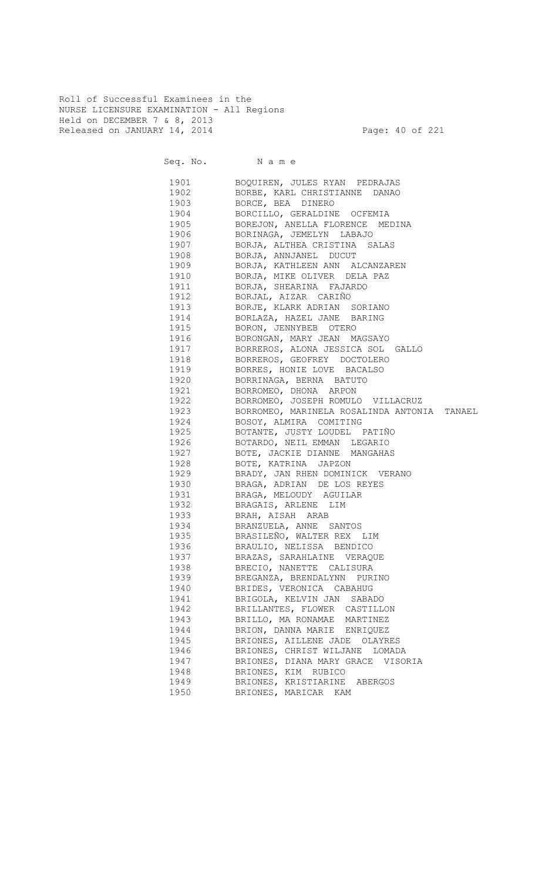Roll of Successful Examinees in the
NURSE LICENSURE EXAMINATION - All Regions
Held on DECEMBER 7 & 8, 2013
Released on JANUARY 14, 2014

| Seq. No. | N a m e |
|---|---|
| 1901 | BOQUIREN, JULES RYAN PEDRAJAS |
| 1902 | BORBE, KARL CHRISTIANNE DANAO |
| 1903 | BORCE, BEA DINERO |
| 1904 | BORCILLO, GERALDINE OCFEMIA |
| 1905 | BOREJON, ANELLA FLORENCE MEDINA |
| 1906 | BORINAGA, JEMELYN LABAJO |
| 1907 | BORJA, ALTHEA CRISTINA SALAS |
| 1908 | BORJA, ANNJANEL DUCUT |
| 1909 | BORJA, KATHLEEN ANN ALCANZAREN |
| 1910 | BORJA, MIKE OLIVER DELA PAZ |
| 1911 | BORJA, SHEARINA FAJARDO |
| 1912 | BORJAL, AIZAR CARIÑO |
| 1913 | BORJE, KLARK ADRIAN SORIANO |
| 1914 | BORLAZA, HAZEL JANE BARING |
| 1915 | BORON, JENNYBEB OTERO |
| 1916 | BORONGAN, MARY JEAN MAGSAYO |
| 1917 | BORREROS, ALONA JESSICA SOL GALLO |
| 1918 | BORREROS, GEOFREY DOCTOLERO |
| 1919 | BORRES, HONIE LOVE BACALSO |
| 1920 | BORRINAGA, BERNA BATUTO |
| 1921 | BORROMEO, DHONA ARPON |
| 1922 | BORROMEO, JOSEPH ROMULO VILLACRUZ |
| 1923 | BORROMEO, MARINELA ROSALINDA ANTONIA TANAEL |
| 1924 | BOSOY, ALMIRA COMITING |
| 1925 | BOTANTE, JUSTY LOUDEL PATIÑO |
| 1926 | BOTARDO, NEIL EMMAN LEGARIO |
| 1927 | BOTE, JACKIE DIANNE MANGAHAS |
| 1928 | BOTE, KATRINA JAPZON |
| 1929 | BRADY, JAN RHEN DOMINICK VERANO |
| 1930 | BRAGA, ADRIAN DE LOS REYES |
| 1931 | BRAGA, MELOUDY AGUILAR |
| 1932 | BRAGAIS, ARLENE LIM |
| 1933 | BRAH, AISAH ARAB |
| 1934 | BRANZUELA, ANNE SANTOS |
| 1935 | BRASILEÑO, WALTER REX LIM |
| 1936 | BRAULIO, NELISSA BENDICO |
| 1937 | BRAZAS, SARAHLAINE VERAQUE |
| 1938 | BRECIO, NANETTE CALISURA |
| 1939 | BREGANZA, BRENDALYNN PURINO |
| 1940 | BRIDES, VERONICA CABAHUG |
| 1941 | BRIGOLA, KELVIN JAN SABADO |
| 1942 | BRILLANTES, FLOWER CASTILLON |
| 1943 | BRILLO, MA RONAMAE MARTINEZ |
| 1944 | BRION, DANNA MARIE ENRIQUEZ |
| 1945 | BRIONES, AILLENE JADE OLAYRES |
| 1946 | BRIONES, CHRIST WILJANE LOMADA |
| 1947 | BRIONES, DIANA MARY GRACE VISORIA |
| 1948 | BRIONES, KIM RUBICO |
| 1949 | BRIONES, KRISTIARINE ABERGOS |
| 1950 | BRIONES, MARICAR KAM |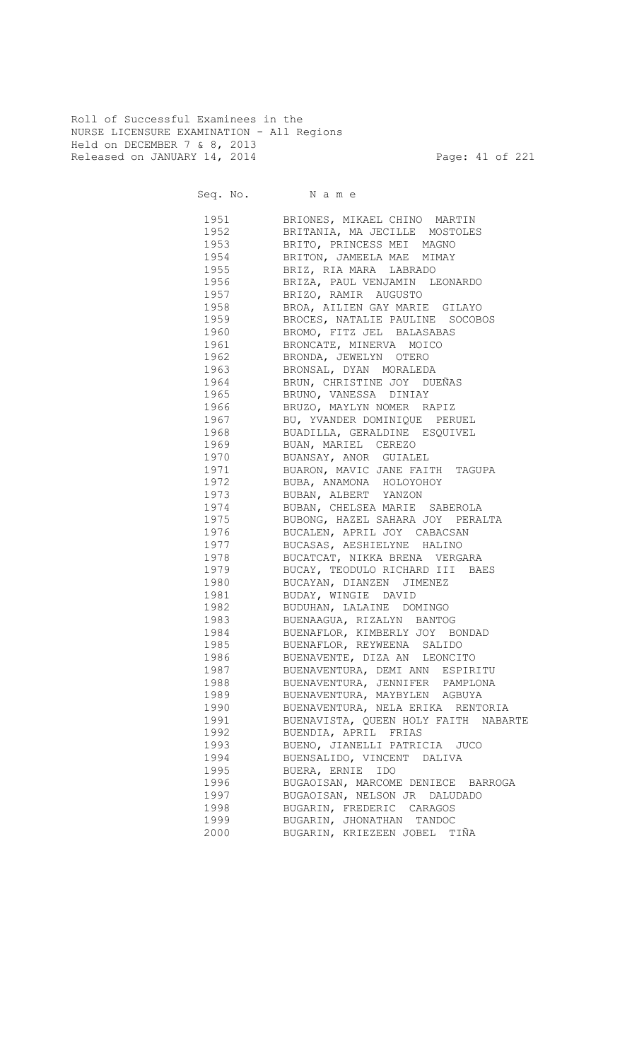Roll of Successful Examinees in the
NURSE LICENSURE EXAMINATION - All Regions
Held on DECEMBER 7 & 8, 2013
Released on JANUARY 14, 2014

| Seq. No. | N a m e |
|---|---|
| 1951 | BRIONES, MIKAEL CHINO MARTIN |
| 1952 | BRITANIA, MA JECILLE MOSTOLES |
| 1953 | BRITO, PRINCESS MEI MAGNO |
| 1954 | BRITON, JAMEELA MAE MIMAY |
| 1955 | BRIZ, RIA MARA LABRADO |
| 1956 | BRIZA, PAUL VENJAMIN LEONARDO |
| 1957 | BRIZO, RAMIR AUGUSTO |
| 1958 | BROA, AILIEN GAY MARIE GILAYO |
| 1959 | BROCES, NATALIE PAULINE SOCOBOS |
| 1960 | BROMO, FITZ JEL BALASABAS |
| 1961 | BRONCATE, MINERVA MOICO |
| 1962 | BRONDA, JEWELYN OTERO |
| 1963 | BRONSAL, DYAN MORALEDA |
| 1964 | BRUN, CHRISTINE JOY DUEÑAS |
| 1965 | BRUNO, VANESSA DINIAY |
| 1966 | BRUZO, MAYLYN NOMER RAPIZ |
| 1967 | BU, YVANDER DOMINIQUE PERUEL |
| 1968 | BUADILLA, GERALDINE ESQUIVEL |
| 1969 | BUAN, MARIEL CEREZO |
| 1970 | BUANSAY, ANOR GUIALEL |
| 1971 | BUARON, MAVIC JANE FAITH TAGUPA |
| 1972 | BUBA, ANAMONA HOLOYOHOY |
| 1973 | BUBAN, ALBERT YANZON |
| 1974 | BUBAN, CHELSEA MARIE SABEROLA |
| 1975 | BUBONG, HAZEL SAHARA JOY PERALTA |
| 1976 | BUCALEN, APRIL JOY CABACSAN |
| 1977 | BUCASAS, AESHIELYNE HALINO |
| 1978 | BUCATCAT, NIKKA BRENA VERGARA |
| 1979 | BUCAY, TEODULO RICHARD III BAES |
| 1980 | BUCAYAN, DIANZEN JIMENEZ |
| 1981 | BUDAY, WINGIE DAVID |
| 1982 | BUDUHAN, LALAINE DOMINGO |
| 1983 | BUENAAGUA, RIZALYN BANTOG |
| 1984 | BUENAFLOR, KIMBERLY JOY BONDAD |
| 1985 | BUENAFLOR, REYWEENA SALIDO |
| 1986 | BUENAVENTE, DIZA AN LEONCITO |
| 1987 | BUENAVENTURA, DEMI ANN ESPIRITU |
| 1988 | BUENAVENTURA, JENNIFER PAMPLONA |
| 1989 | BUENAVENTURA, MAYBYLEN AGBUYA |
| 1990 | BUENAVENTURA, NELA ERIKA RENTORIA |
| 1991 | BUENAVISTA, QUEEN HOLY FAITH NABARTE |
| 1992 | BUENDIA, APRIL FRIAS |
| 1993 | BUENO, JIANELLI PATRICIA JUCO |
| 1994 | BUENSALIDO, VINCENT DALIVA |
| 1995 | BUERA, ERNIE IDO |
| 1996 | BUGAOISAN, MARCOME DENIECE BARROGA |
| 1997 | BUGAOISAN, NELSON JR DALUDADO |
| 1998 | BUGARIN, FREDERIC CARAGOS |
| 1999 | BUGARIN, JHONATHAN TANDOC |
| 2000 | BUGARIN, KRIEZEEN JOBEL TIÑA |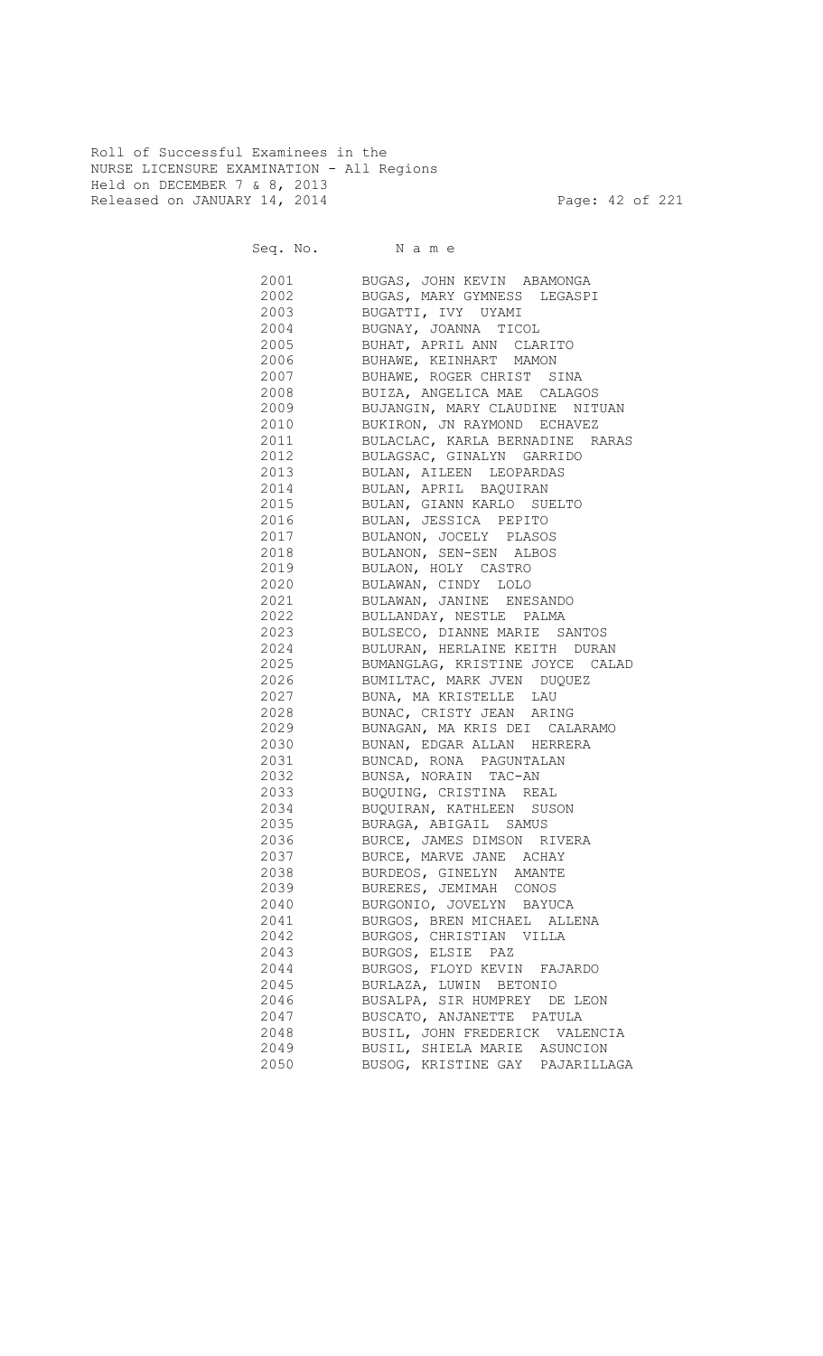Roll of Successful Examinees in the
NURSE LICENSURE EXAMINATION - All Regions
Held on DECEMBER 7 & 8, 2013
Released on JANUARY 14, 2014

| Seq. No. | N a m e |
|---|---|
| 2001 | BUGAS, JOHN KEVIN ABAMONGA |
| 2002 | BUGAS, MARY GYMNESS LEGASPI |
| 2003 | BUGATTI, IVY UYAMI |
| 2004 | BUGNAY, JOANNA TICOL |
| 2005 | BUHAT, APRIL ANN CLARITO |
| 2006 | BUHAWE, KEINHART MAMON |
| 2007 | BUHAWE, ROGER CHRIST SINA |
| 2008 | BUIZA, ANGELICA MAE CALAGOS |
| 2009 | BUJANGIN, MARY CLAUDINE NITUAN |
| 2010 | BUKIRON, JN RAYMOND ECHAVEZ |
| 2011 | BULACLAC, KARLA BERNADINE RARAS |
| 2012 | BULAGSAC, GINALYN GARRIDO |
| 2013 | BULAN, AILEEN LEOPARDAS |
| 2014 | BULAN, APRIL BAQUIRAN |
| 2015 | BULAN, GIANN KARLO SUELTO |
| 2016 | BULAN, JESSICA PEPITO |
| 2017 | BULANON, JOCELY PLASOS |
| 2018 | BULANON, SEN-SEN ALBOS |
| 2019 | BULAON, HOLY CASTRO |
| 2020 | BULAWAN, CINDY LOLO |
| 2021 | BULAWAN, JANINE ENESANDO |
| 2022 | BULLANDAY, NESTLE PALMA |
| 2023 | BULSECO, DIANNE MARIE SANTOS |
| 2024 | BULURAN, HERLAINE KEITH DURAN |
| 2025 | BUMANGLAG, KRISTINE JOYCE CALAD |
| 2026 | BUMILTAC, MARK JVEN DUQUEZ |
| 2027 | BUNA, MA KRISTELLE LAU |
| 2028 | BUNAC, CRISTY JEAN ARING |
| 2029 | BUNAGAN, MA KRIS DEI CALARAMO |
| 2030 | BUNAN, EDGAR ALLAN HERRERA |
| 2031 | BUNCAD, RONA PAGUNTALAN |
| 2032 | BUNSA, NORAIN TAC-AN |
| 2033 | BUQUING, CRISTINA REAL |
| 2034 | BUQUIRAN, KATHLEEN SUSON |
| 2035 | BURAGA, ABIGAIL SAMUS |
| 2036 | BURCE, JAMES DIMSON RIVERA |
| 2037 | BURCE, MARVE JANE ACHAY |
| 2038 | BURDEOS, GINELYN AMANTE |
| 2039 | BURERES, JEMIMAH CONOS |
| 2040 | BURGONIO, JOVELYN BAYUCA |
| 2041 | BURGOS, BREN MICHAEL ALLENA |
| 2042 | BURGOS, CHRISTIAN VILLA |
| 2043 | BURGOS, ELSIE PAZ |
| 2044 | BURGOS, FLOYD KEVIN FAJARDO |
| 2045 | BURLAZA, LUWIN BETONIO |
| 2046 | BUSALPA, SIR HUMPREY DE LEON |
| 2047 | BUSCATO, ANJANETTE PATULA |
| 2048 | BUSIL, JOHN FREDERICK VALENCIA |
| 2049 | BUSIL, SHIELA MARIE ASUNCION |
| 2050 | BUSOG, KRISTINE GAY PAJARILLAGA |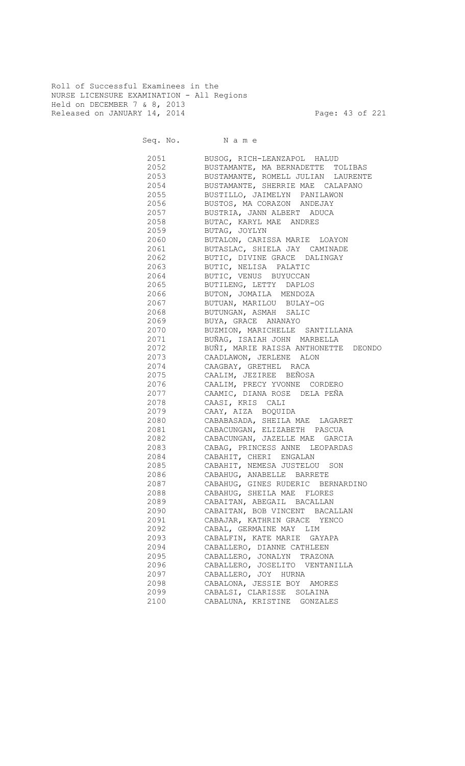Roll of Successful Examinees in the
NURSE LICENSURE EXAMINATION - All Regions
Held on DECEMBER 7 & 8, 2013
Released on JANUARY 14, 2014

| Seq. No. | N a m e |
|---|---|
| 2051 | BUSOG, RICH-LEANZAPOL HALUD |
| 2052 | BUSTAMANTE, MA BERNADETTE TOLIBAS |
| 2053 | BUSTAMANTE, ROMELL JULIAN LAURENTE |
| 2054 | BUSTAMANTE, SHERRIE MAE CALAPANO |
| 2055 | BUSTILLO, JAIMELYN PANILAWON |
| 2056 | BUSTOS, MA CORAZON ANDEJAY |
| 2057 | BUSTRIA, JANN ALBERT ADUCA |
| 2058 | BUTAC, KARYL MAE ANDRES |
| 2059 | BUTAG, JOYLYN |
| 2060 | BUTALON, CARISSA MARIE LOAYON |
| 2061 | BUTASLAC, SHIELA JAY CAMINADE |
| 2062 | BUTIC, DIVINE GRACE DALINGAY |
| 2063 | BUTIC, NELISA PALATIC |
| 2064 | BUTIC, VENUS BUYUCCAN |
| 2065 | BUTILENG, LETTY DAPLOS |
| 2066 | BUTON, JOMAILA MENDOZA |
| 2067 | BUTUAN, MARILOU BULAY-OG |
| 2068 | BUTUNGAN, ASMAH SALIC |
| 2069 | BUYA, GRACE ANANAYO |
| 2070 | BUZMION, MARICHELLE SANTILLANA |
| 2071 | BUÑAG, ISAIAH JOHN MARBELLA |
| 2072 | BUÑI, MARIE RAISSA ANTHONETTE DEONDO |
| 2073 | CAADLAWON, JERLENE ALON |
| 2074 | CAAGBAY, GRETHEL RACA |
| 2075 | CAALIM, JEZIREE BEÑOSA |
| 2076 | CAALIM, PRECY YVONNE CORDERO |
| 2077 | CAAMIC, DIANA ROSE DELA PEÑA |
| 2078 | CAASI, KRIS CALI |
| 2079 | CAAY, AIZA BOQUIDA |
| 2080 | CABABASADA, SHEILA MAE LAGARET |
| 2081 | CABACUNGAN, ELIZABETH PASCUA |
| 2082 | CABACUNGAN, JAZELLE MAE GARCIA |
| 2083 | CABAG, PRINCESS ANNE LEOPARDAS |
| 2084 | CABAHIT, CHERI ENGALAN |
| 2085 | CABAHIT, NEMESA JUSTELOU SON |
| 2086 | CABAHUG, ANABELLE BARRETE |
| 2087 | CABAHUG, GINES RUDERIC BERNARDINO |
| 2088 | CABAHUG, SHEILA MAE FLORES |
| 2089 | CABAITAN, ABEGAIL BACALLAN |
| 2090 | CABAITAN, BOB VINCENT BACALLAN |
| 2091 | CABAJAR, KATHRIN GRACE YENCO |
| 2092 | CABAL, GERMAINE MAY LIM |
| 2093 | CABALFIN, KATE MARIE GAYAPA |
| 2094 | CABALLERO, DIANNE CATHLEEN |
| 2095 | CABALLERO, JONALYN TRAZONA |
| 2096 | CABALLERO, JOSELITO VENTANILLA |
| 2097 | CABALLERO, JOY HURNA |
| 2098 | CABALONA, JESSIE BOY AMORES |
| 2099 | CABALSI, CLARISSE SOLAINA |
| 2100 | CABALUNA, KRISTINE GONZALES |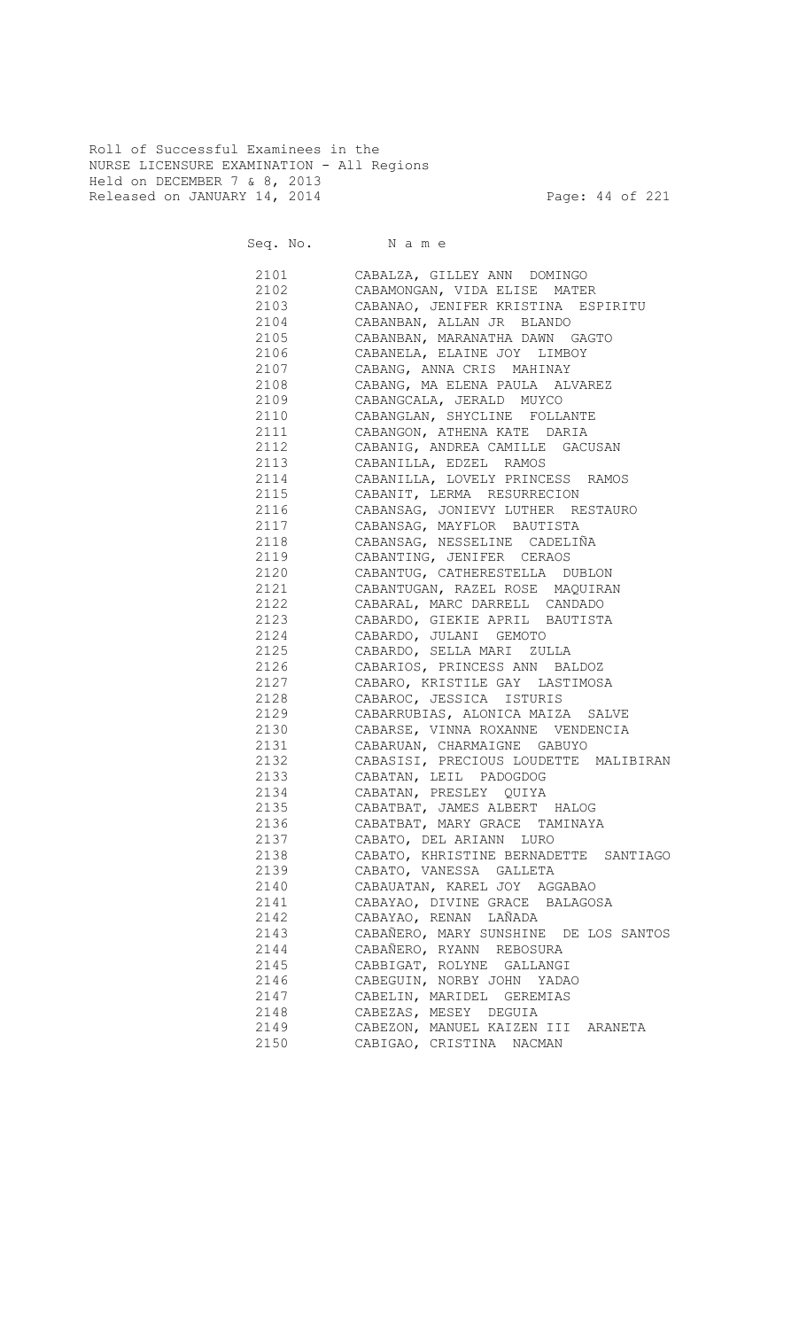Roll of Successful Examinees in the
NURSE LICENSURE EXAMINATION - All Regions
Held on DECEMBER 7 & 8, 2013
Released on JANUARY 14, 2014

| Seq. No. | N a m e |
|---|---|
| 2101 | CABALZA, GILLEY ANN DOMINGO |
| 2102 | CABAMONGAN, VIDA ELISE MATER |
| 2103 | CABANAO, JENIFER KRISTINA ESPIRITU |
| 2104 | CABANBAN, ALLAN JR BLANDO |
| 2105 | CABANBAN, MARANATHA DAWN GAGTO |
| 2106 | CABANELA, ELAINE JOY LIMBOY |
| 2107 | CABANG, ANNA CRIS MAHINAY |
| 2108 | CABANG, MA ELENA PAULA ALVAREZ |
| 2109 | CABANGCALA, JERALD MUYCO |
| 2110 | CABANGLAN, SHYCLINE FOLLANTE |
| 2111 | CABANGON, ATHENA KATE DARIA |
| 2112 | CABANIG, ANDREA CAMILLE GACUSAN |
| 2113 | CABANILLA, EDZEL RAMOS |
| 2114 | CABANILLA, LOVELY PRINCESS RAMOS |
| 2115 | CABANIT, LERMA RESURRECION |
| 2116 | CABANSAG, JONIEVY LUTHER RESTAURO |
| 2117 | CABANSAG, MAYFLOR BAUTISTA |
| 2118 | CABANSAG, NESSELINE CADELIÑA |
| 2119 | CABANTING, JENIFER CERAOS |
| 2120 | CABANTUG, CATHERESTELLA DUBLON |
| 2121 | CABANTUGAN, RAZEL ROSE MAQUIRAN |
| 2122 | CABARAL, MARC DARRELL CANDADO |
| 2123 | CABARDO, GIEKIE APRIL BAUTISTA |
| 2124 | CABARDO, JULANI GEMOTO |
| 2125 | CABARDO, SELLA MARI ZULLA |
| 2126 | CABARIOS, PRINCESS ANN BALDOZ |
| 2127 | CABARO, KRISTILE GAY LASTIMOSA |
| 2128 | CABAROC, JESSICA ISTURIS |
| 2129 | CABARRUBIAS, ALONICA MAIZA SALVE |
| 2130 | CABARSE, VINNA ROXANNE VENDENCIA |
| 2131 | CABARUAN, CHARMAIGNE GABUYO |
| 2132 | CABASISI, PRECIOUS LOUDETTE MALIBIRAN |
| 2133 | CABATAN, LEIL PADOGDOG |
| 2134 | CABATAN, PRESLEY QUIYA |
| 2135 | CABATBAT, JAMES ALBERT HALOG |
| 2136 | CABATBAT, MARY GRACE TAMINAYA |
| 2137 | CABATO, DEL ARIANN LURO |
| 2138 | CABATO, KHRISTINE BERNADETTE SANTIAGO |
| 2139 | CABATO, VANESSA GALLETA |
| 2140 | CABAUATAN, KAREL JOY AGGABAO |
| 2141 | CABAYAO, DIVINE GRACE BALAGOSA |
| 2142 | CABAYAO, RENAN LAÑADA |
| 2143 | CABAÑERO, MARY SUNSHINE DE LOS SANTOS |
| 2144 | CABAÑERO, RYANN REBOSURA |
| 2145 | CABBIGAT, ROLYNE GALLANGI |
| 2146 | CABEGUIN, NORBY JOHN YADAO |
| 2147 | CABELIN, MARIDEL GEREMIAS |
| 2148 | CABEZAS, MESEY DEGUIA |
| 2149 | CABEZON, MANUEL KAIZEN III ARANETA |
| 2150 | CABIGAO, CRISTINA NACMAN |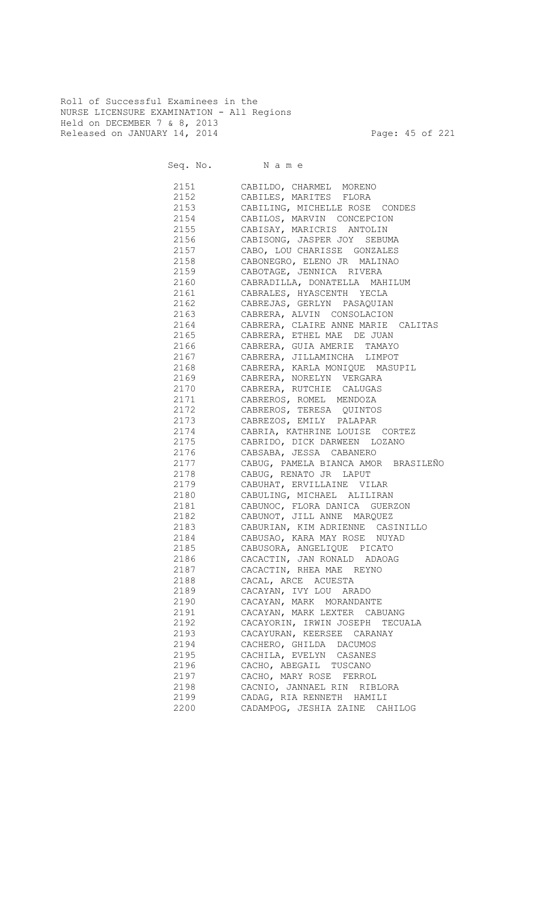Roll of Successful Examinees in the
NURSE LICENSURE EXAMINATION - All Regions
Held on DECEMBER 7 & 8, 2013
Released on JANUARY 14, 2014

| Seq. No. | N a m e |
|---|---|
| 2151 | CABILDO, CHARMEL MORENO |
| 2152 | CABILES, MARITES FLORA |
| 2153 | CABILING, MICHELLE ROSE CONDES |
| 2154 | CABILOS, MARVIN CONCEPCION |
| 2155 | CABISAY, MARICRIS ANTOLIN |
| 2156 | CABISONG, JASPER JOY SEBUMA |
| 2157 | CABO, LOU CHARISSE GONZALES |
| 2158 | CABONEGRO, ELENO JR MALINAO |
| 2159 | CABOTAGE, JENNICA RIVERA |
| 2160 | CABRADILLA, DONATELLA MAHILUM |
| 2161 | CABRALES, HYASCENTH YECLA |
| 2162 | CABREJAS, GERLYN PASAQUIAN |
| 2163 | CABRERA, ALVIN CONSOLACION |
| 2164 | CABRERA, CLAIRE ANNE MARIE CALITAS |
| 2165 | CABRERA, ETHEL MAE DE JUAN |
| 2166 | CABRERA, GUIA AMERIE TAMAYO |
| 2167 | CABRERA, JILLAMINCHA LIMPOT |
| 2168 | CABRERA, KARLA MONIQUE MASUPIL |
| 2169 | CABRERA, NORELYN VERGARA |
| 2170 | CABRERA, RUTCHIE CALUGAS |
| 2171 | CABREROS, ROMEL MENDOZA |
| 2172 | CABREROS, TERESA QUINTOS |
| 2173 | CABREZOS, EMILY PALAPAR |
| 2174 | CABRIA, KATHRINE LOUISE CORTEZ |
| 2175 | CABRIDO, DICK DARWEEN LOZANO |
| 2176 | CABSABA, JESSA CABANERO |
| 2177 | CABUG, PAMELA BIANCA AMOR BRASILEÑO |
| 2178 | CABUG, RENATO JR LAPUT |
| 2179 | CABUHAT, ERVILLAINE VILAR |
| 2180 | CABULING, MICHAEL ALILIRAN |
| 2181 | CABUNOC, FLORA DANICA GUERZON |
| 2182 | CABUNOT, JILL ANNE MARQUEZ |
| 2183 | CABURIAN, KIM ADRIENNE CASINILLO |
| 2184 | CABUSAO, KARA MAY ROSE NUYAD |
| 2185 | CABUSORA, ANGELIQUE PICATO |
| 2186 | CACACTIN, JAN RONALD ADAOAG |
| 2187 | CACACTIN, RHEA MAE REYNO |
| 2188 | CACAL, ARCE ACUESTA |
| 2189 | CACAYAN, IVY LOU ARADO |
| 2190 | CACAYAN, MARK MORANDANTE |
| 2191 | CACAYAN, MARK LEXTER CABUANG |
| 2192 | CACAYORIN, IRWIN JOSEPH TECUALA |
| 2193 | CACAYURAN, KEERSEE CARANAY |
| 2194 | CACHERO, GHILDA DACUMOS |
| 2195 | CACHILA, EVELYN CASANES |
| 2196 | CACHO, ABEGAIL TUSCANO |
| 2197 | CACHO, MARY ROSE FERROL |
| 2198 | CACNIO, JANNAEL RIN RIBLORA |
| 2199 | CADAG, RIA RENNETH HAMILI |
| 2200 | CADAMPOG, JESHIA ZAINE CAHILOG |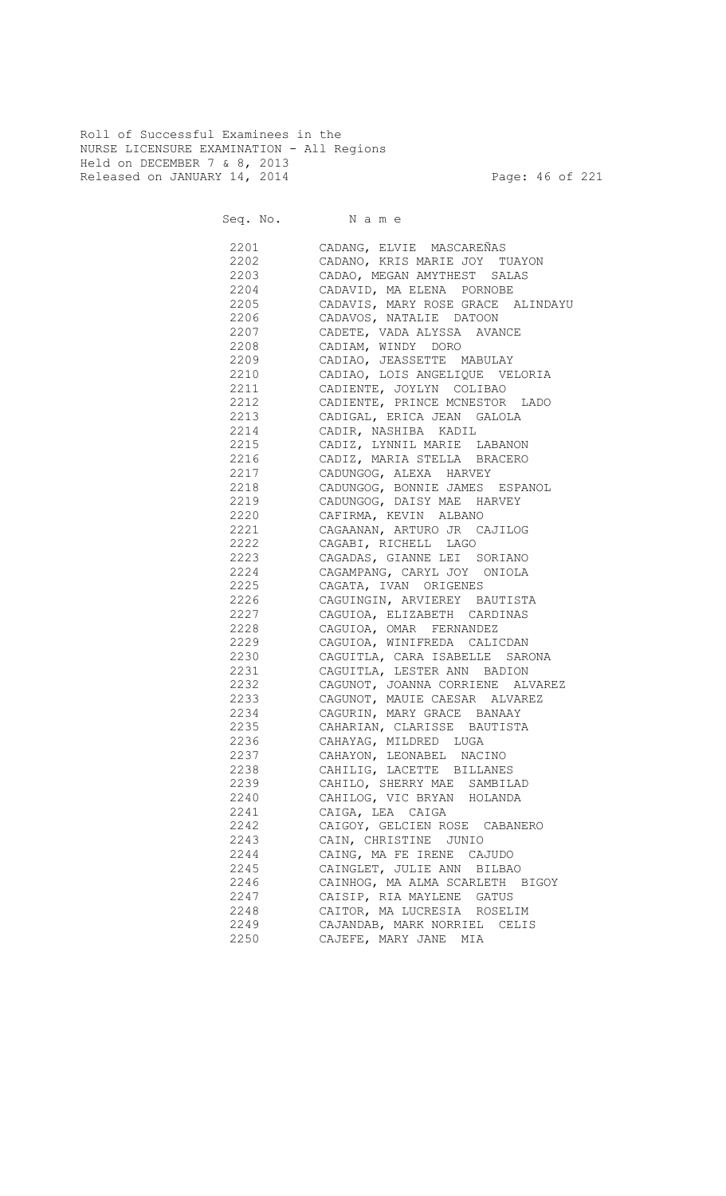Roll of Successful Examinees in the
NURSE LICENSURE EXAMINATION - All Regions
Held on DECEMBER 7 & 8, 2013
Released on JANUARY 14, 2014

| Seq. No. | N a m e |
| --- | --- |
| 2201 | CADANG, ELVIE MASCAREÑAS |
| 2202 | CADANO, KRIS MARIE JOY TUAYON |
| 2203 | CADAO, MEGAN AMYTHEST SALAS |
| 2204 | CADAVID, MA ELENA PORNOBE |
| 2205 | CADAVIS, MARY ROSE GRACE ALINDAYU |
| 2206 | CADAVOS, NATALIE DATOON |
| 2207 | CADETE, VADA ALYSSA AVANCE |
| 2208 | CADIAM, WINDY DORO |
| 2209 | CADIAO, JEASSETTE MABULAY |
| 2210 | CADIAO, LOIS ANGELIQUE VELORIA |
| 2211 | CADIENTE, JOYLYN COLIBAO |
| 2212 | CADIENTE, PRINCE MCNESTOR LADO |
| 2213 | CADIGAL, ERICA JEAN GALOLA |
| 2214 | CADIR, NASHIBA KADIL |
| 2215 | CADIZ, LYNNIL MARIE LABANON |
| 2216 | CADIZ, MARIA STELLA BRACERO |
| 2217 | CADUNGOG, ALEXA HARVEY |
| 2218 | CADUNGOG, BONNIE JAMES ESPANOL |
| 2219 | CADUNGOG, DAISY MAE HARVEY |
| 2220 | CAFIRMA, KEVIN ALBANO |
| 2221 | CAGAANAN, ARTURO JR CAJILOG |
| 2222 | CAGABI, RICHELL LAGO |
| 2223 | CAGADAS, GIANNE LEI SORIANO |
| 2224 | CAGAMPANG, CARYL JOY ONIOLA |
| 2225 | CAGATA, IVAN ORIGENES |
| 2226 | CAGUINGIN, ARVIEREY BAUTISTA |
| 2227 | CAGUIOA, ELIZABETH CARDINAS |
| 2228 | CAGUIOA, OMAR FERNANDEZ |
| 2229 | CAGUIOA, WINIFREDA CALICDAN |
| 2230 | CAGUITLA, CARA ISABELLE SARONA |
| 2231 | CAGUITLA, LESTER ANN BADION |
| 2232 | CAGUNOT, JOANNA CORRIENE ALVAREZ |
| 2233 | CAGUNOT, MAUIE CAESAR ALVAREZ |
| 2234 | CAGURIN, MARY GRACE BANAAY |
| 2235 | CAHARIAN, CLARISSE BAUTISTA |
| 2236 | CAHAYAG, MILDRED LUGA |
| 2237 | CAHAYON, LEONABEL NACINO |
| 2238 | CAHILIG, LACETTE BILLANES |
| 2239 | CAHILO, SHERRY MAE SAMBILAD |
| 2240 | CAHILOG, VIC BRYAN HOLANDA |
| 2241 | CAIGA, LEA CAIGA |
| 2242 | CAIGOY, GELCIEN ROSE CABANERO |
| 2243 | CAIN, CHRISTINE JUNIO |
| 2244 | CAING, MA FE IRENE CAJUDO |
| 2245 | CAINGLET, JULIE ANN BILBAO |
| 2246 | CAINHOG, MA ALMA SCARLETH BIGOY |
| 2247 | CAISIP, RIA MAYLENE GATUS |
| 2248 | CAITOR, MA LUCRESIA ROSELIM |
| 2249 | CAJANDAB, MARK NORRIEL CELIS |
| 2250 | CAJEFE, MARY JANE MIA |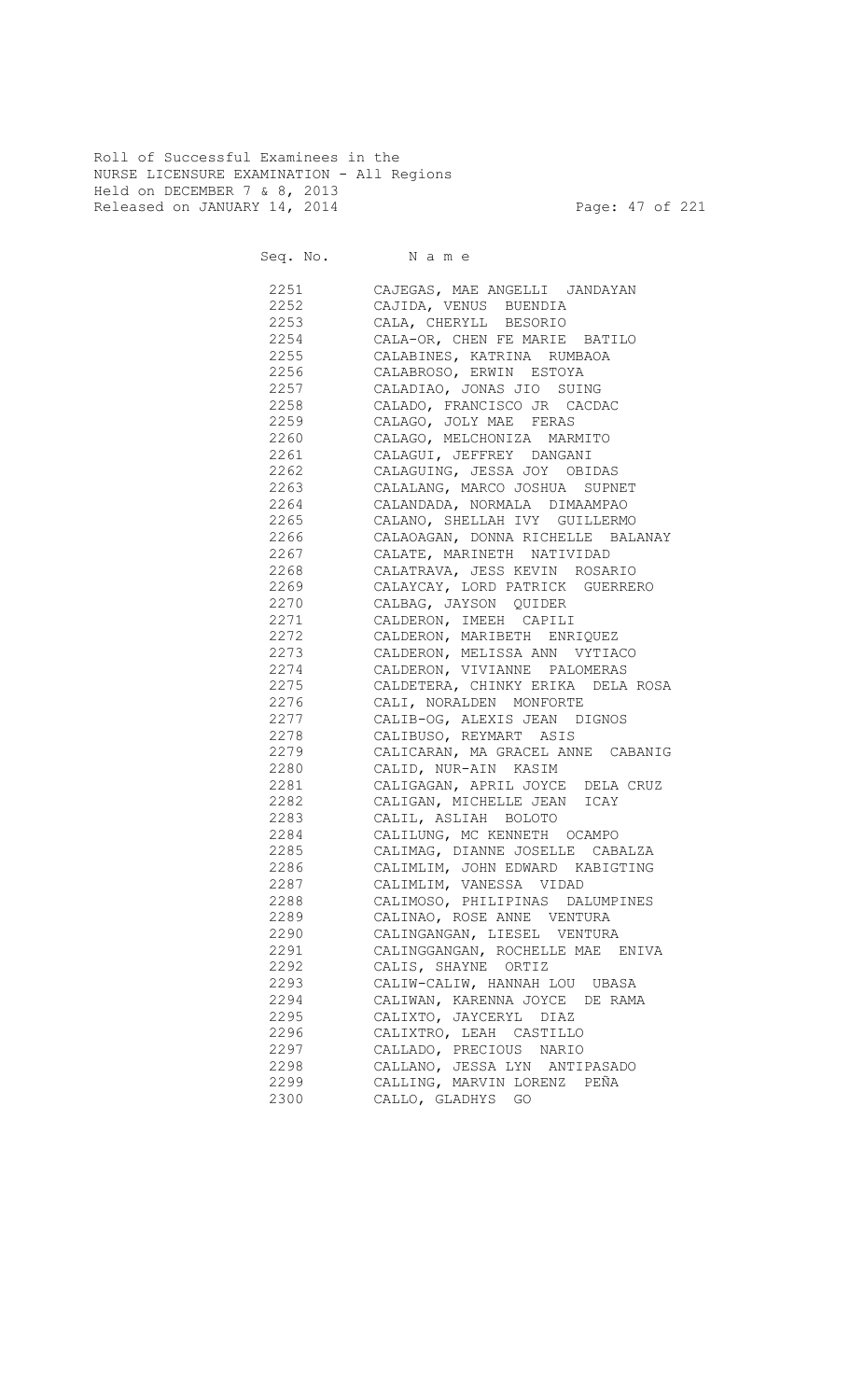Roll of Successful Examinees in the
NURSE LICENSURE EXAMINATION - All Regions
Held on DECEMBER 7 & 8, 2013
Released on JANUARY 14, 2014

| Seq. No. | N a m e |
|---|---|
| 2251 | CAJEGAS, MAE ANGELLI JANDAYAN |
| 2252 | CAJIDA, VENUS BUENDIA |
| 2253 | CALA, CHERYLL BESORIO |
| 2254 | CALA-OR, CHEN FE MARIE BATILO |
| 2255 | CALABINES, KATRINA RUMBAOA |
| 2256 | CALABROSO, ERWIN ESTOYA |
| 2257 | CALADIAO, JONAS JIO SUING |
| 2258 | CALADO, FRANCISCO JR CACDAC |
| 2259 | CALAGO, JOLY MAE FERAS |
| 2260 | CALAGO, MELCHONIZA MARMITO |
| 2261 | CALAGUI, JEFFREY DANGANI |
| 2262 | CALAGUING, JESSA JOY OBIDAS |
| 2263 | CALALANG, MARCO JOSHUA SUPNET |
| 2264 | CALANDADA, NORMALA DIMAAMPAO |
| 2265 | CALANO, SHELLAH IVY GUILLERMO |
| 2266 | CALAOAGAN, DONNA RICHELLE BALANAY |
| 2267 | CALATE, MARINETH NATIVIDAD |
| 2268 | CALATRAVA, JESS KEVIN ROSARIO |
| 2269 | CALAYCAY, LORD PATRICK GUERRERO |
| 2270 | CALBAG, JAYSON QUIDER |
| 2271 | CALDERON, IMEEH CAPILI |
| 2272 | CALDERON, MARIBETH ENRIQUEZ |
| 2273 | CALDERON, MELISSA ANN VYTIACO |
| 2274 | CALDERON, VIVIANNE PALOMERAS |
| 2275 | CALDETERA, CHINKY ERIKA DELA ROSA |
| 2276 | CALI, NORALDEN MONFORTE |
| 2277 | CALIB-OG, ALEXIS JEAN DIGNOS |
| 2278 | CALIBUSO, REYMART ASIS |
| 2279 | CALICARAN, MA GRACEL ANNE CABANIG |
| 2280 | CALID, NUR-AIN KASIM |
| 2281 | CALIGAGAN, APRIL JOYCE DELA CRUZ |
| 2282 | CALIGAN, MICHELLE JEAN ICAY |
| 2283 | CALIL, ASLIAH BOLOTO |
| 2284 | CALILUNG, MC KENNETH OCAMPO |
| 2285 | CALIMAG, DIANNE JOSELLE CABALZA |
| 2286 | CALIMLIM, JOHN EDWARD KABIGTING |
| 2287 | CALIMLIM, VANESSA VIDAD |
| 2288 | CALIMOSO, PHILIPINAS DALUMPINES |
| 2289 | CALINAO, ROSE ANNE VENTURA |
| 2290 | CALINGANGAN, LIESEL VENTURA |
| 2291 | CALINGGANGAN, ROCHELLE MAE ENIVA |
| 2292 | CALIS, SHAYNE ORTIZ |
| 2293 | CALIW-CALIW, HANNAH LOU UBASA |
| 2294 | CALIWAN, KARENNA JOYCE DE RAMA |
| 2295 | CALIXTO, JAYCERYL DIAZ |
| 2296 | CALIXTRO, LEAH CASTILLO |
| 2297 | CALLADO, PRECIOUS NARIO |
| 2298 | CALLANO, JESSA LYN ANTIPASADO |
| 2299 | CALLING, MARVIN LORENZ PEÑA |
| 2300 | CALLO, GLADHYS GO |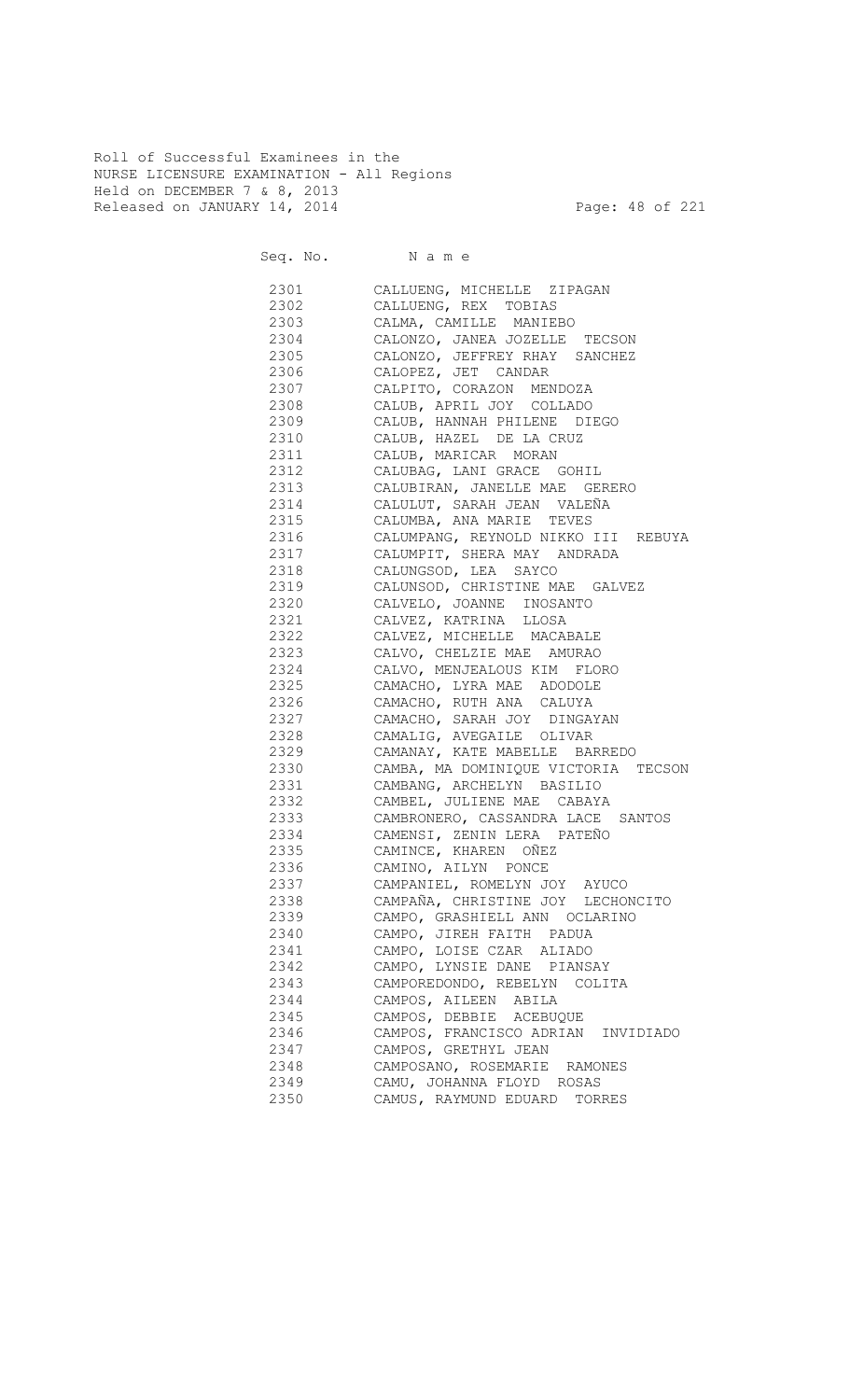Roll of Successful Examinees in the
NURSE LICENSURE EXAMINATION - All Regions
Held on DECEMBER 7 & 8, 2013
Released on JANUARY 14, 2014

| Seq. No. | N a m e |
|---|---|
| 2301 | CALLUENG, MICHELLE ZIPAGAN |
| 2302 | CALLUENG, REX TOBIAS |
| 2303 | CALMA, CAMILLE MANIEBO |
| 2304 | CALONZO, JANEA JOZELLE TECSON |
| 2305 | CALONZO, JEFFREY RHAY SANCHEZ |
| 2306 | CALOPEZ, JET CANDAR |
| 2307 | CALPITO, CORAZON MENDOZA |
| 2308 | CALUB, APRIL JOY COLLADO |
| 2309 | CALUB, HANNAH PHILENE DIEGO |
| 2310 | CALUB, HAZEL DE LA CRUZ |
| 2311 | CALUB, MARICAR MORAN |
| 2312 | CALUBAG, LANI GRACE GOHIL |
| 2313 | CALUBIRAN, JANELLE MAE GERERO |
| 2314 | CALULUT, SARAH JEAN VALEÑA |
| 2315 | CALUMBA, ANA MARIE TEVES |
| 2316 | CALUMPANG, REYNOLD NIKKO III REBUYA |
| 2317 | CALUMPIT, SHERA MAY ANDRADA |
| 2318 | CALUNGSOD, LEA SAYCO |
| 2319 | CALUNSOD, CHRISTINE MAE GALVEZ |
| 2320 | CALVELO, JOANNE INOSANTO |
| 2321 | CALVEZ, KATRINA LLOSA |
| 2322 | CALVEZ, MICHELLE MACABALE |
| 2323 | CALVO, CHELZIE MAE AMURAO |
| 2324 | CALVO, MENJEALOUS KIM FLORO |
| 2325 | CAMACHO, LYRA MAE ADODOLE |
| 2326 | CAMACHO, RUTH ANA CALUYA |
| 2327 | CAMACHO, SARAH JOY DINGAYAN |
| 2328 | CAMALIG, AVEGAILE OLIVAR |
| 2329 | CAMANAY, KATE MABELLE BARREDO |
| 2330 | CAMBA, MA DOMINIQUE VICTORIA TECSON |
| 2331 | CAMBANG, ARCHELYN BASILIO |
| 2332 | CAMBEL, JULIENE MAE CABAYA |
| 2333 | CAMBRONERO, CASSANDRA LACE SANTOS |
| 2334 | CAMENSI, ZENIN LERA PATEÑO |
| 2335 | CAMINCE, KHAREN OÑEZ |
| 2336 | CAMINO, AILYN PONCE |
| 2337 | CAMPANIEL, ROMELYN JOY AYUCO |
| 2338 | CAMPAÑA, CHRISTINE JOY LECHONCITO |
| 2339 | CAMPO, GRASHIELL ANN OCLARINO |
| 2340 | CAMPO, JIREH FAITH PADUA |
| 2341 | CAMPO, LOISE CZAR ALIADO |
| 2342 | CAMPO, LYNSIE DANE PIANSAY |
| 2343 | CAMPOREDONDO, REBELYN COLITA |
| 2344 | CAMPOS, AILEEN ABILA |
| 2345 | CAMPOS, DEBBIE ACEBUQUE |
| 2346 | CAMPOS, FRANCISCO ADRIAN INVIDIADO |
| 2347 | CAMPOS, GRETHYL JEAN |
| 2348 | CAMPOSANO, ROSEMARIE RAMONES |
| 2349 | CAMU, JOHANNA FLOYD ROSAS |
| 2350 | CAMUS, RAYMUND EDUARD TORRES |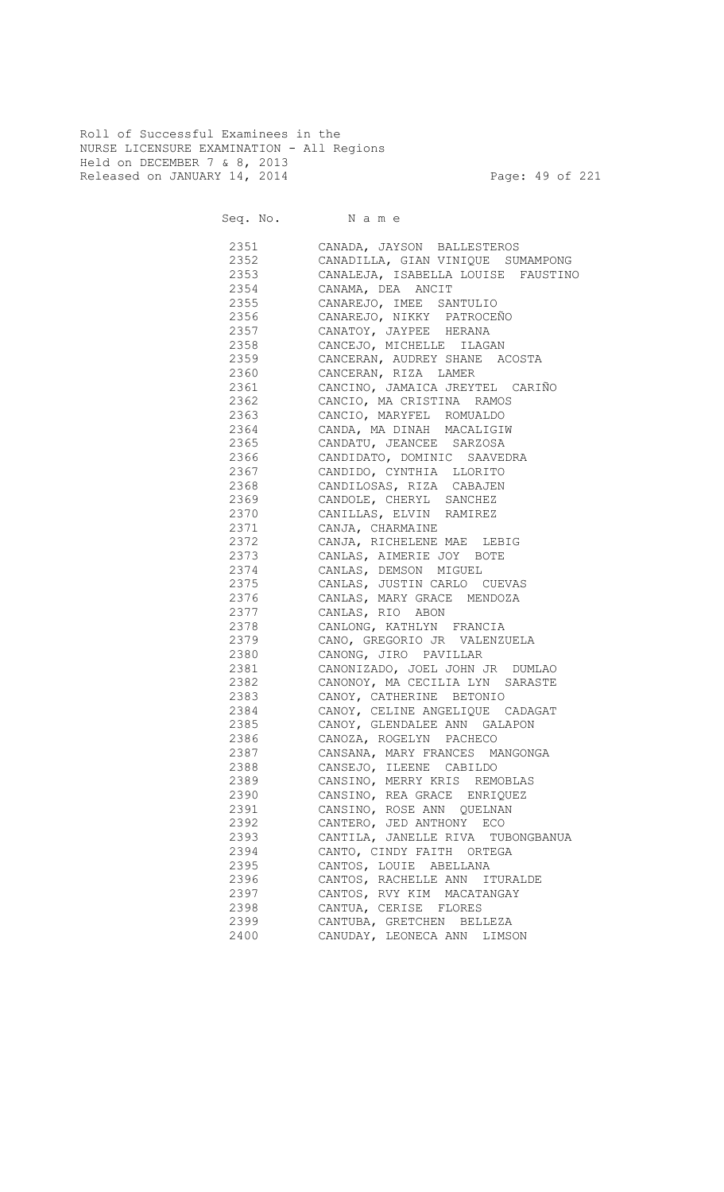Roll of Successful Examinees in the
NURSE LICENSURE EXAMINATION - All Regions
Held on DECEMBER 7 & 8, 2013
Released on JANUARY 14, 2014

| Seq. No. | Name |
|---|---|
| 2351 | CANADA, JAYSON BALLESTEROS |
| 2352 | CANADILLA, GIAN VINIQUE SUMAMPONG |
| 2353 | CANALEJA, ISABELLA LOUISE FAUSTINO |
| 2354 | CANAMA, DEA ANCIT |
| 2355 | CANAREJO, IMEE SANTULIO |
| 2356 | CANAREJO, NIKKY PATROCEÑO |
| 2357 | CANATOY, JAYPEE HERANA |
| 2358 | CANCEJO, MICHELLE ILAGAN |
| 2359 | CANCERAN, AUDREY SHANE ACOSTA |
| 2360 | CANCERAN, RIZA LAMER |
| 2361 | CANCINO, JAMAICA JREYTEL CARIÑO |
| 2362 | CANCIO, MA CRISTINA RAMOS |
| 2363 | CANCIO, MARYFEL ROMUALDO |
| 2364 | CANDA, MA DINAH MACALIGIW |
| 2365 | CANDATU, JEANCEE SARZOSA |
| 2366 | CANDIDATO, DOMINIC SAAVEDRA |
| 2367 | CANDIDO, CYNTHIA LLORITO |
| 2368 | CANDILOSAS, RIZA CABAJEN |
| 2369 | CANDOLE, CHERYL SANCHEZ |
| 2370 | CANILLAS, ELVIN RAMIREZ |
| 2371 | CANJA, CHARMAINE |
| 2372 | CANJA, RICHELENE MAE LEBIG |
| 2373 | CANLAS, AIMERIE JOY BOTE |
| 2374 | CANLAS, DEMSON MIGUEL |
| 2375 | CANLAS, JUSTIN CARLO CUEVAS |
| 2376 | CANLAS, MARY GRACE MENDOZA |
| 2377 | CANLAS, RIO ABON |
| 2378 | CANLONG, KATHLYN FRANCIA |
| 2379 | CANO, GREGORIO JR VALENZUELA |
| 2380 | CANONG, JIRO PAVILLAR |
| 2381 | CANONIZADO, JOEL JOHN JR DUMLAO |
| 2382 | CANONOY, MA CECILIA LYN SARASTE |
| 2383 | CANOY, CATHERINE BETONIO |
| 2384 | CANOY, CELINE ANGELIQUE CADAGAT |
| 2385 | CANOY, GLENDALEE ANN GALAPON |
| 2386 | CANOZA, ROGELYN PACHECO |
| 2387 | CANSANA, MARY FRANCES MANGONGA |
| 2388 | CANSEJO, ILEENE CABILDO |
| 2389 | CANSINO, MERRY KRIS REMOBLAS |
| 2390 | CANSINO, REA GRACE ENRIQUEZ |
| 2391 | CANSINO, ROSE ANN QUELNAN |
| 2392 | CANTERO, JED ANTHONY ECO |
| 2393 | CANTILA, JANELLE RIVA TUBONGBANUA |
| 2394 | CANTO, CINDY FAITH ORTEGA |
| 2395 | CANTOS, LOUIE ABELLANA |
| 2396 | CANTOS, RACHELLE ANN ITURALDE |
| 2397 | CANTOS, RVY KIM MACATANGAY |
| 2398 | CANTUA, CERISE FLORES |
| 2399 | CANTUBA, GRETCHEN BELLEZA |
| 2400 | CANUDAY, LEONECA ANN LIMSON |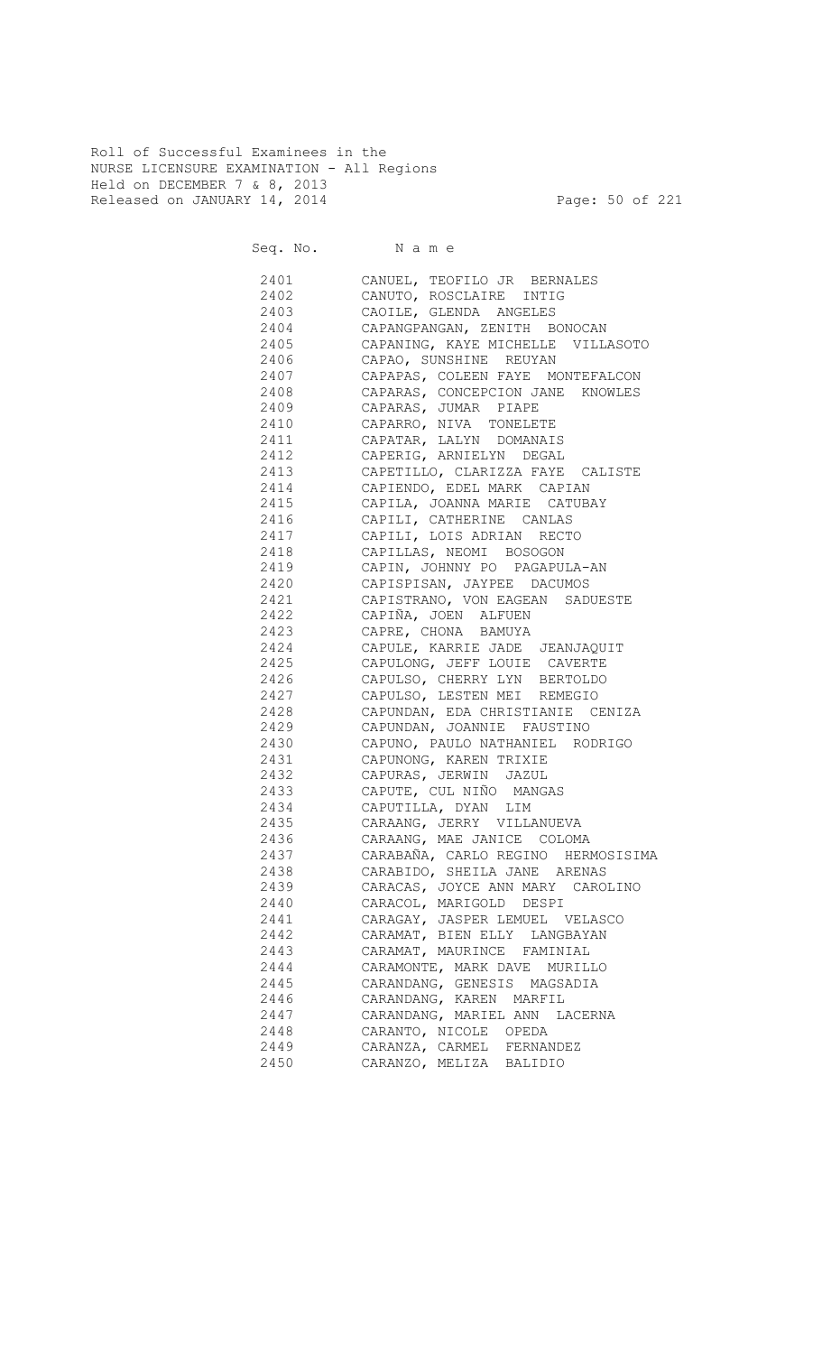Roll of Successful Examinees in the
NURSE LICENSURE EXAMINATION - All Regions
Held on DECEMBER 7 & 8, 2013
Released on JANUARY 14, 2014

| Seq. No. | N a m e |
|---|---|
| 2401 | CANUEL, TEOFILO JR BERNALES |
| 2402 | CANUTO, ROSCLAIRE INTIG |
| 2403 | CAOILE, GLENDA ANGELES |
| 2404 | CAPANGPANGAN, ZENITH BONOCAN |
| 2405 | CAPANING, KAYE MICHELLE VILLASOTO |
| 2406 | CAPAO, SUNSHINE REUYAN |
| 2407 | CAPAPAS, COLEEN FAYE MONTEFALCON |
| 2408 | CAPARAS, CONCEPCION JANE KNOWLES |
| 2409 | CAPARAS, JUMAR PIAPE |
| 2410 | CAPARRO, NIVA TONELETE |
| 2411 | CAPATAR, LALYN DOMANAIS |
| 2412 | CAPERIG, ARNIELYN DEGAL |
| 2413 | CAPETILLO, CLARIZZA FAYE CALISTE |
| 2414 | CAPIENDO, EDEL MARK CAPIAN |
| 2415 | CAPILA, JOANNA MARIE CATUBAY |
| 2416 | CAPILI, CATHERINE CANLAS |
| 2417 | CAPILI, LOIS ADRIAN RECTO |
| 2418 | CAPILLAS, NEOMI BOSOGON |
| 2419 | CAPIN, JOHNNY PO PAGAPULA-AN |
| 2420 | CAPISPISAN, JAYPEE DACUMOS |
| 2421 | CAPISTRANO, VON EAGEAN SADUESTE |
| 2422 | CAPIÑA, JOEN ALFUEN |
| 2423 | CAPRE, CHONA BAMUYA |
| 2424 | CAPULE, KARRIE JADE JEANJAQUIT |
| 2425 | CAPULONG, JEFF LOUIE CAVERTE |
| 2426 | CAPULSO, CHERRY LYN BERTOLDO |
| 2427 | CAPULSO, LESTEN MEI REMEGIO |
| 2428 | CAPUNDAN, EDA CHRISTIANIE CENIZA |
| 2429 | CAPUNDAN, JOANNIE FAUSTINO |
| 2430 | CAPUNO, PAULO NATHANIEL RODRIGO |
| 2431 | CAPUNONG, KAREN TRIXIE |
| 2432 | CAPURAS, JERWIN JAZUL |
| 2433 | CAPUTE, CUL NIÑO MANGAS |
| 2434 | CAPUTILLA, DYAN LIM |
| 2435 | CARAANG, JERRY VILLANUEVA |
| 2436 | CARAANG, MAE JANICE COLOMA |
| 2437 | CARABAÑA, CARLO REGINO HERMOSISIMA |
| 2438 | CARABIDO, SHEILA JANE ARENAS |
| 2439 | CARACAS, JOYCE ANN MARY CAROLINO |
| 2440 | CARACOL, MARIGOLD DESPI |
| 2441 | CARAGAY, JASPER LEMUEL VELASCO |
| 2442 | CARAMAT, BIEN ELLY LANGBAYAN |
| 2443 | CARAMAT, MAURINCE FAMINIAL |
| 2444 | CARAMONTE, MARK DAVE MURILLO |
| 2445 | CARANDANG, GENESIS MAGSADIA |
| 2446 | CARANDANG, KAREN MARFIL |
| 2447 | CARANDANG, MARIEL ANN LACERNA |
| 2448 | CARANTO, NICOLE OPEDA |
| 2449 | CARANZA, CARMEL FERNANDEZ |
| 2450 | CARANZO, MELIZA BALIDIO |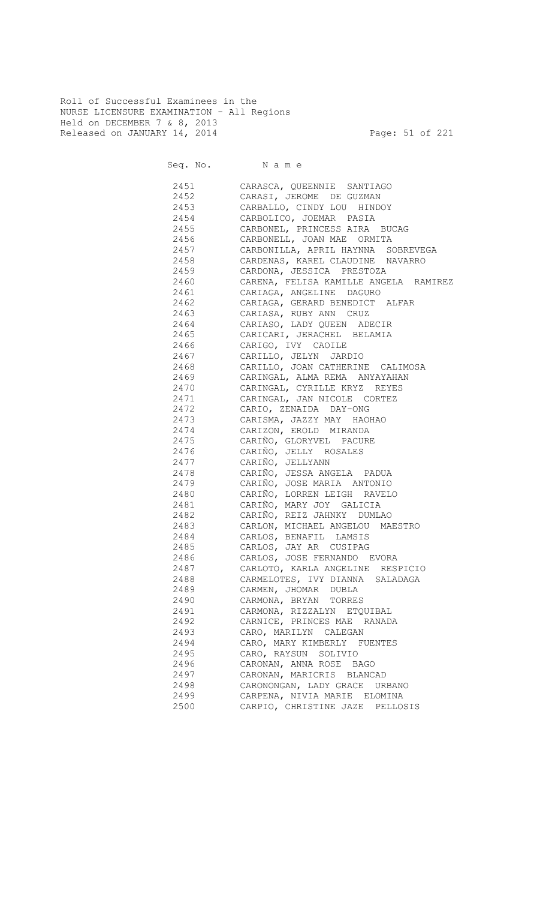Roll of Successful Examinees in the
NURSE LICENSURE EXAMINATION - All Regions
Held on DECEMBER 7 & 8, 2013
Released on JANUARY 14, 2014

| Seq. No. | N a m e |
|---|---|
| 2451 | CARASCA, QUEENNIE SANTIAGO |
| 2452 | CARASI, JEROME DE GUZMAN |
| 2453 | CARBALLO, CINDY LOU HINDOY |
| 2454 | CARBOLICO, JOEMAR PASIA |
| 2455 | CARBONEL, PRINCESS AIRA BUCAG |
| 2456 | CARBONELL, JOAN MAE ORMITA |
| 2457 | CARBONILLA, APRIL HAYNNA SOBREVEGA |
| 2458 | CARDENAS, KAREL CLAUDINE NAVARRO |
| 2459 | CARDONA, JESSICA PRESTOZA |
| 2460 | CARENA, FELISA KAMILLE ANGELA RAMIREZ |
| 2461 | CARIAGA, ANGELINE DAGURO |
| 2462 | CARIAGA, GERARD BENEDICT ALFAR |
| 2463 | CARIASA, RUBY ANN CRUZ |
| 2464 | CARIASO, LADY QUEEN ADECIR |
| 2465 | CARICARI, JERACHEL BELAMIA |
| 2466 | CARIGO, IVY CAOILE |
| 2467 | CARILLO, JELYN JARDIO |
| 2468 | CARILLO, JOAN CATHERINE CALIMOSA |
| 2469 | CARINGAL, ALMA REMA ANYAYAHAN |
| 2470 | CARINGAL, CYRILLE KRYZ REYES |
| 2471 | CARINGAL, JAN NICOLE CORTEZ |
| 2472 | CARIO, ZENAIDA DAY-ONG |
| 2473 | CARISMA, JAZZY MAY HAOHAO |
| 2474 | CARIZON, EROLD MIRANDA |
| 2475 | CARIÑO, GLORYVEL PACURE |
| 2476 | CARIÑO, JELLY ROSALES |
| 2477 | CARIÑO, JELLYANN |
| 2478 | CARIÑO, JESSA ANGELA PADUA |
| 2479 | CARIÑO, JOSE MARIA ANTONIO |
| 2480 | CARIÑO, LORREN LEIGH RAVELO |
| 2481 | CARIÑO, MARY JOY GALICIA |
| 2482 | CARIÑO, REIZ JAHNKY DUMLAO |
| 2483 | CARLON, MICHAEL ANGELOU MAESTRO |
| 2484 | CARLOS, BENAFIL LAMSIS |
| 2485 | CARLOS, JAY AR CUSIPAG |
| 2486 | CARLOS, JOSE FERNANDO EVORA |
| 2487 | CARLOTO, KARLA ANGELINE RESPICIO |
| 2488 | CARMELOTES, IVY DIANNA SALADAGA |
| 2489 | CARMEN, JHOMAR DUBLA |
| 2490 | CARMONA, BRYAN TORRES |
| 2491 | CARMONA, RIZZALYN ETQUIBAL |
| 2492 | CARNICE, PRINCES MAE RANADA |
| 2493 | CARO, MARILYN CALEGAN |
| 2494 | CARO, MARY KIMBERLY FUENTES |
| 2495 | CARO, RAYSUN SOLIVIO |
| 2496 | CARONAN, ANNA ROSE BAGO |
| 2497 | CARONAN, MARICRIS BLANCAD |
| 2498 | CARONONGAN, LADY GRACE URBANO |
| 2499 | CARPENA, NIVIA MARIE ELOMINA |
| 2500 | CARPIO, CHRISTINE JAZE PELLOSIS |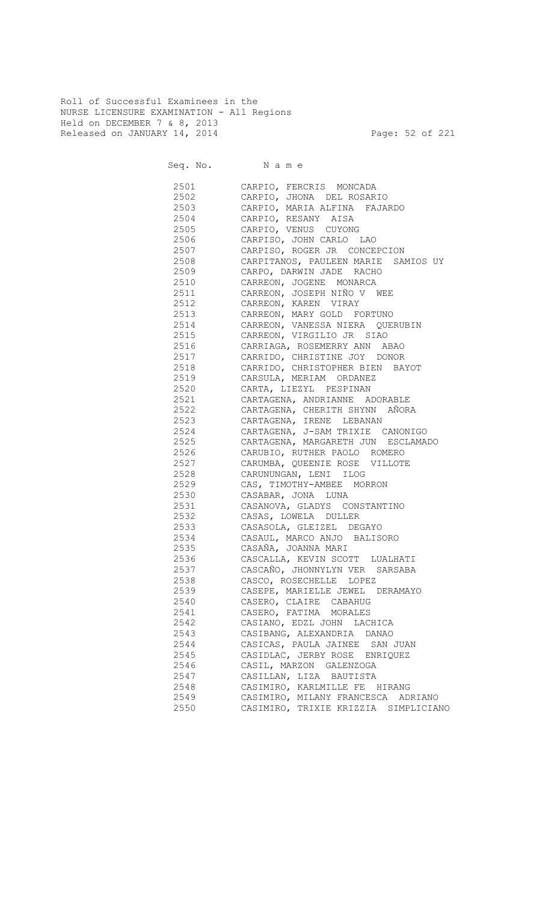Roll of Successful Examinees in the
NURSE LICENSURE EXAMINATION - All Regions
Held on DECEMBER 7 & 8, 2013
Released on JANUARY 14, 2014

| Seq. No. | N a m e |
|---|---|
| 2501 | CARPIO, FERCRIS MONCADA |
| 2502 | CARPIO, JHONA DEL ROSARIO |
| 2503 | CARPIO, MARIA ALFINA FAJARDO |
| 2504 | CARPIO, RESANY AISA |
| 2505 | CARPIO, VENUS CUYONG |
| 2506 | CARPISO, JOHN CARLO LAO |
| 2507 | CARPISO, ROGER JR CONCEPCION |
| 2508 | CARPITANOS, PAULEEN MARIE SAMIOS UY |
| 2509 | CARPO, DARWIN JADE RACHO |
| 2510 | CARREON, JOGENE MONARCA |
| 2511 | CARREON, JOSEPH NIÑO V WEE |
| 2512 | CARREON, KAREN VIRAY |
| 2513 | CARREON, MARY GOLD FORTUNO |
| 2514 | CARREON, VANESSA NIERA QUERUBIN |
| 2515 | CARREON, VIRGILIO JR SIAO |
| 2516 | CARRIAGA, ROSEMERRY ANN ABAO |
| 2517 | CARRIDO, CHRISTINE JOY DONOR |
| 2518 | CARRIDO, CHRISTOPHER BIEN BAYOT |
| 2519 | CARSULA, MERIAM ORDANEZ |
| 2520 | CARTA, LIEZYL PESPINAN |
| 2521 | CARTAGENA, ANDRIANNE ADORABLE |
| 2522 | CARTAGENA, CHERITH SHYNN AÑORA |
| 2523 | CARTAGENA, IRENE LEBANAN |
| 2524 | CARTAGENA, J-SAM TRIXIE CANONIGO |
| 2525 | CARTAGENA, MARGARETH JUN ESCLAMADO |
| 2526 | CARUBIO, RUTHER PAOLO ROMERO |
| 2527 | CARUMBA, QUEENIE ROSE VILLOTE |
| 2528 | CARUNUNGAN, LENI ILOG |
| 2529 | CAS, TIMOTHY-AMBEE MORRON |
| 2530 | CASABAR, JONA LUNA |
| 2531 | CASANOVA, GLADYS CONSTANTINO |
| 2532 | CASAS, LOWELA DULLER |
| 2533 | CASASOLA, GLEIZEL DEGAYO |
| 2534 | CASAUL, MARCO ANJO BALISORO |
| 2535 | CASAÑA, JOANNA MARI |
| 2536 | CASCALLA, KEVIN SCOTT LUALHATI |
| 2537 | CASCAÑO, JHONNYLYN VER SARSABA |
| 2538 | CASCO, ROSECHELLE LOPEZ |
| 2539 | CASEPE, MARIELLE JEWEL DERAMAYO |
| 2540 | CASERO, CLAIRE CABAHUG |
| 2541 | CASERO, FATIMA MORALES |
| 2542 | CASIANO, EDZL JOHN LACHICA |
| 2543 | CASIBANG, ALEXANDRIA DANAO |
| 2544 | CASICAS, PAULA JAINEE SAN JUAN |
| 2545 | CASIDLAC, JERBY ROSE ENRIQUEZ |
| 2546 | CASIL, MARZON GALENZOGA |
| 2547 | CASILLAN, LIZA BAUTISTA |
| 2548 | CASIMIRO, KARLMILLE FE HIRANG |
| 2549 | CASIMIRO, MILANY FRANCESCA ADRIANO |
| 2550 | CASIMIRO, TRIXIE KRIZZIA SIMPLICIANO |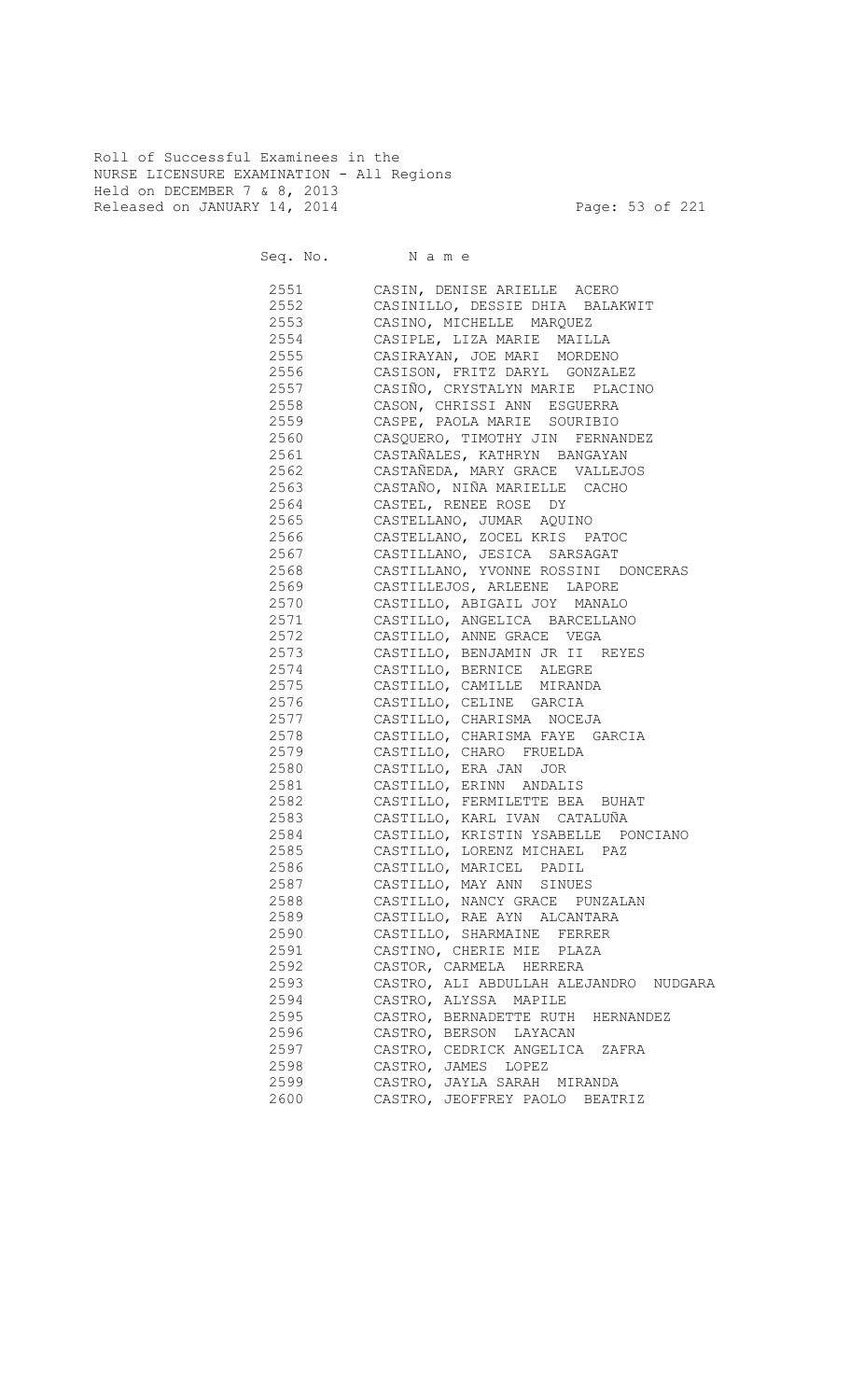Roll of Successful Examinees in the
NURSE LICENSURE EXAMINATION - All Regions
Held on DECEMBER 7 & 8, 2013
Released on JANUARY 14, 2014

| Seq. No. | N a m e |
|---|---|
| 2551 | CASIN, DENISE ARIELLE ACERO |
| 2552 | CASINILLO, DESSIE DHIA BALAKWIT |
| 2553 | CASINO, MICHELLE MARQUEZ |
| 2554 | CASIPLE, LIZA MARIE MAILLA |
| 2555 | CASIRAYAN, JOE MARI MORDENO |
| 2556 | CASISON, FRITZ DARYL GONZALEZ |
| 2557 | CASIÑO, CRYSTALYN MARIE PLACINO |
| 2558 | CASON, CHRISSI ANN ESGUERRA |
| 2559 | CASPE, PAOLA MARIE SOURIBIO |
| 2560 | CASQUERO, TIMOTHY JIN FERNANDEZ |
| 2561 | CASTAÑALES, KATHRYN BANGAYAN |
| 2562 | CASTAÑEDA, MARY GRACE VALLEJOS |
| 2563 | CASTAÑO, NIÑA MARIELLE CACHO |
| 2564 | CASTEL, RENEE ROSE DY |
| 2565 | CASTELLANO, JUMAR AQUINO |
| 2566 | CASTELLANO, ZOCEL KRIS PATOC |
| 2567 | CASTILLANO, JESICA SARSAGAT |
| 2568 | CASTILLANO, YVONNE ROSSINI DONCERAS |
| 2569 | CASTILLEJOS, ARLEENE LAPORE |
| 2570 | CASTILLO, ABIGAIL JOY MANALO |
| 2571 | CASTILLO, ANGELICA BARCELLANO |
| 2572 | CASTILLO, ANNE GRACE VEGA |
| 2573 | CASTILLO, BENJAMIN JR II REYES |
| 2574 | CASTILLO, BERNICE ALEGRE |
| 2575 | CASTILLO, CAMILLE MIRANDA |
| 2576 | CASTILLO, CELINE GARCIA |
| 2577 | CASTILLO, CHARISMA NOCEJA |
| 2578 | CASTILLO, CHARISMA FAYE GARCIA |
| 2579 | CASTILLO, CHARO FRUELDA |
| 2580 | CASTILLO, ERA JAN JOR |
| 2581 | CASTILLO, ERINN ANDALIS |
| 2582 | CASTILLO, FERMILETTE BEA BUHAT |
| 2583 | CASTILLO, KARL IVAN CATALUÑA |
| 2584 | CASTILLO, KRISTIN YSABELLE PONCIANO |
| 2585 | CASTILLO, LORENZ MICHAEL PAZ |
| 2586 | CASTILLO, MARICEL PADIL |
| 2587 | CASTILLO, MAY ANN SINUES |
| 2588 | CASTILLO, NANCY GRACE PUNZALAN |
| 2589 | CASTILLO, RAE AYN ALCANTARA |
| 2590 | CASTILLO, SHARMAINE FERRER |
| 2591 | CASTINO, CHERIE MIE PLAZA |
| 2592 | CASTOR, CARMELA HERRERA |
| 2593 | CASTRO, ALI ABDULLAH ALEJANDRO NUDGARA |
| 2594 | CASTRO, ALYSSA MAPILE |
| 2595 | CASTRO, BERNADETTE RUTH HERNANDEZ |
| 2596 | CASTRO, BERSON LAYACAN |
| 2597 | CASTRO, CEDRICK ANGELICA ZAFRA |
| 2598 | CASTRO, JAMES LOPEZ |
| 2599 | CASTRO, JAYLA SARAH MIRANDA |
| 2600 | CASTRO, JEOFFREY PAOLO BEATRIZ |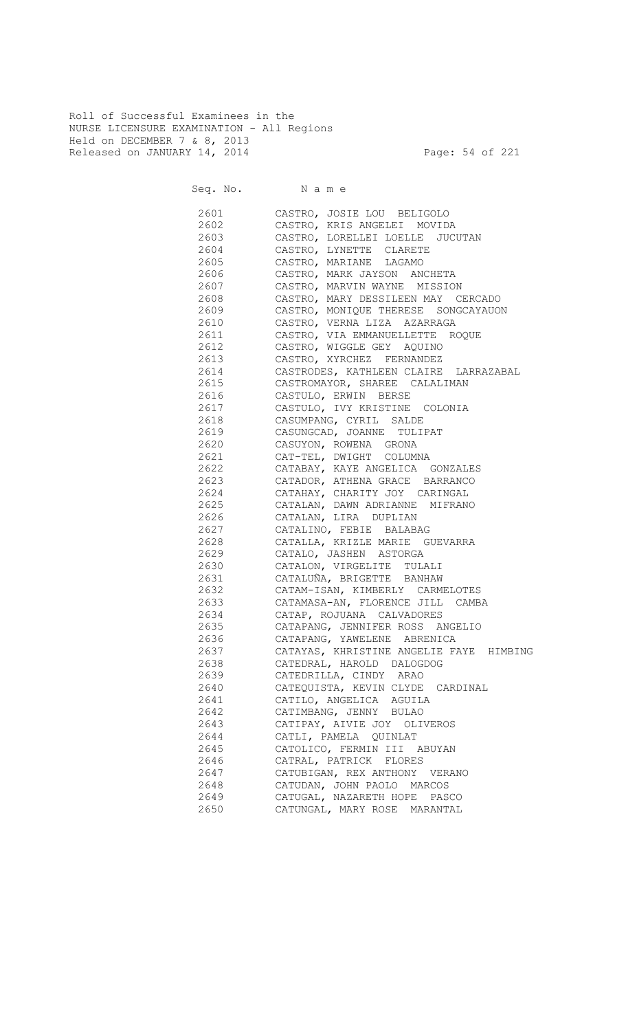Roll of Successful Examinees in the
NURSE LICENSURE EXAMINATION - All Regions
Held on DECEMBER 7 & 8, 2013
Released on JANUARY 14, 2014

| Seq. No. | N a m e |
|---|---|
| 2601 | CASTRO, JOSIE LOU BELIGOLO |
| 2602 | CASTRO, KRIS ANGELEI MOVIDA |
| 2603 | CASTRO, LORELLEI LOELLE JUCUTAN |
| 2604 | CASTRO, LYNETTE CLARETE |
| 2605 | CASTRO, MARIANE LAGAMO |
| 2606 | CASTRO, MARK JAYSON ANCHETA |
| 2607 | CASTRO, MARVIN WAYNE MISSION |
| 2608 | CASTRO, MARY DESSILEEN MAY CERCADO |
| 2609 | CASTRO, MONIQUE THERESE SONGCAYAUON |
| 2610 | CASTRO, VERNA LIZA AZARRAGA |
| 2611 | CASTRO, VIA EMMANUELLETTE ROQUE |
| 2612 | CASTRO, WIGGLE GEY AQUINO |
| 2613 | CASTRO, XYRCHEZ FERNANDEZ |
| 2614 | CASTRODES, KATHLEEN CLAIRE LARRAZABAL |
| 2615 | CASTROMAYOR, SHAREE CALALIMAN |
| 2616 | CASTULO, ERWIN BERSE |
| 2617 | CASTULO, IVY KRISTINE COLONIA |
| 2618 | CASUMPANG, CYRIL SALDE |
| 2619 | CASUNGCAD, JOANNE TULIPAT |
| 2620 | CASUYON, ROWENA GRONA |
| 2621 | CAT-TEL, DWIGHT COLUMNA |
| 2622 | CATABAY, KAYE ANGELICA GONZALES |
| 2623 | CATADOR, ATHENA GRACE BARRANCO |
| 2624 | CATAHAY, CHARITY JOY CARINGAL |
| 2625 | CATALAN, DAWN ADRIANNE MIFRANO |
| 2626 | CATALAN, LIRA DUPLIAN |
| 2627 | CATALINO, FEBIE BALABAG |
| 2628 | CATALLA, KRIZLE MARIE GUEVARRA |
| 2629 | CATALO, JASHEN ASTORGA |
| 2630 | CATALON, VIRGELITE TULALI |
| 2631 | CATALUÑA, BRIGETTE BANHAW |
| 2632 | CATAM-ISAN, KIMBERLY CARMELOTES |
| 2633 | CATAMASA-AN, FLORENCE JILL CAMBA |
| 2634 | CATAP, ROJUANA CALVADORES |
| 2635 | CATAPANG, JENNIFER ROSS ANGELIO |
| 2636 | CATAPANG, YAWELENE ABRENICA |
| 2637 | CATAYAS, KHRISTINE ANGELIE FAYE HIMBING |
| 2638 | CATEDRAL, HAROLD DALOGDOG |
| 2639 | CATEDRILLA, CINDY ARAO |
| 2640 | CATEQUISTA, KEVIN CLYDE CARDINAL |
| 2641 | CATILO, ANGELICA AGUILA |
| 2642 | CATIMBANG, JENNY BULAO |
| 2643 | CATIPAY, AIVIE JOY OLIVEROS |
| 2644 | CATLI, PAMELA QUINLAT |
| 2645 | CATOLICO, FERMIN III ABUYAN |
| 2646 | CATRAL, PATRICK FLORES |
| 2647 | CATUBIGAN, REX ANTHONY VERANO |
| 2648 | CATUDAN, JOHN PAOLO MARCOS |
| 2649 | CATUGAL, NAZARETH HOPE PASCO |
| 2650 | CATUNGAL, MARY ROSE MARANTAL |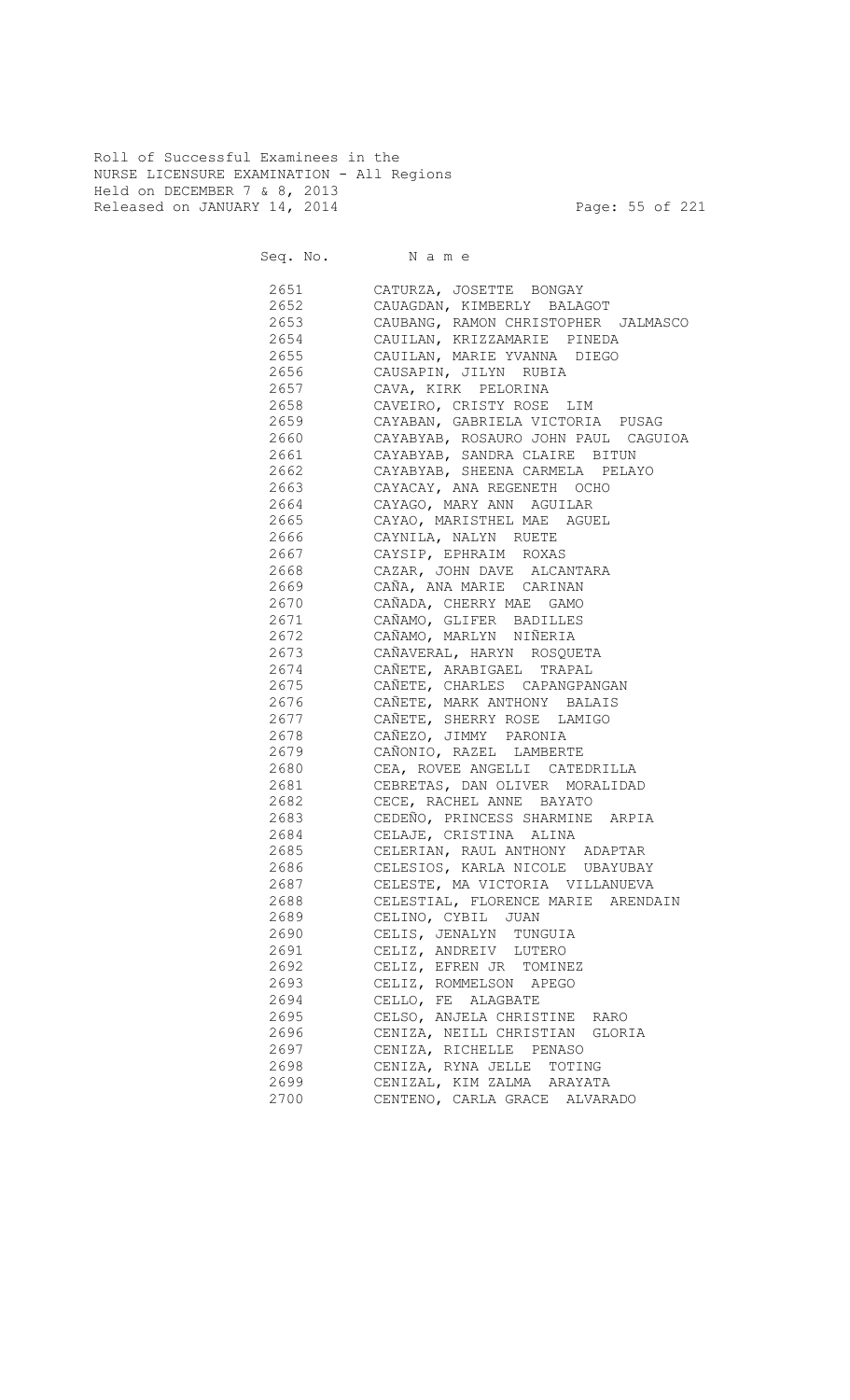Roll of Successful Examinees in the
NURSE LICENSURE EXAMINATION - All Regions
Held on DECEMBER 7 & 8, 2013
Released on JANUARY 14, 2014

| Seq. No. | N a m e |
|---|---|
| 2651 | CATURZA, JOSETTE BONGAY |
| 2652 | CAUAGDAN, KIMBERLY BALAGOT |
| 2653 | CAUBANG, RAMON CHRISTOPHER JALMASCO |
| 2654 | CAUILAN, KRIZZAMARIE PINEDA |
| 2655 | CAUILAN, MARIE YVANNA DIEGO |
| 2656 | CAUSAPIN, JILYN RUBIA |
| 2657 | CAVA, KIRK PELORINA |
| 2658 | CAVEIRO, CRISTY ROSE LIM |
| 2659 | CAYABAN, GABRIELA VICTORIA PUSAG |
| 2660 | CAYABYAB, ROSAURO JOHN PAUL CAGUIOA |
| 2661 | CAYABYAB, SANDRA CLAIRE BITUN |
| 2662 | CAYABYAB, SHEENA CARMELA PELAYO |
| 2663 | CAYACAY, ANA REGENETH OCHO |
| 2664 | CAYAGO, MARY ANN AGUILAR |
| 2665 | CAYAO, MARISTHEL MAE AGUEL |
| 2666 | CAYNILA, NALYN RUETE |
| 2667 | CAYSIP, EPHRAIM ROXAS |
| 2668 | CAZAR, JOHN DAVE ALCANTARA |
| 2669 | CAÑA, ANA MARIE CARINAN |
| 2670 | CAÑADA, CHERRY MAE GAMO |
| 2671 | CAÑAMO, GLIFER BADILLES |
| 2672 | CAÑAMO, MARLYN NIÑERIA |
| 2673 | CAÑAVERAL, HARYN ROSQUETA |
| 2674 | CAÑETE, ARABIGAEL TRAPAL |
| 2675 | CAÑETE, CHARLES CAPANGPANGAN |
| 2676 | CAÑETE, MARK ANTHONY BALAIS |
| 2677 | CAÑETE, SHERRY ROSE LAMIGO |
| 2678 | CAÑEZO, JIMMY PARONIA |
| 2679 | CAÑONIO, RAZEL LAMBERTE |
| 2680 | CEA, ROVEE ANGELLI CATEDRILLA |
| 2681 | CEBRETAS, DAN OLIVER MORALIDAD |
| 2682 | CECE, RACHEL ANNE BAYATO |
| 2683 | CEDEÑO, PRINCESS SHARMINE ARPIA |
| 2684 | CELAJE, CRISTINA ALINA |
| 2685 | CELERIAN, RAUL ANTHONY ADAPTAR |
| 2686 | CELESIOS, KARLA NICOLE UBAYUBAY |
| 2687 | CELESTE, MA VICTORIA VILLANUEVA |
| 2688 | CELESTIAL, FLORENCE MARIE ARENDAIN |
| 2689 | CELINO, CYBIL JUAN |
| 2690 | CELIS, JENALYN TUNGUIA |
| 2691 | CELIZ, ANDREIV LUTERO |
| 2692 | CELIZ, EFREN JR TOMINEZ |
| 2693 | CELIZ, ROMMELSON APEGO |
| 2694 | CELLO, FE ALAGBATE |
| 2695 | CELSO, ANJELA CHRISTINE RARO |
| 2696 | CENIZA, NEILL CHRISTIAN GLORIA |
| 2697 | CENIZA, RICHELLE PENASO |
| 2698 | CENIZA, RYNA JELLE TOTING |
| 2699 | CENIZAL, KIM ZALMA ARAYATA |
| 2700 | CENTENO, CARLA GRACE ALVARADO |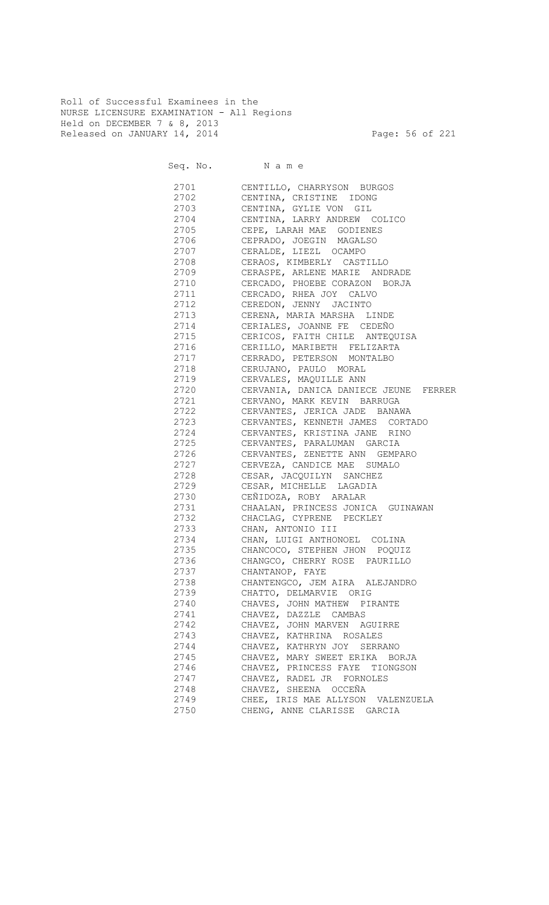Roll of Successful Examinees in the
NURSE LICENSURE EXAMINATION - All Regions
Held on DECEMBER 7 & 8, 2013
Released on JANUARY 14, 2014

| Seq. No. | Name |
|---|---|
| 2701 | CENTILLO, CHARRYSON BURGOS |
| 2702 | CENTINA, CRISTINE IDONG |
| 2703 | CENTINA, GYLIE VON GIL |
| 2704 | CENTINA, LARRY ANDREW COLICO |
| 2705 | CEPE, LARAH MAE GODIENES |
| 2706 | CEPRADO, JOEGIN MAGALSO |
| 2707 | CERALDE, LIEZL OCAMPO |
| 2708 | CERAOS, KIMBERLY CASTILLO |
| 2709 | CERASPE, ARLENE MARIE ANDRADE |
| 2710 | CERCADO, PHOEBE CORAZON BORJA |
| 2711 | CERCADO, RHEA JOY CALVO |
| 2712 | CEREDON, JENNY JACINTO |
| 2713 | CERENA, MARIA MARSHA LINDE |
| 2714 | CERIALES, JOANNE FE CEDEÑO |
| 2715 | CERICOS, FAITH CHILE ANTEQUISA |
| 2716 | CERILLO, MARIBETH FELIZARTA |
| 2717 | CERRADO, PETERSON MONTALBO |
| 2718 | CERUJANO, PAULO MORAL |
| 2719 | CERVALES, MAQUILLE ANN |
| 2720 | CERVANIA, DANICA DANIECE JEUNE FERRER |
| 2721 | CERVANO, MARK KEVIN BARRUGA |
| 2722 | CERVANTES, JERICA JADE BANAWA |
| 2723 | CERVANTES, KENNETH JAMES CORTADO |
| 2724 | CERVANTES, KRISTINA JANE RINO |
| 2725 | CERVANTES, PARALUMAN GARCIA |
| 2726 | CERVANTES, ZENETTE ANN GEMPARO |
| 2727 | CERVEZA, CANDICE MAE SUMALO |
| 2728 | CESAR, JACQUILYN SANCHEZ |
| 2729 | CESAR, MICHELLE LAGADIA |
| 2730 | CEÑIDOZA, ROBY ARALAR |
| 2731 | CHAALAN, PRINCESS JONICA GUINAWAN |
| 2732 | CHACLAG, CYPRENE PECKLEY |
| 2733 | CHAN, ANTONIO III |
| 2734 | CHAN, LUIGI ANTHONOEL COLINA |
| 2735 | CHANCOCO, STEPHEN JHON POQUIZ |
| 2736 | CHANGCO, CHERRY ROSE PAURILLO |
| 2737 | CHANTANOP, FAYE |
| 2738 | CHANTENGCO, JEM AIRA ALEJANDRO |
| 2739 | CHATTO, DELMARVIE ORIG |
| 2740 | CHAVES, JOHN MATHEW PIRANTE |
| 2741 | CHAVEZ, DAZZLE CAMBAS |
| 2742 | CHAVEZ, JOHN MARVEN AGUIRRE |
| 2743 | CHAVEZ, KATHRINA ROSALES |
| 2744 | CHAVEZ, KATHRYN JOY SERRANO |
| 2745 | CHAVEZ, MARY SWEET ERIKA BORJA |
| 2746 | CHAVEZ, PRINCESS FAYE TIONGSON |
| 2747 | CHAVEZ, RADEL JR FORNOLES |
| 2748 | CHAVEZ, SHEENA OCCEÑA |
| 2749 | CHEE, IRIS MAE ALLYSON VALENZUELA |
| 2750 | CHENG, ANNE CLARISSE GARCIA |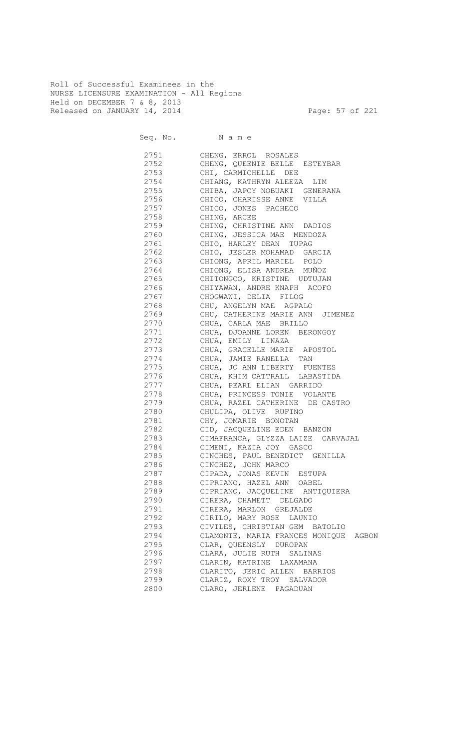Roll of Successful Examinees in the
NURSE LICENSURE EXAMINATION - All Regions
Held on DECEMBER 7 & 8, 2013
Released on JANUARY 14, 2014

| Seq. No. | N a m e |
|---|---|
| 2751 | CHENG, ERROL ROSALES |
| 2752 | CHENG, QUEENIE BELLE ESTEYBAR |
| 2753 | CHI, CARMICHELLE DEE |
| 2754 | CHIANG, KATHRYN ALEEZA LIM |
| 2755 | CHIBA, JAPCY NOBUAKI GENERANA |
| 2756 | CHICO, CHARISSE ANNE VILLA |
| 2757 | CHICO, JONES PACHECO |
| 2758 | CHING, ARCEE |
| 2759 | CHING, CHRISTINE ANN DADIOS |
| 2760 | CHING, JESSICA MAE MENDOZA |
| 2761 | CHIO, HARLEY DEAN TUPAG |
| 2762 | CHIO, JESLER MOHAMAD GARCIA |
| 2763 | CHIONG, APRIL MARIEL POLO |
| 2764 | CHIONG, ELISA ANDREA MUÑOZ |
| 2765 | CHITONGCO, KRISTINE UDTUJAN |
| 2766 | CHIYAWAN, ANDRE KNAPH ACOFO |
| 2767 | CHOGWAWI, DELIA FILOG |
| 2768 | CHU, ANGELYN MAE AGPALO |
| 2769 | CHU, CATHERINE MARIE ANN JIMENEZ |
| 2770 | CHUA, CARLA MAE BRILLO |
| 2771 | CHUA, DJOANNE LOREN BERONGOY |
| 2772 | CHUA, EMILY LINAZA |
| 2773 | CHUA, GRACELLE MARIE APOSTOL |
| 2774 | CHUA, JAMIE RANELLA TAN |
| 2775 | CHUA, JO ANN LIBERTY FUENTES |
| 2776 | CHUA, KHIM CATTRALL LABASTIDA |
| 2777 | CHUA, PEARL ELIAN GARRIDO |
| 2778 | CHUA, PRINCESS TONIE VOLANTE |
| 2779 | CHUA, RAZEL CATHERINE DE CASTRO |
| 2780 | CHULIPA, OLIVE RUFINO |
| 2781 | CHY, JOMARIE BONOTAN |
| 2782 | CID, JACQUELINE EDEN BANZON |
| 2783 | CIMAFRANCA, GLYZZA LAIZE CARVAJAL |
| 2784 | CIMENI, KAZIA JOY GASCO |
| 2785 | CINCHES, PAUL BENEDICT GENILLA |
| 2786 | CINCHEZ, JOHN MARCO |
| 2787 | CIPADA, JONAS KEVIN ESTUPA |
| 2788 | CIPRIANO, HAZEL ANN OABEL |
| 2789 | CIPRIANO, JACQUELINE ANTIQUIERA |
| 2790 | CIRERA, CHAMETT DELGADO |
| 2791 | CIRERA, MARLON GREJALDE |
| 2792 | CIRILO, MARY ROSE LAUNIO |
| 2793 | CIVILES, CHRISTIAN GEM BATOLIO |
| 2794 | CLAMONTE, MARIA FRANCES MONIQUE AGBON |
| 2795 | CLAR, QUEENSLY DUROPAN |
| 2796 | CLARA, JULIE RUTH SALINAS |
| 2797 | CLARIN, KATRINE LAXAMANA |
| 2798 | CLARITO, JERIC ALLEN BARRIOS |
| 2799 | CLARIZ, ROXY TROY SALVADOR |
| 2800 | CLARO, JERLENE PAGADUAN |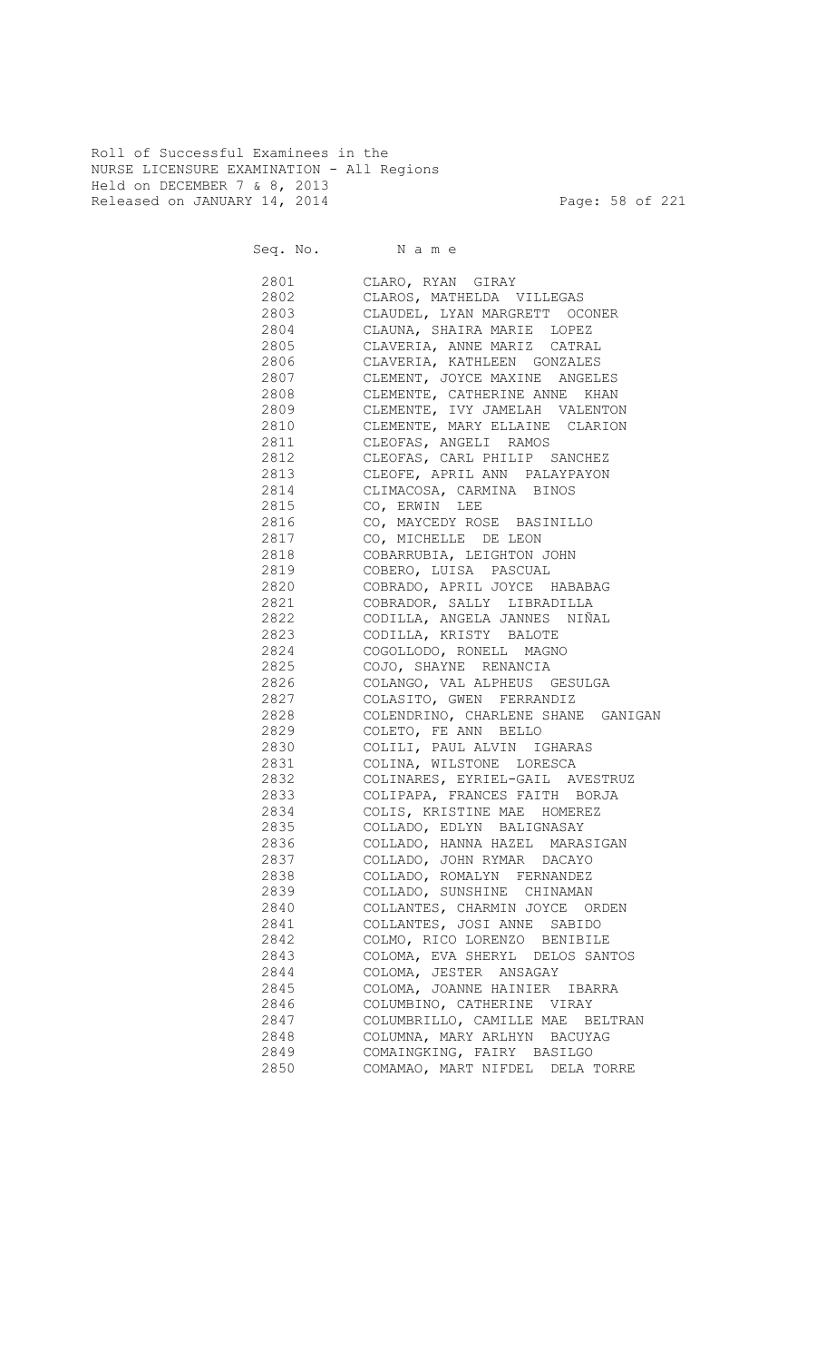Roll of Successful Examinees in the
NURSE LICENSURE EXAMINATION - All Regions
Held on DECEMBER 7 & 8, 2013
Released on JANUARY 14, 2014

| Seq. No. | N a m e |
|---|---|
| 2801 | CLARO, RYAN GIRAY |
| 2802 | CLAROS, MATHELDA VILLEGAS |
| 2803 | CLAUDEL, LYAN MARGRETT OCONER |
| 2804 | CLAUNA, SHAIRA MARIE LOPEZ |
| 2805 | CLAVERIA, ANNE MARIZ CATRAL |
| 2806 | CLAVERIA, KATHLEEN GONZALES |
| 2807 | CLEMENT, JOYCE MAXINE ANGELES |
| 2808 | CLEMENTE, CATHERINE ANNE KHAN |
| 2809 | CLEMENTE, IVY JAMELAH VALENTON |
| 2810 | CLEMENTE, MARY ELLAINE CLARION |
| 2811 | CLEOFAS, ANGELI RAMOS |
| 2812 | CLEOFAS, CARL PHILIP SANCHEZ |
| 2813 | CLEOFE, APRIL ANN PALAYPAYON |
| 2814 | CLIMACOSA, CARMINA BINOS |
| 2815 | CO, ERWIN LEE |
| 2816 | CO, MAYCEDY ROSE BASINILLO |
| 2817 | CO, MICHELLE DE LEON |
| 2818 | COBARRUBIA, LEIGHTON JOHN |
| 2819 | COBERO, LUISA PASCUAL |
| 2820 | COBRADO, APRIL JOYCE HABABAG |
| 2821 | COBRADOR, SALLY LIBRADILLA |
| 2822 | CODILLA, ANGELA JANNES NIÑAL |
| 2823 | CODILLA, KRISTY BALOTE |
| 2824 | COGOLLODO, RONELL MAGNO |
| 2825 | COJO, SHAYNE RENANCIA |
| 2826 | COLANGO, VAL ALPHEUS GESULGA |
| 2827 | COLASITO, GWEN FERRANDIZ |
| 2828 | COLENDRINO, CHARLENE SHANE GANIGAN |
| 2829 | COLETO, FE ANN BELLO |
| 2830 | COLILI, PAUL ALVIN IGHARAS |
| 2831 | COLINA, WILSTONE LORESCA |
| 2832 | COLINARES, EYRIEL-GAIL AVESTRUZ |
| 2833 | COLIPAPA, FRANCES FAITH BORJA |
| 2834 | COLIS, KRISTINE MAE HOMEREZ |
| 2835 | COLLADO, EDLYN BALIGNASAY |
| 2836 | COLLADO, HANNA HAZEL MARASIGAN |
| 2837 | COLLADO, JOHN RYMAR DACAYO |
| 2838 | COLLADO, ROMALYN FERNANDEZ |
| 2839 | COLLADO, SUNSHINE CHINAMAN |
| 2840 | COLLANTES, CHARMIN JOYCE ORDEN |
| 2841 | COLLANTES, JOSI ANNE SABIDO |
| 2842 | COLMO, RICO LORENZO BENIBILE |
| 2843 | COLOMA, EVA SHERYL DELOS SANTOS |
| 2844 | COLOMA, JESTER ANSAGAY |
| 2845 | COLOMA, JOANNE HAINIER IBARRA |
| 2846 | COLUMBINO, CATHERINE VIRAY |
| 2847 | COLUMBRILLO, CAMILLE MAE BELTRAN |
| 2848 | COLUMNA, MARY ARLHYN BACUYAG |
| 2849 | COMAINGKING, FAIRY BASILGO |
| 2850 | COMAMAO, MART NIFDEL DELA TORRE |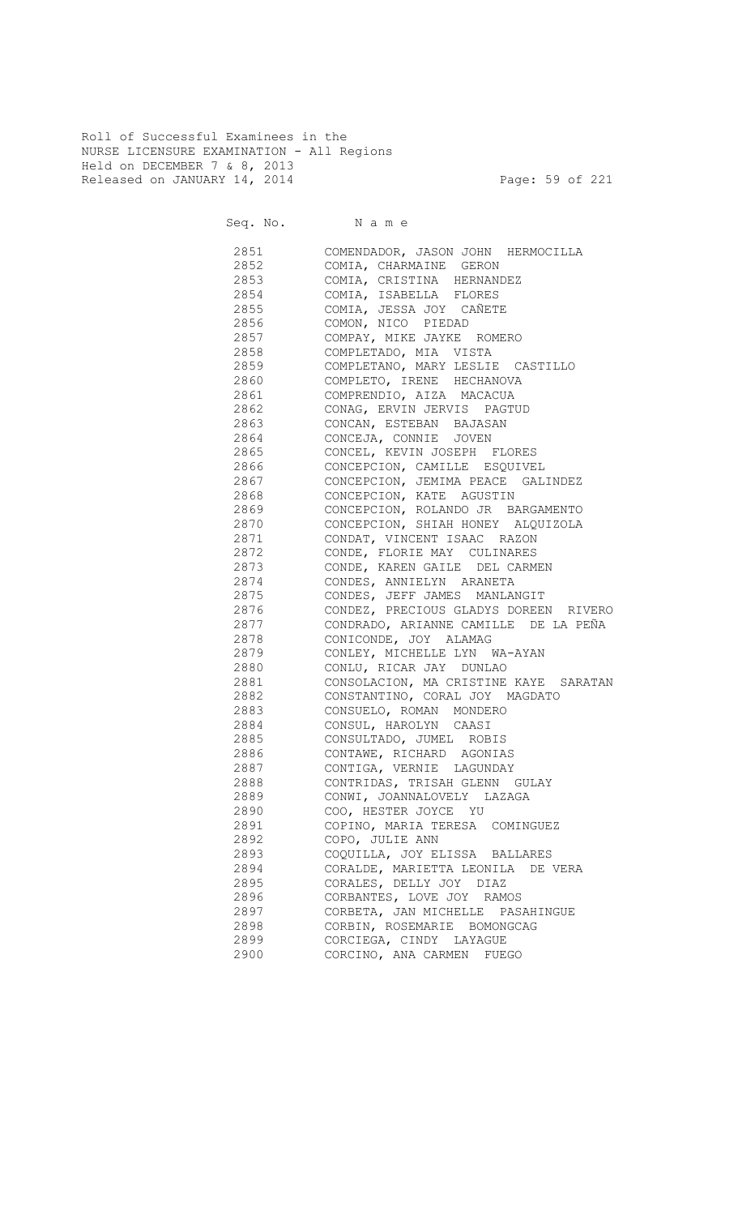Roll of Successful Examinees in the
NURSE LICENSURE EXAMINATION - All Regions
Held on DECEMBER 7 & 8, 2013
Released on JANUARY 14, 2014

| Seq. No. | N a m e |
|---|---|
| 2851 | COMENDADOR, JASON JOHN HERMOCILLA |
| 2852 | COMIA, CHARMAINE GERON |
| 2853 | COMIA, CRISTINA HERNANDEZ |
| 2854 | COMIA, ISABELLA FLORES |
| 2855 | COMIA, JESSA JOY CAÑETE |
| 2856 | COMON, NICO PIEDAD |
| 2857 | COMPAY, MIKE JAYKE ROMERO |
| 2858 | COMPLETADO, MIA VISTA |
| 2859 | COMPLETANO, MARY LESLIE CASTILLO |
| 2860 | COMPLETO, IRENE HECHANOVA |
| 2861 | COMPRENDIO, AIZA MACACUA |
| 2862 | CONAG, ERVIN JERVIS PAGTUD |
| 2863 | CONCAN, ESTEBAN BAJASAN |
| 2864 | CONCEJA, CONNIE JOVEN |
| 2865 | CONCEL, KEVIN JOSEPH FLORES |
| 2866 | CONCEPCION, CAMILLE ESQUIVEL |
| 2867 | CONCEPCION, JEMIMA PEACE GALINDEZ |
| 2868 | CONCEPCION, KATE AGUSTIN |
| 2869 | CONCEPCION, ROLANDO JR BARGAMENTO |
| 2870 | CONCEPCION, SHIAH HONEY ALQUIZOLA |
| 2871 | CONDAT, VINCENT ISAAC RAZON |
| 2872 | CONDE, FLORIE MAY CULINARES |
| 2873 | CONDE, KAREN GAILE DEL CARMEN |
| 2874 | CONDES, ANNIELYN ARANETA |
| 2875 | CONDES, JEFF JAMES MANLANGIT |
| 2876 | CONDEZ, PRECIOUS GLADYS DOREEN RIVERO |
| 2877 | CONDRADO, ARIANNE CAMILLE DE LA PEÑA |
| 2878 | CONICONDE, JOY ALAMAG |
| 2879 | CONLEY, MICHELLE LYN WA-AYAN |
| 2880 | CONLU, RICAR JAY DUNLAO |
| 2881 | CONSOLACION, MA CRISTINE KAYE SARATAN |
| 2882 | CONSTANTINO, CORAL JOY MAGDATO |
| 2883 | CONSUELO, ROMAN MONDERO |
| 2884 | CONSUL, HAROLYN CAASI |
| 2885 | CONSULTADO, JUMEL ROBIS |
| 2886 | CONTAWE, RICHARD AGONIAS |
| 2887 | CONTIGA, VERNIE LAGUNDAY |
| 2888 | CONTRIDAS, TRISAH GLENN GULAY |
| 2889 | CONWI, JOANNALOVELY LAZAGA |
| 2890 | COO, HESTER JOYCE YU |
| 2891 | COPINO, MARIA TERESA COMINGUEZ |
| 2892 | COPO, JULIE ANN |
| 2893 | COQUILLA, JOY ELISSA BALLARES |
| 2894 | CORALDE, MARIETTA LEONILA DE VERA |
| 2895 | CORALES, DELLY JOY DIAZ |
| 2896 | CORBANTES, LOVE JOY RAMOS |
| 2897 | CORBETA, JAN MICHELLE PASAHINGUE |
| 2898 | CORBIN, ROSEMARIE BOMONGCAG |
| 2899 | CORCIEGA, CINDY LAYAGUE |
| 2900 | CORCINO, ANA CARMEN FUEGO |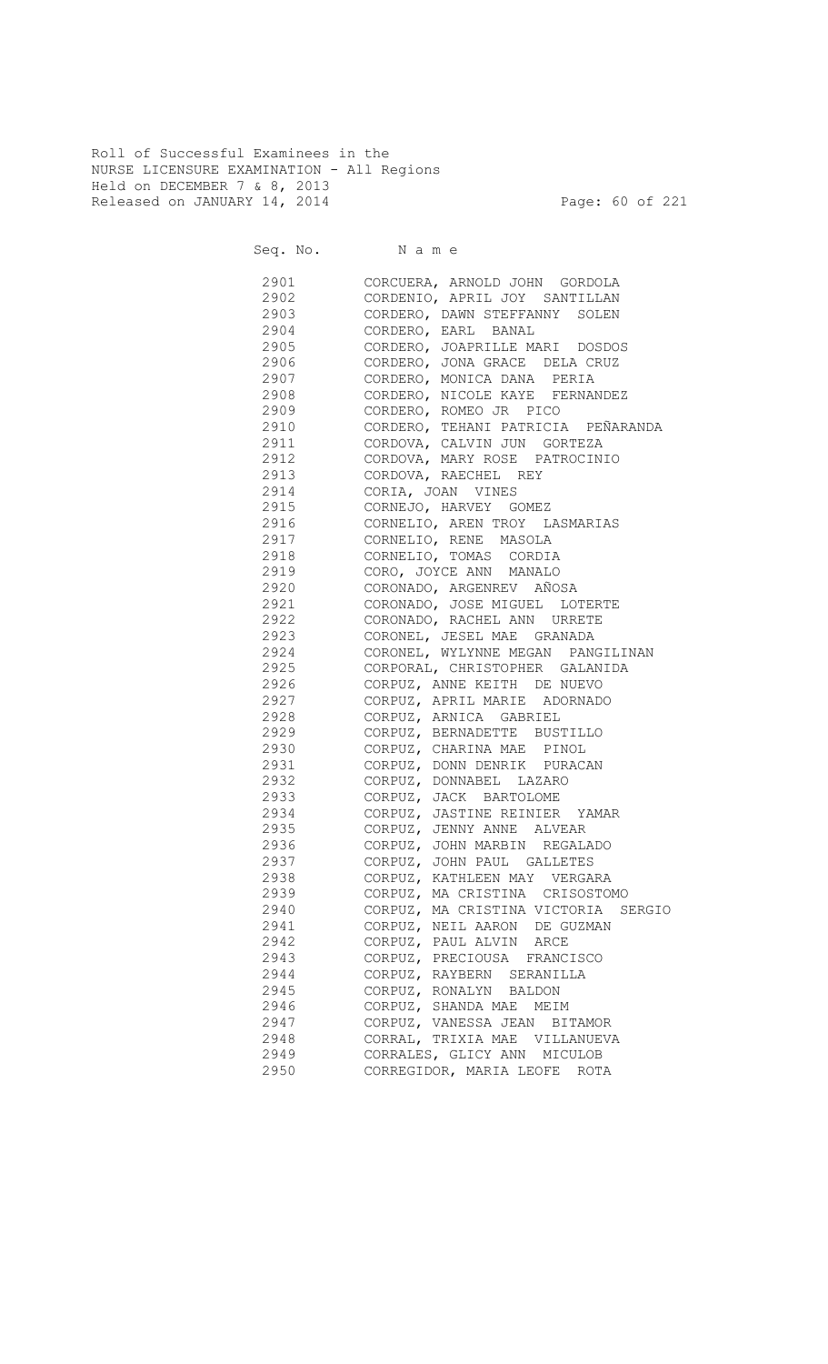Roll of Successful Examinees in the
NURSE LICENSURE EXAMINATION - All Regions
Held on DECEMBER 7 & 8, 2013
Released on JANUARY 14, 2014

| Seq. No. | N a m e |
|---|---|
| 2901 | CORCUERA, ARNOLD JOHN GORDOLA |
| 2902 | CORDENIO, APRIL JOY SANTILLAN |
| 2903 | CORDERO, DAWN STEFFANNY SOLEN |
| 2904 | CORDERO, EARL BANAL |
| 2905 | CORDERO, JOAPRILLE MARI DOSDOS |
| 2906 | CORDERO, JONA GRACE DELA CRUZ |
| 2907 | CORDERO, MONICA DANA PERIA |
| 2908 | CORDERO, NICOLE KAYE FERNANDEZ |
| 2909 | CORDERO, ROMEO JR PICO |
| 2910 | CORDERO, TEHANI PATRICIA PEÑARANDA |
| 2911 | CORDOVA, CALVIN JUN GORTEZA |
| 2912 | CORDOVA, MARY ROSE PATROCINIO |
| 2913 | CORDOVA, RAECHEL REY |
| 2914 | CORIA, JOAN VINES |
| 2915 | CORNEJO, HARVEY GOMEZ |
| 2916 | CORNELIO, AREN TROY LASMARIAS |
| 2917 | CORNELIO, RENE MASOLA |
| 2918 | CORNELIO, TOMAS CORDIA |
| 2919 | CORO, JOYCE ANN MANALO |
| 2920 | CORONADO, ARGENREV AÑOSA |
| 2921 | CORONADO, JOSE MIGUEL LOTERTE |
| 2922 | CORONADO, RACHEL ANN URRETE |
| 2923 | CORONEL, JESEL MAE GRANADA |
| 2924 | CORONEL, WYLYNNE MEGAN PANGILINAN |
| 2925 | CORPORAL, CHRISTOPHER GALANIDA |
| 2926 | CORPUZ, ANNE KEITH DE NUEVO |
| 2927 | CORPUZ, APRIL MARIE ADORNADO |
| 2928 | CORPUZ, ARNICA GABRIEL |
| 2929 | CORPUZ, BERNADETTE BUSTILLO |
| 2930 | CORPUZ, CHARINA MAE PINOL |
| 2931 | CORPUZ, DONN DENRIK PURACAN |
| 2932 | CORPUZ, DONNABEL LAZARO |
| 2933 | CORPUZ, JACK BARTOLOME |
| 2934 | CORPUZ, JASTINE REINIER YAMAR |
| 2935 | CORPUZ, JENNY ANNE ALVEAR |
| 2936 | CORPUZ, JOHN MARBIN REGALADO |
| 2937 | CORPUZ, JOHN PAUL GALLETES |
| 2938 | CORPUZ, KATHLEEN MAY VERGARA |
| 2939 | CORPUZ, MA CRISTINA CRISOSTOMO |
| 2940 | CORPUZ, MA CRISTINA VICTORIA SERGIO |
| 2941 | CORPUZ, NEIL AARON DE GUZMAN |
| 2942 | CORPUZ, PAUL ALVIN ARCE |
| 2943 | CORPUZ, PRECIOUSA FRANCISCO |
| 2944 | CORPUZ, RAYBERN SERANILLA |
| 2945 | CORPUZ, RONALYN BALDON |
| 2946 | CORPUZ, SHANDA MAE MEIM |
| 2947 | CORPUZ, VANESSA JEAN BITAMOR |
| 2948 | CORRAL, TRIXIA MAE VILLANUEVA |
| 2949 | CORRALES, GLICY ANN MICULOB |
| 2950 | CORREGIDOR, MARIA LEOFE ROTA |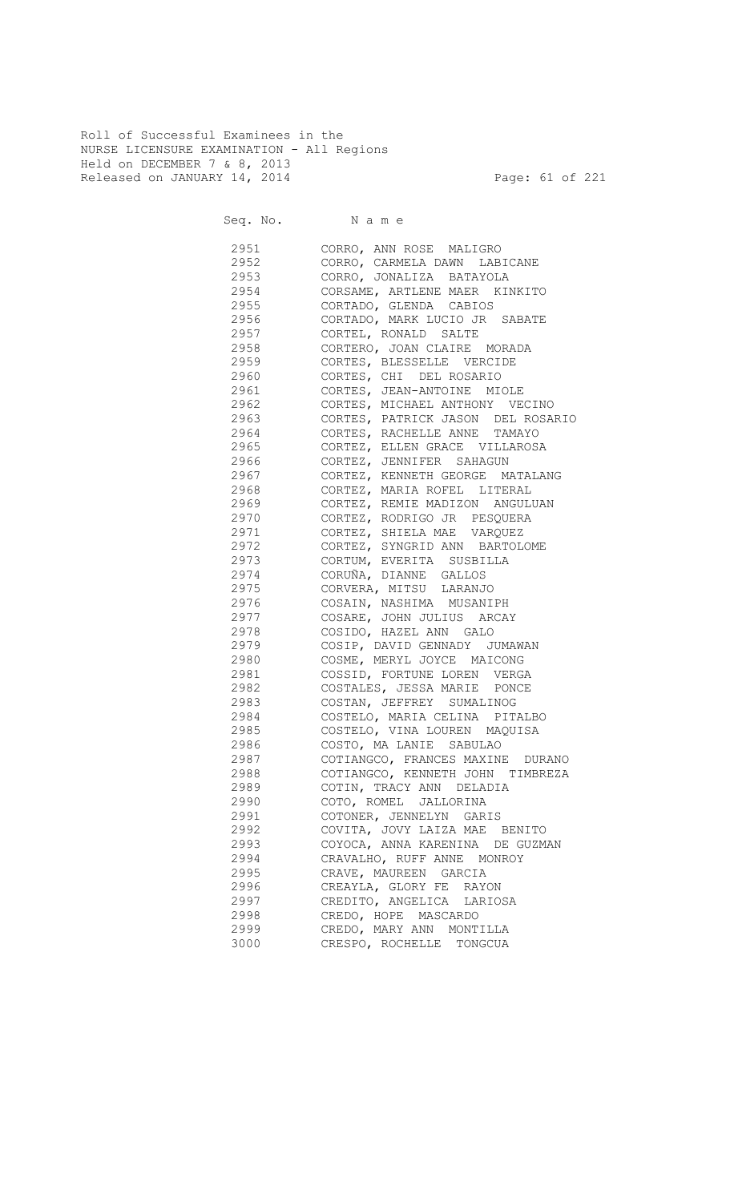Roll of Successful Examinees in the
NURSE LICENSURE EXAMINATION - All Regions
Held on DECEMBER 7 & 8, 2013
Released on JANUARY 14, 2014

| Seq. No. | N a m e |
|---|---|
| 2951 | CORRO, ANN ROSE MALIGRO |
| 2952 | CORRO, CARMELA DAWN LABICANE |
| 2953 | CORRO, JONALIZA BATAYOLA |
| 2954 | CORSAME, ARTLENE MAER KINKITO |
| 2955 | CORTADO, GLENDA CABIOS |
| 2956 | CORTADO, MARK LUCIO JR SABATE |
| 2957 | CORTEL, RONALD SALTE |
| 2958 | CORTERO, JOAN CLAIRE MORADA |
| 2959 | CORTES, BLESSELLE VERCIDE |
| 2960 | CORTES, CHI DEL ROSARIO |
| 2961 | CORTES, JEAN-ANTOINE MIOLE |
| 2962 | CORTES, MICHAEL ANTHONY VECINO |
| 2963 | CORTES, PATRICK JASON DEL ROSARIO |
| 2964 | CORTES, RACHELLE ANNE TAMAYO |
| 2965 | CORTEZ, ELLEN GRACE VILLAROSA |
| 2966 | CORTEZ, JENNIFER SAHAGUN |
| 2967 | CORTEZ, KENNETH GEORGE MATALANG |
| 2968 | CORTEZ, MARIA ROFEL LITERAL |
| 2969 | CORTEZ, REMIE MADIZON ANGULUAN |
| 2970 | CORTEZ, RODRIGO JR PESQUERA |
| 2971 | CORTEZ, SHIELA MAE VARQUEZ |
| 2972 | CORTEZ, SYNGRID ANN BARTOLOME |
| 2973 | CORTUM, EVERITA SUSBILLA |
| 2974 | CORUÑA, DIANNE GALLOS |
| 2975 | CORVERA, MITSU LARANJO |
| 2976 | COSAIN, NASHIMA MUSANIPH |
| 2977 | COSARE, JOHN JULIUS ARCAY |
| 2978 | COSIDO, HAZEL ANN GALO |
| 2979 | COSIP, DAVID GENNADY JUMAWAN |
| 2980 | COSME, MERYL JOYCE MAICONG |
| 2981 | COSSID, FORTUNE LOREN VERGA |
| 2982 | COSTALES, JESSA MARIE PONCE |
| 2983 | COSTAN, JEFFREY SUMALINOG |
| 2984 | COSTELO, MARIA CELINA PITALBO |
| 2985 | COSTELO, VINA LOUREN MAQUISA |
| 2986 | COSTO, MA LANIE SABULAO |
| 2987 | COTIANGCO, FRANCES MAXINE DURANO |
| 2988 | COTIANGCO, KENNETH JOHN TIMBREZA |
| 2989 | COTIN, TRACY ANN DELADIA |
| 2990 | COTO, ROMEL JALLORINA |
| 2991 | COTONER, JENNELYN GARIS |
| 2992 | COVITA, JOVY LAIZA MAE BENITO |
| 2993 | COYOCA, ANNA KARENINA DE GUZMAN |
| 2994 | CRAVALHO, RUFF ANNE MONROY |
| 2995 | CRAVE, MAUREEN GARCIA |
| 2996 | CREAYLA, GLORY FE RAYON |
| 2997 | CREDITO, ANGELICA LARIOSA |
| 2998 | CREDO, HOPE MASCARDO |
| 2999 | CREDO, MARY ANN MONTILLA |
| 3000 | CRESPO, ROCHELLE TONGCUA |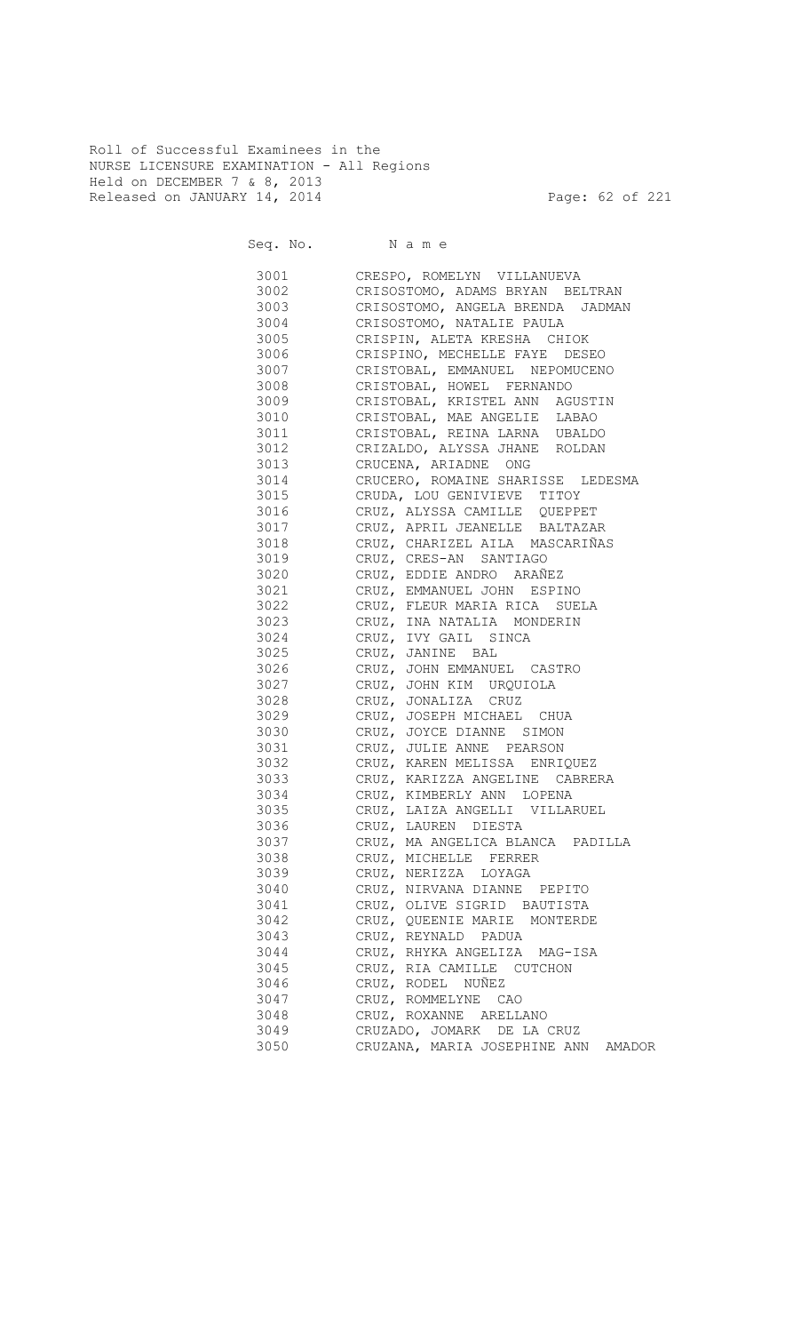Roll of Successful Examinees in the
NURSE LICENSURE EXAMINATION - All Regions
Held on DECEMBER 7 & 8, 2013
Released on JANUARY 14, 2014

| Seq. No. | N a m e |
|---|---|
| 3001 | CRESPO, ROMELYN VILLANUEVA |
| 3002 | CRISOSTOMO, ADAMS BRYAN BELTRAN |
| 3003 | CRISOSTOMO, ANGELA BRENDA JADMAN |
| 3004 | CRISOSTOMO, NATALIE PAULA |
| 3005 | CRISPIN, ALETA KRESHA CHIOK |
| 3006 | CRISPINO, MECHELLE FAYE DESEO |
| 3007 | CRISTOBAL, EMMANUEL NEPOMUCENO |
| 3008 | CRISTOBAL, HOWEL FERNANDO |
| 3009 | CRISTOBAL, KRISTEL ANN AGUSTIN |
| 3010 | CRISTOBAL, MAE ANGELIE LABAO |
| 3011 | CRISTOBAL, REINA LARNA UBALDO |
| 3012 | CRIZALDO, ALYSSA JHANE ROLDAN |
| 3013 | CRUCENA, ARIADNE ONG |
| 3014 | CRUCERO, ROMAINE SHARISSE LEDESMA |
| 3015 | CRUDA, LOU GENIVIEVE TITOY |
| 3016 | CRUZ, ALYSSA CAMILLE QUEPPET |
| 3017 | CRUZ, APRIL JEANELLE BALTAZAR |
| 3018 | CRUZ, CHARIZEL AILA MASCARIÑAS |
| 3019 | CRUZ, CRES-AN SANTIAGO |
| 3020 | CRUZ, EDDIE ANDRO ARAÑEZ |
| 3021 | CRUZ, EMMANUEL JOHN ESPINO |
| 3022 | CRUZ, FLEUR MARIA RICA SUELA |
| 3023 | CRUZ, INA NATALIA MONDERIN |
| 3024 | CRUZ, IVY GAIL SINCA |
| 3025 | CRUZ, JANINE BAL |
| 3026 | CRUZ, JOHN EMMANUEL CASTRO |
| 3027 | CRUZ, JOHN KIM URQUIOLA |
| 3028 | CRUZ, JONALIZA CRUZ |
| 3029 | CRUZ, JOSEPH MICHAEL CHUA |
| 3030 | CRUZ, JOYCE DIANNE SIMON |
| 3031 | CRUZ, JULIE ANNE PEARSON |
| 3032 | CRUZ, KAREN MELISSA ENRIQUEZ |
| 3033 | CRUZ, KARIZZA ANGELINE CABRERA |
| 3034 | CRUZ, KIMBERLY ANN LOPENA |
| 3035 | CRUZ, LAIZA ANGELLI VILLARUEL |
| 3036 | CRUZ, LAUREN DIESTA |
| 3037 | CRUZ, MA ANGELICA BLANCA PADILLA |
| 3038 | CRUZ, MICHELLE FERRER |
| 3039 | CRUZ, NERIZZA LOYAGA |
| 3040 | CRUZ, NIRVANA DIANNE PEPITO |
| 3041 | CRUZ, OLIVE SIGRID BAUTISTA |
| 3042 | CRUZ, QUEENIE MARIE MONTERDE |
| 3043 | CRUZ, REYNALD PADUA |
| 3044 | CRUZ, RHYKA ANGELIZA MAG-ISA |
| 3045 | CRUZ, RIA CAMILLE CUTCHON |
| 3046 | CRUZ, RODEL NUÑEZ |
| 3047 | CRUZ, ROMMELYNE CAO |
| 3048 | CRUZ, ROXANNE ARELLANO |
| 3049 | CRUZADO, JOMARK DE LA CRUZ |
| 3050 | CRUZANA, MARIA JOSEPHINE ANN AMADOR |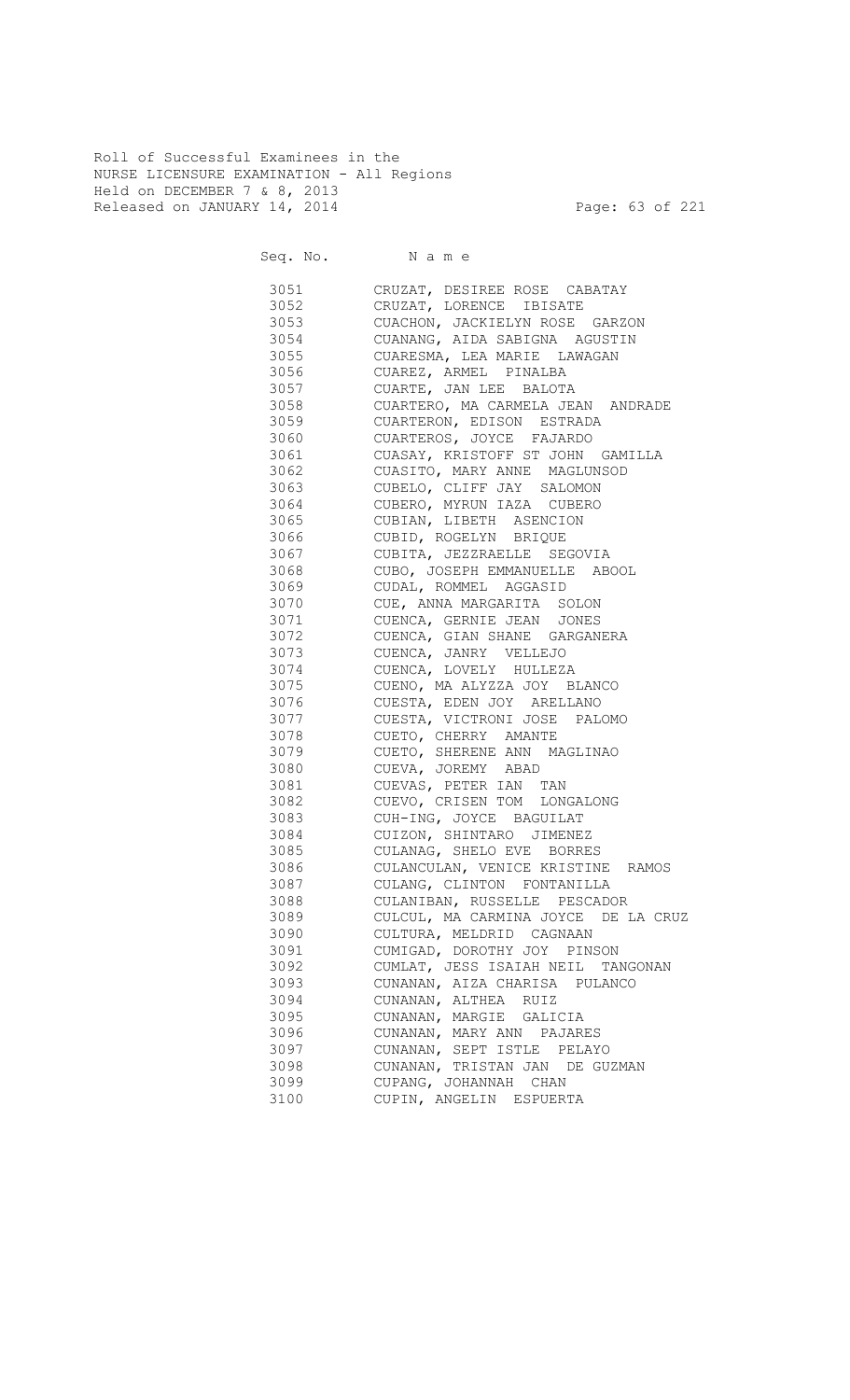Roll of Successful Examinees in the
NURSE LICENSURE EXAMINATION - All Regions
Held on DECEMBER 7 & 8, 2013
Released on JANUARY 14, 2014

| Seq. No. | Name |
|---|---|
| 3051 | CRUZAT, DESIREE ROSE CABATAY |
| 3052 | CRUZAT, LORENCE IBISATE |
| 3053 | CUACHON, JACKIELYN ROSE GARZON |
| 3054 | CUANANG, AIDA SABIGNA AGUSTIN |
| 3055 | CUARESMA, LEA MARIE LAWAGAN |
| 3056 | CUAREZ, ARMEL PINALBA |
| 3057 | CUARTE, JAN LEE BALOTA |
| 3058 | CUARTERO, MA CARMELA JEAN ANDRADE |
| 3059 | CUARTERON, EDISON ESTRADA |
| 3060 | CUARTEROS, JOYCE FAJARDO |
| 3061 | CUASAY, KRISTOFF ST JOHN GAMILLA |
| 3062 | CUASITO, MARY ANNE MAGLUNSOD |
| 3063 | CUBELO, CLIFF JAY SALOMON |
| 3064 | CUBERO, MYRUN IAZA CUBERO |
| 3065 | CUBIAN, LIBETH ASENCION |
| 3066 | CUBID, ROGELYN BRIQUE |
| 3067 | CUBITA, JEZZRAELLE SEGOVIA |
| 3068 | CUBO, JOSEPH EMMANUELLE ABOOL |
| 3069 | CUDAL, ROMMEL AGGASID |
| 3070 | CUE, ANNA MARGARITA SOLON |
| 3071 | CUENCA, GERNIE JEAN JONES |
| 3072 | CUENCA, GIAN SHANE GARGANERA |
| 3073 | CUENCA, JANRY VELLEJO |
| 3074 | CUENCA, LOVELY HULLEZA |
| 3075 | CUENO, MA ALYZZA JOY BLANCO |
| 3076 | CUESTA, EDEN JOY ARELLANO |
| 3077 | CUESTA, VICTRONI JOSE PALOMO |
| 3078 | CUETO, CHERRY AMANTE |
| 3079 | CUETO, SHERENE ANN MAGLINAO |
| 3080 | CUEVA, JOREMY ABAD |
| 3081 | CUEVAS, PETER IAN TAN |
| 3082 | CUEVO, CRISEN TOM LONGALONG |
| 3083 | CUH-ING, JOYCE BAGUILAT |
| 3084 | CUIZON, SHINTARO JIMENEZ |
| 3085 | CULANAG, SHELO EVE BORRES |
| 3086 | CULANCULAN, VENICE KRISTINE RAMOS |
| 3087 | CULANG, CLINTON FONTANILLA |
| 3088 | CULANIBAN, RUSSELLE PESCADOR |
| 3089 | CULCUL, MA CARMINA JOYCE DE LA CRUZ |
| 3090 | CULTURA, MELDRID CAGNAAN |
| 3091 | CUMIGAD, DOROTHY JOY PINSON |
| 3092 | CUMLAT, JESS ISAIAH NEIL TANGONAN |
| 3093 | CUNANAN, AIZA CHARISA PULANCO |
| 3094 | CUNANAN, ALTHEA RUIZ |
| 3095 | CUNANAN, MARGIE GALICIA |
| 3096 | CUNANAN, MARY ANN PAJARES |
| 3097 | CUNANAN, SEPT ISTLE PELAYO |
| 3098 | CUNANAN, TRISTAN JAN DE GUZMAN |
| 3099 | CUPANG, JOHANNAH CHAN |
| 3100 | CUPIN, ANGELIN ESPUERTA |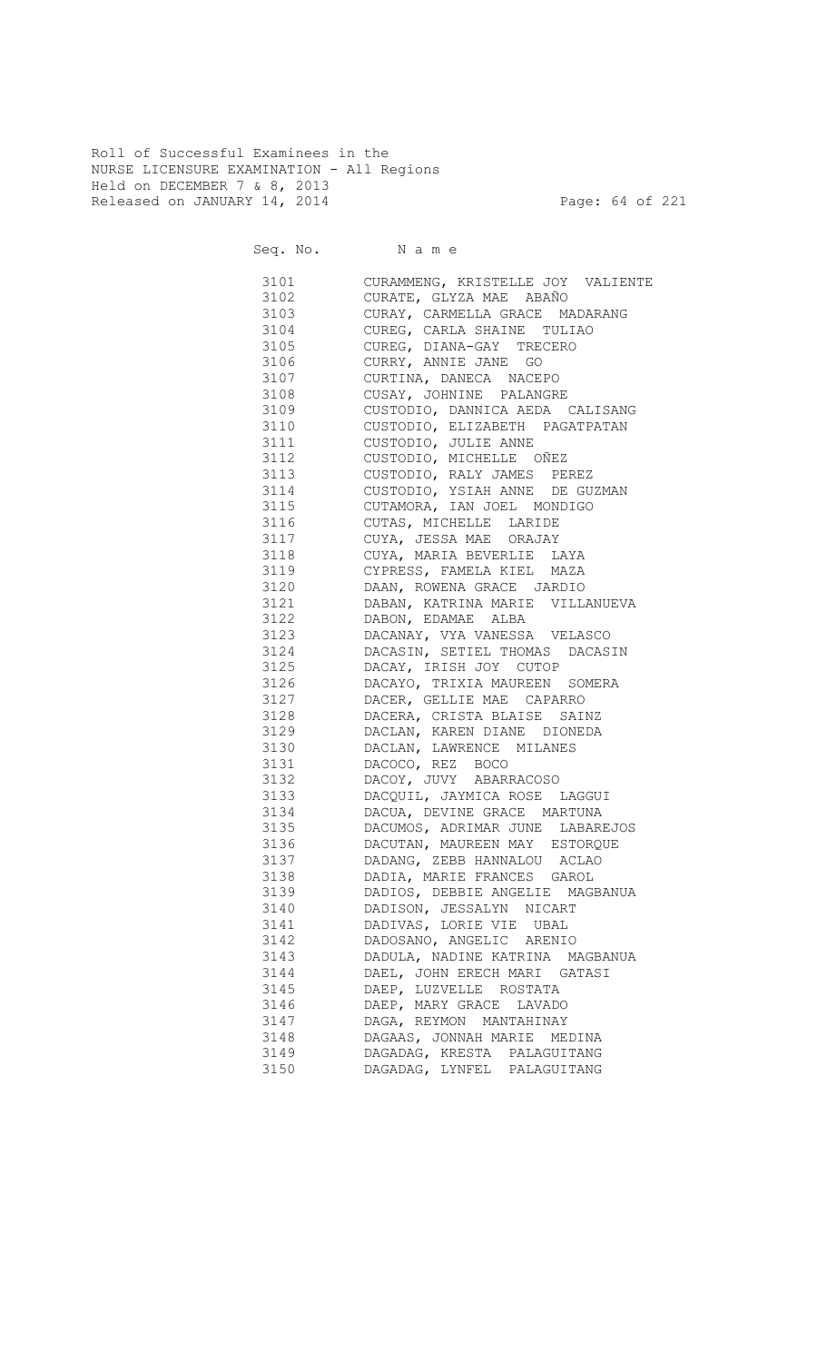Roll of Successful Examinees in the
NURSE LICENSURE EXAMINATION - All Regions
Held on DECEMBER 7 & 8, 2013
Released on JANUARY 14, 2014

| Seq. No. | N a m e |
|---|---|
| 3101 | CURAMMENG, KRISTELLE JOY VALIENTE |
| 3102 | CURATE, GLYZA MAE ABAÑO |
| 3103 | CURAY, CARMELLA GRACE MADARANG |
| 3104 | CUREG, CARLA SHAINE TULIAO |
| 3105 | CUREG, DIANA-GAY TRECERO |
| 3106 | CURRY, ANNIE JANE GO |
| 3107 | CURTINA, DANECA NACEPO |
| 3108 | CUSAY, JOHNINE PALANGRE |
| 3109 | CUSTODIO, DANNICA AEDA CALISANG |
| 3110 | CUSTODIO, ELIZABETH PAGATPATAN |
| 3111 | CUSTODIO, JULIE ANNE |
| 3112 | CUSTODIO, MICHELLE OÑEZ |
| 3113 | CUSTODIO, RALY JAMES PEREZ |
| 3114 | CUSTODIO, YSIAH ANNE DE GUZMAN |
| 3115 | CUTAMORA, IAN JOEL MONDIGO |
| 3116 | CUTAS, MICHELLE LARIDE |
| 3117 | CUYA, JESSA MAE ORAJAY |
| 3118 | CUYA, MARIA BEVERLIE LAYA |
| 3119 | CYPRESS, FAMELA KIEL MAZA |
| 3120 | DAAN, ROWENA GRACE JARDIO |
| 3121 | DABAN, KATRINA MARIE VILLANUEVA |
| 3122 | DABON, EDAMAE ALBA |
| 3123 | DACANAY, VYA VANESSA VELASCO |
| 3124 | DACASIN, SETIEL THOMAS DACASIN |
| 3125 | DACAY, IRISH JOY CUTOP |
| 3126 | DACAYO, TRIXIA MAUREEN SOMERA |
| 3127 | DACER, GELLIE MAE CAPARRO |
| 3128 | DACERA, CRISTA BLAISE SAINZ |
| 3129 | DACLAN, KAREN DIANE DIONEDA |
| 3130 | DACLAN, LAWRENCE MILANES |
| 3131 | DACOCO, REZ BOCO |
| 3132 | DACOY, JUVY ABARRACOSO |
| 3133 | DACQUIL, JAYMICA ROSE LAGGUI |
| 3134 | DACUA, DEVINE GRACE MARTUNA |
| 3135 | DACUMOS, ADRIMAR JUNE LABAREJOS |
| 3136 | DACUTAN, MAUREEN MAY ESTORQUE |
| 3137 | DADANG, ZEBB HANNALOU ACLAO |
| 3138 | DADIA, MARIE FRANCES GAROL |
| 3139 | DADIOS, DEBBIE ANGELIE MAGBANUA |
| 3140 | DADISON, JESSALYN NICART |
| 3141 | DADIVAS, LORIE VIE UBAL |
| 3142 | DADOSANO, ANGELIC ARENIO |
| 3143 | DADULA, NADINE KATRINA MAGBANUA |
| 3144 | DAEL, JOHN ERECH MARI GATASI |
| 3145 | DAEP, LUZVELLE ROSTATA |
| 3146 | DAEP, MARY GRACE LAVADO |
| 3147 | DAGA, REYMON MANTAHINAY |
| 3148 | DAGAAS, JONNAH MARIE MEDINA |
| 3149 | DAGADAG, KRESTA PALAGUITANG |
| 3150 | DAGADAG, LYNFEL PALAGUITANG |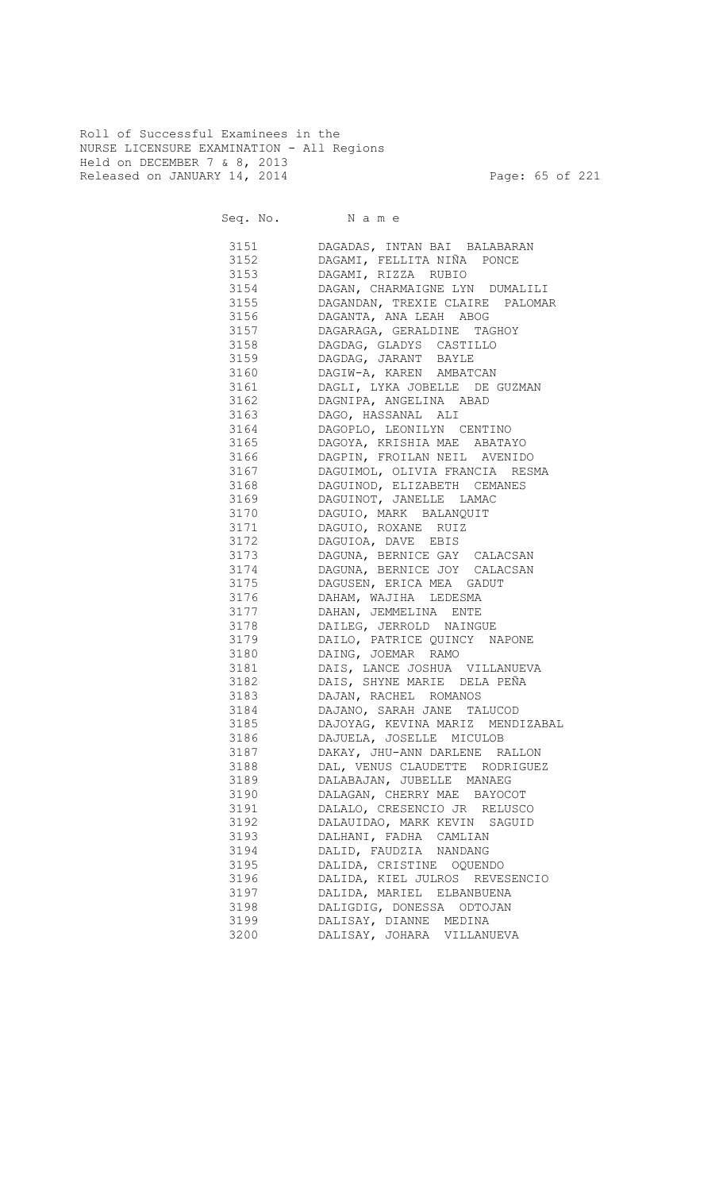Roll of Successful Examinees in the
NURSE LICENSURE EXAMINATION - All Regions
Held on DECEMBER 7 & 8, 2013
Released on JANUARY 14, 2014

| Seq. No. | N a m e |
|---|---|
| 3151 | DAGADAS, INTAN BAI BALABARAN |
| 3152 | DAGAMI, FELLITA NIÑA PONCE |
| 3153 | DAGAMI, RIZZA RUBIO |
| 3154 | DAGAN, CHARMAIGNE LYN DUMALILI |
| 3155 | DAGANDAN, TREXIE CLAIRE PALOMAR |
| 3156 | DAGANTA, ANA LEAH ABOG |
| 3157 | DAGARAGA, GERALDINE TAGHOY |
| 3158 | DAGDAG, GLADYS CASTILLO |
| 3159 | DAGDAG, JARANT BAYLE |
| 3160 | DAGIW-A, KAREN AMBATCAN |
| 3161 | DAGLI, LYKA JOBELLE DE GUZMAN |
| 3162 | DAGNIPA, ANGELINA ABAD |
| 3163 | DAGO, HASSANAL ALI |
| 3164 | DAGOPLO, LEONILYN CENTINO |
| 3165 | DAGOYA, KRISHIA MAE ABATAYO |
| 3166 | DAGPIN, FROILAN NEIL AVENIDO |
| 3167 | DAGUIMOL, OLIVIA FRANCIA RESMA |
| 3168 | DAGUINOD, ELIZABETH CEMANES |
| 3169 | DAGUINOT, JANELLE LAMAC |
| 3170 | DAGUIO, MARK BALANQUIT |
| 3171 | DAGUIO, ROXANE RUIZ |
| 3172 | DAGUIOA, DAVE EBIS |
| 3173 | DAGUNA, BERNICE GAY CALACSAN |
| 3174 | DAGUNA, BERNICE JOY CALACSAN |
| 3175 | DAGUSEN, ERICA MEA GADUT |
| 3176 | DAHAM, WAJIHA LEDESMA |
| 3177 | DAHAN, JEMMELINA ENTE |
| 3178 | DAILEG, JERROLD NAINGUE |
| 3179 | DAILO, PATRICE QUINCY NAPONE |
| 3180 | DAING, JOEMAR RAMO |
| 3181 | DAIS, LANCE JOSHUA VILLANUEVA |
| 3182 | DAIS, SHYNE MARIE DELA PEÑA |
| 3183 | DAJAN, RACHEL ROMANOS |
| 3184 | DAJANO, SARAH JANE TALUCOD |
| 3185 | DAJOYAG, KEVINA MARIZ MENDIZABAL |
| 3186 | DAJUELA, JOSELLE MICULOB |
| 3187 | DAKAY, JHU-ANN DARLENE RALLON |
| 3188 | DAL, VENUS CLAUDETTE RODRIGUEZ |
| 3189 | DALABAJAN, JUBELLE MANAEG |
| 3190 | DALAGAN, CHERRY MAE BAYOCOT |
| 3191 | DALALO, CRESENCIO JR RELUSCO |
| 3192 | DALAUIDAO, MARK KEVIN SAGUID |
| 3193 | DALHANI, FADHA CAMLIAN |
| 3194 | DALID, FAUDZIA NANDANG |
| 3195 | DALIDA, CRISTINE OQUENDO |
| 3196 | DALIDA, KIEL JULROS REVESENCIO |
| 3197 | DALIDA, MARIEL ELBANBUENA |
| 3198 | DALIGDIG, DONESSA ODTOJAN |
| 3199 | DALISAY, DIANNE MEDINA |
| 3200 | DALISAY, JOHARA VILLANUEVA |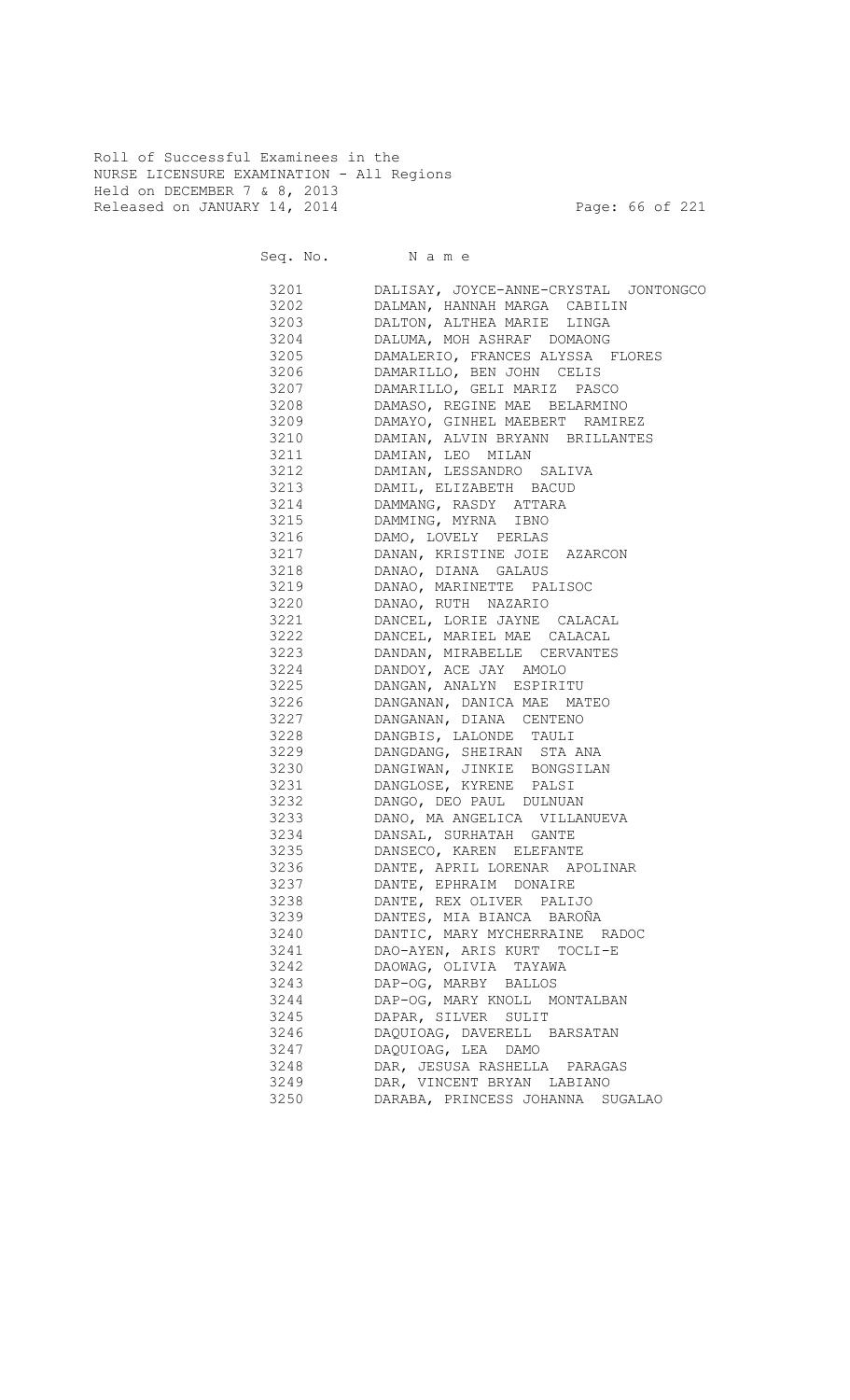Roll of Successful Examinees in the
NURSE LICENSURE EXAMINATION - All Regions
Held on DECEMBER 7 & 8, 2013
Released on JANUARY 14, 2014

| Seq. No. | N a m e |
|---|---|
| 3201 | DALISAY, JOYCE-ANNE-CRYSTAL JONTONGCO |
| 3202 | DALMAN, HANNAH MARGA CABILIN |
| 3203 | DALTON, ALTHEA MARIE LINGA |
| 3204 | DALUMA, MOH ASHRAF DOMAONG |
| 3205 | DAMALERIO, FRANCES ALYSSA FLORES |
| 3206 | DAMARILLO, BEN JOHN CELIS |
| 3207 | DAMARILLO, GELI MARIZ PASCO |
| 3208 | DAMASO, REGINE MAE BELARMINO |
| 3209 | DAMAYO, GINHEL MAEBERT RAMIREZ |
| 3210 | DAMIAN, ALVIN BRYANN BRILLANTES |
| 3211 | DAMIAN, LEO MILAN |
| 3212 | DAMIAN, LESSANDRO SALIVA |
| 3213 | DAMIL, ELIZABETH BACUD |
| 3214 | DAMMANG, RASDY ATTARA |
| 3215 | DAMMING, MYRNA IBNO |
| 3216 | DAMO, LOVELY PERLAS |
| 3217 | DANAN, KRISTINE JOIE AZARCON |
| 3218 | DANAO, DIANA GALAUS |
| 3219 | DANAO, MARINETTE PALISOC |
| 3220 | DANAO, RUTH NAZARIO |
| 3221 | DANCEL, LORIE JAYNE CALACAL |
| 3222 | DANCEL, MARIEL MAE CALACAL |
| 3223 | DANDAN, MIRABELLE CERVANTES |
| 3224 | DANDOY, ACE JAY AMOLO |
| 3225 | DANGAN, ANALYN ESPIRITU |
| 3226 | DANGANAN, DANICA MAE MATEO |
| 3227 | DANGANAN, DIANA CENTENO |
| 3228 | DANGBIS, LALONDE TAULI |
| 3229 | DANGDANG, SHEIRAN STA ANA |
| 3230 | DANGIWAN, JINKIE BONGSILAN |
| 3231 | DANGLOSE, KYRENE PALSI |
| 3232 | DANGO, DEO PAUL DULNUAN |
| 3233 | DANO, MA ANGELICA VILLANUEVA |
| 3234 | DANSAL, SURHATAH GANTE |
| 3235 | DANSECO, KAREN ELEFANTE |
| 3236 | DANTE, APRIL LORENAR APOLINAR |
| 3237 | DANTE, EPHRAIM DONAIRE |
| 3238 | DANTE, REX OLIVER PALIJO |
| 3239 | DANTES, MIA BIANCA BAROÑA |
| 3240 | DANTIC, MARY MYCHERRAINE RADOC |
| 3241 | DAO-AYEN, ARIS KURT TOCLI-E |
| 3242 | DAOWAG, OLIVIA TAYAWA |
| 3243 | DAP-OG, MARBY BALLOS |
| 3244 | DAP-OG, MARY KNOLL MONTALBAN |
| 3245 | DAPAR, SILVER SULIT |
| 3246 | DAQUIOAG, DAVERELL BARSATAN |
| 3247 | DAQUIOAG, LEA DAMO |
| 3248 | DAR, JESUSA RASHELLA PARAGAS |
| 3249 | DAR, VINCENT BRYAN LABIANO |
| 3250 | DARABA, PRINCESS JOHANNA SUGALAO |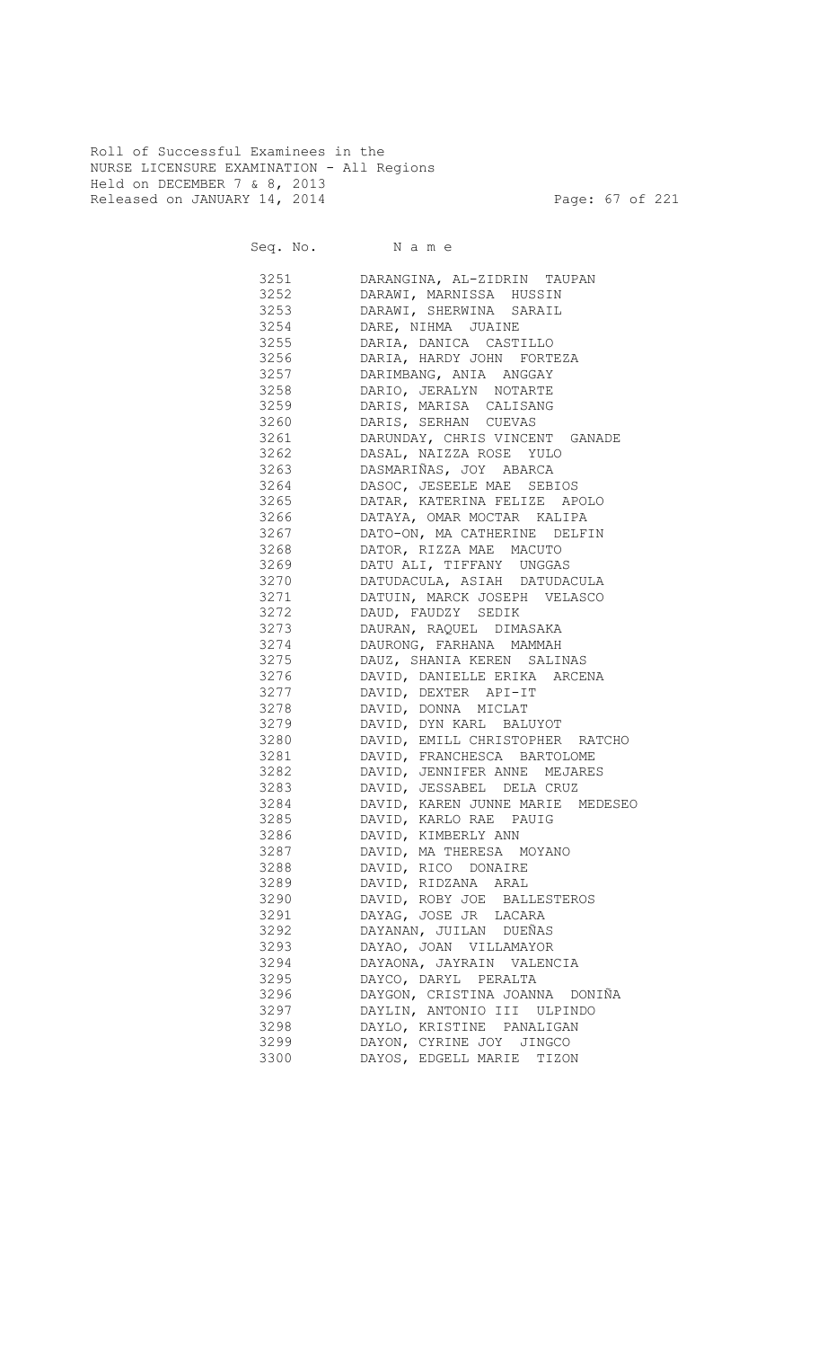Roll of Successful Examinees in the
NURSE LICENSURE EXAMINATION - All Regions
Held on DECEMBER 7 & 8, 2013
Released on JANUARY 14, 2014

| Seq. No. | N a m e |
|---|---|
| 3251 | DARANGINA, AL-ZIDRIN TAUPAN |
| 3252 | DARAWI, MARNISSA HUSSIN |
| 3253 | DARAWI, SHERWINA SARAIL |
| 3254 | DARE, NIHMA JUAINE |
| 3255 | DARIA, DANICA CASTILLO |
| 3256 | DARIA, HARDY JOHN FORTEZA |
| 3257 | DARIMBANG, ANIA ANGGAY |
| 3258 | DARIO, JERALYN NOTARTE |
| 3259 | DARIS, MARISA CALISANG |
| 3260 | DARIS, SERHAN CUEVAS |
| 3261 | DARUNDAY, CHRIS VINCENT GANADE |
| 3262 | DASAL, NAIZZA ROSE YULO |
| 3263 | DASMARIÑAS, JOY ABARCA |
| 3264 | DASOC, JESEELE MAE SEBIOS |
| 3265 | DATAR, KATERINA FELIZE APOLO |
| 3266 | DATAYA, OMAR MOCTAR KALIPA |
| 3267 | DATO-ON, MA CATHERINE DELFIN |
| 3268 | DATOR, RIZZA MAE MACUTO |
| 3269 | DATU ALI, TIFFANY UNGGAS |
| 3270 | DATUDACULA, ASIAH DATUDACULA |
| 3271 | DATUIN, MARCK JOSEPH VELASCO |
| 3272 | DAUD, FAUDZY SEDIK |
| 3273 | DAURAN, RAQUEL DIMASAKA |
| 3274 | DAURONG, FARHANA MAMMAH |
| 3275 | DAUZ, SHANIA KEREN SALINAS |
| 3276 | DAVID, DANIELLE ERIKA ARCENA |
| 3277 | DAVID, DEXTER API-IT |
| 3278 | DAVID, DONNA MICLAT |
| 3279 | DAVID, DYN KARL BALUYOT |
| 3280 | DAVID, EMILL CHRISTOPHER RATCHO |
| 3281 | DAVID, FRANCHESCA BARTOLOME |
| 3282 | DAVID, JENNIFER ANNE MEJARES |
| 3283 | DAVID, JESSABEL DELA CRUZ |
| 3284 | DAVID, KAREN JUNNE MARIE MEDESEO |
| 3285 | DAVID, KARLO RAE PAUIG |
| 3286 | DAVID, KIMBERLY ANN |
| 3287 | DAVID, MA THERESA MOYANO |
| 3288 | DAVID, RICO DONAIRE |
| 3289 | DAVID, RIDZANA ARAL |
| 3290 | DAVID, ROBY JOE BALLESTEROS |
| 3291 | DAYAG, JOSE JR LACARA |
| 3292 | DAYANAN, JUILAN DUEÑAS |
| 3293 | DAYAO, JOAN VILLAMAYOR |
| 3294 | DAYAONA, JAYRAIN VALENCIA |
| 3295 | DAYCO, DARYL PERALTA |
| 3296 | DAYGON, CRISTINA JOANNA DONIÑA |
| 3297 | DAYLIN, ANTONIO III ULPINDO |
| 3298 | DAYLO, KRISTINE PANALIGAN |
| 3299 | DAYON, CYRINE JOY JINGCO |
| 3300 | DAYOS, EDGELL MARIE TIZON |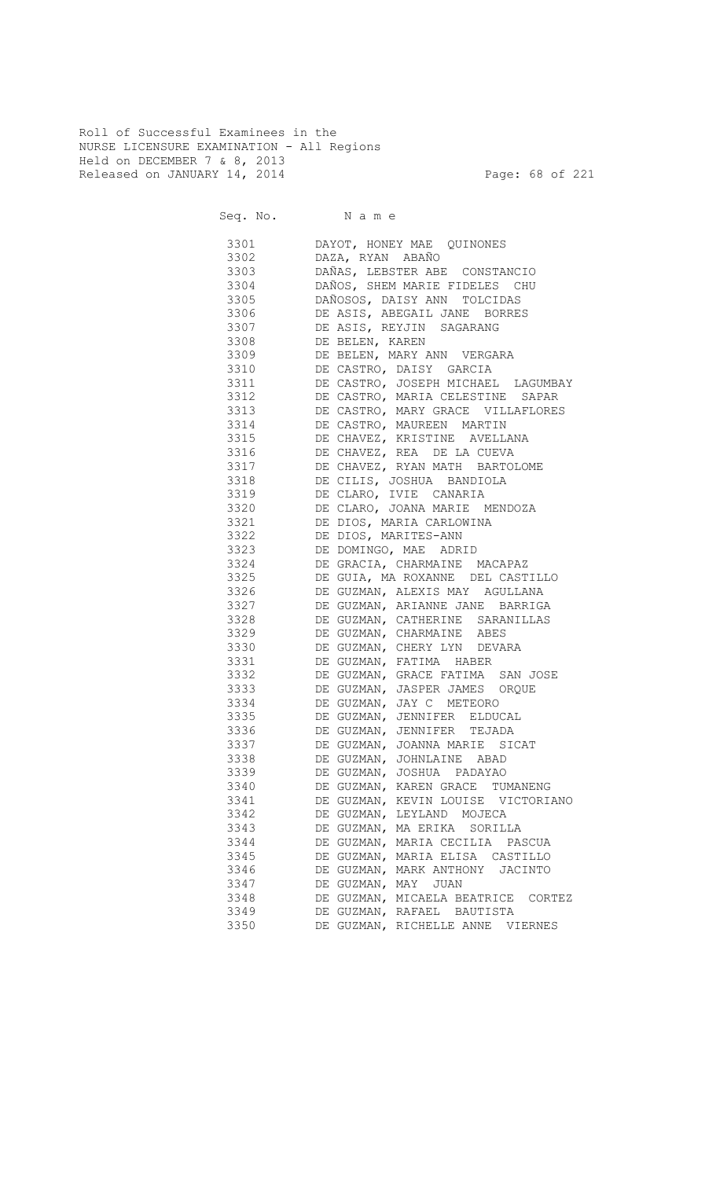Roll of Successful Examinees in the
NURSE LICENSURE EXAMINATION - All Regions
Held on DECEMBER 7 & 8, 2013
Released on JANUARY 14, 2014

| Seq. No. | N a m e |
|---|---|
| 3301 | DAYOT, HONEY MAE QUINONES |
| 3302 | DAZA, RYAN ABAÑO |
| 3303 | DAÑAS, LEBSTER ABE CONSTANCIO |
| 3304 | DAÑOS, SHEM MARIE FIDELES CHU |
| 3305 | DAÑOSOS, DAISY ANN TOLCIDAS |
| 3306 | DE ASIS, ABEGAIL JANE BORRES |
| 3307 | DE ASIS, REYJIN SAGARANG |
| 3308 | DE BELEN, KAREN |
| 3309 | DE BELEN, MARY ANN VERGARA |
| 3310 | DE CASTRO, DAISY GARCIA |
| 3311 | DE CASTRO, JOSEPH MICHAEL LAGUMBAY |
| 3312 | DE CASTRO, MARIA CELESTINE SAPAR |
| 3313 | DE CASTRO, MARY GRACE VILLAFLORES |
| 3314 | DE CASTRO, MAUREEN MARTIN |
| 3315 | DE CHAVEZ, KRISTINE AVELLANA |
| 3316 | DE CHAVEZ, REA DE LA CUEVA |
| 3317 | DE CHAVEZ, RYAN MATH BARTOLOME |
| 3318 | DE CILIS, JOSHUA BANDIOLA |
| 3319 | DE CLARO, IVIE CANARIA |
| 3320 | DE CLARO, JOANA MARIE MENDOZA |
| 3321 | DE DIOS, MARIA CARLOWINA |
| 3322 | DE DIOS, MARITES-ANN |
| 3323 | DE DOMINGO, MAE ADRID |
| 3324 | DE GRACIA, CHARMAINE MACAPAZ |
| 3325 | DE GUIA, MA ROXANNE DEL CASTILLO |
| 3326 | DE GUZMAN, ALEXIS MAY AGULLANA |
| 3327 | DE GUZMAN, ARIANNE JANE BARRIGA |
| 3328 | DE GUZMAN, CATHERINE SARANILLAS |
| 3329 | DE GUZMAN, CHARMAINE ABES |
| 3330 | DE GUZMAN, CHERY LYN DEVARA |
| 3331 | DE GUZMAN, FATIMA HABER |
| 3332 | DE GUZMAN, GRACE FATIMA SAN JOSE |
| 3333 | DE GUZMAN, JASPER JAMES ORQUE |
| 3334 | DE GUZMAN, JAY C METEORO |
| 3335 | DE GUZMAN, JENNIFER ELDUCAL |
| 3336 | DE GUZMAN, JENNIFER TEJADA |
| 3337 | DE GUZMAN, JOANNA MARIE SICAT |
| 3338 | DE GUZMAN, JOHNLAINE ABAD |
| 3339 | DE GUZMAN, JOSHUA PADAYAO |
| 3340 | DE GUZMAN, KAREN GRACE TUMANENG |
| 3341 | DE GUZMAN, KEVIN LOUISE VICTORIANO |
| 3342 | DE GUZMAN, LEYLAND MOJECA |
| 3343 | DE GUZMAN, MA ERIKA SORILLA |
| 3344 | DE GUZMAN, MARIA CECILIA PASCUA |
| 3345 | DE GUZMAN, MARIA ELISA CASTILLO |
| 3346 | DE GUZMAN, MARK ANTHONY JACINTO |
| 3347 | DE GUZMAN, MAY JUAN |
| 3348 | DE GUZMAN, MICAELA BEATRICE CORTEZ |
| 3349 | DE GUZMAN, RAFAEL BAUTISTA |
| 3350 | DE GUZMAN, RICHELLE ANNE VIERNES |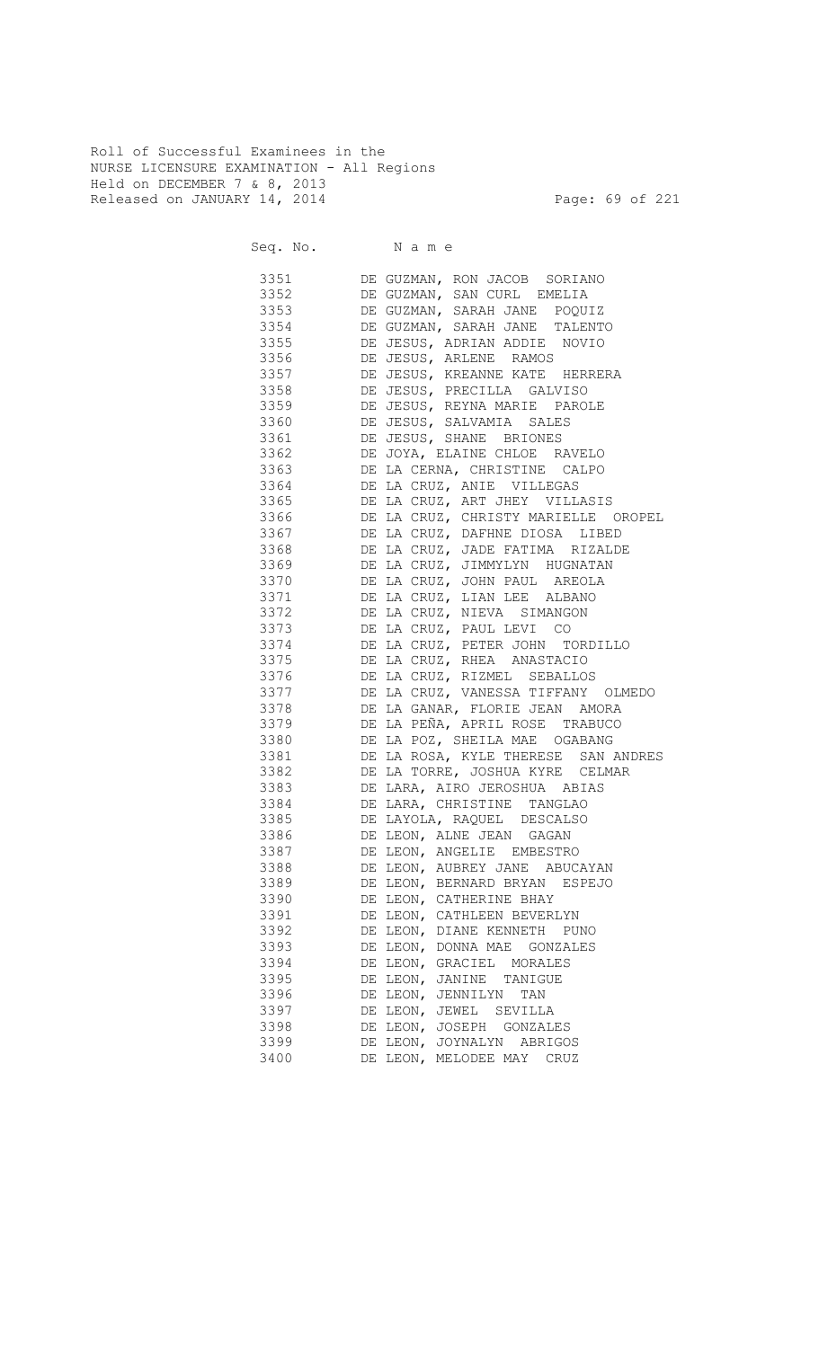Roll of Successful Examinees in the
NURSE LICENSURE EXAMINATION - All Regions
Held on DECEMBER 7 & 8, 2013
Released on JANUARY 14, 2014

| Seq. No. | N a m e |
|---|---|
| 3351 | DE GUZMAN, RON JACOB SORIANO |
| 3352 | DE GUZMAN, SAN CURL EMELIA |
| 3353 | DE GUZMAN, SARAH JANE POQUIZ |
| 3354 | DE GUZMAN, SARAH JANE TALENTO |
| 3355 | DE JESUS, ADRIAN ADDIE NOVIO |
| 3356 | DE JESUS, ARLENE RAMOS |
| 3357 | DE JESUS, KREANNE KATE HERRERA |
| 3358 | DE JESUS, PRECILLA GALVISO |
| 3359 | DE JESUS, REYNA MARIE PAROLE |
| 3360 | DE JESUS, SALVAMIA SALES |
| 3361 | DE JESUS, SHANE BRIONES |
| 3362 | DE JOYA, ELAINE CHLOE RAVELO |
| 3363 | DE LA CERNA, CHRISTINE CALPO |
| 3364 | DE LA CRUZ, ANIE VILLEGAS |
| 3365 | DE LA CRUZ, ART JHEY VILLASIS |
| 3366 | DE LA CRUZ, CHRISTY MARIELLE OROPEL |
| 3367 | DE LA CRUZ, DAFHNE DIOSA LIBED |
| 3368 | DE LA CRUZ, JADE FATIMA RIZALDE |
| 3369 | DE LA CRUZ, JIMMYLYN HUGNATAN |
| 3370 | DE LA CRUZ, JOHN PAUL AREOLA |
| 3371 | DE LA CRUZ, LIAN LEE ALBANO |
| 3372 | DE LA CRUZ, NIEVA SIMANGON |
| 3373 | DE LA CRUZ, PAUL LEVI CO |
| 3374 | DE LA CRUZ, PETER JOHN TORDILLO |
| 3375 | DE LA CRUZ, RHEA ANASTACIO |
| 3376 | DE LA CRUZ, RIZMEL SEBALLOS |
| 3377 | DE LA CRUZ, VANESSA TIFFANY OLMEDO |
| 3378 | DE LA GANAR, FLORIE JEAN AMORA |
| 3379 | DE LA PEÑA, APRIL ROSE TRABUCO |
| 3380 | DE LA POZ, SHEILA MAE OGABANG |
| 3381 | DE LA ROSA, KYLE THERESE SAN ANDRES |
| 3382 | DE LA TORRE, JOSHUA KYRE CELMAR |
| 3383 | DE LARA, AIRO JEROSHUA ABIAS |
| 3384 | DE LARA, CHRISTINE TANGLAO |
| 3385 | DE LAYOLA, RAQUEL DESCALSO |
| 3386 | DE LEON, ALNE JEAN GAGAN |
| 3387 | DE LEON, ANGELIE EMBESTRO |
| 3388 | DE LEON, AUBREY JANE ABUCAYAN |
| 3389 | DE LEON, BERNARD BRYAN ESPEJO |
| 3390 | DE LEON, CATHERINE BHAY |
| 3391 | DE LEON, CATHLEEN BEVERLYN |
| 3392 | DE LEON, DIANE KENNETH PUNO |
| 3393 | DE LEON, DONNA MAE GONZALES |
| 3394 | DE LEON, GRACIEL MORALES |
| 3395 | DE LEON, JANINE TANIGUE |
| 3396 | DE LEON, JENNILYN TAN |
| 3397 | DE LEON, JEWEL SEVILLA |
| 3398 | DE LEON, JOSEPH GONZALES |
| 3399 | DE LEON, JOYNALYN ABRIGOS |
| 3400 | DE LEON, MELODEE MAY CRUZ |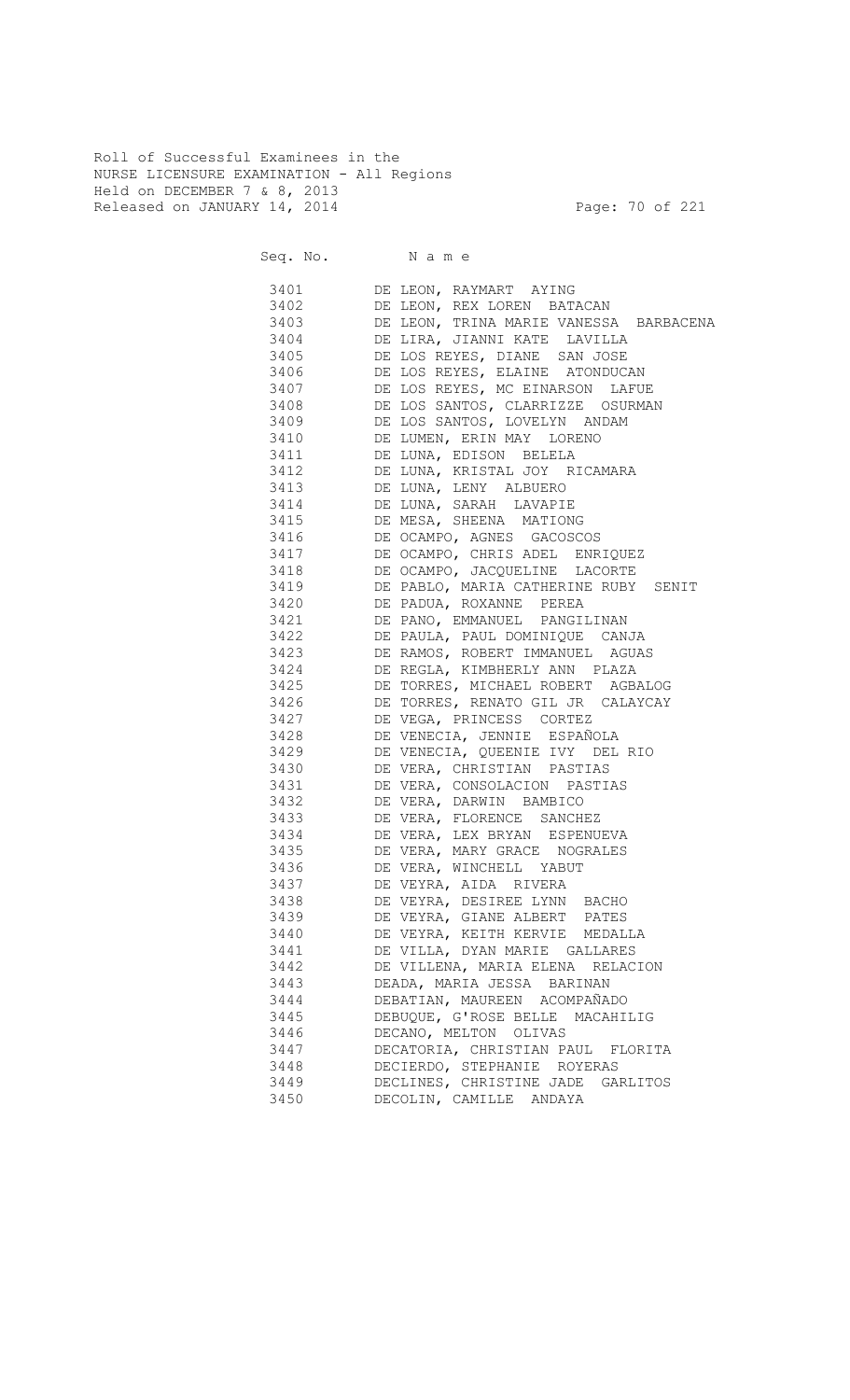Roll of Successful Examinees in the
NURSE LICENSURE EXAMINATION - All Regions
Held on DECEMBER 7 & 8, 2013
Released on JANUARY 14, 2014

| Seq. No. | Name |
|---|---|
| 3401 | DE LEON, RAYMART AYING |
| 3402 | DE LEON, REX LOREN BATACAN |
| 3403 | DE LEON, TRINA MARIE VANESSA BARBACENA |
| 3404 | DE LIRA, JIANNI KATE LAVILLA |
| 3405 | DE LOS REYES, DIANE SAN JOSE |
| 3406 | DE LOS REYES, ELAINE ATONDUCAN |
| 3407 | DE LOS REYES, MC EINARSON LAFUE |
| 3408 | DE LOS SANTOS, CLARRIZZE OSURMAN |
| 3409 | DE LOS SANTOS, LOVELYN ANDAM |
| 3410 | DE LUMEN, ERIN MAY LORENO |
| 3411 | DE LUNA, EDISON BELELA |
| 3412 | DE LUNA, KRISTAL JOY RICAMARA |
| 3413 | DE LUNA, LENY ALBUERO |
| 3414 | DE LUNA, SARAH LAVAPIE |
| 3415 | DE MESA, SHEENA MATIONG |
| 3416 | DE OCAMPO, AGNES GACOSCOS |
| 3417 | DE OCAMPO, CHRIS ADEL ENRIQUEZ |
| 3418 | DE OCAMPO, JACQUELINE LACORTE |
| 3419 | DE PABLO, MARIA CATHERINE RUBY SENIT |
| 3420 | DE PADUA, ROXANNE PEREA |
| 3421 | DE PANO, EMMANUEL PANGILINAN |
| 3422 | DE PAULA, PAUL DOMINIQUE CANJA |
| 3423 | DE RAMOS, ROBERT IMMANUEL AGUAS |
| 3424 | DE REGLA, KIMBHERLY ANN PLAZA |
| 3425 | DE TORRES, MICHAEL ROBERT AGBALOG |
| 3426 | DE TORRES, RENATO GIL JR CALAYCAY |
| 3427 | DE VEGA, PRINCESS CORTEZ |
| 3428 | DE VENECIA, JENNIE ESPAÑOLA |
| 3429 | DE VENECIA, QUEENIE IVY DEL RIO |
| 3430 | DE VERA, CHRISTIAN PASTIAS |
| 3431 | DE VERA, CONSOLACION PASTIAS |
| 3432 | DE VERA, DARWIN BAMBICO |
| 3433 | DE VERA, FLORENCE SANCHEZ |
| 3434 | DE VERA, LEX BRYAN ESPENUEVA |
| 3435 | DE VERA, MARY GRACE NOGRALES |
| 3436 | DE VERA, WINCHELL YABUT |
| 3437 | DE VEYRA, AIDA RIVERA |
| 3438 | DE VEYRA, DESIREE LYNN BACHO |
| 3439 | DE VEYRA, GIANE ALBERT PATES |
| 3440 | DE VEYRA, KEITH KERVIE MEDALLA |
| 3441 | DE VILLA, DYAN MARIE GALLARES |
| 3442 | DE VILLENA, MARIA ELENA RELACION |
| 3443 | DEADA, MARIA JESSA BARINAN |
| 3444 | DEBATIAN, MAUREEN ACOMPAÑADO |
| 3445 | DEBUQUE, G'ROSE BELLE MACAHILIG |
| 3446 | DECANO, MELTON OLIVAS |
| 3447 | DECATORIA, CHRISTIAN PAUL FLORITA |
| 3448 | DECIERDO, STEPHANIE ROYERAS |
| 3449 | DECLINES, CHRISTINE JADE GARLITOS |
| 3450 | DECOLIN, CAMILLE ANDAYA |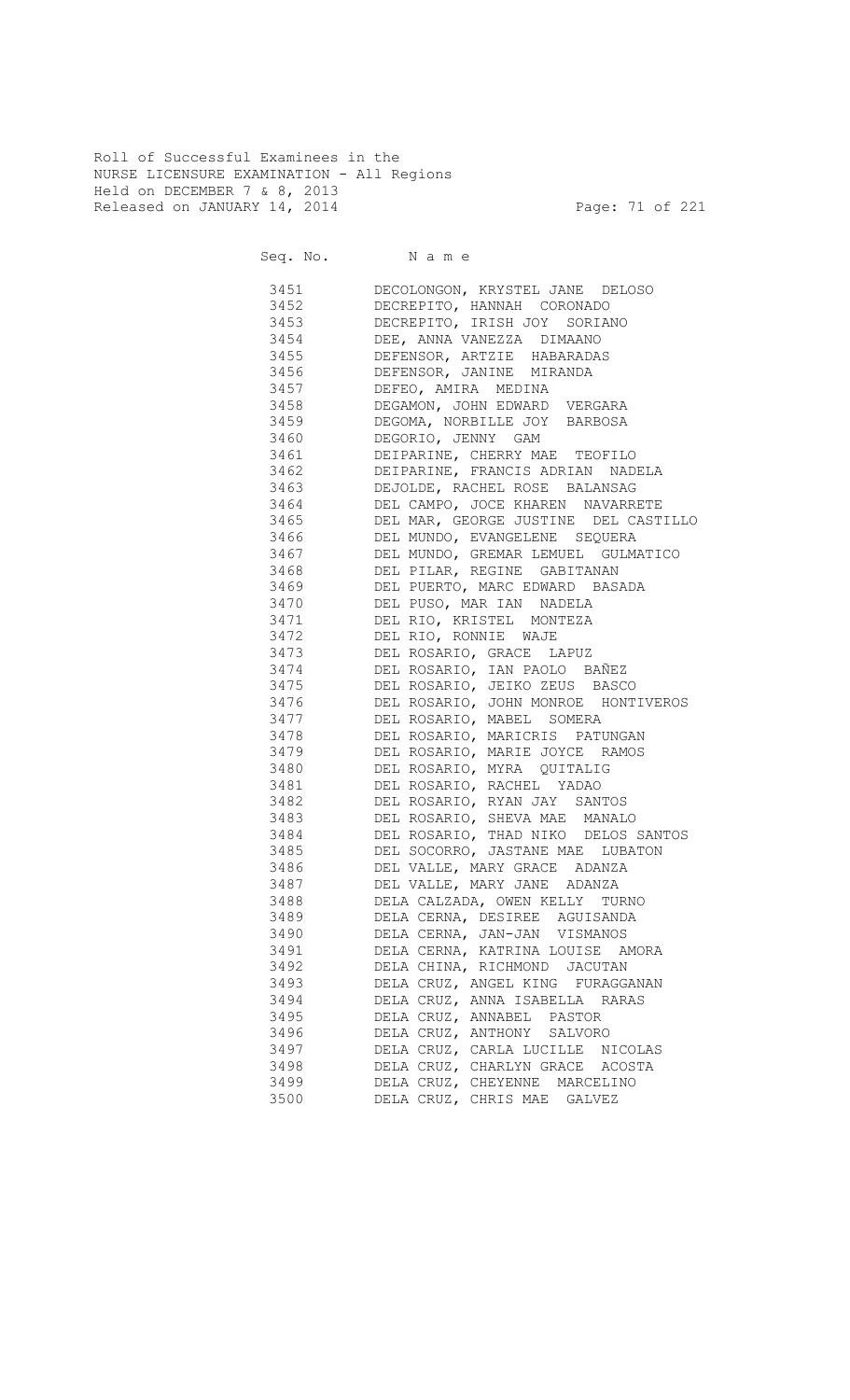Roll of Successful Examinees in the
NURSE LICENSURE EXAMINATION - All Regions
Held on DECEMBER 7 & 8, 2013
Released on JANUARY 14, 2014

| Seq. No. | N a m e |
|---|---|
| 3451 | DECOLONGON, KRYSTEL JANE DELOSO |
| 3452 | DECREPITO, HANNAH CORONADO |
| 3453 | DECREPITO, IRISH JOY SORIANO |
| 3454 | DEE, ANNA VANEZZA DIMAANO |
| 3455 | DEFENSOR, ARTZIE HABARADAS |
| 3456 | DEFENSOR, JANINE MIRANDA |
| 3457 | DEFEO, AMIRA MEDINA |
| 3458 | DEGAMON, JOHN EDWARD VERGARA |
| 3459 | DEGOMA, NORBILLE JOY BARBOSA |
| 3460 | DEGORIO, JENNY GAM |
| 3461 | DEIPARINE, CHERRY MAE TEOFILO |
| 3462 | DEIPARINE, FRANCIS ADRIAN NADELA |
| 3463 | DEJOLDE, RACHEL ROSE BALANSAG |
| 3464 | DEL CAMPO, JOCE KHAREN NAVARRETE |
| 3465 | DEL MAR, GEORGE JUSTINE DEL CASTILLO |
| 3466 | DEL MUNDO, EVANGELENE SEQUERA |
| 3467 | DEL MUNDO, GREMAR LEMUEL GULMATICO |
| 3468 | DEL PILAR, REGINE GABITANAN |
| 3469 | DEL PUERTO, MARC EDWARD BASADA |
| 3470 | DEL PUSO, MAR IAN NADELA |
| 3471 | DEL RIO, KRISTEL MONTEZA |
| 3472 | DEL RIO, RONNIE WAJE |
| 3473 | DEL ROSARIO, GRACE LAPUZ |
| 3474 | DEL ROSARIO, IAN PAOLO BAÑEZ |
| 3475 | DEL ROSARIO, JEIKO ZEUS BASCO |
| 3476 | DEL ROSARIO, JOHN MONROE HONTIVEROS |
| 3477 | DEL ROSARIO, MABEL SOMERA |
| 3478 | DEL ROSARIO, MARICRIS PATUNGAN |
| 3479 | DEL ROSARIO, MARIE JOYCE RAMOS |
| 3480 | DEL ROSARIO, MYRA QUITALIG |
| 3481 | DEL ROSARIO, RACHEL YADAO |
| 3482 | DEL ROSARIO, RYAN JAY SANTOS |
| 3483 | DEL ROSARIO, SHEVA MAE MANALO |
| 3484 | DEL ROSARIO, THAD NIKO DELOS SANTOS |
| 3485 | DEL SOCORRO, JASTANE MAE LUBATON |
| 3486 | DEL VALLE, MARY GRACE ADANZA |
| 3487 | DEL VALLE, MARY JANE ADANZA |
| 3488 | DELA CALZADA, OWEN KELLY TURNO |
| 3489 | DELA CERNA, DESIREE AGUISANDA |
| 3490 | DELA CERNA, JAN-JAN VISMANOS |
| 3491 | DELA CERNA, KATRINA LOUISE AMORA |
| 3492 | DELA CHINA, RICHMOND JACUTAN |
| 3493 | DELA CRUZ, ANGEL KING FURAGGANAN |
| 3494 | DELA CRUZ, ANNA ISABELLA RARAS |
| 3495 | DELA CRUZ, ANNABEL PASTOR |
| 3496 | DELA CRUZ, ANTHONY SALVORO |
| 3497 | DELA CRUZ, CARLA LUCILLE NICOLAS |
| 3498 | DELA CRUZ, CHARLYN GRACE ACOSTA |
| 3499 | DELA CRUZ, CHEYENNE MARCELINO |
| 3500 | DELA CRUZ, CHRIS MAE GALVEZ |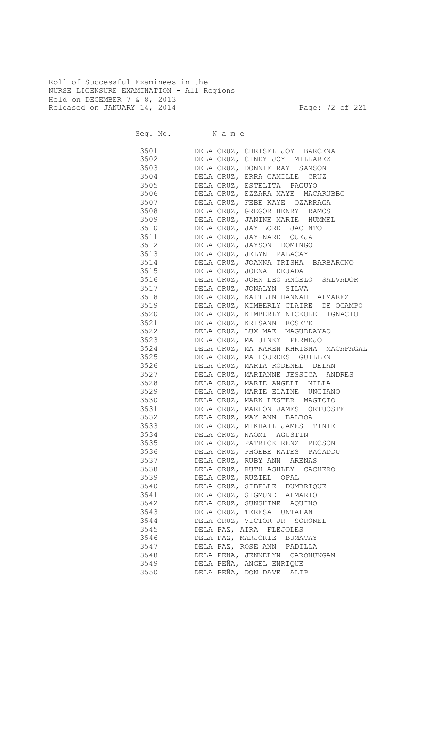Roll of Successful Examinees in the
NURSE LICENSURE EXAMINATION - All Regions
Held on DECEMBER 7 & 8, 2013
Released on JANUARY 14, 2014

| Seq. No. | N a m e |
|---|---|
| 3501 | DELA CRUZ, CHRISEL JOY BARCENA |
| 3502 | DELA CRUZ, CINDY JOY MILLAREZ |
| 3503 | DELA CRUZ, DONNIE RAY SAMSON |
| 3504 | DELA CRUZ, ERRA CAMILLE CRUZ |
| 3505 | DELA CRUZ, ESTELITA PAGUYO |
| 3506 | DELA CRUZ, EZZARA MAYE MACARUBBO |
| 3507 | DELA CRUZ, FEBE KAYE OZARRAGA |
| 3508 | DELA CRUZ, GREGOR HENRY RAMOS |
| 3509 | DELA CRUZ, JANINE MARIE HUMMEL |
| 3510 | DELA CRUZ, JAY LORD JACINTO |
| 3511 | DELA CRUZ, JAY-NARD QUEJA |
| 3512 | DELA CRUZ, JAYSON DOMINGO |
| 3513 | DELA CRUZ, JELYN PALACAY |
| 3514 | DELA CRUZ, JOANNA TRISHA BARBARONO |
| 3515 | DELA CRUZ, JOENA DEJADA |
| 3516 | DELA CRUZ, JOHN LEO ANGELO SALVADOR |
| 3517 | DELA CRUZ, JONALYN SILVA |
| 3518 | DELA CRUZ, KAITLIN HANNAH ALMAREZ |
| 3519 | DELA CRUZ, KIMBERLY CLAIRE DE OCAMPO |
| 3520 | DELA CRUZ, KIMBERLY NICKOLE IGNACIO |
| 3521 | DELA CRUZ, KRISANN ROSETE |
| 3522 | DELA CRUZ, LUX MAE MAGUDDAYAO |
| 3523 | DELA CRUZ, MA JINKY PERMEJO |
| 3524 | DELA CRUZ, MA KAREN KHRISNA MACAPAGAL |
| 3525 | DELA CRUZ, MA LOURDES GUILLEN |
| 3526 | DELA CRUZ, MARIA RODENEL DELAN |
| 3527 | DELA CRUZ, MARIANNE JESSICA ANDRES |
| 3528 | DELA CRUZ, MARIE ANGELI MILLA |
| 3529 | DELA CRUZ, MARIE ELAINE UNCIANO |
| 3530 | DELA CRUZ, MARK LESTER MAGTOTO |
| 3531 | DELA CRUZ, MARLON JAMES ORTUOSTE |
| 3532 | DELA CRUZ, MAY ANN BALBOA |
| 3533 | DELA CRUZ, MIKHAIL JAMES TINTE |
| 3534 | DELA CRUZ, NAOMI AGUSTIN |
| 3535 | DELA CRUZ, PATRICK RENZ PECSON |
| 3536 | DELA CRUZ, PHOEBE KATES PAGADDU |
| 3537 | DELA CRUZ, RUBY ANN ARENAS |
| 3538 | DELA CRUZ, RUTH ASHLEY CACHERO |
| 3539 | DELA CRUZ, RUZIEL OPAL |
| 3540 | DELA CRUZ, SIBELLE DUMBRIQUE |
| 3541 | DELA CRUZ, SIGMUND ALMARIO |
| 3542 | DELA CRUZ, SUNSHINE AQUINO |
| 3543 | DELA CRUZ, TERESA UNTALAN |
| 3544 | DELA CRUZ, VICTOR JR SORONEL |
| 3545 | DELA PAZ, AIRA FLEJOLES |
| 3546 | DELA PAZ, MARJORIE BUMATAY |
| 3547 | DELA PAZ, ROSE ANN PADILLA |
| 3548 | DELA PENA, JENNELYN CARONUNGAN |
| 3549 | DELA PEÑA, ANGEL ENRIQUE |
| 3550 | DELA PEÑA, DON DAVE ALIP |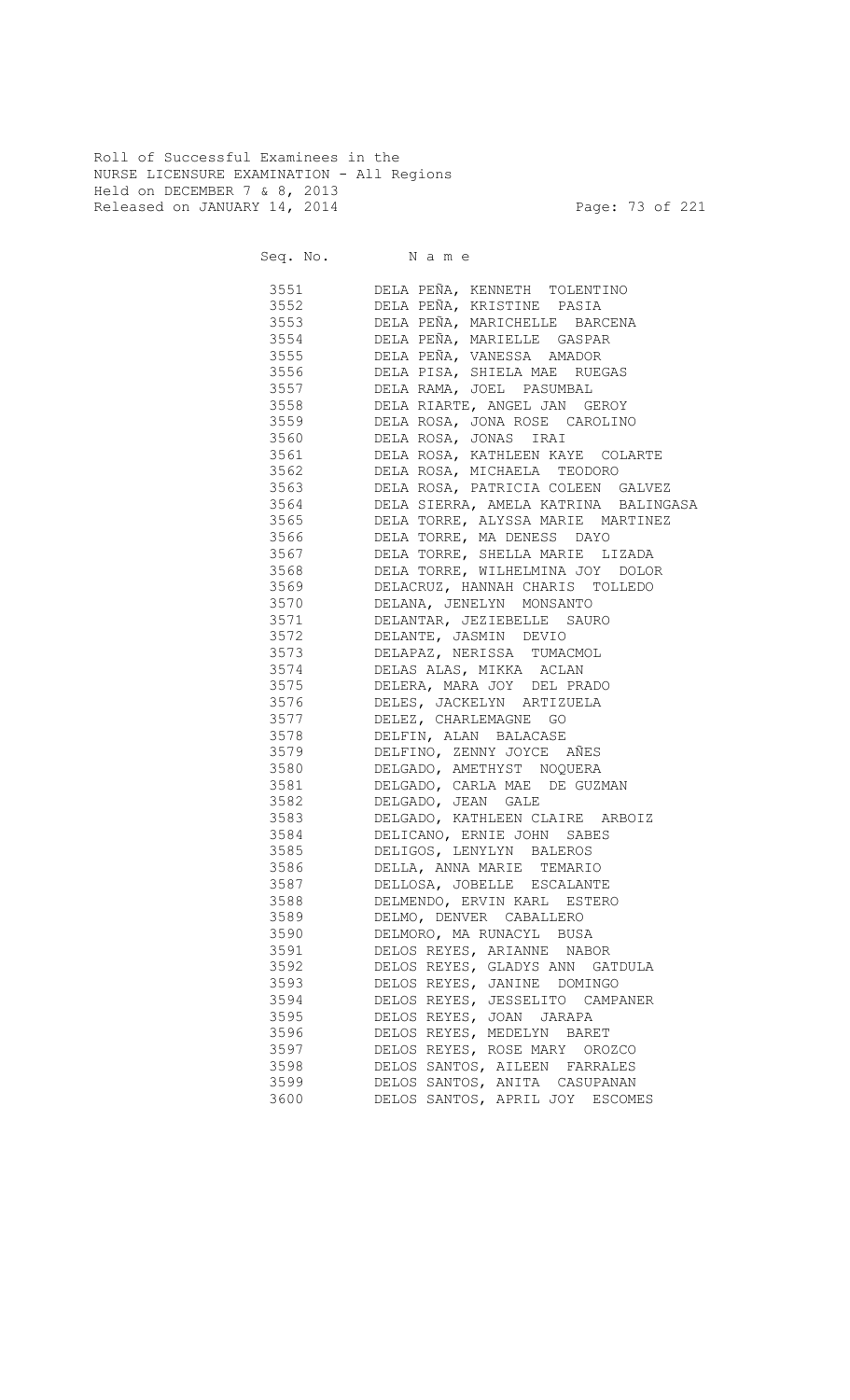Roll of Successful Examinees in the
NURSE LICENSURE EXAMINATION - All Regions
Held on DECEMBER 7 & 8, 2013
Released on JANUARY 14, 2014

| Seq. No. | N a m e |
|---|---|
| 3551 | DELA PEÑA, KENNETH TOLENTINO |
| 3552 | DELA PEÑA, KRISTINE PASIA |
| 3553 | DELA PEÑA, MARICHELLE BARCENA |
| 3554 | DELA PEÑA, MARIELLE GASPAR |
| 3555 | DELA PEÑA, VANESSA AMADOR |
| 3556 | DELA PISA, SHIELA MAE RUEGAS |
| 3557 | DELA RAMA, JOEL PASUMBAL |
| 3558 | DELA RIARTE, ANGEL JAN GEROY |
| 3559 | DELA ROSA, JONA ROSE CAROLINO |
| 3560 | DELA ROSA, JONAS IRAI |
| 3561 | DELA ROSA, KATHLEEN KAYE COLARTE |
| 3562 | DELA ROSA, MICHAELA TEODORO |
| 3563 | DELA ROSA, PATRICIA COLEEN GALVEZ |
| 3564 | DELA SIERRA, AMELA KATRINA BALINGASA |
| 3565 | DELA TORRE, ALYSSA MARIE MARTINEZ |
| 3566 | DELA TORRE, MA DENESS DAYO |
| 3567 | DELA TORRE, SHELLA MARIE LIZADA |
| 3568 | DELA TORRE, WILHELMINA JOY DOLOR |
| 3569 | DELACRUZ, HANNAH CHARIS TOLLEDO |
| 3570 | DELANA, JENELYN MONSANTO |
| 3571 | DELANTAR, JEZIEBELLE SAURO |
| 3572 | DELANTE, JASMIN DEVIO |
| 3573 | DELAPAZ, NERISSA TUMACMOL |
| 3574 | DELAS ALAS, MIKKA ACLAN |
| 3575 | DELERA, MARA JOY DEL PRADO |
| 3576 | DELES, JACKELYN ARTIZUELA |
| 3577 | DELEZ, CHARLEMAGNE GO |
| 3578 | DELFIN, ALAN BALACASE |
| 3579 | DELFINO, ZENNY JOYCE AÑES |
| 3580 | DELGADO, AMETHYST NOQUERA |
| 3581 | DELGADO, CARLA MAE DE GUZMAN |
| 3582 | DELGADO, JEAN GALE |
| 3583 | DELGADO, KATHLEEN CLAIRE ARBOIZ |
| 3584 | DELICANO, ERNIE JOHN SABES |
| 3585 | DELIGOS, LENYLYN BALEROS |
| 3586 | DELLA, ANNA MARIE TEMARIO |
| 3587 | DELLOSA, JOBELLE ESCALANTE |
| 3588 | DELMENDO, ERVIN KARL ESTERO |
| 3589 | DELMO, DENVER CABALLERO |
| 3590 | DELMORO, MA RUNACYL BUSA |
| 3591 | DELOS REYES, ARIANNE NABOR |
| 3592 | DELOS REYES, GLADYS ANN GATDULA |
| 3593 | DELOS REYES, JANINE DOMINGO |
| 3594 | DELOS REYES, JESSELITO CAMPANER |
| 3595 | DELOS REYES, JOAN JARAPA |
| 3596 | DELOS REYES, MEDELYN BARET |
| 3597 | DELOS REYES, ROSE MARY OROZCO |
| 3598 | DELOS SANTOS, AILEEN FARRALES |
| 3599 | DELOS SANTOS, ANITA CASUPANAN |
| 3600 | DELOS SANTOS, APRIL JOY ESCOMES |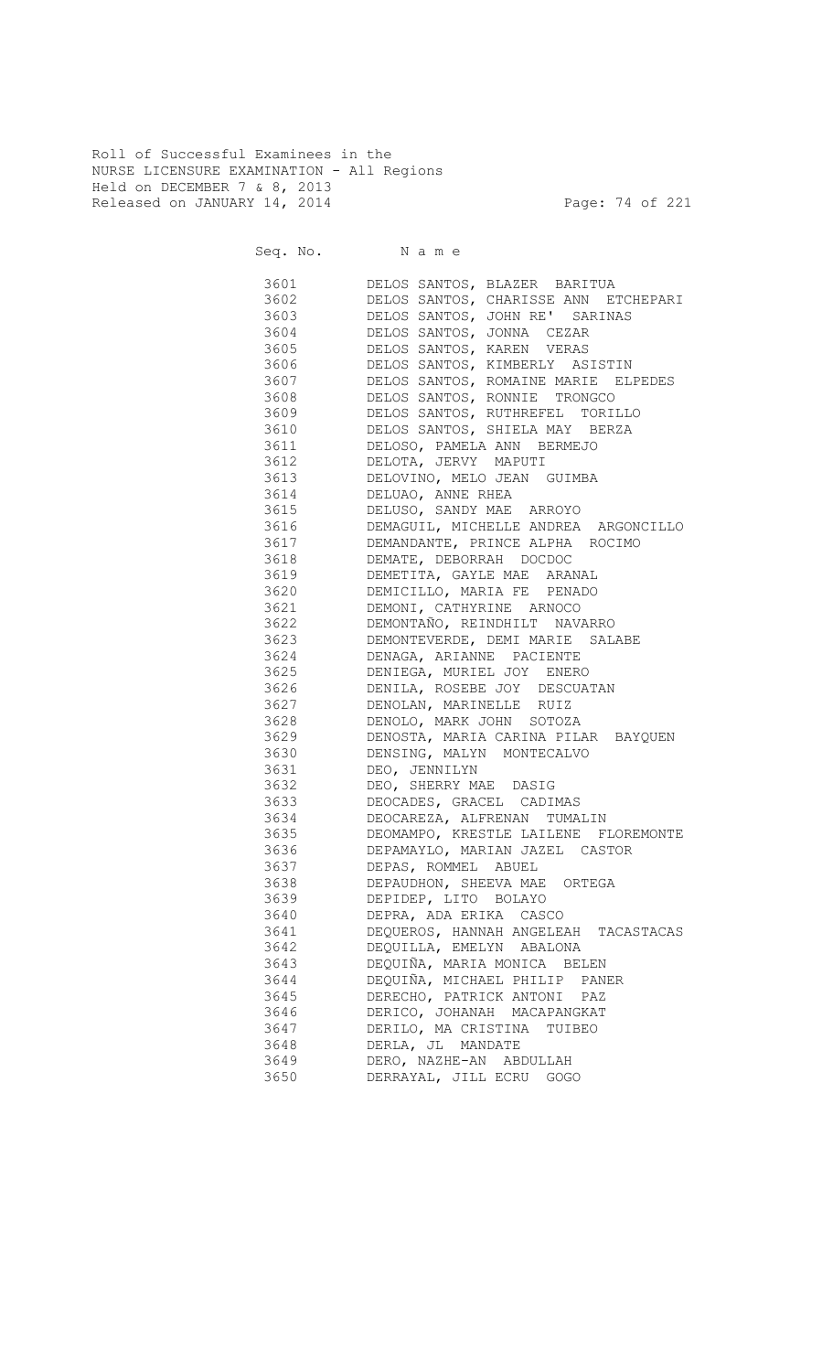Roll of Successful Examinees in the
NURSE LICENSURE EXAMINATION - All Regions
Held on DECEMBER 7 & 8, 2013
Released on JANUARY 14, 2014

| Seq. No. | N a m e |
|---|---|
| 3601 | DELOS SANTOS, BLAZER BARITUA |
| 3602 | DELOS SANTOS, CHARISSE ANN ETCHEPARI |
| 3603 | DELOS SANTOS, JOHN RE' SARINAS |
| 3604 | DELOS SANTOS, JONNA CEZAR |
| 3605 | DELOS SANTOS, KAREN VERAS |
| 3606 | DELOS SANTOS, KIMBERLY ASISTIN |
| 3607 | DELOS SANTOS, ROMAINE MARIE ELPEDES |
| 3608 | DELOS SANTOS, RONNIE TRONGCO |
| 3609 | DELOS SANTOS, RUTHREFEL TORILLO |
| 3610 | DELOS SANTOS, SHIELA MAY BERZA |
| 3611 | DELOSO, PAMELA ANN BERMEJO |
| 3612 | DELOTA, JERVY MAPUTI |
| 3613 | DELOVINO, MELO JEAN GUIMBA |
| 3614 | DELUAO, ANNE RHEA |
| 3615 | DELUSO, SANDY MAE ARROYO |
| 3616 | DEMAGUIL, MICHELLE ANDREA ARGONCILLO |
| 3617 | DEMANDANTE, PRINCE ALPHA ROCIMO |
| 3618 | DEMATE, DEBORRAH DOCDOC |
| 3619 | DEMETITA, GAYLE MAE ARANAL |
| 3620 | DEMICILLO, MARIA FE PENADO |
| 3621 | DEMONI, CATHYRINE ARNOCO |
| 3622 | DEMONTAÑO, REINDHILT NAVARRO |
| 3623 | DEMONTEVERDE, DEMI MARIE SALABE |
| 3624 | DENAGA, ARIANNE PACIENTE |
| 3625 | DENIEGA, MURIEL JOY ENERO |
| 3626 | DENILA, ROSEBE JOY DESCUATAN |
| 3627 | DENOLAN, MARINELLE RUIZ |
| 3628 | DENOLO, MARK JOHN SOTOZA |
| 3629 | DENOSTA, MARIA CARINA PILAR BAYQUEN |
| 3630 | DENSING, MALYN MONTECALVO |
| 3631 | DEO, JENNILYN |
| 3632 | DEO, SHERRY MAE DASIG |
| 3633 | DEOCADES, GRACEL CADIMAS |
| 3634 | DEOCAREZA, ALFRENAN TUMALIN |
| 3635 | DEOMAMPO, KRESTLE LAILENE FLOREMONTE |
| 3636 | DEPAMAYLO, MARIAN JAZEL CASTOR |
| 3637 | DEPAS, ROMMEL ABUEL |
| 3638 | DEPAUDHON, SHEEVA MAE ORTEGA |
| 3639 | DEPIDEP, LITO BOLAYO |
| 3640 | DEPRA, ADA ERIKA CASCO |
| 3641 | DEQUEROS, HANNAH ANGELEAH TACASTACAS |
| 3642 | DEQUILLA, EMELYN ABALONA |
| 3643 | DEQUIÑA, MARIA MONICA BELEN |
| 3644 | DEQUIÑA, MICHAEL PHILIP PANER |
| 3645 | DERECHO, PATRICK ANTONI PAZ |
| 3646 | DERICO, JOHANAH MACAPANGKAT |
| 3647 | DERILO, MA CRISTINA TUIBEO |
| 3648 | DERLA, JL MANDATE |
| 3649 | DERO, NAZHE-AN ABDULLAH |
| 3650 | DERRAYAL, JILL ECRU GOGO |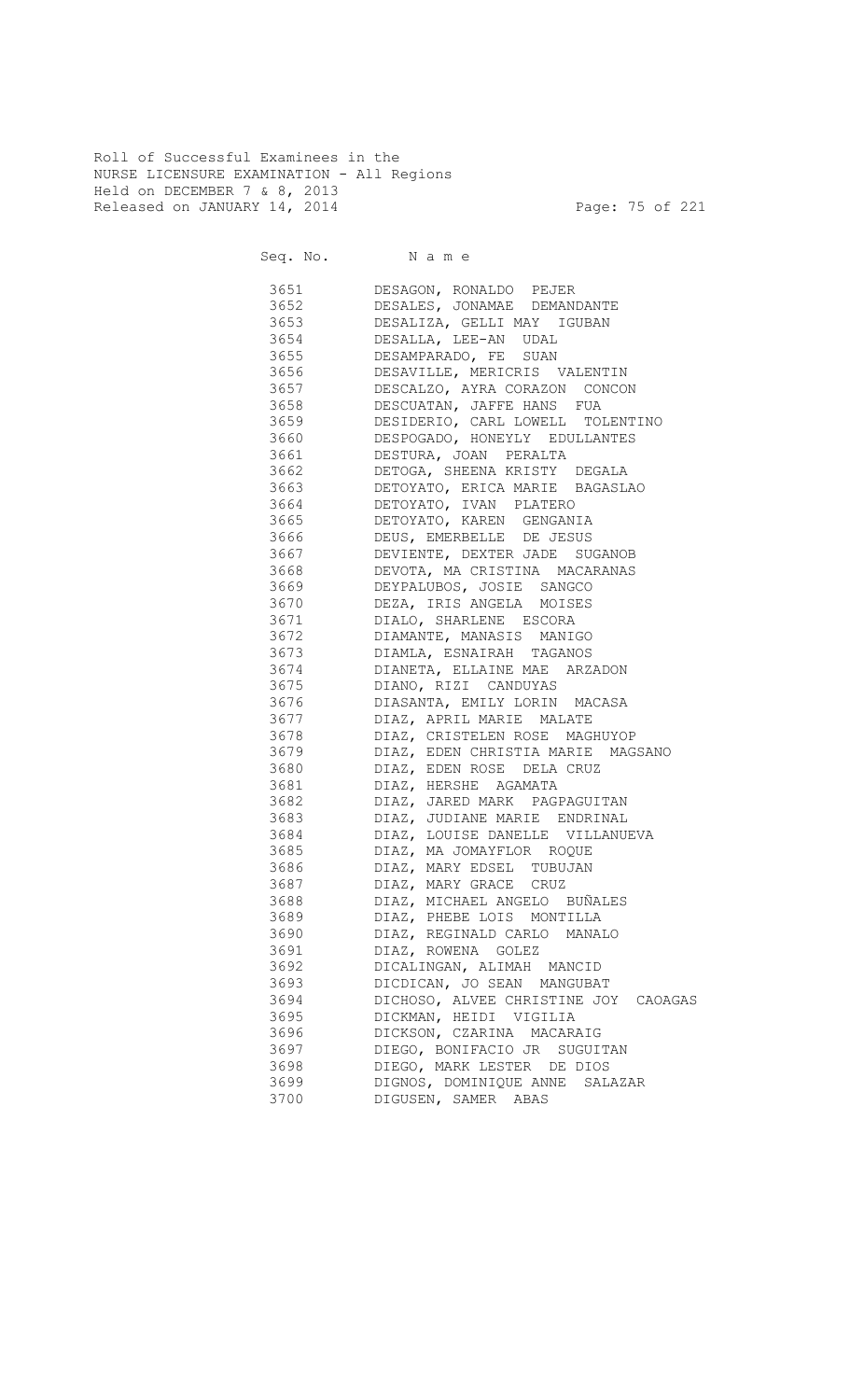Roll of Successful Examinees in the
NURSE LICENSURE EXAMINATION - All Regions
Held on DECEMBER 7 & 8, 2013
Released on JANUARY 14, 2014

| Seq. No. | N a m e |
|---|---|
| 3651 | DESAGON, RONALDO PEJER |
| 3652 | DESALES, JONAMAE DEMANDANTE |
| 3653 | DESALIZA, GELLI MAY IGUBAN |
| 3654 | DESALLA, LEE-AN UDAL |
| 3655 | DESAMPARADO, FE SUAN |
| 3656 | DESAVILLE, MERICRIS VALENTIN |
| 3657 | DESCALZO, AYRA CORAZON CONCON |
| 3658 | DESCUATAN, JAFFE HANS FUA |
| 3659 | DESIDERIO, CARL LOWELL TOLENTINO |
| 3660 | DESPOGADO, HONEYLY EDULLANTES |
| 3661 | DESTURA, JOAN PERALTA |
| 3662 | DETOGA, SHEENA KRISTY DEGALA |
| 3663 | DETOYATO, ERICA MARIE BAGASLAO |
| 3664 | DETOYATO, IVAN PLATERO |
| 3665 | DETOYATO, KAREN GENGANIA |
| 3666 | DEUS, EMERBELLE DE JESUS |
| 3667 | DEVIENTE, DEXTER JADE SUGANOB |
| 3668 | DEVOTA, MA CRISTINA MACARANAS |
| 3669 | DEYPALUBOS, JOSIE SANGCO |
| 3670 | DEZA, IRIS ANGELA MOISES |
| 3671 | DIALO, SHARLENE ESCORA |
| 3672 | DIAMANTE, MANASIS MANIGO |
| 3673 | DIAMLA, ESNAIRAH TAGANOS |
| 3674 | DIANETA, ELLAINE MAE ARZADON |
| 3675 | DIANO, RIZI CANDUYAS |
| 3676 | DIASANTA, EMILY LORIN MACASA |
| 3677 | DIAZ, APRIL MARIE MALATE |
| 3678 | DIAZ, CRISTELEN ROSE MAGHUYOP |
| 3679 | DIAZ, EDEN CHRISTIA MARIE MAGSANO |
| 3680 | DIAZ, EDEN ROSE DELA CRUZ |
| 3681 | DIAZ, HERSHE AGAMATA |
| 3682 | DIAZ, JARED MARK PAGPAGUITAN |
| 3683 | DIAZ, JUDIANE MARIE ENDRINAL |
| 3684 | DIAZ, LOUISE DANELLE VILLANUEVA |
| 3685 | DIAZ, MA JOMAYFLOR ROQUE |
| 3686 | DIAZ, MARY EDSEL TUBUJAN |
| 3687 | DIAZ, MARY GRACE CRUZ |
| 3688 | DIAZ, MICHAEL ANGELO BUÑALES |
| 3689 | DIAZ, PHEBE LOIS MONTILLA |
| 3690 | DIAZ, REGINALD CARLO MANALO |
| 3691 | DIAZ, ROWENA GOLEZ |
| 3692 | DICALINGAN, ALIMAH MANCID |
| 3693 | DICDICAN, JO SEAN MANGUBAT |
| 3694 | DICHOSO, ALVEE CHRISTINE JOY CAOAGAS |
| 3695 | DICKMAN, HEIDI VIGILIA |
| 3696 | DICKSON, CZARINA MACARAIG |
| 3697 | DIEGO, BONIFACIO JR SUGUITAN |
| 3698 | DIEGO, MARK LESTER DE DIOS |
| 3699 | DIGNOS, DOMINIQUE ANNE SALAZAR |
| 3700 | DIGUSEN, SAMER ABAS |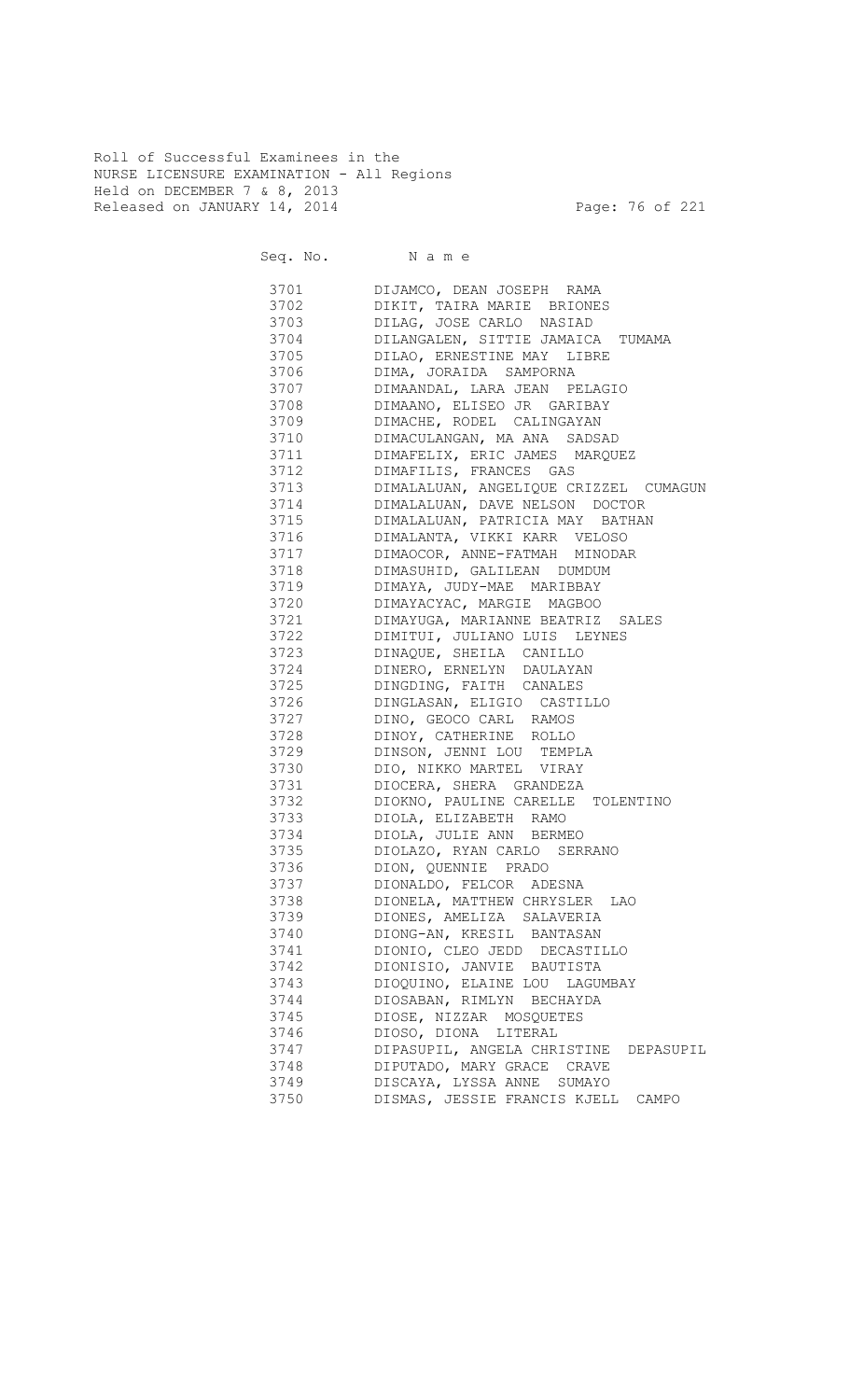Roll of Successful Examinees in the
NURSE LICENSURE EXAMINATION - All Regions
Held on DECEMBER 7 & 8, 2013
Released on JANUARY 14, 2014

| Seq. No. | N a m e |
|---|---|
| 3701 | DIJAMCO, DEAN JOSEPH RAMA |
| 3702 | DIKIT, TAIRA MARIE BRIONES |
| 3703 | DILAG, JOSE CARLO NASIAD |
| 3704 | DILANGALEN, SITTIE JAMAICA TUMAMA |
| 3705 | DILAO, ERNESTINE MAY LIBRE |
| 3706 | DIMA, JORAIDA SAMPORNA |
| 3707 | DIMAANDAL, LARA JEAN PELAGIO |
| 3708 | DIMAANO, ELISEO JR GARIBAY |
| 3709 | DIMACHE, RODEL CALINGAYAN |
| 3710 | DIMACULANGAN, MA ANA SADSAD |
| 3711 | DIMAFELIX, ERIC JAMES MARQUEZ |
| 3712 | DIMAFILIS, FRANCES GAS |
| 3713 | DIMALALUAN, ANGELIQUE CRIZZEL CUMAGUN |
| 3714 | DIMALALUAN, DAVE NELSON DOCTOR |
| 3715 | DIMALALUAN, PATRICIA MAY BATHAN |
| 3716 | DIMALANTA, VIKKI KARR VELOSO |
| 3717 | DIMAOCOR, ANNE-FATMAH MINODAR |
| 3718 | DIMASUHID, GALILEAN DUMDUM |
| 3719 | DIMAYA, JUDY-MAE MARIBBAY |
| 3720 | DIMAYACYAC, MARGIE MAGBOO |
| 3721 | DIMAYUGA, MARIANNE BEATRIZ SALES |
| 3722 | DIMITUI, JULIANO LUIS LEYNES |
| 3723 | DINAQUE, SHEILA CANILLO |
| 3724 | DINERO, ERNELYN DAULAYAN |
| 3725 | DINGDING, FAITH CANALES |
| 3726 | DINGLASAN, ELIGIO CASTILLO |
| 3727 | DINO, GEOCO CARL RAMOS |
| 3728 | DINOY, CATHERINE ROLLO |
| 3729 | DINSON, JENNI LOU TEMPLA |
| 3730 | DIO, NIKKO MARTEL VIRAY |
| 3731 | DIOCERA, SHERA GRANDEZA |
| 3732 | DIOKNO, PAULINE CARELLE TOLENTINO |
| 3733 | DIOLA, ELIZABETH RAMO |
| 3734 | DIOLA, JULIE ANN BERMEO |
| 3735 | DIOLAZO, RYAN CARLO SERRANO |
| 3736 | DION, QUENNIE PRADO |
| 3737 | DIONALDO, FELCOR ADESNA |
| 3738 | DIONELA, MATTHEW CHRYSLER LAO |
| 3739 | DIONES, AMELIZA SALAVERIA |
| 3740 | DIONG-AN, KRESIL BANTASAN |
| 3741 | DIONIO, CLEO JEDD DECASTILLO |
| 3742 | DIONISIO, JANVIE BAUTISTA |
| 3743 | DIOQUINO, ELAINE LOU LAGUMBAY |
| 3744 | DIOSABAN, RIMLYN BECHAYDA |
| 3745 | DIOSE, NIZZAR MOSQUETES |
| 3746 | DIOSO, DIONA LITERAL |
| 3747 | DIPASUPIL, ANGELA CHRISTINE DEPASUPIL |
| 3748 | DIPUTADO, MARY GRACE CRAVE |
| 3749 | DISCAYA, LYSSA ANNE SUMAYO |
| 3750 | DISMAS, JESSIE FRANCIS KJELL CAMPO |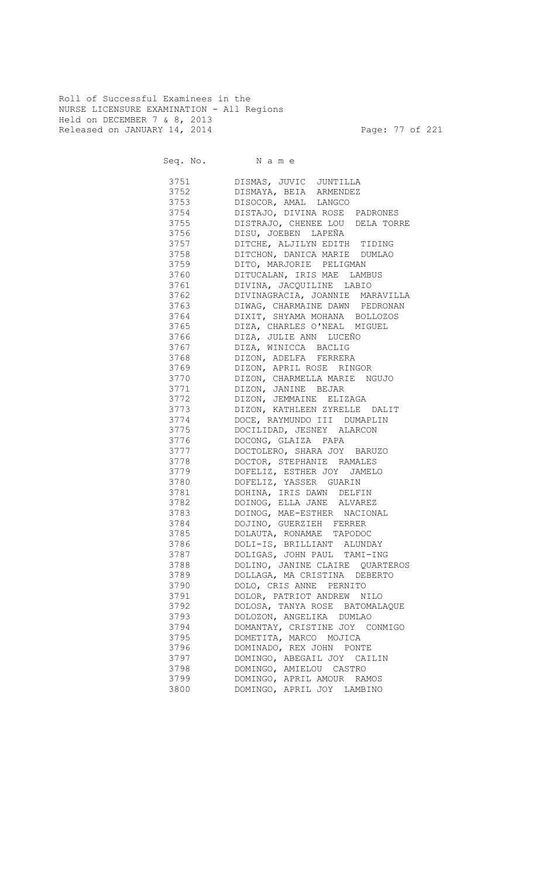Roll of Successful Examinees in the
NURSE LICENSURE EXAMINATION - All Regions
Held on DECEMBER 7 & 8, 2013
Released on JANUARY 14, 2014

| Seq. No. | N a m e |
|---|---|
| 3751 | DISMAS, JUVIC JUNTILLA |
| 3752 | DISMAYA, BEIA ARMENDEZ |
| 3753 | DISOCOR, AMAL LANGCO |
| 3754 | DISTAJO, DIVINA ROSE PADRONES |
| 3755 | DISTRAJO, CHENEE LOU DELA TORRE |
| 3756 | DISU, JOEBEN LAPEÑA |
| 3757 | DITCHE, ALJILYN EDITH TIDING |
| 3758 | DITCHON, DANICA MARIE DUMLAO |
| 3759 | DITO, MARJORIE PELIGMAN |
| 3760 | DITUCALAN, IRIS MAE LAMBUS |
| 3761 | DIVINA, JACQUILINE LABIO |
| 3762 | DIVINAGRACIA, JOANNIE MARAVILLA |
| 3763 | DIWAG, CHARMAINE DAWN PEDRONAN |
| 3764 | DIXIT, SHYAMA MOHANA BOLLOZOS |
| 3765 | DIZA, CHARLES O'NEAL MIGUEL |
| 3766 | DIZA, JULIE ANN LUCEÑO |
| 3767 | DIZA, WINICCA BACLIG |
| 3768 | DIZON, ADELFA FERRERA |
| 3769 | DIZON, APRIL ROSE RINGOR |
| 3770 | DIZON, CHARMELLA MARIE NGUJO |
| 3771 | DIZON, JANINE BEJAR |
| 3772 | DIZON, JEMMAINE ELIZAGA |
| 3773 | DIZON, KATHLEEN ZYRELLE DALIT |
| 3774 | DOCE, RAYMUNDO III DUMAPLIN |
| 3775 | DOCILIDAD, JESNEY ALARCON |
| 3776 | DOCONG, GLAIZA PAPA |
| 3777 | DOCTOLERO, SHARA JOY BARUZO |
| 3778 | DOCTOR, STEPHANIE RAMALES |
| 3779 | DOFELIZ, ESTHER JOY JAMELO |
| 3780 | DOFELIZ, YASSER GUARIN |
| 3781 | DOHINA, IRIS DAWN DELFIN |
| 3782 | DOINOG, ELLA JANE ALVAREZ |
| 3783 | DOINOG, MAE-ESTHER NACIONAL |
| 3784 | DOJINO, GUERZIEH FERRER |
| 3785 | DOLAUTA, RONAMAE TAPODOC |
| 3786 | DOLI-IS, BRILLIANT ALUNDAY |
| 3787 | DOLIGAS, JOHN PAUL TAMI-ING |
| 3788 | DOLINO, JANINE CLAIRE QUARTEROS |
| 3789 | DOLLAGA, MA CRISTINA DEBERTO |
| 3790 | DOLO, CRIS ANNE PERNITO |
| 3791 | DOLOR, PATRIOT ANDREW NILO |
| 3792 | DOLOSA, TANYA ROSE BATOMALAQUE |
| 3793 | DOLOZON, ANGELIKA DUMLAO |
| 3794 | DOMANTAY, CRISTINE JOY CONMIGO |
| 3795 | DOMETITA, MARCO MOJICA |
| 3796 | DOMINADO, REX JOHN PONTE |
| 3797 | DOMINGO, ABEGAIL JOY CAILIN |
| 3798 | DOMINGO, AMIELOU CASTRO |
| 3799 | DOMINGO, APRIL AMOUR RAMOS |
| 3800 | DOMINGO, APRIL JOY LAMBINO |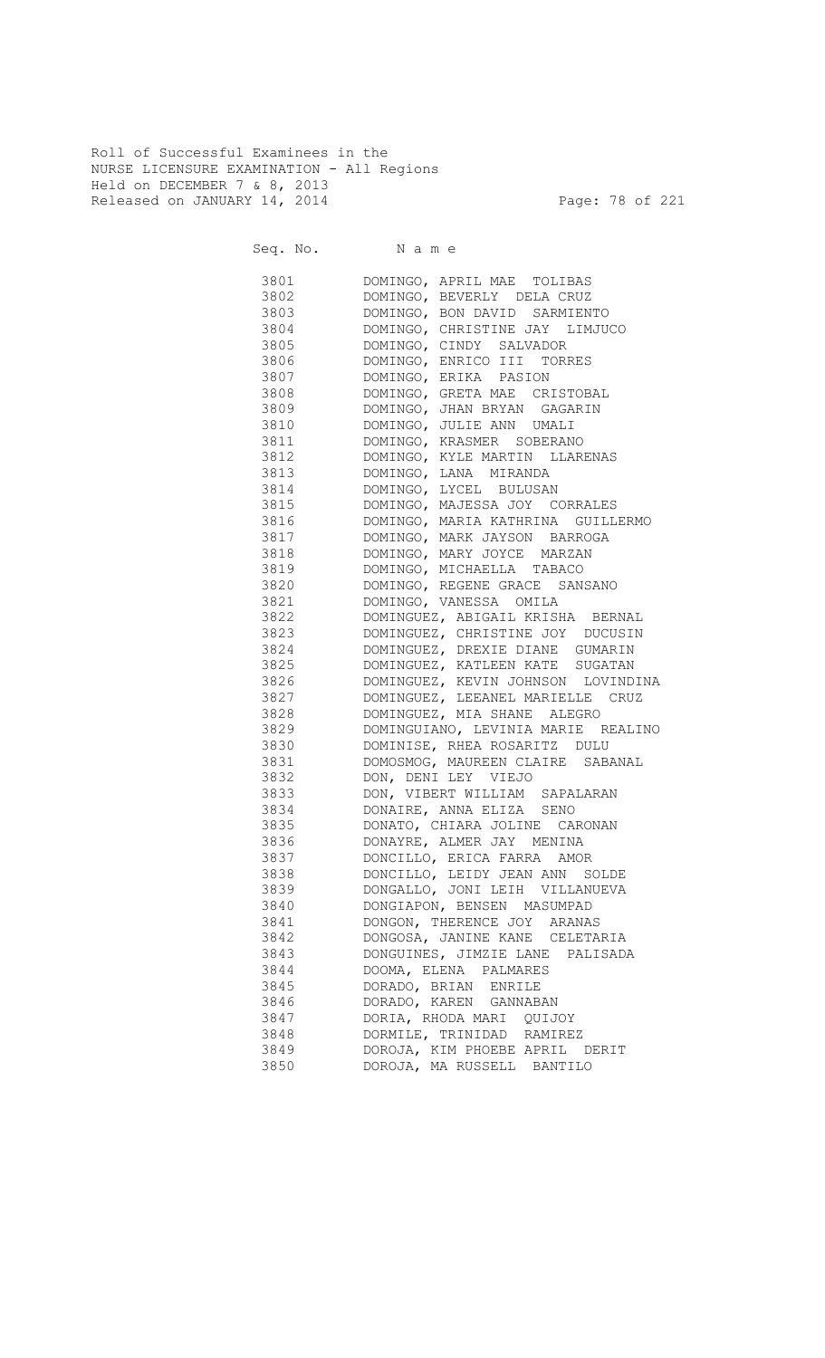Roll of Successful Examinees in the
NURSE LICENSURE EXAMINATION - All Regions
Held on DECEMBER 7 & 8, 2013
Released on JANUARY 14, 2014

| Seq. No. | N a m e |
|---|---|
| 3801 | DOMINGO, APRIL MAE TOLIBAS |
| 3802 | DOMINGO, BEVERLY DELA CRUZ |
| 3803 | DOMINGO, BON DAVID SARMIENTO |
| 3804 | DOMINGO, CHRISTINE JAY LIMJUCO |
| 3805 | DOMINGO, CINDY SALVADOR |
| 3806 | DOMINGO, ENRICO III TORRES |
| 3807 | DOMINGO, ERIKA PASION |
| 3808 | DOMINGO, GRETA MAE CRISTOBAL |
| 3809 | DOMINGO, JHAN BRYAN GAGARIN |
| 3810 | DOMINGO, JULIE ANN UMALI |
| 3811 | DOMINGO, KRASMER SOBERANO |
| 3812 | DOMINGO, KYLE MARTIN LLARENAS |
| 3813 | DOMINGO, LANA MIRANDA |
| 3814 | DOMINGO, LYCEL BULUSAN |
| 3815 | DOMINGO, MAJESSA JOY CORRALES |
| 3816 | DOMINGO, MARIA KATHRINA GUILLERMO |
| 3817 | DOMINGO, MARK JAYSON BARROGA |
| 3818 | DOMINGO, MARY JOYCE MARZAN |
| 3819 | DOMINGO, MICHAELLA TABACO |
| 3820 | DOMINGO, REGENE GRACE SANSANO |
| 3821 | DOMINGO, VANESSA OMILA |
| 3822 | DOMINGUEZ, ABIGAIL KRISHA BERNAL |
| 3823 | DOMINGUEZ, CHRISTINE JOY DUCUSIN |
| 3824 | DOMINGUEZ, DREXIE DIANE GUMARIN |
| 3825 | DOMINGUEZ, KATLEEN KATE SUGATAN |
| 3826 | DOMINGUEZ, KEVIN JOHNSON LOVINDINA |
| 3827 | DOMINGUEZ, LEEANEL MARIELLE CRUZ |
| 3828 | DOMINGUEZ, MIA SHANE ALEGRO |
| 3829 | DOMINGUIANO, LEVINIA MARIE REALINO |
| 3830 | DOMINISE, RHEA ROSARITZ DULU |
| 3831 | DOMOSMOG, MAUREEN CLAIRE SABANAL |
| 3832 | DON, DENI LEY VIEJO |
| 3833 | DON, VIBERT WILLIAM SAPALARAN |
| 3834 | DONAIRE, ANNA ELIZA SENO |
| 3835 | DONATO, CHIARA JOLINE CARONAN |
| 3836 | DONAYRE, ALMER JAY MENINA |
| 3837 | DONCILLO, ERICA FARRA AMOR |
| 3838 | DONCILLO, LEIDY JEAN ANN SOLDE |
| 3839 | DONGALLO, JONI LEIH VILLANUEVA |
| 3840 | DONGIAPON, BENSEN MASUMPAD |
| 3841 | DONGON, THERENCE JOY ARANAS |
| 3842 | DONGOSA, JANINE KANE CELETARIA |
| 3843 | DONGUINES, JIMZIE LANE PALISADA |
| 3844 | DOOMA, ELENA PALMARES |
| 3845 | DORADO, BRIAN ENRILE |
| 3846 | DORADO, KAREN GANNABAN |
| 3847 | DORIA, RHODA MARI QUIJOY |
| 3848 | DORMILE, TRINIDAD RAMIREZ |
| 3849 | DOROJA, KIM PHOEBE APRIL DERIT |
| 3850 | DOROJA, MA RUSSELL BANTILO |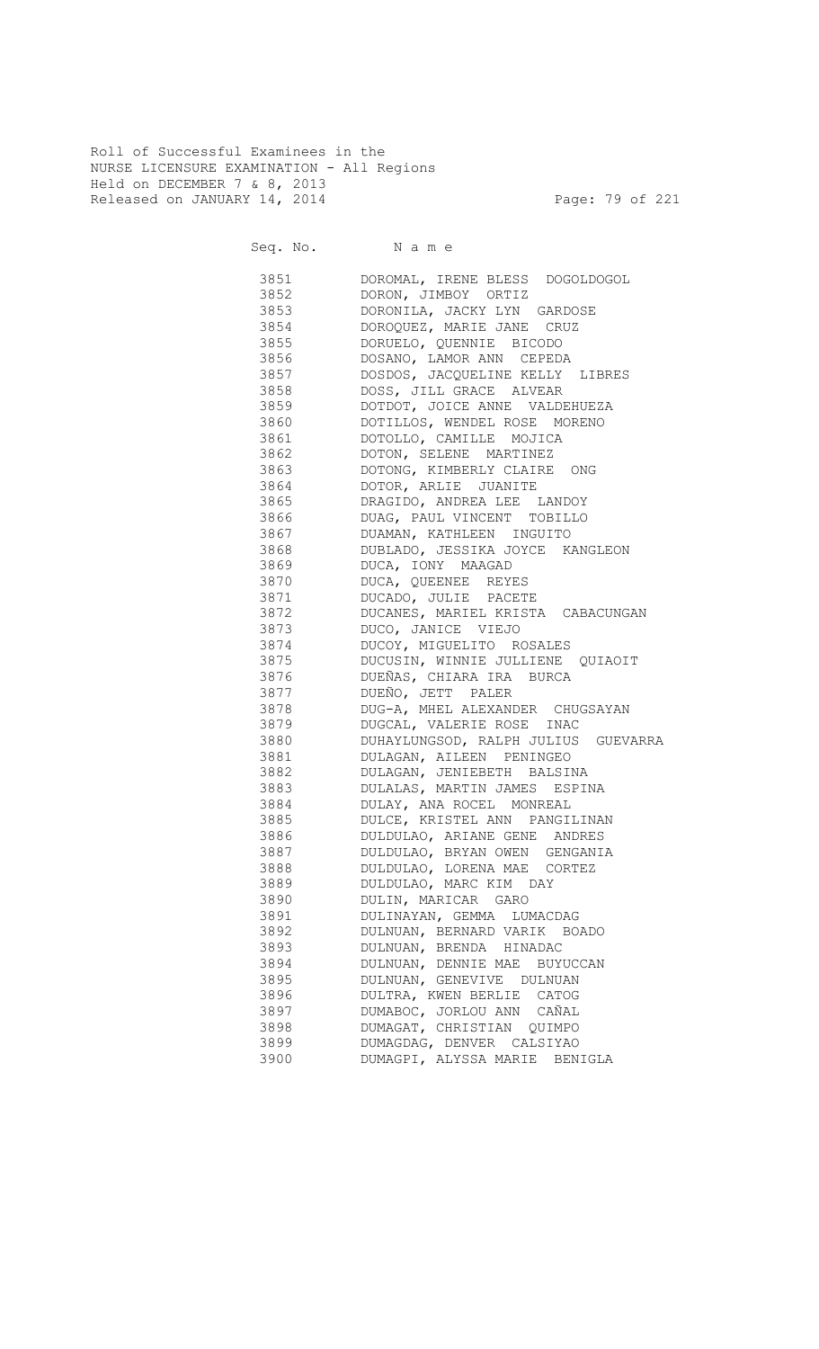Roll of Successful Examinees in the
NURSE LICENSURE EXAMINATION - All Regions
Held on DECEMBER 7 & 8, 2013
Released on JANUARY 14, 2014

| Seq. No. | N a m e |
|---|---|
| 3851 | DOROMAL, IRENE BLESS DOGOLDOGOL |
| 3852 | DORON, JIMBOY ORTIZ |
| 3853 | DORONILA, JACKY LYN GARDOSE |
| 3854 | DOROQUEZ, MARIE JANE CRUZ |
| 3855 | DORUELO, QUENNIE BICODO |
| 3856 | DOSANO, LAMOR ANN CEPEDA |
| 3857 | DOSDOS, JACQUELINE KELLY LIBRES |
| 3858 | DOSS, JILL GRACE ALVEAR |
| 3859 | DOTDOT, JOICE ANNE VALDEHUEZA |
| 3860 | DOTILLOS, WENDEL ROSE MORENO |
| 3861 | DOTOLLO, CAMILLE MOJICA |
| 3862 | DOTON, SELENE MARTINEZ |
| 3863 | DOTONG, KIMBERLY CLAIRE ONG |
| 3864 | DOTOR, ARLIE JUANITE |
| 3865 | DRAGIDO, ANDREA LEE LANDOY |
| 3866 | DUAG, PAUL VINCENT TOBILLO |
| 3867 | DUAMAN, KATHLEEN INGUITO |
| 3868 | DUBLADO, JESSIKA JOYCE KANGLEON |
| 3869 | DUCA, IONY MAAGAD |
| 3870 | DUCA, QUEENEE REYES |
| 3871 | DUCADO, JULIE PACETE |
| 3872 | DUCANES, MARIEL KRISTA CABACUNGAN |
| 3873 | DUCO, JANICE VIEJO |
| 3874 | DUCOY, MIGUELITO ROSALES |
| 3875 | DUCUSIN, WINNIE JULLIENE QUIAOIT |
| 3876 | DUEÑAS, CHIARA IRA BURCA |
| 3877 | DUEÑO, JETT PALER |
| 3878 | DUG-A, MHEL ALEXANDER CHUGSAYAN |
| 3879 | DUGCAL, VALERIE ROSE INAC |
| 3880 | DUHAYLUNGSOD, RALPH JULIUS GUEVARRA |
| 3881 | DULAGAN, AILEEN PENINGEO |
| 3882 | DULAGAN, JENIEBETH BALSINA |
| 3883 | DULALAS, MARTIN JAMES ESPINA |
| 3884 | DULAY, ANA ROCEL MONREAL |
| 3885 | DULCE, KRISTEL ANN PANGILINAN |
| 3886 | DULDULAO, ARIANE GENE ANDRES |
| 3887 | DULDULAO, BRYAN OWEN GENGANIA |
| 3888 | DULDULAO, LORENA MAE CORTEZ |
| 3889 | DULDULAO, MARC KIM DAY |
| 3890 | DULIN, MARICAR GARO |
| 3891 | DULINAYAN, GEMMA LUMACDAG |
| 3892 | DULNUAN, BERNARD VARIK BOADO |
| 3893 | DULNUAN, BRENDA HINADAC |
| 3894 | DULNUAN, DENNIE MAE BUYUCCAN |
| 3895 | DULNUAN, GENEVIVE DULNUAN |
| 3896 | DULTRA, KWEN BERLIE CATOG |
| 3897 | DUMABOC, JORLOU ANN CAÑAL |
| 3898 | DUMAGAT, CHRISTIAN QUIMPO |
| 3899 | DUMAGDAG, DENVER CALSIYAO |
| 3900 | DUMAGPI, ALYSSA MARIE BENIGLA |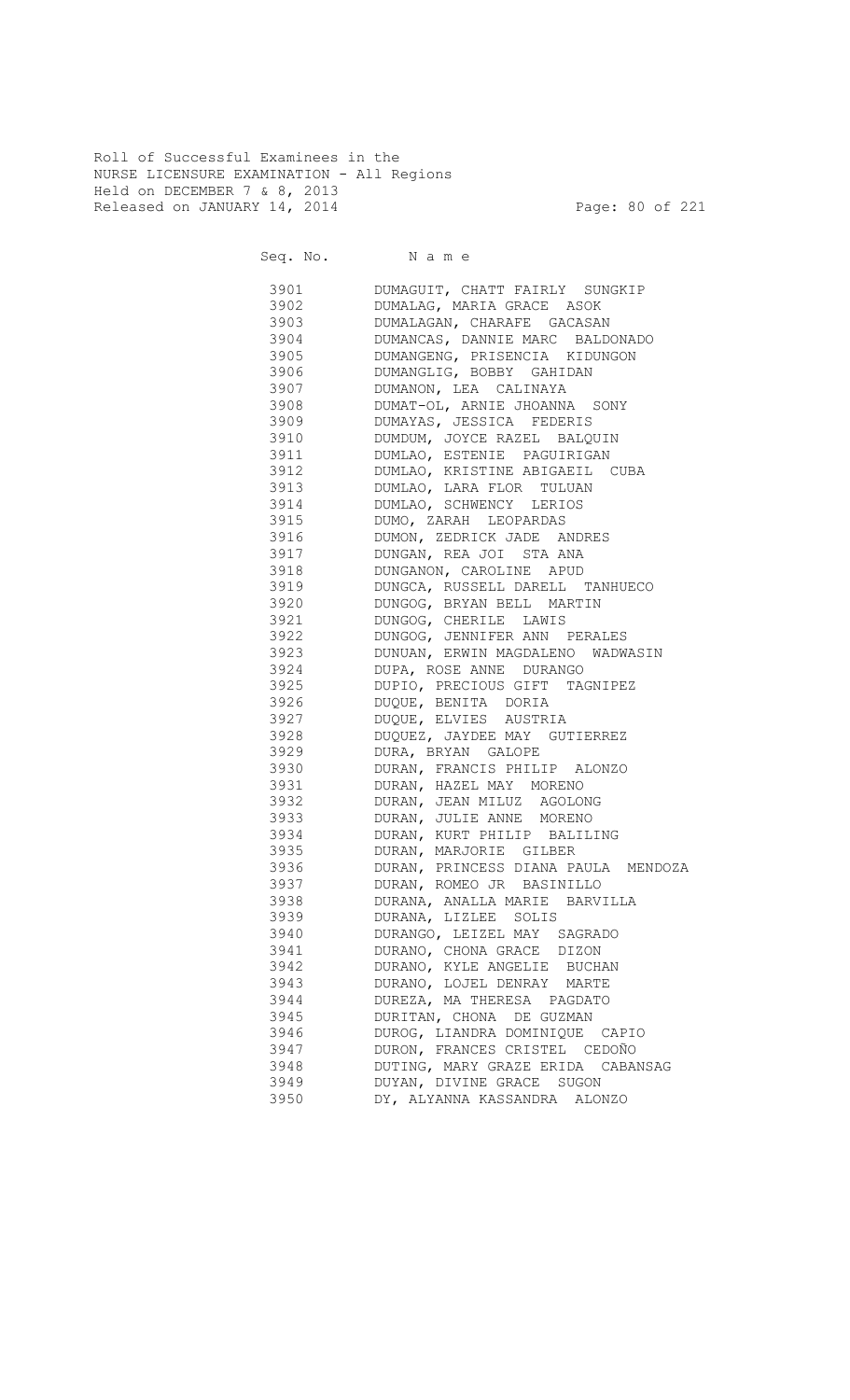Roll of Successful Examinees in the
NURSE LICENSURE EXAMINATION - All Regions
Held on DECEMBER 7 & 8, 2013
Released on JANUARY 14, 2014

| Seq. No. | N a m e |
|---|---|
| 3901 | DUMAGUIT, CHATT FAIRLY SUNGKIP |
| 3902 | DUMALAG, MARIA GRACE ASOK |
| 3903 | DUMALAGAN, CHARAFE GACASAN |
| 3904 | DUMANCAS, DANNIE MARC BALDONADO |
| 3905 | DUMANGENG, PRISENCIA KIDUNGON |
| 3906 | DUMANGLIG, BOBBY GAHIDAN |
| 3907 | DUMANON, LEA CALINAYA |
| 3908 | DUMAT-OL, ARNIE JHOANNA SONY |
| 3909 | DUMAYAS, JESSICA FEDERIS |
| 3910 | DUMDUM, JOYCE RAZEL BALQUIN |
| 3911 | DUMLAO, ESTENIE PAGUIRIGAN |
| 3912 | DUMLAO, KRISTINE ABIGAEIL CUBA |
| 3913 | DUMLAO, LARA FLOR TULUAN |
| 3914 | DUMLAO, SCHWENCY LERIOS |
| 3915 | DUMO, ZARAH LEOPARDAS |
| 3916 | DUMON, ZEDRICK JADE ANDRES |
| 3917 | DUNGAN, REA JOI STA ANA |
| 3918 | DUNGANON, CAROLINE APUD |
| 3919 | DUNGCA, RUSSELL DARELL TANHUECO |
| 3920 | DUNGOG, BRYAN BELL MARTIN |
| 3921 | DUNGOG, CHERILE LAWIS |
| 3922 | DUNGOG, JENNIFER ANN PERALES |
| 3923 | DUNUAN, ERWIN MAGDALENO WADWASIN |
| 3924 | DUPA, ROSE ANNE DURANGO |
| 3925 | DUPIO, PRECIOUS GIFT TAGNIPEZ |
| 3926 | DUQUE, BENITA DORIA |
| 3927 | DUQUE, ELVIES AUSTRIA |
| 3928 | DUQUEZ, JAYDEE MAY GUTIERREZ |
| 3929 | DURA, BRYAN GALOPE |
| 3930 | DURAN, FRANCIS PHILIP ALONZO |
| 3931 | DURAN, HAZEL MAY MORENO |
| 3932 | DURAN, JEAN MILUZ AGOLONG |
| 3933 | DURAN, JULIE ANNE MORENO |
| 3934 | DURAN, KURT PHILIP BALILING |
| 3935 | DURAN, MARJORIE GILBER |
| 3936 | DURAN, PRINCESS DIANA PAULA MENDOZA |
| 3937 | DURAN, ROMEO JR BASINILLO |
| 3938 | DURANA, ANALLA MARIE BARVILLA |
| 3939 | DURANA, LIZLEE SOLIS |
| 3940 | DURANGO, LEIZEL MAY SAGRADO |
| 3941 | DURANO, CHONA GRACE DIZON |
| 3942 | DURANO, KYLE ANGELIE BUCHAN |
| 3943 | DURANO, LOJEL DENRAY MARTE |
| 3944 | DUREZA, MA THERESA PAGDATO |
| 3945 | DURITAN, CHONA DE GUZMAN |
| 3946 | DUROG, LIANDRA DOMINIQUE CAPIO |
| 3947 | DURON, FRANCES CRISTEL CEDOÑO |
| 3948 | DUTING, MARY GRAZE ERIDA CABANSAG |
| 3949 | DUYAN, DIVINE GRACE SUGON |
| 3950 | DY, ALYANNA KASSANDRA ALONZO |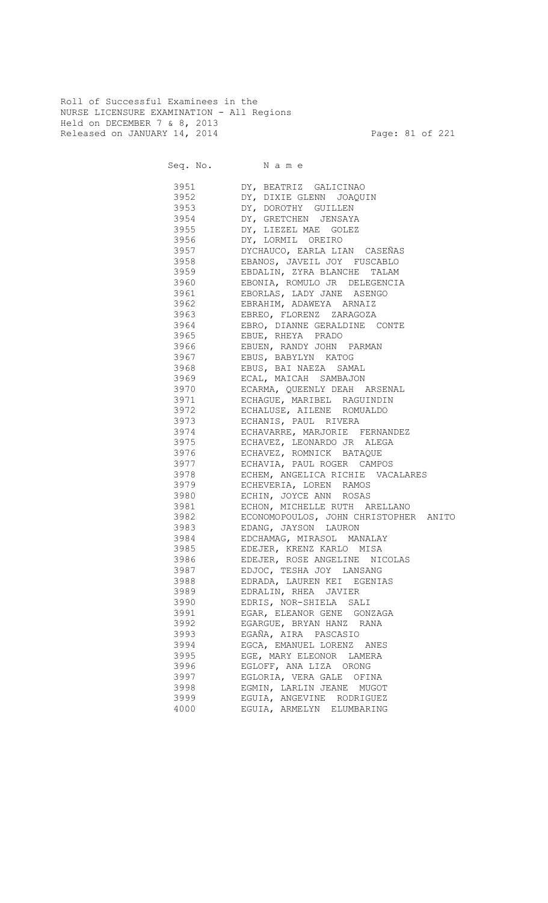Roll of Successful Examinees in the
NURSE LICENSURE EXAMINATION - All Regions
Held on DECEMBER 7 & 8, 2013
Released on JANUARY 14, 2014

| Seq. No. | N a m e |
|---|---|
| 3951 | DY, BEATRIZ GALICINAO |
| 3952 | DY, DIXIE GLENN JOAQUIN |
| 3953 | DY, DOROTHY GUILLEN |
| 3954 | DY, GRETCHEN JENSAYA |
| 3955 | DY, LIEZEL MAE GOLEZ |
| 3956 | DY, LORMIL OREIRO |
| 3957 | DYCHAUCO, EARLA LIAN CASEÑAS |
| 3958 | EBANOS, JAVEIL JOY FUSCABLO |
| 3959 | EBDALIN, ZYRA BLANCHE TALAM |
| 3960 | EBONIA, ROMULO JR DELEGENCIA |
| 3961 | EBORLAS, LADY JANE ASENGO |
| 3962 | EBRAHIM, ADAWEYA ARNAIZ |
| 3963 | EBREO, FLORENZ ZARAGOZA |
| 3964 | EBRO, DIANNE GERALDINE CONTE |
| 3965 | EBUE, RHEYA PRADO |
| 3966 | EBUEN, RANDY JOHN PARMAN |
| 3967 | EBUS, BABYLYN KATOG |
| 3968 | EBUS, BAI NAEZA SAMAL |
| 3969 | ECAL, MAICAH SAMBAJON |
| 3970 | ECARMA, QUEENLY DEAH ARSENAL |
| 3971 | ECHAGUE, MARIBEL RAGUINDIN |
| 3972 | ECHALUSE, AILENE ROMUALDO |
| 3973 | ECHANIS, PAUL RIVERA |
| 3974 | ECHAVARRE, MARJORIE FERNANDEZ |
| 3975 | ECHAVEZ, LEONARDO JR ALEGA |
| 3976 | ECHAVEZ, ROMNICK BATAQUE |
| 3977 | ECHAVIA, PAUL ROGER CAMPOS |
| 3978 | ECHEM, ANGELICA RICHIE VACALARES |
| 3979 | ECHEVERIA, LOREN RAMOS |
| 3980 | ECHIN, JOYCE ANN ROSAS |
| 3981 | ECHON, MICHELLE RUTH ARELLANO |
| 3982 | ECONOMOPOULOS, JOHN CHRISTOPHER ANITO |
| 3983 | EDANG, JAYSON LAURON |
| 3984 | EDCHAMAG, MIRASOL MANALAY |
| 3985 | EDEJER, KRENZ KARLO MISA |
| 3986 | EDEJER, ROSE ANGELINE NICOLAS |
| 3987 | EDJOC, TESHA JOY LANSANG |
| 3988 | EDRADA, LAUREN KEI EGENIAS |
| 3989 | EDRALIN, RHEA JAVIER |
| 3990 | EDRIS, NOR-SHIELA SALI |
| 3991 | EGAR, ELEANOR GENE GONZAGA |
| 3992 | EGARGUE, BRYAN HANZ RANA |
| 3993 | EGAÑA, AIRA PASCASIO |
| 3994 | EGCA, EMANUEL LORENZ ANES |
| 3995 | EGE, MARY ELEONOR LAMERA |
| 3996 | EGLOFF, ANA LIZA ORONG |
| 3997 | EGLORIA, VERA GALE OFINA |
| 3998 | EGMIN, LARLIN JEANE MUGOT |
| 3999 | EGUIA, ANGEVINE RODRIGUEZ |
| 4000 | EGUIA, ARMELYN ELUMBARING |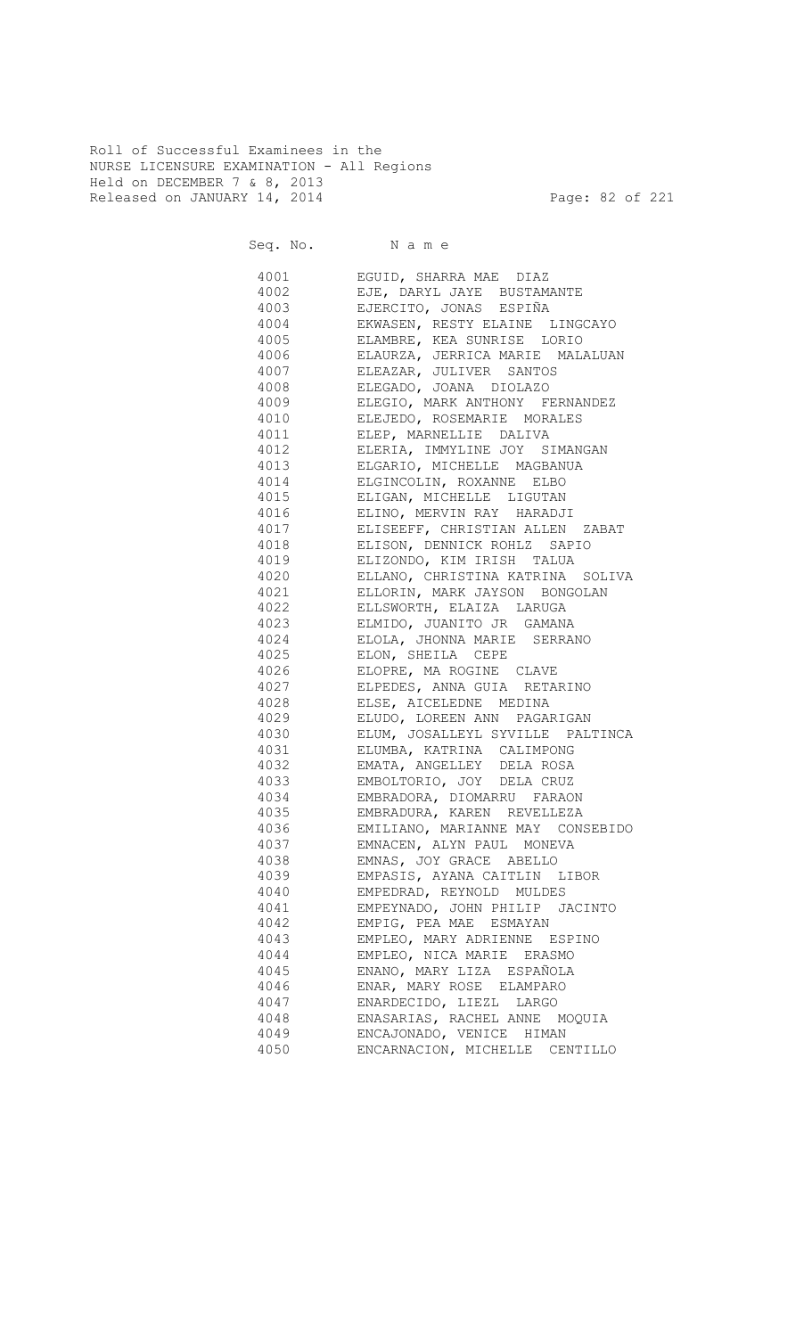Roll of Successful Examinees in the
NURSE LICENSURE EXAMINATION - All Regions
Held on DECEMBER 7 & 8, 2013
Released on JANUARY 14, 2014

| Seq. No. | N a m e |
|---|---|
| 4001 | EGUID, SHARRA MAE DIAZ |
| 4002 | EJE, DARYL JAYE BUSTAMANTE |
| 4003 | EJERCITO, JONAS ESPIÑA |
| 4004 | EKWASEN, RESTY ELAINE LINGCAYO |
| 4005 | ELAMBRE, KEA SUNRISE LORIO |
| 4006 | ELAURZA, JERRICA MARIE MALALUAN |
| 4007 | ELEAZAR, JULIVER SANTOS |
| 4008 | ELEGADO, JOANA DIOLAZO |
| 4009 | ELEGIO, MARK ANTHONY FERNANDEZ |
| 4010 | ELEJEDO, ROSEMARIE MORALES |
| 4011 | ELEP, MARNELLIE DALIVA |
| 4012 | ELERIA, IMMYLINE JOY SIMANGAN |
| 4013 | ELGARIO, MICHELLE MAGBANUA |
| 4014 | ELGINCOLIN, ROXANNE ELBO |
| 4015 | ELIGAN, MICHELLE LIGUTAN |
| 4016 | ELINO, MERVIN RAY HARADJI |
| 4017 | ELISEEFF, CHRISTIAN ALLEN ZABAT |
| 4018 | ELISON, DENNICK ROHLZ SAPIO |
| 4019 | ELIZONDO, KIM IRISH TALUA |
| 4020 | ELLANO, CHRISTINA KATRINA SOLIVA |
| 4021 | ELLORIN, MARK JAYSON BONGOLAN |
| 4022 | ELLSWORTH, ELAIZA LARUGA |
| 4023 | ELMIDO, JUANITO JR GAMANA |
| 4024 | ELOLA, JHONNA MARIE SERRANO |
| 4025 | ELON, SHEILA CEPE |
| 4026 | ELOPRE, MA ROGINE CLAVE |
| 4027 | ELPEDES, ANNA GUIA RETARINO |
| 4028 | ELSE, AICELEDNE MEDINA |
| 4029 | ELUDO, LOREEN ANN PAGARIGAN |
| 4030 | ELUM, JOSALLEYL SYVILLE PALTINCA |
| 4031 | ELUMBA, KATRINA CALIMPONG |
| 4032 | EMATA, ANGELLEY DELA ROSA |
| 4033 | EMBOLTORIO, JOY DELA CRUZ |
| 4034 | EMBRADORA, DIOMARRU FARAON |
| 4035 | EMBRADURA, KAREN REVELLEZA |
| 4036 | EMILIANO, MARIANNE MAY CONSEBIDO |
| 4037 | EMNACEN, ALYN PAUL MONEVA |
| 4038 | EMNAS, JOY GRACE ABELLO |
| 4039 | EMPASIS, AYANA CAITLIN LIBOR |
| 4040 | EMPEDRAD, REYNOLD MULDES |
| 4041 | EMPEYNADO, JOHN PHILIP JACINTO |
| 4042 | EMPIG, PEA MAE ESMAYAN |
| 4043 | EMPLEO, MARY ADRIENNE ESPINO |
| 4044 | EMPLEO, NICA MARIE ERASMO |
| 4045 | ENANO, MARY LIZA ESPAÑOLA |
| 4046 | ENAR, MARY ROSE ELAMPARO |
| 4047 | ENARDECIDO, LIEZL LARGO |
| 4048 | ENASARIAS, RACHEL ANNE MOQUIA |
| 4049 | ENCAJONADO, VENICE HIMAN |
| 4050 | ENCARNACION, MICHELLE CENTILLO |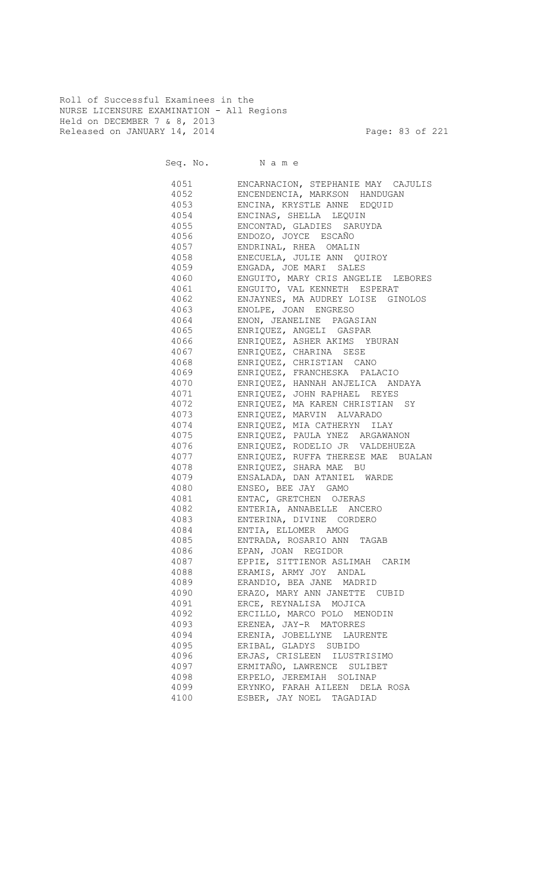Roll of Successful Examinees in the
NURSE LICENSURE EXAMINATION - All Regions
Held on DECEMBER 7 & 8, 2013
Released on JANUARY 14, 2014

| Seq. No. | N a m e |
|---|---|
| 4051 | ENCARNACION, STEPHANIE MAY CAJULIS |
| 4052 | ENCENDENCIA, MARKSON HANDUGAN |
| 4053 | ENCINA, KRYSTLE ANNE EDQUID |
| 4054 | ENCINAS, SHELLA LEQUIN |
| 4055 | ENCONTAD, GLADIES SARUYDA |
| 4056 | ENDOZO, JOYCE ESCAÑO |
| 4057 | ENDRINAL, RHEA OMALIN |
| 4058 | ENECUELA, JULIE ANN QUIROY |
| 4059 | ENGADA, JOE MARI SALES |
| 4060 | ENGUITO, MARY CRIS ANGELIE LEBORES |
| 4061 | ENGUITO, VAL KENNETH ESPERAT |
| 4062 | ENJAYNES, MA AUDREY LOISE GINOLOS |
| 4063 | ENOLPE, JOAN ENGRESO |
| 4064 | ENON, JEANELINE PAGASIAN |
| 4065 | ENRIQUEZ, ANGELI GASPAR |
| 4066 | ENRIQUEZ, ASHER AKIMS YBURAN |
| 4067 | ENRIQUEZ, CHARINA SESE |
| 4068 | ENRIQUEZ, CHRISTIAN CANO |
| 4069 | ENRIQUEZ, FRANCHESKA PALACIO |
| 4070 | ENRIQUEZ, HANNAH ANJELICA ANDAYA |
| 4071 | ENRIQUEZ, JOHN RAPHAEL REYES |
| 4072 | ENRIQUEZ, MA KAREN CHRISTIAN SY |
| 4073 | ENRIQUEZ, MARVIN ALVARADO |
| 4074 | ENRIQUEZ, MIA CATHERYN ILAY |
| 4075 | ENRIQUEZ, PAULA YNEZ ARGAWANON |
| 4076 | ENRIQUEZ, RODELIO JR VALDEHUEZA |
| 4077 | ENRIQUEZ, RUFFA THERESE MAE BUALAN |
| 4078 | ENRIQUEZ, SHARA MAE BU |
| 4079 | ENSALADA, DAN ATANIEL WARDE |
| 4080 | ENSEO, BEE JAY GAMO |
| 4081 | ENTAC, GRETCHEN OJERAS |
| 4082 | ENTERIA, ANNABELLE ANCERO |
| 4083 | ENTERINA, DIVINE CORDERO |
| 4084 | ENTIA, ELLOMER AMOG |
| 4085 | ENTRADA, ROSARIO ANN TAGAB |
| 4086 | EPAN, JOAN REGIDOR |
| 4087 | EPPIE, SITTIENOR ASLIMAH CARIM |
| 4088 | ERAMIS, ARMY JOY ANDAL |
| 4089 | ERANDIO, BEA JANE MADRID |
| 4090 | ERAZO, MARY ANN JANETTE CUBID |
| 4091 | ERCE, REYNALISA MOJICA |
| 4092 | ERCILLO, MARCO POLO MENODIN |
| 4093 | ERENEA, JAY-R MATORRES |
| 4094 | ERENIA, JOBELLYNE LAURENTE |
| 4095 | ERIBAL, GLADYS SUBIDO |
| 4096 | ERJAS, CRISLEEN ILUSTRISIMO |
| 4097 | ERMITAÑO, LAWRENCE SULIBET |
| 4098 | ERPELO, JEREMIAH SOLINAP |
| 4099 | ERYNKO, FARAH AILEEN DELA ROSA |
| 4100 | ESBER, JAY NOEL TAGADIAD |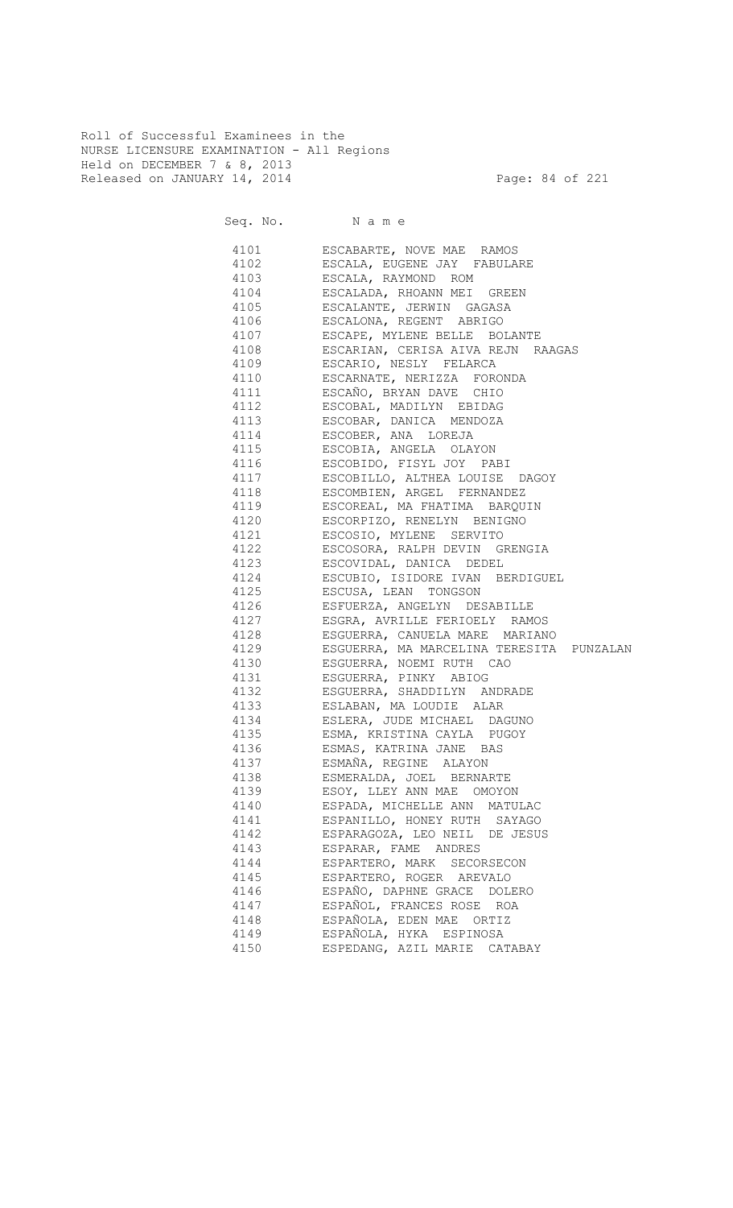Roll of Successful Examinees in the
NURSE LICENSURE EXAMINATION - All Regions
Held on DECEMBER 7 & 8, 2013
Released on JANUARY 14, 2014

| Seq. No. | N a m e |
|---|---|
| 4101 | ESCABARTE, NOVE MAE RAMOS |
| 4102 | ESCALA, EUGENE JAY FABULARE |
| 4103 | ESCALA, RAYMOND ROM |
| 4104 | ESCALADA, RHOANN MEI GREEN |
| 4105 | ESCALANTE, JERWIN GAGASA |
| 4106 | ESCALONA, REGENT ABRIGO |
| 4107 | ESCAPE, MYLENE BELLE BOLANTE |
| 4108 | ESCARIAN, CERISA AIVA REJN RAAGAS |
| 4109 | ESCARIO, NESLY FELARCA |
| 4110 | ESCARNATE, NERIZZA FORONDA |
| 4111 | ESCAÑO, BRYAN DAVE CHIO |
| 4112 | ESCOBAL, MADILYN EBIDAG |
| 4113 | ESCOBAR, DANICA MENDOZA |
| 4114 | ESCOBER, ANA LOREJA |
| 4115 | ESCOBIA, ANGELA OLAYON |
| 4116 | ESCOBIDO, FISYL JOY PABI |
| 4117 | ESCOBILLO, ALTHEA LOUISE DAGOY |
| 4118 | ESCOMBIEN, ARGEL FERNANDEZ |
| 4119 | ESCOREAL, MA FHATIMA BARQUIN |
| 4120 | ESCORPIZO, RENELYN BENIGNO |
| 4121 | ESCOSIO, MYLENE SERVITO |
| 4122 | ESCOSORA, RALPH DEVIN GRENGIA |
| 4123 | ESCOVIDAL, DANICA DEDEL |
| 4124 | ESCUBIO, ISIDORE IVAN BERDIGUEL |
| 4125 | ESCUSA, LEAN TONGSON |
| 4126 | ESFUERZA, ANGELYN DESABILLE |
| 4127 | ESGRA, AVRILLE FERIOELY RAMOS |
| 4128 | ESGUERRA, CANUELA MARE MARIANO |
| 4129 | ESGUERRA, MA MARCELINA TERESITA PUNZALAN |
| 4130 | ESGUERRA, NOEMI RUTH CAO |
| 4131 | ESGUERRA, PINKY ABIOG |
| 4132 | ESGUERRA, SHADDILYN ANDRADE |
| 4133 | ESLABAN, MA LOUDIE ALAR |
| 4134 | ESLERA, JUDE MICHAEL DAGUNO |
| 4135 | ESMA, KRISTINA CAYLA PUGOY |
| 4136 | ESMAS, KATRINA JANE BAS |
| 4137 | ESMAÑA, REGINE ALAYON |
| 4138 | ESMERALDA, JOEL BERNARTE |
| 4139 | ESOY, LLEY ANN MAE OMOYON |
| 4140 | ESPADA, MICHELLE ANN MATULAC |
| 4141 | ESPANILLO, HONEY RUTH SAYAGO |
| 4142 | ESPARAGOZA, LEO NEIL DE JESUS |
| 4143 | ESPARAR, FAME ANDRES |
| 4144 | ESPARTERO, MARK SECORSECON |
| 4145 | ESPARTERO, ROGER AREVALO |
| 4146 | ESPAÑO, DAPHNE GRACE DOLERO |
| 4147 | ESPAÑOL, FRANCES ROSE ROA |
| 4148 | ESPAÑOLA, EDEN MAE ORTIZ |
| 4149 | ESPAÑOLA, HYKA ESPINOSA |
| 4150 | ESPEDANG, AZIL MARIE CATABAY |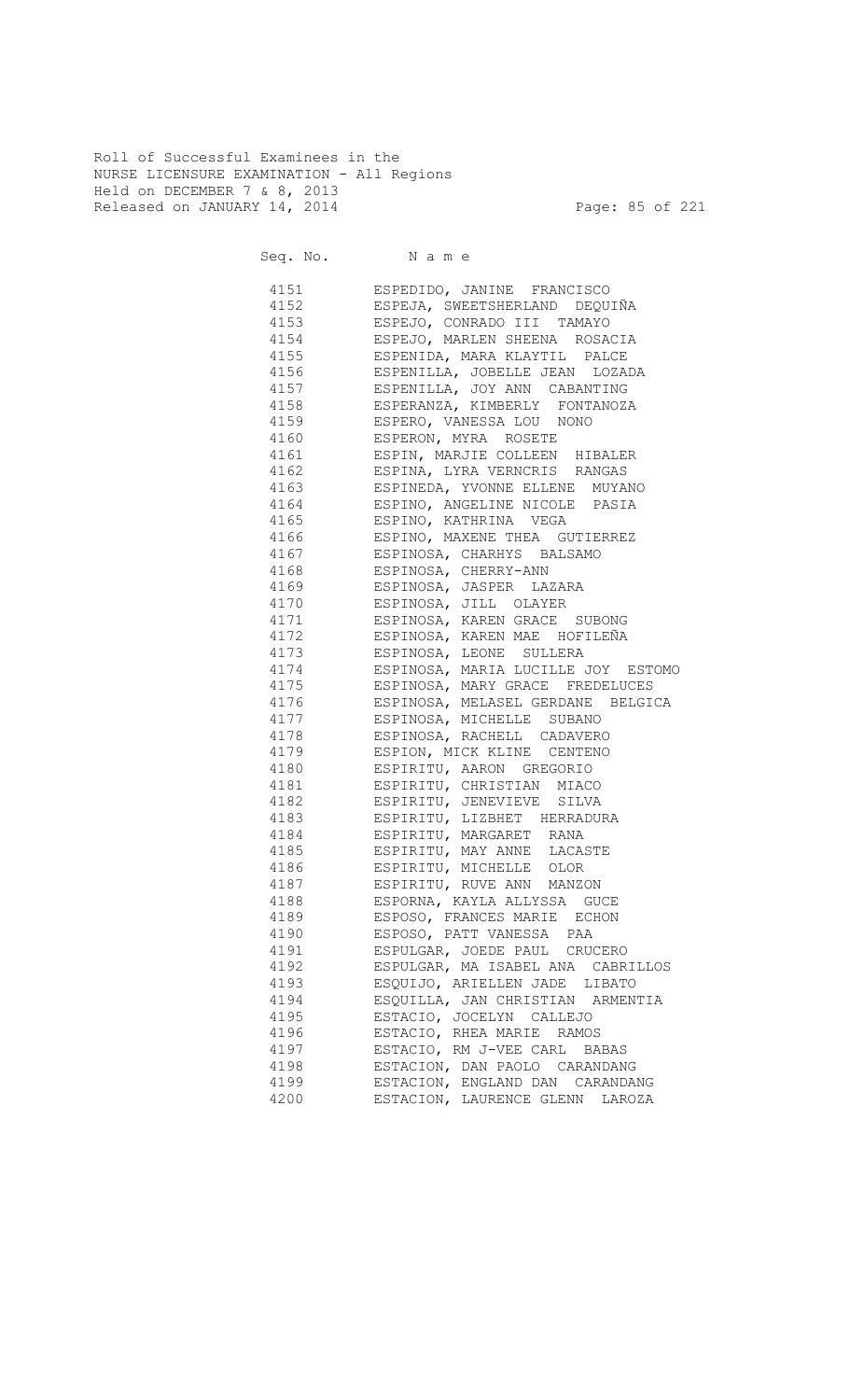Roll of Successful Examinees in the
NURSE LICENSURE EXAMINATION - All Regions
Held on DECEMBER 7 & 8, 2013
Released on JANUARY 14, 2014

| Seq. No. | N a m e |
|---|---|
| 4151 | ESPEDIDO, JANINE FRANCISCO |
| 4152 | ESPEJA, SWEETSHERLAND DEQUIÑA |
| 4153 | ESPEJO, CONRADO III TAMAYO |
| 4154 | ESPEJO, MARLEN SHEENA ROSACIA |
| 4155 | ESPENIDA, MARA KLAYTIL PALCE |
| 4156 | ESPENILLA, JOBELLE JEAN LOZADA |
| 4157 | ESPENILLA, JOY ANN CABANTING |
| 4158 | ESPERANZA, KIMBERLY FONTANOZA |
| 4159 | ESPERO, VANESSA LOU NONO |
| 4160 | ESPERON, MYRA ROSETE |
| 4161 | ESPIN, MARJIE COLLEEN HIBALER |
| 4162 | ESPINA, LYRA VERNCRIS RANGAS |
| 4163 | ESPINEDA, YVONNE ELLENE MUYANO |
| 4164 | ESPINO, ANGELINE NICOLE PASIA |
| 4165 | ESPINO, KATHRINA VEGA |
| 4166 | ESPINO, MAXENE THEA GUTIERREZ |
| 4167 | ESPINOSA, CHARHYS BALSAMO |
| 4168 | ESPINOSA, CHERRY-ANN |
| 4169 | ESPINOSA, JASPER LAZARA |
| 4170 | ESPINOSA, JILL OLAYER |
| 4171 | ESPINOSA, KAREN GRACE SUBONG |
| 4172 | ESPINOSA, KAREN MAE HOFILEÑA |
| 4173 | ESPINOSA, LEONE SULLERA |
| 4174 | ESPINOSA, MARIA LUCILLE JOY ESTOMO |
| 4175 | ESPINOSA, MARY GRACE FREDELUCES |
| 4176 | ESPINOSA, MELASEL GERDANE BELGICA |
| 4177 | ESPINOSA, MICHELLE SUBANO |
| 4178 | ESPINOSA, RACHELL CADAVERO |
| 4179 | ESPION, MICK KLINE CENTENO |
| 4180 | ESPIRITU, AARON GREGORIO |
| 4181 | ESPIRITU, CHRISTIAN MIACO |
| 4182 | ESPIRITU, JENEVIEVE SILVA |
| 4183 | ESPIRITU, LIZBHET HERRADURA |
| 4184 | ESPIRITU, MARGARET RANA |
| 4185 | ESPIRITU, MAY ANNE LACASTE |
| 4186 | ESPIRITU, MICHELLE OLOR |
| 4187 | ESPIRITU, RUVE ANN MANZON |
| 4188 | ESPORNA, KAYLA ALLYSSA GUCE |
| 4189 | ESPOSO, FRANCES MARIE ECHON |
| 4190 | ESPOSO, PATT VANESSA PAA |
| 4191 | ESPULGAR, JOEDE PAUL CRUCERO |
| 4192 | ESPULGAR, MA ISABEL ANA CABRILLOS |
| 4193 | ESQUIJO, ARIELLEN JADE LIBATO |
| 4194 | ESQUILLA, JAN CHRISTIAN ARMENTIA |
| 4195 | ESTACIO, JOCELYN CALLEJO |
| 4196 | ESTACIO, RHEA MARIE RAMOS |
| 4197 | ESTACIO, RM J-VEE CARL BABAS |
| 4198 | ESTACION, DAN PAOLO CARANDANG |
| 4199 | ESTACION, ENGLAND DAN CARANDANG |
| 4200 | ESTACION, LAURENCE GLENN LAROZA |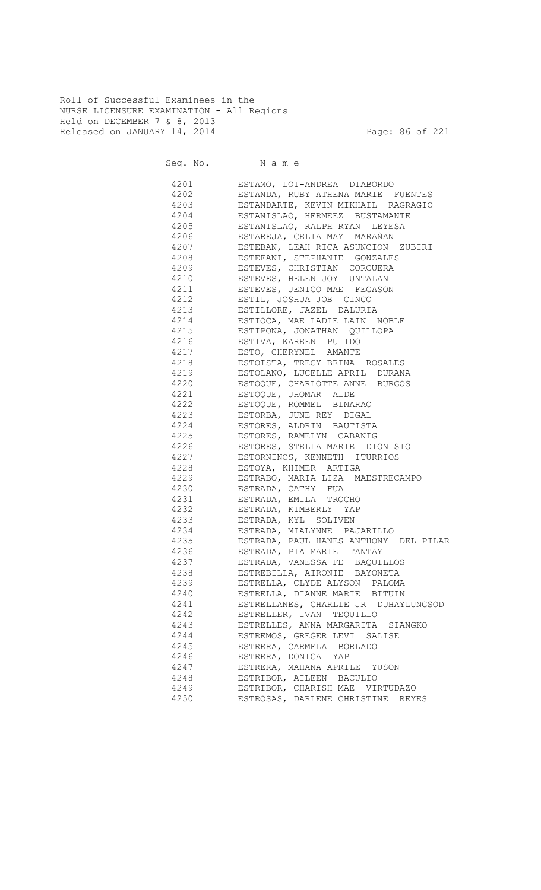Roll of Successful Examinees in the
NURSE LICENSURE EXAMINATION - All Regions
Held on DECEMBER 7 & 8, 2013
Released on JANUARY 14, 2014

| Seq. No. | N a m e |
|---|---|
| 4201 | ESTAMO, LOI-ANDREA DIABORDO |
| 4202 | ESTANDA, RUBY ATHENA MARIE FUENTES |
| 4203 | ESTANDARTE, KEVIN MIKHAIL RAGRAGIO |
| 4204 | ESTANISLAO, HERMEEZ BUSTAMANTE |
| 4205 | ESTANISLAO, RALPH RYAN LEYESA |
| 4206 | ESTAREJA, CELIA MAY MARAÑAN |
| 4207 | ESTEBAN, LEAH RICA ASUNCION ZUBIRI |
| 4208 | ESTEFANI, STEPHANIE GONZALES |
| 4209 | ESTEVES, CHRISTIAN CORCUERA |
| 4210 | ESTEVES, HELEN JOY UNTALAN |
| 4211 | ESTEVES, JENICO MAE FEGASON |
| 4212 | ESTIL, JOSHUA JOB CINCO |
| 4213 | ESTILLORE, JAZEL DALURIA |
| 4214 | ESTIOCA, MAE LADIE LAIN NOBLE |
| 4215 | ESTIPONA, JONATHAN QUILLOPA |
| 4216 | ESTIVA, KAREEN PULIDO |
| 4217 | ESTO, CHERYNEL AMANTE |
| 4218 | ESTOISTA, TRECY BRINA ROSALES |
| 4219 | ESTOLANO, LUCELLE APRIL DURANA |
| 4220 | ESTOQUE, CHARLOTTE ANNE BURGOS |
| 4221 | ESTOQUE, JHOMAR ALDE |
| 4222 | ESTOQUE, ROMMEL BINARAO |
| 4223 | ESTORBA, JUNE REY DIGAL |
| 4224 | ESTORES, ALDRIN BAUTISTA |
| 4225 | ESTORES, RAMELYN CABANIG |
| 4226 | ESTORES, STELLA MARIE DIONISIO |
| 4227 | ESTORNINOS, KENNETH ITURRIOS |
| 4228 | ESTOYA, KHIMER ARTIGA |
| 4229 | ESTRABO, MARIA LIZA MAESTRECAMPO |
| 4230 | ESTRADA, CATHY FUA |
| 4231 | ESTRADA, EMILA TROCHO |
| 4232 | ESTRADA, KIMBERLY YAP |
| 4233 | ESTRADA, KYL SOLIVEN |
| 4234 | ESTRADA, MIALYNNE PAJARILLO |
| 4235 | ESTRADA, PAUL HANES ANTHONY DEL PILAR |
| 4236 | ESTRADA, PIA MARIE TANTAY |
| 4237 | ESTRADA, VANESSA FE BAQUILLOS |
| 4238 | ESTREBILLA, AIRONIE BAYONETA |
| 4239 | ESTRELLA, CLYDE ALYSON PALOMA |
| 4240 | ESTRELLA, DIANNE MARIE BITUIN |
| 4241 | ESTRELLANES, CHARLIE JR DUHAYLUNGSOD |
| 4242 | ESTRELLER, IVAN TEQUILLO |
| 4243 | ESTRELLES, ANNA MARGARITA SIANGKO |
| 4244 | ESTREMOS, GREGER LEVI SALISE |
| 4245 | ESTRERA, CARMELA BORLADO |
| 4246 | ESTRERA, DONICA YAP |
| 4247 | ESTRERA, MAHANA APRILE YUSON |
| 4248 | ESTRIBOR, AILEEN BACULIO |
| 4249 | ESTRIBOR, CHARISH MAE VIRTUDAZO |
| 4250 | ESTROSAS, DARLENE CHRISTINE REYES |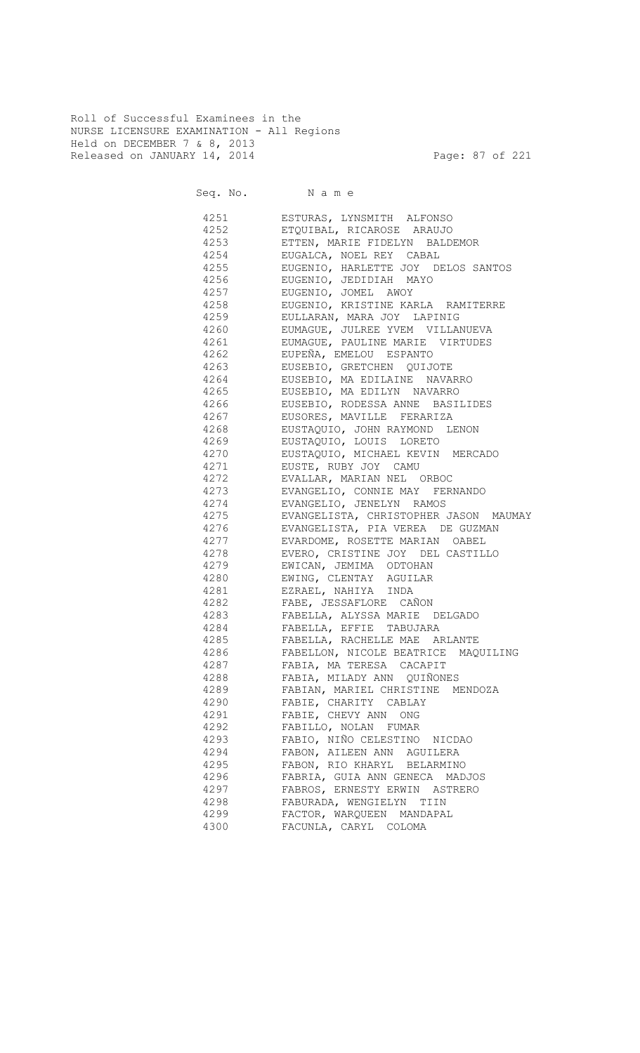Roll of Successful Examinees in the
NURSE LICENSURE EXAMINATION - All Regions
Held on DECEMBER 7 & 8, 2013
Released on JANUARY 14, 2014

| Seq. No. | N a m e |
|---|---|
| 4251 | ESTURAS, LYNSMITH ALFONSO |
| 4252 | ETQUIBAL, RICAROSE ARAUJO |
| 4253 | ETTEN, MARIE FIDELYN BALDEMOR |
| 4254 | EUGALCA, NOEL REY CABAL |
| 4255 | EUGENIO, HARLETTE JOY DELOS SANTOS |
| 4256 | EUGENIO, JEDIDIAH MAYO |
| 4257 | EUGENIO, JOMEL AWOY |
| 4258 | EUGENIO, KRISTINE KARLA RAMITERRE |
| 4259 | EULLARAN, MARA JOY LAPINIG |
| 4260 | EUMAGUE, JULREE YVEM VILLANUEVA |
| 4261 | EUMAGUE, PAULINE MARIE VIRTUDES |
| 4262 | EUPEÑA, EMELOU ESPANTO |
| 4263 | EUSEBIO, GRETCHEN QUIJOTE |
| 4264 | EUSEBIO, MA EDILAINE NAVARRO |
| 4265 | EUSEBIO, MA EDILYN NAVARRO |
| 4266 | EUSEBIO, RODESSA ANNE BASILIDES |
| 4267 | EUSORES, MAVILLE FERARIZA |
| 4268 | EUSTAQUIO, JOHN RAYMOND LENON |
| 4269 | EUSTAQUIO, LOUIS LORETO |
| 4270 | EUSTAQUIO, MICHAEL KEVIN MERCADO |
| 4271 | EUSTE, RUBY JOY CAMU |
| 4272 | EVALLAR, MARIAN NEL ORBOC |
| 4273 | EVANGELIO, CONNIE MAY FERNANDO |
| 4274 | EVANGELIO, JENELYN RAMOS |
| 4275 | EVANGELISTA, CHRISTOPHER JASON MAUMAY |
| 4276 | EVANGELISTA, PIA VEREA DE GUZMAN |
| 4277 | EVARDOME, ROSETTE MARIAN OABEL |
| 4278 | EVERO, CRISTINE JOY DEL CASTILLO |
| 4279 | EWICAN, JEMIMA ODTOHAN |
| 4280 | EWING, CLENTAY AGUILAR |
| 4281 | EZRAEL, NAHIYA INDA |
| 4282 | FABE, JESSAFLORE CAÑON |
| 4283 | FABELLA, ALYSSA MARIE DELGADO |
| 4284 | FABELLA, EFFIE TABUJARA |
| 4285 | FABELLA, RACHELLE MAE ARLANTE |
| 4286 | FABELLON, NICOLE BEATRICE MAQUILING |
| 4287 | FABIA, MA TERESA CACAPIT |
| 4288 | FABIA, MILADY ANN QUIÑONES |
| 4289 | FABIAN, MARIEL CHRISTINE MENDOZA |
| 4290 | FABIE, CHARITY CABLAY |
| 4291 | FABIE, CHEVY ANN ONG |
| 4292 | FABILLO, NOLAN FUMAR |
| 4293 | FABIO, NIÑO CELESTINO NICDAO |
| 4294 | FABON, AILEEN ANN AGUILERA |
| 4295 | FABON, RIO KHARYL BELARMINO |
| 4296 | FABRIA, GUIA ANN GENECA MADJOS |
| 4297 | FABROS, ERNESTY ERWIN ASTRERO |
| 4298 | FABURADA, WENGIELYN TIIN |
| 4299 | FACTOR, WARQUEEN MANDAPAL |
| 4300 | FACUNLA, CARYL COLOMA |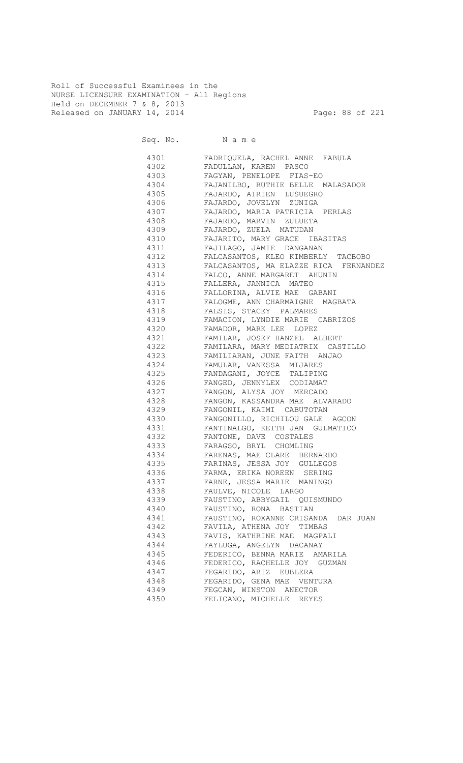Roll of Successful Examinees in the
NURSE LICENSURE EXAMINATION - All Regions
Held on DECEMBER 7 & 8, 2013
Released on JANUARY 14, 2014

| Seq. No. | Name |
|---|---|
| 4301 | FADRIQUELA, RACHEL ANNE FABULA |
| 4302 | FADULLAN, KAREN PASCO |
| 4303 | FAGYAN, PENELOPE FIAS-EO |
| 4304 | FAJANILBO, RUTHIE BELLE MALASADOR |
| 4305 | FAJARDO, AIRIEN LUSUEGRO |
| 4306 | FAJARDO, JOVELYN ZUNIGA |
| 4307 | FAJARDO, MARIA PATRICIA PERLAS |
| 4308 | FAJARDO, MARVIN ZULUETA |
| 4309 | FAJARDO, ZUELA MATUDAN |
| 4310 | FAJARITO, MARY GRACE IBASITAS |
| 4311 | FAJILAGO, JAMIE DANGANAN |
| 4312 | FALCASANTOS, KLEO KIMBERLY TACBOBO |
| 4313 | FALCASANTOS, MA ELAZZE RICA FERNANDEZ |
| 4314 | FALCO, ANNE MARGARET AHUNIN |
| 4315 | FALLERA, JANNICA MATEO |
| 4316 | FALLORINA, ALVIE MAE GABANI |
| 4317 | FALOGME, ANN CHARMAIGNE MAGBATA |
| 4318 | FALSIS, STACEY PALMARES |
| 4319 | FAMACION, LYNDIE MARIE CABRIZOS |
| 4320 | FAMADOR, MARK LEE LOPEZ |
| 4321 | FAMILAR, JOSEF HANZEL ALBERT |
| 4322 | FAMILARA, MARY MEDIATRIX CASTILLO |
| 4323 | FAMILIARAN, JUNE FAITH ANJAO |
| 4324 | FAMULAR, VANESSA MIJARES |
| 4325 | FANDAGANI, JOYCE TALIPING |
| 4326 | FANGED, JENNYLEX CODIAMAT |
| 4327 | FANGON, ALYSA JOY MERCADO |
| 4328 | FANGON, KASSANDRA MAE ALVARADO |
| 4329 | FANGONIL, KAIMI CABUTOTAN |
| 4330 | FANGONILLO, RICHILOU GALE AGCON |
| 4331 | FANTINALGO, KEITH JAN GULMATICO |
| 4332 | FANTONE, DAVE COSTALES |
| 4333 | FARAGSO, BRYL CHOMLING |
| 4334 | FARENAS, MAE CLARE BERNARDO |
| 4335 | FARINAS, JESSA JOY GULLEGOS |
| 4336 | FARMA, ERIKA NOREEN SERING |
| 4337 | FARNE, JESSA MARIE MANINGO |
| 4338 | FAULVE, NICOLE LARGO |
| 4339 | FAUSTINO, ABBYGAIL QUISMUNDO |
| 4340 | FAUSTINO, RONA BASTIAN |
| 4341 | FAUSTINO, ROXANNE CRISANDA DAR JUAN |
| 4342 | FAVILA, ATHENA JOY TIMBAS |
| 4343 | FAVIS, KATHRINE MAE MAGPALI |
| 4344 | FAYLUGA, ANGELYN DACANAY |
| 4345 | FEDERICO, BENNA MARIE AMARILA |
| 4346 | FEDERICO, RACHELLE JOY GUZMAN |
| 4347 | FEGARIDO, ARIZ EUBLERA |
| 4348 | FEGARIDO, GENA MAE VENTURA |
| 4349 | FEGCAN, WINSTON ANECTOR |
| 4350 | FELICANO, MICHELLE REYES |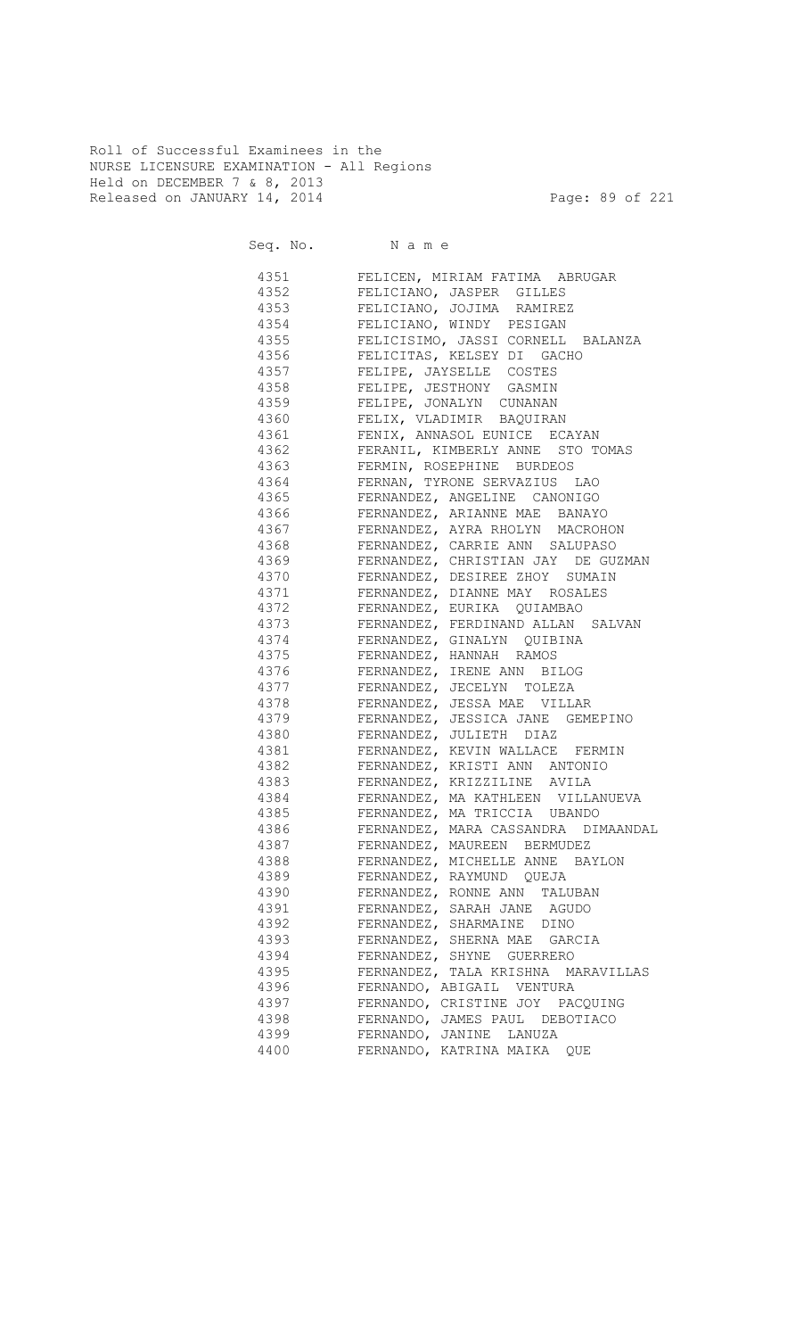Roll of Successful Examinees in the
NURSE LICENSURE EXAMINATION - All Regions
Held on DECEMBER 7 & 8, 2013
Released on JANUARY 14, 2014

| Seq. No. | N a m e |
|---|---|
| 4351 | FELICEN, MIRIAM FATIMA ABRUGAR |
| 4352 | FELICIANO, JASPER GILLES |
| 4353 | FELICIANO, JOJIMA RAMIREZ |
| 4354 | FELICIANO, WINDY PESIGAN |
| 4355 | FELICISIMO, JASSI CORNELL BALANZA |
| 4356 | FELICITAS, KELSEY DI GACHO |
| 4357 | FELIPE, JAYSELLE COSTES |
| 4358 | FELIPE, JESTHONY GASMIN |
| 4359 | FELIPE, JONALYN CUNANAN |
| 4360 | FELIX, VLADIMIR BAQUIRAN |
| 4361 | FENIX, ANNASOL EUNICE ECAYAN |
| 4362 | FERANIL, KIMBERLY ANNE STO TOMAS |
| 4363 | FERMIN, ROSEPHINE BURDEOS |
| 4364 | FERNAN, TYRONE SERVAZIUS LAO |
| 4365 | FERNANDEZ, ANGELINE CANONIGO |
| 4366 | FERNANDEZ, ARIANNE MAE BANAYO |
| 4367 | FERNANDEZ, AYRA RHOLYN MACROHON |
| 4368 | FERNANDEZ, CARRIE ANN SALUPASO |
| 4369 | FERNANDEZ, CHRISTIAN JAY DE GUZMAN |
| 4370 | FERNANDEZ, DESIREE ZHOY SUMAIN |
| 4371 | FERNANDEZ, DIANNE MAY ROSALES |
| 4372 | FERNANDEZ, EURIKA QUIAMBAO |
| 4373 | FERNANDEZ, FERDINAND ALLAN SALVAN |
| 4374 | FERNANDEZ, GINALYN QUIBINA |
| 4375 | FERNANDEZ, HANNAH RAMOS |
| 4376 | FERNANDEZ, IRENE ANN BILOG |
| 4377 | FERNANDEZ, JECELYN TOLEZA |
| 4378 | FERNANDEZ, JESSA MAE VILLAR |
| 4379 | FERNANDEZ, JESSICA JANE GEMEPINO |
| 4380 | FERNANDEZ, JULIETH DIAZ |
| 4381 | FERNANDEZ, KEVIN WALLACE FERMIN |
| 4382 | FERNANDEZ, KRISTI ANN ANTONIO |
| 4383 | FERNANDEZ, KRIZZILINE AVILA |
| 4384 | FERNANDEZ, MA KATHLEEN VILLANUEVA |
| 4385 | FERNANDEZ, MA TRICCIA UBANDO |
| 4386 | FERNANDEZ, MARA CASSANDRA DIMAANDAL |
| 4387 | FERNANDEZ, MAUREEN BERMUDEZ |
| 4388 | FERNANDEZ, MICHELLE ANNE BAYLON |
| 4389 | FERNANDEZ, RAYMUND QUEJA |
| 4390 | FERNANDEZ, RONNE ANN TALUBAN |
| 4391 | FERNANDEZ, SARAH JANE AGUDO |
| 4392 | FERNANDEZ, SHARMAINE DINO |
| 4393 | FERNANDEZ, SHERNA MAE GARCIA |
| 4394 | FERNANDEZ, SHYNE GUERRERO |
| 4395 | FERNANDEZ, TALA KRISHNA MARAVILLAS |
| 4396 | FERNANDO, ABIGAIL VENTURA |
| 4397 | FERNANDO, CRISTINE JOY PACQUING |
| 4398 | FERNANDO, JAMES PAUL DEBOTIACO |
| 4399 | FERNANDO, JANINE LANUZA |
| 4400 | FERNANDO, KATRINA MAIKA QUE |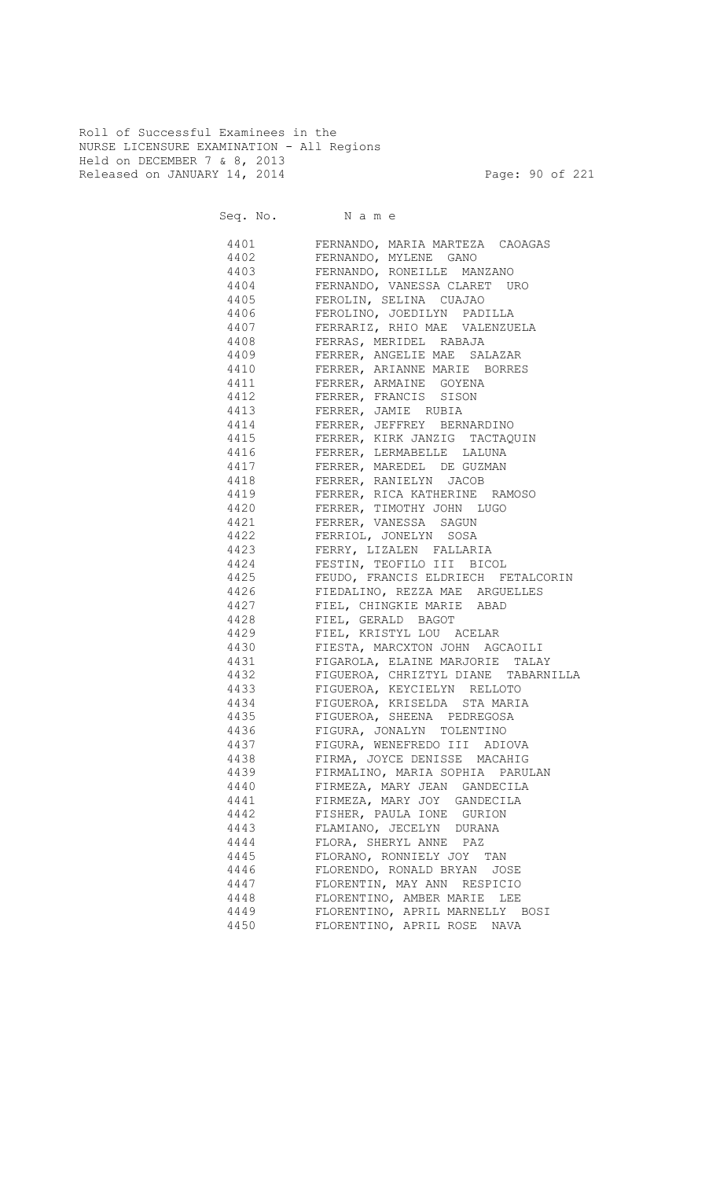Roll of Successful Examinees in the
NURSE LICENSURE EXAMINATION - All Regions
Held on DECEMBER 7 & 8, 2013
Released on JANUARY 14, 2014

| Seq. No. | N a m e |
|---|---|
| 4401 | FERNANDO, MARIA MARTEZA CAOAGAS |
| 4402 | FERNANDO, MYLENE GANO |
| 4403 | FERNANDO, RONEILLE MANZANO |
| 4404 | FERNANDO, VANESSA CLARET URO |
| 4405 | FEROLIN, SELINA CUAJAO |
| 4406 | FEROLINO, JOEDILYN PADILLA |
| 4407 | FERRARIZ, RHIO MAE VALENZUELA |
| 4408 | FERRAS, MERIDEL RABAJA |
| 4409 | FERRER, ANGELIE MAE SALAZAR |
| 4410 | FERRER, ARIANNE MARIE BORRES |
| 4411 | FERRER, ARMAINE GOYENA |
| 4412 | FERRER, FRANCIS SISON |
| 4413 | FERRER, JAMIE RUBIA |
| 4414 | FERRER, JEFFREY BERNARDINO |
| 4415 | FERRER, KIRK JANZIG TACTAQUIN |
| 4416 | FERRER, LERMABELLE LALUNA |
| 4417 | FERRER, MAREDEL DE GUZMAN |
| 4418 | FERRER, RANIELYN JACOB |
| 4419 | FERRER, RICA KATHERINE RAMOSO |
| 4420 | FERRER, TIMOTHY JOHN LUGO |
| 4421 | FERRER, VANESSA SAGUN |
| 4422 | FERRIOL, JONELYN SOSA |
| 4423 | FERRY, LIZALEN FALLARIA |
| 4424 | FESTIN, TEOFILO III BICOL |
| 4425 | FEUDO, FRANCIS ELDRIECH FETALCORIN |
| 4426 | FIEDALINO, REZZA MAE ARGUELLES |
| 4427 | FIEL, CHINGKIE MARIE ABAD |
| 4428 | FIEL, GERALD BAGOT |
| 4429 | FIEL, KRISTYL LOU ACELAR |
| 4430 | FIESTA, MARCXTON JOHN AGCAOILI |
| 4431 | FIGAROLA, ELAINE MARJORIE TALAY |
| 4432 | FIGUEROA, CHRIZTYL DIANE TABARNILLA |
| 4433 | FIGUEROA, KEYCIELYN RELLOTO |
| 4434 | FIGUEROA, KRISELDA STA MARIA |
| 4435 | FIGUEROA, SHEENA PEDREGOSA |
| 4436 | FIGURA, JONALYN TOLENTINO |
| 4437 | FIGURA, WENEFREDO III ADIOVA |
| 4438 | FIRMA, JOYCE DENISSE MACAHIG |
| 4439 | FIRMALINO, MARIA SOPHIA PARULAN |
| 4440 | FIRMEZA, MARY JEAN GANDECILA |
| 4441 | FIRMEZA, MARY JOY GANDECILA |
| 4442 | FISHER, PAULA IONE GURION |
| 4443 | FLAMIANO, JECELYN DURANA |
| 4444 | FLORA, SHERYL ANNE PAZ |
| 4445 | FLORANO, RONNIELY JOY TAN |
| 4446 | FLORENDO, RONALD BRYAN JOSE |
| 4447 | FLORENTIN, MAY ANN RESPICIO |
| 4448 | FLORENTINO, AMBER MARIE LEE |
| 4449 | FLORENTINO, APRIL MARNELLY BOSI |
| 4450 | FLORENTINO, APRIL ROSE NAVA |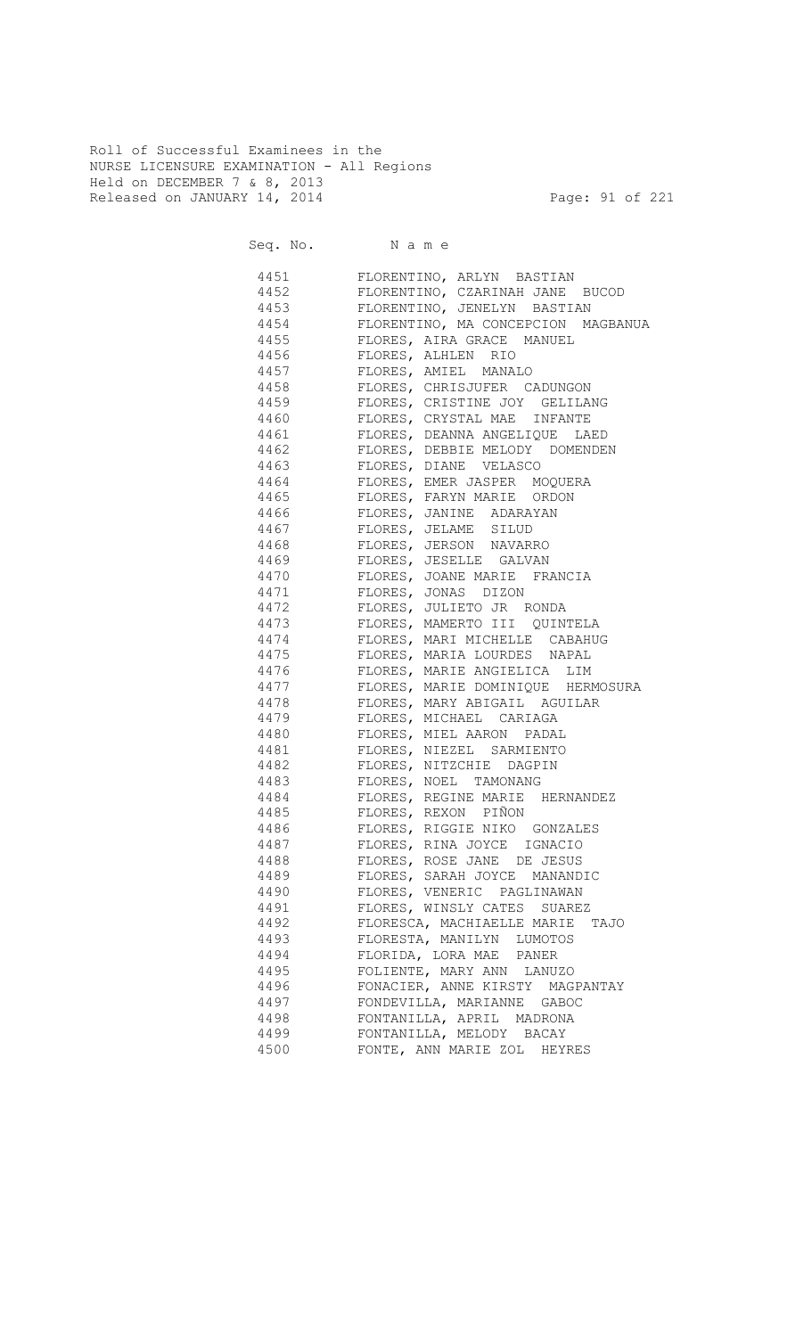Roll of Successful Examinees in the
NURSE LICENSURE EXAMINATION - All Regions
Held on DECEMBER 7 & 8, 2013
Released on JANUARY 14, 2014

| Seq. No. | N a m e |
|---|---|
| 4451 | FLORENTINO, ARLYN BASTIAN |
| 4452 | FLORENTINO, CZARINAH JANE BUCOD |
| 4453 | FLORENTINO, JENELYN BASTIAN |
| 4454 | FLORENTINO, MA CONCEPCION MAGBANUA |
| 4455 | FLORES, AIRA GRACE MANUEL |
| 4456 | FLORES, ALHLEN RIO |
| 4457 | FLORES, AMIEL MANALO |
| 4458 | FLORES, CHRISJUFER CADUNGON |
| 4459 | FLORES, CRISTINE JOY GELILANG |
| 4460 | FLORES, CRYSTAL MAE INFANTE |
| 4461 | FLORES, DEANNA ANGELIQUE LAED |
| 4462 | FLORES, DEBBIE MELODY DOMENDEN |
| 4463 | FLORES, DIANE VELASCO |
| 4464 | FLORES, EMER JASPER MOQUERA |
| 4465 | FLORES, FARYN MARIE ORDON |
| 4466 | FLORES, JANINE ADARAYAN |
| 4467 | FLORES, JELAME SILUD |
| 4468 | FLORES, JERSON NAVARRO |
| 4469 | FLORES, JESELLE GALVAN |
| 4470 | FLORES, JOANE MARIE FRANCIA |
| 4471 | FLORES, JONAS DIZON |
| 4472 | FLORES, JULIETO JR RONDA |
| 4473 | FLORES, MAMERTO III QUINTELA |
| 4474 | FLORES, MARI MICHELLE CABAHUG |
| 4475 | FLORES, MARIA LOURDES NAPAL |
| 4476 | FLORES, MARIE ANGIELICA LIM |
| 4477 | FLORES, MARIE DOMINIQUE HERMOSURA |
| 4478 | FLORES, MARY ABIGAIL AGUILAR |
| 4479 | FLORES, MICHAEL CARIAGA |
| 4480 | FLORES, MIEL AARON PADAL |
| 4481 | FLORES, NIEZEL SARMIENTO |
| 4482 | FLORES, NITZCHIE DAGPIN |
| 4483 | FLORES, NOEL TAMONANG |
| 4484 | FLORES, REGINE MARIE HERNANDEZ |
| 4485 | FLORES, REXON PIÑON |
| 4486 | FLORES, RIGGIE NIKO GONZALES |
| 4487 | FLORES, RINA JOYCE IGNACIO |
| 4488 | FLORES, ROSE JANE DE JESUS |
| 4489 | FLORES, SARAH JOYCE MANANDIC |
| 4490 | FLORES, VENERIC PAGLINAWAN |
| 4491 | FLORES, WINSLY CATES SUAREZ |
| 4492 | FLORESCA, MACHIAELLE MARIE TAJO |
| 4493 | FLORESTA, MANILYN LUMOTOS |
| 4494 | FLORIDA, LORA MAE PANER |
| 4495 | FOLIENTE, MARY ANN LANUZO |
| 4496 | FONACIER, ANNE KIRSTY MAGPANTAY |
| 4497 | FONDEVILLA, MARIANNE GABOC |
| 4498 | FONTANILLA, APRIL MADRONA |
| 4499 | FONTANILLA, MELODY BACAY |
| 4500 | FONTE, ANN MARIE ZOL HEYRES |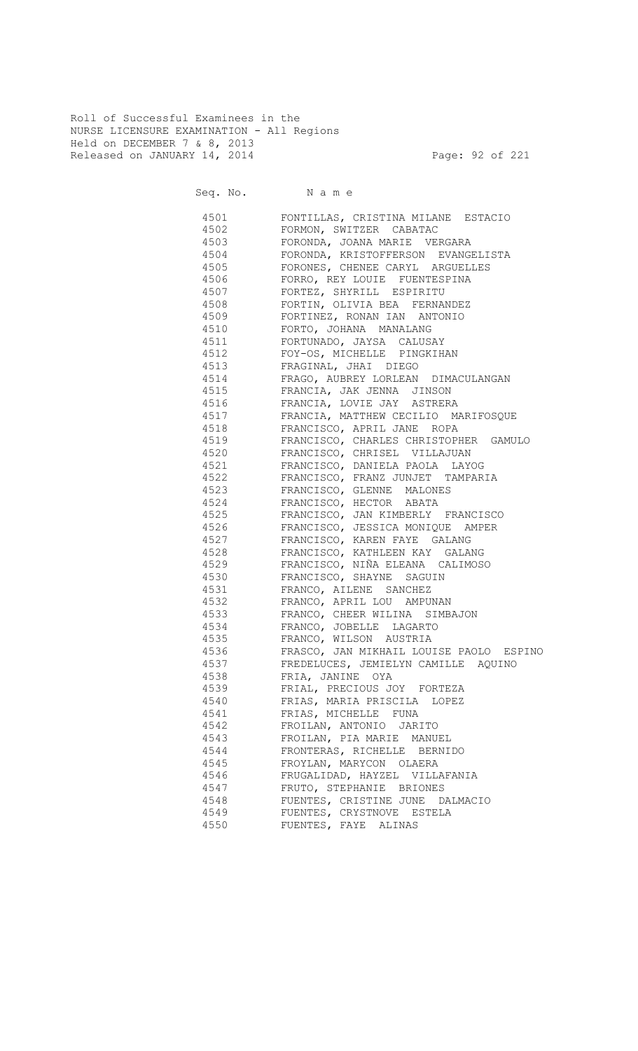Roll of Successful Examinees in the
NURSE LICENSURE EXAMINATION - All Regions
Held on DECEMBER 7 & 8, 2013
Released on JANUARY 14, 2014

| Seq. No. | N a m e |
|---|---|
| 4501 | FONTILLAS, CRISTINA MILANE ESTACIO |
| 4502 | FORMON, SWITZER CABATAC |
| 4503 | FORONDA, JOANA MARIE VERGARA |
| 4504 | FORONDA, KRISTOFFERSON EVANGELISTA |
| 4505 | FORONES, CHENEE CARYL ARGUELLES |
| 4506 | FORRO, REY LOUIE FUENTESPINA |
| 4507 | FORTEZ, SHYRILL ESPIRITU |
| 4508 | FORTIN, OLIVIA BEA FERNANDEZ |
| 4509 | FORTINEZ, RONAN IAN ANTONIO |
| 4510 | FORTO, JOHANA MANALANG |
| 4511 | FORTUNADO, JAYSA CALUSAY |
| 4512 | FOY-OS, MICHELLE PINGKIHAN |
| 4513 | FRAGINAL, JHAI DIEGO |
| 4514 | FRAGO, AUBREY LORLEAN DIMACULANGAN |
| 4515 | FRANCIA, JAK JENNA JINSON |
| 4516 | FRANCIA, LOVIE JAY ASTRERA |
| 4517 | FRANCIA, MATTHEW CECILIO MARIFOSQUE |
| 4518 | FRANCISCO, APRIL JANE ROPA |
| 4519 | FRANCISCO, CHARLES CHRISTOPHER GAMULO |
| 4520 | FRANCISCO, CHRISEL VILLAJUAN |
| 4521 | FRANCISCO, DANIELA PAOLA LAYOG |
| 4522 | FRANCISCO, FRANZ JUNJET TAMPARIA |
| 4523 | FRANCISCO, GLENNE MALONES |
| 4524 | FRANCISCO, HECTOR ABATA |
| 4525 | FRANCISCO, JAN KIMBERLY FRANCISCO |
| 4526 | FRANCISCO, JESSICA MONIQUE AMPER |
| 4527 | FRANCISCO, KAREN FAYE GALANG |
| 4528 | FRANCISCO, KATHLEEN KAY GALANG |
| 4529 | FRANCISCO, NIÑA ELEANA CALIMOSO |
| 4530 | FRANCISCO, SHAYNE SAGUIN |
| 4531 | FRANCO, AILENE SANCHEZ |
| 4532 | FRANCO, APRIL LOU AMPUNAN |
| 4533 | FRANCO, CHEER WILINA SIMBAJON |
| 4534 | FRANCO, JOBELLE LAGARTO |
| 4535 | FRANCO, WILSON AUSTRIA |
| 4536 | FRASCO, JAN MIKHAIL LOUISE PAOLO ESPINO |
| 4537 | FREDELUCES, JEMIELYN CAMILLE AQUINO |
| 4538 | FRIA, JANINE OYA |
| 4539 | FRIAL, PRECIOUS JOY FORTEZA |
| 4540 | FRIAS, MARIA PRISCILA LOPEZ |
| 4541 | FRIAS, MICHELLE FUNA |
| 4542 | FROILAN, ANTONIO JARITO |
| 4543 | FROILAN, PIA MARIE MANUEL |
| 4544 | FRONTERAS, RICHELLE BERNIDO |
| 4545 | FROYLAN, MARYCON OLAERA |
| 4546 | FRUGALIDAD, HAYZEL VILLAFANIA |
| 4547 | FRUTO, STEPHANIE BRIONES |
| 4548 | FUENTES, CRISTINE JUNE DALMACIO |
| 4549 | FUENTES, CRYSTNOVE ESTELA |
| 4550 | FUENTES, FAYE ALINAS |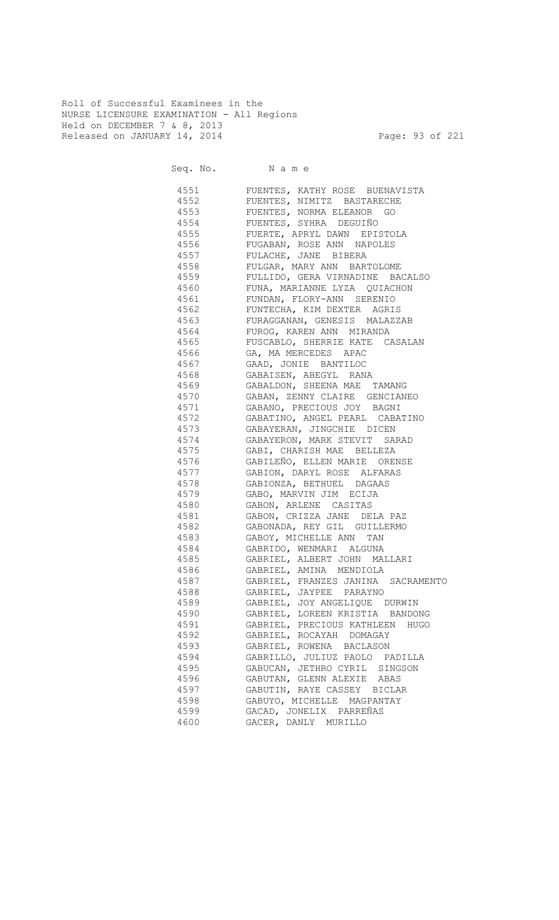Roll of Successful Examinees in the
NURSE LICENSURE EXAMINATION - All Regions
Held on DECEMBER 7 & 8, 2013
Released on JANUARY 14, 2014

| Seq. No. | Name |
|---|---|
| 4551 | FUENTES, KATHY ROSE BUENAVISTA |
| 4552 | FUENTES, NIMITZ BASTARECHE |
| 4553 | FUENTES, NORMA ELEANOR GO |
| 4554 | FUENTES, SYHRA DEGUIÑO |
| 4555 | FUERTE, APRYL DAWN EPISTOLA |
| 4556 | FUGABAN, ROSE ANN NAPOLES |
| 4557 | FULACHE, JANE BIBERA |
| 4558 | FULGAR, MARY ANN BARTOLOME |
| 4559 | FULLIDO, GERA VIRNADINE BACALSO |
| 4560 | FUNA, MARIANNE LYZA QUIACHON |
| 4561 | FUNDAN, FLORY-ANN SERENIO |
| 4562 | FUNTECHA, KIM DEXTER AGRIS |
| 4563 | FURAGGANAN, GENESIS MALAZZAB |
| 4564 | FUROG, KAREN ANN MIRANDA |
| 4565 | FUSCABLO, SHERRIE KATE CASALAN |
| 4566 | GA, MA MERCEDES APAC |
| 4567 | GAAD, JONIE BANTILOC |
| 4568 | GABAISEN, ABEGYL RANA |
| 4569 | GABALDON, SHEENA MAE TAMANG |
| 4570 | GABAN, ZENNY CLAIRE GENCIANEO |
| 4571 | GABANO, PRECIOUS JOY BAGNI |
| 4572 | GABATINO, ANGEL PEARL CABATINO |
| 4573 | GABAYERAN, JINGCHIE DICEN |
| 4574 | GABAYERON, MARK STEVIT SARAD |
| 4575 | GABI, CHARISH MAE BELLEZA |
| 4576 | GABILEÑO, ELLEN MARIE ORENSE |
| 4577 | GABION, DARYL ROSE ALFARAS |
| 4578 | GABIONZA, BETHUEL DAGAAS |
| 4579 | GABO, MARVIN JIM ECIJA |
| 4580 | GABON, ARLENE CASITAS |
| 4581 | GABON, CRIZZA JANE DELA PAZ |
| 4582 | GABONADA, REY GIL GUILLERMO |
| 4583 | GABOY, MICHELLE ANN TAN |
| 4584 | GABRIDO, WENMARI ALGUNA |
| 4585 | GABRIEL, ALBERT JOHN MALLARI |
| 4586 | GABRIEL, AMINA MENDIOLA |
| 4587 | GABRIEL, FRANZES JANINA SACRAMENTO |
| 4588 | GABRIEL, JAYPEE PARAYNO |
| 4589 | GABRIEL, JOY ANGELIQUE DURWIN |
| 4590 | GABRIEL, LOREEN KRISTIA BANDONG |
| 4591 | GABRIEL, PRECIOUS KATHLEEN HUGO |
| 4592 | GABRIEL, ROCAYAH DOMAGAY |
| 4593 | GABRIEL, ROWENA BACLASON |
| 4594 | GABRILLO, JULIUZ PAOLO PADILLA |
| 4595 | GABUCAN, JETHRO CYRIL SINGSON |
| 4596 | GABUTAN, GLENN ALEXIE ABAS |
| 4597 | GABUTIN, RAYE CASSEY BICLAR |
| 4598 | GABUYO, MICHELLE MAGPANTAY |
| 4599 | GACAD, JONELIX PARREÑAS |
| 4600 | GACER, DANLY MURILLO |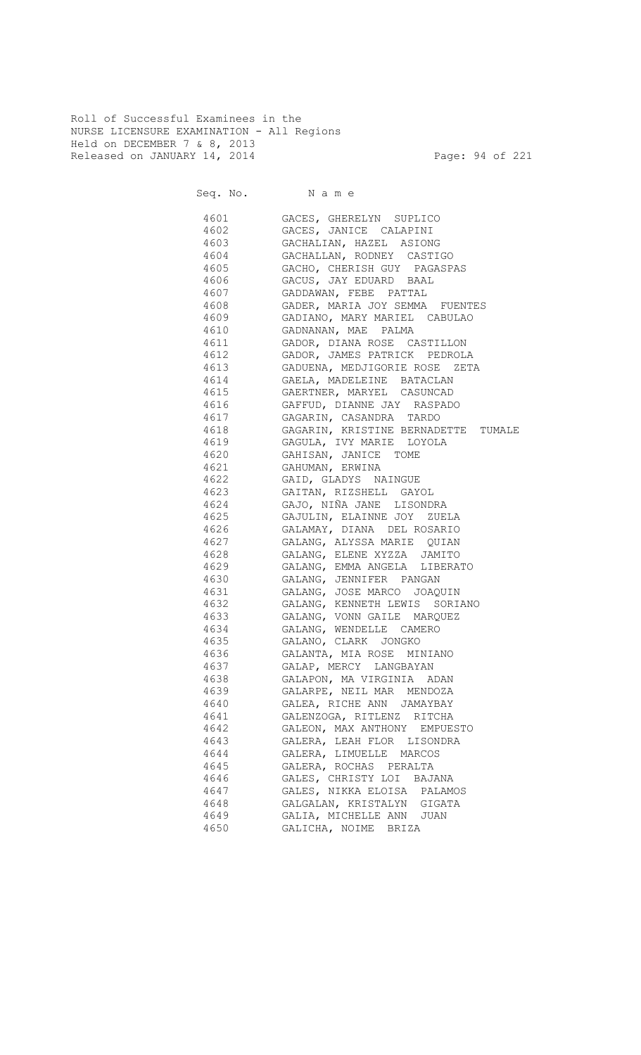Roll of Successful Examinees in the
NURSE LICENSURE EXAMINATION - All Regions
Held on DECEMBER 7 & 8, 2013
Released on JANUARY 14, 2014

| Seq. No. | N a m e |
| --- | --- |
| 4601 | GACES, GHERELYN SUPLICO |
| 4602 | GACES, JANICE CALAPINI |
| 4603 | GACHALIAN, HAZEL ASIONG |
| 4604 | GACHALLAN, RODNEY CASTIGO |
| 4605 | GACHO, CHERISH GUY PAGASPAS |
| 4606 | GACUS, JAY EDUARD BAAL |
| 4607 | GADDAWAN, FEBE PATTAL |
| 4608 | GADER, MARIA JOY SEMMA FUENTES |
| 4609 | GADIANO, MARY MARIEL CABULAO |
| 4610 | GADNANAN, MAE PALMA |
| 4611 | GADOR, DIANA ROSE CASTILLON |
| 4612 | GADOR, JAMES PATRICK PEDROLA |
| 4613 | GADUENA, MEDJIGORIE ROSE ZETA |
| 4614 | GAELA, MADELEINE BATACLAN |
| 4615 | GAERTNER, MARYEL CASUNCAD |
| 4616 | GAFFUD, DIANNE JAY RASPADO |
| 4617 | GAGARIN, CASANDRA TARDO |
| 4618 | GAGARIN, KRISTINE BERNADETTE TUMALE |
| 4619 | GAGULA, IVY MARIE LOYOLA |
| 4620 | GAHISAN, JANICE TOME |
| 4621 | GAHUMAN, ERWINA |
| 4622 | GAID, GLADYS NAINGUE |
| 4623 | GAITAN, RIZSHELL GAYOL |
| 4624 | GAJO, NIÑA JANE LISONDRA |
| 4625 | GAJULIN, ELAINNE JOY ZUELA |
| 4626 | GALAMAY, DIANA DEL ROSARIO |
| 4627 | GALANG, ALYSSA MARIE QUIAN |
| 4628 | GALANG, ELENE XYZZA JAMITO |
| 4629 | GALANG, EMMA ANGELA LIBERATO |
| 4630 | GALANG, JENNIFER PANGAN |
| 4631 | GALANG, JOSE MARCO JOAQUIN |
| 4632 | GALANG, KENNETH LEWIS SORIANO |
| 4633 | GALANG, VONN GAILE MARQUEZ |
| 4634 | GALANG, WENDELLE CAMERO |
| 4635 | GALANO, CLARK JONGKO |
| 4636 | GALANTA, MIA ROSE MINIANO |
| 4637 | GALAP, MERCY LANGBAYAN |
| 4638 | GALAPON, MA VIRGINIA ADAN |
| 4639 | GALARPE, NEIL MAR MENDOZA |
| 4640 | GALEA, RICHE ANN JAMAYBAY |
| 4641 | GALENZOGA, RITLENZ RITCHA |
| 4642 | GALEON, MAX ANTHONY EMPUESTO |
| 4643 | GALERA, LEAH FLOR LISONDRA |
| 4644 | GALERA, LIMUELLE MARCOS |
| 4645 | GALERA, ROCHAS PERALTA |
| 4646 | GALES, CHRISTY LOI BAJANA |
| 4647 | GALES, NIKKA ELOISA PALAMOS |
| 4648 | GALGALAN, KRISTALYN GIGATA |
| 4649 | GALIA, MICHELLE ANN JUAN |
| 4650 | GALICHA, NOIME BRIZA |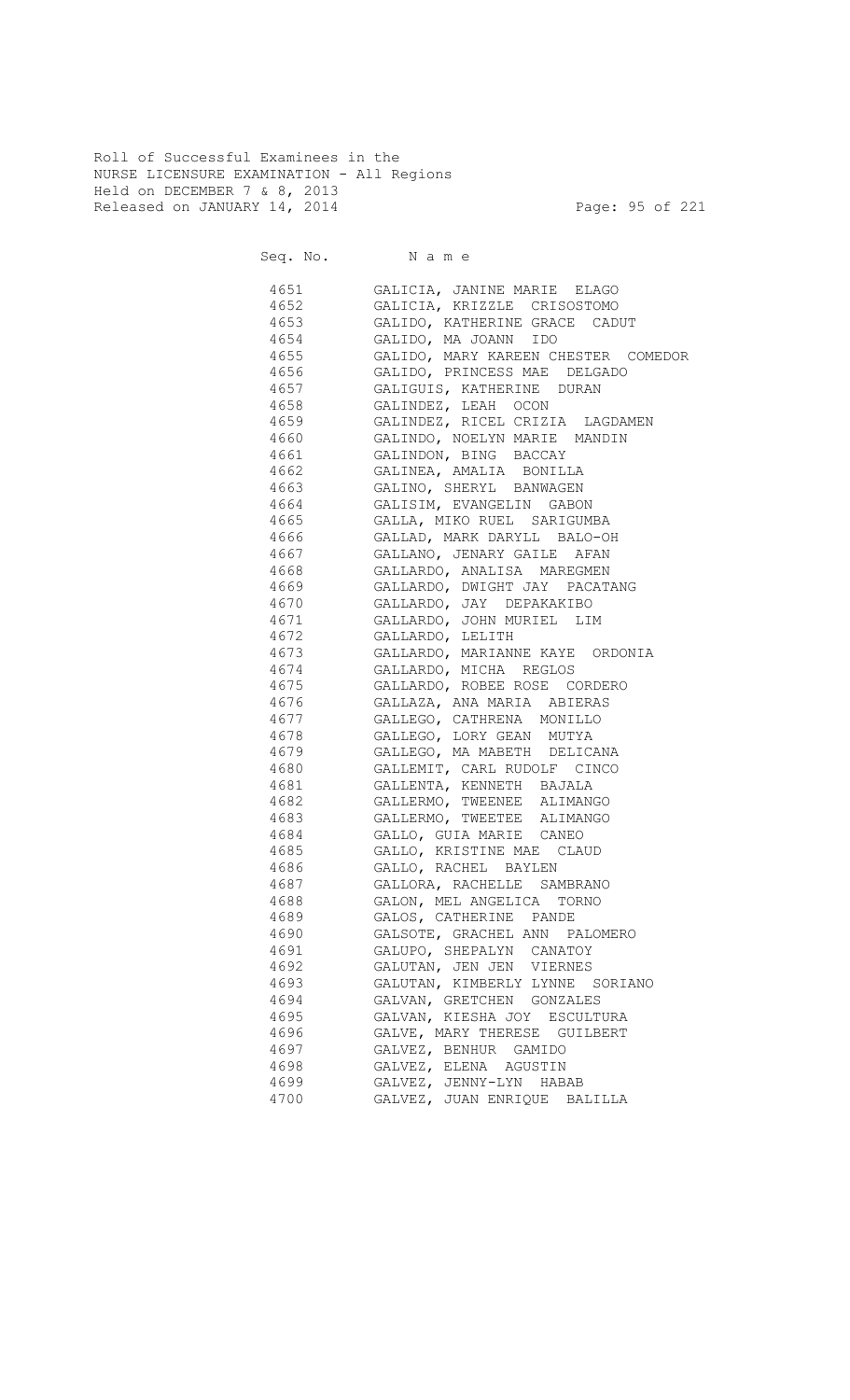Roll of Successful Examinees in the
NURSE LICENSURE EXAMINATION - All Regions
Held on DECEMBER 7 & 8, 2013
Released on JANUARY 14, 2014

| Seq. No. | N a m e |
|---|---|
| 4651 | GALICIA, JANINE MARIE ELAGO |
| 4652 | GALICIA, KRIZZLE CRISOSTOMO |
| 4653 | GALIDO, KATHERINE GRACE CADUT |
| 4654 | GALIDO, MA JOANN IDO |
| 4655 | GALIDO, MARY KAREEN CHESTER COMEDOR |
| 4656 | GALIDO, PRINCESS MAE DELGADO |
| 4657 | GALIGUIS, KATHERINE DURAN |
| 4658 | GALINDEZ, LEAH OCON |
| 4659 | GALINDEZ, RICEL CRIZIA LAGDAMEN |
| 4660 | GALINDO, NOELYN MARIE MANDIN |
| 4661 | GALINDON, BING BACCAY |
| 4662 | GALINEA, AMALIA BONILLA |
| 4663 | GALINO, SHERYL BANWAGEN |
| 4664 | GALISIM, EVANGELIN GABON |
| 4665 | GALLA, MIKO RUEL SARIGUMBA |
| 4666 | GALLAD, MARK DARYLL BALO-OH |
| 4667 | GALLANO, JENARY GAILE AFAN |
| 4668 | GALLARDO, ANALISA MAREGMEN |
| 4669 | GALLARDO, DWIGHT JAY PACATANG |
| 4670 | GALLARDO, JAY DEPAKAKIBO |
| 4671 | GALLARDO, JOHN MURIEL LIM |
| 4672 | GALLARDO, LELITH |
| 4673 | GALLARDO, MARIANNE KAYE ORDONIA |
| 4674 | GALLARDO, MICHA REGLOS |
| 4675 | GALLARDO, ROBEE ROSE CORDERO |
| 4676 | GALLAZA, ANA MARIA ABIERAS |
| 4677 | GALLEGO, CATHRENA MONILLO |
| 4678 | GALLEGO, LORY GEAN MUTYA |
| 4679 | GALLEGO, MA MABETH DELICANA |
| 4680 | GALLEMIT, CARL RUDOLF CINCO |
| 4681 | GALLENTA, KENNETH BAJALA |
| 4682 | GALLERMO, TWEENEE ALIMANGO |
| 4683 | GALLERMO, TWEETEE ALIMANGO |
| 4684 | GALLO, GUIA MARIE CANEO |
| 4685 | GALLO, KRISTINE MAE CLAUD |
| 4686 | GALLO, RACHEL BAYLEN |
| 4687 | GALLORA, RACHELLE SAMBRANO |
| 4688 | GALON, MEL ANGELICA TORNO |
| 4689 | GALOS, CATHERINE PANDE |
| 4690 | GALSOTE, GRACHEL ANN PALOMERO |
| 4691 | GALUPO, SHEPALYN CANATOY |
| 4692 | GALUTAN, JEN JEN VIERNES |
| 4693 | GALUTAN, KIMBERLY LYNNE SORIANO |
| 4694 | GALVAN, GRETCHEN GONZALES |
| 4695 | GALVAN, KIESHA JOY ESCULTURA |
| 4696 | GALVE, MARY THERESE GUILBERT |
| 4697 | GALVEZ, BENHUR GAMIDO |
| 4698 | GALVEZ, ELENA AGUSTIN |
| 4699 | GALVEZ, JENNY-LYN HABAB |
| 4700 | GALVEZ, JUAN ENRIQUE BALILLA |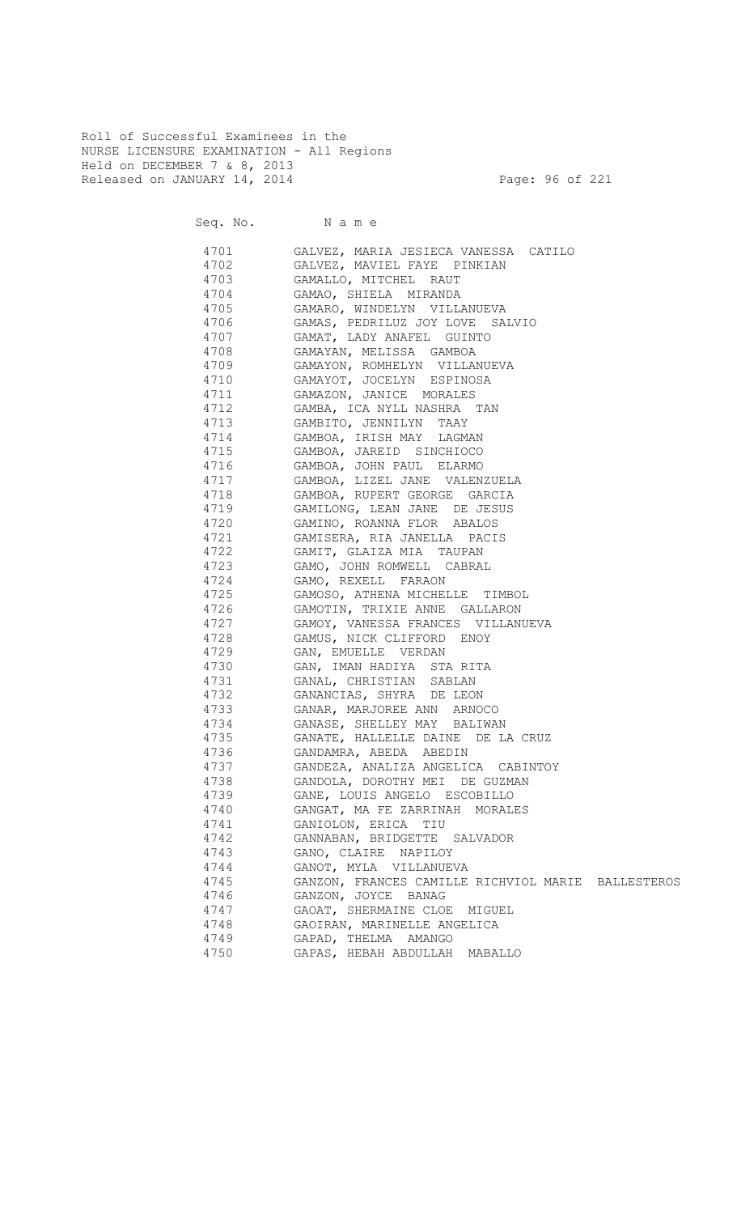Roll of Successful Examinees in the
NURSE LICENSURE EXAMINATION - All Regions
Held on DECEMBER 7 & 8, 2013
Released on JANUARY 14, 2014

| Seq. No. | N a m e |
|---|---|
| 4701 | GALVEZ, MARIA JESIECA VANESSA CATILO |
| 4702 | GALVEZ, MAVIEL FAYE PINKIAN |
| 4703 | GAMALLO, MITCHEL RAUT |
| 4704 | GAMAO, SHIELA MIRANDA |
| 4705 | GAMARO, WINDELYN VILLANUEVA |
| 4706 | GAMAS, PEDRILUZ JOY LOVE SALVIO |
| 4707 | GAMAT, LADY ANAFEL GUINTO |
| 4708 | GAMAYAN, MELISSA GAMBOA |
| 4709 | GAMAYON, ROMHELYN VILLANUEVA |
| 4710 | GAMAYOT, JOCELYN ESPINOSA |
| 4711 | GAMAZON, JANICE MORALES |
| 4712 | GAMBA, ICA NYLL NASHRA TAN |
| 4713 | GAMBITO, JENNILYN TAAY |
| 4714 | GAMBOA, IRISH MAY LAGMAN |
| 4715 | GAMBOA, JAREID SINCHIOCO |
| 4716 | GAMBOA, JOHN PAUL ELARMO |
| 4717 | GAMBOA, LIZEL JANE VALENZUELA |
| 4718 | GAMBOA, RUPERT GEORGE GARCIA |
| 4719 | GAMILONG, LEAN JANE DE JESUS |
| 4720 | GAMINO, ROANNA FLOR ABALOS |
| 4721 | GAMISERA, RIA JANELLA PACIS |
| 4722 | GAMIT, GLAIZA MIA TAUPAN |
| 4723 | GAMO, JOHN ROMWELL CABRAL |
| 4724 | GAMO, REXELL FARAON |
| 4725 | GAMOSO, ATHENA MICHELLE TIMBOL |
| 4726 | GAMOTIN, TRIXIE ANNE GALLARON |
| 4727 | GAMOY, VANESSA FRANCES VILLANUEVA |
| 4728 | GAMUS, NICK CLIFFORD ENOY |
| 4729 | GAN, EMUELLE VERDAN |
| 4730 | GAN, IMAN HADIYA STA RITA |
| 4731 | GANAL, CHRISTIAN SABLAN |
| 4732 | GANANCIAS, SHYRA DE LEON |
| 4733 | GANAR, MARJOREE ANN ARNOCO |
| 4734 | GANASE, SHELLEY MAY BALIWAN |
| 4735 | GANATE, HALLELLE DAINE DE LA CRUZ |
| 4736 | GANDAMRA, ABEDA ABEDIN |
| 4737 | GANDEZA, ANALIZA ANGELICA CABINTOY |
| 4738 | GANDOLA, DOROTHY MEI DE GUZMAN |
| 4739 | GANE, LOUIS ANGELO ESCOBILLO |
| 4740 | GANGAT, MA FE ZARRINAH MORALES |
| 4741 | GANIOLON, ERICA TIU |
| 4742 | GANNABAN, BRIDGETTE SALVADOR |
| 4743 | GANO, CLAIRE NAPILOY |
| 4744 | GANOT, MYLA VILLANUEVA |
| 4745 | GANZON, FRANCES CAMILLE RICHVIOL MARIE BALLESTEROS |
| 4746 | GANZON, JOYCE BANAG |
| 4747 | GAOAT, SHERMAINE CLOE MIGUEL |
| 4748 | GAOIRAN, MARINELLE ANGELICA |
| 4749 | GAPAD, THELMA AMANGO |
| 4750 | GAPAS, HEBAH ABDULLAH MABALLO |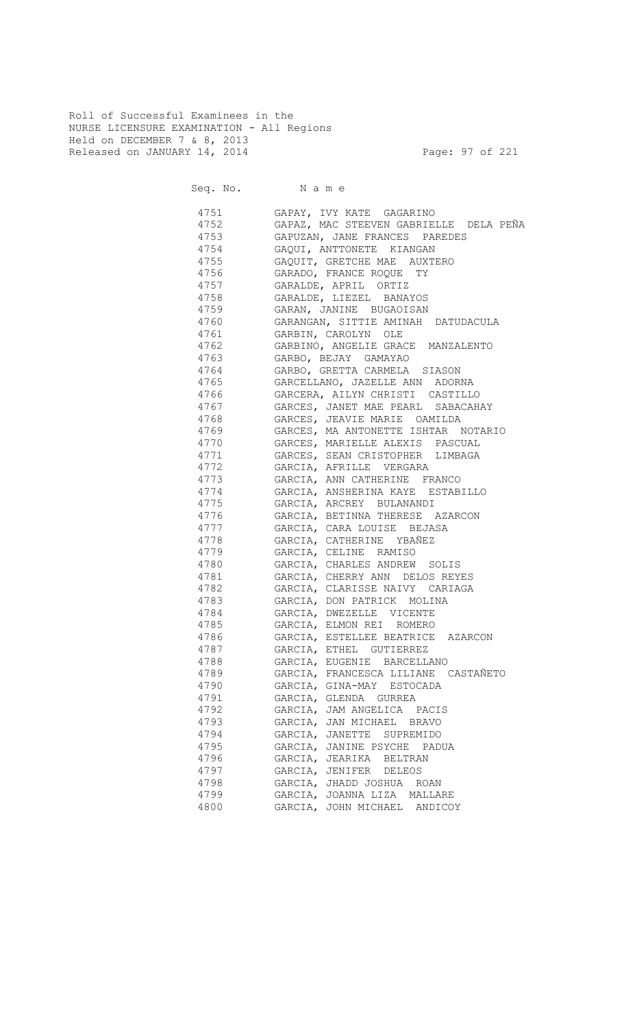Roll of Successful Examinees in the
NURSE LICENSURE EXAMINATION - All Regions
Held on DECEMBER 7 & 8, 2013
Released on JANUARY 14, 2014

| Seq. No. | Name |
|---|---|
| 4751 | GAPAY, IVY KATE GAGARINO |
| 4752 | GAPAZ, MAC STEEVEN GABRIELLE DELA PEÑA |
| 4753 | GAPUZAN, JANE FRANCES PAREDES |
| 4754 | GAQUI, ANTTONETE KIANGAN |
| 4755 | GAQUIT, GRETCHE MAE AUXTERO |
| 4756 | GARADO, FRANCE ROQUE TY |
| 4757 | GARALDE, APRIL ORTIZ |
| 4758 | GARALDE, LIEZEL BANAYOS |
| 4759 | GARAN, JANINE BUGAOISAN |
| 4760 | GARANGAN, SITTIE AMINAH DATUDACULA |
| 4761 | GARBIN, CAROLYN OLE |
| 4762 | GARBINO, ANGELIE GRACE MANZALENTO |
| 4763 | GARBO, BEJAY GAMAYAO |
| 4764 | GARBO, GRETTA CARMELA SIASON |
| 4765 | GARCELLANO, JAZELLE ANN ADORNA |
| 4766 | GARCERA, AILYN CHRISTI CASTILLO |
| 4767 | GARCES, JANET MAE PEARL SABACAHAY |
| 4768 | GARCES, JEAVIE MARIE OAMILDA |
| 4769 | GARCES, MA ANTONETTE ISHTAR NOTARIO |
| 4770 | GARCES, MARIELLE ALEXIS PASCUAL |
| 4771 | GARCES, SEAN CRISTOPHER LIMBAGA |
| 4772 | GARCIA, AFRILLE VERGARA |
| 4773 | GARCIA, ANN CATHERINE FRANCO |
| 4774 | GARCIA, ANSHERINA KAYE ESTABILLO |
| 4775 | GARCIA, ARCREY BULANANDI |
| 4776 | GARCIA, BETINNA THERESE AZARCON |
| 4777 | GARCIA, CARA LOUISE BEJASA |
| 4778 | GARCIA, CATHERINE YBAÑEZ |
| 4779 | GARCIA, CELINE RAMISO |
| 4780 | GARCIA, CHARLES ANDREW SOLIS |
| 4781 | GARCIA, CHERRY ANN DELOS REYES |
| 4782 | GARCIA, CLARISSE NAIVY CARIAGA |
| 4783 | GARCIA, DON PATRICK MOLINA |
| 4784 | GARCIA, DWEZELLE VICENTE |
| 4785 | GARCIA, ELMON REI ROMERO |
| 4786 | GARCIA, ESTELLEE BEATRICE AZARCON |
| 4787 | GARCIA, ETHEL GUTIERREZ |
| 4788 | GARCIA, EUGENIE BARCELLANO |
| 4789 | GARCIA, FRANCESCA LILIANE CASTAÑETO |
| 4790 | GARCIA, GINA-MAY ESTOCADA |
| 4791 | GARCIA, GLENDA GURREA |
| 4792 | GARCIA, JAM ANGELICA PACIS |
| 4793 | GARCIA, JAN MICHAEL BRAVO |
| 4794 | GARCIA, JANETTE SUPREMIDO |
| 4795 | GARCIA, JANINE PSYCHE PADUA |
| 4796 | GARCIA, JEARIKA BELTRAN |
| 4797 | GARCIA, JENIFER DELEOS |
| 4798 | GARCIA, JHADD JOSHUA ROAN |
| 4799 | GARCIA, JOANNA LIZA MALLARE |
| 4800 | GARCIA, JOHN MICHAEL ANDICOY |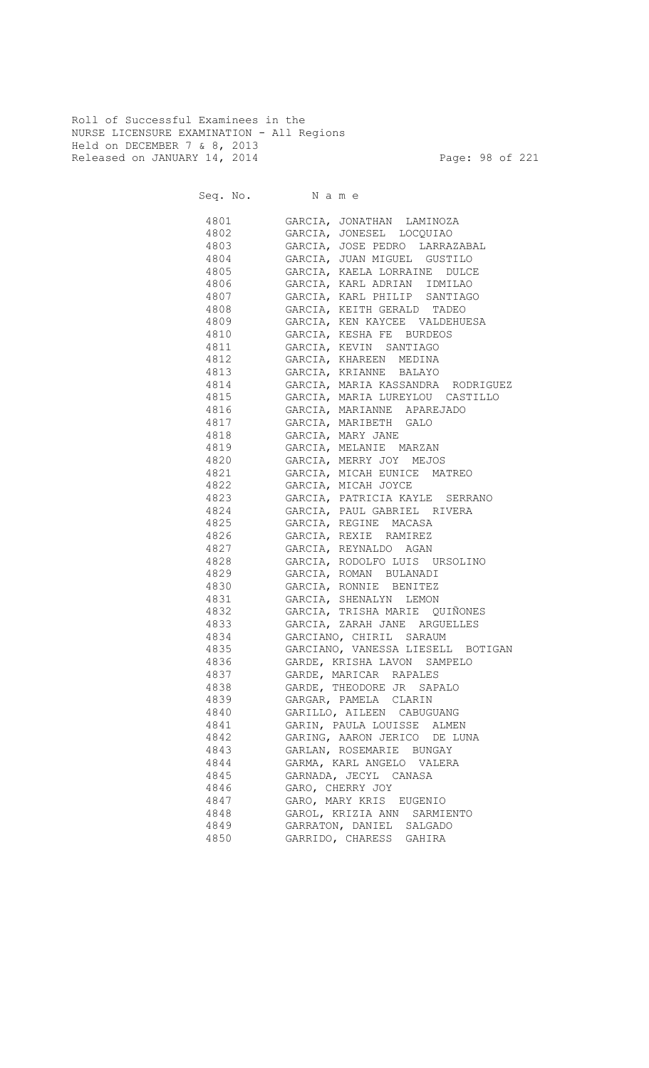Roll of Successful Examinees in the
NURSE LICENSURE EXAMINATION - All Regions
Held on DECEMBER 7 & 8, 2013
Released on JANUARY 14, 2014

| Seq. No. | Name |
|---|---|
| 4801 | GARCIA, JONATHAN LAMINOZA |
| 4802 | GARCIA, JONESEL LOCQUIAO |
| 4803 | GARCIA, JOSE PEDRO LARRAZABAL |
| 4804 | GARCIA, JUAN MIGUEL GUSTILO |
| 4805 | GARCIA, KAELA LORRAINE DULCE |
| 4806 | GARCIA, KARL ADRIAN IDMILAO |
| 4807 | GARCIA, KARL PHILIP SANTIAGO |
| 4808 | GARCIA, KEITH GERALD TADEO |
| 4809 | GARCIA, KEN KAYCEE VALDEHUESA |
| 4810 | GARCIA, KESHA FE BURDEOS |
| 4811 | GARCIA, KEVIN SANTIAGO |
| 4812 | GARCIA, KHAREEN MEDINA |
| 4813 | GARCIA, KRIANNE BALAYO |
| 4814 | GARCIA, MARIA KASSANDRA RODRIGUEZ |
| 4815 | GARCIA, MARIA LUREYLOU CASTILLO |
| 4816 | GARCIA, MARIANNE APAREJADO |
| 4817 | GARCIA, MARIBETH GALO |
| 4818 | GARCIA, MARY JANE |
| 4819 | GARCIA, MELANIE MARZAN |
| 4820 | GARCIA, MERRY JOY MEJOS |
| 4821 | GARCIA, MICAH EUNICE MATREO |
| 4822 | GARCIA, MICAH JOYCE |
| 4823 | GARCIA, PATRICIA KAYLE SERRANO |
| 4824 | GARCIA, PAUL GABRIEL RIVERA |
| 4825 | GARCIA, REGINE MACASA |
| 4826 | GARCIA, REXIE RAMIREZ |
| 4827 | GARCIA, REYNALDO AGAN |
| 4828 | GARCIA, RODOLFO LUIS URSOLINO |
| 4829 | GARCIA, ROMAN BULANADI |
| 4830 | GARCIA, RONNIE BENITEZ |
| 4831 | GARCIA, SHENALYN LEMON |
| 4832 | GARCIA, TRISHA MARIE QUIÑONES |
| 4833 | GARCIA, ZARAH JANE ARGUELLES |
| 4834 | GARCIANO, CHIRIL SARAUM |
| 4835 | GARCIANO, VANESSA LIESELL BOTIGAN |
| 4836 | GARDE, KRISHA LAVON SAMPELO |
| 4837 | GARDE, MARICAR RAPALES |
| 4838 | GARDE, THEODORE JR SAPALO |
| 4839 | GARGAR, PAMELA CLARIN |
| 4840 | GARILLO, AILEEN CABUGUANG |
| 4841 | GARIN, PAULA LOUISSE ALMEN |
| 4842 | GARING, AARON JERICO DE LUNA |
| 4843 | GARLAN, ROSEMARIE BUNGAY |
| 4844 | GARMA, KARL ANGELO VALERA |
| 4845 | GARNADA, JECYL CANASA |
| 4846 | GARO, CHERRY JOY |
| 4847 | GARO, MARY KRIS EUGENIO |
| 4848 | GAROL, KRIZIA ANN SARMIENTO |
| 4849 | GARRATON, DANIEL SALGADO |
| 4850 | GARRIDO, CHARESS GAHIRA |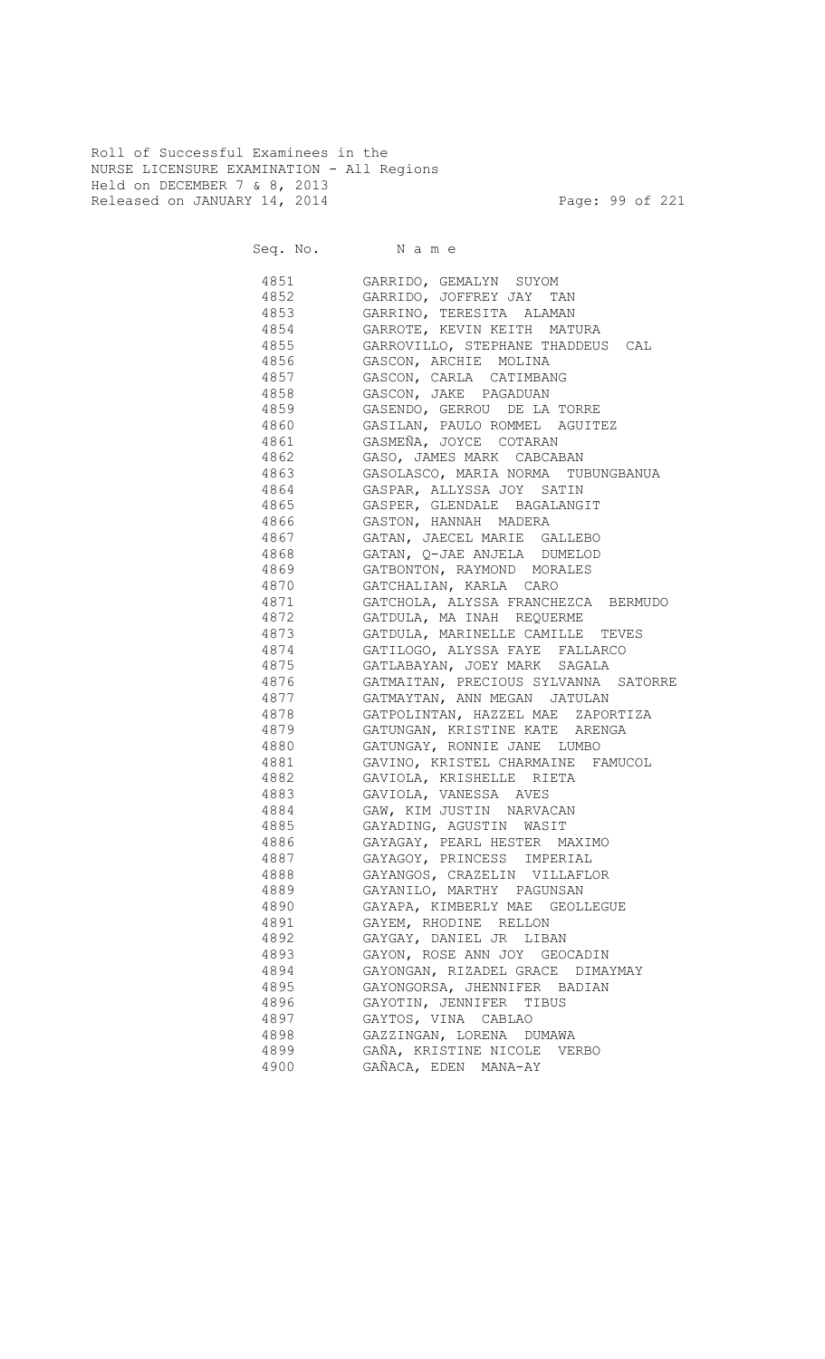Roll of Successful Examinees in the
NURSE LICENSURE EXAMINATION - All Regions
Held on DECEMBER 7 & 8, 2013
Released on JANUARY 14, 2014

| Seq. No. | N a m e |
|---|---|
| 4851 | GARRIDO, GEMALYN SUYOM |
| 4852 | GARRIDO, JOFFREY JAY TAN |
| 4853 | GARRINO, TERESITA ALAMAN |
| 4854 | GARROTE, KEVIN KEITH MATURA |
| 4855 | GARROVILLO, STEPHANE THADDEUS CAL |
| 4856 | GASCON, ARCHIE MOLINA |
| 4857 | GASCON, CARLA CATIMBANG |
| 4858 | GASCON, JAKE PAGADUAN |
| 4859 | GASENDO, GERROU DE LA TORRE |
| 4860 | GASILAN, PAULO ROMMEL AGUITEZ |
| 4861 | GASMEÑA, JOYCE COTARAN |
| 4862 | GASO, JAMES MARK CABCABAN |
| 4863 | GASOLASCO, MARIA NORMA TUBUNGBANUA |
| 4864 | GASPAR, ALLYSSA JOY SATIN |
| 4865 | GASPER, GLENDALE BAGALANGIT |
| 4866 | GASTON, HANNAH MADERA |
| 4867 | GATAN, JAECEL MARIE GALLEBO |
| 4868 | GATAN, Q-JAE ANJELA DUMELOD |
| 4869 | GATBONTON, RAYMOND MORALES |
| 4870 | GATCHALIAN, KARLA CARO |
| 4871 | GATCHOLA, ALYSSA FRANCHEZCA BERMUDO |
| 4872 | GATDULA, MA INAH REQUERME |
| 4873 | GATDULA, MARINELLE CAMILLE TEVES |
| 4874 | GATILOGO, ALYSSA FAYE FALLARCO |
| 4875 | GATLABAYAN, JOEY MARK SAGALA |
| 4876 | GATMAITAN, PRECIOUS SYLVANNA SATORRE |
| 4877 | GATMAYTAN, ANN MEGAN JATULAN |
| 4878 | GATPOLINTAN, HAZZEL MAE ZAPORTIZA |
| 4879 | GATUNGAN, KRISTINE KATE ARENGA |
| 4880 | GATUNGAY, RONNIE JANE LUMBO |
| 4881 | GAVINO, KRISTEL CHARMAINE FAMUCOL |
| 4882 | GAVIOLA, KRISHELLE RIETA |
| 4883 | GAVIOLA, VANESSA AVES |
| 4884 | GAW, KIM JUSTIN NARVACAN |
| 4885 | GAYADING, AGUSTIN WASIT |
| 4886 | GAYAGAY, PEARL HESTER MAXIMO |
| 4887 | GAYAGOY, PRINCESS IMPERIAL |
| 4888 | GAYANGOS, CRAZELIN VILLAFLOR |
| 4889 | GAYANILO, MARTHY PAGUNSAN |
| 4890 | GAYAPA, KIMBERLY MAE GEOLLEGUE |
| 4891 | GAYEM, RHODINE RELLON |
| 4892 | GAYGAY, DANIEL JR LIBAN |
| 4893 | GAYON, ROSE ANN JOY GEOCADIN |
| 4894 | GAYONGAN, RIZADEL GRACE DIMAYMAY |
| 4895 | GAYONGORSA, JHENNIFER BADIAN |
| 4896 | GAYOTIN, JENNIFER TIBUS |
| 4897 | GAYTOS, VINA CABLAO |
| 4898 | GAZZINGAN, LORENA DUMAWA |
| 4899 | GAÑA, KRISTINE NICOLE VERBO |
| 4900 | GAÑACA, EDEN MANA-AY |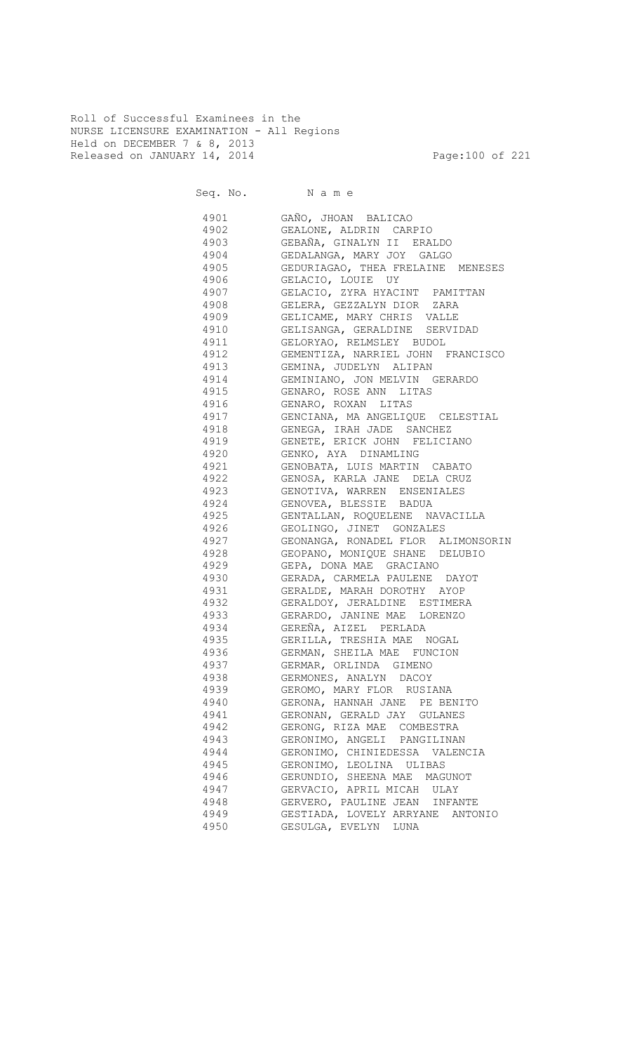Roll of Successful Examinees in the
NURSE LICENSURE EXAMINATION - All Regions
Held on DECEMBER 7 & 8, 2013
Released on JANUARY 14, 2014

| Seq. No. | N a m e |
|---|---|
| 4901 | GAÑO, JHOAN BALICAO |
| 4902 | GEALONE, ALDRIN CARPIO |
| 4903 | GEBAÑA, GINALYN II ERALDO |
| 4904 | GEDALANGA, MARY JOY GALGO |
| 4905 | GEDURIAGAO, THEA FRELAINE MENESES |
| 4906 | GELACIO, LOUIE UY |
| 4907 | GELACIO, ZYRA HYACINT PAMITTAN |
| 4908 | GELERA, GEZZALYN DIOR ZARA |
| 4909 | GELICAME, MARY CHRIS VALLE |
| 4910 | GELISANGA, GERALDINE SERVIDAD |
| 4911 | GELORYAO, RELMSLEY BUDOL |
| 4912 | GEMENTIZA, NARRIEL JOHN FRANCISCO |
| 4913 | GEMINA, JUDELYN ALIPAN |
| 4914 | GEMINIANO, JON MELVIN GERARDO |
| 4915 | GENARO, ROSE ANN LITAS |
| 4916 | GENARO, ROXAN LITAS |
| 4917 | GENCIANA, MA ANGELIQUE CELESTIAL |
| 4918 | GENEGA, IRAH JADE SANCHEZ |
| 4919 | GENETE, ERICK JOHN FELICIANO |
| 4920 | GENKO, AYA DINAMLING |
| 4921 | GENOBATA, LUIS MARTIN CABATO |
| 4922 | GENOSA, KARLA JANE DELA CRUZ |
| 4923 | GENOTIVA, WARREN ENSENIALES |
| 4924 | GENOVEA, BLESSIE BADUA |
| 4925 | GENTALLAN, ROQUELENE NAVACILLA |
| 4926 | GEOLINGO, JINET GONZALES |
| 4927 | GEONANGA, RONADEL FLOR ALIMONSORIN |
| 4928 | GEOPANO, MONIQUE SHANE DELUBIO |
| 4929 | GEPA, DONA MAE GRACIANO |
| 4930 | GERADA, CARMELA PAULENE DAYOT |
| 4931 | GERALDE, MARAH DOROTHY AYOP |
| 4932 | GERALDOY, JERALDINE ESTIMERA |
| 4933 | GERARDO, JANINE MAE LORENZO |
| 4934 | GEREÑA, AIZEL PERLADA |
| 4935 | GERILLA, TRESHIA MAE NOGAL |
| 4936 | GERMAN, SHEILA MAE FUNCION |
| 4937 | GERMAR, ORLINDA GIMENO |
| 4938 | GERMONES, ANALYN DACOY |
| 4939 | GEROMO, MARY FLOR RUSIANA |
| 4940 | GERONA, HANNAH JANE PE BENITO |
| 4941 | GERONAN, GERALD JAY GULANES |
| 4942 | GERONG, RIZA MAE COMBESTRA |
| 4943 | GERONIMO, ANGELI PANGILINAN |
| 4944 | GERONIMO, CHINIEDESSA VALENCIA |
| 4945 | GERONIMO, LEOLINA ULIBAS |
| 4946 | GERUNDIO, SHEENA MAE MAGUNOT |
| 4947 | GERVACIO, APRIL MICAH ULAY |
| 4948 | GERVERO, PAULINE JEAN INFANTE |
| 4949 | GESTIADA, LOVELY ARRYANE ANTONIO |
| 4950 | GESULGA, EVELYN LUNA |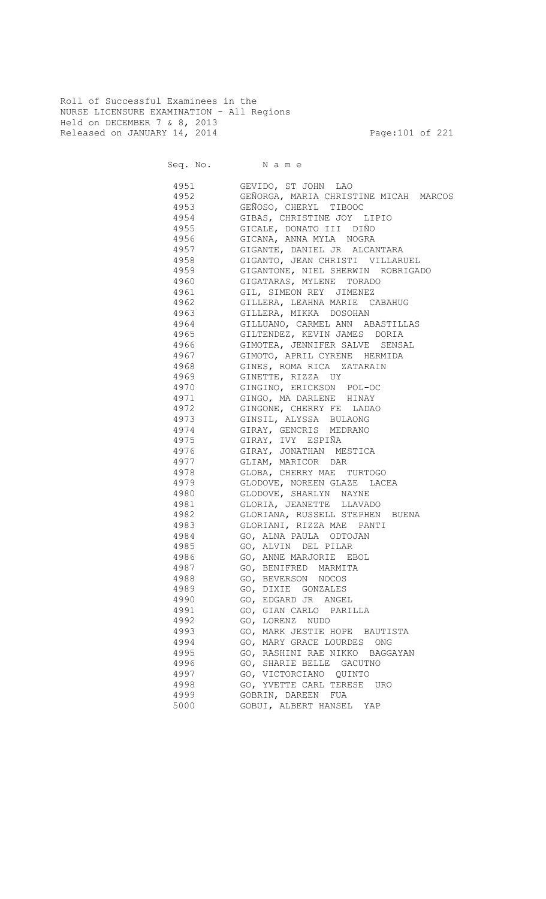Roll of Successful Examinees in the
NURSE LICENSURE EXAMINATION - All Regions
Held on DECEMBER 7 & 8, 2013
Released on JANUARY 14, 2014

| Seq. No. | N a m e |
|---|---|
| 4951 | GEVIDO, ST JOHN LAO |
| 4952 | GEÑORGA, MARIA CHRISTINE MICAH MARCOS |
| 4953 | GEÑOSO, CHERYL TIBOOC |
| 4954 | GIBAS, CHRISTINE JOY LIPIO |
| 4955 | GICALE, DONATO III DIÑO |
| 4956 | GICANA, ANNA MYLA NOGRA |
| 4957 | GIGANTE, DANIEL JR ALCANTARA |
| 4958 | GIGANTO, JEAN CHRISTI VILLARUEL |
| 4959 | GIGANTONE, NIEL SHERWIN ROBRIGADO |
| 4960 | GIGATARAS, MYLENE TORADO |
| 4961 | GIL, SIMEON REY JIMENEZ |
| 4962 | GILLERA, LEAHNA MARIE CABAHUG |
| 4963 | GILLERA, MIKKA DOSOHAN |
| 4964 | GILLUANO, CARMEL ANN ABASTILLAS |
| 4965 | GILTENDEZ, KEVIN JAMES DORIA |
| 4966 | GIMOTEA, JENNIFER SALVE SENSAL |
| 4967 | GIMOTO, APRIL CYRENE HERMIDA |
| 4968 | GINES, ROMA RICA ZATARAIN |
| 4969 | GINETTE, RIZZA UY |
| 4970 | GINGINO, ERICKSON POL-OC |
| 4971 | GINGO, MA DARLENE HINAY |
| 4972 | GINGONE, CHERRY FE LADAO |
| 4973 | GINSIL, ALYSSA BULAONG |
| 4974 | GIRAY, GENCRIS MEDRANO |
| 4975 | GIRAY, IVY ESPIÑA |
| 4976 | GIRAY, JONATHAN MESTICA |
| 4977 | GLIAM, MARICOR DAR |
| 4978 | GLOBA, CHERRY MAE TURTOGO |
| 4979 | GLODOVE, NOREEN GLAZE LACEA |
| 4980 | GLODOVE, SHARLYN NAYNE |
| 4981 | GLORIA, JEANETTE LLAVADO |
| 4982 | GLORIANA, RUSSELL STEPHEN BUENA |
| 4983 | GLORIANI, RIZZA MAE PANTI |
| 4984 | GO, ALNA PAULA ODTOJAN |
| 4985 | GO, ALVIN DEL PILAR |
| 4986 | GO, ANNE MARJORIE EBOL |
| 4987 | GO, BENIFRED MARMITA |
| 4988 | GO, BEVERSON NOCOS |
| 4989 | GO, DIXIE GONZALES |
| 4990 | GO, EDGARD JR ANGEL |
| 4991 | GO, GIAN CARLO PARILLA |
| 4992 | GO, LORENZ NUDO |
| 4993 | GO, MARK JESTIE HOPE BAUTISTA |
| 4994 | GO, MARY GRACE LOURDES ONG |
| 4995 | GO, RASHINI RAE NIKKO BAGGAYAN |
| 4996 | GO, SHARIE BELLE GACUTNO |
| 4997 | GO, VICTORCIANO QUINTO |
| 4998 | GO, YVETTE CARL TERESE URO |
| 4999 | GOBRIN, DAREEN FUA |
| 5000 | GOBUI, ALBERT HANSEL YAP |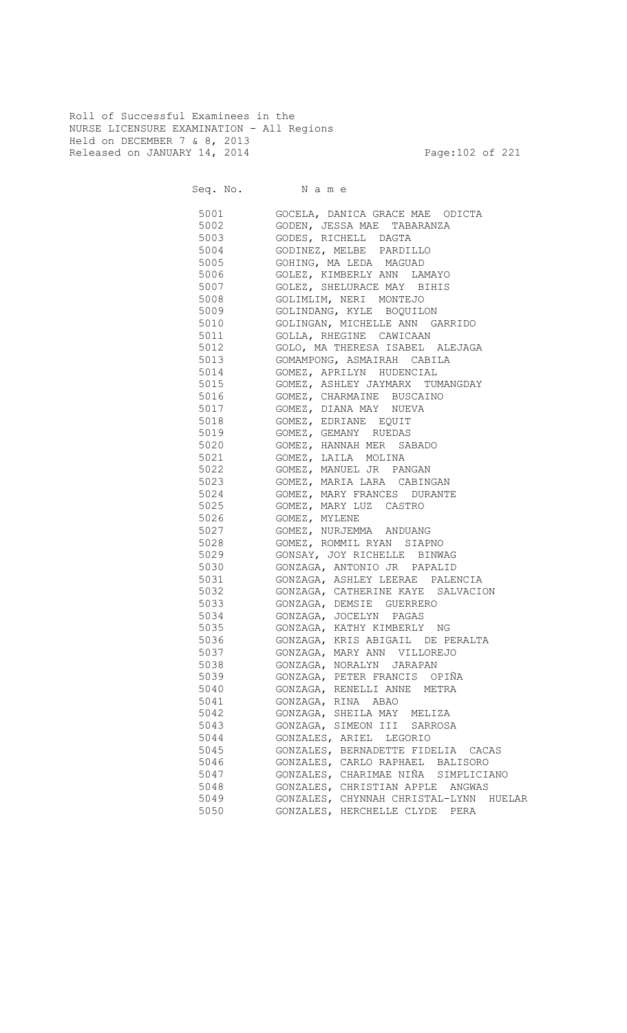Roll of Successful Examinees in the
NURSE LICENSURE EXAMINATION - All Regions
Held on DECEMBER 7 & 8, 2013
Released on JANUARY 14, 2014

| Seq. No. | N a m e |
|---|---|
| 5001 | GOCELA, DANICA GRACE MAE ODICTA |
| 5002 | GODEN, JESSA MAE TABARANZA |
| 5003 | GODES, RICHELL DAGTA |
| 5004 | GODINEZ, MELBE PARDILLO |
| 5005 | GOHING, MA LEDA MAGUAD |
| 5006 | GOLEZ, KIMBERLY ANN LAMAYO |
| 5007 | GOLEZ, SHELURACE MAY BIHIS |
| 5008 | GOLIMLIM, NERI MONTEJO |
| 5009 | GOLINDANG, KYLE BOQUILON |
| 5010 | GOLINGAN, MICHELLE ANN GARRIDO |
| 5011 | GOLLA, RHEGINE CAWICAAN |
| 5012 | GOLO, MA THERESA ISABEL ALEJAGA |
| 5013 | GOMAMPONG, ASMAIRAH CABILA |
| 5014 | GOMEZ, APRILYN HUDENCIAL |
| 5015 | GOMEZ, ASHLEY JAYMARX TUMANGDAY |
| 5016 | GOMEZ, CHARMAINE BUSCAINO |
| 5017 | GOMEZ, DIANA MAY NUEVA |
| 5018 | GOMEZ, EDRIANE EQUIT |
| 5019 | GOMEZ, GEMANY RUEDAS |
| 5020 | GOMEZ, HANNAH MER SABADO |
| 5021 | GOMEZ, LAILA MOLINA |
| 5022 | GOMEZ, MANUEL JR PANGAN |
| 5023 | GOMEZ, MARIA LARA CABINGAN |
| 5024 | GOMEZ, MARY FRANCES DURANTE |
| 5025 | GOMEZ, MARY LUZ CASTRO |
| 5026 | GOMEZ, MYLENE |
| 5027 | GOMEZ, NURJEMMA ANDUANG |
| 5028 | GOMEZ, ROMMIL RYAN SIAPNO |
| 5029 | GONSAY, JOY RICHELLE BINWAG |
| 5030 | GONZAGA, ANTONIO JR PAPALID |
| 5031 | GONZAGA, ASHLEY LEERAE PALENCIA |
| 5032 | GONZAGA, CATHERINE KAYE SALVACION |
| 5033 | GONZAGA, DEMSIE GUERRERO |
| 5034 | GONZAGA, JOCELYN PAGAS |
| 5035 | GONZAGA, KATHY KIMBERLY NG |
| 5036 | GONZAGA, KRIS ABIGAIL DE PERALTA |
| 5037 | GONZAGA, MARY ANN VILLOREJO |
| 5038 | GONZAGA, NORALYN JARAPAN |
| 5039 | GONZAGA, PETER FRANCIS OPIÑA |
| 5040 | GONZAGA, RENELLI ANNE METRA |
| 5041 | GONZAGA, RINA ABAO |
| 5042 | GONZAGA, SHEILA MAY MELIZA |
| 5043 | GONZAGA, SIMEON III SARROSA |
| 5044 | GONZALES, ARIEL LEGORIO |
| 5045 | GONZALES, BERNADETTE FIDELIA CACAS |
| 5046 | GONZALES, CARLO RAPHAEL BALISORO |
| 5047 | GONZALES, CHARIMAE NIÑA SIMPLICIANO |
| 5048 | GONZALES, CHRISTIAN APPLE ANGWAS |
| 5049 | GONZALES, CHYNNAH CHRISTAL-LYNN HUELAR |
| 5050 | GONZALES, HERCHELLE CLYDE PERA |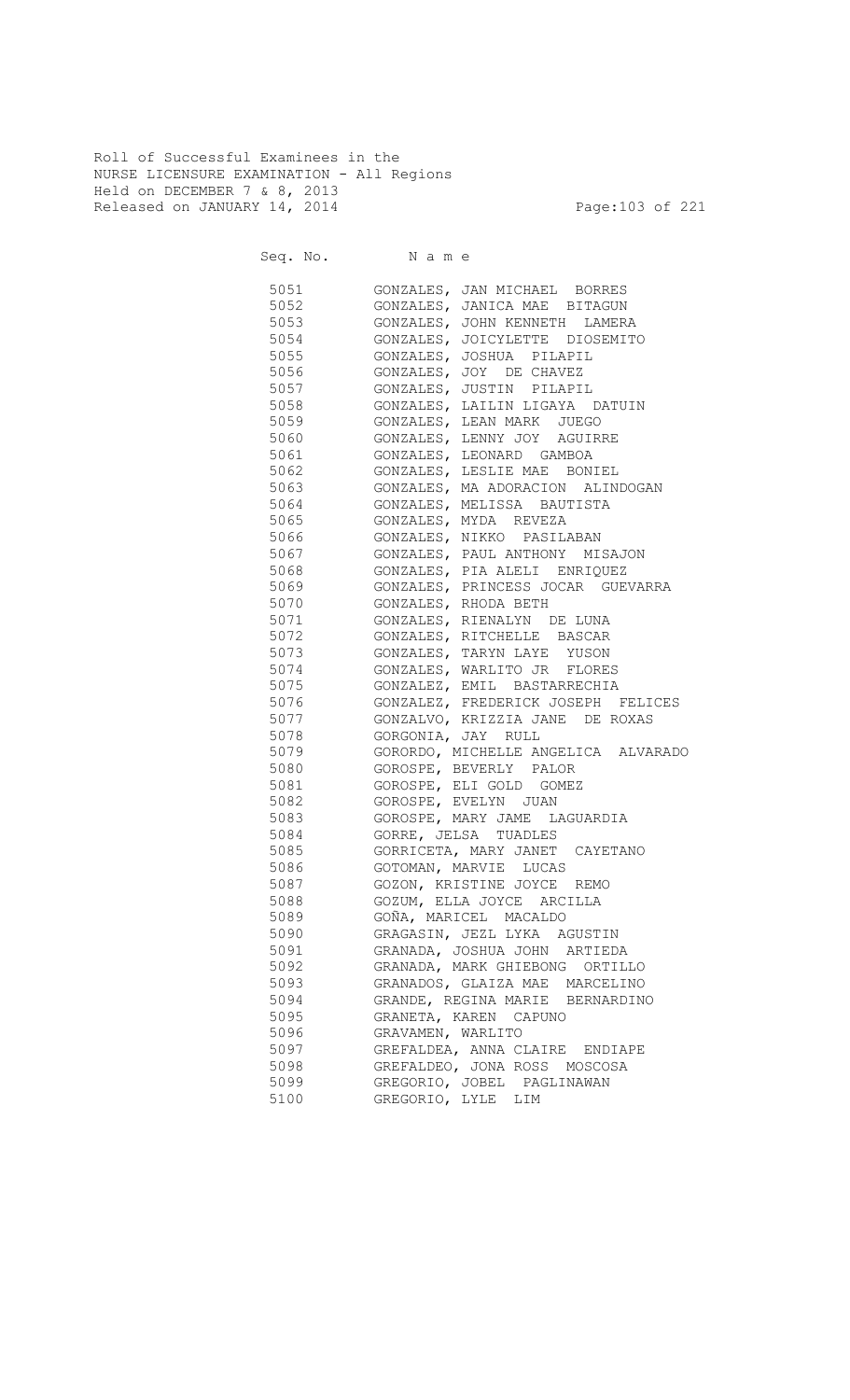Roll of Successful Examinees in the
NURSE LICENSURE EXAMINATION - All Regions
Held on DECEMBER 7 & 8, 2013
Released on JANUARY 14, 2014

| Seq. No. | N a m e |
|---|---|
| 5051 | GONZALES, JAN MICHAEL BORRES |
| 5052 | GONZALES, JANICA MAE BITAGUN |
| 5053 | GONZALES, JOHN KENNETH LAMERA |
| 5054 | GONZALES, JOICYLETTE DIOSEMITO |
| 5055 | GONZALES, JOSHUA PILAPIL |
| 5056 | GONZALES, JOY DE CHAVEZ |
| 5057 | GONZALES, JUSTIN PILAPIL |
| 5058 | GONZALES, LAILIN LIGAYA DATUIN |
| 5059 | GONZALES, LEAN MARK JUEGO |
| 5060 | GONZALES, LENNY JOY AGUIRRE |
| 5061 | GONZALES, LEONARD GAMBOA |
| 5062 | GONZALES, LESLIE MAE BONIEL |
| 5063 | GONZALES, MA ADORACION ALINDOGAN |
| 5064 | GONZALES, MELISSA BAUTISTA |
| 5065 | GONZALES, MYDA REVEZA |
| 5066 | GONZALES, NIKKO PASILABAN |
| 5067 | GONZALES, PAUL ANTHONY MISAJON |
| 5068 | GONZALES, PIA ALELI ENRIQUEZ |
| 5069 | GONZALES, PRINCESS JOCAR GUEVARRA |
| 5070 | GONZALES, RHODA BETH |
| 5071 | GONZALES, RIENALYN DE LUNA |
| 5072 | GONZALES, RITCHELLE BASCAR |
| 5073 | GONZALES, TARYN LAYE YUSON |
| 5074 | GONZALES, WARLITO JR FLORES |
| 5075 | GONZALEZ, EMIL BASTARRECHIA |
| 5076 | GONZALEZ, FREDERICK JOSEPH FELICES |
| 5077 | GONZALVO, KRIZZIA JANE DE ROXAS |
| 5078 | GORGONIA, JAY RULL |
| 5079 | GORORDO, MICHELLE ANGELICA ALVARADO |
| 5080 | GOROSPE, BEVERLY PALOR |
| 5081 | GOROSPE, ELI GOLD GOMEZ |
| 5082 | GOROSPE, EVELYN JUAN |
| 5083 | GOROSPE, MARY JAME LAGUARDIA |
| 5084 | GORRE, JELSA TUADLES |
| 5085 | GORRICETA, MARY JANET CAYETANO |
| 5086 | GOTOMAN, MARVIE LUCAS |
| 5087 | GOZON, KRISTINE JOYCE REMO |
| 5088 | GOZUM, ELLA JOYCE ARCILLA |
| 5089 | GOÑA, MARICEL MACALDO |
| 5090 | GRAGASIN, JEZL LYKA AGUSTIN |
| 5091 | GRANADA, JOSHUA JOHN ARTIEDA |
| 5092 | GRANADA, MARK GHIEBONG ORTILLO |
| 5093 | GRANADOS, GLAIZA MAE MARCELINO |
| 5094 | GRANDE, REGINA MARIE BERNARDINO |
| 5095 | GRANETA, KAREN CAPUNO |
| 5096 | GRAVAMEN, WARLITO |
| 5097 | GREFALDEA, ANNA CLAIRE ENDIAPE |
| 5098 | GREFALDEO, JONA ROSS MOSCOSA |
| 5099 | GREGORIO, JOBEL PAGLINAWAN |
| 5100 | GREGORIO, LYLE LIM |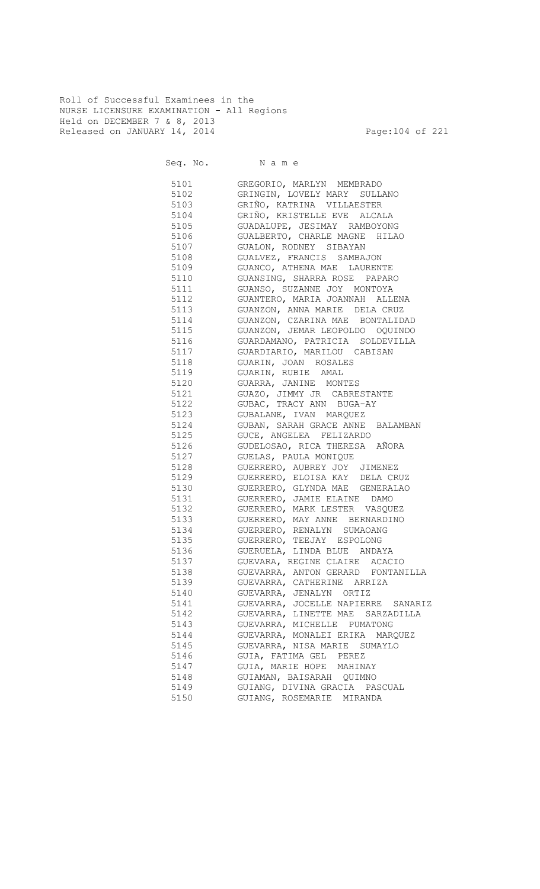Roll of Successful Examinees in the
NURSE LICENSURE EXAMINATION - All Regions
Held on DECEMBER 7 & 8, 2013
Released on JANUARY 14, 2014

| Seq. No. | N a m e |
|---|---|
| 5101 | GREGORIO, MARLYN MEMBRADO |
| 5102 | GRINGIN, LOVELY MARY SULLANO |
| 5103 | GRIÑO, KATRINA VILLAESTER |
| 5104 | GRIÑO, KRISTELLE EVE ALCALA |
| 5105 | GUADALUPE, JESIMAY RAMBOYONG |
| 5106 | GUALBERTO, CHARLE MAGNE HILAO |
| 5107 | GUALON, RODNEY SIBAYAN |
| 5108 | GUALVEZ, FRANCIS SAMBAJON |
| 5109 | GUANCO, ATHENA MAE LAURENTE |
| 5110 | GUANSING, SHARRA ROSE PAPARO |
| 5111 | GUANSO, SUZANNE JOY MONTOYA |
| 5112 | GUANTERO, MARIA JOANNAH ALLENA |
| 5113 | GUANZON, ANNA MARIE DELA CRUZ |
| 5114 | GUANZON, CZARINA MAE BONTALIDAD |
| 5115 | GUANZON, JEMAR LEOPOLDO OQUINDO |
| 5116 | GUARDAMANO, PATRICIA SOLDEVILLA |
| 5117 | GUARDIARIO, MARILOU CABISAN |
| 5118 | GUARIN, JOAN ROSALES |
| 5119 | GUARIN, RUBIE AMAL |
| 5120 | GUARRA, JANINE MONTES |
| 5121 | GUAZO, JIMMY JR CABRESTANTE |
| 5122 | GUBAC, TRACY ANN BUGA-AY |
| 5123 | GUBALANE, IVAN MARQUEZ |
| 5124 | GUBAN, SARAH GRACE ANNE BALAMBAN |
| 5125 | GUCE, ANGELEA FELIZARDO |
| 5126 | GUDELOSAO, RICA THERESA AÑORA |
| 5127 | GUELAS, PAULA MONIQUE |
| 5128 | GUERRERO, AUBREY JOY JIMENEZ |
| 5129 | GUERRERO, ELOISA KAY DELA CRUZ |
| 5130 | GUERRERO, GLYNDA MAE GENERALAO |
| 5131 | GUERRERO, JAMIE ELAINE DAMO |
| 5132 | GUERRERO, MARK LESTER VASQUEZ |
| 5133 | GUERRERO, MAY ANNE BERNARDINO |
| 5134 | GUERRERO, RENALYN SUMAOANG |
| 5135 | GUERRERO, TEEJAY ESPOLONG |
| 5136 | GUERUELA, LINDA BLUE ANDAYA |
| 5137 | GUEVARA, REGINE CLAIRE ACACIO |
| 5138 | GUEVARRA, ANTON GERARD FONTANILLA |
| 5139 | GUEVARRA, CATHERINE ARRIZA |
| 5140 | GUEVARRA, JENALYN ORTIZ |
| 5141 | GUEVARRA, JOCELLE NAPIERRE SANARIZ |
| 5142 | GUEVARRA, LINETTE MAE SARZADILLA |
| 5143 | GUEVARRA, MICHELLE PUMATONG |
| 5144 | GUEVARRA, MONALEI ERIKA MARQUEZ |
| 5145 | GUEVARRA, NISA MARIE SUMAYLO |
| 5146 | GUIA, FATIMA GEL PEREZ |
| 5147 | GUIA, MARIE HOPE MAHINAY |
| 5148 | GUIAMAN, BAISARAH QUIMNO |
| 5149 | GUIANG, DIVINA GRACIA PASCUAL |
| 5150 | GUIANG, ROSEMARIE MIRANDA |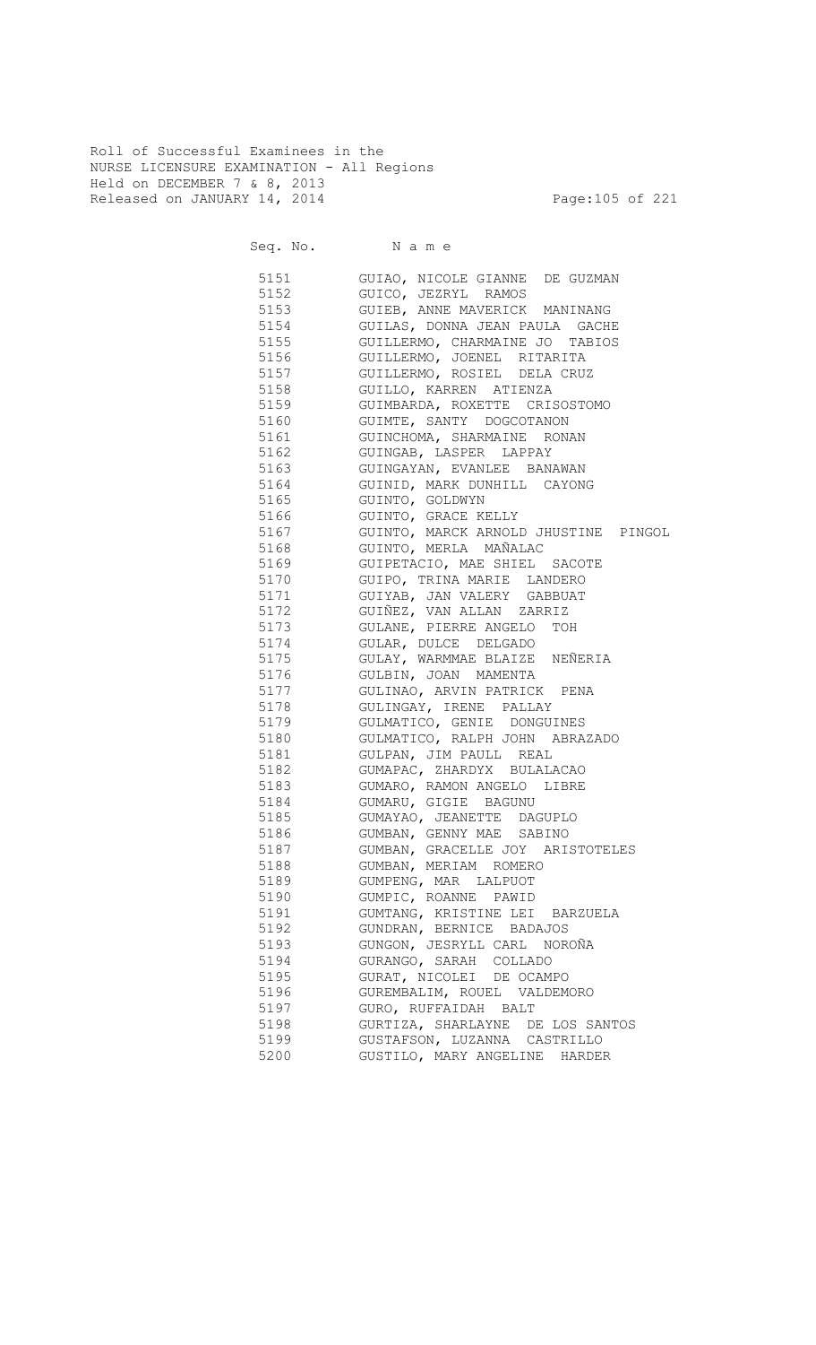Roll of Successful Examinees in the
NURSE LICENSURE EXAMINATION - All Regions
Held on DECEMBER 7 & 8, 2013
Released on JANUARY 14, 2014

| Seq. No. | Name |
|---|---|
| 5151 | GUIAO, NICOLE GIANNE DE GUZMAN |
| 5152 | GUICO, JEZRYL RAMOS |
| 5153 | GUIEB, ANNE MAVERICK MANINANG |
| 5154 | GUILAS, DONNA JEAN PAULA GACHE |
| 5155 | GUILLERMO, CHARMAINE JO TABIOS |
| 5156 | GUILLERMO, JOENEL RITARITA |
| 5157 | GUILLERMO, ROSIEL DELA CRUZ |
| 5158 | GUILLO, KARREN ATIENZA |
| 5159 | GUIMBARDA, ROXETTE CRISOSTOMO |
| 5160 | GUIMTE, SANTY DOGCOTANON |
| 5161 | GUINCHOMA, SHARMAINE RONAN |
| 5162 | GUINGAB, LASPER LAPPAY |
| 5163 | GUINGAYAN, EVANLEE BANAWAN |
| 5164 | GUINID, MARK DUNHILL CAYONG |
| 5165 | GUINTO, GOLDWYN |
| 5166 | GUINTO, GRACE KELLY |
| 5167 | GUINTO, MARCK ARNOLD JHUSTINE PINGOL |
| 5168 | GUINTO, MERLA MAÑALAC |
| 5169 | GUIPETACIO, MAE SHIEL SACOTE |
| 5170 | GUIPO, TRINA MARIE LANDERO |
| 5171 | GUIYAB, JAN VALERY GABBUAT |
| 5172 | GUIÑEZ, VAN ALLAN ZARRIZ |
| 5173 | GULANE, PIERRE ANGELO TOH |
| 5174 | GULAR, DULCE DELGADO |
| 5175 | GULAY, WARMMAE BLAIZE NEÑERIA |
| 5176 | GULBIN, JOAN MAMENTA |
| 5177 | GULINAO, ARVIN PATRICK PENA |
| 5178 | GULINGAY, IRENE PALLAY |
| 5179 | GULMATICO, GENIE DONGUINES |
| 5180 | GULMATICO, RALPH JOHN ABRAZADO |
| 5181 | GULPAN, JIM PAULL REAL |
| 5182 | GUMAPAC, ZHARDYX BULALACAO |
| 5183 | GUMARO, RAMON ANGELO LIBRE |
| 5184 | GUMARU, GIGIE BAGUNU |
| 5185 | GUMAYAO, JEANETTE DAGUPLO |
| 5186 | GUMBAN, GENNY MAE SABINO |
| 5187 | GUMBAN, GRACELLE JOY ARISTOTELES |
| 5188 | GUMBAN, MERIAM ROMERO |
| 5189 | GUMPENG, MAR LALPUOT |
| 5190 | GUMPIC, ROANNE PAWID |
| 5191 | GUMTANG, KRISTINE LEI BARZUELA |
| 5192 | GUNDRAN, BERNICE BADAJOS |
| 5193 | GUNGON, JESRYLL CARL NOROÑA |
| 5194 | GURANGO, SARAH COLLADO |
| 5195 | GURAT, NICOLEI DE OCAMPO |
| 5196 | GUREMBALIM, ROUEL VALDEMORO |
| 5197 | GURO, RUFFAIDAH BALT |
| 5198 | GURTIZA, SHARLAYNE DE LOS SANTOS |
| 5199 | GUSTAFSON, LUZANNA CASTRILLO |
| 5200 | GUSTILO, MARY ANGELINE HARDER |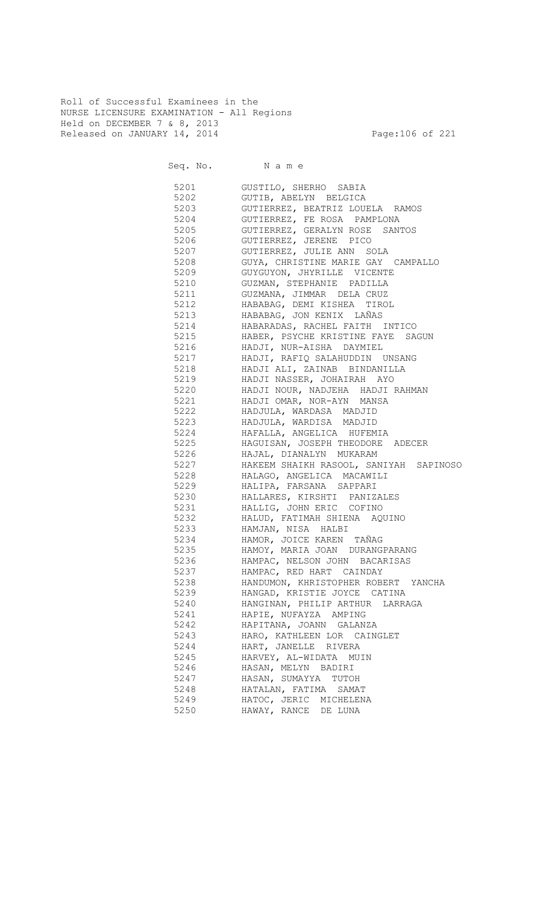Roll of Successful Examinees in the
NURSE LICENSURE EXAMINATION - All Regions
Held on DECEMBER 7 & 8, 2013
Released on JANUARY 14, 2014

| Seq. No. | N a m e |
|---|---|
| 5201 | GUSTILO, SHERHO SABIA |
| 5202 | GUTIB, ABELYN BELGICA |
| 5203 | GUTIERREZ, BEATRIZ LOUELA RAMOS |
| 5204 | GUTIERREZ, FE ROSA PAMPLONA |
| 5205 | GUTIERREZ, GERALYN ROSE SANTOS |
| 5206 | GUTIERREZ, JERENE PICO |
| 5207 | GUTIERREZ, JULIE ANN SOLA |
| 5208 | GUYA, CHRISTINE MARIE GAY CAMPALLO |
| 5209 | GUYGUYON, JHYRILLE VICENTE |
| 5210 | GUZMAN, STEPHANIE PADILLA |
| 5211 | GUZMANA, JIMMAR DELA CRUZ |
| 5212 | HABABAG, DEMI KISHEA TIROL |
| 5213 | HABABAG, JON KENIX LAÑAS |
| 5214 | HABARADAS, RACHEL FAITH INTICO |
| 5215 | HABER, PSYCHE KRISTINE FAYE SAGUN |
| 5216 | HADJI, NUR-AISHA DAYMIEL |
| 5217 | HADJI, RAFIQ SALAHUDDIN UNSANG |
| 5218 | HADJI ALI, ZAINAB BINDANILLA |
| 5219 | HADJI NASSER, JOHAIRAH AYO |
| 5220 | HADJI NOUR, NADJEHA HADJI RAHMAN |
| 5221 | HADJI OMAR, NOR-AYN MANSA |
| 5222 | HADJULA, WARDASA MADJID |
| 5223 | HADJULA, WARDISA MADJID |
| 5224 | HAFALLA, ANGELICA HUFEMIA |
| 5225 | HAGUISAN, JOSEPH THEODORE ADECER |
| 5226 | HAJAL, DIANALYN MUKARAM |
| 5227 | HAKEEM SHAIKH RASOOL, SANIYAH SAPINOSO |
| 5228 | HALAGO, ANGELICA MACAWILI |
| 5229 | HALIPA, FARSANA SAPPARI |
| 5230 | HALLARES, KIRSHTI PANIZALES |
| 5231 | HALLIG, JOHN ERIC COFINO |
| 5232 | HALUD, FATIMAH SHIENA AQUINO |
| 5233 | HAMJAN, NISA HALBI |
| 5234 | HAMOR, JOICE KAREN TAÑAG |
| 5235 | HAMOY, MARIA JOAN DURANGPARANG |
| 5236 | HAMPAC, NELSON JOHN BACARISAS |
| 5237 | HAMPAC, RED HART CAINDAY |
| 5238 | HANDUMON, KHRISTOPHER ROBERT YANCHA |
| 5239 | HANGAD, KRISTIE JOYCE CATINA |
| 5240 | HANGINAN, PHILIP ARTHUR LARRAGA |
| 5241 | HAPIE, NUFAYZA AMPING |
| 5242 | HAPITANA, JOANN GALANZA |
| 5243 | HARO, KATHLEEN LOR CAINGLET |
| 5244 | HART, JANELLE RIVERA |
| 5245 | HARVEY, AL-WIDATA MUIN |
| 5246 | HASAN, MELYN BADIRI |
| 5247 | HASAN, SUMAYYA TUTOH |
| 5248 | HATALAN, FATIMA SAMAT |
| 5249 | HATOC, JERIC MICHELENA |
| 5250 | HAWAY, RANCE DE LUNA |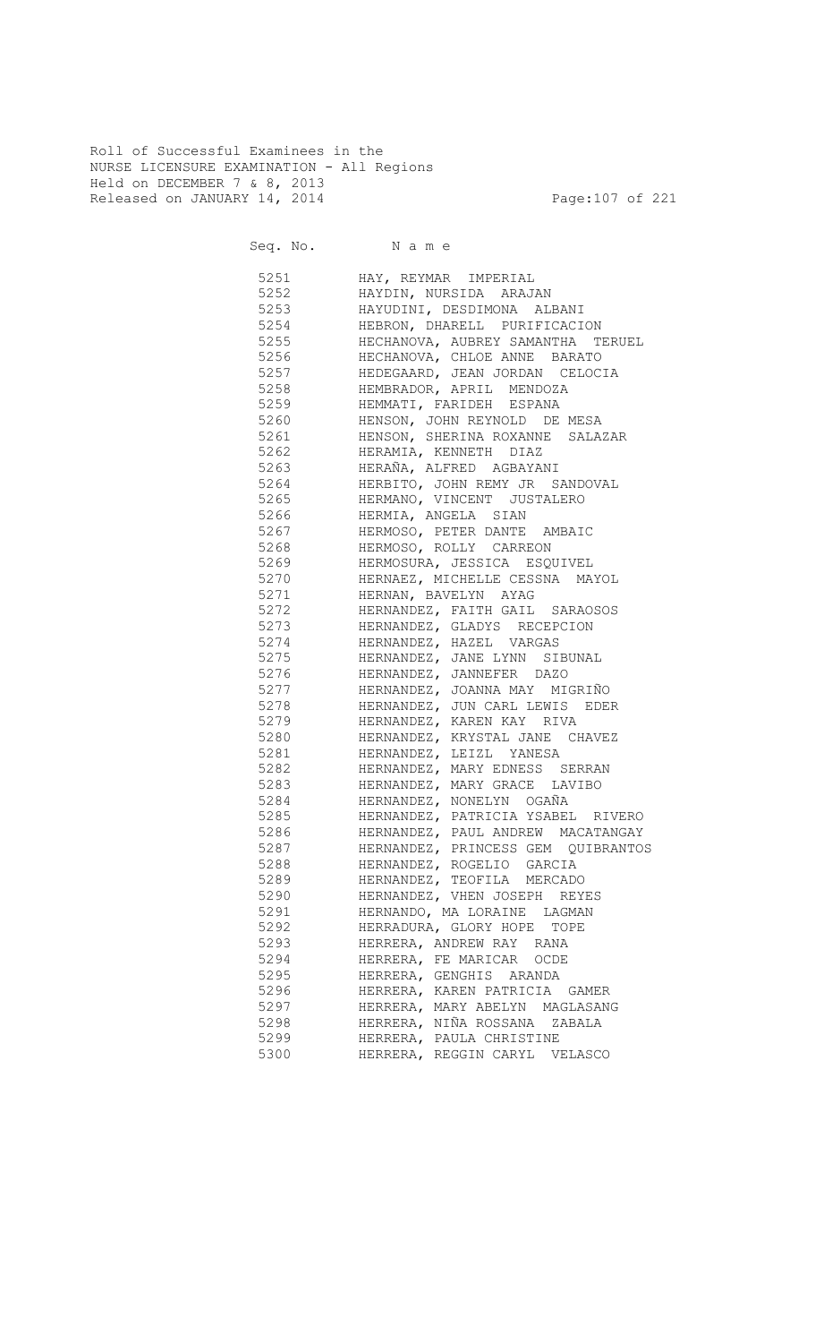Roll of Successful Examinees in the
NURSE LICENSURE EXAMINATION - All Regions
Held on DECEMBER 7 & 8, 2013
Released on JANUARY 14, 2014

| Seq. No. | N a m e |
|---|---|
| 5251 | HAY, REYMAR IMPERIAL |
| 5252 | HAYDIN, NURSIDA ARAJAN |
| 5253 | HAYUDINI, DESDIMONA ALBANI |
| 5254 | HEBRON, DHARELL PURIFICACION |
| 5255 | HECHANOVA, AUBREY SAMANTHA TERUEL |
| 5256 | HECHANOVA, CHLOE ANNE BARATO |
| 5257 | HEDEGAARD, JEAN JORDAN CELOCIA |
| 5258 | HEMBRADOR, APRIL MENDOZA |
| 5259 | HEMMATI, FARIDEH ESPANA |
| 5260 | HENSON, JOHN REYNOLD DE MESA |
| 5261 | HENSON, SHERINA ROXANNE SALAZAR |
| 5262 | HERAMIA, KENNETH DIAZ |
| 5263 | HERAÑA, ALFRED AGBAYANI |
| 5264 | HERBITO, JOHN REMY JR SANDOVAL |
| 5265 | HERMANO, VINCENT JUSTALERO |
| 5266 | HERMIA, ANGELA SIAN |
| 5267 | HERMOSO, PETER DANTE AMBAIC |
| 5268 | HERMOSO, ROLLY CARREON |
| 5269 | HERMOSURA, JESSICA ESQUIVEL |
| 5270 | HERNAEZ, MICHELLE CESSNA MAYOL |
| 5271 | HERNAN, BAVELYN AYAG |
| 5272 | HERNANDEZ, FAITH GAIL SARAOSOS |
| 5273 | HERNANDEZ, GLADYS RECEPCION |
| 5274 | HERNANDEZ, HAZEL VARGAS |
| 5275 | HERNANDEZ, JANE LYNN SIBUNAL |
| 5276 | HERNANDEZ, JANNEFER DAZO |
| 5277 | HERNANDEZ, JOANNA MAY MIGRIÑO |
| 5278 | HERNANDEZ, JUN CARL LEWIS EDER |
| 5279 | HERNANDEZ, KAREN KAY RIVA |
| 5280 | HERNANDEZ, KRYSTAL JANE CHAVEZ |
| 5281 | HERNANDEZ, LEIZL YANESA |
| 5282 | HERNANDEZ, MARY EDNESS SERRAN |
| 5283 | HERNANDEZ, MARY GRACE LAVIBO |
| 5284 | HERNANDEZ, NONELYN OGAÑA |
| 5285 | HERNANDEZ, PATRICIA YSABEL RIVERO |
| 5286 | HERNANDEZ, PAUL ANDREW MACATANGAY |
| 5287 | HERNANDEZ, PRINCESS GEM QUIBRANTOS |
| 5288 | HERNANDEZ, ROGELIO GARCIA |
| 5289 | HERNANDEZ, TEOFILA MERCADO |
| 5290 | HERNANDEZ, VHEN JOSEPH REYES |
| 5291 | HERNANDO, MA LORAINE LAGMAN |
| 5292 | HERRADURA, GLORY HOPE TOPE |
| 5293 | HERRERA, ANDREW RAY RANA |
| 5294 | HERRERA, FE MARICAR OCDE |
| 5295 | HERRERA, GENGHIS ARANDA |
| 5296 | HERRERA, KAREN PATRICIA GAMER |
| 5297 | HERRERA, MARY ABELYN MAGLASANG |
| 5298 | HERRERA, NIÑA ROSSANA ZABALA |
| 5299 | HERRERA, PAULA CHRISTINE |
| 5300 | HERRERA, REGGIN CARYL VELASCO |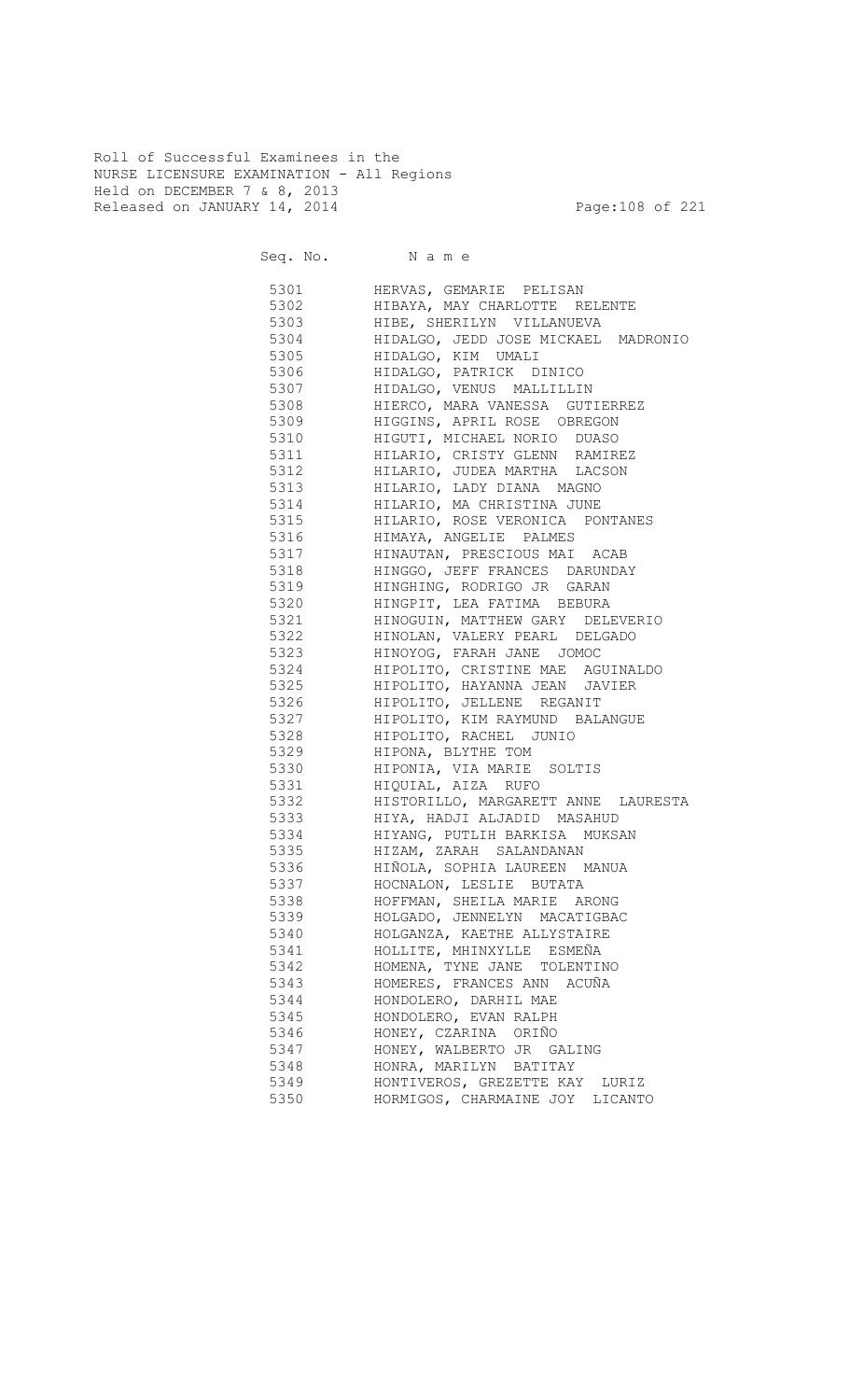Roll of Successful Examinees in the
NURSE LICENSURE EXAMINATION - All Regions
Held on DECEMBER 7 & 8, 2013
Released on JANUARY 14, 2014

| Seq. No. | N a m e |
|---|---|
| 5301 | HERVAS, GEMARIE PELISAN |
| 5302 | HIBAYA, MAY CHARLOTTE RELENTE |
| 5303 | HIBE, SHERILYN VILLANUEVA |
| 5304 | HIDALGO, JEDD JOSE MICKAEL MADRONIO |
| 5305 | HIDALGO, KIM UMALI |
| 5306 | HIDALGO, PATRICK DINICO |
| 5307 | HIDALGO, VENUS MALLILLIN |
| 5308 | HIERCO, MARA VANESSA GUTIERREZ |
| 5309 | HIGGINS, APRIL ROSE OBREGON |
| 5310 | HIGUTI, MICHAEL NORIO DUASO |
| 5311 | HILARIO, CRISTY GLENN RAMIREZ |
| 5312 | HILARIO, JUDEA MARTHA LACSON |
| 5313 | HILARIO, LADY DIANA MAGNO |
| 5314 | HILARIO, MA CHRISTINA JUNE |
| 5315 | HILARIO, ROSE VERONICA PONTANES |
| 5316 | HIMAYA, ANGELIE PALMES |
| 5317 | HINAUTAN, PRESCIOUS MAI ACAB |
| 5318 | HINGGO, JEFF FRANCES DARUNDAY |
| 5319 | HINGHING, RODRIGO JR GARAN |
| 5320 | HINGPIT, LEA FATIMA BEBURA |
| 5321 | HINOGUIN, MATTHEW GARY DELEVERIO |
| 5322 | HINOLAN, VALERY PEARL DELGADO |
| 5323 | HINOYOG, FARAH JANE JOMOC |
| 5324 | HIPOLITO, CRISTINE MAE AGUINALDO |
| 5325 | HIPOLITO, HAYANNA JEAN JAVIER |
| 5326 | HIPOLITO, JELLENE REGANIT |
| 5327 | HIPOLITO, KIM RAYMUND BALANGUE |
| 5328 | HIPOLITO, RACHEL JUNIO |
| 5329 | HIPONA, BLYTHE TOM |
| 5330 | HIPONIA, VIA MARIE SOLTIS |
| 5331 | HIQUIAL, AIZA RUFO |
| 5332 | HISTORILLO, MARGARETT ANNE LAURESTA |
| 5333 | HIYA, HADJI ALJADID MASAHUD |
| 5334 | HIYANG, PUTLIH BARKISA MUKSAN |
| 5335 | HIZAM, ZARAH SALANDANAN |
| 5336 | HIÑOLA, SOPHIA LAUREEN MANUA |
| 5337 | HOCNALON, LESLIE BUTATA |
| 5338 | HOFFMAN, SHEILA MARIE ARONG |
| 5339 | HOLGADO, JENNELYN MACATIGBAC |
| 5340 | HOLGANZA, KAETHE ALLYSTAIRE |
| 5341 | HOLLITE, MHINXYLLE ESMEÑA |
| 5342 | HOMENA, TYNE JANE TOLENTINO |
| 5343 | HOMERES, FRANCES ANN ACUÑA |
| 5344 | HONDOLERO, DARHIL MAE |
| 5345 | HONDOLERO, EVAN RALPH |
| 5346 | HONEY, CZARINA ORIÑO |
| 5347 | HONEY, WALBERTO JR GALING |
| 5348 | HONRA, MARILYN BATITAY |
| 5349 | HONTIVEROS, GREZETTE KAY LURIZ |
| 5350 | HORMIGOS, CHARMAINE JOY LICANTO |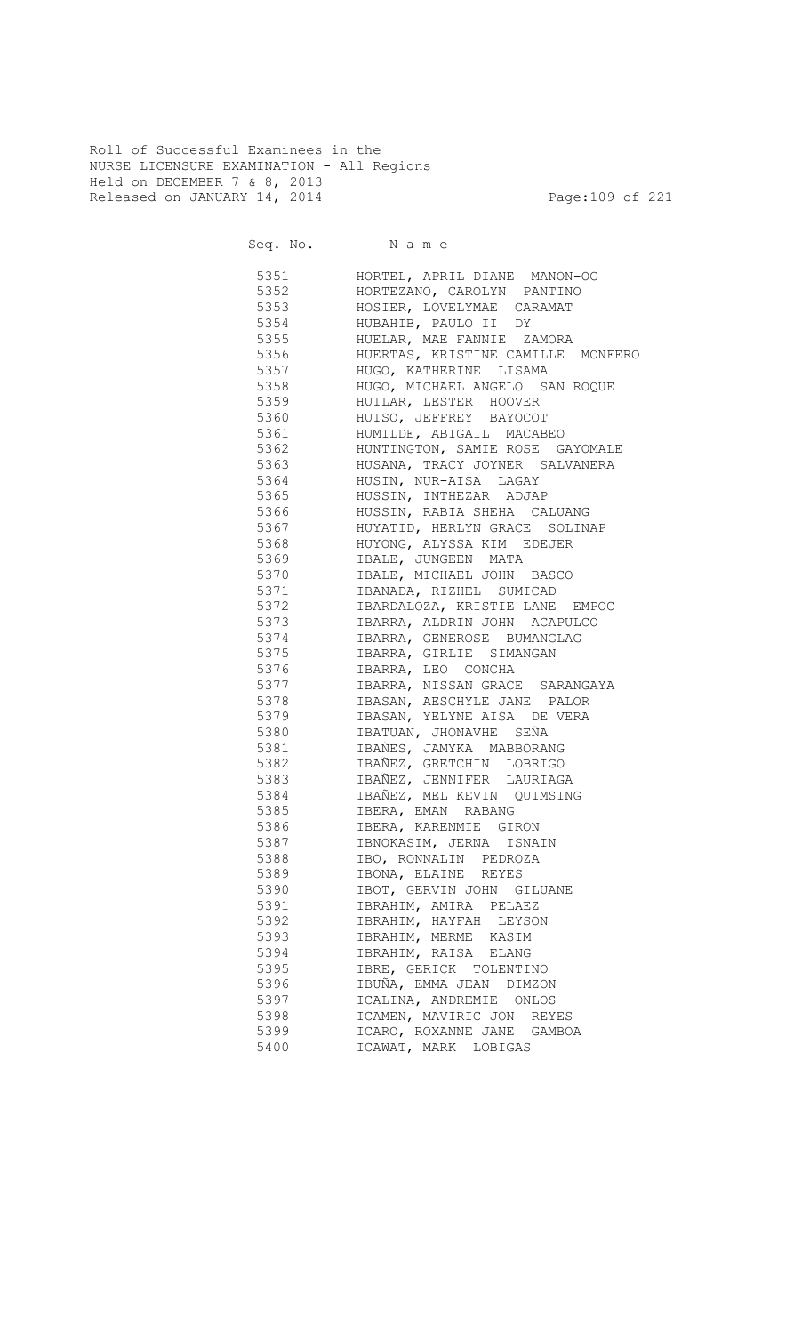Roll of Successful Examinees in the
NURSE LICENSURE EXAMINATION - All Regions
Held on DECEMBER 7 & 8, 2013
Released on JANUARY 14, 2014

| Seq. No. | N a m e |
|---|---|
| 5351 | HORTEL, APRIL DIANE MANON-OG |
| 5352 | HORTEZANO, CAROLYN PANTINO |
| 5353 | HOSIER, LOVELYMAE CARAMAT |
| 5354 | HUBAHIB, PAULO II DY |
| 5355 | HUELAR, MAE FANNIE ZAMORA |
| 5356 | HUERTAS, KRISTINE CAMILLE MONFERO |
| 5357 | HUGO, KATHERINE LISAMA |
| 5358 | HUGO, MICHAEL ANGELO SAN ROQUE |
| 5359 | HUILAR, LESTER HOOVER |
| 5360 | HUISO, JEFFREY BAYOCOT |
| 5361 | HUMILDE, ABIGAIL MACABEO |
| 5362 | HUNTINGTON, SAMIE ROSE GAYOMALE |
| 5363 | HUSANA, TRACY JOYNER SALVANERA |
| 5364 | HUSIN, NUR-AISA LAGAY |
| 5365 | HUSSIN, INTHEZAR ADJAP |
| 5366 | HUSSIN, RABIA SHEHA CALUANG |
| 5367 | HUYATID, HERLYN GRACE SOLINAP |
| 5368 | HUYONG, ALYSSA KIM EDEJER |
| 5369 | IBALE, JUNGEEN MATA |
| 5370 | IBALE, MICHAEL JOHN BASCO |
| 5371 | IBANADA, RIZHEL SUMICAD |
| 5372 | IBARDALOZA, KRISTIE LANE EMPOC |
| 5373 | IBARRA, ALDRIN JOHN ACAPULCO |
| 5374 | IBARRA, GENEROSE BUMANGLAG |
| 5375 | IBARRA, GIRLIE SIMANGAN |
| 5376 | IBARRA, LEO CONCHA |
| 5377 | IBARRA, NISSAN GRACE SARANGAYA |
| 5378 | IBASAN, AESCHYLE JANE PALOR |
| 5379 | IBASAN, YELYNE AISA DE VERA |
| 5380 | IBATUAN, JHONAVHE SEÑA |
| 5381 | IBAÑES, JAMYKA MABBORANG |
| 5382 | IBAÑEZ, GRETCHIN LOBRIGO |
| 5383 | IBAÑEZ, JENNIFER LAURIAGA |
| 5384 | IBAÑEZ, MEL KEVIN QUIMSING |
| 5385 | IBERA, EMAN RABANG |
| 5386 | IBERA, KARENMIE GIRON |
| 5387 | IBNOKASIM, JERNA ISNAIN |
| 5388 | IBO, RONNALIN PEDROZA |
| 5389 | IBONA, ELAINE REYES |
| 5390 | IBOT, GERVIN JOHN GILUANE |
| 5391 | IBRAHIM, AMIRA PELAEZ |
| 5392 | IBRAHIM, HAYFAH LEYSON |
| 5393 | IBRAHIM, MERME KASIM |
| 5394 | IBRAHIM, RAISA ELANG |
| 5395 | IBRE, GERICK TOLENTINO |
| 5396 | IBUÑA, EMMA JEAN DIMZON |
| 5397 | ICALINA, ANDREMIE ONLOS |
| 5398 | ICAMEN, MAVIRIC JON REYES |
| 5399 | ICARO, ROXANNE JANE GAMBOA |
| 5400 | ICAWAT, MARK LOBIGAS |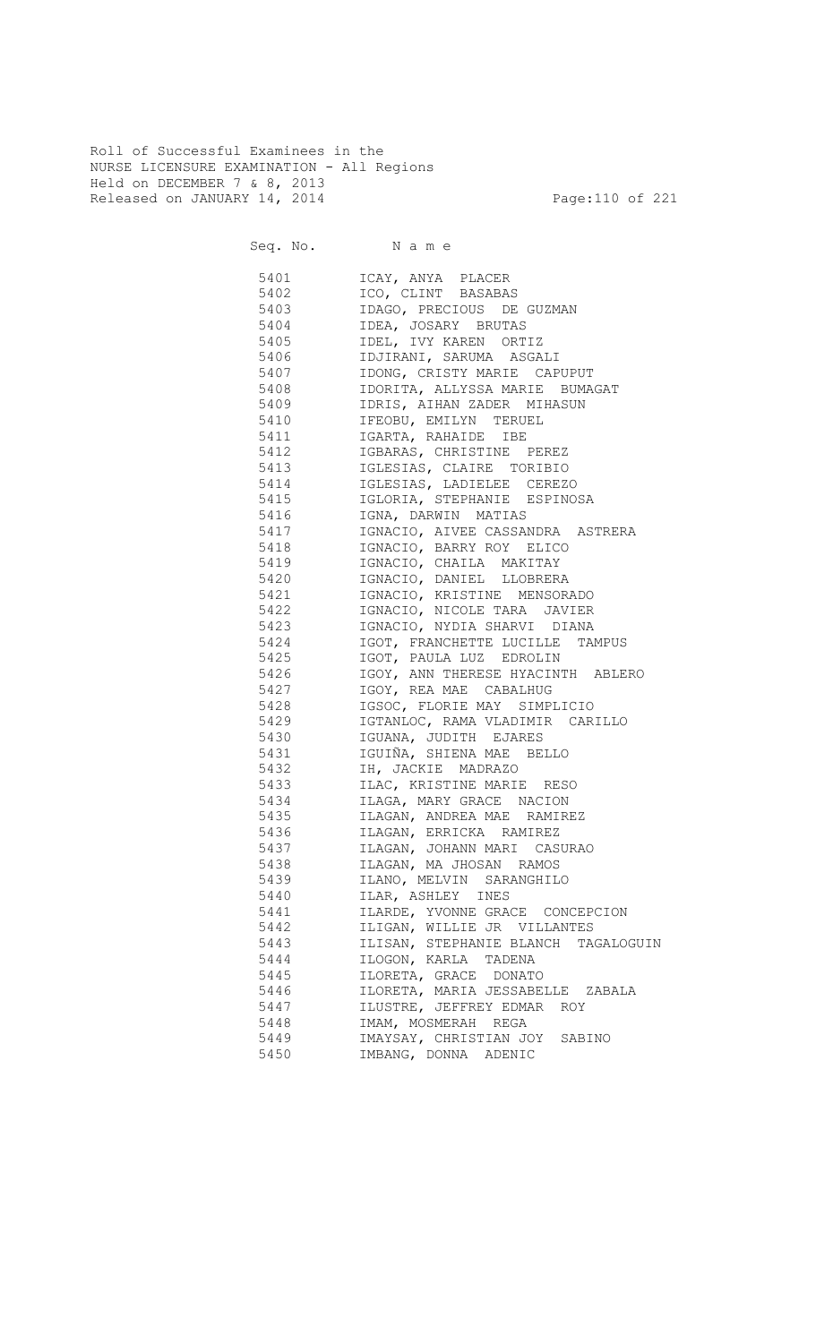Roll of Successful Examinees in the
NURSE LICENSURE EXAMINATION - All Regions
Held on DECEMBER 7 & 8, 2013
Released on JANUARY 14, 2014

| Seq. No. | N a m e |
|---|---|
| 5401 | ICAY, ANYA PLACER |
| 5402 | ICO, CLINT BASABAS |
| 5403 | IDAGO, PRECIOUS DE GUZMAN |
| 5404 | IDEA, JOSARY BRUTAS |
| 5405 | IDEL, IVY KAREN ORTIZ |
| 5406 | IDJIRANI, SARUMA ASGALI |
| 5407 | IDONG, CRISTY MARIE CAPUPUT |
| 5408 | IDORITA, ALLYSSA MARIE BUMAGAT |
| 5409 | IDRIS, AIHAN ZADER MIHASUN |
| 5410 | IFEOBU, EMILYN TERUEL |
| 5411 | IGARTA, RAHAIDE IBE |
| 5412 | IGBARAS, CHRISTINE PEREZ |
| 5413 | IGLESIAS, CLAIRE TORIBIO |
| 5414 | IGLESIAS, LADIELEE CEREZO |
| 5415 | IGLORIA, STEPHANIE ESPINOSA |
| 5416 | IGNA, DARWIN MATIAS |
| 5417 | IGNACIO, AIVEE CASSANDRA ASTRERA |
| 5418 | IGNACIO, BARRY ROY ELICO |
| 5419 | IGNACIO, CHAILA MAKITAY |
| 5420 | IGNACIO, DANIEL LLOBRERA |
| 5421 | IGNACIO, KRISTINE MENSORADO |
| 5422 | IGNACIO, NICOLE TARA JAVIER |
| 5423 | IGNACIO, NYDIA SHARVI DIANA |
| 5424 | IGOT, FRANCHETTE LUCILLE TAMPUS |
| 5425 | IGOT, PAULA LUZ EDROLIN |
| 5426 | IGOY, ANN THERESE HYACINTH ABLERO |
| 5427 | IGOY, REA MAE CABALHUG |
| 5428 | IGSOC, FLORIE MAY SIMPLICIO |
| 5429 | IGTANLOC, RAMA VLADIMIR CARILLO |
| 5430 | IGUANA, JUDITH EJARES |
| 5431 | IGUIÑA, SHIENA MAE BELLO |
| 5432 | IH, JACKIE MADRAZO |
| 5433 | ILAC, KRISTINE MARIE RESO |
| 5434 | ILAGA, MARY GRACE NACION |
| 5435 | ILAGAN, ANDREA MAE RAMIREZ |
| 5436 | ILAGAN, ERRICKA RAMIREZ |
| 5437 | ILAGAN, JOHANN MARI CASURAO |
| 5438 | ILAGAN, MA JHOSAN RAMOS |
| 5439 | ILANO, MELVIN SARANGHILO |
| 5440 | ILAR, ASHLEY INES |
| 5441 | ILARDE, YVONNE GRACE CONCEPCION |
| 5442 | ILIGAN, WILLIE JR VILLANTES |
| 5443 | ILISAN, STEPHANIE BLANCH TAGALOGUIN |
| 5444 | ILOGON, KARLA TADENA |
| 5445 | ILORETA, GRACE DONATO |
| 5446 | ILORETA, MARIA JESSABELLE ZABALA |
| 5447 | ILUSTRE, JEFFREY EDMAR ROY |
| 5448 | IMAM, MOSMERAH REGA |
| 5449 | IMAYSAY, CHRISTIAN JOY SABINO |
| 5450 | IMBANG, DONNA ADENIC |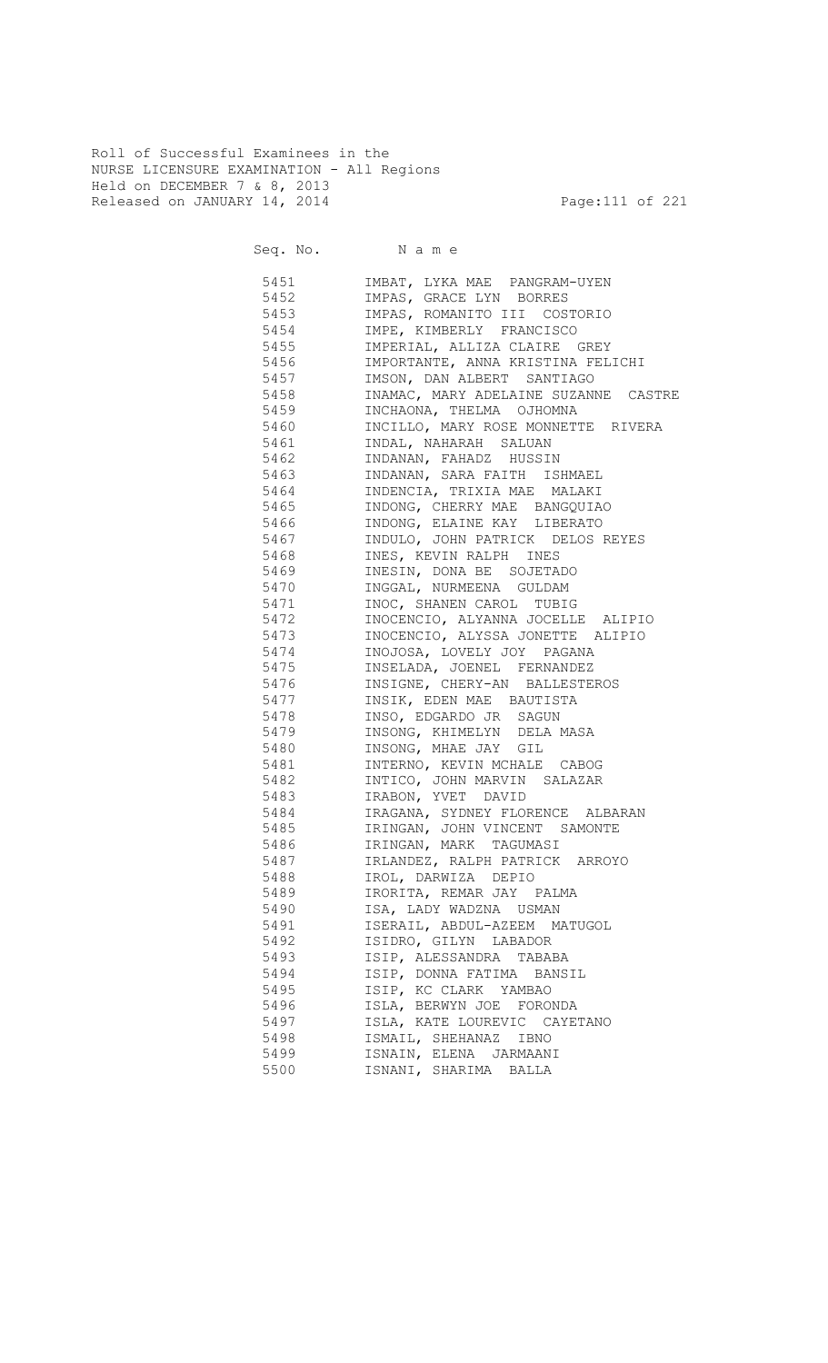Roll of Successful Examinees in the
NURSE LICENSURE EXAMINATION - All Regions
Held on DECEMBER 7 & 8, 2013
Released on JANUARY 14, 2014

| Seq. No. | N a m e |
|---|---|
| 5451 | IMBAT, LYKA MAE PANGRAM-UYEN |
| 5452 | IMPAS, GRACE LYN BORRES |
| 5453 | IMPAS, ROMANITO III COSTORIO |
| 5454 | IMPE, KIMBERLY FRANCISCO |
| 5455 | IMPERIAL, ALLIZA CLAIRE GREY |
| 5456 | IMPORTANTE, ANNA KRISTINA FELICHI |
| 5457 | IMSON, DAN ALBERT SANTIAGO |
| 5458 | INAMAC, MARY ADELAINE SUZANNE CASTRE |
| 5459 | INCHAONA, THELMA OJHOMNA |
| 5460 | INCILLO, MARY ROSE MONNETTE RIVERA |
| 5461 | INDAL, NAHARAH SALUAN |
| 5462 | INDANAN, FAHADZ HUSSIN |
| 5463 | INDANAN, SARA FAITH ISHMAEL |
| 5464 | INDENCIA, TRIXIA MAE MALAKI |
| 5465 | INDONG, CHERRY MAE BANGQUIAO |
| 5466 | INDONG, ELAINE KAY LIBERATO |
| 5467 | INDULO, JOHN PATRICK DELOS REYES |
| 5468 | INES, KEVIN RALPH INES |
| 5469 | INESIN, DONA BE SOJETADO |
| 5470 | INGGAL, NURMEENA GULDAM |
| 5471 | INOC, SHANEN CAROL TUBIG |
| 5472 | INOCENCIO, ALYANNA JOCELLE ALIPIO |
| 5473 | INOCENCIO, ALYSSA JONETTE ALIPIO |
| 5474 | INOJOSA, LOVELY JOY PAGANA |
| 5475 | INSELADA, JOENEL FERNANDEZ |
| 5476 | INSIGNE, CHERY-AN BALLESTEROS |
| 5477 | INSIK, EDEN MAE BAUTISTA |
| 5478 | INSO, EDGARDO JR SAGUN |
| 5479 | INSONG, KHIMELYN DELA MASA |
| 5480 | INSONG, MHAE JAY GIL |
| 5481 | INTERNO, KEVIN MCHALE CABOG |
| 5482 | INTICO, JOHN MARVIN SALAZAR |
| 5483 | IRABON, YVET DAVID |
| 5484 | IRAGANA, SYDNEY FLORENCE ALBARAN |
| 5485 | IRINGAN, JOHN VINCENT SAMONTE |
| 5486 | IRINGAN, MARK TAGUMASI |
| 5487 | IRLANDEZ, RALPH PATRICK ARROYO |
| 5488 | IROL, DARWIZA DEPIO |
| 5489 | IRORITA, REMAR JAY PALMA |
| 5490 | ISA, LADY WADZNA USMAN |
| 5491 | ISERAIL, ABDUL-AZEEM MATUGOL |
| 5492 | ISIDRO, GILYN LABADOR |
| 5493 | ISIP, ALESSANDRA TABABA |
| 5494 | ISIP, DONNA FATIMA BANSIL |
| 5495 | ISIP, KC CLARK YAMBAO |
| 5496 | ISLA, BERWYN JOE FORONDA |
| 5497 | ISLA, KATE LOUREVIC CAYETANO |
| 5498 | ISMAIL, SHEHANAZ IBNO |
| 5499 | ISNAIN, ELENA JARMAANI |
| 5500 | ISNANI, SHARIMA BALLA |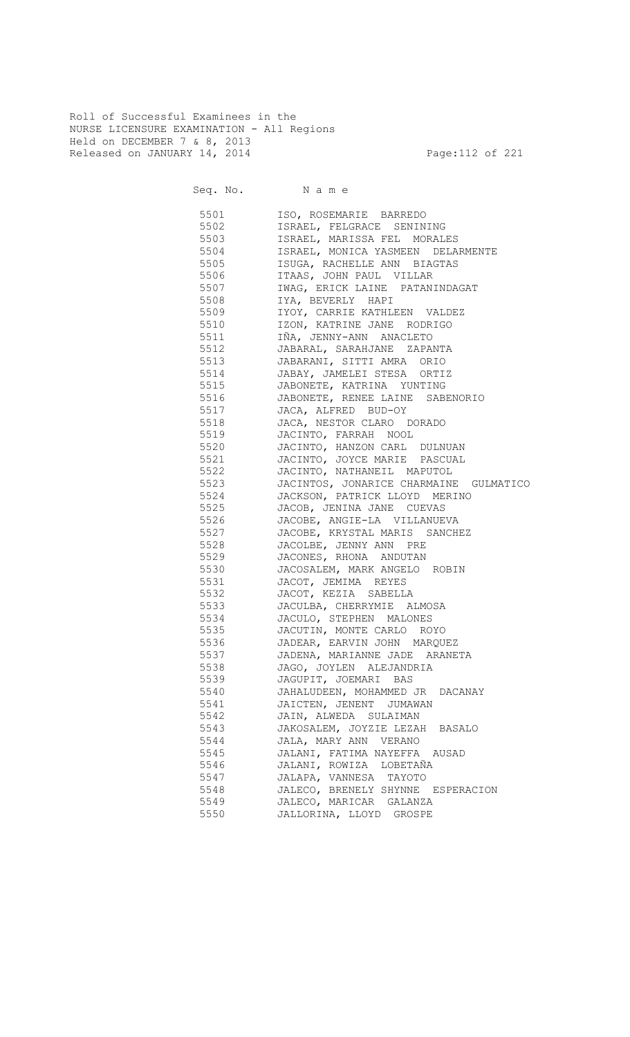Roll of Successful Examinees in the
NURSE LICENSURE EXAMINATION - All Regions
Held on DECEMBER 7 & 8, 2013
Released on JANUARY 14, 2014

| Seq. No. | N a m e |
|---|---|
| 5501 | ISO, ROSEMARIE BARREDO |
| 5502 | ISRAEL, FELGRACE SENINING |
| 5503 | ISRAEL, MARISSA FEL MORALES |
| 5504 | ISRAEL, MONICA YASMEEN DELARMENTE |
| 5505 | ISUGA, RACHELLE ANN BIAGTAS |
| 5506 | ITAAS, JOHN PAUL VILLAR |
| 5507 | IWAG, ERICK LAINE PATANINDAGAT |
| 5508 | IYA, BEVERLY HAPI |
| 5509 | IYOY, CARRIE KATHLEEN VALDEZ |
| 5510 | IZON, KATRINE JANE RODRIGO |
| 5511 | IÑA, JENNY-ANN ANACLETO |
| 5512 | JABARAL, SARAHJANE ZAPANTA |
| 5513 | JABARANI, SITTI AMRA ORIO |
| 5514 | JABAY, JAMELEI STESA ORTIZ |
| 5515 | JABONETE, KATRINA YUNTING |
| 5516 | JABONETE, RENEE LAINE SABENORIO |
| 5517 | JACA, ALFRED BUD-OY |
| 5518 | JACA, NESTOR CLARO DORADO |
| 5519 | JACINTO, FARRAH NOOL |
| 5520 | JACINTO, HANZON CARL DULNUAN |
| 5521 | JACINTO, JOYCE MARIE PASCUAL |
| 5522 | JACINTO, NATHANEIL MAPUTOL |
| 5523 | JACINTOS, JONARICE CHARMAINE GULMATICO |
| 5524 | JACKSON, PATRICK LLOYD MERINO |
| 5525 | JACOB, JENINA JANE CUEVAS |
| 5526 | JACOBE, ANGIE-LA VILLANUEVA |
| 5527 | JACOBE, KRYSTAL MARIS SANCHEZ |
| 5528 | JACOLBE, JENNY ANN PRE |
| 5529 | JACONES, RHONA ANDUTAN |
| 5530 | JACOSALEM, MARK ANGELO ROBIN |
| 5531 | JACOT, JEMIMA REYES |
| 5532 | JACOT, KEZIA SABELLA |
| 5533 | JACULBA, CHERRYMIE ALMOSA |
| 5534 | JACULO, STEPHEN MALONES |
| 5535 | JACUTIN, MONTE CARLO ROYO |
| 5536 | JADEAR, EARVIN JOHN MARQUEZ |
| 5537 | JADENA, MARIANNE JADE ARANETA |
| 5538 | JAGO, JOYLEN ALEJANDRIA |
| 5539 | JAGUPIT, JOEMARI BAS |
| 5540 | JAHALUDEEN, MOHAMMED JR DACANAY |
| 5541 | JAICTEN, JENENT JUMAWAN |
| 5542 | JAIN, ALWEDA SULAIMAN |
| 5543 | JAKOSALEM, JOYZIE LEZAH BASALO |
| 5544 | JALA, MARY ANN VERANO |
| 5545 | JALANI, FATIMA NAYEFFA AUSAD |
| 5546 | JALANI, ROWIZA LOBETAÑA |
| 5547 | JALAPA, VANNESA TAYOTO |
| 5548 | JALECO, BRENELY SHYNNE ESPERACION |
| 5549 | JALECO, MARICAR GALANZA |
| 5550 | JALLORINA, LLOYD GROSPE |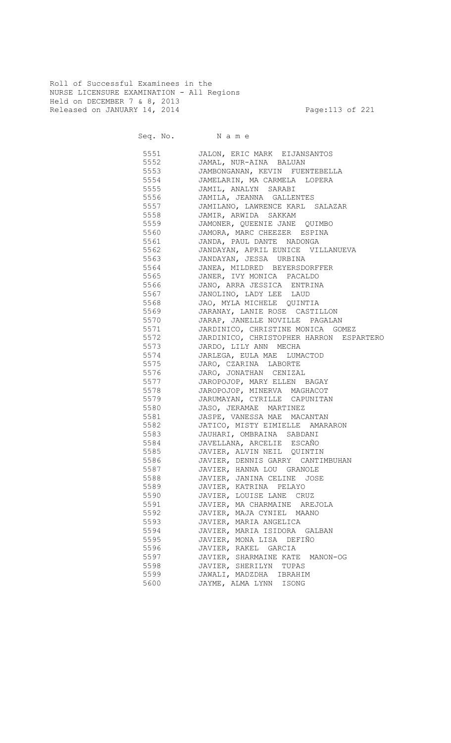Roll of Successful Examinees in the
NURSE LICENSURE EXAMINATION - All Regions
Held on DECEMBER 7 & 8, 2013
Released on JANUARY 14, 2014

| Seq. No. | Name |
|---|---|
| 5551 | JALON, ERIC MARK EIJANSANTOS |
| 5552 | JAMAL, NUR-AINA BALUAN |
| 5553 | JAMBONGANAN, KEVIN FUENTEBELLA |
| 5554 | JAMELARIN, MA CARMELA LOPERA |
| 5555 | JAMIL, ANALYN SARABI |
| 5556 | JAMILA, JEANNA GALLENTES |
| 5557 | JAMILANO, LAWRENCE KARL SALAZAR |
| 5558 | JAMIR, ARWIDA SAKKAM |
| 5559 | JAMONER, QUEENIE JANE QUIMBO |
| 5560 | JAMORA, MARC CHEEZER ESPINA |
| 5561 | JANDA, PAUL DANTE NADONGA |
| 5562 | JANDAYAN, APRIL EUNICE VILLANUEVA |
| 5563 | JANDAYAN, JESSA URBINA |
| 5564 | JANEA, MILDRED BEYERSDORFFER |
| 5565 | JANER, IVY MONICA PACALDO |
| 5566 | JANO, ARRA JESSICA ENTRINA |
| 5567 | JANOLINO, LADY LEE LAUD |
| 5568 | JAO, MYLA MICHELE QUINTIA |
| 5569 | JARANAY, LANIE ROSE CASTILLON |
| 5570 | JARAP, JANELLE NOVILLE PAGALAN |
| 5571 | JARDINICO, CHRISTINE MONICA GOMEZ |
| 5572 | JARDINICO, CHRISTOPHER HARRON ESPARTERO |
| 5573 | JARDO, LILY ANN MECHA |
| 5574 | JARLEGA, EULA MAE LUMACTOD |
| 5575 | JARO, CZARINA LABORTE |
| 5576 | JARO, JONATHAN CENIZAL |
| 5577 | JAROPOJOP, MARY ELLEN BAGAY |
| 5578 | JAROPOJOP, MINERVA MAGHACOT |
| 5579 | JARUMAYAN, CYRILLE CAPUNITAN |
| 5580 | JASO, JERAMAE MARTINEZ |
| 5581 | JASPE, VANESSA MAE MACANTAN |
| 5582 | JATICO, MISTY EIMIELLE AMARARON |
| 5583 | JAUHARI, OMBRAINA SABDANI |
| 5584 | JAVELLANA, ARCELIE ESCAÑO |
| 5585 | JAVIER, ALVIN NEIL QUINTIN |
| 5586 | JAVIER, DENNIS GARRY CANTIMBUHAN |
| 5587 | JAVIER, HANNA LOU GRANOLE |
| 5588 | JAVIER, JANINA CELINE JOSE |
| 5589 | JAVIER, KATRINA PELAYO |
| 5590 | JAVIER, LOUISE LANE CRUZ |
| 5591 | JAVIER, MA CHARMAINE AREJOLA |
| 5592 | JAVIER, MAJA CYNIEL MAANO |
| 5593 | JAVIER, MARIA ANGELICA |
| 5594 | JAVIER, MARIA ISIDORA GALBAN |
| 5595 | JAVIER, MONA LISA DEFIÑO |
| 5596 | JAVIER, RAKEL GARCIA |
| 5597 | JAVIER, SHARMAINE KATE MANON-OG |
| 5598 | JAVIER, SHERILYN TUPAS |
| 5599 | JAWALI, MADZDHA IBRAHIM |
| 5600 | JAYME, ALMA LYNN ISONG |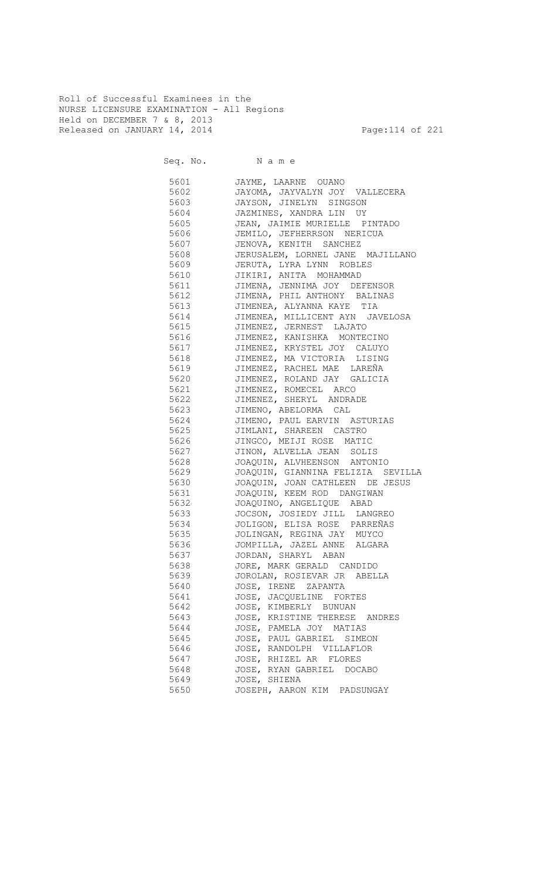Roll of Successful Examinees in the
NURSE LICENSURE EXAMINATION - All Regions
Held on DECEMBER 7 & 8, 2013
Released on JANUARY 14, 2014

| Seq. No. | N a m e |
| --- | --- |
| 5601 | JAYME, LAARNE OUANO |
| 5602 | JAYOMA, JAYVALYN JOY VALLECERA |
| 5603 | JAYSON, JINELYN SINGSON |
| 5604 | JAZMINES, XANDRA LIN UY |
| 5605 | JEAN, JAIMIE MURIELLE PINTADO |
| 5606 | JEMILO, JEFHERRSON NERICUA |
| 5607 | JENOVA, KENITH SANCHEZ |
| 5608 | JERUSALEM, LORNEL JANE MAJILLANO |
| 5609 | JERUTA, LYRA LYNN ROBLES |
| 5610 | JIKIRI, ANITA MOHAMMAD |
| 5611 | JIMENA, JENNIMA JOY DEFENSOR |
| 5612 | JIMENA, PHIL ANTHONY BALINAS |
| 5613 | JIMENEA, ALYANNA KAYE TIA |
| 5614 | JIMENEA, MILLICENT AYN JAVELOSA |
| 5615 | JIMENEZ, JERNEST LAJATO |
| 5616 | JIMENEZ, KANISHKA MONTECINO |
| 5617 | JIMENEZ, KRYSTEL JOY CALUYO |
| 5618 | JIMENEZ, MA VICTORIA LISING |
| 5619 | JIMENEZ, RACHEL MAE LAREÑA |
| 5620 | JIMENEZ, ROLAND JAY GALICIA |
| 5621 | JIMENEZ, ROMECEL ARCO |
| 5622 | JIMENEZ, SHERYL ANDRADE |
| 5623 | JIMENO, ABELORMA CAL |
| 5624 | JIMENO, PAUL EARVIN ASTURIAS |
| 5625 | JIMLANI, SHAREEN CASTRO |
| 5626 | JINGCO, MEIJI ROSE MATIC |
| 5627 | JINON, ALVELLA JEAN SOLIS |
| 5628 | JOAQUIN, ALVHEENSON ANTONIO |
| 5629 | JOAQUIN, GIANNINA FELIZIA SEVILLA |
| 5630 | JOAQUIN, JOAN CATHLEEN DE JESUS |
| 5631 | JOAQUIN, KEEM ROD DANGIWAN |
| 5632 | JOAQUINO, ANGELIQUE ABAD |
| 5633 | JOCSON, JOSIEDY JILL LANGREO |
| 5634 | JOLIGON, ELISA ROSE PARREÑAS |
| 5635 | JOLINGAN, REGINA JAY MUYCO |
| 5636 | JOMPILLA, JAZEL ANNE ALGARA |
| 5637 | JORDAN, SHARYL ABAN |
| 5638 | JORE, MARK GERALD CANDIDO |
| 5639 | JOROLAN, ROSIEVAR JR ABELLA |
| 5640 | JOSE, IRENE ZAPANTA |
| 5641 | JOSE, JACQUELINE FORTES |
| 5642 | JOSE, KIMBERLY BUNUAN |
| 5643 | JOSE, KRISTINE THERESE ANDRES |
| 5644 | JOSE, PAMELA JOY MATIAS |
| 5645 | JOSE, PAUL GABRIEL SIMEON |
| 5646 | JOSE, RANDOLPH VILLAFLOR |
| 5647 | JOSE, RHIZEL AR FLORES |
| 5648 | JOSE, RYAN GABRIEL DOCABO |
| 5649 | JOSE, SHIENA |
| 5650 | JOSEPH, AARON KIM PADSUNGAY |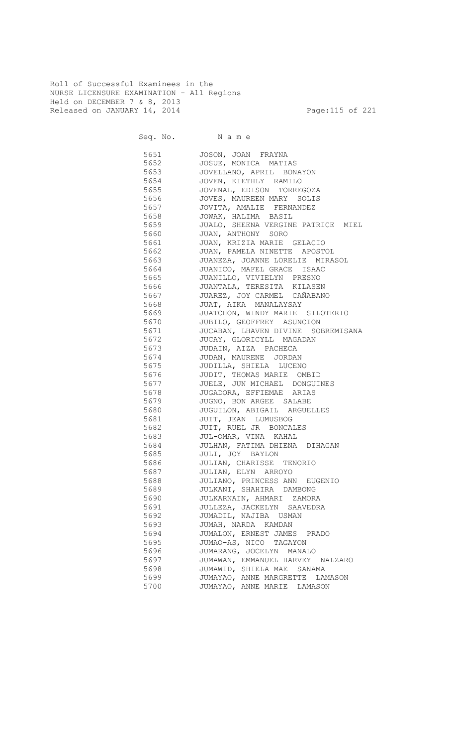Roll of Successful Examinees in the
NURSE LICENSURE EXAMINATION - All Regions
Held on DECEMBER 7 & 8, 2013
Released on JANUARY 14, 2014

| Seq. No. | N a m e |
|---|---|
| 5651 | JOSON, JOAN FRAYNA |
| 5652 | JOSUE, MONICA MATIAS |
| 5653 | JOVELLANO, APRIL BONAYON |
| 5654 | JOVEN, KIETHLY RAMILO |
| 5655 | JOVENAL, EDISON TORREGOZA |
| 5656 | JOVES, MAUREEN MARY SOLIS |
| 5657 | JOVITA, AMALIE FERNANDEZ |
| 5658 | JOWAK, HALIMA BASIL |
| 5659 | JUALO, SHEENA VERGINE PATRICE MIEL |
| 5660 | JUAN, ANTHONY SORO |
| 5661 | JUAN, KRIZIA MARIE GELACIO |
| 5662 | JUAN, PAMELA NINETTE APOSTOL |
| 5663 | JUANEZA, JOANNE LORELIE MIRASOL |
| 5664 | JUANICO, MAFEL GRACE ISAAC |
| 5665 | JUANILLO, VIVIELYN PRESNO |
| 5666 | JUANTALA, TERESITA KILASEN |
| 5667 | JUAREZ, JOY CARMEL CAÑABANO |
| 5668 | JUAT, AIKA MANALAYSAY |
| 5669 | JUATCHON, WINDY MARIE SILOTERIO |
| 5670 | JUBILO, GEOFFREY ASUNCION |
| 5671 | JUCABAN, LHAVEN DIVINE SOBREMISANA |
| 5672 | JUCAY, GLORICYLL MAGADAN |
| 5673 | JUDAIN, AIZA PACHECA |
| 5674 | JUDAN, MAURENE JORDAN |
| 5675 | JUDILLA, SHIELA LUCENO |
| 5676 | JUDIT, THOMAS MARIE OMBID |
| 5677 | JUELE, JUN MICHAEL DONGUINES |
| 5678 | JUGADORA, EFFIEMAE ARIAS |
| 5679 | JUGNO, BON ARGEE SALABE |
| 5680 | JUGUILON, ABIGAIL ARGUELLES |
| 5681 | JUIT, JEAN LUMUSBOG |
| 5682 | JUIT, RUEL JR BONCALES |
| 5683 | JUL-OMAR, VINA KAHAL |
| 5684 | JULHAN, FATIMA DHIENA DIHAGAN |
| 5685 | JULI, JOY BAYLON |
| 5686 | JULIAN, CHARISSE TENORIO |
| 5687 | JULIAN, ELYN ARROYO |
| 5688 | JULIANO, PRINCESS ANN EUGENIO |
| 5689 | JULKANI, SHAHIRA DAMBONG |
| 5690 | JULKARNAIN, AHMARI ZAMORA |
| 5691 | JULLEZA, JACKELYN SAAVEDRA |
| 5692 | JUMADIL, NAJIBA USMAN |
| 5693 | JUMAH, NARDA KAMDAN |
| 5694 | JUMALON, ERNEST JAMES PRADO |
| 5695 | JUMAO-AS, NICO TAGAYON |
| 5696 | JUMARANG, JOCELYN MANALO |
| 5697 | JUMAWAN, EMMANUEL HARVEY NALZARO |
| 5698 | JUMAWID, SHIELA MAE SANAMA |
| 5699 | JUMAYAO, ANNE MARGRETTE LAMASON |
| 5700 | JUMAYAO, ANNE MARIE LAMASON |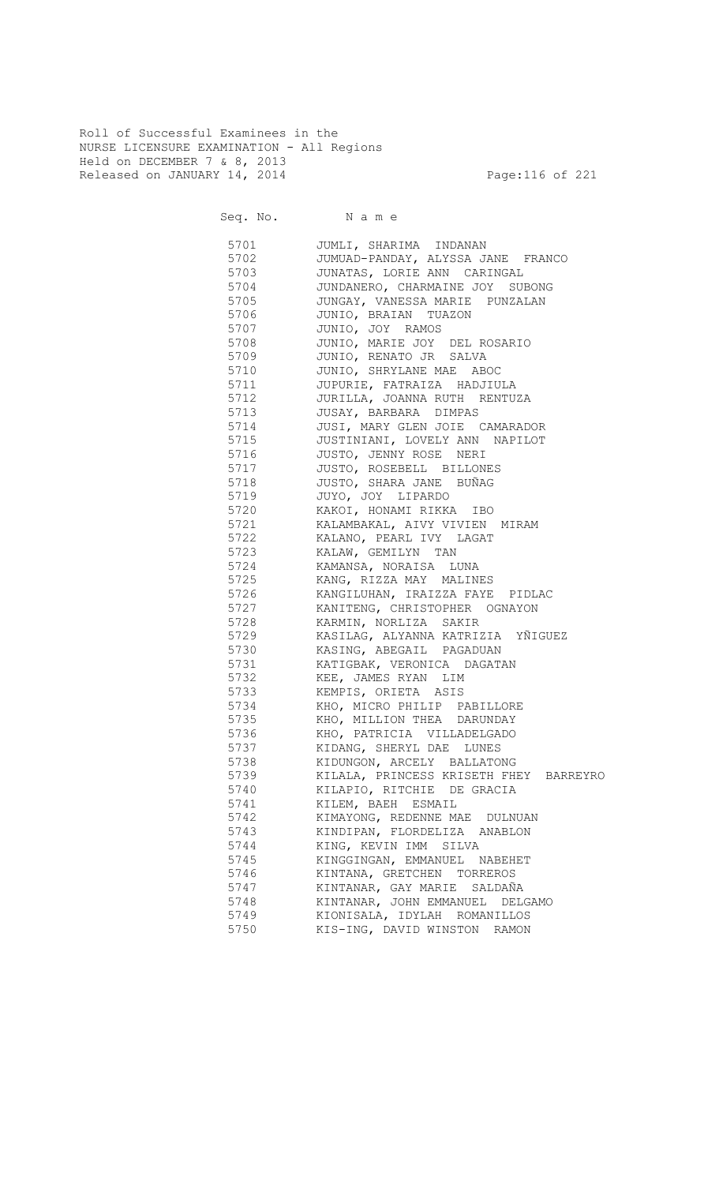Roll of Successful Examinees in the
NURSE LICENSURE EXAMINATION - All Regions
Held on DECEMBER 7 & 8, 2013
Released on JANUARY 14, 2014

| Seq. No. | N a m e |
|---|---|
| 5701 | JUMLI, SHARIMA INDANAN |
| 5702 | JUMUAD-PANDAY, ALYSSA JANE FRANCO |
| 5703 | JUNATAS, LORIE ANN CARINGAL |
| 5704 | JUNDANERO, CHARMAINE JOY SUBONG |
| 5705 | JUNGAY, VANESSA MARIE PUNZALAN |
| 5706 | JUNIO, BRAIAN TUAZON |
| 5707 | JUNIO, JOY RAMOS |
| 5708 | JUNIO, MARIE JOY DEL ROSARIO |
| 5709 | JUNIO, RENATO JR SALVA |
| 5710 | JUNIO, SHRYLANE MAE ABOC |
| 5711 | JUPURIE, FATRAIZA HADJIULA |
| 5712 | JURILLA, JOANNA RUTH RENTUZA |
| 5713 | JUSAY, BARBARA DIMPAS |
| 5714 | JUSI, MARY GLEN JOIE CAMARADOR |
| 5715 | JUSTINIANI, LOVELY ANN NAPILOT |
| 5716 | JUSTO, JENNY ROSE NERI |
| 5717 | JUSTO, ROSEBELL BILLONES |
| 5718 | JUSTO, SHARA JANE BUÑAG |
| 5719 | JUYO, JOY LIPARDO |
| 5720 | KAKOI, HONAMI RIKKA IBO |
| 5721 | KALAMBAKAL, AIVY VIVIEN MIRAM |
| 5722 | KALANO, PEARL IVY LAGAT |
| 5723 | KALAW, GEMILYN TAN |
| 5724 | KAMANSA, NORAISA LUNA |
| 5725 | KANG, RIZZA MAY MALINES |
| 5726 | KANGILUHAN, IRAIZZA FAYE PIDLAC |
| 5727 | KANITENG, CHRISTOPHER OGNAYON |
| 5728 | KARMIN, NORLIZA SAKIR |
| 5729 | KASILAG, ALYANNA KATRIZIA YÑIGUEZ |
| 5730 | KASING, ABEGAIL PAGADUAN |
| 5731 | KATIGBAK, VERONICA DAGATAN |
| 5732 | KEE, JAMES RYAN LIM |
| 5733 | KEMPIS, ORIETA ASIS |
| 5734 | KHO, MICRO PHILIP PABILLORE |
| 5735 | KHO, MILLION THEA DARUNDAY |
| 5736 | KHO, PATRICIA VILLADELGADO |
| 5737 | KIDANG, SHERYL DAE LUNES |
| 5738 | KIDUNGON, ARCELY BALLATONG |
| 5739 | KILALA, PRINCESS KRISETH FHEY BARREYRO |
| 5740 | KILAPIO, RITCHIE DE GRACIA |
| 5741 | KILEM, BAEH ESMAIL |
| 5742 | KIMAYONG, REDENNE MAE DULNUAN |
| 5743 | KINDIPAN, FLORDELIZA ANABLON |
| 5744 | KING, KEVIN IMM SILVA |
| 5745 | KINGGINGAN, EMMANUEL NABEHET |
| 5746 | KINTANA, GRETCHEN TORREROS |
| 5747 | KINTANAR, GAY MARIE SALDAÑA |
| 5748 | KINTANAR, JOHN EMMANUEL DELGAMO |
| 5749 | KIONISALA, IDYLAH ROMANILLOS |
| 5750 | KIS-ING, DAVID WINSTON RAMON |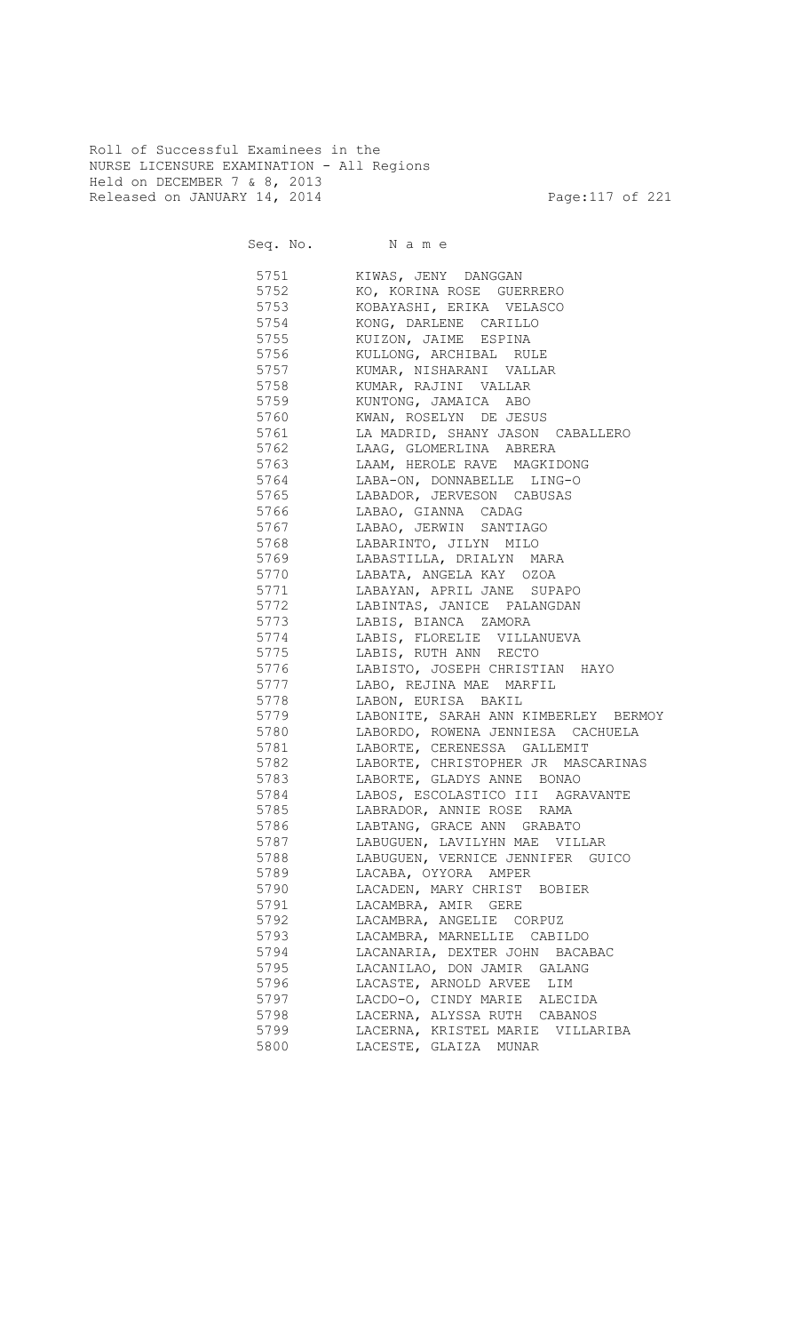Roll of Successful Examinees in the
NURSE LICENSURE EXAMINATION - All Regions
Held on DECEMBER 7 & 8, 2013
Released on JANUARY 14, 2014

| Seq. No. | N a m e |
|---|---|
| 5751 | KIWAS, JENY DANGGAN |
| 5752 | KO, KORINA ROSE GUERRERO |
| 5753 | KOBAYASHI, ERIKA VELASCO |
| 5754 | KONG, DARLENE CARILLO |
| 5755 | KUIZON, JAIME ESPINA |
| 5756 | KULLONG, ARCHIBAL RULE |
| 5757 | KUMAR, NISHARANI VALLAR |
| 5758 | KUMAR, RAJINI VALLAR |
| 5759 | KUNTONG, JAMAICA ABO |
| 5760 | KWAN, ROSELYN DE JESUS |
| 5761 | LA MADRID, SHANY JASON CABALLERO |
| 5762 | LAAG, GLOMERLINA ABRERA |
| 5763 | LAAM, HEROLE RAVE MAGKIDONG |
| 5764 | LABA-ON, DONNABELLE LING-O |
| 5765 | LABADOR, JERVESON CABUSAS |
| 5766 | LABAO, GIANNA CADAG |
| 5767 | LABAO, JERWIN SANTIAGO |
| 5768 | LABARINTO, JILYN MILO |
| 5769 | LABASTILLA, DRIALYN MARA |
| 5770 | LABATA, ANGELA KAY OZOA |
| 5771 | LABAYAN, APRIL JANE SUPAPO |
| 5772 | LABINTAS, JANICE PALANGDAN |
| 5773 | LABIS, BIANCA ZAMORA |
| 5774 | LABIS, FLORELIE VILLANUEVA |
| 5775 | LABIS, RUTH ANN RECTO |
| 5776 | LABISTO, JOSEPH CHRISTIAN HAYO |
| 5777 | LABO, REJINA MAE MARFIL |
| 5778 | LABON, EURISA BAKIL |
| 5779 | LABONITE, SARAH ANN KIMBERLEY BERMOY |
| 5780 | LABORDO, ROWENA JENNIESA CACHUELA |
| 5781 | LABORTE, CERENESSA GALLEMIT |
| 5782 | LABORTE, CHRISTOPHER JR MASCARINAS |
| 5783 | LABORTE, GLADYS ANNE BONAO |
| 5784 | LABOS, ESCOLASTICO III AGRAVANTE |
| 5785 | LABRADOR, ANNIE ROSE RAMA |
| 5786 | LABTANG, GRACE ANN GRABATO |
| 5787 | LABUGUEN, LAVILYHN MAE VILLAR |
| 5788 | LABUGUEN, VERNICE JENNIFER GUICO |
| 5789 | LACABA, OYYORA AMPER |
| 5790 | LACADEN, MARY CHRIST BOBIER |
| 5791 | LACAMBRA, AMIR GERE |
| 5792 | LACAMBRA, ANGELIE CORPUZ |
| 5793 | LACAMBRA, MARNELLIE CABILDO |
| 5794 | LACANARIA, DEXTER JOHN BACABAC |
| 5795 | LACANILAO, DON JAMIR GALANG |
| 5796 | LACASTE, ARNOLD ARVEE LIM |
| 5797 | LACDO-O, CINDY MARIE ALECIDA |
| 5798 | LACERNA, ALYSSA RUTH CABANOS |
| 5799 | LACERNA, KRISTEL MARIE VILLARIBA |
| 5800 | LACESTE, GLAIZA MUNAR |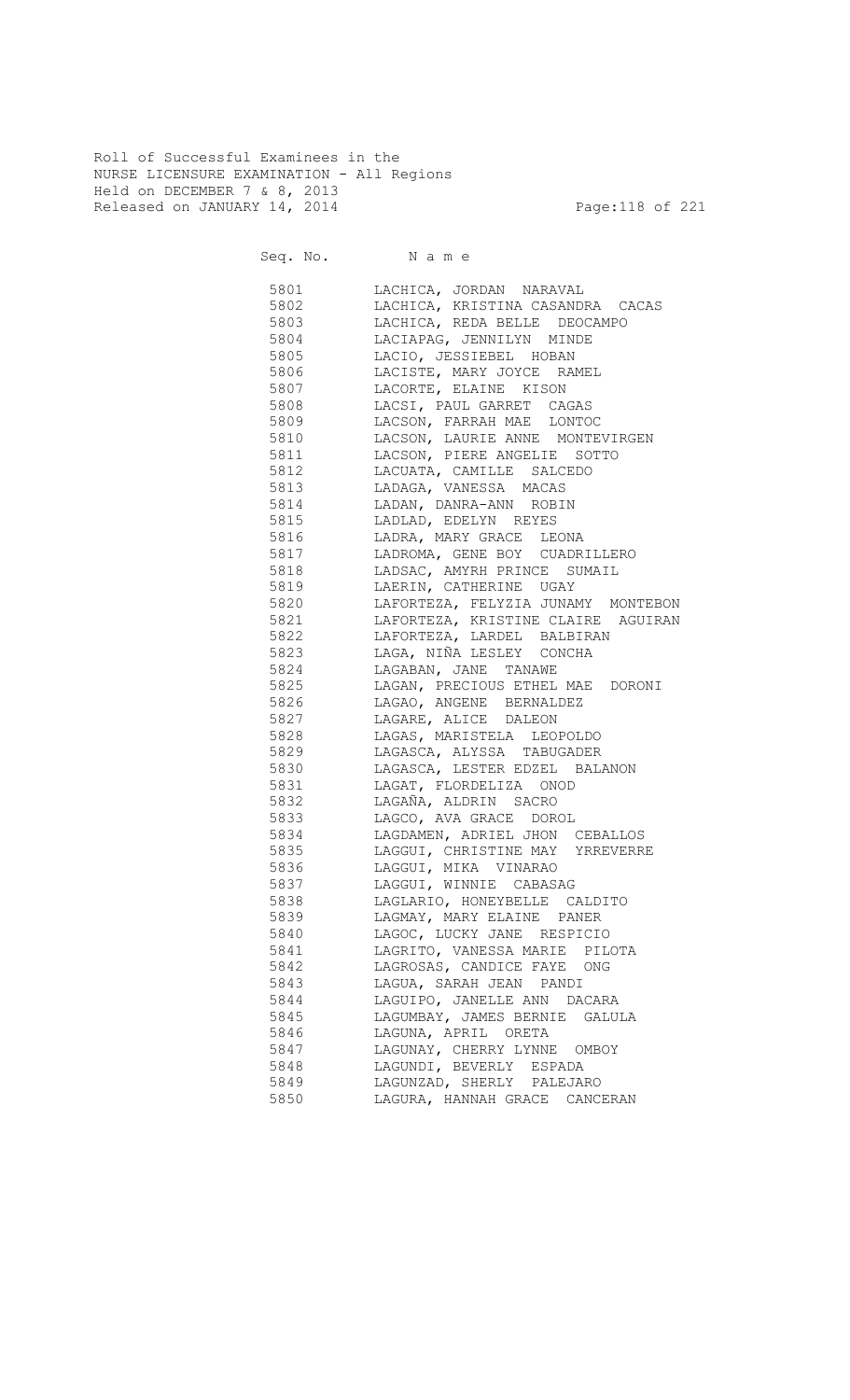Roll of Successful Examinees in the
NURSE LICENSURE EXAMINATION - All Regions
Held on DECEMBER 7 & 8, 2013
Released on JANUARY 14, 2014

| Seq. No. | N a m e |
|---|---|
| 5801 | LACHICA, JORDAN NARAVAL |
| 5802 | LACHICA, KRISTINA CASANDRA CACAS |
| 5803 | LACHICA, REDA BELLE DEOCAMPO |
| 5804 | LACIAPAG, JENNILYN MINDE |
| 5805 | LACIO, JESSIEBEL HOBAN |
| 5806 | LACISTE, MARY JOYCE RAMEL |
| 5807 | LACORTE, ELAINE KISON |
| 5808 | LACSI, PAUL GARRET CAGAS |
| 5809 | LACSON, FARRAH MAE LONTOC |
| 5810 | LACSON, LAURIE ANNE MONTEVIRGEN |
| 5811 | LACSON, PIERE ANGELIE SOTTO |
| 5812 | LACUATA, CAMILLE SALCEDO |
| 5813 | LADAGA, VANESSA MACAS |
| 5814 | LADAN, DANRA-ANN ROBIN |
| 5815 | LADLAD, EDELYN REYES |
| 5816 | LADRA, MARY GRACE LEONA |
| 5817 | LADROMA, GENE BOY CUADRILLERO |
| 5818 | LADSAC, AMYRH PRINCE SUMAIL |
| 5819 | LAERIN, CATHERINE UGAY |
| 5820 | LAFORTEZA, FELYZIA JUNAMY MONTEBON |
| 5821 | LAFORTEZA, KRISTINE CLAIRE AGUIRAN |
| 5822 | LAFORTEZA, LARDEL BALBIRAN |
| 5823 | LAGA, NIÑA LESLEY CONCHA |
| 5824 | LAGABAN, JANE TANAWE |
| 5825 | LAGAN, PRECIOUS ETHEL MAE DORONI |
| 5826 | LAGAO, ANGENE BERNALDEZ |
| 5827 | LAGARE, ALICE DALEON |
| 5828 | LAGAS, MARISTELA LEOPOLDO |
| 5829 | LAGASCA, ALYSSA TABUGADER |
| 5830 | LAGASCA, LESTER EDZEL BALANON |
| 5831 | LAGAT, FLORDELIZA ONOD |
| 5832 | LAGAÑA, ALDRIN SACRO |
| 5833 | LAGCO, AVA GRACE DOROL |
| 5834 | LAGDAMEN, ADRIEL JHON CEBALLOS |
| 5835 | LAGGUI, CHRISTINE MAY YRREVERRE |
| 5836 | LAGGUI, MIKA VINARAO |
| 5837 | LAGGUI, WINNIE CABASAG |
| 5838 | LAGLARIO, HONEYBELLE CALDITO |
| 5839 | LAGMAY, MARY ELAINE PANER |
| 5840 | LAGOC, LUCKY JANE RESPICIO |
| 5841 | LAGRITO, VANESSA MARIE PILOTA |
| 5842 | LAGROSAS, CANDICE FAYE ONG |
| 5843 | LAGUA, SARAH JEAN PANDI |
| 5844 | LAGUIPO, JANELLE ANN DACARA |
| 5845 | LAGUMBAY, JAMES BERNIE GALULA |
| 5846 | LAGUNA, APRIL ORETA |
| 5847 | LAGUNAY, CHERRY LYNNE OMBOY |
| 5848 | LAGUNDI, BEVERLY ESPADA |
| 5849 | LAGUNZAD, SHERLY PALEJARO |
| 5850 | LAGURA, HANNAH GRACE CANCERAN |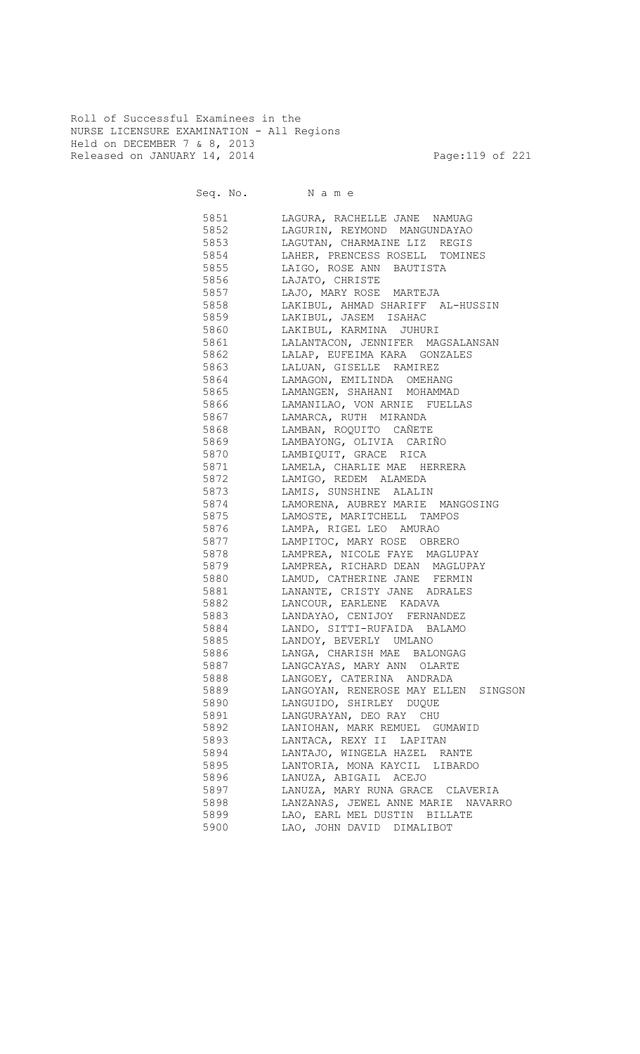Roll of Successful Examinees in the
NURSE LICENSURE EXAMINATION - All Regions
Held on DECEMBER 7 & 8, 2013
Released on JANUARY 14, 2014

| Seq. No. | N a m e |
|---|---|
| 5851 | LAGURA, RACHELLE JANE NAMUAG |
| 5852 | LAGURIN, REYMOND MANGUNDAYAO |
| 5853 | LAGUTAN, CHARMAINE LIZ REGIS |
| 5854 | LAHER, PRENCESS ROSELL TOMINES |
| 5855 | LAIGO, ROSE ANN BAUTISTA |
| 5856 | LAJATO, CHRISTE |
| 5857 | LAJO, MARY ROSE MARTEJA |
| 5858 | LAKIBUL, AHMAD SHARIFF AL-HUSSIN |
| 5859 | LAKIBUL, JASEM ISAHAC |
| 5860 | LAKIBUL, KARMINA JUHURI |
| 5861 | LALANTACON, JENNIFER MAGSALANSAN |
| 5862 | LALAP, EUFEIMA KARA GONZALES |
| 5863 | LALUAN, GISELLE RAMIREZ |
| 5864 | LAMAGON, EMILINDA OMEHANG |
| 5865 | LAMANGEN, SHAHANI MOHAMMAD |
| 5866 | LAMANILAO, VON ARNIE FUELLAS |
| 5867 | LAMARCA, RUTH MIRANDA |
| 5868 | LAMBAN, ROQUITO CAÑETE |
| 5869 | LAMBAYONG, OLIVIA CARIÑO |
| 5870 | LAMBIQUIT, GRACE RICA |
| 5871 | LAMELA, CHARLIE MAE HERRERA |
| 5872 | LAMIGO, REDEM ALAMEDA |
| 5873 | LAMIS, SUNSHINE ALALIN |
| 5874 | LAMORENA, AUBREY MARIE MANGOSING |
| 5875 | LAMOSTE, MARITCHELL TAMPOS |
| 5876 | LAMPA, RIGEL LEO AMURAO |
| 5877 | LAMPITOC, MARY ROSE OBRERO |
| 5878 | LAMPREA, NICOLE FAYE MAGLUPAY |
| 5879 | LAMPREA, RICHARD DEAN MAGLUPAY |
| 5880 | LAMUD, CATHERINE JANE FERMIN |
| 5881 | LANANTE, CRISTY JANE ADRALES |
| 5882 | LANCOUR, EARLENE KADAVA |
| 5883 | LANDAYAO, CENIJOY FERNANDEZ |
| 5884 | LANDO, SITTI-RUFAIDA BALAMO |
| 5885 | LANDOY, BEVERLY UMLANO |
| 5886 | LANGA, CHARISH MAE BALONGAG |
| 5887 | LANGCAYAS, MARY ANN OLARTE |
| 5888 | LANGOEY, CATERINA ANDRADA |
| 5889 | LANGOYAN, RENEROSE MAY ELLEN SINGSON |
| 5890 | LANGUIDO, SHIRLEY DUQUE |
| 5891 | LANGURAYAN, DEO RAY CHU |
| 5892 | LANIOHAN, MARK REMUEL GUMAWID |
| 5893 | LANTACA, REXY II LAPITAN |
| 5894 | LANTAJO, WINGELA HAZEL RANTE |
| 5895 | LANTORIA, MONA KAYCIL LIBARDO |
| 5896 | LANUZA, ABIGAIL ACEJO |
| 5897 | LANUZA, MARY RUNA GRACE CLAVERIA |
| 5898 | LANZANAS, JEWEL ANNE MARIE NAVARRO |
| 5899 | LAO, EARL MEL DUSTIN BILLATE |
| 5900 | LAO, JOHN DAVID DIMALIBOT |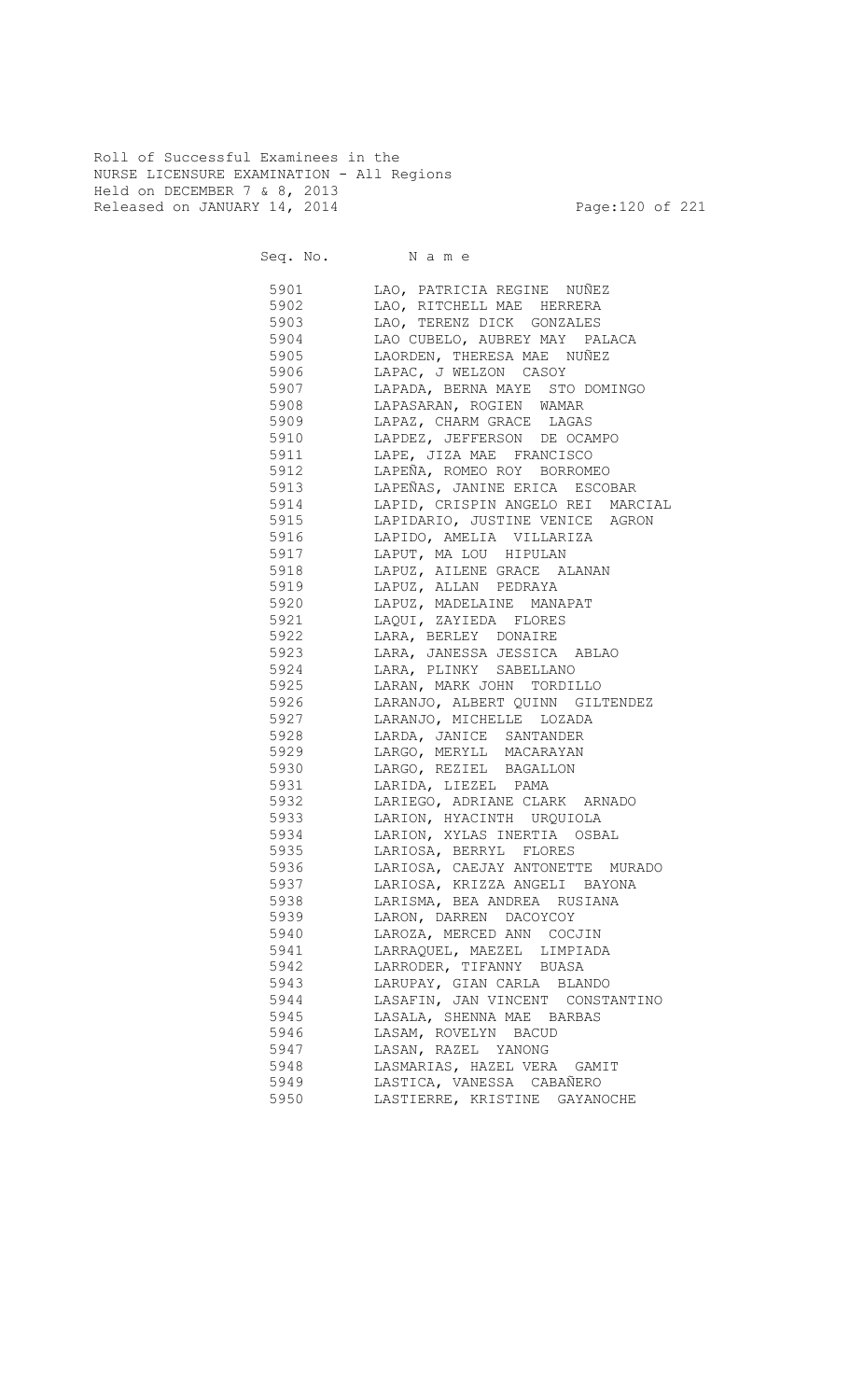Roll of Successful Examinees in the
NURSE LICENSURE EXAMINATION - All Regions
Held on DECEMBER 7 & 8, 2013
Released on JANUARY 14, 2014

| Seq. No. | N a m e |
|---|---|
| 5901 | LAO, PATRICIA REGINE NUÑEZ |
| 5902 | LAO, RITCHELL MAE HERRERA |
| 5903 | LAO, TERENZ DICK GONZALES |
| 5904 | LAO CUBELO, AUBREY MAY PALACA |
| 5905 | LAORDEN, THERESA MAE NUÑEZ |
| 5906 | LAPAC, J WELZON CASOY |
| 5907 | LAPADA, BERNA MAYE STO DOMINGO |
| 5908 | LAPASARAN, ROGIEN WAMAR |
| 5909 | LAPAZ, CHARM GRACE LAGAS |
| 5910 | LAPDEZ, JEFFERSON DE OCAMPO |
| 5911 | LAPE, JIZA MAE FRANCISCO |
| 5912 | LAPEÑA, ROMEO ROY BORROMEO |
| 5913 | LAPEÑAS, JANINE ERICA ESCOBAR |
| 5914 | LAPID, CRISPIN ANGELO REI MARCIAL |
| 5915 | LAPIDARIO, JUSTINE VENICE AGRON |
| 5916 | LAPIDO, AMELIA VILLARIZA |
| 5917 | LAPUT, MA LOU HIPULAN |
| 5918 | LAPUZ, AILENE GRACE ALANAN |
| 5919 | LAPUZ, ALLAN PEDRAYA |
| 5920 | LAPUZ, MADELAINE MANAPAT |
| 5921 | LAQUI, ZAYIEDA FLORES |
| 5922 | LARA, BERLEY DONAIRE |
| 5923 | LARA, JANESSA JESSICA ABLAO |
| 5924 | LARA, PLINKY SABELLANO |
| 5925 | LARAN, MARK JOHN TORDILLO |
| 5926 | LARANJO, ALBERT QUINN GILTENDEZ |
| 5927 | LARANJO, MICHELLE LOZADA |
| 5928 | LARDA, JANICE SANTANDER |
| 5929 | LARGO, MERYLL MACARAYAN |
| 5930 | LARGO, REZIEL BAGALLON |
| 5931 | LARIDA, LIEZEL PAMA |
| 5932 | LARIEGO, ADRIANE CLARK ARNADO |
| 5933 | LARION, HYACINTH URQUIOLA |
| 5934 | LARION, XYLAS INERTIA OSBAL |
| 5935 | LARIOSA, BERRYL FLORES |
| 5936 | LARIOSA, CAEJAY ANTONETTE MURADO |
| 5937 | LARIOSA, KRIZZA ANGELI BAYONA |
| 5938 | LARISMA, BEA ANDREA RUSIANA |
| 5939 | LARON, DARREN DACOYCOY |
| 5940 | LAROZA, MERCED ANN COCJIN |
| 5941 | LARRAQUEL, MAEZEL LIMPIADA |
| 5942 | LARRODER, TIFANNY BUASA |
| 5943 | LARUPAY, GIAN CARLA BLANDO |
| 5944 | LASAFIN, JAN VINCENT CONSTANTINO |
| 5945 | LASALA, SHENNA MAE BARBAS |
| 5946 | LASAM, ROVELYN BACUD |
| 5947 | LASAN, RAZEL YANONG |
| 5948 | LASMARIAS, HAZEL VERA GAMIT |
| 5949 | LASTICA, VANESSA CABAÑERO |
| 5950 | LASTIERRE, KRISTINE GAYANOCHE |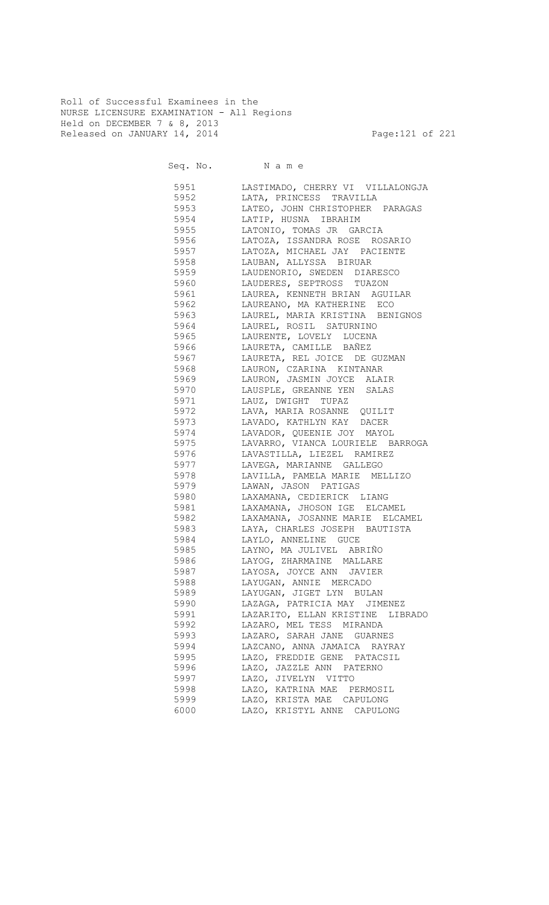Roll of Successful Examinees in the
NURSE LICENSURE EXAMINATION - All Regions
Held on DECEMBER 7 & 8, 2013
Released on JANUARY 14, 2014

| Seq. No. | Name |
|---|---|
| 5951 | LASTIMADO, CHERRY VI VILLALONGJA |
| 5952 | LATA, PRINCESS TRAVILLA |
| 5953 | LATEO, JOHN CHRISTOPHER PARAGAS |
| 5954 | LATIP, HUSNA IBRAHIM |
| 5955 | LATONIO, TOMAS JR GARCIA |
| 5956 | LATOZA, ISSANDRA ROSE ROSARIO |
| 5957 | LATOZA, MICHAEL JAY PACIENTE |
| 5958 | LAUBAN, ALLYSSA BIRUAR |
| 5959 | LAUDENORIO, SWEDEN DIARESCO |
| 5960 | LAUDERES, SEPTROSS TUAZON |
| 5961 | LAUREA, KENNETH BRIAN AGUILAR |
| 5962 | LAUREANO, MA KATHERINE ECO |
| 5963 | LAUREL, MARIA KRISTINA BENIGNOS |
| 5964 | LAUREL, ROSIL SATURNINO |
| 5965 | LAURENTE, LOVELY LUCENA |
| 5966 | LAURETA, CAMILLE BAÑEZ |
| 5967 | LAURETA, REL JOICE DE GUZMAN |
| 5968 | LAURON, CZARINA KINTANAR |
| 5969 | LAURON, JASMIN JOYCE ALAIR |
| 5970 | LAUSPLE, GREANNE YEN SALAS |
| 5971 | LAUZ, DWIGHT TUPAZ |
| 5972 | LAVA, MARIA ROSANNE QUILIT |
| 5973 | LAVADO, KATHLYN KAY DACER |
| 5974 | LAVADOR, QUEENIE JOY MAYOL |
| 5975 | LAVARRO, VIANCA LOURIELE BARROGA |
| 5976 | LAVASTILLA, LIEZEL RAMIREZ |
| 5977 | LAVEGA, MARIANNE GALLEGO |
| 5978 | LAVILLA, PAMELA MARIE MELLIZO |
| 5979 | LAWAN, JASON PATIGAS |
| 5980 | LAXAMANA, CEDIERICK LIANG |
| 5981 | LAXAMANA, JHOSON IGE ELCAMEL |
| 5982 | LAXAMANA, JOSANNE MARIE ELCAMEL |
| 5983 | LAYA, CHARLES JOSEPH BAUTISTA |
| 5984 | LAYLO, ANNELINE GUCE |
| 5985 | LAYNO, MA JULIVEL ABRIÑO |
| 5986 | LAYOG, ZHARMAINE MALLARE |
| 5987 | LAYOSA, JOYCE ANN JAVIER |
| 5988 | LAYUGAN, ANNIE MERCADO |
| 5989 | LAYUGAN, JIGET LYN BULAN |
| 5990 | LAZAGA, PATRICIA MAY JIMENEZ |
| 5991 | LAZARITO, ELLAN KRISTINE LIBRADO |
| 5992 | LAZARO, MEL TESS MIRANDA |
| 5993 | LAZARO, SARAH JANE GUARNES |
| 5994 | LAZCANO, ANNA JAMAICA RAYRAY |
| 5995 | LAZO, FREDDIE GENE PATACSIL |
| 5996 | LAZO, JAZZLE ANN PATERNO |
| 5997 | LAZO, JIVELYN VITTO |
| 5998 | LAZO, KATRINA MAE PERMOSIL |
| 5999 | LAZO, KRISTA MAE CAPULONG |
| 6000 | LAZO, KRISTYL ANNE CAPULONG |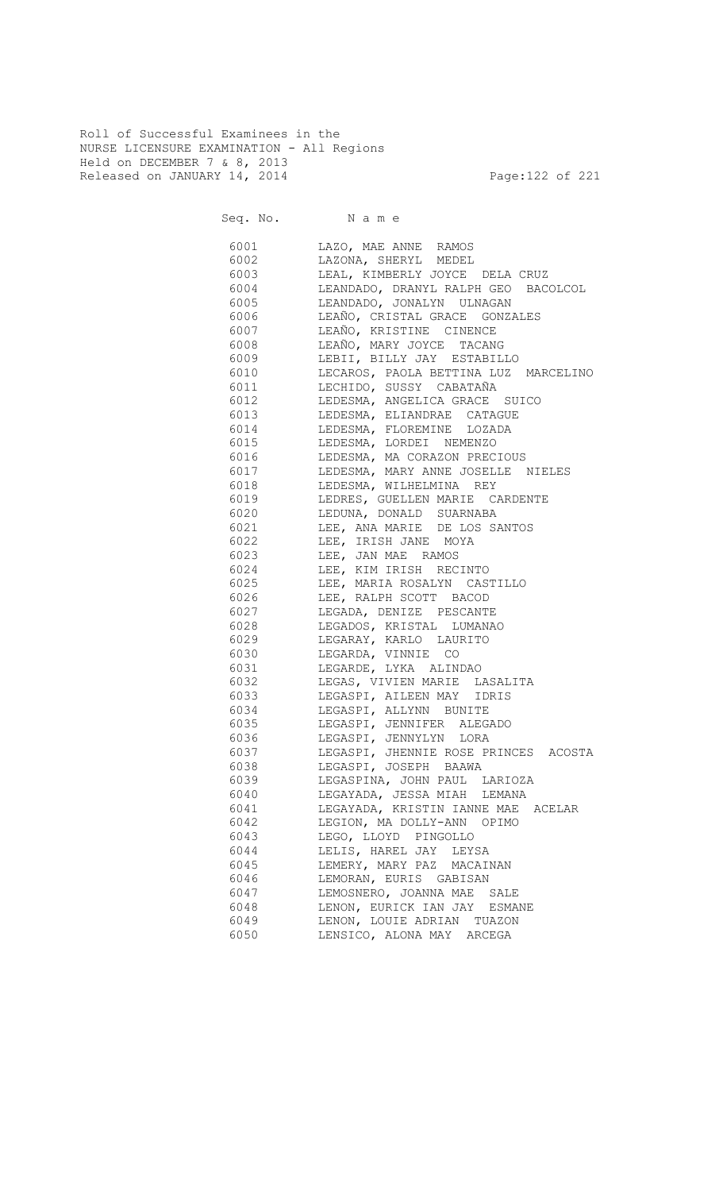Roll of Successful Examinees in the
NURSE LICENSURE EXAMINATION - All Regions
Held on DECEMBER 7 & 8, 2013
Released on JANUARY 14, 2014

| Seq. No. | N a m e |
|---|---|
| 6001 | LAZO, MAE ANNE RAMOS |
| 6002 | LAZONA, SHERYL MEDEL |
| 6003 | LEAL, KIMBERLY JOYCE DELA CRUZ |
| 6004 | LEANDADO, DRANYL RALPH GEO BACOLCOL |
| 6005 | LEANDADO, JONALYN ULNAGAN |
| 6006 | LEAÑO, CRISTAL GRACE GONZALES |
| 6007 | LEAÑO, KRISTINE CINENCE |
| 6008 | LEAÑO, MARY JOYCE TACANG |
| 6009 | LEBII, BILLY JAY ESTABILLO |
| 6010 | LECAROS, PAOLA BETTINA LUZ MARCELINO |
| 6011 | LECHIDO, SUSSY CABATAÑA |
| 6012 | LEDESMA, ANGELICA GRACE SUICO |
| 6013 | LEDESMA, ELIANDRAE CATAGUE |
| 6014 | LEDESMA, FLOREMINE LOZADA |
| 6015 | LEDESMA, LORDEI NEMENZO |
| 6016 | LEDESMA, MA CORAZON PRECIOUS |
| 6017 | LEDESMA, MARY ANNE JOSELLE NIELES |
| 6018 | LEDESMA, WILHELMINA REY |
| 6019 | LEDRES, GUELLEN MARIE CARDENTE |
| 6020 | LEDUNA, DONALD SUARNABA |
| 6021 | LEE, ANA MARIE DE LOS SANTOS |
| 6022 | LEE, IRISH JANE MOYA |
| 6023 | LEE, JAN MAE RAMOS |
| 6024 | LEE, KIM IRISH RECINTO |
| 6025 | LEE, MARIA ROSALYN CASTILLO |
| 6026 | LEE, RALPH SCOTT BACOD |
| 6027 | LEGADA, DENIZE PESCANTE |
| 6028 | LEGADOS, KRISTAL LUMANAO |
| 6029 | LEGARAY, KARLO LAURITO |
| 6030 | LEGARDA, VINNIE CO |
| 6031 | LEGARDE, LYKA ALINDAO |
| 6032 | LEGAS, VIVIEN MARIE LASALITA |
| 6033 | LEGASPI, AILEEN MAY IDRIS |
| 6034 | LEGASPI, ALLYNN BUNITE |
| 6035 | LEGASPI, JENNIFER ALEGADO |
| 6036 | LEGASPI, JENNYLYN LORA |
| 6037 | LEGASPI, JHENNIE ROSE PRINCES ACOSTA |
| 6038 | LEGASPI, JOSEPH BAAWA |
| 6039 | LEGASPINA, JOHN PAUL LARIOZA |
| 6040 | LEGAYADA, JESSA MIAH LEMANA |
| 6041 | LEGAYADA, KRISTIN IANNE MAE ACELAR |
| 6042 | LEGION, MA DOLLY-ANN OPIMO |
| 6043 | LEGO, LLOYD PINGOLLO |
| 6044 | LELIS, HAREL JAY LEYSA |
| 6045 | LEMERY, MARY PAZ MACAINAN |
| 6046 | LEMORAN, EURIS GABISAN |
| 6047 | LEMOSNERO, JOANNA MAE SALE |
| 6048 | LENON, EURICK IAN JAY ESMANE |
| 6049 | LENON, LOUIE ADRIAN TUAZON |
| 6050 | LENSICO, ALONA MAY ARCEGA |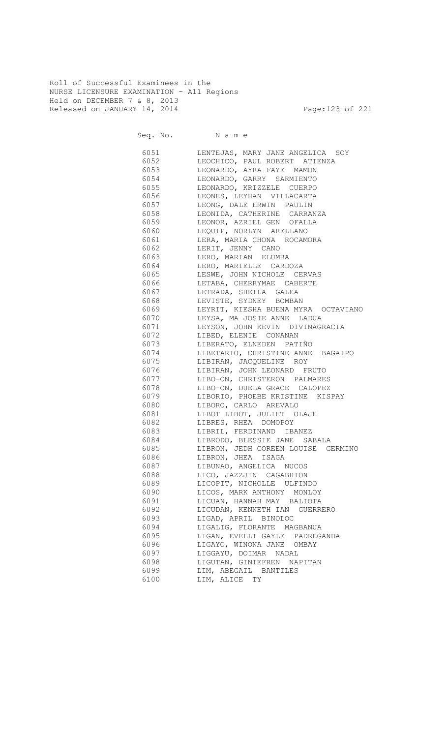Roll of Successful Examinees in the
NURSE LICENSURE EXAMINATION - All Regions
Held on DECEMBER 7 & 8, 2013
Released on JANUARY 14, 2014

| Seq. No. | N a m e |
|---|---|
| 6051 | LENTEJAS, MARY JANE ANGELICA SOY |
| 6052 | LEOCHICO, PAUL ROBERT ATIENZA |
| 6053 | LEONARDO, AYRA FAYE MAMON |
| 6054 | LEONARDO, GARRY SARMIENTO |
| 6055 | LEONARDO, KRIZZELE CUERPO |
| 6056 | LEONES, LEYHAN VILLACARTA |
| 6057 | LEONG, DALE ERWIN PAULIN |
| 6058 | LEONIDA, CATHERINE CARRANZA |
| 6059 | LEONOR, AZRIEL GEN OFALLA |
| 6060 | LEQUIP, NORLYN ARELLANO |
| 6061 | LERA, MARIA CHONA ROCAMORA |
| 6062 | LERIT, JENNY CANO |
| 6063 | LERO, MARIAN ELUMBA |
| 6064 | LERO, MARIELLE CARDOZA |
| 6065 | LESWE, JOHN NICHOLE CERVAS |
| 6066 | LETABA, CHERRYMAE CABERTE |
| 6067 | LETRADA, SHEILA GALEA |
| 6068 | LEVISTE, SYDNEY BOMBAN |
| 6069 | LEYRIT, KIESHA BUENA MYRA OCTAVIANO |
| 6070 | LEYSA, MA JOSIE ANNE LADUA |
| 6071 | LEYSON, JOHN KEVIN DIVINAGRACIA |
| 6072 | LIBED, ELENIE CONANAN |
| 6073 | LIBERATO, ELNEDEN PATIÑO |
| 6074 | LIBETARIO, CHRISTINE ANNE BAGAIPO |
| 6075 | LIBIRAN, JACQUELINE ROY |
| 6076 | LIBIRAN, JOHN LEONARD FRUTO |
| 6077 | LIBO-ON, CHRISTERON PALMARES |
| 6078 | LIBO-ON, DUELA GRACE CALOPEZ |
| 6079 | LIBORIO, PHOEBE KRISTINE KISPAY |
| 6080 | LIBORO, CARLO AREVALO |
| 6081 | LIBOT LIBOT, JULIET OLAJE |
| 6082 | LIBRES, RHEA DOMOPOY |
| 6083 | LIBRIL, FERDINAND IBANEZ |
| 6084 | LIBRODO, BLESSIE JANE SABALA |
| 6085 | LIBRON, JEDH COREEN LOUISE GERMINO |
| 6086 | LIBRON, JHEA ISAGA |
| 6087 | LIBUNAO, ANGELICA NUCOS |
| 6088 | LICO, JAZZJIN CAGABHION |
| 6089 | LICOPIT, NICHOLLE ULFINDO |
| 6090 | LICOS, MARK ANTHONY MONLOY |
| 6091 | LICUAN, HANNAH MAY BALIOTA |
| 6092 | LICUDAN, KENNETH IAN GUERRERO |
| 6093 | LIGAD, APRIL BINOLOC |
| 6094 | LIGALIG, FLORANTE MAGBANUA |
| 6095 | LIGAN, EVELLI GAYLE PADREGANDA |
| 6096 | LIGAYO, WINONA JANE OMBAY |
| 6097 | LIGGAYU, DOIMAR NADAL |
| 6098 | LIGUTAN, GINIEFREN NAPITAN |
| 6099 | LIM, ABEGAIL BANTILES |
| 6100 | LIM, ALICE TY |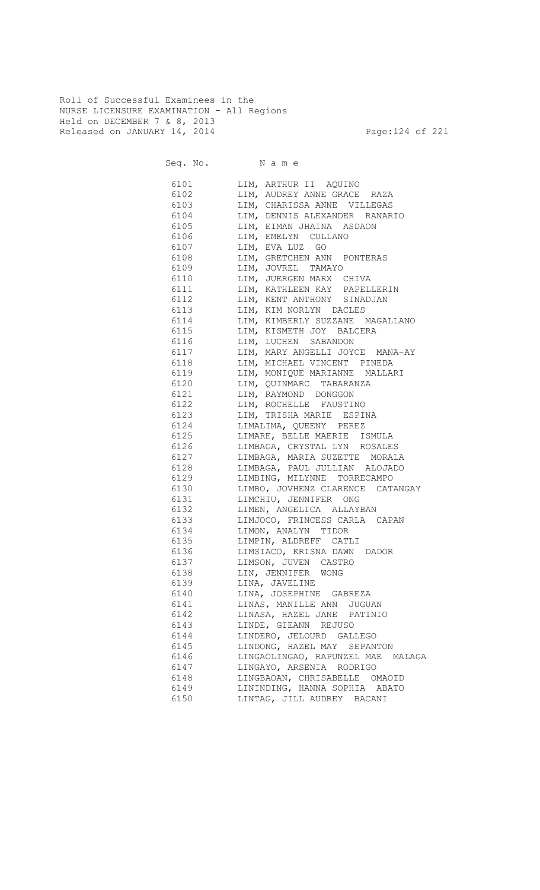Roll of Successful Examinees in the
NURSE LICENSURE EXAMINATION - All Regions
Held on DECEMBER 7 & 8, 2013
Released on JANUARY 14, 2014

| Seq. No. | Name |
|---|---|
| 6101 | LIM, ARTHUR II AQUINO |
| 6102 | LIM, AUDREY ANNE GRACE RAZA |
| 6103 | LIM, CHARISSA ANNE VILLEGAS |
| 6104 | LIM, DENNIS ALEXANDER RANARIO |
| 6105 | LIM, EIMAN JHAINA ASDAON |
| 6106 | LIM, EMELYN CULLANO |
| 6107 | LIM, EVA LUZ GO |
| 6108 | LIM, GRETCHEN ANN PONTERAS |
| 6109 | LIM, JOVREL TAMAYO |
| 6110 | LIM, JUERGEN MARX CHIVA |
| 6111 | LIM, KATHLEEN KAY PAPELLERIN |
| 6112 | LIM, KENT ANTHONY SINADJAN |
| 6113 | LIM, KIM NORLYN DACLES |
| 6114 | LIM, KIMBERLY SUZZANE MAGALLANO |
| 6115 | LIM, KISMETH JOY BALCERA |
| 6116 | LIM, LUCHEN SABANDON |
| 6117 | LIM, MARY ANGELLI JOYCE MANA-AY |
| 6118 | LIM, MICHAEL VINCENT PINEDA |
| 6119 | LIM, MONIQUE MARIANNE MALLARI |
| 6120 | LIM, QUINMARC TABARANZA |
| 6121 | LIM, RAYMOND DONGGON |
| 6122 | LIM, ROCHELLE FAUSTINO |
| 6123 | LIM, TRISHA MARIE ESPINA |
| 6124 | LIMALIMA, QUEENY PEREZ |
| 6125 | LIMARE, BELLE MAERIE ISMULA |
| 6126 | LIMBAGA, CRYSTAL LYN ROSALES |
| 6127 | LIMBAGA, MARIA SUZETTE MORALA |
| 6128 | LIMBAGA, PAUL JULLIAN ALOJADO |
| 6129 | LIMBING, MILYNNE TORRECAMPO |
| 6130 | LIMBO, JOVHENZ CLARENCE CATANGAY |
| 6131 | LIMCHIU, JENNIFER ONG |
| 6132 | LIMEN, ANGELICA ALLAYBAN |
| 6133 | LIMJOCO, FRINCESS CARLA CAPAN |
| 6134 | LIMON, ANALYN TIDOR |
| 6135 | LIMPIN, ALDREFF CATLI |
| 6136 | LIMSIACO, KRISNA DAWN DADOR |
| 6137 | LIMSON, JUVEN CASTRO |
| 6138 | LIN, JENNIFER WONG |
| 6139 | LINA, JAVELINE |
| 6140 | LINA, JOSEPHINE GABREZA |
| 6141 | LINAS, MANILLE ANN JUGUAN |
| 6142 | LINASA, HAZEL JANE PATINIO |
| 6143 | LINDE, GIEANN REJUSO |
| 6144 | LINDERO, JELOURD GALLEGO |
| 6145 | LINDONG, HAZEL MAY SEPANTON |
| 6146 | LINGAOLINGAO, RAPUNZEL MAE MALAGA |
| 6147 | LINGAYO, ARSENIA RODRIGO |
| 6148 | LINGBAOAN, CHRISABELLE OMAOID |
| 6149 | LININDING, HANNA SOPHIA ABATO |
| 6150 | LINTAG, JILL AUDREY BACANI |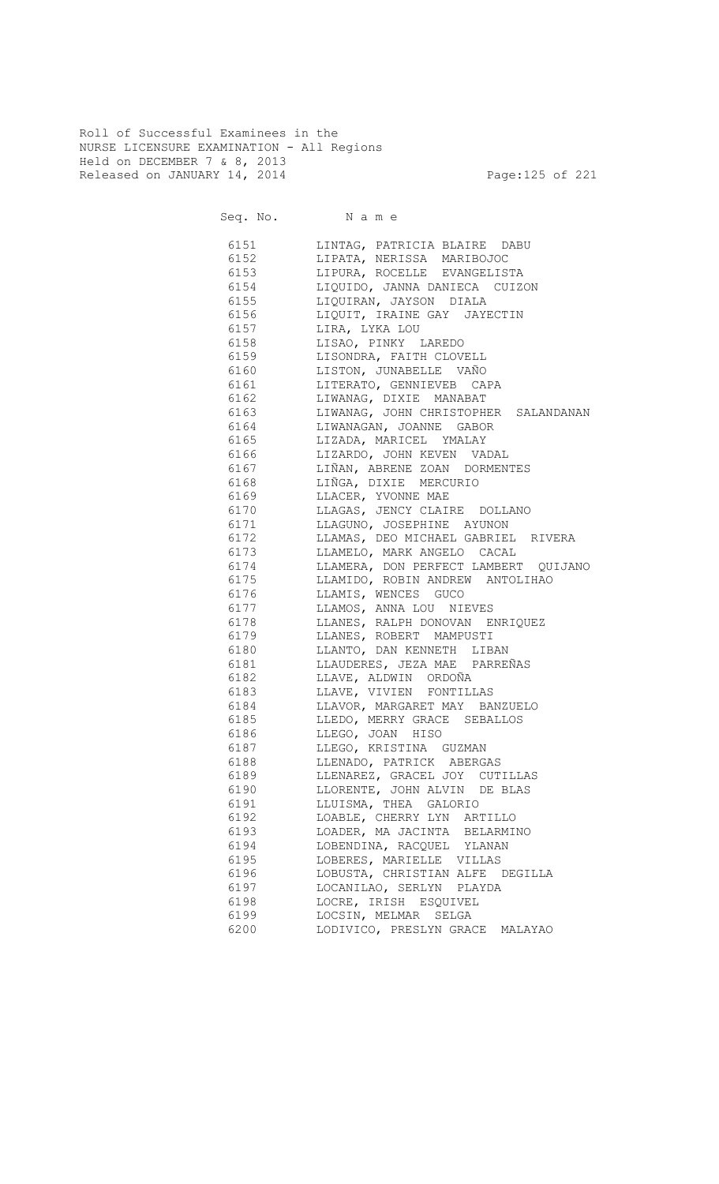Roll of Successful Examinees in the
NURSE LICENSURE EXAMINATION - All Regions
Held on DECEMBER 7 & 8, 2013
Released on JANUARY 14, 2014

| Seq. No. | N a m e |
|---|---|
| 6151 | LINTAG, PATRICIA BLAIRE DABU |
| 6152 | LIPATA, NERISSA MARIBOJOC |
| 6153 | LIPURA, ROCELLE EVANGELISTA |
| 6154 | LIQUIDO, JANNA DANIECA CUIZON |
| 6155 | LIQUIRAN, JAYSON DIALA |
| 6156 | LIQUIT, IRAINE GAY JAYECTIN |
| 6157 | LIRA, LYKA LOU |
| 6158 | LISAO, PINKY LAREDO |
| 6159 | LISONDRA, FAITH CLOVELL |
| 6160 | LISTON, JUNABELLE VAÑO |
| 6161 | LITERATO, GENNIEVEB CAPA |
| 6162 | LIWANAG, DIXIE MANABAT |
| 6163 | LIWANAG, JOHN CHRISTOPHER SALANDANAN |
| 6164 | LIWANAGAN, JOANNE GABOR |
| 6165 | LIZADA, MARICEL YMALAY |
| 6166 | LIZARDO, JOHN KEVEN VADAL |
| 6167 | LIÑAN, ABRENE ZOAN DORMENTES |
| 6168 | LIÑGA, DIXIE MERCURIO |
| 6169 | LLACER, YVONNE MAE |
| 6170 | LLAGAS, JENCY CLAIRE DOLLANO |
| 6171 | LLAGUNO, JOSEPHINE AYUNON |
| 6172 | LLAMAS, DEO MICHAEL GABRIEL RIVERA |
| 6173 | LLAMELO, MARK ANGELO CACAL |
| 6174 | LLAMERA, DON PERFECT LAMBERT QUIJANO |
| 6175 | LLAMIDO, ROBIN ANDREW ANTOLIHAO |
| 6176 | LLAMIS, WENCES GUCO |
| 6177 | LLAMOS, ANNA LOU NIEVES |
| 6178 | LLANES, RALPH DONOVAN ENRIQUEZ |
| 6179 | LLANES, ROBERT MAMPUSTI |
| 6180 | LLANTO, DAN KENNETH LIBAN |
| 6181 | LLAUDERES, JEZA MAE PARREÑAS |
| 6182 | LLAVE, ALDWIN ORDOÑA |
| 6183 | LLAVE, VIVIEN FONTILLAS |
| 6184 | LLAVOR, MARGARET MAY BANZUELO |
| 6185 | LLEDO, MERRY GRACE SEBALLOS |
| 6186 | LLEGO, JOAN HISO |
| 6187 | LLEGO, KRISTINA GUZMAN |
| 6188 | LLENADO, PATRICK ABERGAS |
| 6189 | LLENAREZ, GRACEL JOY CUTILLAS |
| 6190 | LLORENTE, JOHN ALVIN DE BLAS |
| 6191 | LLUISMA, THEA GALORIO |
| 6192 | LOABLE, CHERRY LYN ARTILLO |
| 6193 | LOADER, MA JACINTA BELARMINO |
| 6194 | LOBENDINA, RACQUEL YLANAN |
| 6195 | LOBERES, MARIELLE VILLAS |
| 6196 | LOBUSTA, CHRISTIAN ALFE DEGILLA |
| 6197 | LOCANILAO, SERLYN PLAYDA |
| 6198 | LOCRE, IRISH ESQUIVEL |
| 6199 | LOCSIN, MELMAR SELGA |
| 6200 | LODIVICO, PRESLYN GRACE MALAYAO |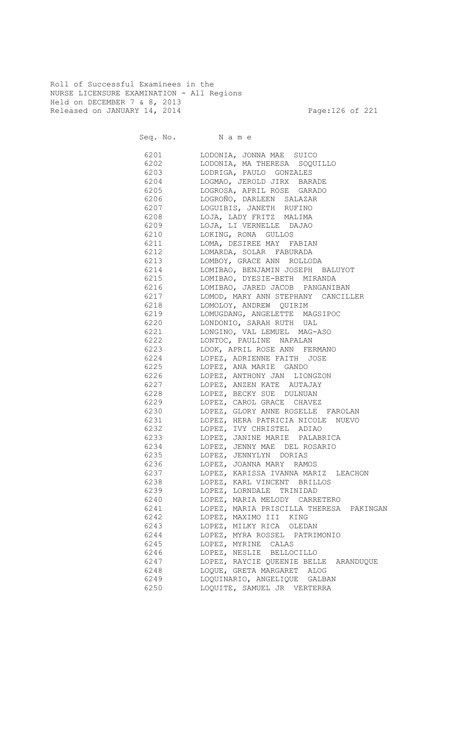Roll of Successful Examinees in the
NURSE LICENSURE EXAMINATION - All Regions
Held on DECEMBER 7 & 8, 2013
Released on JANUARY 14, 2014

| Seq. No. | N a m e |
|---|---|
| 6201 | LODONIA, JONNA MAE SUICO |
| 6202 | LODONIA, MA THERESA SOQUILLO |
| 6203 | LODRIGA, PAULO GONZALES |
| 6204 | LOGMAO, JEROLD JIRX BARADE |
| 6205 | LOGROSA, APRIL ROSE GARADO |
| 6206 | LOGROÑO, DARLEEN SALAZAR |
| 6207 | LOGUIBIS, JANETH RUFINO |
| 6208 | LOJA, LADY FRITZ MALIMA |
| 6209 | LOJA, LI VERNELLE DAJAO |
| 6210 | LOKING, RONA GULLOS |
| 6211 | LOMA, DESIREE MAY FABIAN |
| 6212 | LOMARDA, SOLAR FABURADA |
| 6213 | LOMBOY, GRACE ANN ROLLODA |
| 6214 | LOMIBAO, BENJAMIN JOSEPH BALUYOT |
| 6215 | LOMIBAO, DYESIE-BETH MIRANDA |
| 6216 | LOMIBAO, JARED JACOB PANGANIBAN |
| 6217 | LOMOD, MARY ANN STEPHANY CANCILLER |
| 6218 | LOMOLOY, ANDREW QUIRIM |
| 6219 | LOMUGDANG, ANGELETTE MAGSIPOC |
| 6220 | LONDONIO, SARAH RUTH UAL |
| 6221 | LONGINO, VAL LEMUEL MAG-ASO |
| 6222 | LONTOC, PAULINE NAPALAN |
| 6223 | LOOK, APRIL ROSE ANN FERMANO |
| 6224 | LOPEZ, ADRIENNE FAITH JOSE |
| 6225 | LOPEZ, ANA MARIE GANDO |
| 6226 | LOPEZ, ANTHONY JAN LIONGZON |
| 6227 | LOPEZ, ANZEN KATE AUTAJAY |
| 6228 | LOPEZ, BECKY SUE DULNUAN |
| 6229 | LOPEZ, CAROL GRACE CHAVEZ |
| 6230 | LOPEZ, GLORY ANNE ROSELLE FAROLAN |
| 6231 | LOPEZ, HERA PATRICIA NICOLE NUEVO |
| 6232 | LOPEZ, IVY CHRISTEL ADIAO |
| 6233 | LOPEZ, JANINE MARIE PALABRICA |
| 6234 | LOPEZ, JENNY MAE DEL ROSARIO |
| 6235 | LOPEZ, JENNYLYN DORIAS |
| 6236 | LOPEZ, JOANNA MARY RAMOS |
| 6237 | LOPEZ, KARISSA IVANNA MARIZ LEACHON |
| 6238 | LOPEZ, KARL VINCENT BRILLOS |
| 6239 | LOPEZ, LORNDALE TRINIDAD |
| 6240 | LOPEZ, MARIA MELODY CARRETERO |
| 6241 | LOPEZ, MARIA PRISCILLA THERESA PAKINGAN |
| 6242 | LOPEZ, MAXIMO III KING |
| 6243 | LOPEZ, MILKY RICA OLEDAN |
| 6244 | LOPEZ, MYRA ROSSEL PATRIMONIO |
| 6245 | LOPEZ, MYRINE CALAS |
| 6246 | LOPEZ, NESLIE BELLOCILLO |
| 6247 | LOPEZ, RAYCIE QUEENIE BELLE ARANDUQUE |
| 6248 | LOQUE, GRETA MARGARET ALOG |
| 6249 | LOQUINARIO, ANGELIQUE GALBAN |
| 6250 | LOQUITE, SAMUEL JR VERTERRA |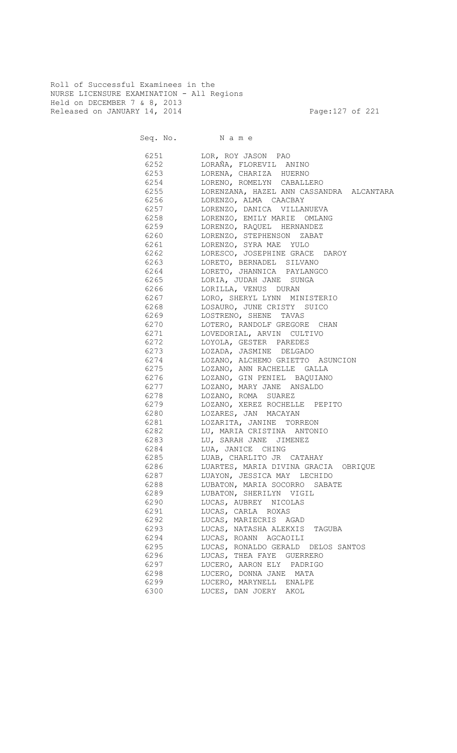Roll of Successful Examinees in the
NURSE LICENSURE EXAMINATION - All Regions
Held on DECEMBER 7 & 8, 2013
Released on JANUARY 14, 2014

| Seq. No. | N a m e |
|---|---|
| 6251 | LOR, ROY JASON PAO |
| 6252 | LORAÑA, FLOREVIL ANINO |
| 6253 | LORENA, CHARIZA HUERNO |
| 6254 | LORENO, ROMELYN CABALLERO |
| 6255 | LORENZANA, HAZEL ANN CASSANDRA ALCANTARA |
| 6256 | LORENZO, ALMA CAACBAY |
| 6257 | LORENZO, DANICA VILLANUEVA |
| 6258 | LORENZO, EMILY MARIE OMLANG |
| 6259 | LORENZO, RAQUEL HERNANDEZ |
| 6260 | LORENZO, STEPHENSON ZABAT |
| 6261 | LORENZO, SYRA MAE YULO |
| 6262 | LORESCO, JOSEPHINE GRACE DAROY |
| 6263 | LORETO, BERNADEL SILVANO |
| 6264 | LORETO, JHANNICA PAYLANGCO |
| 6265 | LORIA, JUDAH JANE SUNGA |
| 6266 | LORILLA, VENUS DURAN |
| 6267 | LORO, SHERYL LYNN MINISTERIO |
| 6268 | LOSAURO, JUNE CRISTY SUICO |
| 6269 | LOSTRENO, SHENE TAVAS |
| 6270 | LOTERO, RANDOLF GREGORE CHAN |
| 6271 | LOVEDORIAL, ARVIN CULTIVO |
| 6272 | LOYOLA, GESTER PAREDES |
| 6273 | LOZADA, JASMINE DELGADO |
| 6274 | LOZANO, ALCHEMO GRIETTO ASUNCION |
| 6275 | LOZANO, ANN RACHELLE GALLA |
| 6276 | LOZANO, GIN PENIEL BAQUIANO |
| 6277 | LOZANO, MARY JANE ANSALDO |
| 6278 | LOZANO, ROMA SUAREZ |
| 6279 | LOZANO, XEREZ ROCHELLE PEPITO |
| 6280 | LOZARES, JAN MACAYAN |
| 6281 | LOZARITA, JANINE TORREON |
| 6282 | LU, MARIA CRISTINA ANTONIO |
| 6283 | LU, SARAH JANE JIMENEZ |
| 6284 | LUA, JANICE CHING |
| 6285 | LUAB, CHARLITO JR CATAHAY |
| 6286 | LUARTES, MARIA DIVINA GRACIA OBRIQUE |
| 6287 | LUAYON, JESSICA MAY LECHIDO |
| 6288 | LUBATON, MARIA SOCORRO SABATE |
| 6289 | LUBATON, SHERILYN VIGIL |
| 6290 | LUCAS, AUBREY NICOLAS |
| 6291 | LUCAS, CARLA ROXAS |
| 6292 | LUCAS, MARIECRIS AGAD |
| 6293 | LUCAS, NATASHA ALEKXIS TAGUBA |
| 6294 | LUCAS, ROANN AGCAOILI |
| 6295 | LUCAS, RONALDO GERALD DELOS SANTOS |
| 6296 | LUCAS, THEA FAYE GUERRERO |
| 6297 | LUCERO, AARON ELY PADRIGO |
| 6298 | LUCERO, DONNA JANE MATA |
| 6299 | LUCERO, MARYNELL ENALPE |
| 6300 | LUCES, DAN JOERY AKOL |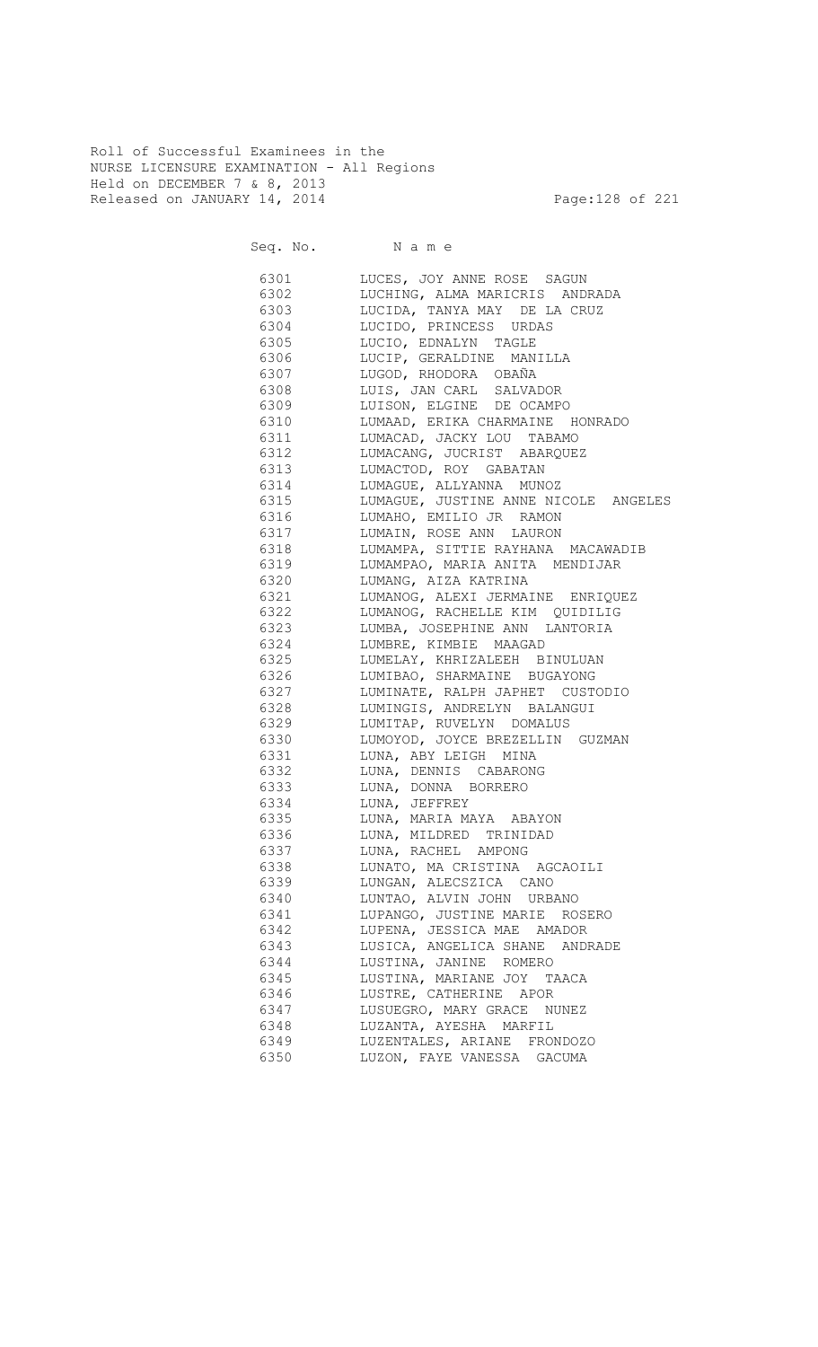Roll of Successful Examinees in the
NURSE LICENSURE EXAMINATION - All Regions
Held on DECEMBER 7 & 8, 2013
Released on JANUARY 14, 2014

| Seq. No. | Name |
|---|---|
| 6301 | LUCES, JOY ANNE ROSE SAGUN |
| 6302 | LUCHING, ALMA MARICRIS ANDRADA |
| 6303 | LUCIDA, TANYA MAY DE LA CRUZ |
| 6304 | LUCIDO, PRINCESS URDAS |
| 6305 | LUCIO, EDNALYN TAGLE |
| 6306 | LUCIP, GERALDINE MANILLA |
| 6307 | LUGOD, RHODORA OBAÑA |
| 6308 | LUIS, JAN CARL SALVADOR |
| 6309 | LUISON, ELGINE DE OCAMPO |
| 6310 | LUMAAD, ERIKA CHARMAINE HONRADO |
| 6311 | LUMACAD, JACKY LOU TABAMO |
| 6312 | LUMACANG, JUCRIST ABARQUEZ |
| 6313 | LUMACTOD, ROY GABATAN |
| 6314 | LUMAGUE, ALLYANNA MUNOZ |
| 6315 | LUMAGUE, JUSTINE ANNE NICOLE ANGELES |
| 6316 | LUMAHO, EMILIO JR RAMON |
| 6317 | LUMAIN, ROSE ANN LAURON |
| 6318 | LUMAMPA, SITTIE RAYHANA MACAWADIB |
| 6319 | LUMAMPAO, MARIA ANITA MENDIJAR |
| 6320 | LUMANG, AIZA KATRINA |
| 6321 | LUMANOG, ALEXI JERMAINE ENRIQUEZ |
| 6322 | LUMANOG, RACHELLE KIM QUIDILIG |
| 6323 | LUMBA, JOSEPHINE ANN LANTORIA |
| 6324 | LUMBRE, KIMBIE MAAGAD |
| 6325 | LUMELAY, KHRIZALEEH BINULUAN |
| 6326 | LUMIBAO, SHARMAINE BUGAYONG |
| 6327 | LUMINATE, RALPH JAPHET CUSTODIO |
| 6328 | LUMINGIS, ANDRELYN BALANGUI |
| 6329 | LUMITAP, RUVELYN DOMALUS |
| 6330 | LUMOYOD, JOYCE BREZELLIN GUZMAN |
| 6331 | LUNA, ABY LEIGH MINA |
| 6332 | LUNA, DENNIS CABARONG |
| 6333 | LUNA, DONNA BORRERO |
| 6334 | LUNA, JEFFREY |
| 6335 | LUNA, MARIA MAYA ABAYON |
| 6336 | LUNA, MILDRED TRINIDAD |
| 6337 | LUNA, RACHEL AMPONG |
| 6338 | LUNATO, MA CRISTINA AGCAOILI |
| 6339 | LUNGAN, ALECSZICA CANO |
| 6340 | LUNTAO, ALVIN JOHN URBANO |
| 6341 | LUPANGO, JUSTINE MARIE ROSERO |
| 6342 | LUPENA, JESSICA MAE AMADOR |
| 6343 | LUSICA, ANGELICA SHANE ANDRADE |
| 6344 | LUSTINA, JANINE ROMERO |
| 6345 | LUSTINA, MARIANE JOY TAACA |
| 6346 | LUSTRE, CATHERINE APOR |
| 6347 | LUSUEGRO, MARY GRACE NUNEZ |
| 6348 | LUZANTA, AYESHA MARFIL |
| 6349 | LUZENTALES, ARIANE FRONDOZO |
| 6350 | LUZON, FAYE VANESSA GACUMA |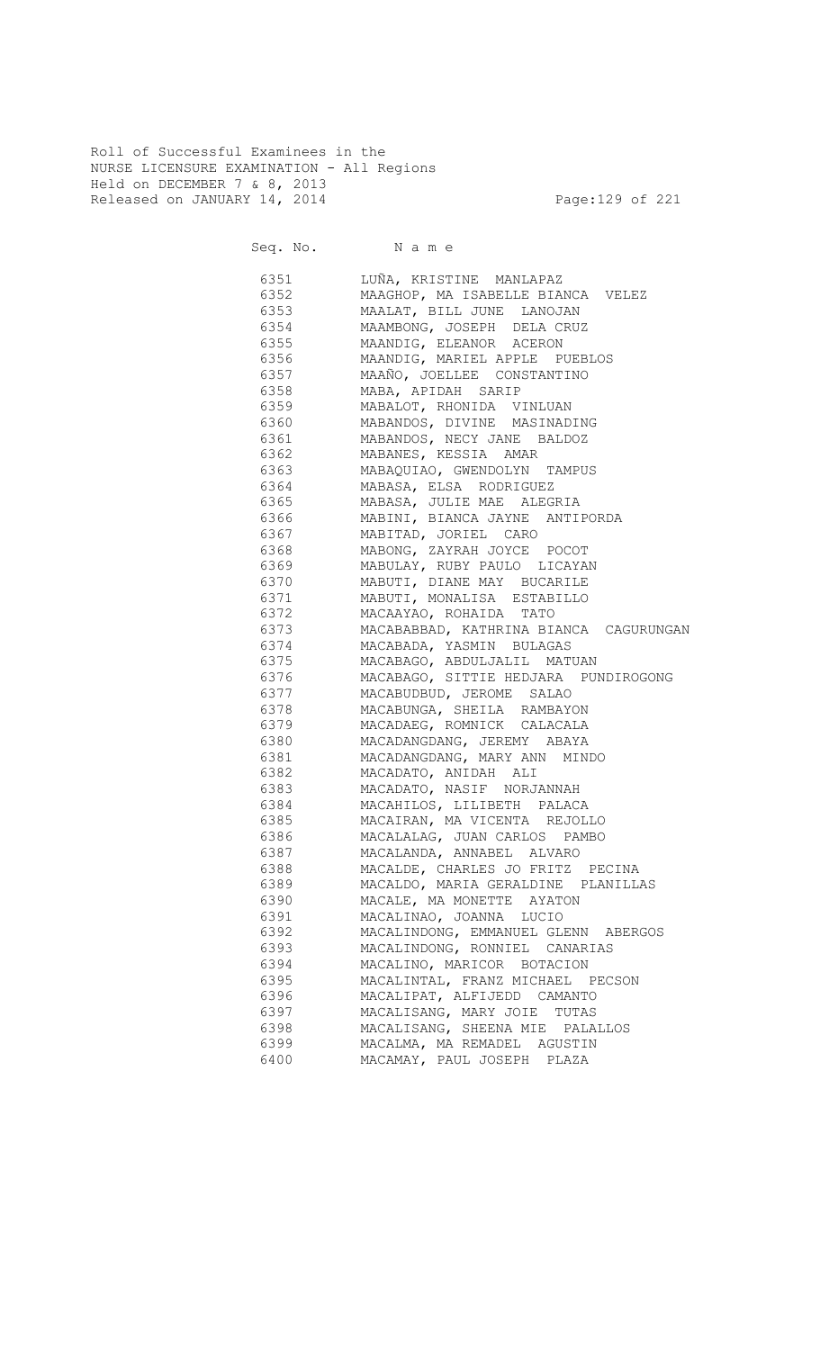Roll of Successful Examinees in the
NURSE LICENSURE EXAMINATION - All Regions
Held on DECEMBER 7 & 8, 2013
Released on JANUARY 14, 2014

| Seq. No. | N a m e |
|---|---|
| 6351 | LUÑA, KRISTINE MANLAPAZ |
| 6352 | MAAGHOP, MA ISABELLE BIANCA VELEZ |
| 6353 | MAALAT, BILL JUNE LANOJAN |
| 6354 | MAAMBONG, JOSEPH DELA CRUZ |
| 6355 | MAANDIG, ELEANOR ACERON |
| 6356 | MAANDIG, MARIEL APPLE PUEBLOS |
| 6357 | MAAÑO, JOELLEE CONSTANTINO |
| 6358 | MABA, APIDAH SARIP |
| 6359 | MABALOT, RHONIDA VINLUAN |
| 6360 | MABANDOS, DIVINE MASINADING |
| 6361 | MABANDOS, NECY JANE BALDOZ |
| 6362 | MABANES, KESSIA AMAR |
| 6363 | MABAQUIAO, GWENDOLYN TAMPUS |
| 6364 | MABASA, ELSA RODRIGUEZ |
| 6365 | MABASA, JULIE MAE ALEGRIA |
| 6366 | MABINI, BIANCA JAYNE ANTIPORDA |
| 6367 | MABITAD, JORIEL CARO |
| 6368 | MABONG, ZAYRAH JOYCE POCOT |
| 6369 | MABULAY, RUBY PAULO LICAYAN |
| 6370 | MABUTI, DIANE MAY BUCARILE |
| 6371 | MABUTI, MONALISA ESTABILLO |
| 6372 | MACAAYAO, ROHAIDA TATO |
| 6373 | MACABABBAD, KATHRINA BIANCA CAGURUNGAN |
| 6374 | MACABADA, YASMIN BULAGAS |
| 6375 | MACABAGO, ABDULJALIL MATUAN |
| 6376 | MACABAGO, SITTIE HEDJARA PUNDIROGONG |
| 6377 | MACABUDBUD, JEROME SALAO |
| 6378 | MACABUNGA, SHEILA RAMBAYON |
| 6379 | MACADAEG, ROMNICK CALACALA |
| 6380 | MACADANGDANG, JEREMY ABAYA |
| 6381 | MACADANGDANG, MARY ANN MINDO |
| 6382 | MACADATO, ANIDAH ALI |
| 6383 | MACADATO, NASIF NORJANNAH |
| 6384 | MACAHILOS, LILIBETH PALACA |
| 6385 | MACAIRAN, MA VICENTA REJOLLO |
| 6386 | MACALALAG, JUAN CARLOS PAMBO |
| 6387 | MACALANDA, ANNABEL ALVARO |
| 6388 | MACALDE, CHARLES JO FRITZ PECINA |
| 6389 | MACALDO, MARIA GERALDINE PLANILLAS |
| 6390 | MACALE, MA MONETTE AYATON |
| 6391 | MACALINAO, JOANNA LUCIO |
| 6392 | MACALINDONG, EMMANUEL GLENN ABERGOS |
| 6393 | MACALINDONG, RONNIEL CANARIAS |
| 6394 | MACALINO, MARICOR BOTACION |
| 6395 | MACALINTAL, FRANZ MICHAEL PECSON |
| 6396 | MACALIPAT, ALFIJEDD CAMANTO |
| 6397 | MACALISANG, MARY JOIE TUTAS |
| 6398 | MACALISANG, SHEENA MIE PALALLOS |
| 6399 | MACALMA, MA REMADEL AGUSTIN |
| 6400 | MACAMAY, PAUL JOSEPH PLAZA |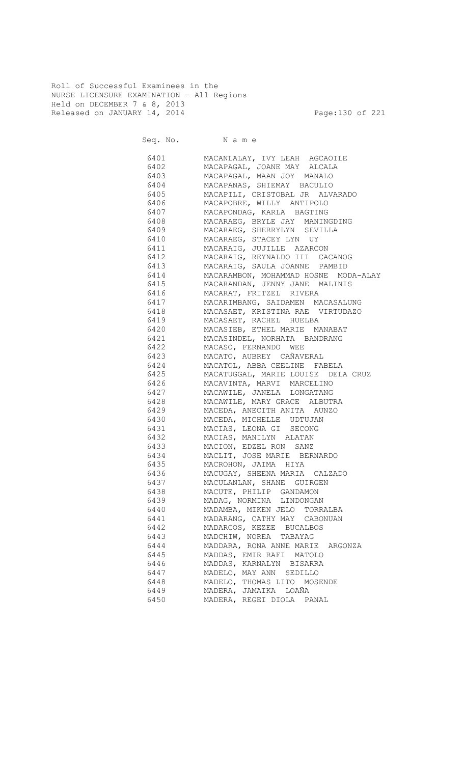Roll of Successful Examinees in the
NURSE LICENSURE EXAMINATION - All Regions
Held on DECEMBER 7 & 8, 2013
Released on JANUARY 14, 2014

| Seq. No. | Name |
|---|---|
| 6401 | MACANLALAY, IVY LEAH AGCAOILE |
| 6402 | MACAPAGAL, JOANE MAY ALCALA |
| 6403 | MACAPAGAL, MAAN JOY MANALO |
| 6404 | MACAPANAS, SHIEMAY BACULIO |
| 6405 | MACAPILI, CRISTOBAL JR ALVARADO |
| 6406 | MACAPOBRE, WILLY ANTIPOLO |
| 6407 | MACAPONDAG, KARLA BAGTING |
| 6408 | MACARAEG, BRYLE JAY MANINGDING |
| 6409 | MACARAEG, SHERRYLYN SEVILLA |
| 6410 | MACARAEG, STACEY LYN UY |
| 6411 | MACARAIG, JUJILLE AZARCON |
| 6412 | MACARAIG, REYNALDO III CACANOG |
| 6413 | MACARAIG, SAULA JOANNE PAMBID |
| 6414 | MACARAMBON, MOHAMMAD HOSNE MODA-ALAY |
| 6415 | MACARANDAN, JENNY JANE MALINIS |
| 6416 | MACARAT, FRITZEL RIVERA |
| 6417 | MACARIMBANG, SAIDAMEN MACASALUNG |
| 6418 | MACASAET, KRISTINA RAE VIRTUDAZO |
| 6419 | MACASAET, RACHEL HUELBA |
| 6420 | MACASIEB, ETHEL MARIE MANABAT |
| 6421 | MACASINDEL, NORHATA BANDRANG |
| 6422 | MACASO, FERNANDO WEE |
| 6423 | MACATO, AUBREY CAÑAVERAL |
| 6424 | MACATOL, ABBA CEELINE FABELA |
| 6425 | MACATUGGAL, MARIE LOUISE DELA CRUZ |
| 6426 | MACAVINTA, MARVI MARCELINO |
| 6427 | MACAWILE, JANELA LONGATANG |
| 6428 | MACAWILE, MARY GRACE ALBUTRA |
| 6429 | MACEDA, ANECITH ANITA AUNZO |
| 6430 | MACEDA, MICHELLE UDTUJAN |
| 6431 | MACIAS, LEONA GI SECONG |
| 6432 | MACIAS, MANILYN ALATAN |
| 6433 | MACION, EDZEL RON SANZ |
| 6434 | MACLIT, JOSE MARIE BERNARDO |
| 6435 | MACROHON, JAIMA HIYA |
| 6436 | MACUGAY, SHEENA MARIA CALZADO |
| 6437 | MACULANLAN, SHANE GUIRGEN |
| 6438 | MACUTE, PHILIP GANDAMON |
| 6439 | MADAG, NORMINA LINDONGAN |
| 6440 | MADAMBA, MIKEN JELO TORRALBA |
| 6441 | MADARANG, CATHY MAY CABONUAN |
| 6442 | MADARCOS, KEZEE BUCALBOS |
| 6443 | MADCHIW, NOREA TABAYAG |
| 6444 | MADDARA, RONA ANNE MARIE ARGONZA |
| 6445 | MADDAS, EMIR RAFI MATOLO |
| 6446 | MADDAS, KARNALYN BISARRA |
| 6447 | MADELO, MAY ANN SEDILLO |
| 6448 | MADELO, THOMAS LITO MOSENDE |
| 6449 | MADERA, JAMAIKA LOAÑA |
| 6450 | MADERA, REGEI DIOLA PANAL |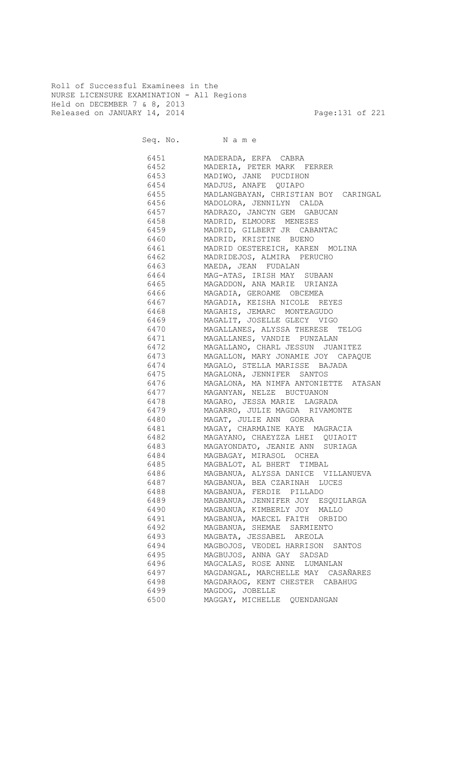Roll of Successful Examinees in the
NURSE LICENSURE EXAMINATION - All Regions
Held on DECEMBER 7 & 8, 2013
Released on JANUARY 14, 2014

| Seq. No. | N a m e |
|---|---|
| 6451 | MADERADA, ERFA CABRA |
| 6452 | MADERIA, PETER MARK FERRER |
| 6453 | MADIWO, JANE PUCDIHON |
| 6454 | MADJUS, ANAFE QUIAPO |
| 6455 | MADLANGBAYAN, CHRISTIAN BOY CARINGAL |
| 6456 | MADOLORA, JENNILYN CALDA |
| 6457 | MADRAZO, JANCYN GEM GABUCAN |
| 6458 | MADRID, ELMOORE MENESES |
| 6459 | MADRID, GILBERT JR CABANTAC |
| 6460 | MADRID, KRISTINE BUENO |
| 6461 | MADRID OESTEREICH, KAREN MOLINA |
| 6462 | MADRIDEJOS, ALMIRA PERUCHO |
| 6463 | MAEDA, JEAN FUDALAN |
| 6464 | MAG-ATAS, IRISH MAY SUBAAN |
| 6465 | MAGADDON, ANA MARIE URIANZA |
| 6466 | MAGADIA, GEROAME OBCEMEA |
| 6467 | MAGADIA, KEISHA NICOLE REYES |
| 6468 | MAGAHIS, JEMARC MONTEAGUDO |
| 6469 | MAGALIT, JOSELLE GLECY VIGO |
| 6470 | MAGALLANES, ALYSSA THERESE TELOG |
| 6471 | MAGALLANES, VANDIE PUNZALAN |
| 6472 | MAGALLANO, CHARL JESSUN JUANITEZ |
| 6473 | MAGALLON, MARY JONAMIE JOY CAPAQUE |
| 6474 | MAGALO, STELLA MARISSE BAJADA |
| 6475 | MAGALONA, JENNIFER SANTOS |
| 6476 | MAGALONA, MA NIMFA ANTONIETTE ATASAN |
| 6477 | MAGANYAN, NELZE BUCTUANON |
| 6478 | MAGARO, JESSA MARIE LAGRADA |
| 6479 | MAGARRO, JULIE MAGDA RIVAMONTE |
| 6480 | MAGAT, JULIE ANN GORRA |
| 6481 | MAGAY, CHARMAINE KAYE MAGRACIA |
| 6482 | MAGAYANO, CHAEYZZA LHEI QUIAOIT |
| 6483 | MAGAYONDATO, JEANIE ANN SURIAGA |
| 6484 | MAGBAGAY, MIRASOL OCHEA |
| 6485 | MAGBALOT, AL BHERT TIMBAL |
| 6486 | MAGBANUA, ALYSSA DANICE VILLANUEVA |
| 6487 | MAGBANUA, BEA CZARINAH LUCES |
| 6488 | MAGBANUA, FERDIE PILLADO |
| 6489 | MAGBANUA, JENNIFER JOY ESQUILARGA |
| 6490 | MAGBANUA, KIMBERLY JOY MALLO |
| 6491 | MAGBANUA, MAECEL FAITH ORBIDO |
| 6492 | MAGBANUA, SHEMAE SARMIENTO |
| 6493 | MAGBATA, JESSABEL AREOLA |
| 6494 | MAGBOJOS, VEODEL HARRISON SANTOS |
| 6495 | MAGBUJOS, ANNA GAY SADSAD |
| 6496 | MAGCALAS, ROSE ANNE LUMANLAN |
| 6497 | MAGDANGAL, MARCHELLE MAY CASAÑARES |
| 6498 | MAGDARAOG, KENT CHESTER CABAHUG |
| 6499 | MAGDOG, JOBELLE |
| 6500 | MAGGAY, MICHELLE QUENDANGAN |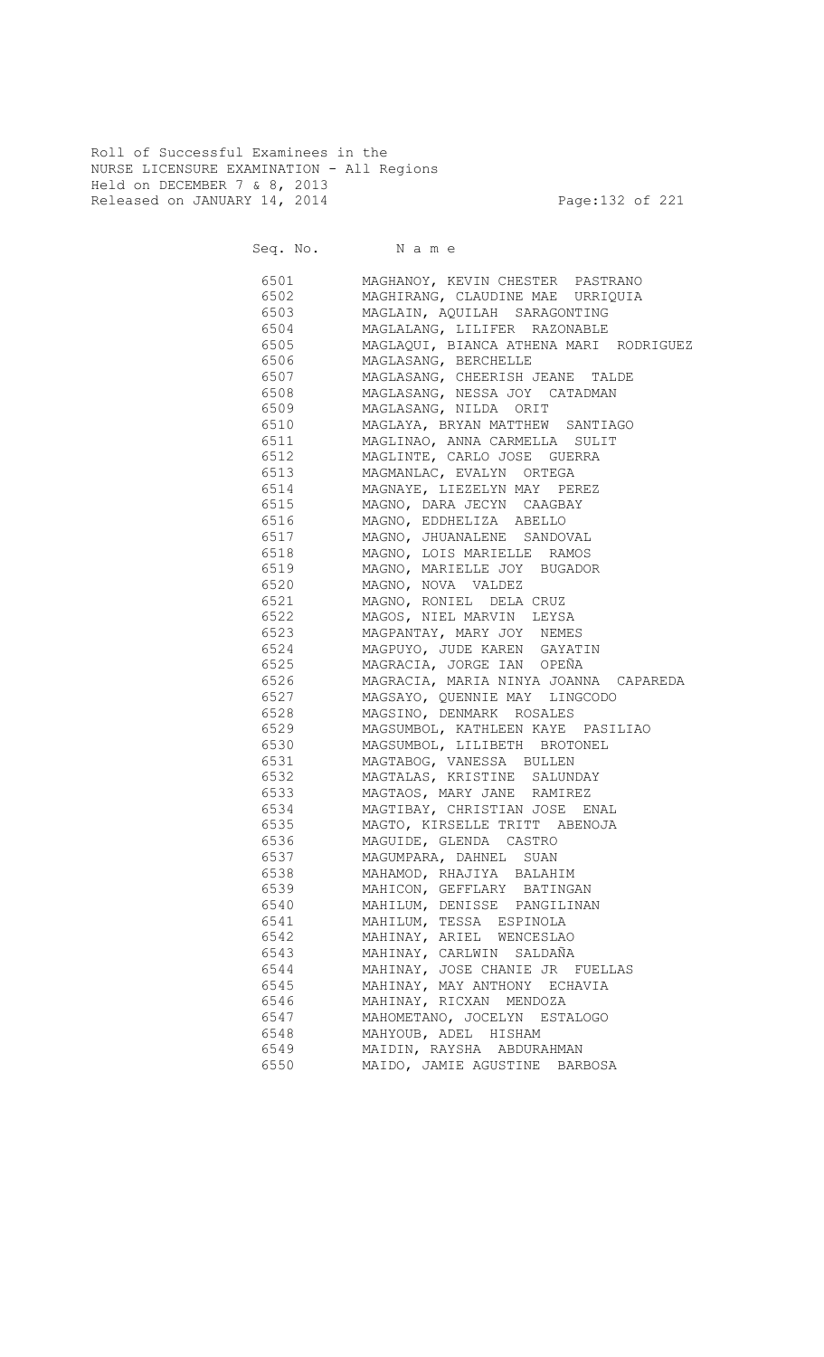Roll of Successful Examinees in the
NURSE LICENSURE EXAMINATION - All Regions
Held on DECEMBER 7 & 8, 2013
Released on JANUARY 14, 2014

| Seq. No. | N a m e |
|---|---|
| 6501 | MAGHANOY, KEVIN CHESTER PASTRANO |
| 6502 | MAGHIRANG, CLAUDINE MAE URRIQUIA |
| 6503 | MAGLAIN, AQUILAH SARAGONTING |
| 6504 | MAGLALANG, LILIFER RAZONABLE |
| 6505 | MAGLAQUI, BIANCA ATHENA MARI RODRIGUEZ |
| 6506 | MAGLASANG, BERCHELLE |
| 6507 | MAGLASANG, CHEERISH JEANE TALDE |
| 6508 | MAGLASANG, NESSA JOY CATADMAN |
| 6509 | MAGLASANG, NILDA ORIT |
| 6510 | MAGLAYA, BRYAN MATTHEW SANTIAGO |
| 6511 | MAGLINAO, ANNA CARMELLA SULIT |
| 6512 | MAGLINTE, CARLO JOSE GUERRA |
| 6513 | MAGMANLAC, EVALYN ORTEGA |
| 6514 | MAGNAYE, LIEZELYN MAY PEREZ |
| 6515 | MAGNO, DARA JECYN CAAGBAY |
| 6516 | MAGNO, EDDHELIZA ABELLO |
| 6517 | MAGNO, JHUANALENE SANDOVAL |
| 6518 | MAGNO, LOIS MARIELLE RAMOS |
| 6519 | MAGNO, MARIELLE JOY BUGADOR |
| 6520 | MAGNO, NOVA VALDEZ |
| 6521 | MAGNO, RONIEL DELA CRUZ |
| 6522 | MAGOS, NIEL MARVIN LEYSA |
| 6523 | MAGPANTAY, MARY JOY NEMES |
| 6524 | MAGPUYO, JUDE KAREN GAYATIN |
| 6525 | MAGRACIA, JORGE IAN OPEÑA |
| 6526 | MAGRACIA, MARIA NINYA JOANNA CAPAREDA |
| 6527 | MAGSAYO, QUENNIE MAY LINGCODO |
| 6528 | MAGSINO, DENMARK ROSALES |
| 6529 | MAGSUMBOL, KATHLEEN KAYE PASILIAO |
| 6530 | MAGSUMBOL, LILIBETH BROTONEL |
| 6531 | MAGTABOG, VANESSA BULLEN |
| 6532 | MAGTALAS, KRISTINE SALUNDAY |
| 6533 | MAGTAOS, MARY JANE RAMIREZ |
| 6534 | MAGTIBAY, CHRISTIAN JOSE ENAL |
| 6535 | MAGTO, KIRSELLE TRITT ABENOJA |
| 6536 | MAGUIDE, GLENDA CASTRO |
| 6537 | MAGUMPARA, DAHNEL SUAN |
| 6538 | MAHAMOD, RHAJIYA BALAHIM |
| 6539 | MAHICON, GEFFLARY BATINGAN |
| 6540 | MAHILUM, DENISSE PANGILINAN |
| 6541 | MAHILUM, TESSA ESPINOLA |
| 6542 | MAHINAY, ARIEL WENCESLAO |
| 6543 | MAHINAY, CARLWIN SALDAÑA |
| 6544 | MAHINAY, JOSE CHANIE JR FUELLAS |
| 6545 | MAHINAY, MAY ANTHONY ECHAVIA |
| 6546 | MAHINAY, RICXAN MENDOZA |
| 6547 | MAHOMETANO, JOCELYN ESTALOGO |
| 6548 | MAHYOUB, ADEL HISHAM |
| 6549 | MAIDIN, RAYSHA ABDURAHMAN |
| 6550 | MAIDO, JAMIE AGUSTINE BARBOSA |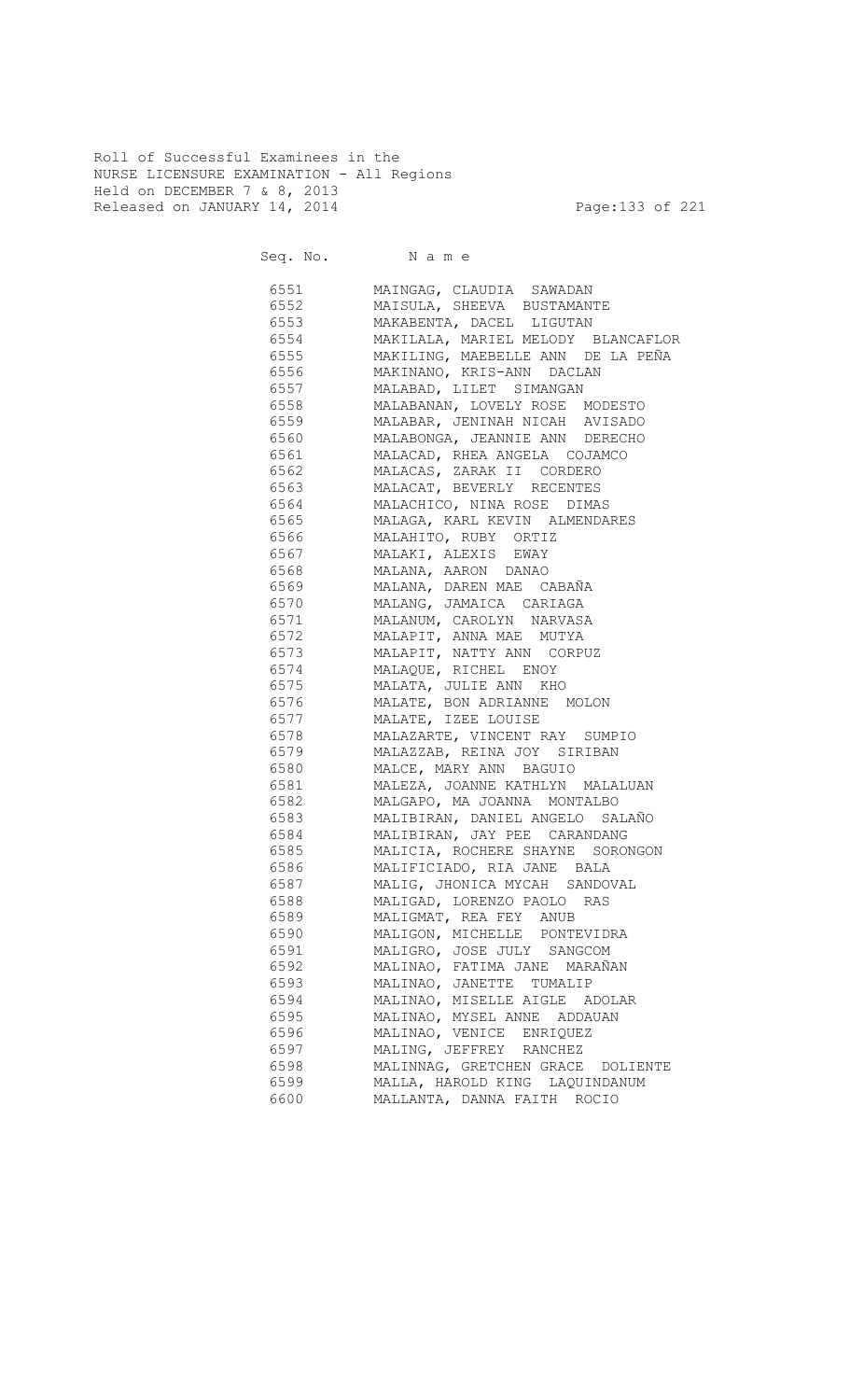Roll of Successful Examinees in the
NURSE LICENSURE EXAMINATION - All Regions
Held on DECEMBER 7 & 8, 2013
Released on JANUARY 14, 2014

| Seq. No. | N a m e |
|---|---|
| 6551 | MAINGAG, CLAUDIA SAWADAN |
| 6552 | MAISULA, SHEEVA BUSTAMANTE |
| 6553 | MAKABENTA, DACEL LIGUTAN |
| 6554 | MAKILALA, MARIEL MELODY BLANCAFLOR |
| 6555 | MAKILING, MAEBELLE ANN DE LA PEÑA |
| 6556 | MAKINANO, KRIS-ANN DACLAN |
| 6557 | MALABAD, LILET SIMANGAN |
| 6558 | MALABANAN, LOVELY ROSE MODESTO |
| 6559 | MALABAR, JENINAH NICAH AVISADO |
| 6560 | MALABONGA, JEANNIE ANN DERECHO |
| 6561 | MALACAD, RHEA ANGELA COJAMCO |
| 6562 | MALACAS, ZARAK II CORDERO |
| 6563 | MALACAT, BEVERLY RECENTES |
| 6564 | MALACHICO, NINA ROSE DIMAS |
| 6565 | MALAGA, KARL KEVIN ALMENDARES |
| 6566 | MALAHITO, RUBY ORTIZ |
| 6567 | MALAKI, ALEXIS EWAY |
| 6568 | MALANA, AARON DANAO |
| 6569 | MALANA, DAREN MAE CABAÑA |
| 6570 | MALANG, JAMAICA CARIAGA |
| 6571 | MALANUM, CAROLYN NARVASA |
| 6572 | MALAPIT, ANNA MAE MUTYA |
| 6573 | MALAPIT, NATTY ANN CORPUZ |
| 6574 | MALAQUE, RICHEL ENOY |
| 6575 | MALATA, JULIE ANN KHO |
| 6576 | MALATE, BON ADRIANNE MOLON |
| 6577 | MALATE, IZEE LOUISE |
| 6578 | MALAZARTE, VINCENT RAY SUMPIO |
| 6579 | MALAZZAB, REINA JOY SIRIBAN |
| 6580 | MALCE, MARY ANN BAGUIO |
| 6581 | MALEZA, JOANNE KATHLYN MALALUAN |
| 6582 | MALGAPO, MA JOANNA MONTALBO |
| 6583 | MALIBIRAN, DANIEL ANGELO SALAÑO |
| 6584 | MALIBIRAN, JAY PEE CARANDANG |
| 6585 | MALICIA, ROCHERE SHAYNE SORONGON |
| 6586 | MALIFICIADO, RIA JANE BALA |
| 6587 | MALIG, JHONICA MYCAH SANDOVAL |
| 6588 | MALIGAD, LORENZO PAOLO RAS |
| 6589 | MALIGMAT, REA FEY ANUB |
| 6590 | MALIGON, MICHELLE PONTEVIDRA |
| 6591 | MALIGRO, JOSE JULY SANGCOM |
| 6592 | MALINAO, FATIMA JANE MARAÑAN |
| 6593 | MALINAO, JANETTE TUMALIP |
| 6594 | MALINAO, MISELLE AIGLE ADOLAR |
| 6595 | MALINAO, MYSEL ANNE ADDAUAN |
| 6596 | MALINAO, VENICE ENRIQUEZ |
| 6597 | MALING, JEFFREY RANCHEZ |
| 6598 | MALINNAG, GRETCHEN GRACE DOLIENTE |
| 6599 | MALLA, HAROLD KING LAQUINDANUM |
| 6600 | MALLANTA, DANNA FAITH ROCIO |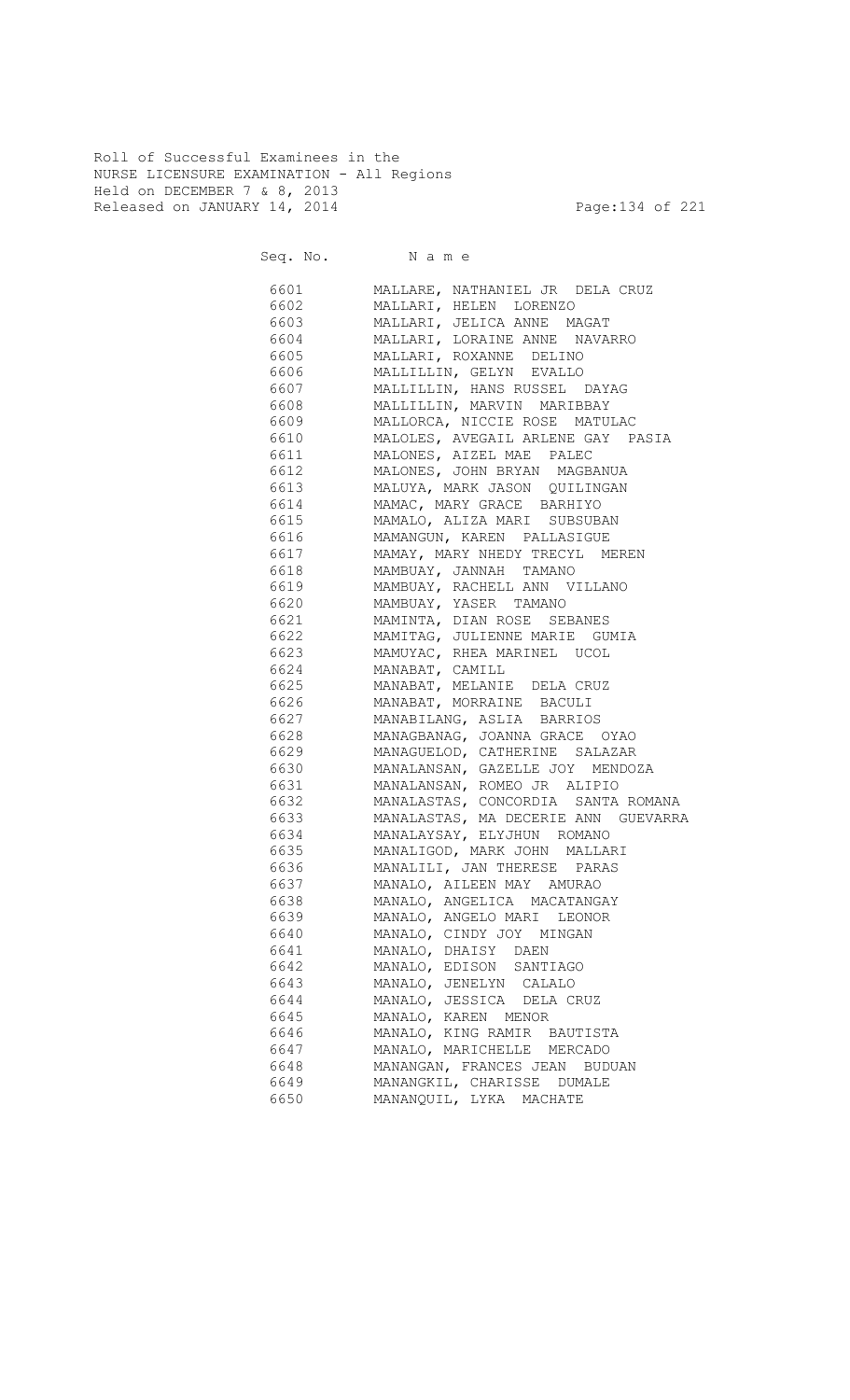Roll of Successful Examinees in the
NURSE LICENSURE EXAMINATION - All Regions
Held on DECEMBER 7 & 8, 2013
Released on JANUARY 14, 2014

| Seq. No. | N a m e |
|---|---|
| 6601 | MALLARE, NATHANIEL JR DELA CRUZ |
| 6602 | MALLARI, HELEN LORENZO |
| 6603 | MALLARI, JELICA ANNE MAGAT |
| 6604 | MALLARI, LORAINE ANNE NAVARRO |
| 6605 | MALLARI, ROXANNE DELINO |
| 6606 | MALLILLIN, GELYN EVALLO |
| 6607 | MALLILLIN, HANS RUSSEL DAYAG |
| 6608 | MALLILLIN, MARVIN MARIBBAY |
| 6609 | MALLORCA, NICCIE ROSE MATULAC |
| 6610 | MALOLES, AVEGAIL ARLENE GAY PASIA |
| 6611 | MALONES, AIZEL MAE PALEC |
| 6612 | MALONES, JOHN BRYAN MAGBANUA |
| 6613 | MALUYA, MARK JASON QUILINGAN |
| 6614 | MAMAC, MARY GRACE BARHIYO |
| 6615 | MAMALO, ALIZA MARI SUBSUBAN |
| 6616 | MAMANGUN, KAREN PALLASIGUE |
| 6617 | MAMAY, MARY NHEDY TRECYL MEREN |
| 6618 | MAMBUAY, JANNAH TAMANO |
| 6619 | MAMBUAY, RACHELL ANN VILLANO |
| 6620 | MAMBUAY, YASER TAMANO |
| 6621 | MAMINTA, DIAN ROSE SEBANES |
| 6622 | MAMITAG, JULIENNE MARIE GUMIA |
| 6623 | MAMUYAC, RHEA MARINEL UCOL |
| 6624 | MANABAT, CAMILL |
| 6625 | MANABAT, MELANIE DELA CRUZ |
| 6626 | MANABAT, MORRAINE BACULI |
| 6627 | MANABILANG, ASLIA BARRIOS |
| 6628 | MANAGBANAG, JOANNA GRACE OYAO |
| 6629 | MANAGUELOD, CATHERINE SALAZAR |
| 6630 | MANALANSAN, GAZELLE JOY MENDOZA |
| 6631 | MANALANSAN, ROMEO JR ALIPIO |
| 6632 | MANALASTAS, CONCORDIA SANTA ROMANA |
| 6633 | MANALASTAS, MA DECERIE ANN GUEVARRA |
| 6634 | MANALAYSAY, ELYJHUN ROMANO |
| 6635 | MANALIGOD, MARK JOHN MALLARI |
| 6636 | MANALILI, JAN THERESE PARAS |
| 6637 | MANALO, AILEEN MAY AMURAO |
| 6638 | MANALO, ANGELICA MACATANGAY |
| 6639 | MANALO, ANGELO MARI LEONOR |
| 6640 | MANALO, CINDY JOY MINGAN |
| 6641 | MANALO, DHAISY DAEN |
| 6642 | MANALO, EDISON SANTIAGO |
| 6643 | MANALO, JENELYN CALALO |
| 6644 | MANALO, JESSICA DELA CRUZ |
| 6645 | MANALO, KAREN MENOR |
| 6646 | MANALO, KING RAMIR BAUTISTA |
| 6647 | MANALO, MARICHELLE MERCADO |
| 6648 | MANANGAN, FRANCES JEAN BUDUAN |
| 6649 | MANANGKIL, CHARISSE DUMALE |
| 6650 | MANANQUIL, LYKA MACHATE |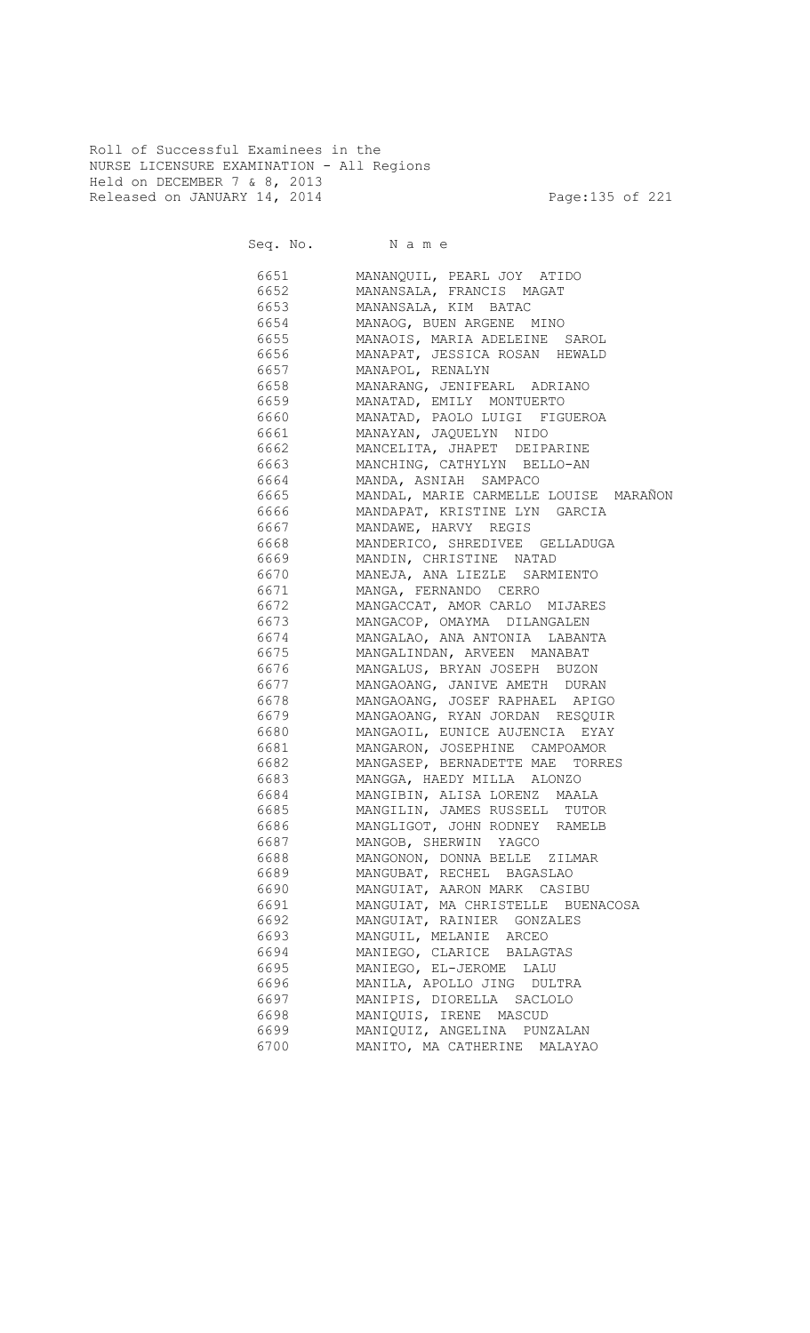Roll of Successful Examinees in the
NURSE LICENSURE EXAMINATION - All Regions
Held on DECEMBER 7 & 8, 2013
Released on JANUARY 14, 2014

| Seq. No. | N a m e |
|---|---|
| 6651 | MANANQUIL, PEARL JOY ATIDO |
| 6652 | MANANSALA, FRANCIS MAGAT |
| 6653 | MANANSALA, KIM BATAC |
| 6654 | MANAOG, BUEN ARGENE MINO |
| 6655 | MANAOIS, MARIA ADELEINE SAROL |
| 6656 | MANAPAT, JESSICA ROSAN HEWALD |
| 6657 | MANAPOL, RENALYN |
| 6658 | MANARANG, JENIFEARL ADRIANO |
| 6659 | MANATAD, EMILY MONTUERTO |
| 6660 | MANATAD, PAOLO LUIGI FIGUEROA |
| 6661 | MANAYAN, JAQUELYN NIDO |
| 6662 | MANCELITA, JHAPET DEIPARINE |
| 6663 | MANCHING, CATHYLYN BELLO-AN |
| 6664 | MANDA, ASNIAH SAMPACO |
| 6665 | MANDAL, MARIE CARMELLE LOUISE MARAÑON |
| 6666 | MANDAPAT, KRISTINE LYN GARCIA |
| 6667 | MANDAWE, HARVY REGIS |
| 6668 | MANDERICO, SHREDIVEE GELLADUGA |
| 6669 | MANDIN, CHRISTINE NATAD |
| 6670 | MANEJA, ANA LIEZLE SARMIENTO |
| 6671 | MANGA, FERNANDO CERRO |
| 6672 | MANGACCAT, AMOR CARLO MIJARES |
| 6673 | MANGACOP, OMAYMA DILANGALEN |
| 6674 | MANGALAO, ANA ANTONIA LABANTA |
| 6675 | MANGALINDAN, ARVEEN MANABAT |
| 6676 | MANGALUS, BRYAN JOSEPH BUZON |
| 6677 | MANGAOANG, JANIVE AMETH DURAN |
| 6678 | MANGAOANG, JOSEF RAPHAEL APIGO |
| 6679 | MANGAOANG, RYAN JORDAN RESQUIR |
| 6680 | MANGAOIL, EUNICE AUJENCIA EYAY |
| 6681 | MANGARON, JOSEPHINE CAMPOAMOR |
| 6682 | MANGASEP, BERNADETTE MAE TORRES |
| 6683 | MANGGA, HAEDY MILLA ALONZO |
| 6684 | MANGIBIN, ALISA LORENZ MAALA |
| 6685 | MANGILIN, JAMES RUSSELL TUTOR |
| 6686 | MANGLIGOT, JOHN RODNEY RAMELB |
| 6687 | MANGOB, SHERWIN YAGCO |
| 6688 | MANGONON, DONNA BELLE ZILMAR |
| 6689 | MANGUBAT, RECHEL BAGASLAO |
| 6690 | MANGUIAT, AARON MARK CASIBU |
| 6691 | MANGUIAT, MA CHRISTELLE BUENACOSA |
| 6692 | MANGUIAT, RAINIER GONZALES |
| 6693 | MANGUIL, MELANIE ARCEO |
| 6694 | MANIEGO, CLARICE BALAGTAS |
| 6695 | MANIEGO, EL-JEROME LALU |
| 6696 | MANILA, APOLLO JING DULTRA |
| 6697 | MANIPIS, DIORELLA SACLOLO |
| 6698 | MANIQUIS, IRENE MASCUD |
| 6699 | MANIQUIZ, ANGELINA PUNZALAN |
| 6700 | MANITO, MA CATHERINE MALAYAO |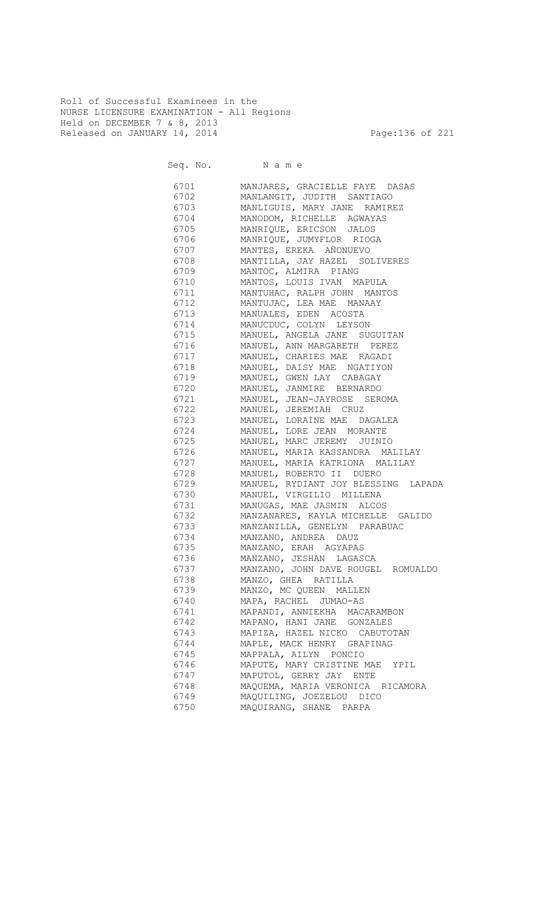Roll of Successful Examinees in the
NURSE LICENSURE EXAMINATION - All Regions
Held on DECEMBER 7 & 8, 2013
Released on JANUARY 14, 2014

| Seq. No. | N a m e |
|---|---|
| 6701 | MANJARES, GRACIELLE FAYE DASAS |
| 6702 | MANLANGIT, JUDITH SANTIAGO |
| 6703 | MANLIGUIS, MARY JANE RAMIREZ |
| 6704 | MANODOM, RICHELLE AGWAYAS |
| 6705 | MANRIQUE, ERICSON JALOS |
| 6706 | MANRIQUE, JUMYFLOR RIOGA |
| 6707 | MANTES, EREKA AÑONUEVO |
| 6708 | MANTILLA, JAY HAZEL SOLIVERES |
| 6709 | MANTOC, ALMIRA PIANG |
| 6710 | MANTOS, LOUIS IVAN MAPULA |
| 6711 | MANTUHAC, RALPH JOHN MANTOS |
| 6712 | MANTUJAC, LEA MAE MANAAY |
| 6713 | MANUALES, EDEN ACOSTA |
| 6714 | MANUCDUC, COLYN LEYSON |
| 6715 | MANUEL, ANGELA JANE SUGUITAN |
| 6716 | MANUEL, ANN MARGARETH PEREZ |
| 6717 | MANUEL, CHARIES MAE RAGADI |
| 6718 | MANUEL, DAISY MAE NGATIYON |
| 6719 | MANUEL, GWEN LAY CABAGAY |
| 6720 | MANUEL, JANMIRE BERNARDO |
| 6721 | MANUEL, JEAN-JAYROSE SEROMA |
| 6722 | MANUEL, JEREMIAH CRUZ |
| 6723 | MANUEL, LORAINE MAE DAGALEA |
| 6724 | MANUEL, LORE JEAN MORANTE |
| 6725 | MANUEL, MARC JEREMY JUINIO |
| 6726 | MANUEL, MARIA KASSANDRA MALILAY |
| 6727 | MANUEL, MARIA KATRIONA MALILAY |
| 6728 | MANUEL, ROBERTO II DUERO |
| 6729 | MANUEL, RYDIANT JOY BLESSING LAPADA |
| 6730 | MANUEL, VIRGILIO MILLENA |
| 6731 | MANUGAS, MAE JASMIN ALCOS |
| 6732 | MANZANARES, KAYLA MICHELLE GALIDO |
| 6733 | MANZANILLA, GENELYN PARABUAC |
| 6734 | MANZANO, ANDREA DAUZ |
| 6735 | MANZANO, ERAH AGYAPAS |
| 6736 | MANZANO, JESHAN LAGASCA |
| 6737 | MANZANO, JOHN DAVE ROUGEL ROMUALDO |
| 6738 | MANZO, GHEA RATILLA |
| 6739 | MANZO, MC QUEEN MALLEN |
| 6740 | MAPA, RACHEL JUMAO-AS |
| 6741 | MAPANDI, ANNIEKHA MACARAMBON |
| 6742 | MAPANO, HANI JANE GONZALES |
| 6743 | MAPIZA, HAZEL NICKO CABUTOTAN |
| 6744 | MAPLE, MACK HENRY GRAPINAG |
| 6745 | MAPPALA, AILYN PONCIO |
| 6746 | MAPUTE, MARY CRISTINE MAE YPIL |
| 6747 | MAPUTOL, GERRY JAY ENTE |
| 6748 | MAQUEMA, MARIA VERONICA RICAMORA |
| 6749 | MAQUILING, JOEZELOU DICO |
| 6750 | MAQUIRANG, SHANE PARPA |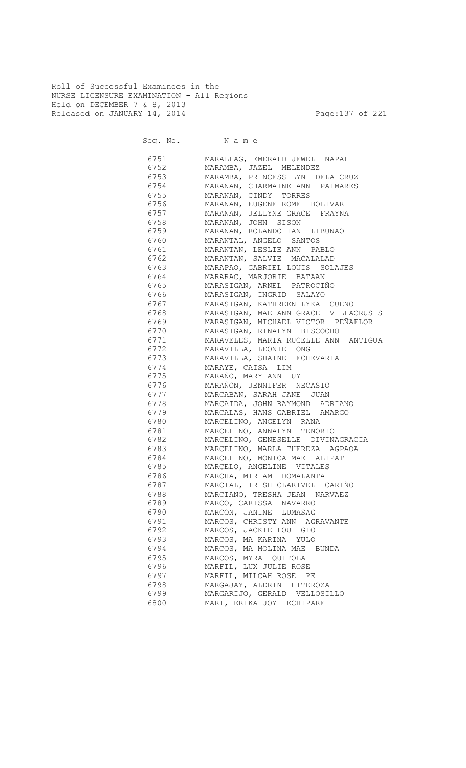Roll of Successful Examinees in the
NURSE LICENSURE EXAMINATION - All Regions
Held on DECEMBER 7 & 8, 2013
Released on JANUARY 14, 2014

| Seq. No. | N a m e |
|---|---|
| 6751 | MARALLAG, EMERALD JEWEL NAPAL |
| 6752 | MARAMBA, JAZEL MELENDEZ |
| 6753 | MARAMBA, PRINCESS LYN DELA CRUZ |
| 6754 | MARANAN, CHARMAINE ANN PALMARES |
| 6755 | MARANAN, CINDY TORRES |
| 6756 | MARANAN, EUGENE ROME BOLIVAR |
| 6757 | MARANAN, JELLYNE GRACE FRAYNA |
| 6758 | MARANAN, JOHN SISON |
| 6759 | MARANAN, ROLANDO IAN LIBUNAO |
| 6760 | MARANTAL, ANGELO SANTOS |
| 6761 | MARANTAN, LESLIE ANN PABLO |
| 6762 | MARANTAN, SALVIE MACALALAD |
| 6763 | MARAPAO, GABRIEL LOUIS SOLAJES |
| 6764 | MARARAC, MARJORIE BATAAN |
| 6765 | MARASIGAN, ARNEL PATROCIÑO |
| 6766 | MARASIGAN, INGRID SALAYO |
| 6767 | MARASIGAN, KATHREEN LYKA CUENO |
| 6768 | MARASIGAN, MAE ANN GRACE VILLACRUSIS |
| 6769 | MARASIGAN, MICHAEL VICTOR PEÑAFLOR |
| 6770 | MARASIGAN, RINALYN BISCOCHO |
| 6771 | MARAVELES, MARIA RUCELLE ANN ANTIGUA |
| 6772 | MARAVILLA, LEONIE ONG |
| 6773 | MARAVILLA, SHAINE ECHEVARIA |
| 6774 | MARAYE, CAISA LIM |
| 6775 | MARAÑO, MARY ANN UY |
| 6776 | MARAÑON, JENNIFER NECASIO |
| 6777 | MARCABAN, SARAH JANE JUAN |
| 6778 | MARCAIDA, JOHN RAYMOND ADRIANO |
| 6779 | MARCALAS, HANS GABRIEL AMARGO |
| 6780 | MARCELINO, ANGELYN RANA |
| 6781 | MARCELINO, ANNALYN TENORIO |
| 6782 | MARCELINO, GENESELLE DIVINAGRACIA |
| 6783 | MARCELINO, MARLA THEREZA AGPAOA |
| 6784 | MARCELINO, MONICA MAE ALIPAT |
| 6785 | MARCELO, ANGELINE VITALES |
| 6786 | MARCHA, MIRIAM DOMALANTA |
| 6787 | MARCIAL, IRISH CLARIVEL CARIÑO |
| 6788 | MARCIANO, TRESHA JEAN NARVAEZ |
| 6789 | MARCO, CARISSA NAVARRO |
| 6790 | MARCON, JANINE LUMASAG |
| 6791 | MARCOS, CHRISTY ANN AGRAVANTE |
| 6792 | MARCOS, JACKIE LOU GIO |
| 6793 | MARCOS, MA KARINA YULO |
| 6794 | MARCOS, MA MOLINA MAE BUNDA |
| 6795 | MARCOS, MYRA QUITOLA |
| 6796 | MARFIL, LUX JULIE ROSE |
| 6797 | MARFIL, MILCAH ROSE PE |
| 6798 | MARGAJAY, ALDRIN HITEROZA |
| 6799 | MARGARIJO, GERALD VELLOSILLO |
| 6800 | MARI, ERIKA JOY ECHIPARE |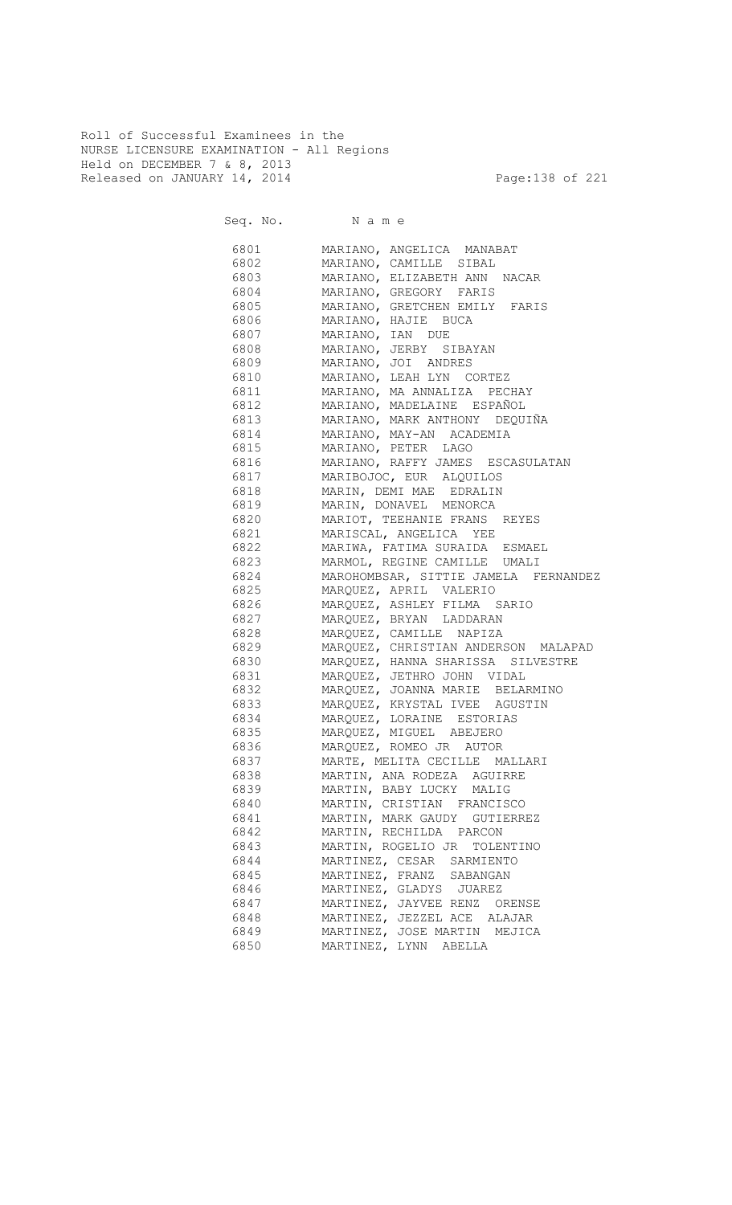Roll of Successful Examinees in the
NURSE LICENSURE EXAMINATION - All Regions
Held on DECEMBER 7 & 8, 2013
Released on JANUARY 14, 2014

| Seq. No. | N a m e |
|---|---|
| 6801 | MARIANO, ANGELICA MANABAT |
| 6802 | MARIANO, CAMILLE SIBAL |
| 6803 | MARIANO, ELIZABETH ANN NACAR |
| 6804 | MARIANO, GREGORY FARIS |
| 6805 | MARIANO, GRETCHEN EMILY FARIS |
| 6806 | MARIANO, HAJIE BUCA |
| 6807 | MARIANO, IAN DUE |
| 6808 | MARIANO, JERBY SIBAYAN |
| 6809 | MARIANO, JOI ANDRES |
| 6810 | MARIANO, LEAH LYN CORTEZ |
| 6811 | MARIANO, MA ANNALIZA PECHAY |
| 6812 | MARIANO, MADELAINE ESPAÑOL |
| 6813 | MARIANO, MARK ANTHONY DEQUIÑA |
| 6814 | MARIANO, MAY-AN ACADEMIA |
| 6815 | MARIANO, PETER LAGO |
| 6816 | MARIANO, RAFFY JAMES ESCASULATAN |
| 6817 | MARIBOJOC, EUR ALQUILOS |
| 6818 | MARIN, DEMI MAE EDRALIN |
| 6819 | MARIN, DONAVEL MENORCA |
| 6820 | MARIOT, TEEHANIE FRANS REYES |
| 6821 | MARISCAL, ANGELICA YEE |
| 6822 | MARIWA, FATIMA SURAIDA ESMAEL |
| 6823 | MARMOL, REGINE CAMILLE UMALI |
| 6824 | MAROHOMBSAR, SITTIE JAMELA FERNANDEZ |
| 6825 | MARQUEZ, APRIL VALERIO |
| 6826 | MARQUEZ, ASHLEY FILMA SARIO |
| 6827 | MARQUEZ, BRYAN LADDARAN |
| 6828 | MARQUEZ, CAMILLE NAPIZA |
| 6829 | MARQUEZ, CHRISTIAN ANDERSON MALAPAD |
| 6830 | MARQUEZ, HANNA SHARISSA SILVESTRE |
| 6831 | MARQUEZ, JETHRO JOHN VIDAL |
| 6832 | MARQUEZ, JOANNA MARIE BELARMINO |
| 6833 | MARQUEZ, KRYSTAL IVEE AGUSTIN |
| 6834 | MARQUEZ, LORAINE ESTORIAS |
| 6835 | MARQUEZ, MIGUEL ABEJERO |
| 6836 | MARQUEZ, ROMEO JR AUTOR |
| 6837 | MARTE, MELITA CECILLE MALLARI |
| 6838 | MARTIN, ANA RODEZA AGUIRRE |
| 6839 | MARTIN, BABY LUCKY MALIG |
| 6840 | MARTIN, CRISTIAN FRANCISCO |
| 6841 | MARTIN, MARK GAUDY GUTIERREZ |
| 6842 | MARTIN, RECHILDA PARCON |
| 6843 | MARTIN, ROGELIO JR TOLENTINO |
| 6844 | MARTINEZ, CESAR SARMIENTO |
| 6845 | MARTINEZ, FRANZ SABANGAN |
| 6846 | MARTINEZ, GLADYS JUAREZ |
| 6847 | MARTINEZ, JAYVEE RENZ ORENSE |
| 6848 | MARTINEZ, JEZZEL ACE ALAJAR |
| 6849 | MARTINEZ, JOSE MARTIN MEJICA |
| 6850 | MARTINEZ, LYNN ABELLA |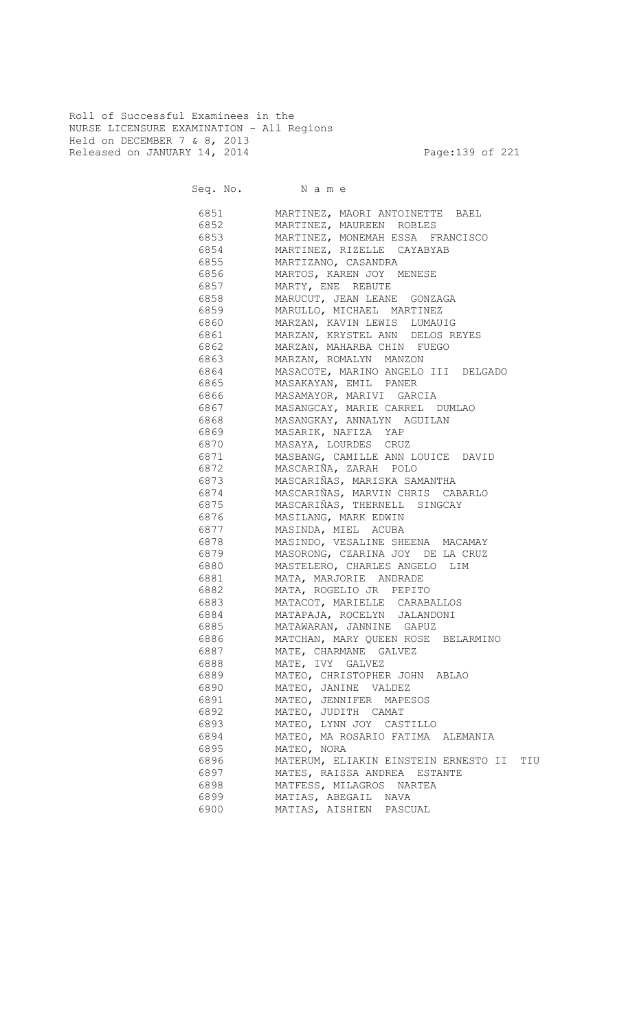Roll of Successful Examinees in the
NURSE LICENSURE EXAMINATION - All Regions
Held on DECEMBER 7 & 8, 2013
Released on JANUARY 14, 2014

| Seq. No. | N a m e |
|---|---|
| 6851 | MARTINEZ, MAORI ANTOINETTE BAEL |
| 6852 | MARTINEZ, MAUREEN ROBLES |
| 6853 | MARTINEZ, MONEMAH ESSA FRANCISCO |
| 6854 | MARTINEZ, RIZELLE CAYABYAB |
| 6855 | MARTIZANO, CASANDRA |
| 6856 | MARTOS, KAREN JOY MENESE |
| 6857 | MARTY, ENE REBUTE |
| 6858 | MARUCUT, JEAN LEANE GONZAGA |
| 6859 | MARULLO, MICHAEL MARTINEZ |
| 6860 | MARZAN, KAVIN LEWIS LUMAUIG |
| 6861 | MARZAN, KRYSTEL ANN DELOS REYES |
| 6862 | MARZAN, MAHARBA CHIN FUEGO |
| 6863 | MARZAN, ROMALYN MANZON |
| 6864 | MASACOTE, MARINO ANGELO III DELGADO |
| 6865 | MASAKAYAN, EMIL PANER |
| 6866 | MASAMAYOR, MARIVI GARCIA |
| 6867 | MASANGCAY, MARIE CARREL DUMLAO |
| 6868 | MASANGKAY, ANNALYN AGUILAN |
| 6869 | MASARIK, NAFIZA YAP |
| 6870 | MASAYA, LOURDES CRUZ |
| 6871 | MASBANG, CAMILLE ANN LOUICE DAVID |
| 6872 | MASCARIÑA, ZARAH POLO |
| 6873 | MASCARIÑAS, MARISKA SAMANTHA |
| 6874 | MASCARIÑAS, MARVIN CHRIS CABARLO |
| 6875 | MASCARIÑAS, THERNELL SINGCAY |
| 6876 | MASILANG, MARK EDWIN |
| 6877 | MASINDA, MIEL ACUBA |
| 6878 | MASINDO, VESALINE SHEENA MACAMAY |
| 6879 | MASORONG, CZARINA JOY DE LA CRUZ |
| 6880 | MASTELERO, CHARLES ANGELO LIM |
| 6881 | MATA, MARJORIE ANDRADE |
| 6882 | MATA, ROGELIO JR PEPITO |
| 6883 | MATACOT, MARIELLE CARABALLOS |
| 6884 | MATAPAJA, ROCELYN JALANDONI |
| 6885 | MATAWARAN, JANNINE GAPUZ |
| 6886 | MATCHAN, MARY QUEEN ROSE BELARMINO |
| 6887 | MATE, CHARMANE GALVEZ |
| 6888 | MATE, IVY GALVEZ |
| 6889 | MATEO, CHRISTOPHER JOHN ABLAO |
| 6890 | MATEO, JANINE VALDEZ |
| 6891 | MATEO, JENNIFER MAPESOS |
| 6892 | MATEO, JUDITH CAMAT |
| 6893 | MATEO, LYNN JOY CASTILLO |
| 6894 | MATEO, MA ROSARIO FATIMA ALEMANIA |
| 6895 | MATEO, NORA |
| 6896 | MATERUM, ELIAKIN EINSTEIN ERNESTO II TIU |
| 6897 | MATES, RAISSA ANDREA ESTANTE |
| 6898 | MATFESS, MILAGROS NARTEA |
| 6899 | MATIAS, ABEGAIL NAVA |
| 6900 | MATIAS, AISHIEN PASCUAL |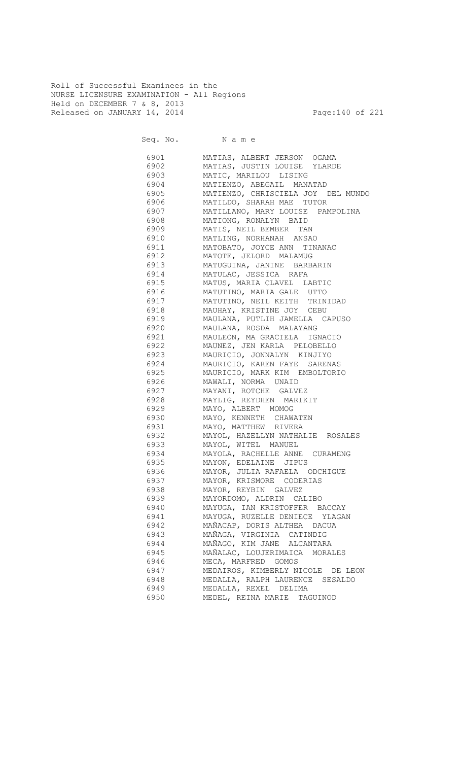Roll of Successful Examinees in the
NURSE LICENSURE EXAMINATION - All Regions
Held on DECEMBER 7 & 8, 2013
Released on JANUARY 14, 2014

| Seq. No. | Name |
|---|---|
| 6901 | MATIAS, ALBERT JERSON OGAMA |
| 6902 | MATIAS, JUSTIN LOUISE YLARDE |
| 6903 | MATIC, MARILOU LISING |
| 6904 | MATIENZO, ABEGAIL MANATAD |
| 6905 | MATIENZO, CHRISCIELA JOY DEL MUNDO |
| 6906 | MATILDO, SHARAH MAE TUTOR |
| 6907 | MATILLANO, MARY LOUISE PAMPOLINA |
| 6908 | MATIONG, RONALYN BAID |
| 6909 | MATIS, NEIL BEMBER TAN |
| 6910 | MATLING, NORHANAH ANSAO |
| 6911 | MATOBATO, JOYCE ANN TINANAC |
| 6912 | MATOTE, JELORD MALAMUG |
| 6913 | MATUGUINA, JANINE BARBARIN |
| 6914 | MATULAC, JESSICA RAFA |
| 6915 | MATUS, MARIA CLAVEL LABTIC |
| 6916 | MATUTINO, MARIA GALE UTTO |
| 6917 | MATUTINO, NEIL KEITH TRINIDAD |
| 6918 | MAUHAY, KRISTINE JOY CEBU |
| 6919 | MAULANA, PUTLIH JAMELLA CAPUSO |
| 6920 | MAULANA, ROSDA MALAYANG |
| 6921 | MAULEON, MA GRACIELA IGNACIO |
| 6922 | MAUNEZ, JEN KARLA PELOBELLO |
| 6923 | MAURICIO, JONNALYN KINJIYO |
| 6924 | MAURICIO, KAREN FAYE SARENAS |
| 6925 | MAURICIO, MARK KIM EMBOLTORIO |
| 6926 | MAWALI, NORMA UNAID |
| 6927 | MAYANI, ROTCHE GALVEZ |
| 6928 | MAYLIG, REYDHEN MARIKIT |
| 6929 | MAYO, ALBERT MOMOG |
| 6930 | MAYO, KENNETH CHAWATEN |
| 6931 | MAYO, MATTHEW RIVERA |
| 6932 | MAYOL, HAZELLYN NATHALIE ROSALES |
| 6933 | MAYOL, WITEL MANUEL |
| 6934 | MAYOLA, RACHELLE ANNE CURAMENG |
| 6935 | MAYON, EDELAINE JIPUS |
| 6936 | MAYOR, JULIA RAFAELA ODCHIGUE |
| 6937 | MAYOR, KRISMORE CODERIAS |
| 6938 | MAYOR, REYBIN GALVEZ |
| 6939 | MAYORDOMO, ALDRIN CALIBO |
| 6940 | MAYUGA, IAN KRISTOFFER BACCAY |
| 6941 | MAYUGA, RUZELLE DENIECE YLAGAN |
| 6942 | MAÑACAP, DORIS ALTHEA DACUA |
| 6943 | MAÑAGA, VIRGINIA CATINDIG |
| 6944 | MAÑAGO, KIM JANE ALCANTARA |
| 6945 | MAÑALAC, LOUJERIMAICA MORALES |
| 6946 | MECA, MARFRED GOMOS |
| 6947 | MEDAIROS, KIMBERLY NICOLE DE LEON |
| 6948 | MEDALLA, RALPH LAURENCE SESALDO |
| 6949 | MEDALLA, REXEL DELIMA |
| 6950 | MEDEL, REINA MARIE TAGUINOD |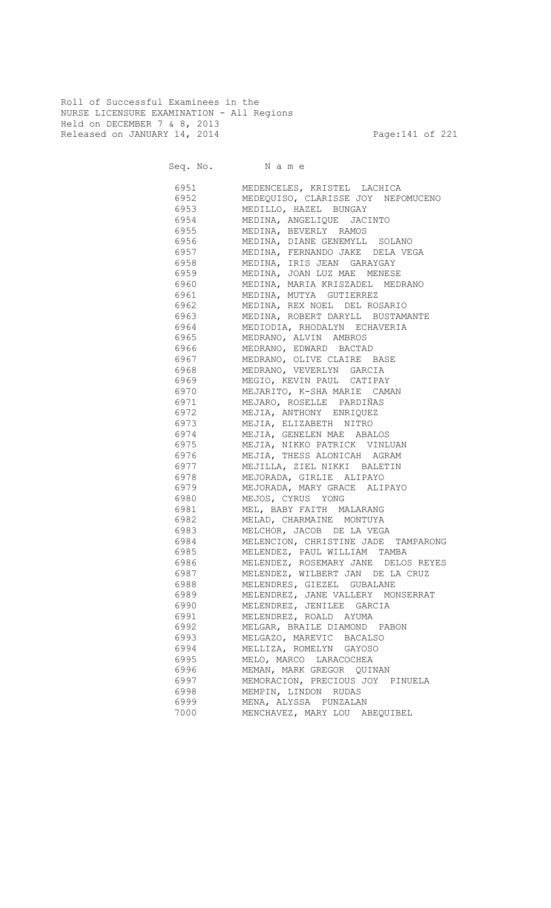Roll of Successful Examinees in the
NURSE LICENSURE EXAMINATION - All Regions
Held on DECEMBER 7 & 8, 2013
Released on JANUARY 14, 2014

| Seq. No. | N a m e |
|---|---|
| 6951 | MEDENCELES, KRISTEL LACHICA |
| 6952 | MEDEQUISO, CLARISSE JOY NEPOMUCENO |
| 6953 | MEDILLO, HAZEL BUNGAY |
| 6954 | MEDINA, ANGELIQUE JACINTO |
| 6955 | MEDINA, BEVERLY RAMOS |
| 6956 | MEDINA, DIANE GENEMYLL SOLANO |
| 6957 | MEDINA, FERNANDO JAKE DELA VEGA |
| 6958 | MEDINA, IRIS JEAN GARAYGAY |
| 6959 | MEDINA, JOAN LUZ MAE MENESE |
| 6960 | MEDINA, MARIA KRISZADEL MEDRANO |
| 6961 | MEDINA, MUTYA GUTIERREZ |
| 6962 | MEDINA, REX NOEL DEL ROSARIO |
| 6963 | MEDINA, ROBERT DARYLL BUSTAMANTE |
| 6964 | MEDIODIA, RHODALYN ECHAVERIA |
| 6965 | MEDRANO, ALVIN AMBROS |
| 6966 | MEDRANO, EDWARD BACTAD |
| 6967 | MEDRANO, OLIVE CLAIRE BASE |
| 6968 | MEDRANO, VEVERLYN GARCIA |
| 6969 | MEGIO, KEVIN PAUL CATIPAY |
| 6970 | MEJARITO, K-SHA MARIE CAMAN |
| 6971 | MEJARO, ROSELLE PARDIÑAS |
| 6972 | MEJIA, ANTHONY ENRIQUEZ |
| 6973 | MEJIA, ELIZABETH NITRO |
| 6974 | MEJIA, GENELEN MAE ABALOS |
| 6975 | MEJIA, NIKKO PATRICK VINLUAN |
| 6976 | MEJIA, THESS ALONICAH AGRAM |
| 6977 | MEJILLA, ZIEL NIKKI BALETIN |
| 6978 | MEJORADA, GIRLIE ALIPAYO |
| 6979 | MEJORADA, MARY GRACE ALIPAYO |
| 6980 | MEJOS, CYRUS YONG |
| 6981 | MEL, BABY FAITH MALARANG |
| 6982 | MELAD, CHARMAINE MONTUYA |
| 6983 | MELCHOR, JACOB DE LA VEGA |
| 6984 | MELENCION, CHRISTINE JADE TAMPARONG |
| 6985 | MELENDEZ, PAUL WILLIAM TAMBA |
| 6986 | MELENDEZ, ROSEMARY JANE DELOS REYES |
| 6987 | MELENDEZ, WILBERT JAN DE LA CRUZ |
| 6988 | MELENDRES, GIEZEL GUBALANE |
| 6989 | MELENDREZ, JANE VALLERY MONSERRAT |
| 6990 | MELENDREZ, JENILEE GARCIA |
| 6991 | MELENDREZ, ROALD AYUMA |
| 6992 | MELGAR, BRAILE DIAMOND PABON |
| 6993 | MELGAZO, MAREVIC BACALSO |
| 6994 | MELLIZA, ROMELYN GAYOSO |
| 6995 | MELO, MARCO LARACOCHEA |
| 6996 | MEMAN, MARK GREGOR QUINAN |
| 6997 | MEMORACION, PRECIOUS JOY PINUELA |
| 6998 | MEMPIN, LINDON RUDAS |
| 6999 | MENA, ALYSSA PUNZALAN |
| 7000 | MENCHAVEZ, MARY LOU ABEQUIBEL |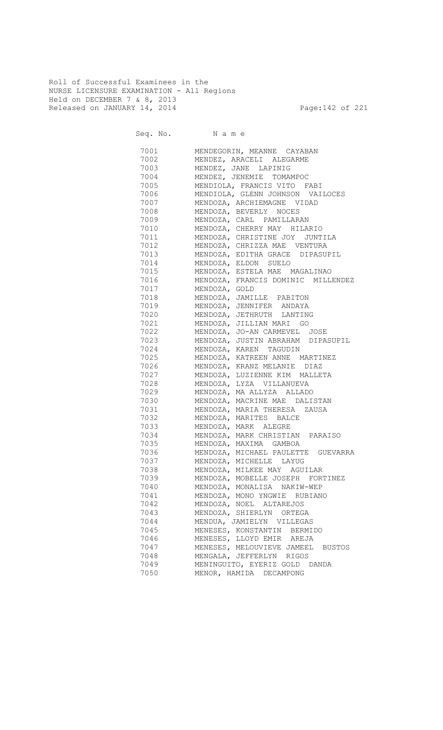Roll of Successful Examinees in the
NURSE LICENSURE EXAMINATION - All Regions
Held on DECEMBER 7 & 8, 2013
Released on JANUARY 14, 2014

| Seq. No. | Name |
|---|---|
| 7001 | MENDEGORIN, MEANNE CAYABAN |
| 7002 | MENDEZ, ARACELI ALEGARME |
| 7003 | MENDEZ, JANE LAPINIG |
| 7004 | MENDEZ, JENEMIE TOMAMPOC |
| 7005 | MENDIOLA, FRANCIS VITO FABI |
| 7006 | MENDIOLA, GLENN JOHNSON VAILOCES |
| 7007 | MENDOZA, ARCHIEMAGNE VIDAD |
| 7008 | MENDOZA, BEVERLY NOCES |
| 7009 | MENDOZA, CARL PAMILLARAN |
| 7010 | MENDOZA, CHERRY MAY HILARIO |
| 7011 | MENDOZA, CHRISTINE JOY JUNTILA |
| 7012 | MENDOZA, CHRIZZA MAE VENTURA |
| 7013 | MENDOZA, EDITHA GRACE DIPASUPIL |
| 7014 | MENDOZA, ELDON SUELO |
| 7015 | MENDOZA, ESTELA MAE MAGALINAO |
| 7016 | MENDOZA, FRANCIS DOMINIC MILLENDEZ |
| 7017 | MENDOZA, GOLD |
| 7018 | MENDOZA, JAMILLE PABITON |
| 7019 | MENDOZA, JENNIFER ANDAYA |
| 7020 | MENDOZA, JETHRUTH LANTING |
| 7021 | MENDOZA, JILLIAN MARI GO |
| 7022 | MENDOZA, JO-AN CARMEVEL JOSE |
| 7023 | MENDOZA, JUSTIN ABRAHAM DIPASUPIL |
| 7024 | MENDOZA, KAREN TAGUDIN |
| 7025 | MENDOZA, KATREEN ANNE MARTINEZ |
| 7026 | MENDOZA, KRANZ MELANIE DIAZ |
| 7027 | MENDOZA, LUZIENNE KIM MALLETA |
| 7028 | MENDOZA, LYZA VILLANUEVA |
| 7029 | MENDOZA, MA ALLYZA ALLADO |
| 7030 | MENDOZA, MACRINE MAE DALISTAN |
| 7031 | MENDOZA, MARIA THERESA ZAUSA |
| 7032 | MENDOZA, MARITES BALCE |
| 7033 | MENDOZA, MARK ALEGRE |
| 7034 | MENDOZA, MARK CHRISTIAN PARAISO |
| 7035 | MENDOZA, MAXIMA GAMBOA |
| 7036 | MENDOZA, MICHAEL PAULETTE GUEVARRA |
| 7037 | MENDOZA, MICHELLE LAYUG |
| 7038 | MENDOZA, MILKEE MAY AGUILAR |
| 7039 | MENDOZA, MOBELLE JOSEPH FORTINEZ |
| 7040 | MENDOZA, MONALISA NAKIW-WEP |
| 7041 | MENDOZA, MONO YNGWIE RUBIANO |
| 7042 | MENDOZA, NOEL ALTAREJOS |
| 7043 | MENDOZA, SHIERLYN ORTEGA |
| 7044 | MENDUA, JAMIELYN VILLEGAS |
| 7045 | MENESES, KONSTANTIN BERMIDO |
| 7046 | MENESES, LLOYD EMIR AREJA |
| 7047 | MENESES, MELOUVIEVE JAMEEL BUSTOS |
| 7048 | MENGALA, JEFFERLYN RIGOS |
| 7049 | MENINGUITO, EYERIZ GOLD DANDA |
| 7050 | MENOR, HAMIDA DECAMPONG |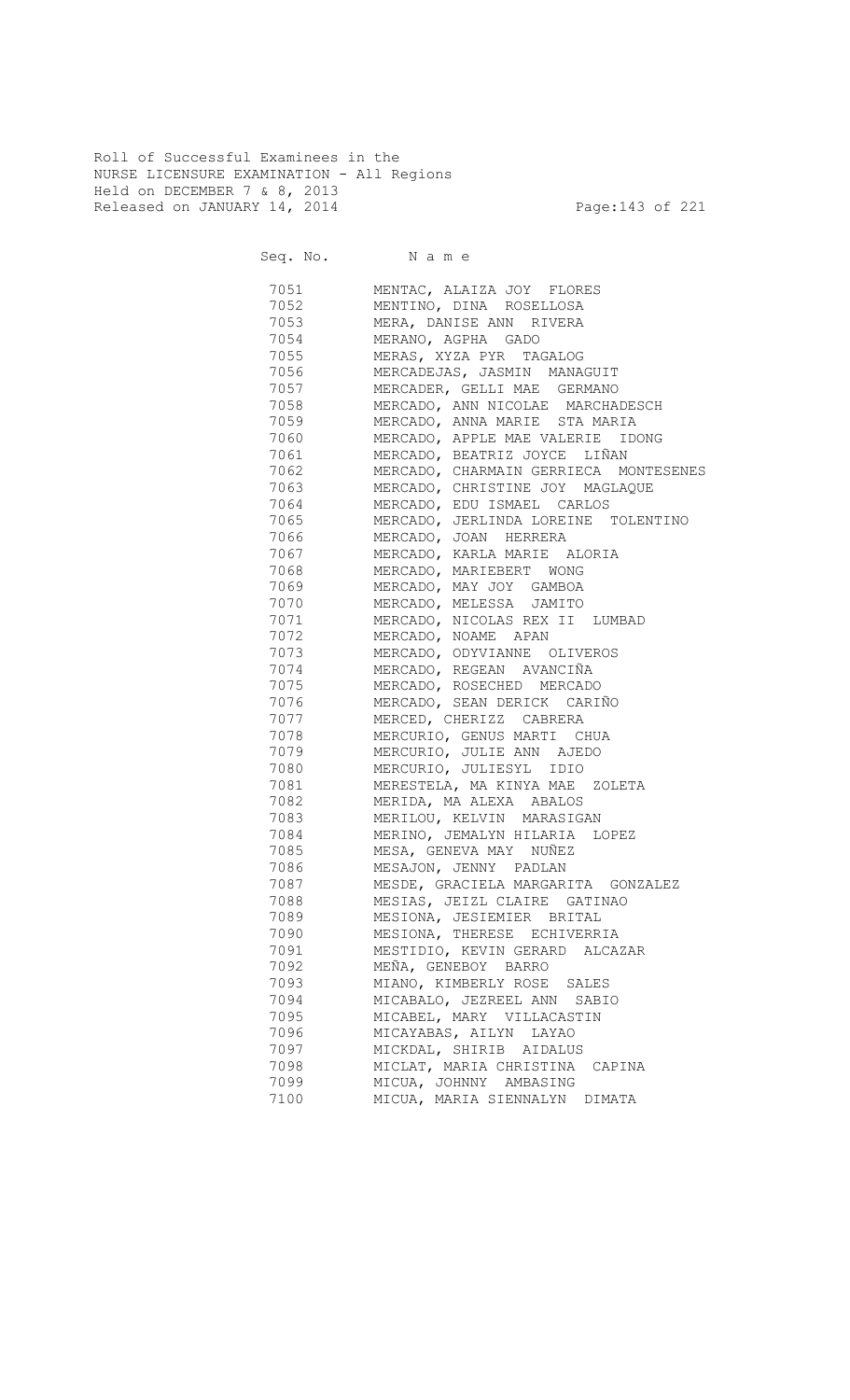Roll of Successful Examinees in the
NURSE LICENSURE EXAMINATION - All Regions
Held on DECEMBER 7 & 8, 2013
Released on JANUARY 14, 2014

| Seq. No. | Name |
|---|---|
| 7051 | MENTAC, ALAIZA JOY FLORES |
| 7052 | MENTINO, DINA ROSELLOSA |
| 7053 | MERA, DANISE ANN RIVERA |
| 7054 | MERANO, AGPHA GADO |
| 7055 | MERAS, XYZA PYR TAGALOG |
| 7056 | MERCADEJAS, JASMIN MANAGUIT |
| 7057 | MERCADER, GELLI MAE GERMANO |
| 7058 | MERCADO, ANN NICOLAE MARCHADESCH |
| 7059 | MERCADO, ANNA MARIE STA MARIA |
| 7060 | MERCADO, APPLE MAE VALERIE IDONG |
| 7061 | MERCADO, BEATRIZ JOYCE LIÑAN |
| 7062 | MERCADO, CHARMAIN GERRIECA MONTESENES |
| 7063 | MERCADO, CHRISTINE JOY MAGLAQUE |
| 7064 | MERCADO, EDU ISMAEL CARLOS |
| 7065 | MERCADO, JERLINDA LOREINE TOLENTINO |
| 7066 | MERCADO, JOAN HERRERA |
| 7067 | MERCADO, KARLA MARIE ALORIA |
| 7068 | MERCADO, MARIEBERT WONG |
| 7069 | MERCADO, MAY JOY GAMBOA |
| 7070 | MERCADO, MELESSA JAMITO |
| 7071 | MERCADO, NICOLAS REX II LUMBAD |
| 7072 | MERCADO, NOAME APAN |
| 7073 | MERCADO, ODYVIANNE OLIVEROS |
| 7074 | MERCADO, REGEAN AVANCIÑA |
| 7075 | MERCADO, ROSECHED MERCADO |
| 7076 | MERCADO, SEAN DERICK CARIÑO |
| 7077 | MERCED, CHERIZZ CABRERA |
| 7078 | MERCURIO, GENUS MARTI CHUA |
| 7079 | MERCURIO, JULIE ANN AJEDO |
| 7080 | MERCURIO, JULIESYL IDIO |
| 7081 | MERESTELA, MA KINYA MAE ZOLETA |
| 7082 | MERIDA, MA ALEXA ABALOS |
| 7083 | MERILOU, KELVIN MARASIGAN |
| 7084 | MERINO, JEMALYN HILARIA LOPEZ |
| 7085 | MESA, GENEVA MAY NUÑEZ |
| 7086 | MESAJON, JENNY PADLAN |
| 7087 | MESDE, GRACIELA MARGARITA GONZALEZ |
| 7088 | MESIAS, JEIZL CLAIRE GATINAO |
| 7089 | MESIONA, JESIEMIER BRITAL |
| 7090 | MESIONA, THERESE ECHIVERRIA |
| 7091 | MESTIDIO, KEVIN GERARD ALCAZAR |
| 7092 | MEÑA, GENEBOY BARRO |
| 7093 | MIANO, KIMBERLY ROSE SALES |
| 7094 | MICABALO, JEZREEL ANN SABIO |
| 7095 | MICABEL, MARY VILLACASTIN |
| 7096 | MICAYABAS, AILYN LAYAO |
| 7097 | MICKDAL, SHIRIB AIDALUS |
| 7098 | MICLAT, MARIA CHRISTINA CAPINA |
| 7099 | MICUA, JOHNNY AMBASING |
| 7100 | MICUA, MARIA SIENNALYN DIMATA |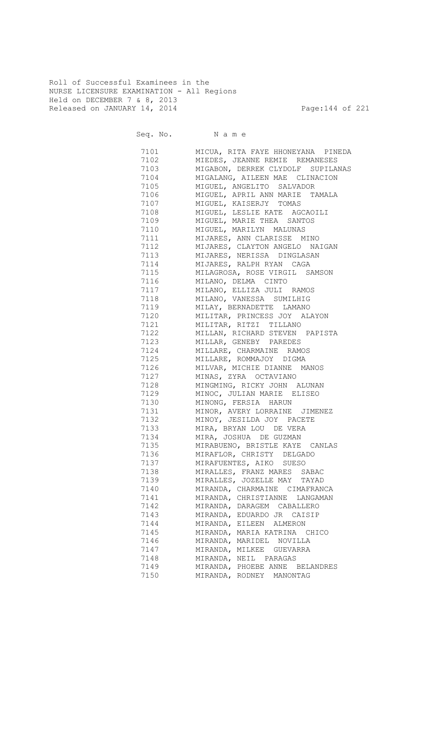Roll of Successful Examinees in the
NURSE LICENSURE EXAMINATION - All Regions
Held on DECEMBER 7 & 8, 2013
Released on JANUARY 14, 2014

| Seq. No. | Name |
|---|---|
| 7101 | MICUA, RITA FAYE HHONEYANA PINEDA |
| 7102 | MIEDES, JEANNE REMIE REMANESES |
| 7103 | MIGABON, DERREK CLYDOLF SUPILANAS |
| 7104 | MIGALANG, AILEEN MAE CLINACION |
| 7105 | MIGUEL, ANGELITO SALVADOR |
| 7106 | MIGUEL, APRIL ANN MARIE TAMALA |
| 7107 | MIGUEL, KAISERJY TOMAS |
| 7108 | MIGUEL, LESLIE KATE AGCAOILI |
| 7109 | MIGUEL, MARIE THEA SANTOS |
| 7110 | MIGUEL, MARILYN MALUNAS |
| 7111 | MIJARES, ANN CLARISSE MINO |
| 7112 | MIJARES, CLAYTON ANGELO NAIGAN |
| 7113 | MIJARES, NERISSA DINGLASAN |
| 7114 | MIJARES, RALPH RYAN CAGA |
| 7115 | MILAGROSA, ROSE VIRGIL SAMSON |
| 7116 | MILANO, DELMA CINTO |
| 7117 | MILANO, ELLIZA JULI RAMOS |
| 7118 | MILANO, VANESSA SUMILHIG |
| 7119 | MILAY, BERNADETTE LAMANO |
| 7120 | MILITAR, PRINCESS JOY ALAYON |
| 7121 | MILITAR, RITZI TILLANO |
| 7122 | MILLAN, RICHARD STEVEN PAPISTA |
| 7123 | MILLAR, GENEBY PAREDES |
| 7124 | MILLARE, CHARMAINE RAMOS |
| 7125 | MILLARE, ROMMAJOY DIGMA |
| 7126 | MILVAR, MICHIE DIANNE MANOS |
| 7127 | MINAS, ZYRA OCTAVIANO |
| 7128 | MINGMING, RICKY JOHN ALUNAN |
| 7129 | MINOC, JULIAN MARIE ELISEO |
| 7130 | MINONG, FERSIA HARUN |
| 7131 | MINOR, AVERY LORRAINE JIMENEZ |
| 7132 | MINOY, JESILDA JOY PACETE |
| 7133 | MIRA, BRYAN LOU DE VERA |
| 7134 | MIRA, JOSHUA DE GUZMAN |
| 7135 | MIRABUENO, BRISTLE KAYE CANLAS |
| 7136 | MIRAFLOR, CHRISTY DELGADO |
| 7137 | MIRAFUENTES, AIKO SUESO |
| 7138 | MIRALLES, FRANZ MARES SABAC |
| 7139 | MIRALLES, JOZELLE MAY TAYAD |
| 7140 | MIRANDA, CHARMAINE CIMAFRANCA |
| 7141 | MIRANDA, CHRISTIANNE LANGAMAN |
| 7142 | MIRANDA, DARAGEM CABALLERO |
| 7143 | MIRANDA, EDUARDO JR CAISIP |
| 7144 | MIRANDA, EILEEN ALMERON |
| 7145 | MIRANDA, MARIA KATRINA CHICO |
| 7146 | MIRANDA, MARIDEL NOVILLA |
| 7147 | MIRANDA, MILKEE GUEVARRA |
| 7148 | MIRANDA, NEIL PARAGAS |
| 7149 | MIRANDA, PHOEBE ANNE BELANDRES |
| 7150 | MIRANDA, RODNEY MANONTAG |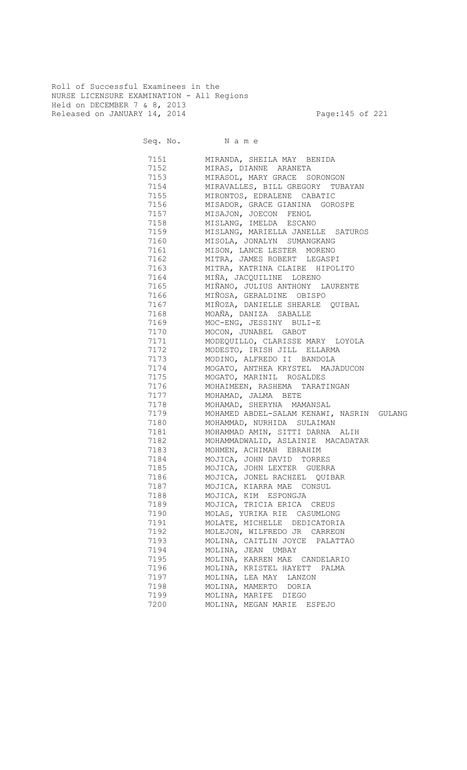Roll of Successful Examinees in the
NURSE LICENSURE EXAMINATION - All Regions
Held on DECEMBER 7 & 8, 2013
Released on JANUARY 14, 2014

| Seq. No. | N a m e |
|---|---|
| 7151 | MIRANDA, SHEILA MAY BENIDA |
| 7152 | MIRAS, DIANNE ARANETA |
| 7153 | MIRASOL, MARY GRACE SORONGON |
| 7154 | MIRAVALLES, BILL GREGORY TUBAYAN |
| 7155 | MIRONTOS, EDRALENE CABATIC |
| 7156 | MISADOR, GRACE GIANINA GOROSPE |
| 7157 | MISAJON, JOECON FENOL |
| 7158 | MISLANG, IMELDA ESCANO |
| 7159 | MISLANG, MARIELLA JANELLE SATUROS |
| 7160 | MISOLA, JONALYN SUMANGKANG |
| 7161 | MISON, LANCE LESTER MORENO |
| 7162 | MITRA, JAMES ROBERT LEGASPI |
| 7163 | MITRA, KATRINA CLAIRE HIPOLITO |
| 7164 | MIÑA, JACQUILINE LORENO |
| 7165 | MIÑANO, JULIUS ANTHONY LAURENTE |
| 7166 | MIÑOSA, GERALDINE OBISPO |
| 7167 | MIÑOZA, DANIELLE SHEARLE QUIBAL |
| 7168 | MOAÑA, DANIZA SABALLE |
| 7169 | MOC-ENG, JESSINY BULI-E |
| 7170 | MOCON, JUNABEL GABOT |
| 7171 | MODEQUILLO, CLARISSE MARY LOYOLA |
| 7172 | MODESTO, IRISH JILL ELLARMA |
| 7173 | MODINO, ALFREDO II BANDOLA |
| 7174 | MOGATO, ANTHEA KRYSTEL MAJADUCON |
| 7175 | MOGATO, MARINIL ROSALDES |
| 7176 | MOHAIMEEN, RASHEMA TARATINGAN |
| 7177 | MOHAMAD, JALMA BETE |
| 7178 | MOHAMAD, SHERYNA MAMANSAL |
| 7179 | MOHAMED ABDEL-SALAM KENAWI, NASRIN GULANG |
| 7180 | MOHAMMAD, NURHIDA SULAIMAN |
| 7181 | MOHAMMAD AMIN, SITTI DARNA ALIH |
| 7182 | MOHAMMADWALID, ASLAINIE MACADATAR |
| 7183 | MOHMEN, ACHIMAH EBRAHIM |
| 7184 | MOJICA, JOHN DAVID TORRES |
| 7185 | MOJICA, JOHN LEXTER GUERRA |
| 7186 | MOJICA, JONEL RACHZEL QUIBAR |
| 7187 | MOJICA, KIARRA MAE CONSUL |
| 7188 | MOJICA, KIM ESPONGJA |
| 7189 | MOJICA, TRICIA ERICA CREUS |
| 7190 | MOLAS, YURIKA RIE CASUMLONG |
| 7191 | MOLATE, MICHELLE DEDICATORIA |
| 7192 | MOLEJON, WILFREDO JR CARREON |
| 7193 | MOLINA, CAITLIN JOYCE PALATTAO |
| 7194 | MOLINA, JEAN UMBAY |
| 7195 | MOLINA, KARREN MAE CANDELARIO |
| 7196 | MOLINA, KRISTEL HAYETT PALMA |
| 7197 | MOLINA, LEA MAY LANZON |
| 7198 | MOLINA, MAMERTO DORIA |
| 7199 | MOLINA, MARIFE DIEGO |
| 7200 | MOLINA, MEGAN MARIE ESPEJO |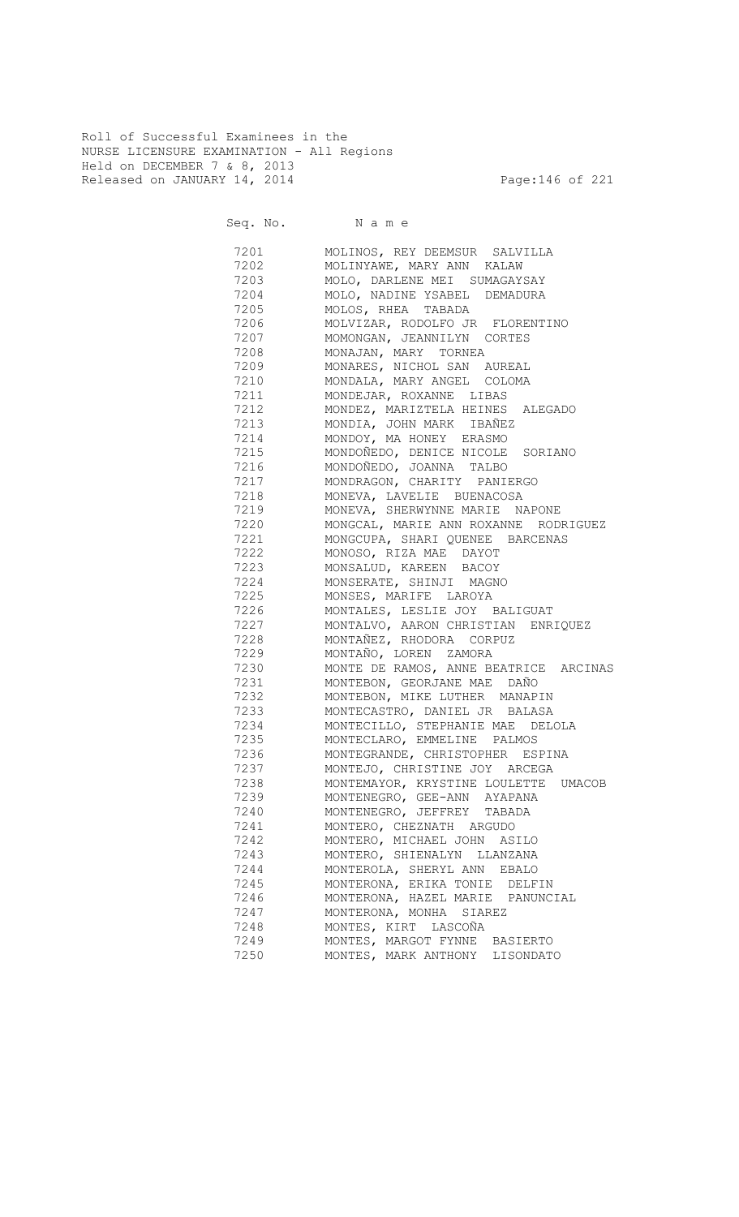Roll of Successful Examinees in the
NURSE LICENSURE EXAMINATION - All Regions
Held on DECEMBER 7 & 8, 2013
Released on JANUARY 14, 2014

| Seq. No. | N a m e |
|---|---|
| 7201 | MOLINOS, REY DEEMSUR SALVILLA |
| 7202 | MOLINYAWE, MARY ANN KALAW |
| 7203 | MOLO, DARLENE MEI SUMAGAYSAY |
| 7204 | MOLO, NADINE YSABEL DEMADURA |
| 7205 | MOLOS, RHEA TABADA |
| 7206 | MOLVIZAR, RODOLFO JR FLORENTINO |
| 7207 | MOMONGAN, JEANNILYN CORTES |
| 7208 | MONAJAN, MARY TORNEA |
| 7209 | MONARES, NICHOL SAN AUREAL |
| 7210 | MONDALA, MARY ANGEL COLOMA |
| 7211 | MONDEJAR, ROXANNE LIBAS |
| 7212 | MONDEZ, MARIZTELA HEINES ALEGADO |
| 7213 | MONDIA, JOHN MARK IBAÑEZ |
| 7214 | MONDOY, MA HONEY ERASMO |
| 7215 | MONDOÑEDO, DENICE NICOLE SORIANO |
| 7216 | MONDOÑEDO, JOANNA TALBO |
| 7217 | MONDRAGON, CHARITY PANIERGO |
| 7218 | MONEVA, LAVELIE BUENACOSA |
| 7219 | MONEVA, SHERWYNNE MARIE NAPONE |
| 7220 | MONGCAL, MARIE ANN ROXANNE RODRIGUEZ |
| 7221 | MONGCUPA, SHARI QUENEE BARCENAS |
| 7222 | MONOSO, RIZA MAE DAYOT |
| 7223 | MONSALUD, KAREEN BACOY |
| 7224 | MONSERATE, SHINJI MAGNO |
| 7225 | MONSES, MARIFE LAROYA |
| 7226 | MONTALES, LESLIE JOY BALIGUAT |
| 7227 | MONTALVO, AARON CHRISTIAN ENRIQUEZ |
| 7228 | MONTAÑEZ, RHODORA CORPUZ |
| 7229 | MONTAÑO, LOREN ZAMORA |
| 7230 | MONTE DE RAMOS, ANNE BEATRICE ARCINAS |
| 7231 | MONTEBON, GEORJANE MAE DAÑO |
| 7232 | MONTEBON, MIKE LUTHER MANAPIN |
| 7233 | MONTECASTRO, DANIEL JR BALASA |
| 7234 | MONTECILLO, STEPHANIE MAE DELOLA |
| 7235 | MONTECLARO, EMMELINE PALMOS |
| 7236 | MONTEGRANDE, CHRISTOPHER ESPINA |
| 7237 | MONTEJO, CHRISTINE JOY ARCEGA |
| 7238 | MONTEMAYOR, KRYSTINE LOULETTE UMACOB |
| 7239 | MONTENEGRO, GEE-ANN AYAPANA |
| 7240 | MONTENEGRO, JEFFREY TABADA |
| 7241 | MONTERO, CHEZNATH ARGUDO |
| 7242 | MONTERO, MICHAEL JOHN ASILO |
| 7243 | MONTERO, SHIENALYN LLANZANA |
| 7244 | MONTEROLA, SHERYL ANN EBALO |
| 7245 | MONTERONA, ERIKA TONIE DELFIN |
| 7246 | MONTERONA, HAZEL MARIE PANUNCIAL |
| 7247 | MONTERONA, MONHA SIAREZ |
| 7248 | MONTES, KIRT LASCOÑA |
| 7249 | MONTES, MARGOT FYNNE BASIERTO |
| 7250 | MONTES, MARK ANTHONY LISONDATO |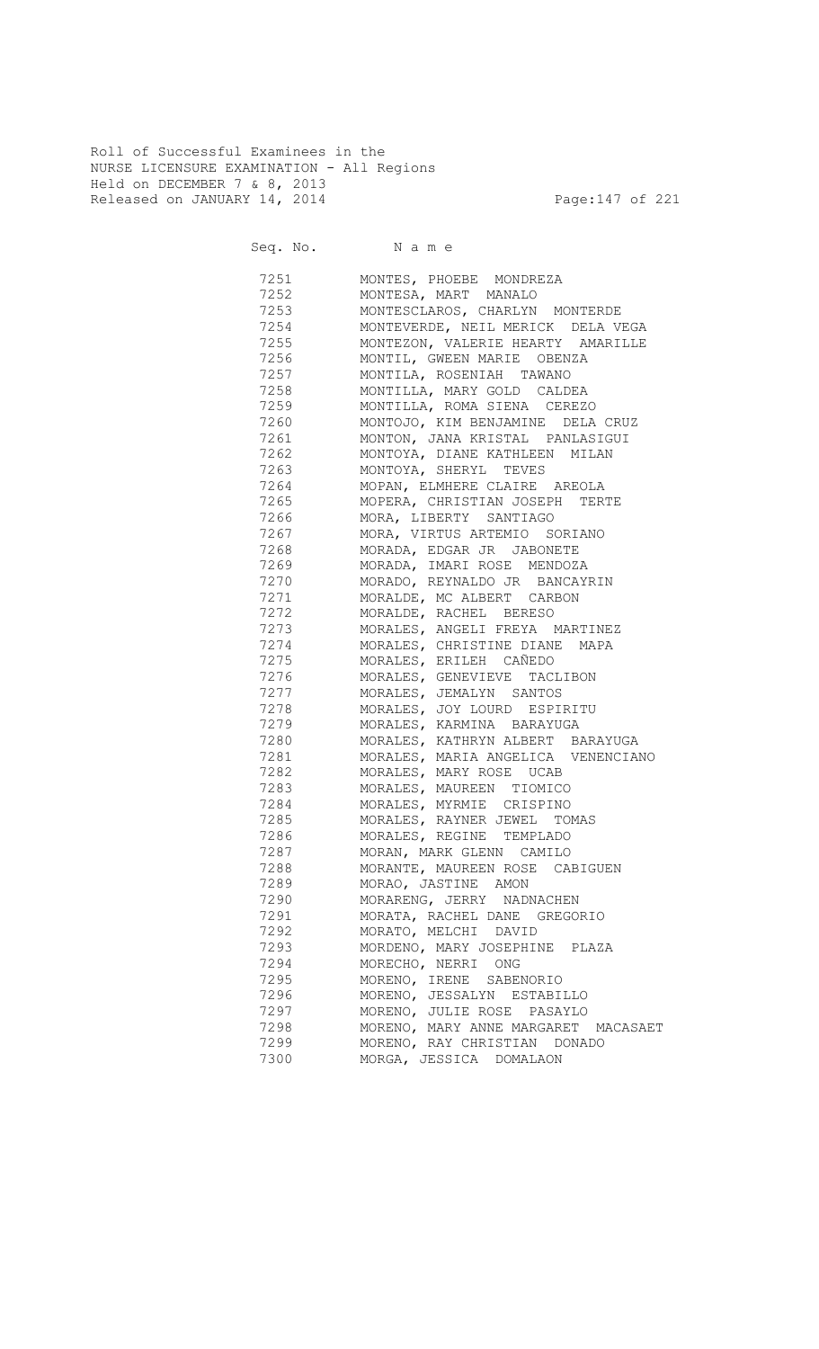Roll of Successful Examinees in the
NURSE LICENSURE EXAMINATION - All Regions
Held on DECEMBER 7 & 8, 2013
Released on JANUARY 14, 2014

| Seq. No. | N a m e |
|---|---|
| 7251 | MONTES, PHOEBE MONDREZA |
| 7252 | MONTESA, MART MANALO |
| 7253 | MONTESCLAROS, CHARLYN MONTERDE |
| 7254 | MONTEVERDE, NEIL MERICK DELA VEGA |
| 7255 | MONTEZON, VALERIE HEARTY AMARILLE |
| 7256 | MONTIL, GWEEN MARIE OBENZA |
| 7257 | MONTILA, ROSENIAH TAWANO |
| 7258 | MONTILLA, MARY GOLD CALDEA |
| 7259 | MONTILLA, ROMA SIENA CEREZO |
| 7260 | MONTOJO, KIM BENJAMINE DELA CRUZ |
| 7261 | MONTON, JANA KRISTAL PANLASIGUI |
| 7262 | MONTOYA, DIANE KATHLEEN MILAN |
| 7263 | MONTOYA, SHERYL TEVES |
| 7264 | MOPAN, ELMHERE CLAIRE AREOLA |
| 7265 | MOPERA, CHRISTIAN JOSEPH TERTE |
| 7266 | MORA, LIBERTY SANTIAGO |
| 7267 | MORA, VIRTUS ARTEMIO SORIANO |
| 7268 | MORADA, EDGAR JR JABONETE |
| 7269 | MORADA, IMARI ROSE MENDOZA |
| 7270 | MORADO, REYNALDO JR BANCAYRIN |
| 7271 | MORALDE, MC ALBERT CARBON |
| 7272 | MORALDE, RACHEL BERESO |
| 7273 | MORALES, ANGELI FREYA MARTINEZ |
| 7274 | MORALES, CHRISTINE DIANE MAPA |
| 7275 | MORALES, ERILEH CAÑEDO |
| 7276 | MORALES, GENEVIEVE TACLIBON |
| 7277 | MORALES, JEMALYN SANTOS |
| 7278 | MORALES, JOY LOURD ESPIRITU |
| 7279 | MORALES, KARMINA BARAYUGA |
| 7280 | MORALES, KATHRYN ALBERT BARAYUGA |
| 7281 | MORALES, MARIA ANGELICA VENENCIANO |
| 7282 | MORALES, MARY ROSE UCAB |
| 7283 | MORALES, MAUREEN TIOMICO |
| 7284 | MORALES, MYRMIE CRISPINO |
| 7285 | MORALES, RAYNER JEWEL TOMAS |
| 7286 | MORALES, REGINE TEMPLADO |
| 7287 | MORAN, MARK GLENN CAMILO |
| 7288 | MORANTE, MAUREEN ROSE CABIGUEN |
| 7289 | MORAO, JASTINE AMON |
| 7290 | MORARENG, JERRY NADNACHEN |
| 7291 | MORATA, RACHEL DANE GREGORIO |
| 7292 | MORATO, MELCHI DAVID |
| 7293 | MORDENO, MARY JOSEPHINE PLAZA |
| 7294 | MORECHO, NERRI ONG |
| 7295 | MORENO, IRENE SABENORIO |
| 7296 | MORENO, JESSALYN ESTABILLO |
| 7297 | MORENO, JULIE ROSE PASAYLO |
| 7298 | MORENO, MARY ANNE MARGARET MACASAET |
| 7299 | MORENO, RAY CHRISTIAN DONADO |
| 7300 | MORGA, JESSICA DOMALAON |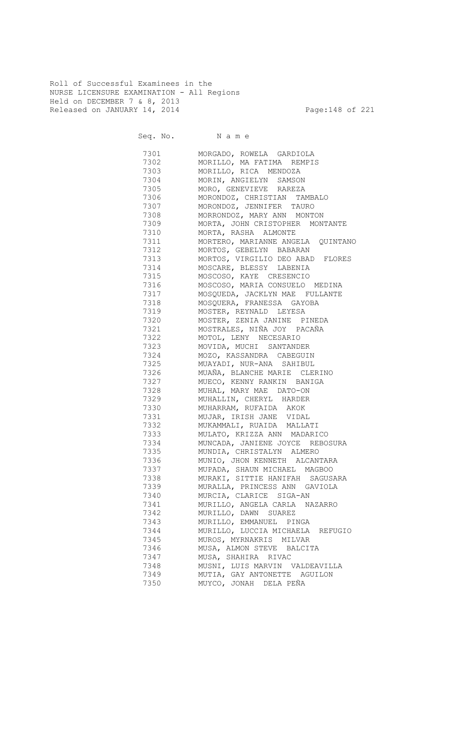Roll of Successful Examinees in the
NURSE LICENSURE EXAMINATION - All Regions
Held on DECEMBER 7 & 8, 2013
Released on JANUARY 14, 2014

| Seq. No. | N a m e |
|---|---|
| 7301 | MORGADO, ROWELA GARDIOLA |
| 7302 | MORILLO, MA FATIMA REMPIS |
| 7303 | MORILLO, RICA MENDOZA |
| 7304 | MORIN, ANGIELYN SAMSON |
| 7305 | MORO, GENEVIEVE RAREZA |
| 7306 | MORONDOZ, CHRISTIAN TAMBALO |
| 7307 | MORONDOZ, JENNIFER TAURO |
| 7308 | MORRONDOZ, MARY ANN MONTON |
| 7309 | MORTA, JOHN CRISTOPHER MONTANTE |
| 7310 | MORTA, RASHA ALMONTE |
| 7311 | MORTERO, MARIANNE ANGELA QUINTANO |
| 7312 | MORTOS, GEBELYN BABARAN |
| 7313 | MORTOS, VIRGILIO DEO ABAD FLORES |
| 7314 | MOSCARE, BLESSY LABENIA |
| 7315 | MOSCOSO, KAYE CRESENCIO |
| 7316 | MOSCOSO, MARIA CONSUELO MEDINA |
| 7317 | MOSQUEDA, JACKLYN MAE FULLANTE |
| 7318 | MOSQUERA, FRANESSA GAYOBA |
| 7319 | MOSTER, REYNALD LEYESA |
| 7320 | MOSTER, ZENIA JANINE PINEDA |
| 7321 | MOSTRALES, NIÑA JOY PACAÑA |
| 7322 | MOTOL, LENY NECESARIO |
| 7323 | MOVIDA, MUCHI SANTANDER |
| 7324 | MOZO, KASSANDRA CABEGUIN |
| 7325 | MUAYADI, NUR-ANA SAHIBUL |
| 7326 | MUAÑA, BLANCHE MARIE CLERINO |
| 7327 | MUECO, KENNY RANKIN BANIGA |
| 7328 | MUHAL, MARY MAE DATO-ON |
| 7329 | MUHALLIN, CHERYL HARDER |
| 7330 | MUHARRAM, RUFAIDA AKOK |
| 7331 | MUJAR, IRISH JANE VIDAL |
| 7332 | MUKAMMALI, RUAIDA MALLATI |
| 7333 | MULATO, KRIZZA ANN MADARICO |
| 7334 | MUNCADA, JANIENE JOYCE REBOSURA |
| 7335 | MUNDIA, CHRISTALYN ALMERO |
| 7336 | MUNIO, JHON KENNETH ALCANTARA |
| 7337 | MUPADA, SHAUN MICHAEL MAGBOO |
| 7338 | MURAKI, SITTIE HANIFAH SAGUSARA |
| 7339 | MURALLA, PRINCESS ANN GAVIOLA |
| 7340 | MURCIA, CLARICE SIGA-AN |
| 7341 | MURILLO, ANGELA CARLA NAZARRO |
| 7342 | MURILLO, DAWN SUAREZ |
| 7343 | MURILLO, EMMANUEL PINGA |
| 7344 | MURILLO, LUCCIA MICHAELA REFUGIO |
| 7345 | MUROS, MYRNAKRIS MILVAR |
| 7346 | MUSA, ALMON STEVE BALCITA |
| 7347 | MUSA, SHAHIRA RIVAC |
| 7348 | MUSNI, LUIS MARVIN VALDEAVILLA |
| 7349 | MUTIA, GAY ANTONETTE AGUILON |
| 7350 | MUYCO, JONAH DELA PEÑA |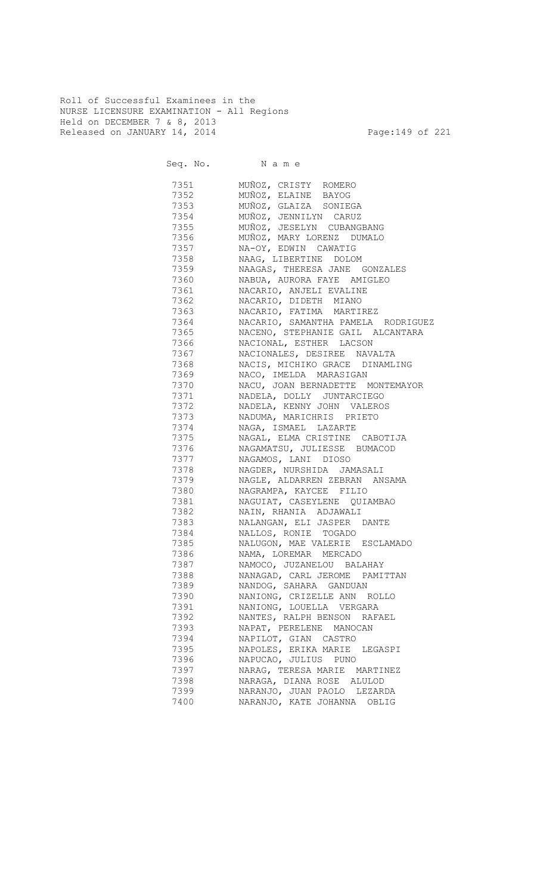Roll of Successful Examinees in the
NURSE LICENSURE EXAMINATION - All Regions
Held on DECEMBER 7 & 8, 2013
Released on JANUARY 14, 2014

| Seq. No. | N a m e |
|---|---|
| 7351 | MUÑOZ, CRISTY ROMERO |
| 7352 | MUÑOZ, ELAINE BAYOG |
| 7353 | MUÑOZ, GLAIZA SONIEGA |
| 7354 | MUÑOZ, JENNILYN CARUZ |
| 7355 | MUÑOZ, JESELYN CUBANGBANG |
| 7356 | MUÑOZ, MARY LORENZ DUMALO |
| 7357 | NA-OY, EDWIN CAWATIG |
| 7358 | NAAG, LIBERTINE DOLOM |
| 7359 | NAAGAS, THERESA JANE GONZALES |
| 7360 | NABUA, AURORA FAYE AMIGLEO |
| 7361 | NACARIO, ANJELI EVALINE |
| 7362 | NACARIO, DIDETH MIANO |
| 7363 | NACARIO, FATIMA MARTIREZ |
| 7364 | NACARIO, SAMANTHA PAMELA RODRIGUEZ |
| 7365 | NACENO, STEPHANIE GAIL ALCANTARA |
| 7366 | NACIONAL, ESTHER LACSON |
| 7367 | NACIONALES, DESIREE NAVALTA |
| 7368 | NACIS, MICHIKO GRACE DINAMLING |
| 7369 | NACO, IMELDA MARASIGAN |
| 7370 | NACU, JOAN BERNADETTE MONTEMAYOR |
| 7371 | NADELA, DOLLY JUNTARCIEGO |
| 7372 | NADELA, KENNY JOHN VALEROS |
| 7373 | NADUMA, MARICHRIS PRIETO |
| 7374 | NAGA, ISMAEL LAZARTE |
| 7375 | NAGAL, ELMA CRISTINE CABOTIJA |
| 7376 | NAGAMATSU, JULIESSE BUMACOD |
| 7377 | NAGAMOS, LANI DIOSO |
| 7378 | NAGDER, NURSHIDA JAMASALI |
| 7379 | NAGLE, ALDARREN ZEBRAN ANSAMA |
| 7380 | NAGRAMPA, KAYCEE FILIO |
| 7381 | NAGUIAT, CASEYLENE QUIAMBAO |
| 7382 | NAIN, RHANIA ADJAWALI |
| 7383 | NALANGAN, ELI JASPER DANTE |
| 7384 | NALLOS, RONIE TOGADO |
| 7385 | NALUGON, MAE VALERIE ESCLAMADO |
| 7386 | NAMA, LOREMAR MERCADO |
| 7387 | NAMOCO, JUZANELOU BALAHAY |
| 7388 | NANAGAD, CARL JEROME PAMITTAN |
| 7389 | NANDOG, SAHARA GANDUAN |
| 7390 | NANIONG, CRIZELLE ANN ROLLO |
| 7391 | NANIONG, LOUELLA VERGARA |
| 7392 | NANTES, RALPH BENSON RAFAEL |
| 7393 | NAPAT, PERELENE MANOCAN |
| 7394 | NAPILOT, GIAN CASTRO |
| 7395 | NAPOLES, ERIKA MARIE LEGASPI |
| 7396 | NAPUCAO, JULIUS PUNO |
| 7397 | NARAG, TERESA MARIE MARTINEZ |
| 7398 | NARAGA, DIANA ROSE ALULOD |
| 7399 | NARANJO, JUAN PAOLO LEZARDA |
| 7400 | NARANJO, KATE JOHANNA OBLIG |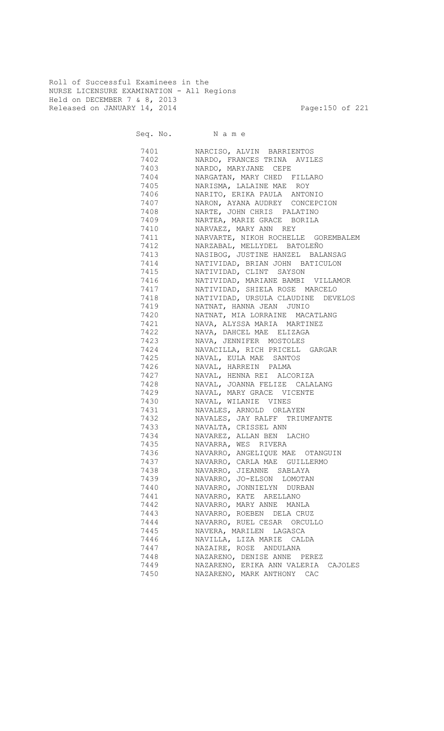Roll of Successful Examinees in the
NURSE LICENSURE EXAMINATION - All Regions
Held on DECEMBER 7 & 8, 2013
Released on JANUARY 14, 2014

| Seq. No. | N a m e |
|---|---|
| 7401 | NARCISO, ALVIN BARRIENTOS |
| 7402 | NARDO, FRANCES TRINA AVILES |
| 7403 | NARDO, MARYJANE CEPE |
| 7404 | NARGATAN, MARY CHED FILLARO |
| 7405 | NARISMA, LALAINE MAE ROY |
| 7406 | NARITO, ERIKA PAULA ANTONIO |
| 7407 | NARON, AYANA AUDREY CONCEPCION |
| 7408 | NARTE, JOHN CHRIS PALATINO |
| 7409 | NARTEA, MARIE GRACE BORILA |
| 7410 | NARVAEZ, MARY ANN REY |
| 7411 | NARVARTE, NIKOH ROCHELLE GOREMBALEM |
| 7412 | NARZABAL, MELLYDEL BATOLEÑO |
| 7413 | NASIBOG, JUSTINE HANZEL BALANSAG |
| 7414 | NATIVIDAD, BRIAN JOHN BATICULON |
| 7415 | NATIVIDAD, CLINT SAYSON |
| 7416 | NATIVIDAD, MARIANE BAMBI VILLAMOR |
| 7417 | NATIVIDAD, SHIELA ROSE MARCELO |
| 7418 | NATIVIDAD, URSULA CLAUDINE DEVELOS |
| 7419 | NATNAT, HANNA JEAN JUNIO |
| 7420 | NATNAT, MIA LORRAINE MACATLANG |
| 7421 | NAVA, ALYSSA MARIA MARTINEZ |
| 7422 | NAVA, DAHCEL MAE ELIZAGA |
| 7423 | NAVA, JENNIFER MOSTOLES |
| 7424 | NAVACILLA, RICH PRICELL GARGAR |
| 7425 | NAVAL, EULA MAE SANTOS |
| 7426 | NAVAL, HARREIN PALMA |
| 7427 | NAVAL, HENNA REI ALCORIZA |
| 7428 | NAVAL, JOANNA FELIZE CALALANG |
| 7429 | NAVAL, MARY GRACE VICENTE |
| 7430 | NAVAL, WILANIE VINES |
| 7431 | NAVALES, ARNOLD ORLAYEN |
| 7432 | NAVALES, JAY RALFF TRIUMFANTE |
| 7433 | NAVALTA, CRISSEL ANN |
| 7434 | NAVAREZ, ALLAN BEN LACHO |
| 7435 | NAVARRA, WES RIVERA |
| 7436 | NAVARRO, ANGELIQUE MAE OTANGUIN |
| 7437 | NAVARRO, CARLA MAE GUILLERMO |
| 7438 | NAVARRO, JIEANNE SABLAYA |
| 7439 | NAVARRO, JO-ELSON LOMOTAN |
| 7440 | NAVARRO, JONNIELYN DURBAN |
| 7441 | NAVARRO, KATE ARELLANO |
| 7442 | NAVARRO, MARY ANNE MANLA |
| 7443 | NAVARRO, ROEBEN DELA CRUZ |
| 7444 | NAVARRO, RUEL CESAR ORCULLO |
| 7445 | NAVERA, MARILEN LAGASCA |
| 7446 | NAVILLA, LIZA MARIE CALDA |
| 7447 | NAZAIRE, ROSE ANDULANA |
| 7448 | NAZARENO, DENISE ANNE PEREZ |
| 7449 | NAZARENO, ERIKA ANN VALERIA CAJOLES |
| 7450 | NAZARENO, MARK ANTHONY CAC |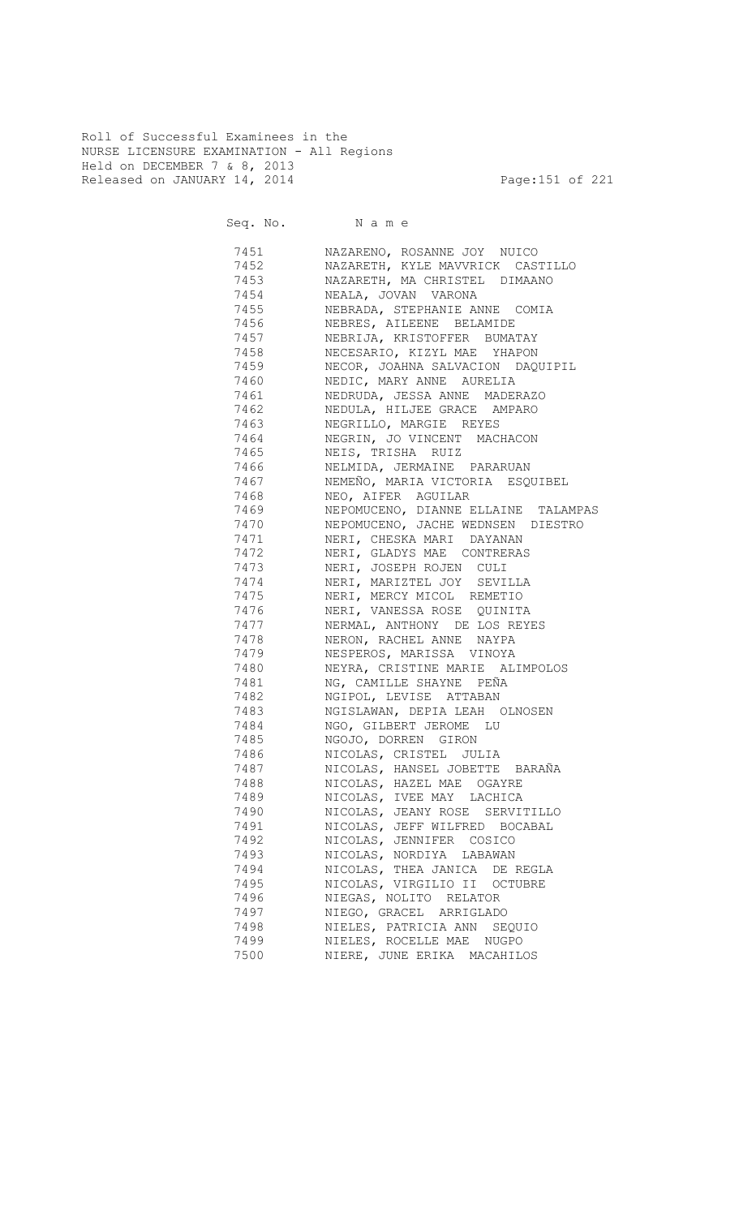Roll of Successful Examinees in the
NURSE LICENSURE EXAMINATION - All Regions
Held on DECEMBER 7 & 8, 2013
Released on JANUARY 14, 2014

| Seq. No. | N a m e |
|---|---|
| 7451 | NAZARENO, ROSANNE JOY NUICO |
| 7452 | NAZARETH, KYLE MAVVRICK CASTILLO |
| 7453 | NAZARETH, MA CHRISTEL DIMAANO |
| 7454 | NEALA, JOVAN VARONA |
| 7455 | NEBRADA, STEPHANIE ANNE COMIA |
| 7456 | NEBRES, AILEENE BELAMIDE |
| 7457 | NEBRIJA, KRISTOFFER BUMATAY |
| 7458 | NECESARIO, KIZYL MAE YHAPON |
| 7459 | NECOR, JOAHNA SALVACION DAQUIPIL |
| 7460 | NEDIC, MARY ANNE AURELIA |
| 7461 | NEDRUDA, JESSA ANNE MADERAZO |
| 7462 | NEDULA, HILJEE GRACE AMPARO |
| 7463 | NEGRILLO, MARGIE REYES |
| 7464 | NEGRIN, JO VINCENT MACHACON |
| 7465 | NEIS, TRISHA RUIZ |
| 7466 | NELMIDA, JERMAINE PARARUAN |
| 7467 | NEMEÑO, MARIA VICTORIA ESQUIBEL |
| 7468 | NEO, AIFER AGUILAR |
| 7469 | NEPOMUCENO, DIANNE ELLAINE TALAMPAS |
| 7470 | NEPOMUCENO, JACHE WEDNSEN DIESTRO |
| 7471 | NERI, CHESKA MARI DAYANAN |
| 7472 | NERI, GLADYS MAE CONTRERAS |
| 7473 | NERI, JOSEPH ROJEN CULI |
| 7474 | NERI, MARIZTEL JOY SEVILLA |
| 7475 | NERI, MERCY MICOL REMETIO |
| 7476 | NERI, VANESSA ROSE QUINITA |
| 7477 | NERMAL, ANTHONY DE LOS REYES |
| 7478 | NERON, RACHEL ANNE NAYPA |
| 7479 | NESPEROS, MARISSA VINOYA |
| 7480 | NEYRA, CRISTINE MARIE ALIMPOLOS |
| 7481 | NG, CAMILLE SHAYNE PEÑA |
| 7482 | NGIPOL, LEVISE ATTABAN |
| 7483 | NGISLAWAN, DEPIA LEAH OLNOSEN |
| 7484 | NGO, GILBERT JEROME LU |
| 7485 | NGOJO, DORREN GIRON |
| 7486 | NICOLAS, CRISTEL JULIA |
| 7487 | NICOLAS, HANSEL JOBETTE BARAÑA |
| 7488 | NICOLAS, HAZEL MAE OGAYRE |
| 7489 | NICOLAS, IVEE MAY LACHICA |
| 7490 | NICOLAS, JEANY ROSE SERVITILLO |
| 7491 | NICOLAS, JEFF WILFRED BOCABAL |
| 7492 | NICOLAS, JENNIFER COSICO |
| 7493 | NICOLAS, NORDIYA LABAWAN |
| 7494 | NICOLAS, THEA JANICA DE REGLA |
| 7495 | NICOLAS, VIRGILIO II OCTUBRE |
| 7496 | NIEGAS, NOLITO RELATOR |
| 7497 | NIEGO, GRACEL ARRIGLADO |
| 7498 | NIELES, PATRICIA ANN SEQUIO |
| 7499 | NIELES, ROCELLE MAE NUGPO |
| 7500 | NIERE, JUNE ERIKA MACAHILOS |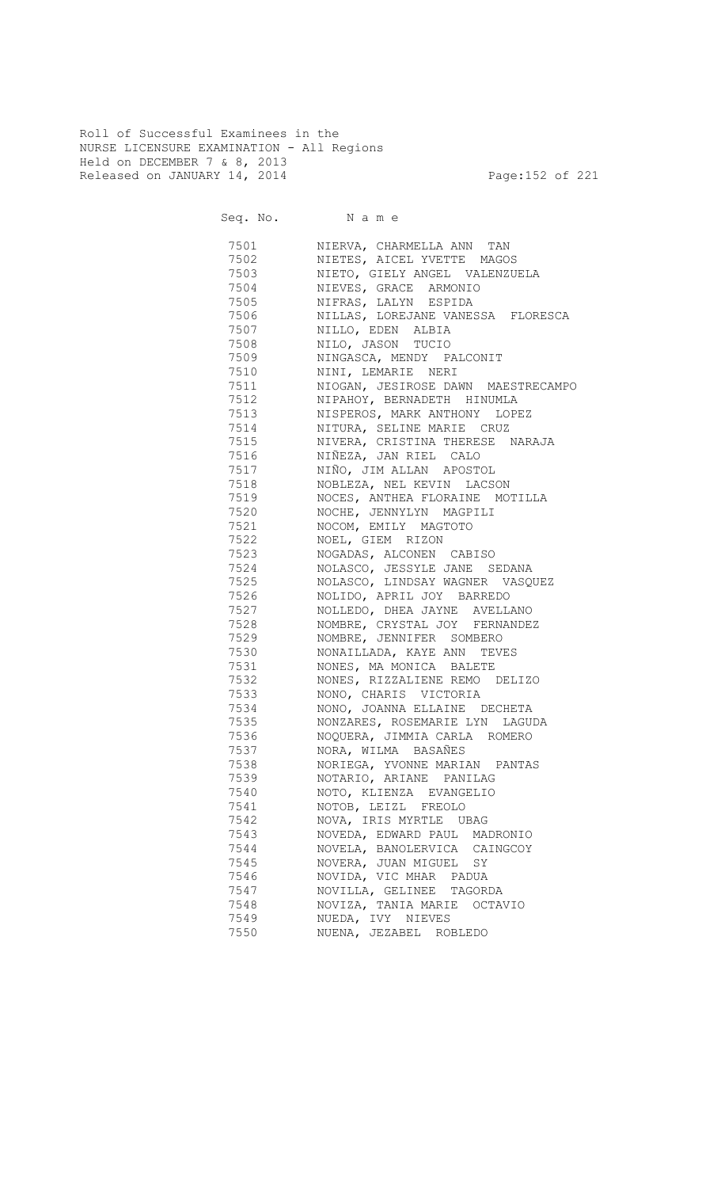Roll of Successful Examinees in the
NURSE LICENSURE EXAMINATION - All Regions
Held on DECEMBER 7 & 8, 2013
Released on JANUARY 14, 2014

| Seq. No. | N a m e |
|---|---|
| 7501 | NIERVA, CHARMELLA ANN TAN |
| 7502 | NIETES, AICEL YVETTE MAGOS |
| 7503 | NIETO, GIELY ANGEL VALENZUELA |
| 7504 | NIEVES, GRACE ARMONIO |
| 7505 | NIFRAS, LALYN ESPIDA |
| 7506 | NILLAS, LOREJANE VANESSA FLORESCA |
| 7507 | NILLO, EDEN ALBIA |
| 7508 | NILO, JASON TUCIO |
| 7509 | NINGASCA, MENDY PALCONIT |
| 7510 | NINI, LEMARIE NERI |
| 7511 | NIOGAN, JESIROSE DAWN MAESTRECAMPO |
| 7512 | NIPAHOY, BERNADETH HINUMLA |
| 7513 | NISPEROS, MARK ANTHONY LOPEZ |
| 7514 | NITURA, SELINE MARIE CRUZ |
| 7515 | NIVERA, CRISTINA THERESE NARAJA |
| 7516 | NIÑEZA, JAN RIEL CALO |
| 7517 | NIÑO, JIM ALLAN APOSTOL |
| 7518 | NOBLEZA, NEL KEVIN LACSON |
| 7519 | NOCES, ANTHEA FLORAINE MOTILLA |
| 7520 | NOCHE, JENNYLYN MAGPILI |
| 7521 | NOCOM, EMILY MAGTOTO |
| 7522 | NOEL, GIEM RIZON |
| 7523 | NOGADAS, ALCONEN CABISO |
| 7524 | NOLASCO, JESSYLE JANE SEDANA |
| 7525 | NOLASCO, LINDSAY WAGNER VASQUEZ |
| 7526 | NOLIDO, APRIL JOY BARREDO |
| 7527 | NOLLEDO, DHEA JAYNE AVELLANO |
| 7528 | NOMBRE, CRYSTAL JOY FERNANDEZ |
| 7529 | NOMBRE, JENNIFER SOMBERO |
| 7530 | NONAILLADA, KAYE ANN TEVES |
| 7531 | NONES, MA MONICA BALETE |
| 7532 | NONES, RIZZALIENE REMO DELIZO |
| 7533 | NONO, CHARIS VICTORIA |
| 7534 | NONO, JOANNA ELLAINE DECHETA |
| 7535 | NONZARES, ROSEMARIE LYN LAGUDA |
| 7536 | NOQUERA, JIMMIA CARLA ROMERO |
| 7537 | NORA, WILMA BASAÑES |
| 7538 | NORIEGA, YVONNE MARIAN PANTAS |
| 7539 | NOTARIO, ARIANE PANILAG |
| 7540 | NOTO, KLIENZA EVANGELIO |
| 7541 | NOTOB, LEIZL FREOLO |
| 7542 | NOVA, IRIS MYRTLE UBAG |
| 7543 | NOVEDA, EDWARD PAUL MADRONIO |
| 7544 | NOVELA, BANOLERVICA CAINGCOY |
| 7545 | NOVERA, JUAN MIGUEL SY |
| 7546 | NOVIDA, VIC MHAR PADUA |
| 7547 | NOVILLA, GELINEE TAGORDA |
| 7548 | NOVIZA, TANIA MARIE OCTAVIO |
| 7549 | NUEDA, IVY NIEVES |
| 7550 | NUENA, JEZABEL ROBLEDO |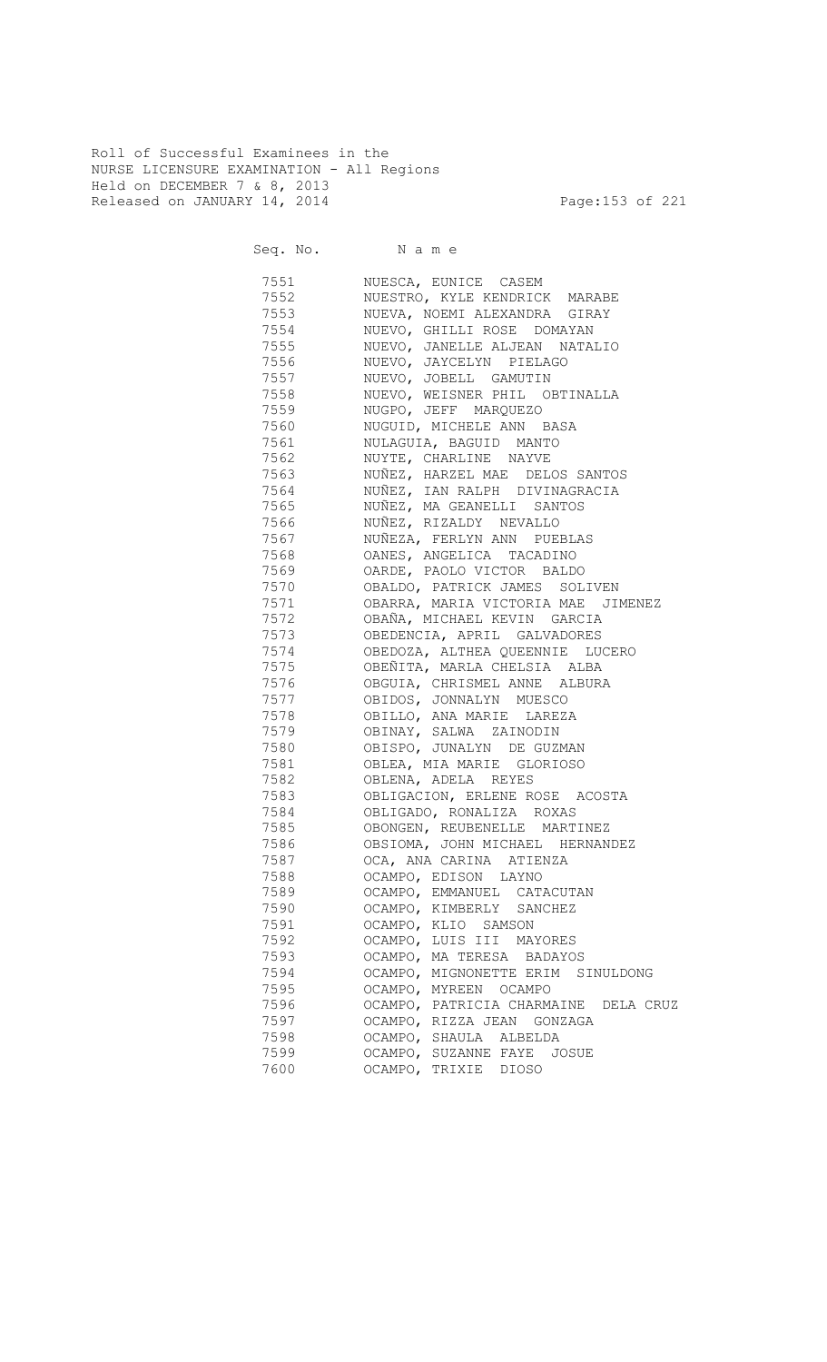Roll of Successful Examinees in the
NURSE LICENSURE EXAMINATION - All Regions
Held on DECEMBER 7 & 8, 2013
Released on JANUARY 14, 2014

| Seq. No. | N a m e |
|---|---|
| 7551 | NUESCA, EUNICE CASEM |
| 7552 | NUESTRO, KYLE KENDRICK MARABE |
| 7553 | NUEVA, NOEMI ALEXANDRA GIRAY |
| 7554 | NUEVO, GHILLI ROSE DOMAYAN |
| 7555 | NUEVO, JANELLE ALJEAN NATALIO |
| 7556 | NUEVO, JAYCELYN PIELAGO |
| 7557 | NUEVO, JOBELL GAMUTIN |
| 7558 | NUEVO, WEISNER PHIL OBTINALLA |
| 7559 | NUGPO, JEFF MARQUEZO |
| 7560 | NUGUID, MICHELE ANN BASA |
| 7561 | NULAGUIA, BAGUID MANTO |
| 7562 | NUYTE, CHARLINE NAYVE |
| 7563 | NUÑEZ, HARZEL MAE DELOS SANTOS |
| 7564 | NUÑEZ, IAN RALPH DIVINAGRACIA |
| 7565 | NUÑEZ, MA GEANELLI SANTOS |
| 7566 | NUÑEZ, RIZALDY NEVALLO |
| 7567 | NUÑEZA, FERLYN ANN PUEBLAS |
| 7568 | OANES, ANGELICA TACADINO |
| 7569 | OARDE, PAOLO VICTOR BALDO |
| 7570 | OBALDO, PATRICK JAMES SOLIVEN |
| 7571 | OBARRA, MARIA VICTORIA MAE JIMENEZ |
| 7572 | OBAÑA, MICHAEL KEVIN GARCIA |
| 7573 | OBEDENCIA, APRIL GALVADORES |
| 7574 | OBEDOZA, ALTHEA QUEENNIE LUCERO |
| 7575 | OBEÑITA, MARLA CHELSIA ALBA |
| 7576 | OBGUIA, CHRISMEL ANNE ALBURA |
| 7577 | OBIDOS, JONNALYN MUESCO |
| 7578 | OBILLO, ANA MARIE LAREZA |
| 7579 | OBINAY, SALWA ZAINODIN |
| 7580 | OBISPO, JUNALYN DE GUZMAN |
| 7581 | OBLEA, MIA MARIE GLORIOSO |
| 7582 | OBLENA, ADELA REYES |
| 7583 | OBLIGACION, ERLENE ROSE ACOSTA |
| 7584 | OBLIGADO, RONALIZA ROXAS |
| 7585 | OBONGEN, REUBENELLE MARTINEZ |
| 7586 | OBSIOMA, JOHN MICHAEL HERNANDEZ |
| 7587 | OCA, ANA CARINA ATIENZA |
| 7588 | OCAMPO, EDISON LAYNO |
| 7589 | OCAMPO, EMMANUEL CATACUTAN |
| 7590 | OCAMPO, KIMBERLY SANCHEZ |
| 7591 | OCAMPO, KLIO SAMSON |
| 7592 | OCAMPO, LUIS III MAYORES |
| 7593 | OCAMPO, MA TERESA BADAYOS |
| 7594 | OCAMPO, MIGNONETTE ERIM SINULDONG |
| 7595 | OCAMPO, MYREEN OCAMPO |
| 7596 | OCAMPO, PATRICIA CHARMAINE DELA CRUZ |
| 7597 | OCAMPO, RIZZA JEAN GONZAGA |
| 7598 | OCAMPO, SHAULA ALBELDA |
| 7599 | OCAMPO, SUZANNE FAYE JOSUE |
| 7600 | OCAMPO, TRIXIE DIOSO |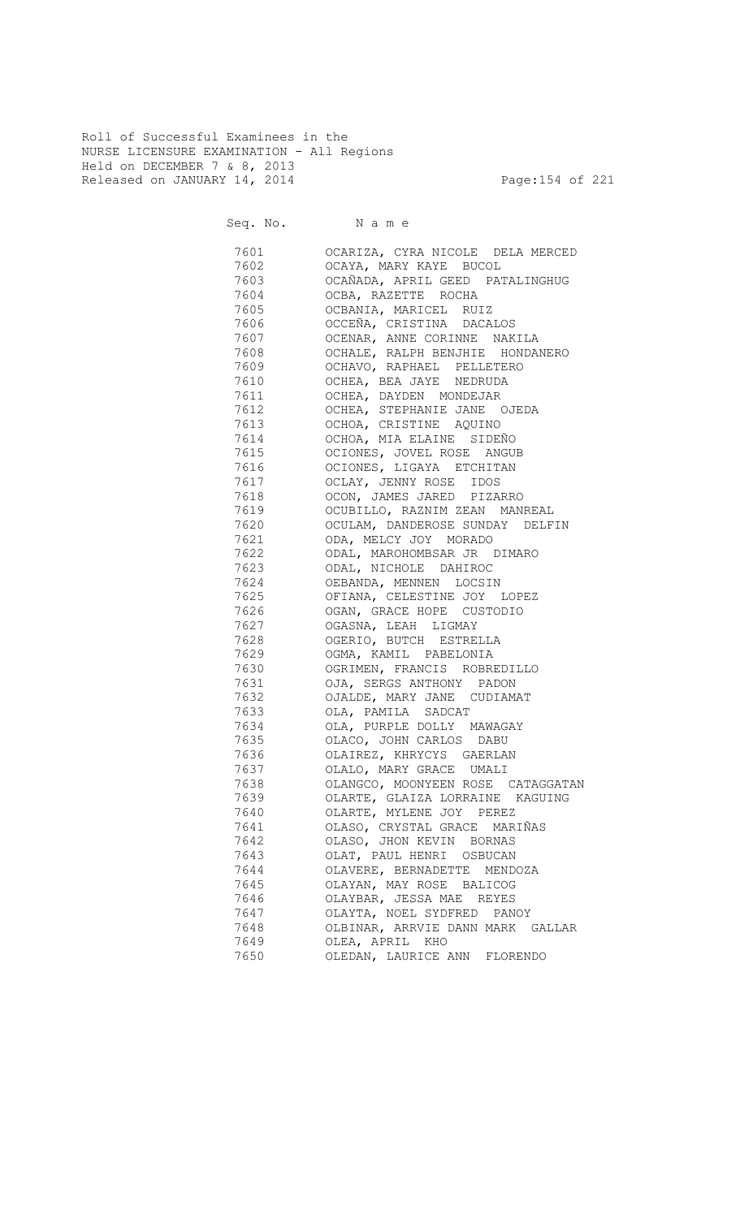Roll of Successful Examinees in the
NURSE LICENSURE EXAMINATION - All Regions
Held on DECEMBER 7 & 8, 2013
Released on JANUARY 14, 2014

| Seq. No. | N a m e |
|---|---|
| 7601 | OCARIZA, CYRA NICOLE DELA MERCED |
| 7602 | OCAYA, MARY KAYE BUCOL |
| 7603 | OCAÑADA, APRIL GEED PATALINGHUG |
| 7604 | OCBA, RAZETTE ROCHA |
| 7605 | OCBANIA, MARICEL RUIZ |
| 7606 | OCCEÑA, CRISTINA DACALOS |
| 7607 | OCENAR, ANNE CORINNE NAKILA |
| 7608 | OCHALE, RALPH BENJHIE HONDANERO |
| 7609 | OCHAVO, RAPHAEL PELLETERO |
| 7610 | OCHEA, BEA JAYE NEDRUDA |
| 7611 | OCHEA, DAYDEN MONDEJAR |
| 7612 | OCHEA, STEPHANIE JANE OJEDA |
| 7613 | OCHOA, CRISTINE AQUINO |
| 7614 | OCHOA, MIA ELAINE SIDEÑO |
| 7615 | OCIONES, JOVEL ROSE ANGUB |
| 7616 | OCIONES, LIGAYA ETCHITAN |
| 7617 | OCLAY, JENNY ROSE IDOS |
| 7618 | OCON, JAMES JARED PIZARRO |
| 7619 | OCUBILLO, RAZNIM ZEAN MANREAL |
| 7620 | OCULAM, DANDEROSE SUNDAY DELFIN |
| 7621 | ODA, MELCY JOY MORADO |
| 7622 | ODAL, MAROHOMBSAR JR DIMARO |
| 7623 | ODAL, NICHOLE DAHIROC |
| 7624 | OEBANDA, MENNEN LOCSIN |
| 7625 | OFIANA, CELESTINE JOY LOPEZ |
| 7626 | OGAN, GRACE HOPE CUSTODIO |
| 7627 | OGASNA, LEAH LIGMAY |
| 7628 | OGERIO, BUTCH ESTRELLA |
| 7629 | OGMA, KAMIL PABELONIA |
| 7630 | OGRIMEN, FRANCIS ROBREDILLO |
| 7631 | OJA, SERGS ANTHONY PADON |
| 7632 | OJALDE, MARY JANE CUDIAMAT |
| 7633 | OLA, PAMILA SADCAT |
| 7634 | OLA, PURPLE DOLLY MAWAGAY |
| 7635 | OLACO, JOHN CARLOS DABU |
| 7636 | OLAIREZ, KHRYCYS GAERLAN |
| 7637 | OLALO, MARY GRACE UMALI |
| 7638 | OLANGCO, MOONYEEN ROSE CATAGGATAN |
| 7639 | OLARTE, GLAIZA LORRAINE KAGUING |
| 7640 | OLARTE, MYLENE JOY PEREZ |
| 7641 | OLASO, CRYSTAL GRACE MARIÑAS |
| 7642 | OLASO, JHON KEVIN BORNAS |
| 7643 | OLAT, PAUL HENRI OSBUCAN |
| 7644 | OLAVERE, BERNADETTE MENDOZA |
| 7645 | OLAYAN, MAY ROSE BALICOG |
| 7646 | OLAYBAR, JESSA MAE REYES |
| 7647 | OLAYTA, NOEL SYDFRED PANOY |
| 7648 | OLBINAR, ARRVIE DANN MARK GALLAR |
| 7649 | OLEA, APRIL KHO |
| 7650 | OLEDAN, LAURICE ANN FLORENDO |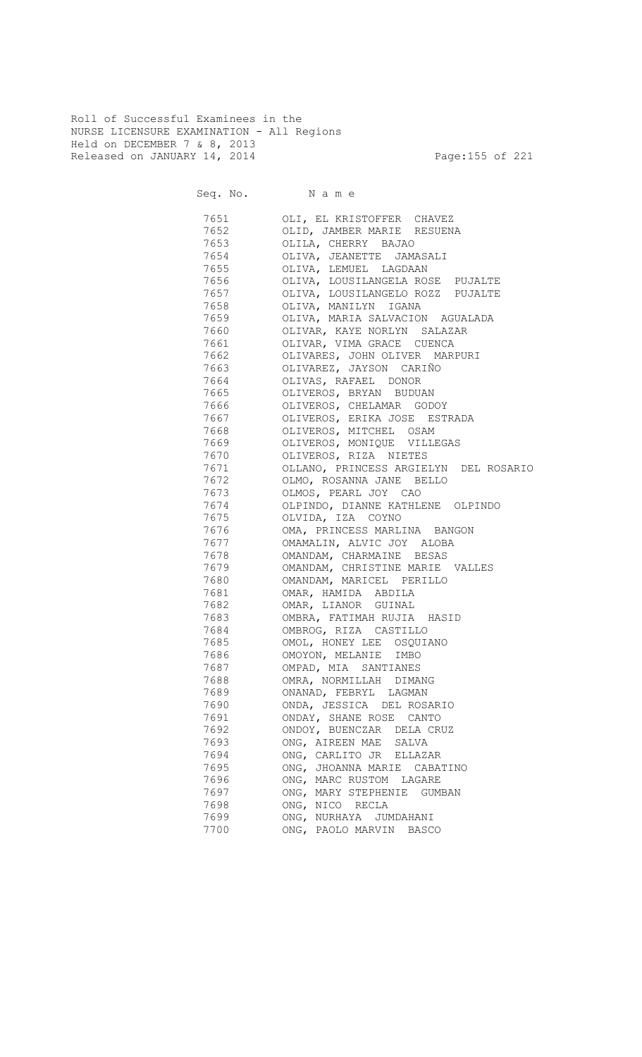Roll of Successful Examinees in the
NURSE LICENSURE EXAMINATION - All Regions
Held on DECEMBER 7 & 8, 2013
Released on JANUARY 14, 2014

| Seq. No. | Name |
|---|---|
| 7651 | OLI, EL KRISTOFFER CHAVEZ |
| 7652 | OLID, JAMBER MARIE RESUENA |
| 7653 | OLILA, CHERRY BAJAO |
| 7654 | OLIVA, JEANETTE JAMASALI |
| 7655 | OLIVA, LEMUEL LAGDAAN |
| 7656 | OLIVA, LOUSILANGELA ROSE PUJALTE |
| 7657 | OLIVA, LOUSILANGELO ROZZ PUJALTE |
| 7658 | OLIVA, MANILYN IGANA |
| 7659 | OLIVA, MARIA SALVACION AGUALADA |
| 7660 | OLIVAR, KAYE NORLYN SALAZAR |
| 7661 | OLIVAR, VIMA GRACE CUENCA |
| 7662 | OLIVARES, JOHN OLIVER MARPURI |
| 7663 | OLIVAREZ, JAYSON CARIÑO |
| 7664 | OLIVAS, RAFAEL DONOR |
| 7665 | OLIVEROS, BRYAN BUDUAN |
| 7666 | OLIVEROS, CHELAMAR GODOY |
| 7667 | OLIVEROS, ERIKA JOSE ESTRADA |
| 7668 | OLIVEROS, MITCHEL OSAM |
| 7669 | OLIVEROS, MONIQUE VILLEGAS |
| 7670 | OLIVEROS, RIZA NIETES |
| 7671 | OLLANO, PRINCESS ARGIELYN DEL ROSARIO |
| 7672 | OLMO, ROSANNA JANE BELLO |
| 7673 | OLMOS, PEARL JOY CAO |
| 7674 | OLPINDO, DIANNE KATHLENE OLPINDO |
| 7675 | OLVIDA, IZA COYNO |
| 7676 | OMA, PRINCESS MARLINA BANGON |
| 7677 | OMAMALIN, ALVIC JOY ALOBA |
| 7678 | OMANDAM, CHARMAINE BESAS |
| 7679 | OMANDAM, CHRISTINE MARIE VALLES |
| 7680 | OMANDAM, MARICEL PERILLO |
| 7681 | OMAR, HAMIDA ABDILA |
| 7682 | OMAR, LIANOR GUINAL |
| 7683 | OMBRA, FATIMAH RUJIA HASID |
| 7684 | OMBROG, RIZA CASTILLO |
| 7685 | OMOL, HONEY LEE OSQUIANO |
| 7686 | OMOYON, MELANIE IMBO |
| 7687 | OMPAD, MIA SANTIANES |
| 7688 | OMRA, NORMILLAH DIMANG |
| 7689 | ONANAD, FEBRYL LAGMAN |
| 7690 | ONDA, JESSICA DEL ROSARIO |
| 7691 | ONDAY, SHANE ROSE CANTO |
| 7692 | ONDOY, BUENCZAR DELA CRUZ |
| 7693 | ONG, AIREEN MAE SALVA |
| 7694 | ONG, CARLITO JR ELLAZAR |
| 7695 | ONG, JHOANNA MARIE CABATINO |
| 7696 | ONG, MARC RUSTOM LAGARE |
| 7697 | ONG, MARY STEPHENIE GUMBAN |
| 7698 | ONG, NICO RECLA |
| 7699 | ONG, NURHAYA JUMDAHANI |
| 7700 | ONG, PAOLO MARVIN BASCO |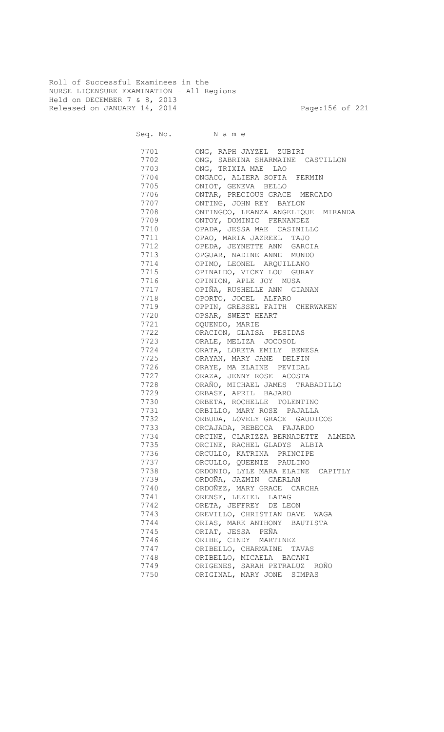Roll of Successful Examinees in the
NURSE LICENSURE EXAMINATION - All Regions
Held on DECEMBER 7 & 8, 2013
Released on JANUARY 14, 2014

| Seq. No. | N a m e |
|---|---|
| 7701 | ONG, RAPH JAYZEL ZUBIRI |
| 7702 | ONG, SABRINA SHARMAINE CASTILLON |
| 7703 | ONG, TRIXIA MAE LAO |
| 7704 | ONGACO, ALIERA SOFIA FERMIN |
| 7705 | ONIOT, GENEVA BELLO |
| 7706 | ONTAR, PRECIOUS GRACE MERCADO |
| 7707 | ONTING, JOHN REY BAYLON |
| 7708 | ONTINGCO, LEANZA ANGELIQUE MIRANDA |
| 7709 | ONTOY, DOMINIC FERNANDEZ |
| 7710 | OPADA, JESSA MAE CASINILLO |
| 7711 | OPAO, MARIA JAZREEL TAJO |
| 7712 | OPEDA, JEYNETTE ANN GARCIA |
| 7713 | OPGUAR, NADINE ANNE MUNDO |
| 7714 | OPIMO, LEONEL ARQUILLANO |
| 7715 | OPINALDO, VICKY LOU GURAY |
| 7716 | OPINION, APLE JOY MUSA |
| 7717 | OPIÑA, RUSHELLE ANN GIANAN |
| 7718 | OPORTO, JOCEL ALFARO |
| 7719 | OPPIN, GRESSEL FAITH CHERWAKEN |
| 7720 | OPSAR, SWEET HEART |
| 7721 | OQUENDO, MARIE |
| 7722 | ORACION, GLAISA PESIDAS |
| 7723 | ORALE, MELIZA JOCOSOL |
| 7724 | ORATA, LORETA EMILY BENESA |
| 7725 | ORAYAN, MARY JANE DELFIN |
| 7726 | ORAYE, MA ELAINE PEVIDAL |
| 7727 | ORAZA, JENNY ROSE ACOSTA |
| 7728 | ORAÑO, MICHAEL JAMES TRABADILLO |
| 7729 | ORBASE, APRIL BAJARO |
| 7730 | ORBETA, ROCHELLE TOLENTINO |
| 7731 | ORBILLO, MARY ROSE PAJALLA |
| 7732 | ORBUDA, LOVELY GRACE GAUDICOS |
| 7733 | ORCAJADA, REBECCA FAJARDO |
| 7734 | ORCINE, CLARIZZA BERNADETTE ALMEDA |
| 7735 | ORCINE, RACHEL GLADYS ALBIA |
| 7736 | ORCULLO, KATRINA PRINCIPE |
| 7737 | ORCULLO, QUEENIE PAULINO |
| 7738 | ORDONIO, LYLE MARA ELAINE CAPITLY |
| 7739 | ORDOÑA, JAZMIN GAERLAN |
| 7740 | ORDOÑEZ, MARY GRACE CARCHA |
| 7741 | ORENSE, LEZIEL LATAG |
| 7742 | ORETA, JEFFREY DE LEON |
| 7743 | OREVILLO, CHRISTIAN DAVE WAGA |
| 7744 | ORIAS, MARK ANTHONY BAUTISTA |
| 7745 | ORIAT, JESSA PEÑA |
| 7746 | ORIBE, CINDY MARTINEZ |
| 7747 | ORIBELLO, CHARMAINE TAVAS |
| 7748 | ORIBELLO, MICAELA BACANI |
| 7749 | ORIGENES, SARAH PETRALUZ ROÑO |
| 7750 | ORIGINAL, MARY JONE SIMPAS |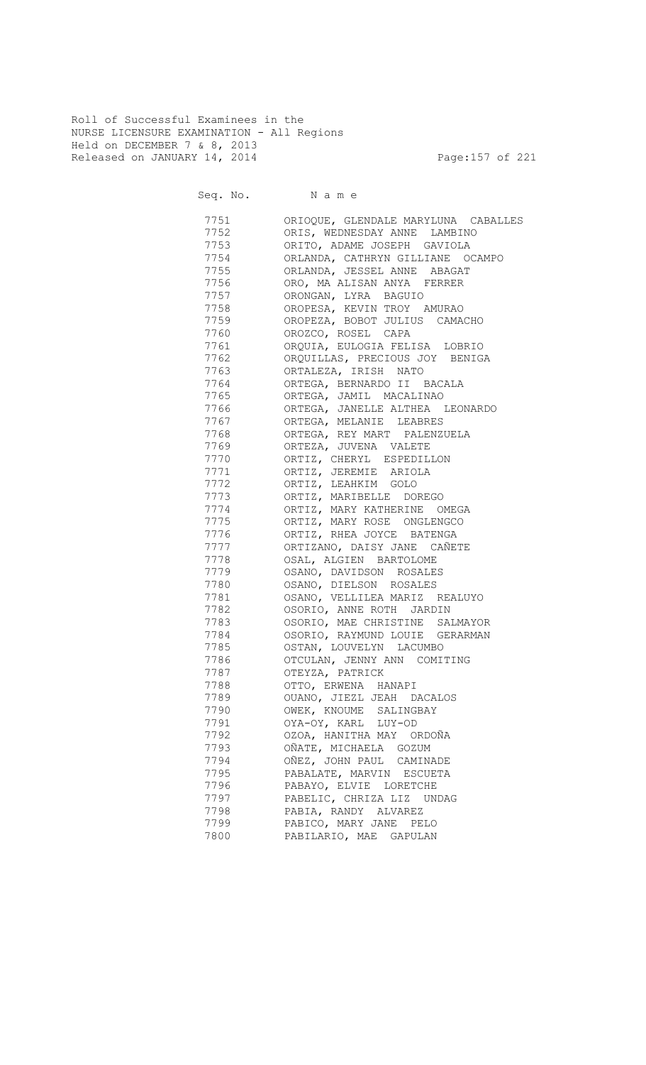Roll of Successful Examinees in the
NURSE LICENSURE EXAMINATION - All Regions
Held on DECEMBER 7 & 8, 2013
Released on JANUARY 14, 2014

| Seq. No. | Name |
|---|---|
| 7751 | ORIOQUE, GLENDALE MARYLUNA CABALLES |
| 7752 | ORIS, WEDNESDAY ANNE LAMBINO |
| 7753 | ORITO, ADAME JOSEPH GAVIOLA |
| 7754 | ORLANDA, CATHRYN GILLIANE OCAMPO |
| 7755 | ORLANDA, JESSEL ANNE ABAGAT |
| 7756 | ORO, MA ALISAN ANYA FERRER |
| 7757 | ORONGAN, LYRA BAGUIO |
| 7758 | OROPESA, KEVIN TROY AMURAO |
| 7759 | OROPEZA, BOBOT JULIUS CAMACHO |
| 7760 | OROZCO, ROSEL CAPA |
| 7761 | ORQUIA, EULOGIA FELISA LOBRIO |
| 7762 | ORQUILLAS, PRECIOUS JOY BENIGA |
| 7763 | ORTALEZA, IRISH NATO |
| 7764 | ORTEGA, BERNARDO II BACALA |
| 7765 | ORTEGA, JAMIL MACALINAO |
| 7766 | ORTEGA, JANELLE ALTHEA LEONARDO |
| 7767 | ORTEGA, MELANIE LEABRES |
| 7768 | ORTEGA, REY MART PALENZUELA |
| 7769 | ORTEZA, JUVENA VALETE |
| 7770 | ORTIZ, CHERYL ESPEDILLON |
| 7771 | ORTIZ, JEREMIE ARIOLA |
| 7772 | ORTIZ, LEAHKIM GOLO |
| 7773 | ORTIZ, MARIBELLE DOREGO |
| 7774 | ORTIZ, MARY KATHERINE OMEGA |
| 7775 | ORTIZ, MARY ROSE ONGLENGCO |
| 7776 | ORTIZ, RHEA JOYCE BATENGA |
| 7777 | ORTIZANO, DAISY JANE CAÑETE |
| 7778 | OSAL, ALGIEN BARTOLOME |
| 7779 | OSANO, DAVIDSON ROSALES |
| 7780 | OSANO, DIELSON ROSALES |
| 7781 | OSANO, VELLILEA MARIZ REALUYO |
| 7782 | OSORIO, ANNE ROTH JARDIN |
| 7783 | OSORIO, MAE CHRISTINE SALMAYOR |
| 7784 | OSORIO, RAYMUND LOUIE GERARMAN |
| 7785 | OSTAN, LOUVELYN LACUMBO |
| 7786 | OTCULAN, JENNY ANN COMITING |
| 7787 | OTEYZA, PATRICK |
| 7788 | OTTO, ERWENA HANAPI |
| 7789 | OUANO, JIEZL JEAH DACALOS |
| 7790 | OWEK, KNOUME SALINGBAY |
| 7791 | OYA-OY, KARL LUY-OD |
| 7792 | OZOA, HANITHA MAY ORDOÑA |
| 7793 | OÑATE, MICHAELA GOZUM |
| 7794 | OÑEZ, JOHN PAUL CAMINADE |
| 7795 | PABALATE, MARVIN ESCUETA |
| 7796 | PABAYO, ELVIE LORETCHE |
| 7797 | PABELIC, CHRIZA LIZ UNDAG |
| 7798 | PABIA, RANDY ALVAREZ |
| 7799 | PABICO, MARY JANE PELO |
| 7800 | PABILARIO, MAE GAPULAN |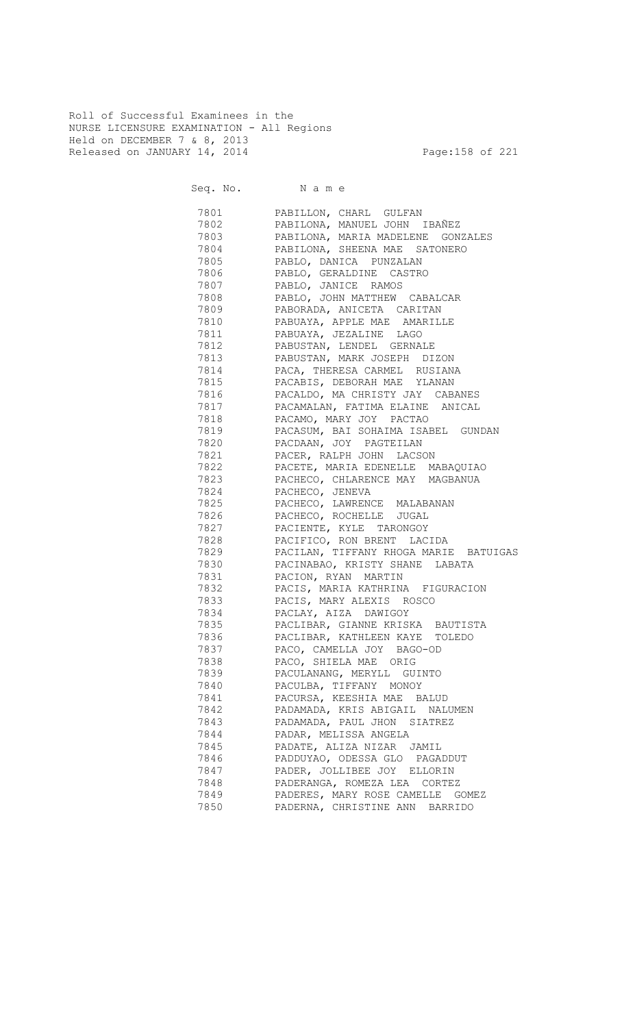Roll of Successful Examinees in the
NURSE LICENSURE EXAMINATION - All Regions
Held on DECEMBER 7 & 8, 2013
Released on JANUARY 14, 2014

| Seq. No. | N a m e |
|---|---|
| 7801 | PABILLON, CHARL GULFAN |
| 7802 | PABILONA, MANUEL JOHN IBAÑEZ |
| 7803 | PABILONA, MARIA MADELENE GONZALES |
| 7804 | PABILONA, SHEENA MAE SATONERO |
| 7805 | PABLO, DANICA PUNZALAN |
| 7806 | PABLO, GERALDINE CASTRO |
| 7807 | PABLO, JANICE RAMOS |
| 7808 | PABLO, JOHN MATTHEW CABALCAR |
| 7809 | PABORADA, ANICETA CARITAN |
| 7810 | PABUAYA, APPLE MAE AMARILLE |
| 7811 | PABUAYA, JEZALINE LAGO |
| 7812 | PABUSTAN, LENDEL GERNALE |
| 7813 | PABUSTAN, MARK JOSEPH DIZON |
| 7814 | PACA, THERESA CARMEL RUSIANA |
| 7815 | PACABIS, DEBORAH MAE YLANAN |
| 7816 | PACALDO, MA CHRISTY JAY CABANES |
| 7817 | PACAMALAN, FATIMA ELAINE ANICAL |
| 7818 | PACAMO, MARY JOY PACTAO |
| 7819 | PACASUM, BAI SOHAIMA ISABEL GUNDAN |
| 7820 | PACDAAN, JOY PAGTEILAN |
| 7821 | PACER, RALPH JOHN LACSON |
| 7822 | PACETE, MARIA EDENELLE MABAQUIAO |
| 7823 | PACHECO, CHLARENCE MAY MAGBANUA |
| 7824 | PACHECO, JENEVA |
| 7825 | PACHECO, LAWRENCE MALABANAN |
| 7826 | PACHECO, ROCHELLE JUGAL |
| 7827 | PACIENTE, KYLE TARONGOY |
| 7828 | PACIFICO, RON BRENT LACIDA |
| 7829 | PACILAN, TIFFANY RHOGA MARIE BATUIGAS |
| 7830 | PACINABAO, KRISTY SHANE LABATA |
| 7831 | PACION, RYAN MARTIN |
| 7832 | PACIS, MARIA KATHRINA FIGURACION |
| 7833 | PACIS, MARY ALEXIS ROSCO |
| 7834 | PACLAY, AIZA DAWIGOY |
| 7835 | PACLIBAR, GIANNE KRISKA BAUTISTA |
| 7836 | PACLIBAR, KATHLEEN KAYE TOLEDO |
| 7837 | PACO, CAMELLA JOY BAGO-OD |
| 7838 | PACO, SHIELA MAE ORIG |
| 7839 | PACULANANG, MERYLL GUINTO |
| 7840 | PACULBA, TIFFANY MONOY |
| 7841 | PACURSA, KEESHIA MAE BALUD |
| 7842 | PADAMADA, KRIS ABIGAIL NALUMEN |
| 7843 | PADAMADA, PAUL JHON SIATREZ |
| 7844 | PADAR, MELISSA ANGELA |
| 7845 | PADATE, ALIZA NIZAR JAMIL |
| 7846 | PADDUYAO, ODESSA GLO PAGADDUT |
| 7847 | PADER, JOLLIBEE JOY ELLORIN |
| 7848 | PADERANGA, ROMEZA LEA CORTEZ |
| 7849 | PADERES, MARY ROSE CAMELLE GOMEZ |
| 7850 | PADERNA, CHRISTINE ANN BARRIDO |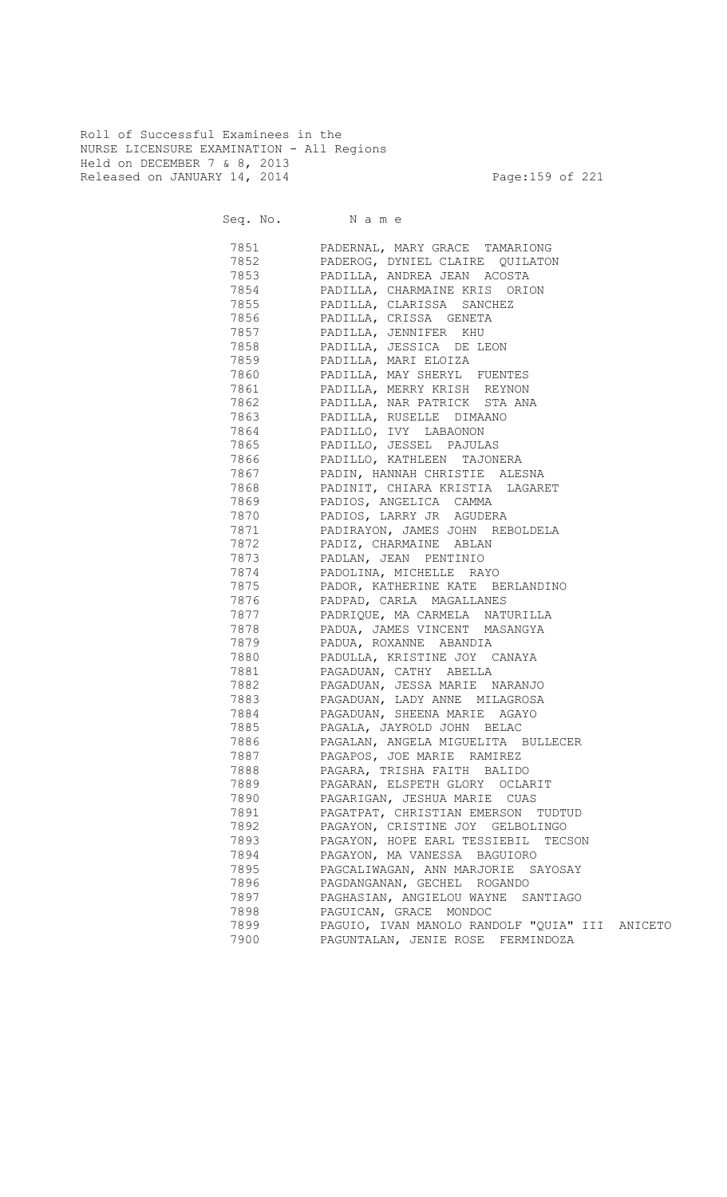Roll of Successful Examinees in the
NURSE LICENSURE EXAMINATION - All Regions
Held on DECEMBER 7 & 8, 2013
Released on JANUARY 14, 2014

| Seq. No. | N a m e |
|---|---|
| 7851 | PADERNAL, MARY GRACE TAMARIONG |
| 7852 | PADEROG, DYNIEL CLAIRE QUILATON |
| 7853 | PADILLA, ANDREA JEAN ACOSTA |
| 7854 | PADILLA, CHARMAINE KRIS ORION |
| 7855 | PADILLA, CLARISSA SANCHEZ |
| 7856 | PADILLA, CRISSA GENETA |
| 7857 | PADILLA, JENNIFER KHU |
| 7858 | PADILLA, JESSICA DE LEON |
| 7859 | PADILLA, MARI ELOIZA |
| 7860 | PADILLA, MAY SHERYL FUENTES |
| 7861 | PADILLA, MERRY KRISH REYNON |
| 7862 | PADILLA, NAR PATRICK STA ANA |
| 7863 | PADILLA, RUSELLE DIMAANO |
| 7864 | PADILLO, IVY LABAONON |
| 7865 | PADILLO, JESSEL PAJULAS |
| 7866 | PADILLO, KATHLEEN TAJONERA |
| 7867 | PADIN, HANNAH CHRISTIE ALESNA |
| 7868 | PADINIT, CHIARA KRISTIA LAGARET |
| 7869 | PADIOS, ANGELICA CAMMA |
| 7870 | PADIOS, LARRY JR AGUDERA |
| 7871 | PADIRAYON, JAMES JOHN REBOLDELA |
| 7872 | PADIZ, CHARMAINE ABLAN |
| 7873 | PADLAN, JEAN PENTINIO |
| 7874 | PADOLINA, MICHELLE RAYO |
| 7875 | PADOR, KATHERINE KATE BERLANDINO |
| 7876 | PADPAD, CARLA MAGALLANES |
| 7877 | PADRIQUE, MA CARMELA NATURILLA |
| 7878 | PADUA, JAMES VINCENT MASANGYA |
| 7879 | PADUA, ROXANNE ABANDIA |
| 7880 | PADULLA, KRISTINE JOY CANAYA |
| 7881 | PAGADUAN, CATHY ABELLA |
| 7882 | PAGADUAN, JESSA MARIE NARANJO |
| 7883 | PAGADUAN, LADY ANNE MILAGROSA |
| 7884 | PAGADUAN, SHEENA MARIE AGAYO |
| 7885 | PAGALA, JAYROLD JOHN BELAC |
| 7886 | PAGALAN, ANGELA MIGUELITA BULLECER |
| 7887 | PAGAPOS, JOE MARIE RAMIREZ |
| 7888 | PAGARA, TRISHA FAITH BALIDO |
| 7889 | PAGARAN, ELSPETH GLORY OCLARIT |
| 7890 | PAGARIGAN, JESHUA MARIE CUAS |
| 7891 | PAGATPAT, CHRISTIAN EMERSON TUDTUD |
| 7892 | PAGAYON, CRISTINE JOY GELBOLINGO |
| 7893 | PAGAYON, HOPE EARL TESSIEBIL TECSON |
| 7894 | PAGAYON, MA VANESSA BAGUIORO |
| 7895 | PAGCALIWAGAN, ANN MARJORIE SAYOSAY |
| 7896 | PAGDANGANAN, GECHEL ROGANDO |
| 7897 | PAGHASIAN, ANGIELOU WAYNE SANTIAGO |
| 7898 | PAGUICAN, GRACE MONDOC |
| 7899 | PAGUIO, IVAN MANOLO RANDOLF "QUIA" III ANICETO |
| 7900 | PAGUNTALAN, JENIE ROSE FERMINDOZA |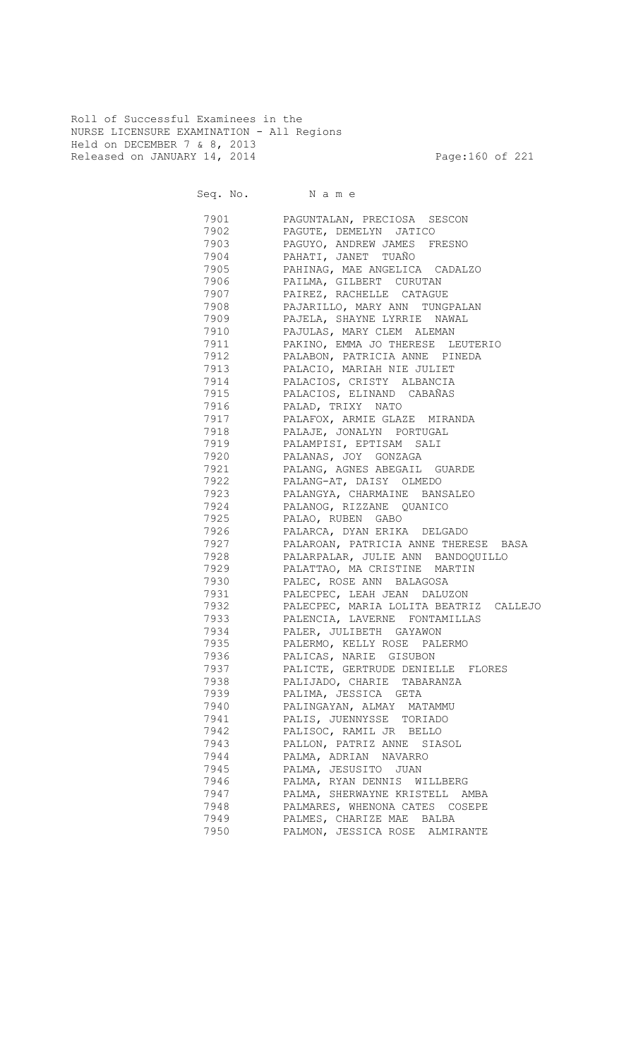Roll of Successful Examinees in the
NURSE LICENSURE EXAMINATION - All Regions
Held on DECEMBER 7 & 8, 2013
Released on JANUARY 14, 2014

| Seq. No. | N a m e |
|---|---|
| 7901 | PAGUNTALAN, PRECIOSA SESCON |
| 7902 | PAGUTE, DEMELYN JATICO |
| 7903 | PAGUYO, ANDREW JAMES FRESNO |
| 7904 | PAHATI, JANET TUAÑO |
| 7905 | PAHINAG, MAE ANGELICA CADALZO |
| 7906 | PAILMA, GILBERT CURUTAN |
| 7907 | PAIREZ, RACHELLE CATAGUE |
| 7908 | PAJARILLO, MARY ANN TUNGPALAN |
| 7909 | PAJELA, SHAYNE LYRRIE NAWAL |
| 7910 | PAJULAS, MARY CLEM ALEMAN |
| 7911 | PAKINO, EMMA JO THERESE LEUTERIO |
| 7912 | PALABON, PATRICIA ANNE PINEDA |
| 7913 | PALACIO, MARIAH NIE JULIET |
| 7914 | PALACIOS, CRISTY ALBANCIA |
| 7915 | PALACIOS, ELINAND CABAÑAS |
| 7916 | PALAD, TRIXY NATO |
| 7917 | PALAFOX, ARMIE GLAZE MIRANDA |
| 7918 | PALAJE, JONALYN PORTUGAL |
| 7919 | PALAMPISI, EPTISAM SALI |
| 7920 | PALANAS, JOY GONZAGA |
| 7921 | PALANG, AGNES ABEGAIL GUARDE |
| 7922 | PALANG-AT, DAISY OLMEDO |
| 7923 | PALANGYA, CHARMAINE BANSALEO |
| 7924 | PALANOG, RIZZANE QUANICO |
| 7925 | PALAO, RUBEN GABO |
| 7926 | PALARCA, DYAN ERIKA DELGADO |
| 7927 | PALAROAN, PATRICIA ANNE THERESE BASA |
| 7928 | PALARPALAR, JULIE ANN BANDOQUILLO |
| 7929 | PALATTAO, MA CRISTINE MARTIN |
| 7930 | PALEC, ROSE ANN BALAGOSA |
| 7931 | PALECPEC, LEAH JEAN DALUZON |
| 7932 | PALECPEC, MARIA LOLITA BEATRIZ CALLEJO |
| 7933 | PALENCIA, LAVERNE FONTAMILLAS |
| 7934 | PALER, JULIBETH GAYAWON |
| 7935 | PALERMO, KELLY ROSE PALERMO |
| 7936 | PALICAS, NARIE GISUBON |
| 7937 | PALICTE, GERTRUDE DENIELLE FLORES |
| 7938 | PALIJADO, CHARIE TABARANZA |
| 7939 | PALIMA, JESSICA GETA |
| 7940 | PALINGAYAN, ALMAY MATAMMU |
| 7941 | PALIS, JUENNYSSE TORIADO |
| 7942 | PALISOC, RAMIL JR BELLO |
| 7943 | PALLON, PATRIZ ANNE SIASOL |
| 7944 | PALMA, ADRIAN NAVARRO |
| 7945 | PALMA, JESUSITO JUAN |
| 7946 | PALMA, RYAN DENNIS WILLBERG |
| 7947 | PALMA, SHERWAYNE KRISTELL AMBA |
| 7948 | PALMARES, WHENONA CATES COSEPE |
| 7949 | PALMES, CHARIZE MAE BALBA |
| 7950 | PALMON, JESSICA ROSE ALMIRANTE |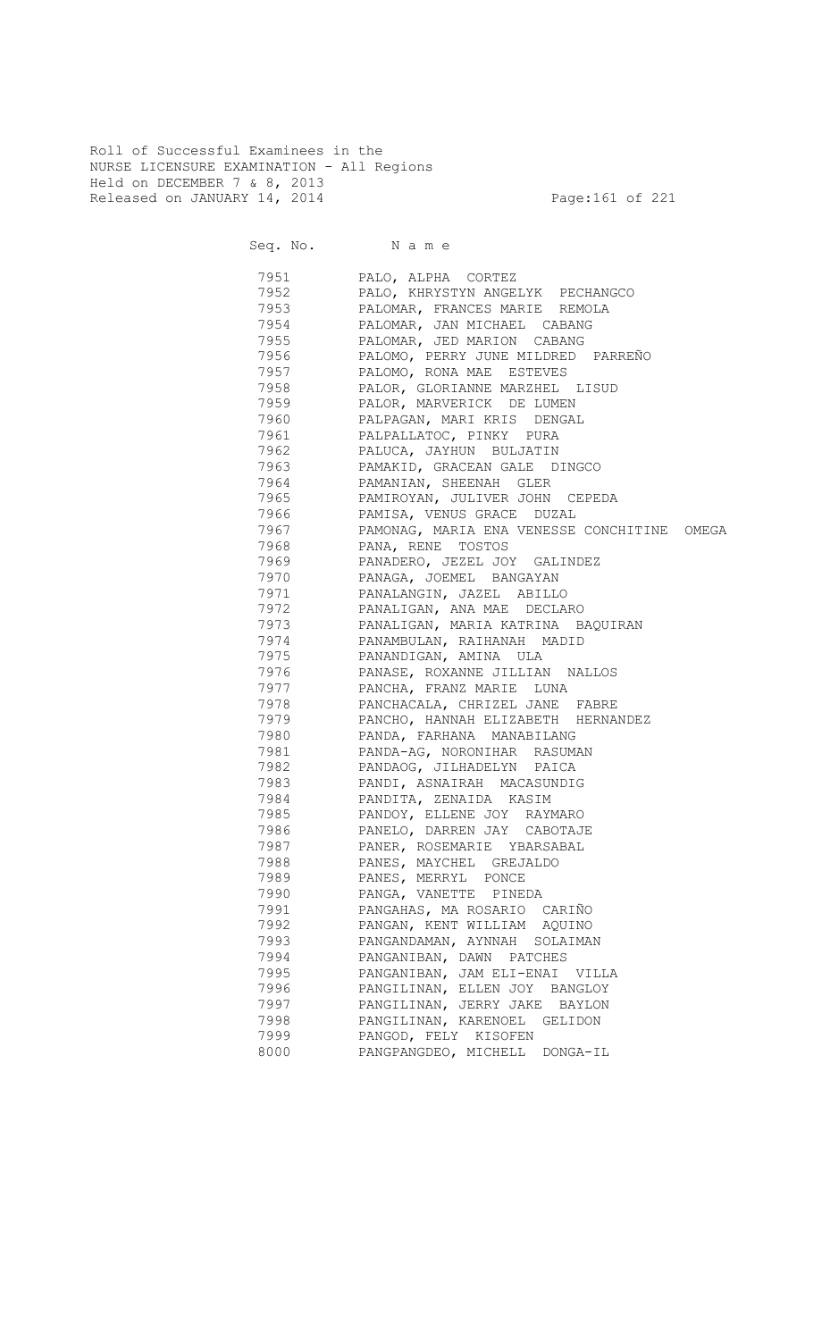Roll of Successful Examinees in the
NURSE LICENSURE EXAMINATION - All Regions
Held on DECEMBER 7 & 8, 2013
Released on JANUARY 14, 2014

| Seq. No. | Name |
|---|---|
| 7951 | PALO, ALPHA CORTEZ |
| 7952 | PALO, KHRYSTYN ANGELYK PECHANGCO |
| 7953 | PALOMAR, FRANCES MARIE REMOLA |
| 7954 | PALOMAR, JAN MICHAEL CABANG |
| 7955 | PALOMAR, JED MARION CABANG |
| 7956 | PALOMO, PERRY JUNE MILDRED PARREÑO |
| 7957 | PALOMO, RONA MAE ESTEVES |
| 7958 | PALOR, GLORIANNE MARZHEL LISUD |
| 7959 | PALOR, MARVERICK DE LUMEN |
| 7960 | PALPAGAN, MARI KRIS DENGAL |
| 7961 | PALPALLATOC, PINKY PURA |
| 7962 | PALUCA, JAYHUN BULJATIN |
| 7963 | PAMAKID, GRACEAN GALE DINGCO |
| 7964 | PAMANIAN, SHEENAH GLER |
| 7965 | PAMIROYAN, JULIVER JOHN CEPEDA |
| 7966 | PAMISA, VENUS GRACE DUZAL |
| 7967 | PAMONAG, MARIA ENA VENESSE CONCHITINE OMEGA |
| 7968 | PANA, RENE TOSTOS |
| 7969 | PANADERO, JEZEL JOY GALINDEZ |
| 7970 | PANAGA, JOEMEL BANGAYAN |
| 7971 | PANALANGIN, JAZEL ABILLO |
| 7972 | PANALIGAN, ANA MAE DECLARO |
| 7973 | PANALIGAN, MARIA KATRINA BAQUIRAN |
| 7974 | PANAMBULAN, RAIHANAH MADID |
| 7975 | PANANDIGAN, AMINA ULA |
| 7976 | PANASE, ROXANNE JILLIAN NALLOS |
| 7977 | PANCHA, FRANZ MARIE LUNA |
| 7978 | PANCHACALA, CHRIZEL JANE FABRE |
| 7979 | PANCHO, HANNAH ELIZABETH HERNANDEZ |
| 7980 | PANDA, FARHANA MANABILANG |
| 7981 | PANDA-AG, NORONIHAR RASUMAN |
| 7982 | PANDAOG, JILHADELYN PAICA |
| 7983 | PANDI, ASNAIRAH MACASUNDIG |
| 7984 | PANDITA, ZENAIDA KASIM |
| 7985 | PANDOY, ELLENE JOY RAYMARO |
| 7986 | PANELO, DARREN JAY CABOTAJE |
| 7987 | PANER, ROSEMARIE YBARSABAL |
| 7988 | PANES, MAYCHEL GREJALDO |
| 7989 | PANES, MERRYL PONCE |
| 7990 | PANGA, VANETTE PINEDA |
| 7991 | PANGAHAS, MA ROSARIO CARIÑO |
| 7992 | PANGAN, KENT WILLIAM AQUINO |
| 7993 | PANGANDAMAN, AYNNAH SOLAIMAN |
| 7994 | PANGANIBAN, DAWN PATCHES |
| 7995 | PANGANIBAN, JAM ELI-ENAI VILLA |
| 7996 | PANGILINAN, ELLEN JOY BANGLOY |
| 7997 | PANGILINAN, JERRY JAKE BAYLON |
| 7998 | PANGILINAN, KARENOEL GELIDON |
| 7999 | PANGOD, FELY KISOFEN |
| 8000 | PANGPANGDEO, MICHELL DONGA-IL |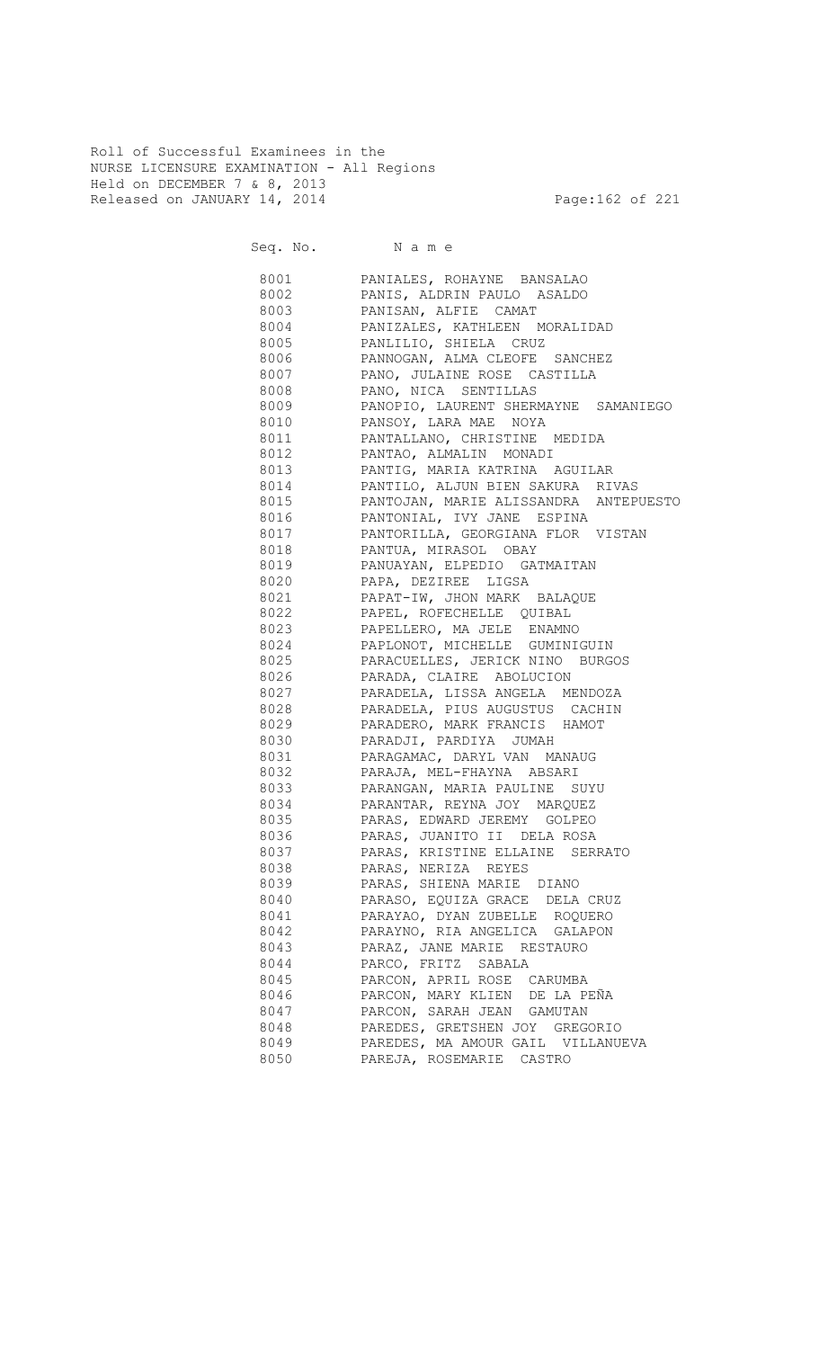Roll of Successful Examinees in the
NURSE LICENSURE EXAMINATION - All Regions
Held on DECEMBER 7 & 8, 2013
Released on JANUARY 14, 2014

| Seq. No. | Name |
| --- | --- |
| 8001 | PANIALES, ROHAYNE BANSALAO |
| 8002 | PANIS, ALDRIN PAULO ASALDO |
| 8003 | PANISAN, ALFIE CAMAT |
| 8004 | PANIZALES, KATHLEEN MORALIDAD |
| 8005 | PANLILIO, SHIELA CRUZ |
| 8006 | PANNOGAN, ALMA CLEOFE SANCHEZ |
| 8007 | PANO, JULAINE ROSE CASTILLA |
| 8008 | PANO, NICA SENTILLAS |
| 8009 | PANOPIO, LAURENT SHERMAYNE SAMANIEGO |
| 8010 | PANSOY, LARA MAE NOYA |
| 8011 | PANTALLANO, CHRISTINE MEDIDA |
| 8012 | PANTAO, ALMALIN MONADI |
| 8013 | PANTIG, MARIA KATRINA AGUILAR |
| 8014 | PANTILO, ALJUN BIEN SAKURA RIVAS |
| 8015 | PANTOJAN, MARIE ALISSANDRA ANTEPUESTO |
| 8016 | PANTONIAL, IVY JANE ESPINA |
| 8017 | PANTORILLA, GEORGIANA FLOR VISTAN |
| 8018 | PANTUA, MIRASOL OBAY |
| 8019 | PANUAYAN, ELPEDIO GATMAITAN |
| 8020 | PAPA, DEZIREE LIGSA |
| 8021 | PAPAT-IW, JHON MARK BALAQUE |
| 8022 | PAPEL, ROFECHELLE QUIBAL |
| 8023 | PAPELLERO, MA JELE ENAMNO |
| 8024 | PAPLONOT, MICHELLE GUMINIGUIN |
| 8025 | PARACUELLES, JERICK NINO BURGOS |
| 8026 | PARADA, CLAIRE ABOLUCION |
| 8027 | PARADELA, LISSA ANGELA MENDOZA |
| 8028 | PARADELA, PIUS AUGUSTUS CACHIN |
| 8029 | PARADERO, MARK FRANCIS HAMOT |
| 8030 | PARADJI, PARDIYA JUMAH |
| 8031 | PARAGAMAC, DARYL VAN MANAUG |
| 8032 | PARAJA, MEL-FHAYNA ABSARI |
| 8033 | PARANGAN, MARIA PAULINE SUYU |
| 8034 | PARANTAR, REYNA JOY MARQUEZ |
| 8035 | PARAS, EDWARD JEREMY GOLPEO |
| 8036 | PARAS, JUANITO II DELA ROSA |
| 8037 | PARAS, KRISTINE ELLAINE SERRATO |
| 8038 | PARAS, NERIZA REYES |
| 8039 | PARAS, SHIENA MARIE DIANO |
| 8040 | PARASO, EQUIZA GRACE DELA CRUZ |
| 8041 | PARAYAO, DYAN ZUBELLE ROQUERO |
| 8042 | PARAYNO, RIA ANGELICA GALAPON |
| 8043 | PARAZ, JANE MARIE RESTAURO |
| 8044 | PARCO, FRITZ SABALA |
| 8045 | PARCON, APRIL ROSE CARUMBA |
| 8046 | PARCON, MARY KLIEN DE LA PEÑA |
| 8047 | PARCON, SARAH JEAN GAMUTAN |
| 8048 | PAREDES, GRETSHEN JOY GREGORIO |
| 8049 | PAREDES, MA AMOUR GAIL VILLANUEVA |
| 8050 | PAREJA, ROSEMARIE CASTRO |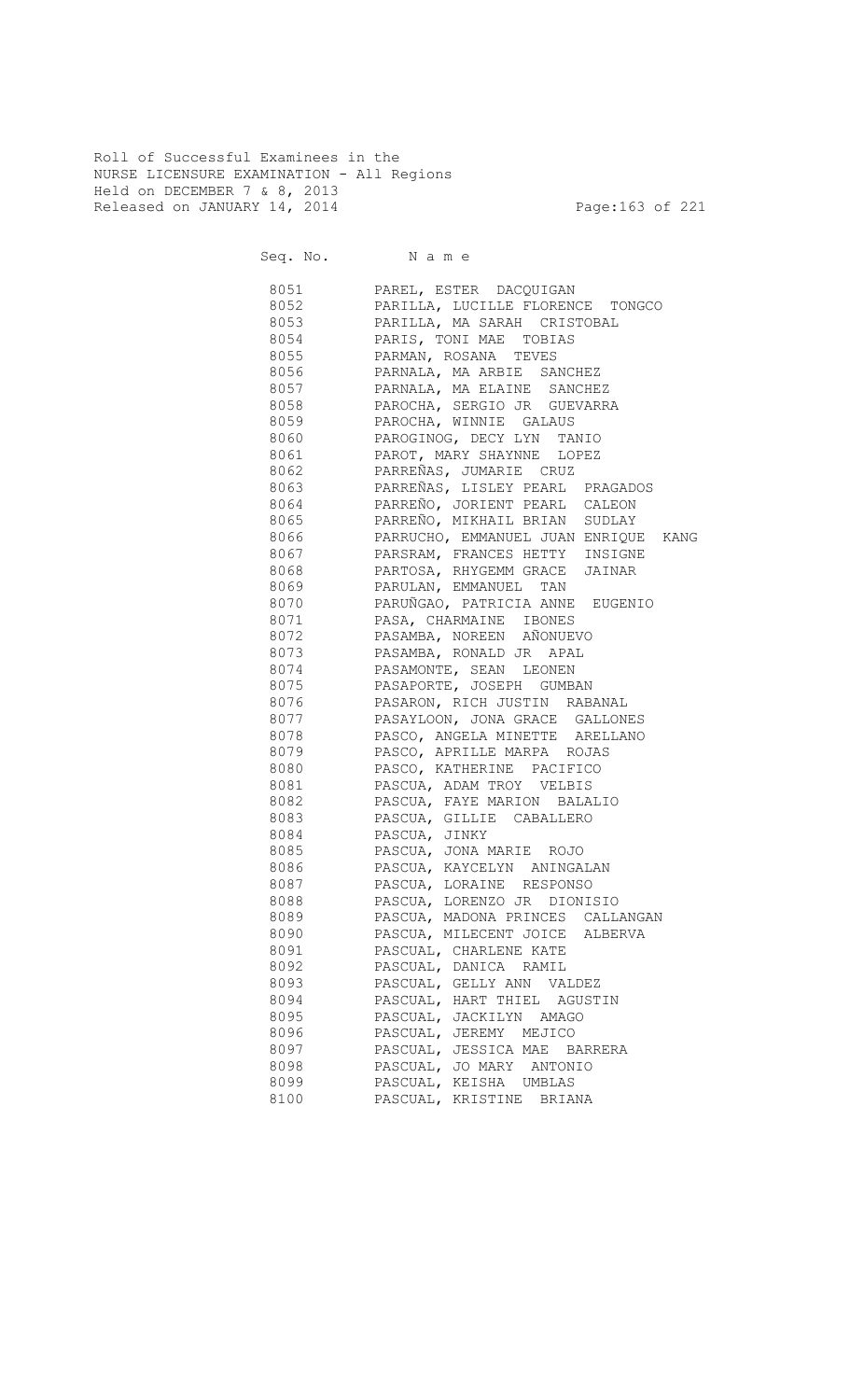Roll of Successful Examinees in the
NURSE LICENSURE EXAMINATION - All Regions
Held on DECEMBER 7 & 8, 2013
Released on JANUARY 14, 2014

| Seq. No. | N a m e |
|---|---|
| 8051 | PAREL, ESTER DACQUIGAN |
| 8052 | PARILLA, LUCILLE FLORENCE TONGCO |
| 8053 | PARILLA, MA SARAH CRISTOBAL |
| 8054 | PARIS, TONI MAE TOBIAS |
| 8055 | PARMAN, ROSANA TEVES |
| 8056 | PARNALA, MA ARBIE SANCHEZ |
| 8057 | PARNALA, MA ELAINE SANCHEZ |
| 8058 | PAROCHA, SERGIO JR GUEVARRA |
| 8059 | PAROCHA, WINNIE GALAUS |
| 8060 | PAROGINOG, DECY LYN TANIO |
| 8061 | PAROT, MARY SHAYNNE LOPEZ |
| 8062 | PARREÑAS, JUMARIE CRUZ |
| 8063 | PARREÑAS, LISLEY PEARL PRAGADOS |
| 8064 | PARREÑO, JORIENT PEARL CALEON |
| 8065 | PARREÑO, MIKHAIL BRIAN SUDLAY |
| 8066 | PARRUCHO, EMMANUEL JUAN ENRIQUE KANG |
| 8067 | PARSRAM, FRANCES HETTY INSIGNE |
| 8068 | PARTOSA, RHYGEMM GRACE JAINAR |
| 8069 | PARULAN, EMMANUEL TAN |
| 8070 | PARUÑGAO, PATRICIA ANNE EUGENIO |
| 8071 | PASA, CHARMAINE IBONES |
| 8072 | PASAMBA, NOREEN AÑONUEVO |
| 8073 | PASAMBA, RONALD JR APAL |
| 8074 | PASAMONTE, SEAN LEONEN |
| 8075 | PASAPORTE, JOSEPH GUMBAN |
| 8076 | PASARON, RICH JUSTIN RABANAL |
| 8077 | PASAYLOON, JONA GRACE GALLONES |
| 8078 | PASCO, ANGELA MINETTE ARELLANO |
| 8079 | PASCO, APRILLE MARPA ROJAS |
| 8080 | PASCO, KATHERINE PACIFICO |
| 8081 | PASCUA, ADAM TROY VELBIS |
| 8082 | PASCUA, FAYE MARION BALALIO |
| 8083 | PASCUA, GILLIE CABALLERO |
| 8084 | PASCUA, JINKY |
| 8085 | PASCUA, JONA MARIE ROJO |
| 8086 | PASCUA, KAYCELYN ANINGALAN |
| 8087 | PASCUA, LORAINE RESPONSO |
| 8088 | PASCUA, LORENZO JR DIONISIO |
| 8089 | PASCUA, MADONA PRINCES CALLANGAN |
| 8090 | PASCUA, MILECENT JOICE ALBERVA |
| 8091 | PASCUAL, CHARLENE KATE |
| 8092 | PASCUAL, DANICA RAMIL |
| 8093 | PASCUAL, GELLY ANN VALDEZ |
| 8094 | PASCUAL, HART THIEL AGUSTIN |
| 8095 | PASCUAL, JACKILYN AMAGO |
| 8096 | PASCUAL, JEREMY MEJICO |
| 8097 | PASCUAL, JESSICA MAE BARRERA |
| 8098 | PASCUAL, JO MARY ANTONIO |
| 8099 | PASCUAL, KEISHA UMBLAS |
| 8100 | PASCUAL, KRISTINE BRIANA |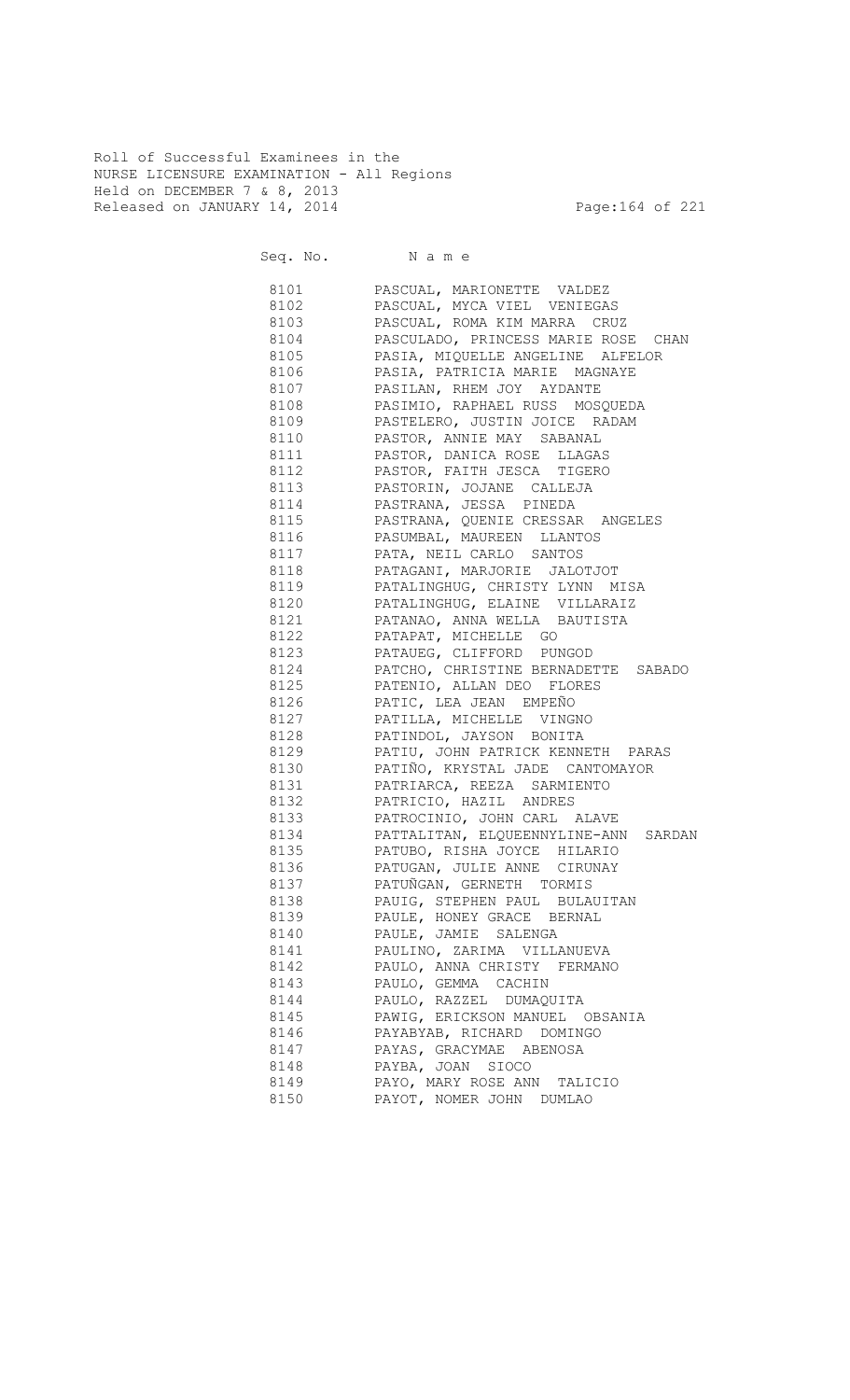Roll of Successful Examinees in the
NURSE LICENSURE EXAMINATION - All Regions
Held on DECEMBER 7 & 8, 2013
Released on JANUARY 14, 2014

| Seq. No. | N a m e |
|---|---|
| 8101 | PASCUAL, MARIONETTE VALDEZ |
| 8102 | PASCUAL, MYCA VIEL VENIEGAS |
| 8103 | PASCUAL, ROMA KIM MARRA CRUZ |
| 8104 | PASCULADO, PRINCESS MARIE ROSE CHAN |
| 8105 | PASIA, MIQUELLE ANGELINE ALFELOR |
| 8106 | PASIA, PATRICIA MARIE MAGNAYE |
| 8107 | PASILAN, RHEM JOY AYDANTE |
| 8108 | PASIMIO, RAPHAEL RUSS MOSQUEDA |
| 8109 | PASTELERO, JUSTIN JOICE RADAM |
| 8110 | PASTOR, ANNIE MAY SABANAL |
| 8111 | PASTOR, DANICA ROSE LLAGAS |
| 8112 | PASTOR, FAITH JESCA TIGERO |
| 8113 | PASTORIN, JOJANE CALLEJA |
| 8114 | PASTRANA, JESSA PINEDA |
| 8115 | PASTRANA, QUENIE CRESSAR ANGELES |
| 8116 | PASUMBAL, MAUREEN LLANTOS |
| 8117 | PATA, NEIL CARLO SANTOS |
| 8118 | PATAGANI, MARJORIE JALOTJOT |
| 8119 | PATALINGHUG, CHRISTY LYNN MISA |
| 8120 | PATALINGHUG, ELAINE VILLARAIZ |
| 8121 | PATANAO, ANNA WELLA BAUTISTA |
| 8122 | PATAPAT, MICHELLE GO |
| 8123 | PATAUEG, CLIFFORD PUNGOD |
| 8124 | PATCHO, CHRISTINE BERNADETTE SABADO |
| 8125 | PATENIO, ALLAN DEO FLORES |
| 8126 | PATIC, LEA JEAN EMPEÑO |
| 8127 | PATILLA, MICHELLE VINGNO |
| 8128 | PATINDOL, JAYSON BONITA |
| 8129 | PATIU, JOHN PATRICK KENNETH PARAS |
| 8130 | PATIÑO, KRYSTAL JADE CANTOMAYOR |
| 8131 | PATRIARCA, REEZA SARMIENTO |
| 8132 | PATRICIO, HAZIL ANDRES |
| 8133 | PATROCINIO, JOHN CARL ALAVE |
| 8134 | PATTALITAN, ELQUEENNYLINE-ANN SARDAN |
| 8135 | PATUBO, RISHA JOYCE HILARIO |
| 8136 | PATUGAN, JULIE ANNE CIRUNAY |
| 8137 | PATUÑGAN, GERNETH TORMIS |
| 8138 | PAUIG, STEPHEN PAUL BULAUITAN |
| 8139 | PAULE, HONEY GRACE BERNAL |
| 8140 | PAULE, JAMIE SALENGA |
| 8141 | PAULINO, ZARIMA VILLANUEVA |
| 8142 | PAULO, ANNA CHRISTY FERMANO |
| 8143 | PAULO, GEMMA CACHIN |
| 8144 | PAULO, RAZZEL DUMAQUITA |
| 8145 | PAWIG, ERICKSON MANUEL OBSANIA |
| 8146 | PAYABYAB, RICHARD DOMINGO |
| 8147 | PAYAS, GRACYMAE ABENOSA |
| 8148 | PAYBA, JOAN SIOCO |
| 8149 | PAYO, MARY ROSE ANN TALICIO |
| 8150 | PAYOT, NOMER JOHN DUMLAO |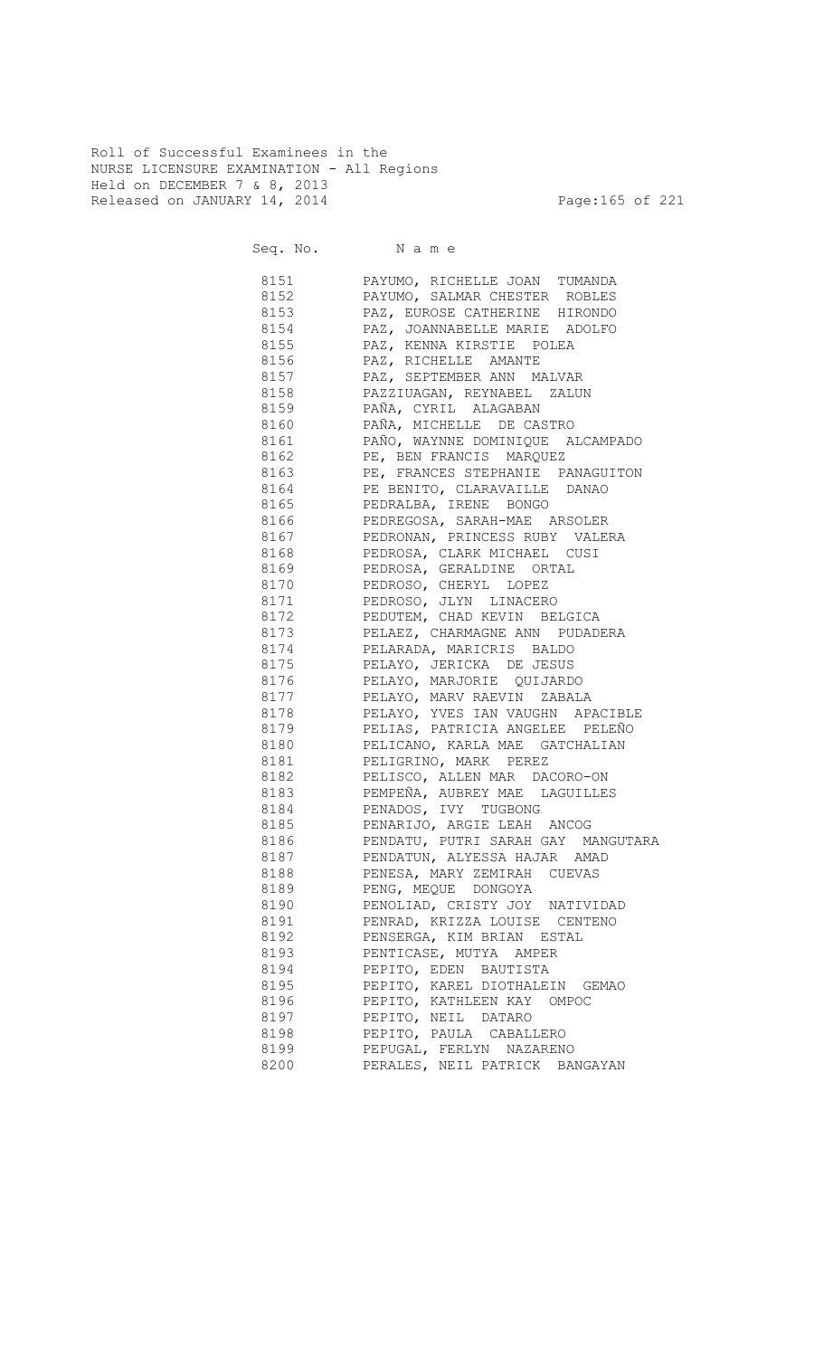Roll of Successful Examinees in the
NURSE LICENSURE EXAMINATION - All Regions
Held on DECEMBER 7 & 8, 2013
Released on JANUARY 14, 2014

| Seq. No. | N a m e |
|---|---|
| 8151 | PAYUMO, RICHELLE JOAN TUMANDA |
| 8152 | PAYUMO, SALMAR CHESTER ROBLES |
| 8153 | PAZ, EUROSE CATHERINE HIRONDO |
| 8154 | PAZ, JOANNABELLE MARIE ADOLFO |
| 8155 | PAZ, KENNA KIRSTIE POLEA |
| 8156 | PAZ, RICHELLE AMANTE |
| 8157 | PAZ, SEPTEMBER ANN MALVAR |
| 8158 | PAZZIUAGAN, REYNABEL ZALUN |
| 8159 | PAÑA, CYRIL ALAGABAN |
| 8160 | PAÑA, MICHELLE DE CASTRO |
| 8161 | PAÑO, WAYNNE DOMINIQUE ALCAMPADO |
| 8162 | PE, BEN FRANCIS MARQUEZ |
| 8163 | PE, FRANCES STEPHANIE PANAGUITON |
| 8164 | PE BENITO, CLARAVAILLE DANAO |
| 8165 | PEDRALBA, IRENE BONGO |
| 8166 | PEDREGOSA, SARAH-MAE ARSOLER |
| 8167 | PEDRONAN, PRINCESS RUBY VALERA |
| 8168 | PEDROSA, CLARK MICHAEL CUSI |
| 8169 | PEDROSA, GERALDINE ORTAL |
| 8170 | PEDROSO, CHERYL LOPEZ |
| 8171 | PEDROSO, JLYN LINACERO |
| 8172 | PEDUTEM, CHAD KEVIN BELGICA |
| 8173 | PELAEZ, CHARMAGNE ANN PUDADERA |
| 8174 | PELARADA, MARICRIS BALDO |
| 8175 | PELAYO, JERICKA DE JESUS |
| 8176 | PELAYO, MARJORIE QUIJARDO |
| 8177 | PELAYO, MARV RAEVIN ZABALA |
| 8178 | PELAYO, YVES IAN VAUGHN APACIBLE |
| 8179 | PELIAS, PATRICIA ANGELEE PELEÑO |
| 8180 | PELICANO, KARLA MAE GATCHALIAN |
| 8181 | PELIGRINO, MARK PEREZ |
| 8182 | PELISCO, ALLEN MAR DACORO-ON |
| 8183 | PEMPEÑA, AUBREY MAE LAGUILLES |
| 8184 | PENADOS, IVY TUGBONG |
| 8185 | PENARIJO, ARGIE LEAH ANCOG |
| 8186 | PENDATU, PUTRI SARAH GAY MANGUTARA |
| 8187 | PENDATUN, ALYESSA HAJAR AMAD |
| 8188 | PENESA, MARY ZEMIRAH CUEVAS |
| 8189 | PENG, MEQUE DONGOYA |
| 8190 | PENOLIAD, CRISTY JOY NATIVIDAD |
| 8191 | PENRAD, KRIZZA LOUISE CENTENO |
| 8192 | PENSERGA, KIM BRIAN ESTAL |
| 8193 | PENTICASE, MUTYA AMPER |
| 8194 | PEPITO, EDEN BAUTISTA |
| 8195 | PEPITO, KAREL DIOTHALEIN GEMAO |
| 8196 | PEPITO, KATHLEEN KAY OMPOC |
| 8197 | PEPITO, NEIL DATARO |
| 8198 | PEPITO, PAULA CABALLERO |
| 8199 | PEPUGAL, FERLYN NAZARENO |
| 8200 | PERALES, NEIL PATRICK BANGAYAN |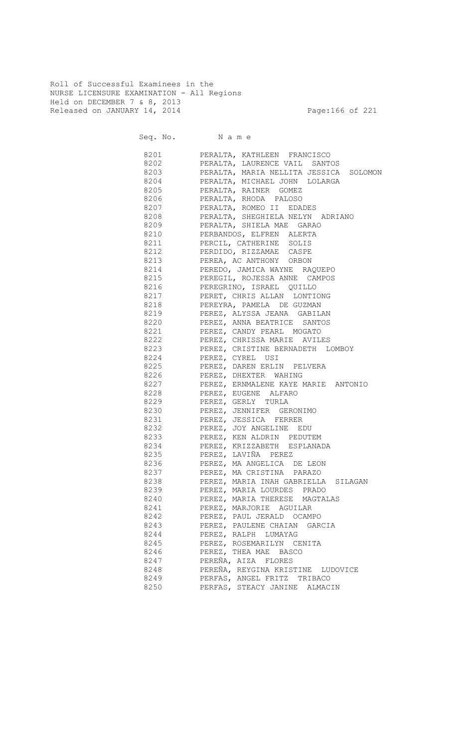Roll of Successful Examinees in the
NURSE LICENSURE EXAMINATION - All Regions
Held on DECEMBER 7 & 8, 2013
Released on JANUARY 14, 2014

| Seq. No. | Name |
|---|---|
| 8201 | PERALTA, KATHLEEN FRANCISCO |
| 8202 | PERALTA, LAURENCE VAIL SANTOS |
| 8203 | PERALTA, MARIA NELLITA JESSICA SOLOMON |
| 8204 | PERALTA, MICHAEL JOHN LOLARGA |
| 8205 | PERALTA, RAINER GOMEZ |
| 8206 | PERALTA, RHODA PALOSO |
| 8207 | PERALTA, ROMEO II EDADES |
| 8208 | PERALTA, SHEGHIELA NELYN ADRIANO |
| 8209 | PERALTA, SHIELA MAE GARAO |
| 8210 | PERBANDOS, ELFREN ALERTA |
| 8211 | PERCIL, CATHERINE SOLIS |
| 8212 | PERDIDO, RIZZAMAE CASPE |
| 8213 | PEREA, AC ANTHONY ORBON |
| 8214 | PEREDO, JAMICA WAYNE RAQUEPO |
| 8215 | PEREGIL, ROJESSA ANNE CAMPOS |
| 8216 | PEREGRINO, ISRAEL QUILLO |
| 8217 | PERET, CHRIS ALLAN LONTIONG |
| 8218 | PEREYRA, PAMELA DE GUZMAN |
| 8219 | PEREZ, ALYSSA JEANA GABILAN |
| 8220 | PEREZ, ANNA BEATRICE SANTOS |
| 8221 | PEREZ, CANDY PEARL MOGATO |
| 8222 | PEREZ, CHRISSA MARIE AVILES |
| 8223 | PEREZ, CRISTINE BERNADETH LOMBOY |
| 8224 | PEREZ, CYREL USI |
| 8225 | PEREZ, DAREN ERLIN PELVERA |
| 8226 | PEREZ, DHEXTER WAHING |
| 8227 | PEREZ, ERNMALENE KAYE MARIE ANTONIO |
| 8228 | PEREZ, EUGENE ALFARO |
| 8229 | PEREZ, GERLY TURLA |
| 8230 | PEREZ, JENNIFER GERONIMO |
| 8231 | PEREZ, JESSICA FERRER |
| 8232 | PEREZ, JOY ANGELINE EDU |
| 8233 | PEREZ, KEN ALDRIN PEDUTEM |
| 8234 | PEREZ, KRIZZABETH ESPLANADA |
| 8235 | PEREZ, LAVIÑA PEREZ |
| 8236 | PEREZ, MA ANGELICA DE LEON |
| 8237 | PEREZ, MA CRISTINA PARAZO |
| 8238 | PEREZ, MARIA INAH GABRIELLA SILAGAN |
| 8239 | PEREZ, MARIA LOURDES PRADO |
| 8240 | PEREZ, MARIA THERESE MAGTALAS |
| 8241 | PEREZ, MARJORIE AGUILAR |
| 8242 | PEREZ, PAUL JERALD OCAMPO |
| 8243 | PEREZ, PAULENE CHAIAN GARCIA |
| 8244 | PEREZ, RALPH LUMAYAG |
| 8245 | PEREZ, ROSEMARILYN CENITA |
| 8246 | PEREZ, THEA MAE BASCO |
| 8247 | PEREÑA, AIZA FLORES |
| 8248 | PEREÑA, REYGINA KRISTINE LUDOVICE |
| 8249 | PERFAS, ANGEL FRITZ TRIBACO |
| 8250 | PERFAS, STEACY JANINE ALMACIN |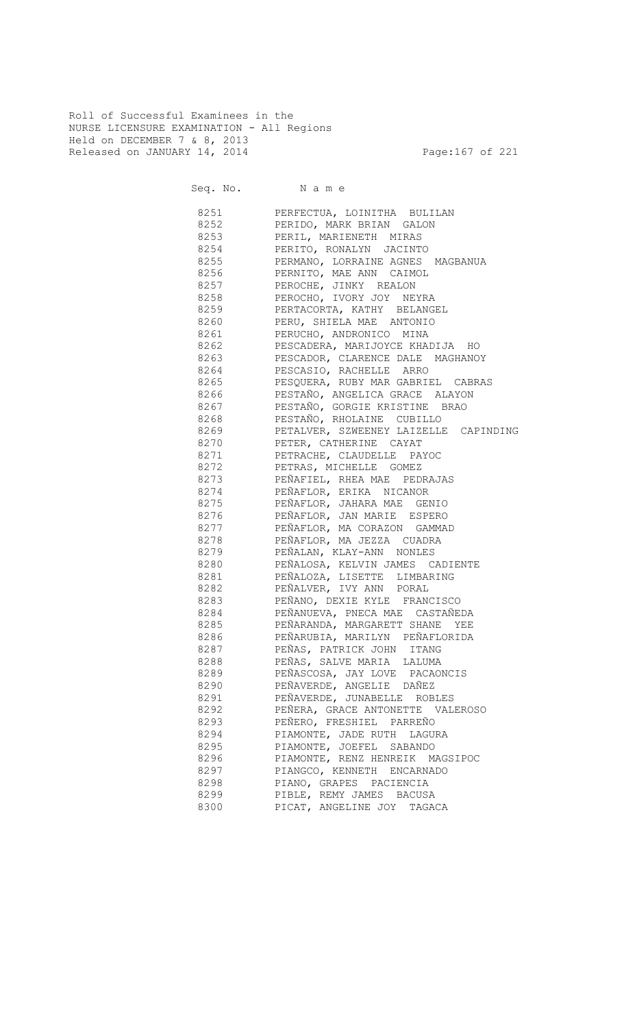Roll of Successful Examinees in the
NURSE LICENSURE EXAMINATION - All Regions
Held on DECEMBER 7 & 8, 2013
Released on JANUARY 14, 2014

| Seq. No. | N a m e |
|---|---|
| 8251 | PERFECTUA, LOINITHA BULILAN |
| 8252 | PERIDO, MARK BRIAN GALON |
| 8253 | PERIL, MARIENETH MIRAS |
| 8254 | PERITO, RONALYN JACINTO |
| 8255 | PERMANO, LORRAINE AGNES MAGBANUA |
| 8256 | PERNITO, MAE ANN CAIMOL |
| 8257 | PEROCHE, JINKY REALON |
| 8258 | PEROCHO, IVORY JOY NEYRA |
| 8259 | PERTACORTA, KATHY BELANGEL |
| 8260 | PERU, SHIELA MAE ANTONIO |
| 8261 | PERUCHO, ANDRONICO MINA |
| 8262 | PESCADERA, MARIJOYCE KHADIJA HO |
| 8263 | PESCADOR, CLARENCE DALE MAGHANOY |
| 8264 | PESCASIO, RACHELLE ARRO |
| 8265 | PESQUERA, RUBY MAR GABRIEL CABRAS |
| 8266 | PESTAÑO, ANGELICA GRACE ALAYON |
| 8267 | PESTAÑO, GORGIE KRISTINE BRAO |
| 8268 | PESTAÑO, RHOLAINE CUBILLO |
| 8269 | PETALVER, SZWEENEY LAIZELLE CAPINDING |
| 8270 | PETER, CATHERINE CAYAT |
| 8271 | PETRACHE, CLAUDELLE PAYOC |
| 8272 | PETRAS, MICHELLE GOMEZ |
| 8273 | PEÑAFIEL, RHEA MAE PEDRAJAS |
| 8274 | PEÑAFLOR, ERIKA NICANOR |
| 8275 | PEÑAFLOR, JAHARA MAE GENIO |
| 8276 | PEÑAFLOR, JAN MARIE ESPERO |
| 8277 | PEÑAFLOR, MA CORAZON GAMMAD |
| 8278 | PEÑAFLOR, MA JEZZA CUADRA |
| 8279 | PEÑALAN, KLAY-ANN NONLES |
| 8280 | PEÑALOSA, KELVIN JAMES CADIENTE |
| 8281 | PEÑALOZA, LISETTE LIMBARING |
| 8282 | PEÑALVER, IVY ANN PORAL |
| 8283 | PEÑANO, DEXIE KYLE FRANCISCO |
| 8284 | PEÑANUEVA, PNECA MAE CASTAÑEDA |
| 8285 | PEÑARANDA, MARGARETT SHANE YEE |
| 8286 | PEÑARUBIA, MARILYN PEÑAFLORIDA |
| 8287 | PEÑAS, PATRICK JOHN ITANG |
| 8288 | PEÑAS, SALVE MARIA LALUMA |
| 8289 | PEÑASCOSA, JAY LOVE PACAONCIS |
| 8290 | PEÑAVERDE, ANGELIE DAÑEZ |
| 8291 | PEÑAVERDE, JUNABELLE ROBLES |
| 8292 | PEÑERA, GRACE ANTONETTE VALEROSO |
| 8293 | PEÑERO, FRESHIEL PARREÑO |
| 8294 | PIAMONTE, JADE RUTH LAGURA |
| 8295 | PIAMONTE, JOEFEL SABANDO |
| 8296 | PIAMONTE, RENZ HENREIK MAGSIPOC |
| 8297 | PIANGCO, KENNETH ENCARNADO |
| 8298 | PIANO, GRAPES PACIENCIA |
| 8299 | PIBLE, REMY JAMES BACUSA |
| 8300 | PICAT, ANGELINE JOY TAGACA |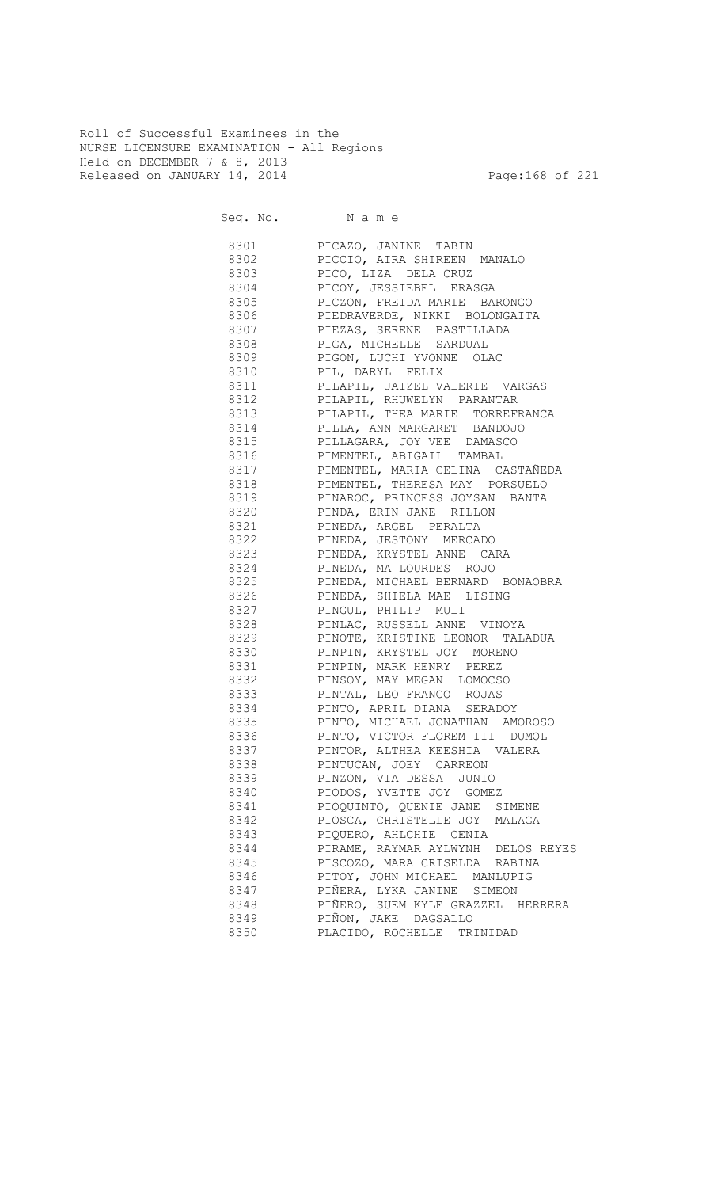Roll of Successful Examinees in the
NURSE LICENSURE EXAMINATION - All Regions
Held on DECEMBER 7 & 8, 2013
Released on JANUARY 14, 2014

| Seq. No. | N a m e |
|---|---|
| 8301 | PICAZO, JANINE TABIN |
| 8302 | PICCIO, AIRA SHIREEN MANALO |
| 8303 | PICO, LIZA DELA CRUZ |
| 8304 | PICOY, JESSIEBEL ERASGA |
| 8305 | PICZON, FREIDA MARIE BARONGO |
| 8306 | PIEDRAVERDE, NIKKI BOLONGAITA |
| 8307 | PIEZAS, SERENE BASTILLADA |
| 8308 | PIGA, MICHELLE SARDUAL |
| 8309 | PIGON, LUCHI YVONNE OLAC |
| 8310 | PIL, DARYL FELIX |
| 8311 | PILAPIL, JAIZEL VALERIE VARGAS |
| 8312 | PILAPIL, RHUWELYN PARANTAR |
| 8313 | PILAPIL, THEA MARIE TORREFRANCA |
| 8314 | PILLA, ANN MARGARET BANDOJO |
| 8315 | PILLAGARA, JOY VEE DAMASCO |
| 8316 | PIMENTEL, ABIGAIL TAMBAL |
| 8317 | PIMENTEL, MARIA CELINA CASTAÑEDA |
| 8318 | PIMENTEL, THERESA MAY PORSUELO |
| 8319 | PINAROC, PRINCESS JOYSAN BANTA |
| 8320 | PINDA, ERIN JANE RILLON |
| 8321 | PINEDA, ARGEL PERALTA |
| 8322 | PINEDA, JESTONY MERCADO |
| 8323 | PINEDA, KRYSTEL ANNE CARA |
| 8324 | PINEDA, MA LOURDES ROJO |
| 8325 | PINEDA, MICHAEL BERNARD BONAOBRA |
| 8326 | PINEDA, SHIELA MAE LISING |
| 8327 | PINGUL, PHILIP MULI |
| 8328 | PINLAC, RUSSELL ANNE VINOYA |
| 8329 | PINOTE, KRISTINE LEONOR TALADUA |
| 8330 | PINPIN, KRYSTEL JOY MORENO |
| 8331 | PINPIN, MARK HENRY PEREZ |
| 8332 | PINSOY, MAY MEGAN LOMOCSO |
| 8333 | PINTAL, LEO FRANCO ROJAS |
| 8334 | PINTO, APRIL DIANA SERADOY |
| 8335 | PINTO, MICHAEL JONATHAN AMOROSO |
| 8336 | PINTO, VICTOR FLOREM III DUMOL |
| 8337 | PINTOR, ALTHEA KEESHIA VALERA |
| 8338 | PINTUCAN, JOEY CARREON |
| 8339 | PINZON, VIA DESSA JUNIO |
| 8340 | PIODOS, YVETTE JOY GOMEZ |
| 8341 | PIOQUINTO, QUENIE JANE SIMENE |
| 8342 | PIOSCA, CHRISTELLE JOY MALAGA |
| 8343 | PIQUERO, AHLCHIE CENIA |
| 8344 | PIRAME, RAYMAR AYLWYNH DELOS REYES |
| 8345 | PISCOZO, MARA CRISELDA RABINA |
| 8346 | PITOY, JOHN MICHAEL MANLUPIG |
| 8347 | PIÑERA, LYKA JANINE SIMEON |
| 8348 | PIÑERO, SUEM KYLE GRAZZEL HERRERA |
| 8349 | PIÑON, JAKE DAGSALLO |
| 8350 | PLACIDO, ROCHELLE TRINIDAD |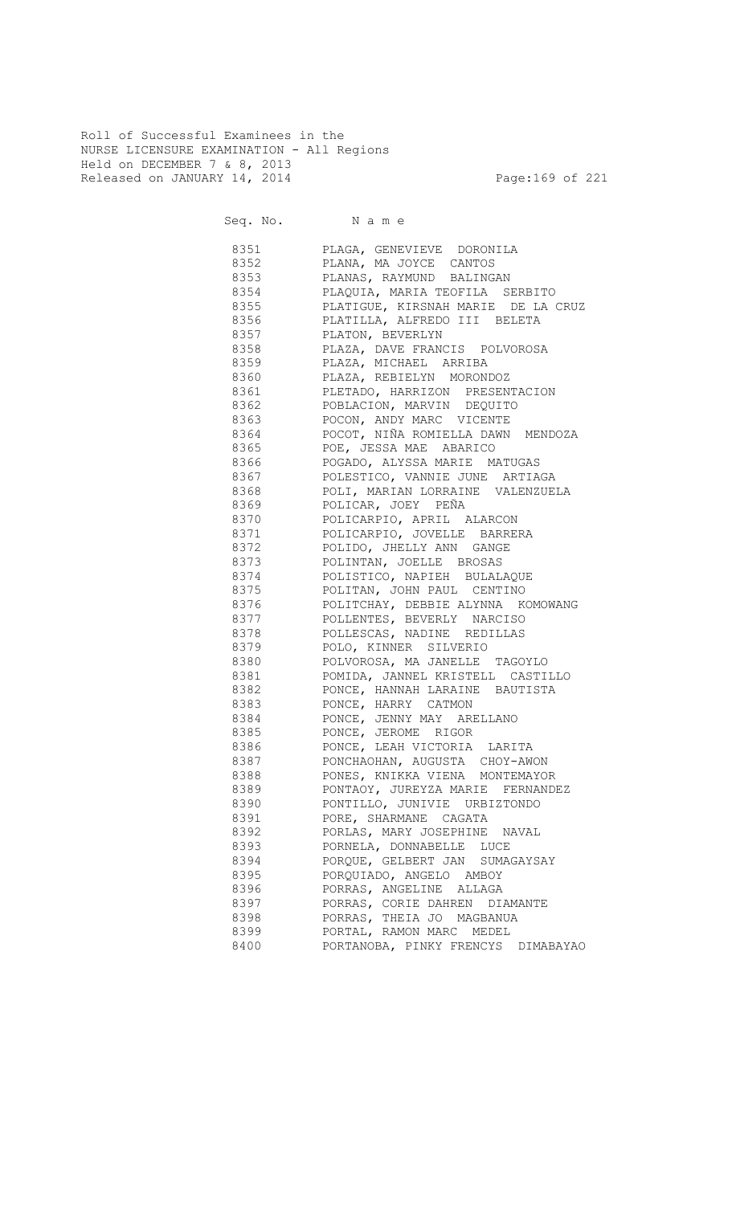Roll of Successful Examinees in the
NURSE LICENSURE EXAMINATION - All Regions
Held on DECEMBER 7 & 8, 2013
Released on JANUARY 14, 2014

| Seq. No. | N a m e |
|---|---|
| 8351 | PLAGA, GENEVIEVE DORONILA |
| 8352 | PLANA, MA JOYCE CANTOS |
| 8353 | PLANAS, RAYMUND BALINGAN |
| 8354 | PLAQUIA, MARIA TEOFILA SERBITO |
| 8355 | PLATIGUE, KIRSNAH MARIE DE LA CRUZ |
| 8356 | PLATILLA, ALFREDO III BELETA |
| 8357 | PLATON, BEVERLYN |
| 8358 | PLAZA, DAVE FRANCIS POLVOROSA |
| 8359 | PLAZA, MICHAEL ARRIBA |
| 8360 | PLAZA, REBIELYN MORONDOZ |
| 8361 | PLETADO, HARRIZON PRESENTACION |
| 8362 | POBLACION, MARVIN DEQUITO |
| 8363 | POCON, ANDY MARC VICENTE |
| 8364 | POCOT, NIÑA ROMIELLA DAWN MENDOZA |
| 8365 | POE, JESSA MAE ABARICO |
| 8366 | POGADO, ALYSSA MARIE MATUGAS |
| 8367 | POLESTICO, VANNIE JUNE ARTIAGA |
| 8368 | POLI, MARIAN LORRAINE VALENZUELA |
| 8369 | POLICAR, JOEY PEÑA |
| 8370 | POLICARPIO, APRIL ALARCON |
| 8371 | POLICARPIO, JOVELLE BARRERA |
| 8372 | POLIDO, JHELLY ANN GANGE |
| 8373 | POLINTAN, JOELLE BROSAS |
| 8374 | POLISTICO, NAPIEH BULALAQUE |
| 8375 | POLITAN, JOHN PAUL CENTINO |
| 8376 | POLITCHAY, DEBBIE ALYNNA KOMOWANG |
| 8377 | POLLENTES, BEVERLY NARCISO |
| 8378 | POLLESCAS, NADINE REDILLAS |
| 8379 | POLO, KINNER SILVERIO |
| 8380 | POLVOROSA, MA JANELLE TAGOYLO |
| 8381 | POMIDA, JANNEL KRISTELL CASTILLO |
| 8382 | PONCE, HANNAH LARAINE BAUTISTA |
| 8383 | PONCE, HARRY CATMON |
| 8384 | PONCE, JENNY MAY ARELLANO |
| 8385 | PONCE, JEROME RIGOR |
| 8386 | PONCE, LEAH VICTORIA LARITA |
| 8387 | PONCHAOHAN, AUGUSTA CHOY-AWON |
| 8388 | PONES, KNIKKA VIENA MONTEMAYOR |
| 8389 | PONTAOY, JUREYZA MARIE FERNANDEZ |
| 8390 | PONTILLO, JUNIVIE URBIZTONDO |
| 8391 | PORE, SHARMANE CAGATA |
| 8392 | PORLAS, MARY JOSEPHINE NAVAL |
| 8393 | PORNELA, DONNABELLE LUCE |
| 8394 | PORQUE, GELBERT JAN SUMAGAYSAY |
| 8395 | PORQUIADO, ANGELO AMBOY |
| 8396 | PORRAS, ANGELINE ALLAGA |
| 8397 | PORRAS, CORIE DAHREN DIAMANTE |
| 8398 | PORRAS, THEIA JO MAGBANUA |
| 8399 | PORTAL, RAMON MARC MEDEL |
| 8400 | PORTANOBA, PINKY FRENCYS DIMABAYAO |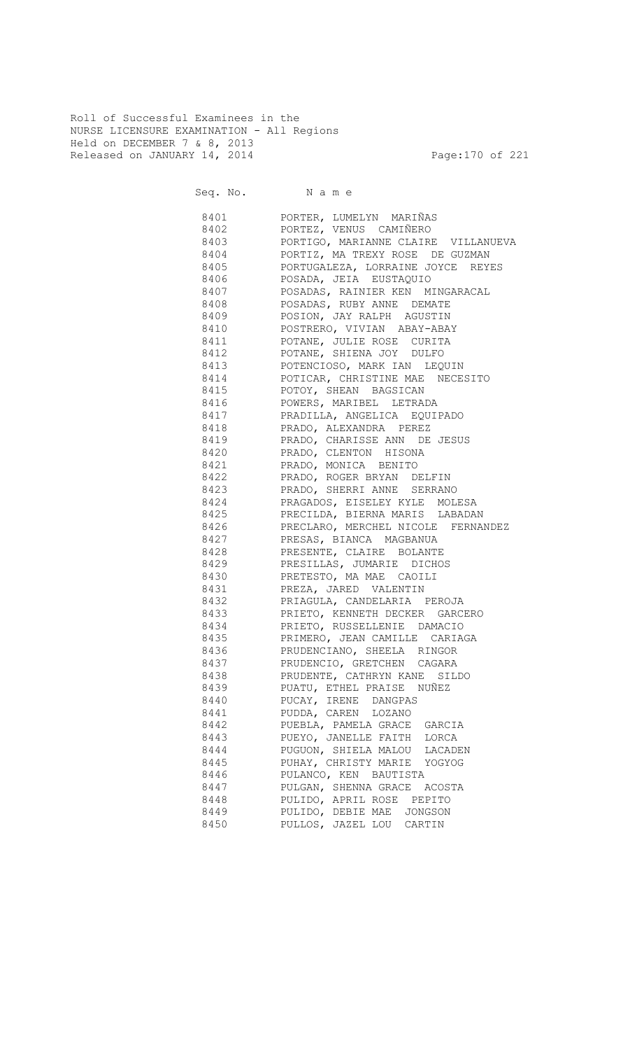Roll of Successful Examinees in the
NURSE LICENSURE EXAMINATION - All Regions
Held on DECEMBER 7 & 8, 2013
Released on JANUARY 14, 2014

| Seq. No. | N a m e |
|---|---|
| 8401 | PORTER, LUMELYN MARIÑAS |
| 8402 | PORTEZ, VENUS CAMIÑERO |
| 8403 | PORTIGO, MARIANNE CLAIRE VILLANUEVA |
| 8404 | PORTIZ, MA TREXY ROSE DE GUZMAN |
| 8405 | PORTUGALEZA, LORRAINE JOYCE REYES |
| 8406 | POSADA, JEIA EUSTAQUIO |
| 8407 | POSADAS, RAINIER KEN MINGARACAL |
| 8408 | POSADAS, RUBY ANNE DEMATE |
| 8409 | POSION, JAY RALPH AGUSTIN |
| 8410 | POSTRERO, VIVIAN ABAY-ABAY |
| 8411 | POTANE, JULIE ROSE CURITA |
| 8412 | POTANE, SHIENA JOY DULFO |
| 8413 | POTENCIOSO, MARK IAN LEQUIN |
| 8414 | POTICAR, CHRISTINE MAE NECESITO |
| 8415 | POTOY, SHEAN BAGSICAN |
| 8416 | POWERS, MARIBEL LETRADA |
| 8417 | PRADILLA, ANGELICA EQUIPADO |
| 8418 | PRADO, ALEXANDRA PEREZ |
| 8419 | PRADO, CHARISSE ANN DE JESUS |
| 8420 | PRADO, CLENTON HISONA |
| 8421 | PRADO, MONICA BENITO |
| 8422 | PRADO, ROGER BRYAN DELFIN |
| 8423 | PRADO, SHERRI ANNE SERRANO |
| 8424 | PRAGADOS, EISELEY KYLE MOLESA |
| 8425 | PRECILDA, BIERNA MARIS LABADAN |
| 8426 | PRECLARO, MERCHEL NICOLE FERNANDEZ |
| 8427 | PRESAS, BIANCA MAGBANUA |
| 8428 | PRESENTE, CLAIRE BOLANTE |
| 8429 | PRESILLAS, JUMARIE DICHOS |
| 8430 | PRETESTO, MA MAE CAOILI |
| 8431 | PREZA, JARED VALENTIN |
| 8432 | PRIAGULA, CANDELARIA PEROJA |
| 8433 | PRIETO, KENNETH DECKER GARCERO |
| 8434 | PRIETO, RUSSELLENIE DAMACIO |
| 8435 | PRIMERO, JEAN CAMILLE CARIAGA |
| 8436 | PRUDENCIANO, SHEELA RINGOR |
| 8437 | PRUDENCIO, GRETCHEN CAGARA |
| 8438 | PRUDENTE, CATHRYN KANE SILDO |
| 8439 | PUATU, ETHEL PRAISE NUÑEZ |
| 8440 | PUCAY, IRENE DANGPAS |
| 8441 | PUDDA, CAREN LOZANO |
| 8442 | PUEBLA, PAMELA GRACE GARCIA |
| 8443 | PUEYO, JANELLE FAITH LORCA |
| 8444 | PUGUON, SHIELA MALOU LACADEN |
| 8445 | PUHAY, CHRISTY MARIE YOGYOG |
| 8446 | PULANCO, KEN BAUTISTA |
| 8447 | PULGAN, SHENNA GRACE ACOSTA |
| 8448 | PULIDO, APRIL ROSE PEPITO |
| 8449 | PULIDO, DEBIE MAE JONGSON |
| 8450 | PULLOS, JAZEL LOU CARTIN |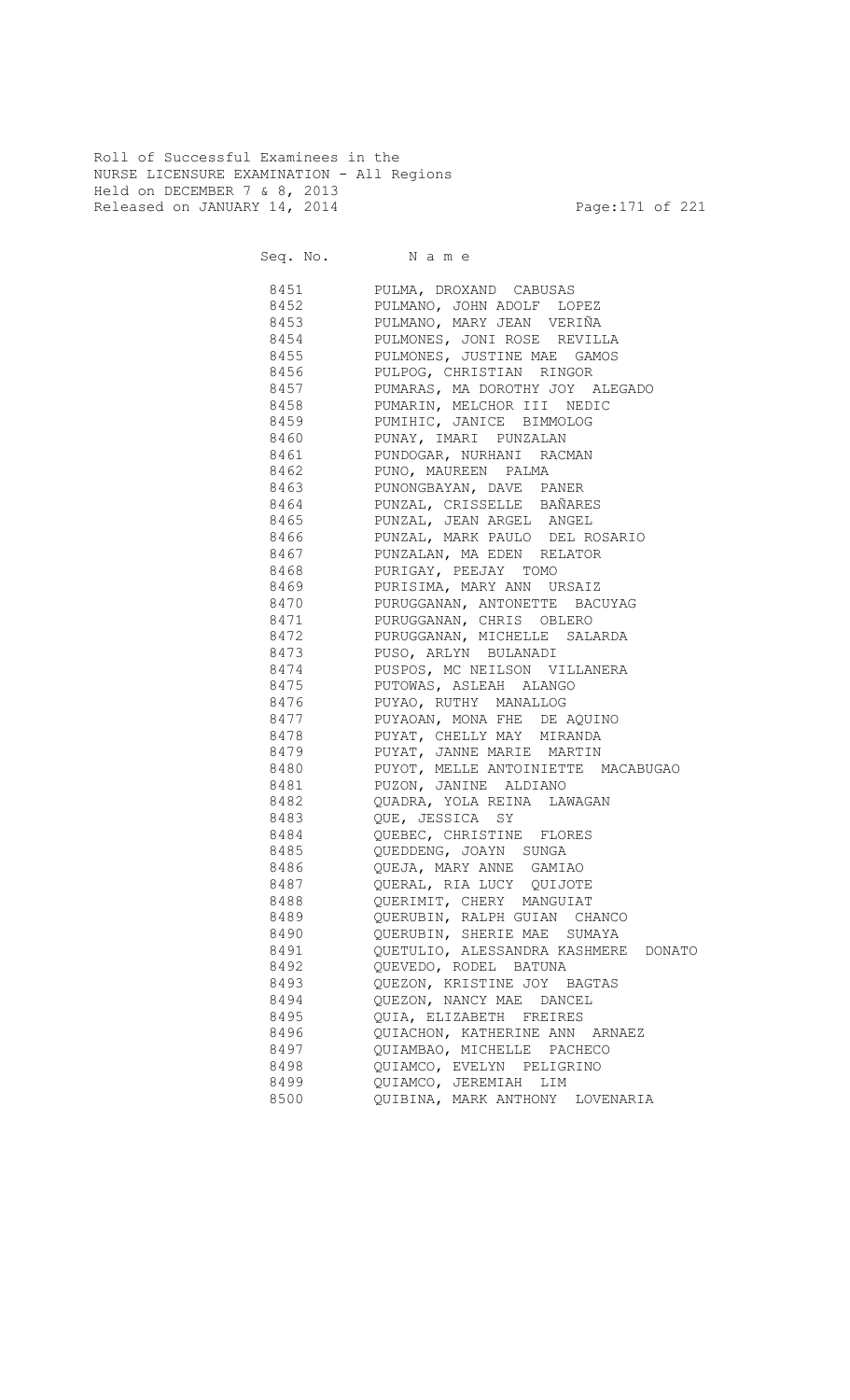Roll of Successful Examinees in the
NURSE LICENSURE EXAMINATION - All Regions
Held on DECEMBER 7 & 8, 2013
Released on JANUARY 14, 2014

| Seq. No. | N a m e |
|---|---|
| 8451 | PULMA, DROXAND CABUSAS |
| 8452 | PULMANO, JOHN ADOLF LOPEZ |
| 8453 | PULMANO, MARY JEAN VERIÑA |
| 8454 | PULMONES, JONI ROSE REVILLA |
| 8455 | PULMONES, JUSTINE MAE GAMOS |
| 8456 | PULPOG, CHRISTIAN RINGOR |
| 8457 | PUMARAS, MA DOROTHY JOY ALEGADO |
| 8458 | PUMARIN, MELCHOR III NEDIC |
| 8459 | PUMIHIC, JANICE BIMMOLOG |
| 8460 | PUNAY, IMARI PUNZALAN |
| 8461 | PUNDOGAR, NURHANI RACMAN |
| 8462 | PUNO, MAUREEN PALMA |
| 8463 | PUNONGBAYAN, DAVE PANER |
| 8464 | PUNZAL, CRISSELLE BAÑARES |
| 8465 | PUNZAL, JEAN ARGEL ANGEL |
| 8466 | PUNZAL, MARK PAULO DEL ROSARIO |
| 8467 | PUNZALAN, MA EDEN RELATOR |
| 8468 | PURIGAY, PEEJAY TOMO |
| 8469 | PURISIMA, MARY ANN URSAIZ |
| 8470 | PURUGGANAN, ANTONETTE BACUYAG |
| 8471 | PURUGGANAN, CHRIS OBLERO |
| 8472 | PURUGGANAN, MICHELLE SALARDA |
| 8473 | PUSO, ARLYN BULANADI |
| 8474 | PUSPOS, MC NEILSON VILLANERA |
| 8475 | PUTOWAS, ASLEAH ALANGO |
| 8476 | PUYAO, RUTHY MANALLOG |
| 8477 | PUYAOAN, MONA FHE DE AQUINO |
| 8478 | PUYAT, CHELLY MAY MIRANDA |
| 8479 | PUYAT, JANNE MARIE MARTIN |
| 8480 | PUYOT, MELLE ANTOINIETTE MACABUGAO |
| 8481 | PUZON, JANINE ALDIANO |
| 8482 | QUADRA, YOLA REINA LAWAGAN |
| 8483 | QUE, JESSICA SY |
| 8484 | QUEBEC, CHRISTINE FLORES |
| 8485 | QUEDDENG, JOAYN SUNGA |
| 8486 | QUEJA, MARY ANNE GAMIAO |
| 8487 | QUERAL, RIA LUCY QUIJOTE |
| 8488 | QUERIMIT, CHERY MANGUIAT |
| 8489 | QUERUBIN, RALPH GUIAN CHANCO |
| 8490 | QUERUBIN, SHERIE MAE SUMAYA |
| 8491 | QUETULIO, ALESSANDRA KASHMERE DONATO |
| 8492 | QUEVEDO, RODEL BATUNA |
| 8493 | QUEZON, KRISTINE JOY BAGTAS |
| 8494 | QUEZON, NANCY MAE DANCEL |
| 8495 | QUIA, ELIZABETH FREIRES |
| 8496 | QUIACHON, KATHERINE ANN ARNAEZ |
| 8497 | QUIAMBAO, MICHELLE PACHECO |
| 8498 | QUIAMCO, EVELYN PELIGRINO |
| 8499 | QUIAMCO, JEREMIAH LIM |
| 8500 | QUIBINA, MARK ANTHONY LOVENARIA |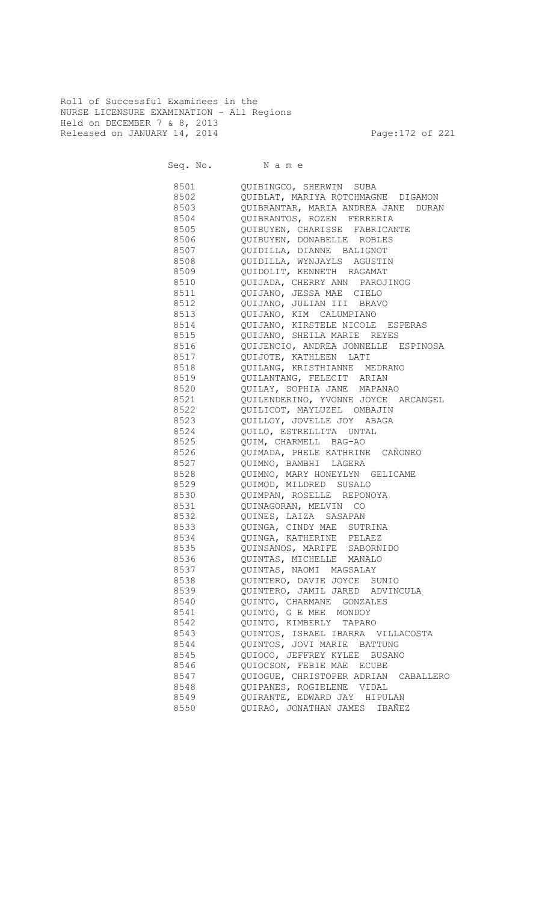Roll of Successful Examinees in the
NURSE LICENSURE EXAMINATION - All Regions
Held on DECEMBER 7 & 8, 2013
Released on JANUARY 14, 2014

| Seq. No. | N a m e |
|---|---|
| 8501 | QUIBINGCO, SHERWIN SUBA |
| 8502 | QUIBLAT, MARIYA ROTCHMAGNE DIGAMON |
| 8503 | QUIBRANTAR, MARIA ANDREA JANE DURAN |
| 8504 | QUIBRANTOS, ROZEN FERRERIA |
| 8505 | QUIBUYEN, CHARISSE FABRICANTE |
| 8506 | QUIBUYEN, DONABELLE ROBLES |
| 8507 | QUIDILLA, DIANNE BALIGNOT |
| 8508 | QUIDILLA, WYNJAYLS AGUSTIN |
| 8509 | QUIDOLIT, KENNETH RAGAMAT |
| 8510 | QUIJADA, CHERRY ANN PAROJINOG |
| 8511 | QUIJANO, JESSA MAE CIELO |
| 8512 | QUIJANO, JULIAN III BRAVO |
| 8513 | QUIJANO, KIM CALUMPIANO |
| 8514 | QUIJANO, KIRSTELE NICOLE ESPERAS |
| 8515 | QUIJANO, SHEILA MARIE REYES |
| 8516 | QUIJENCIO, ANDREA JONNELLE ESPINOSA |
| 8517 | QUIJOTE, KATHLEEN LATI |
| 8518 | QUILANG, KRISTHIANNE MEDRANO |
| 8519 | QUILANTANG, FELECIT ARIAN |
| 8520 | QUILAY, SOPHIA JANE MAPANAO |
| 8521 | QUILENDERINO, YVONNE JOYCE ARCANGEL |
| 8522 | QUILICOT, MAYLUZEL OMBAJIN |
| 8523 | QUILLOY, JOVELLE JOY ABAGA |
| 8524 | QUILO, ESTRELLITA UNTAL |
| 8525 | QUIM, CHARMELL BAG-AO |
| 8526 | QUIMADA, PHELE KATHRINE CAÑONEO |
| 8527 | QUIMNO, BAMBHI LAGERA |
| 8528 | QUIMNO, MARY HONEYLYN GELICAME |
| 8529 | QUIMOD, MILDRED SUSALO |
| 8530 | QUIMPAN, ROSELLE REPONOYA |
| 8531 | QUINAGORAN, MELVIN CO |
| 8532 | QUINES, LAIZA SASAPAN |
| 8533 | QUINGA, CINDY MAE SUTRINA |
| 8534 | QUINGA, KATHERINE PELAEZ |
| 8535 | QUINSANOS, MARIFE SABORNIDO |
| 8536 | QUINTAS, MICHELLE MANALO |
| 8537 | QUINTAS, NAOMI MAGSALAY |
| 8538 | QUINTERO, DAVIE JOYCE SUNIO |
| 8539 | QUINTERO, JAMIL JARED ADVINCULA |
| 8540 | QUINTO, CHARMANE GONZALES |
| 8541 | QUINTO, G E MEE MONDOY |
| 8542 | QUINTO, KIMBERLY TAPARO |
| 8543 | QUINTOS, ISRAEL IBARRA VILLACOSTA |
| 8544 | QUINTOS, JOVI MARIE BATTUNG |
| 8545 | QUIOCO, JEFFREY KYLEE BUSANO |
| 8546 | QUIOCSON, FEBIE MAE ECUBE |
| 8547 | QUIOGUE, CHRISTOPER ADRIAN CABALLERO |
| 8548 | QUIPANES, ROGIELENE VIDAL |
| 8549 | QUIRANTE, EDWARD JAY HIPULAN |
| 8550 | QUIRAO, JONATHAN JAMES IBAÑEZ |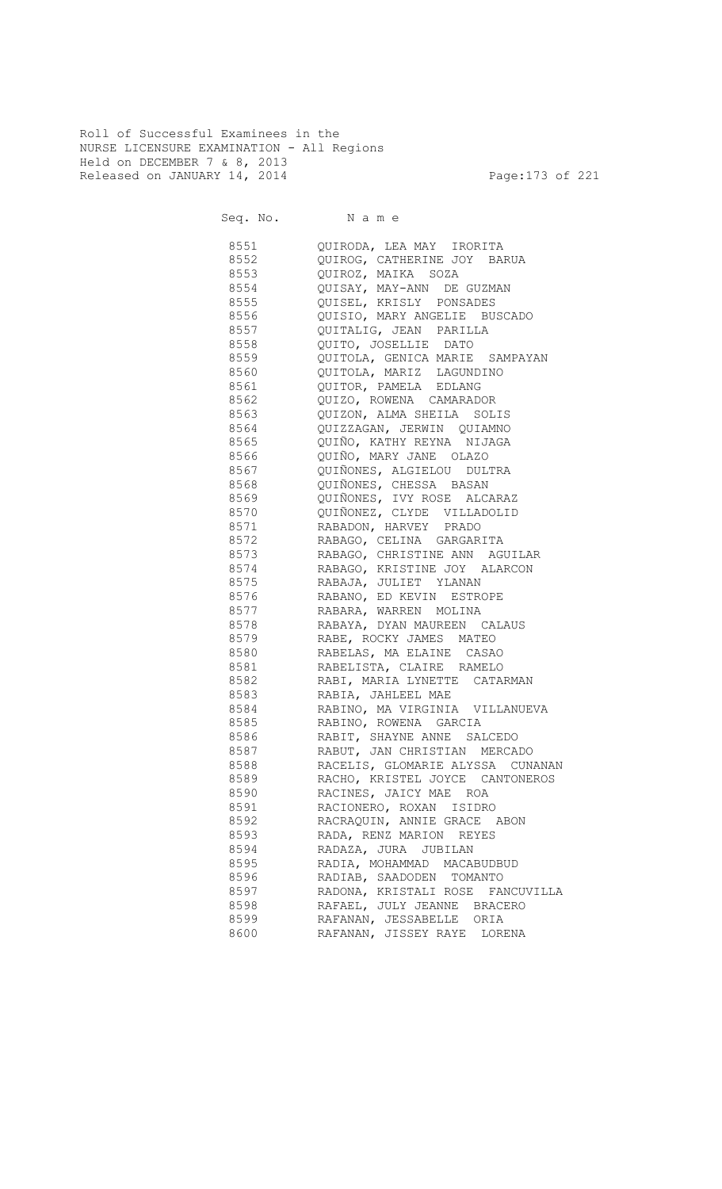Roll of Successful Examinees in the
NURSE LICENSURE EXAMINATION - All Regions
Held on DECEMBER 7 & 8, 2013
Released on JANUARY 14, 2014

| Seq. No. | N a m e |
|---|---|
| 8551 | QUIRODA, LEA MAY IRORITA |
| 8552 | QUIROG, CATHERINE JOY BARUA |
| 8553 | QUIROZ, MAIKA SOZA |
| 8554 | QUISAY, MAY-ANN DE GUZMAN |
| 8555 | QUISEL, KRISLY PONSADES |
| 8556 | QUISIO, MARY ANGELIE BUSCADO |
| 8557 | QUITALIG, JEAN PARILLA |
| 8558 | QUITO, JOSELLIE DATO |
| 8559 | QUITOLA, GENICA MARIE SAMPAYAN |
| 8560 | QUITOLA, MARIZ LAGUNDINO |
| 8561 | QUITOR, PAMELA EDLANG |
| 8562 | QUIZO, ROWENA CAMARADOR |
| 8563 | QUIZON, ALMA SHEILA SOLIS |
| 8564 | QUIZZAGAN, JERWIN QUIAMNO |
| 8565 | QUIÑO, KATHY REYNA NIJAGA |
| 8566 | QUIÑO, MARY JANE OLAZO |
| 8567 | QUIÑONES, ALGIELOU DULTRA |
| 8568 | QUIÑONES, CHESSA BASAN |
| 8569 | QUIÑONES, IVY ROSE ALCARAZ |
| 8570 | QUIÑONEZ, CLYDE VILLADOLID |
| 8571 | RABADON, HARVEY PRADO |
| 8572 | RABAGO, CELINA GARGARITA |
| 8573 | RABAGO, CHRISTINE ANN AGUILAR |
| 8574 | RABAGO, KRISTINE JOY ALARCON |
| 8575 | RABAJA, JULIET YLANAN |
| 8576 | RABANO, ED KEVIN ESTROPE |
| 8577 | RABARA, WARREN MOLINA |
| 8578 | RABAYA, DYAN MAUREEN CALAUS |
| 8579 | RABE, ROCKY JAMES MATEO |
| 8580 | RABELAS, MA ELAINE CASAO |
| 8581 | RABELISTA, CLAIRE RAMELO |
| 8582 | RABI, MARIA LYNETTE CATARMAN |
| 8583 | RABIA, JAHLEEL MAE |
| 8584 | RABINO, MA VIRGINIA VILLANUEVA |
| 8585 | RABINO, ROWENA GARCIA |
| 8586 | RABIT, SHAYNE ANNE SALCEDO |
| 8587 | RABUT, JAN CHRISTIAN MERCADO |
| 8588 | RACELIS, GLOMARIE ALYSSA CUNANAN |
| 8589 | RACHO, KRISTEL JOYCE CANTONEROS |
| 8590 | RACINES, JAICY MAE ROA |
| 8591 | RACIONERO, ROXAN ISIDRO |
| 8592 | RACRAQUIN, ANNIE GRACE ABON |
| 8593 | RADA, RENZ MARION REYES |
| 8594 | RADAZA, JURA JUBILAN |
| 8595 | RADIA, MOHAMMAD MACABUDBUD |
| 8596 | RADIAB, SAADODEN TOMANTO |
| 8597 | RADONA, KRISTALI ROSE FANCUVILLA |
| 8598 | RAFAEL, JULY JEANNE BRACERO |
| 8599 | RAFANAN, JESSABELLE ORIA |
| 8600 | RAFANAN, JISSEY RAYE LORENA |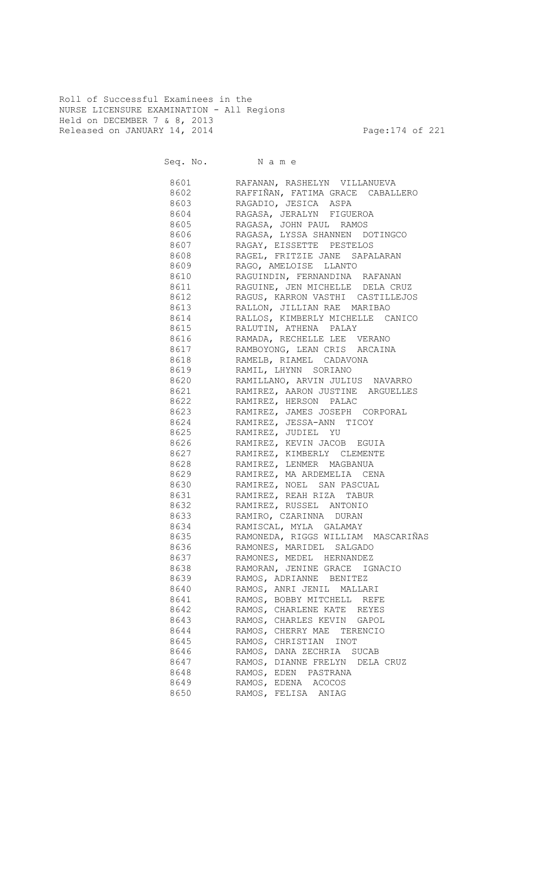Roll of Successful Examinees in the
NURSE LICENSURE EXAMINATION - All Regions
Held on DECEMBER 7 & 8, 2013
Released on JANUARY 14, 2014

| Seq. No. | Name |
|---|---|
| 8601 | RAFANAN, RASHELYN VILLANUEVA |
| 8602 | RAFFIÑAN, FATIMA GRACE CABALLERO |
| 8603 | RAGADIO, JESICA ASPA |
| 8604 | RAGASA, JERALYN FIGUEROA |
| 8605 | RAGASA, JOHN PAUL RAMOS |
| 8606 | RAGASA, LYSSA SHANNEN DOTINGCO |
| 8607 | RAGAY, EISSETTE PESTELOS |
| 8608 | RAGEL, FRITZIE JANE SAPALARAN |
| 8609 | RAGO, AMELOISE LLANTO |
| 8610 | RAGUINDIN, FERNANDINA RAFANAN |
| 8611 | RAGUINE, JEN MICHELLE DELA CRUZ |
| 8612 | RAGUS, KARRON VASTHI CASTILLEJOS |
| 8613 | RALLON, JILLIAN RAE MARIBAO |
| 8614 | RALLOS, KIMBERLY MICHELLE CANICO |
| 8615 | RALUTIN, ATHENA PALAY |
| 8616 | RAMADA, RECHELLE LEE VERANO |
| 8617 | RAMBOYONG, LEAN CRIS ARCAINA |
| 8618 | RAMELB, RIAMEL CADAVONA |
| 8619 | RAMIL, LHYNN SORIANO |
| 8620 | RAMILLANO, ARVIN JULIUS NAVARRO |
| 8621 | RAMIREZ, AARON JUSTINE ARGUELLES |
| 8622 | RAMIREZ, HERSON PALAC |
| 8623 | RAMIREZ, JAMES JOSEPH CORPORAL |
| 8624 | RAMIREZ, JESSA-ANN TICOY |
| 8625 | RAMIREZ, JUDIEL YU |
| 8626 | RAMIREZ, KEVIN JACOB EGUIA |
| 8627 | RAMIREZ, KIMBERLY CLEMENTE |
| 8628 | RAMIREZ, LENMER MAGBANUA |
| 8629 | RAMIREZ, MA ARDEMELIA CENA |
| 8630 | RAMIREZ, NOEL SAN PASCUAL |
| 8631 | RAMIREZ, REAH RIZA TABUR |
| 8632 | RAMIREZ, RUSSEL ANTONIO |
| 8633 | RAMIRO, CZARINNA DURAN |
| 8634 | RAMISCAL, MYLA GALAMAY |
| 8635 | RAMONEDA, RIGGS WILLIAM MASCARIÑAS |
| 8636 | RAMONES, MARIDEL SALGADO |
| 8637 | RAMONES, MEDEL HERNANDEZ |
| 8638 | RAMORAN, JENINE GRACE IGNACIO |
| 8639 | RAMOS, ADRIANNE BENITEZ |
| 8640 | RAMOS, ANRI JENIL MALLARI |
| 8641 | RAMOS, BOBBY MITCHELL REFE |
| 8642 | RAMOS, CHARLENE KATE REYES |
| 8643 | RAMOS, CHARLES KEVIN GAPOL |
| 8644 | RAMOS, CHERRY MAE TERENCIO |
| 8645 | RAMOS, CHRISTIAN INOT |
| 8646 | RAMOS, DANA ZECHRIA SUCAB |
| 8647 | RAMOS, DIANNE FRELYN DELA CRUZ |
| 8648 | RAMOS, EDEN PASTRANA |
| 8649 | RAMOS, EDENA ACOCOS |
| 8650 | RAMOS, FELISA ANIAG |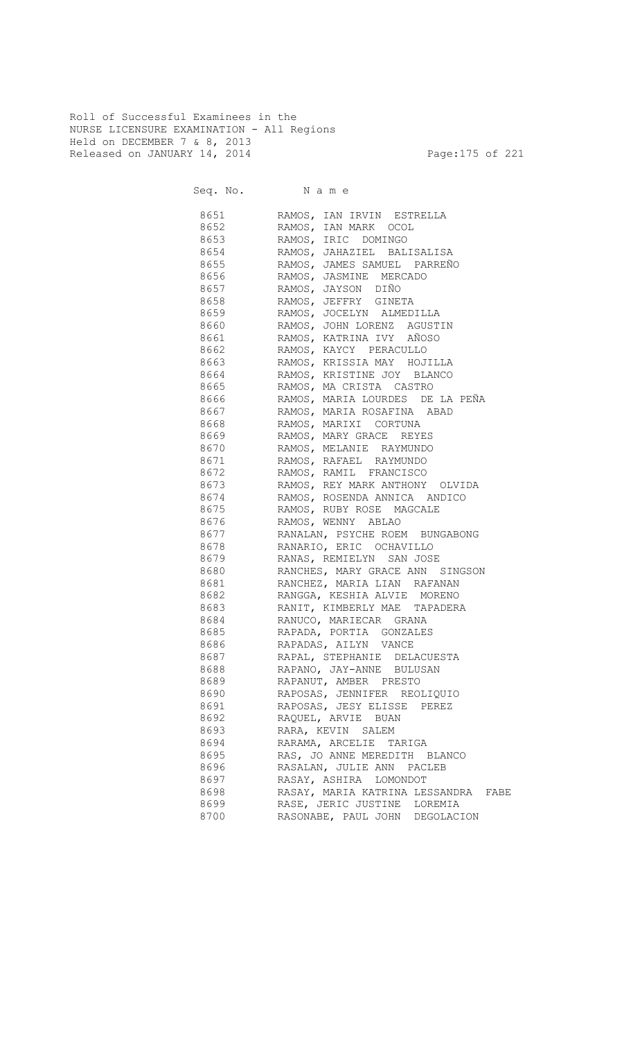Roll of Successful Examinees in the
NURSE LICENSURE EXAMINATION - All Regions
Held on DECEMBER 7 & 8, 2013
Released on JANUARY 14, 2014

| Seq. No. | N a m e |
|---|---|
| 8651 | RAMOS, IAN IRVIN ESTRELLA |
| 8652 | RAMOS, IAN MARK OCOL |
| 8653 | RAMOS, IRIC DOMINGO |
| 8654 | RAMOS, JAHAZIEL BALISALISA |
| 8655 | RAMOS, JAMES SAMUEL PARREÑO |
| 8656 | RAMOS, JASMINE MERCADO |
| 8657 | RAMOS, JAYSON DIÑO |
| 8658 | RAMOS, JEFFRY GINETA |
| 8659 | RAMOS, JOCELYN ALMEDILLA |
| 8660 | RAMOS, JOHN LORENZ AGUSTIN |
| 8661 | RAMOS, KATRINA IVY AÑOSO |
| 8662 | RAMOS, KAYCY PERACULLO |
| 8663 | RAMOS, KRISSIA MAY HOJILLA |
| 8664 | RAMOS, KRISTINE JOY BLANCO |
| 8665 | RAMOS, MA CRISTA CASTRO |
| 8666 | RAMOS, MARIA LOURDES DE LA PEÑA |
| 8667 | RAMOS, MARIA ROSAFINA ABAD |
| 8668 | RAMOS, MARIXI CORTUNA |
| 8669 | RAMOS, MARY GRACE REYES |
| 8670 | RAMOS, MELANIE RAYMUNDO |
| 8671 | RAMOS, RAFAEL RAYMUNDO |
| 8672 | RAMOS, RAMIL FRANCISCO |
| 8673 | RAMOS, REY MARK ANTHONY OLVIDA |
| 8674 | RAMOS, ROSENDA ANNICA ANDICO |
| 8675 | RAMOS, RUBY ROSE MAGCALE |
| 8676 | RAMOS, WENNY ABLAO |
| 8677 | RANALAN, PSYCHE ROEM BUNGABONG |
| 8678 | RANARIO, ERIC OCHAVILLO |
| 8679 | RANAS, REMIELYN SAN JOSE |
| 8680 | RANCHES, MARY GRACE ANN SINGSON |
| 8681 | RANCHEZ, MARIA LIAN RAFANAN |
| 8682 | RANGGA, KESHIA ALVIE MORENO |
| 8683 | RANIT, KIMBERLY MAE TAPADERA |
| 8684 | RANUCO, MARIECAR GRANA |
| 8685 | RAPADA, PORTIA GONZALES |
| 8686 | RAPADAS, AILYN VANCE |
| 8687 | RAPAL, STEPHANIE DELACUESTA |
| 8688 | RAPANO, JAY-ANNE BULUSAN |
| 8689 | RAPANUT, AMBER PRESTO |
| 8690 | RAPOSAS, JENNIFER REOLIQUIO |
| 8691 | RAPOSAS, JESY ELISSE PEREZ |
| 8692 | RAQUEL, ARVIE BUAN |
| 8693 | RARA, KEVIN SALEM |
| 8694 | RARAMA, ARCELIE TARIGA |
| 8695 | RAS, JO ANNE MEREDITH BLANCO |
| 8696 | RASALAN, JULIE ANN PACLEB |
| 8697 | RASAY, ASHIRA LOMONDOT |
| 8698 | RASAY, MARIA KATRINA LESSANDRA FABE |
| 8699 | RASE, JERIC JUSTINE LOREMIA |
| 8700 | RASONABE, PAUL JOHN DEGOLACION |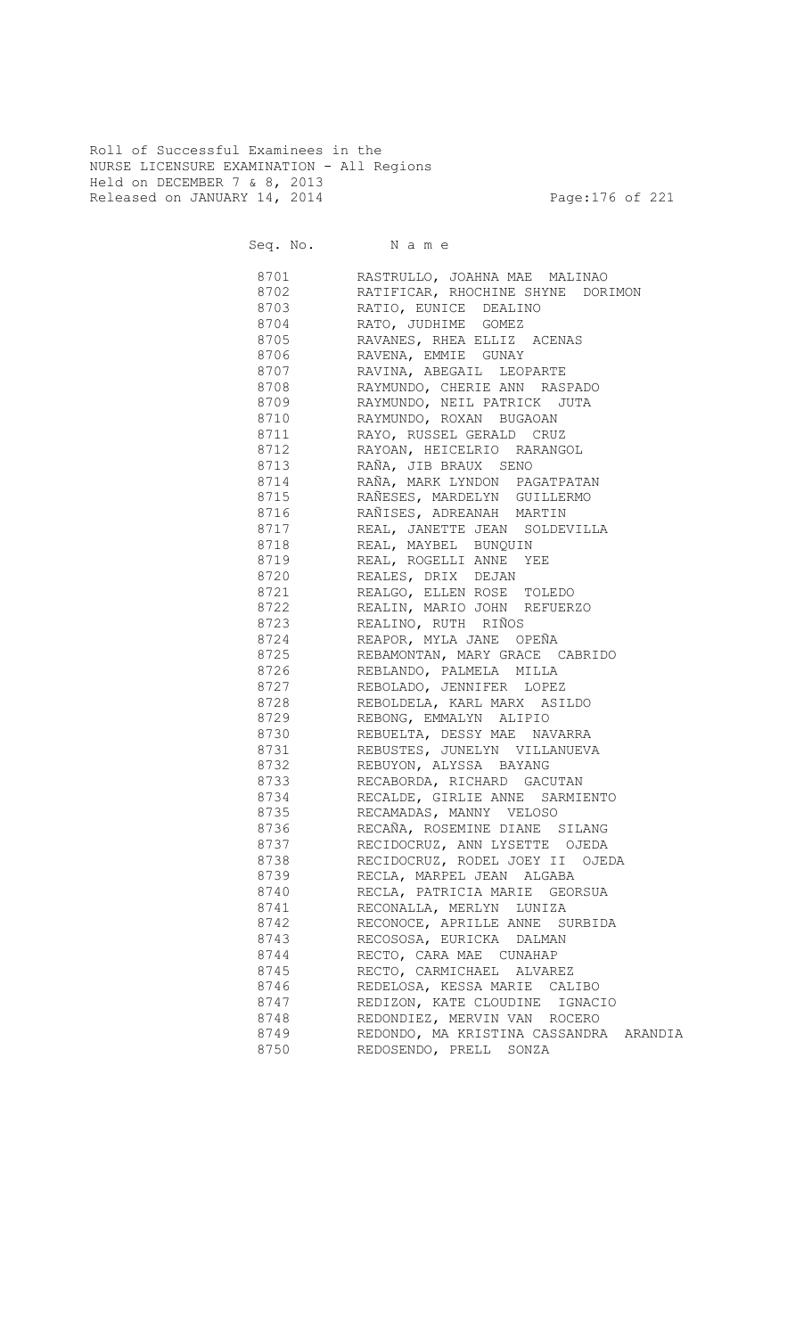Roll of Successful Examinees in the
NURSE LICENSURE EXAMINATION - All Regions
Held on DECEMBER 7 & 8, 2013
Released on JANUARY 14, 2014

| Seq. No. | N a m e |
|---|---|
| 8701 | RASTRULLO, JOAHNA MAE MALINAO |
| 8702 | RATIFICAR, RHOCHINE SHYNE DORIMON |
| 8703 | RATIO, EUNICE DEALINO |
| 8704 | RATO, JUDHIME GOMEZ |
| 8705 | RAVANES, RHEA ELLIZ ACENAS |
| 8706 | RAVENA, EMMIE GUNAY |
| 8707 | RAVINA, ABEGAIL LEOPARTE |
| 8708 | RAYMUNDO, CHERIE ANN RASPADO |
| 8709 | RAYMUNDO, NEIL PATRICK JUTA |
| 8710 | RAYMUNDO, ROXAN BUGAOAN |
| 8711 | RAYO, RUSSEL GERALD CRUZ |
| 8712 | RAYOAN, HEICELRIO RARANGOL |
| 8713 | RAÑA, JIB BRAUX SENO |
| 8714 | RAÑA, MARK LYNDON PAGATPATAN |
| 8715 | RAÑESES, MARDELYN GUILLERMO |
| 8716 | RAÑISES, ADREANAH MARTIN |
| 8717 | REAL, JANETTE JEAN SOLDEVILLA |
| 8718 | REAL, MAYBEL BUNQUIN |
| 8719 | REAL, ROGELLI ANNE YEE |
| 8720 | REALES, DRIX DEJAN |
| 8721 | REALGO, ELLEN ROSE TOLEDO |
| 8722 | REALIN, MARIO JOHN REFUERZO |
| 8723 | REALINO, RUTH RIÑOS |
| 8724 | REAPOR, MYLA JANE OPEÑA |
| 8725 | REBAMONTAN, MARY GRACE CABRIDO |
| 8726 | REBLANDO, PALMELA MILLA |
| 8727 | REBOLADO, JENNIFER LOPEZ |
| 8728 | REBOLDELA, KARL MARX ASILDO |
| 8729 | REBONG, EMMALYN ALIPIO |
| 8730 | REBUELTA, DESSY MAE NAVARRA |
| 8731 | REBUSTES, JUNELYN VILLANUEVA |
| 8732 | REBUYON, ALYSSA BAYANG |
| 8733 | RECABORDA, RICHARD GACUTAN |
| 8734 | RECALDE, GIRLIE ANNE SARMIENTO |
| 8735 | RECAMADAS, MANNY VELOSO |
| 8736 | RECAÑA, ROSEMINE DIANE SILANG |
| 8737 | RECIDOCRUZ, ANN LYSETTE OJEDA |
| 8738 | RECIDOCRUZ, RODEL JOEY II OJEDA |
| 8739 | RECLA, MARPEL JEAN ALGABA |
| 8740 | RECLA, PATRICIA MARIE GEORSUA |
| 8741 | RECONALLA, MERLYN LUNIZA |
| 8742 | RECONOCE, APRILLE ANNE SURBIDA |
| 8743 | RECOSOSA, EURICKA DALMAN |
| 8744 | RECTO, CARA MAE CUNAHAP |
| 8745 | RECTO, CARMICHAEL ALVAREZ |
| 8746 | REDELOSA, KESSA MARIE CALIBO |
| 8747 | REDIZON, KATE CLOUDINE IGNACIO |
| 8748 | REDONDIEZ, MERVIN VAN ROCERO |
| 8749 | REDONDO, MA KRISTINA CASSANDRA ARANDIA |
| 8750 | REDOSENDO, PRELL SONZA |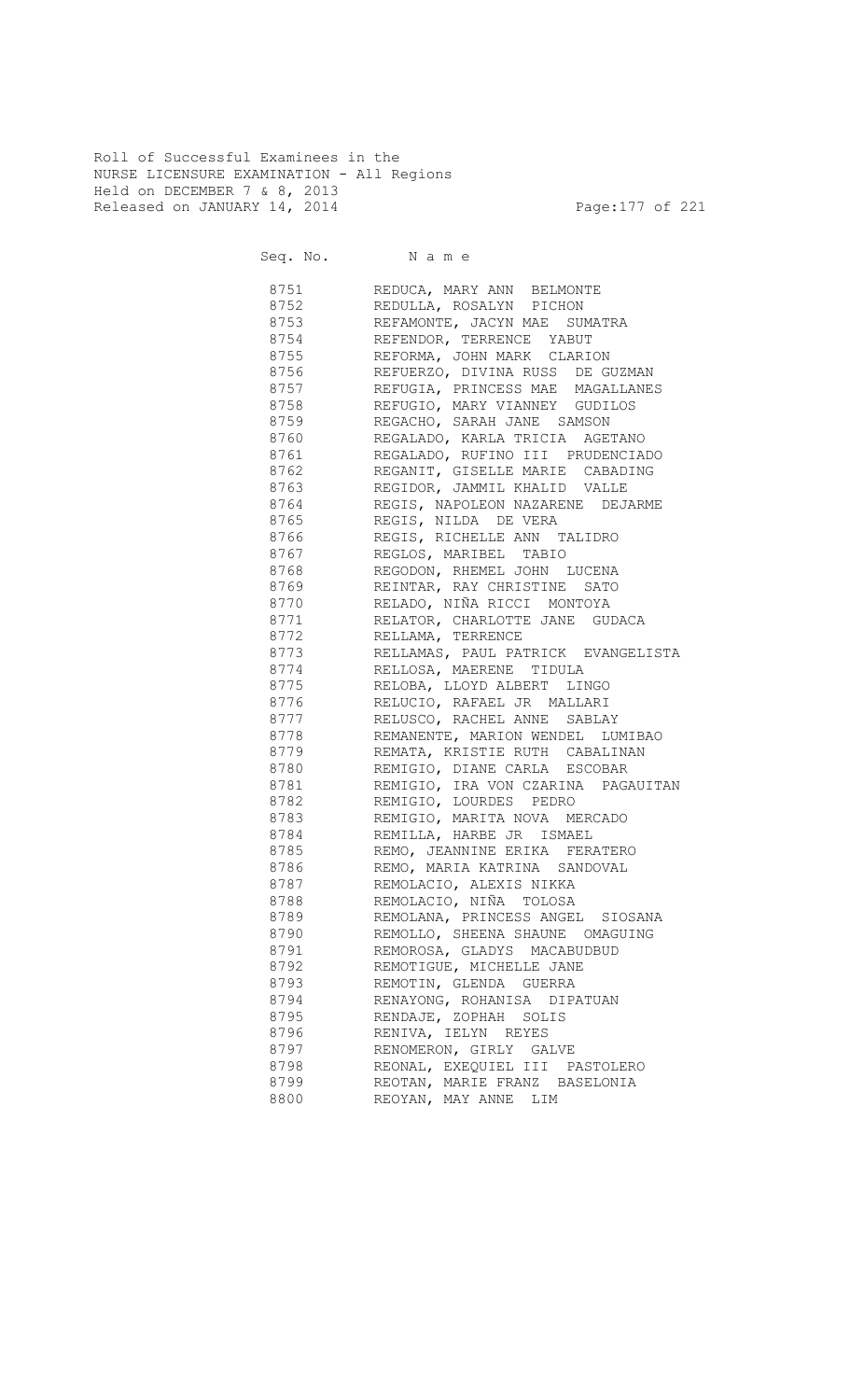Roll of Successful Examinees in the
NURSE LICENSURE EXAMINATION - All Regions
Held on DECEMBER 7 & 8, 2013
Released on JANUARY 14, 2014

| Seq. No. | N a m e |
|---|---|
| 8751 | REDUCA, MARY ANN BELMONTE |
| 8752 | REDULLA, ROSALYN PICHON |
| 8753 | REFAMONTE, JACYN MAE SUMATRA |
| 8754 | REFENDOR, TERRENCE YABUT |
| 8755 | REFORMA, JOHN MARK CLARION |
| 8756 | REFUERZO, DIVINA RUSS DE GUZMAN |
| 8757 | REFUGIA, PRINCESS MAE MAGALLANES |
| 8758 | REFUGIO, MARY VIANNEY GUDILOS |
| 8759 | REGACHO, SARAH JANE SAMSON |
| 8760 | REGALADO, KARLA TRICIA AGETANO |
| 8761 | REGALADO, RUFINO III PRUDENCIADO |
| 8762 | REGANIT, GISELLE MARIE CABADING |
| 8763 | REGIDOR, JAMMIL KHALID VALLE |
| 8764 | REGIS, NAPOLEON NAZARENE DEJARME |
| 8765 | REGIS, NILDA DE VERA |
| 8766 | REGIS, RICHELLE ANN TALIDRO |
| 8767 | REGLOS, MARIBEL TABIO |
| 8768 | REGODON, RHEMEL JOHN LUCENA |
| 8769 | REINTAR, RAY CHRISTINE SATO |
| 8770 | RELADO, NIÑA RICCI MONTOYA |
| 8771 | RELATOR, CHARLOTTE JANE GUDACA |
| 8772 | RELLAMA, TERRENCE |
| 8773 | RELLAMAS, PAUL PATRICK EVANGELISTA |
| 8774 | RELLOSA, MAERENE TIDULA |
| 8775 | RELOBA, LLOYD ALBERT LINGO |
| 8776 | RELUCIO, RAFAEL JR MALLARI |
| 8777 | RELUSCO, RACHEL ANNE SABLAY |
| 8778 | REMANENTE, MARION WENDEL LUMIBAO |
| 8779 | REMATA, KRISTIE RUTH CABALINAN |
| 8780 | REMIGIO, DIANE CARLA ESCOBAR |
| 8781 | REMIGIO, IRA VON CZARINA PAGAUITAN |
| 8782 | REMIGIO, LOURDES PEDRO |
| 8783 | REMIGIO, MARITA NOVA MERCADO |
| 8784 | REMILLA, HARBE JR ISMAEL |
| 8785 | REMO, JEANNINE ERIKA FERATERO |
| 8786 | REMO, MARIA KATRINA SANDOVAL |
| 8787 | REMOLACIO, ALEXIS NIKKA |
| 8788 | REMOLACIO, NIÑA TOLOSA |
| 8789 | REMOLANA, PRINCESS ANGEL SIOSANA |
| 8790 | REMOLLO, SHEENA SHAUNE OMAGUING |
| 8791 | REMOROSA, GLADYS MACABUDBUD |
| 8792 | REMOTIGUE, MICHELLE JANE |
| 8793 | REMOTIN, GLENDA GUERRA |
| 8794 | RENAYONG, ROHANISA DIPATUAN |
| 8795 | RENDAJE, ZOPHAH SOLIS |
| 8796 | RENIVA, IELYN REYES |
| 8797 | RENOMERON, GIRLY GALVE |
| 8798 | REONAL, EXEQUIEL III PASTOLERO |
| 8799 | REOTAN, MARIE FRANZ BASELONIA |
| 8800 | REOYAN, MAY ANNE LIM |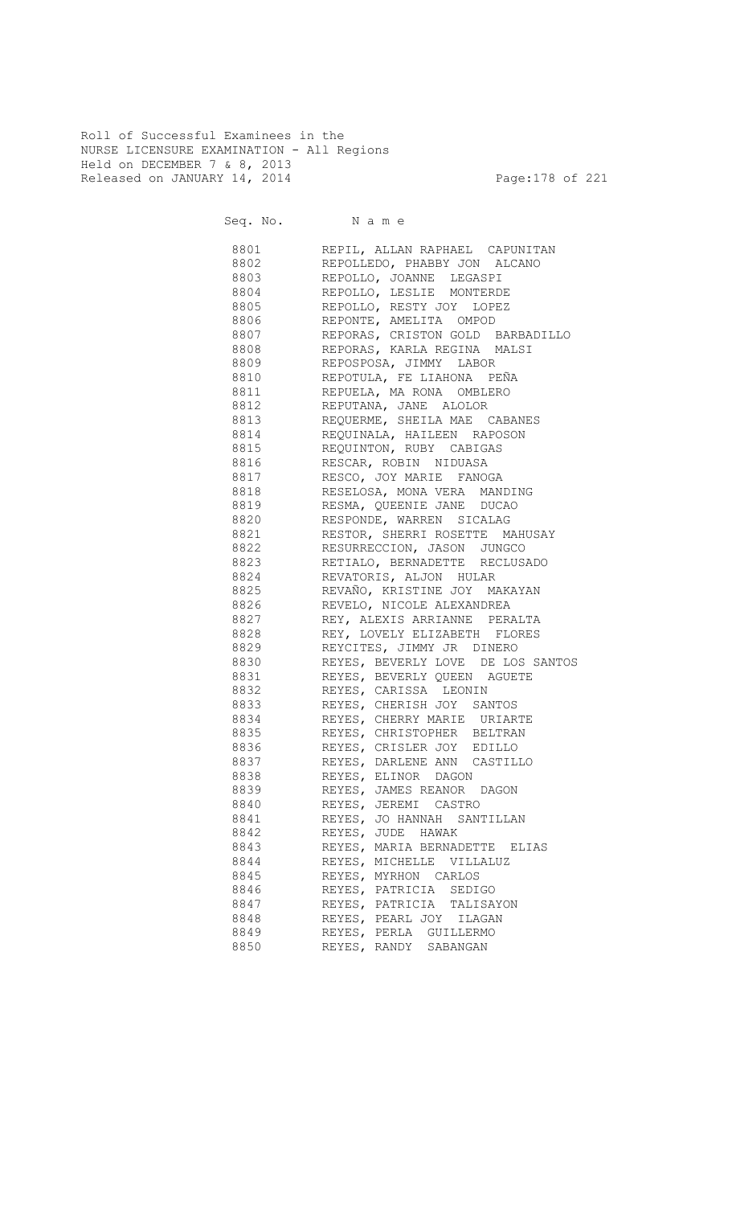Roll of Successful Examinees in the
NURSE LICENSURE EXAMINATION - All Regions
Held on DECEMBER 7 & 8, 2013
Released on JANUARY 14, 2014

| Seq. No. | N a m e |
|---|---|
| 8801 | REPIL, ALLAN RAPHAEL CAPUNITAN |
| 8802 | REPOLLEDO, PHABBY JON ALCANO |
| 8803 | REPOLLO, JOANNE LEGASPI |
| 8804 | REPOLLO, LESLIE MONTERDE |
| 8805 | REPOLLO, RESTY JOY LOPEZ |
| 8806 | REPONTE, AMELITA OMPOD |
| 8807 | REPORAS, CRISTON GOLD BARBADILLO |
| 8808 | REPORAS, KARLA REGINA MALSI |
| 8809 | REPOSPOSA, JIMMY LABOR |
| 8810 | REPOTULA, FE LIAHONA PEÑA |
| 8811 | REPUELA, MA RONA OMBLERO |
| 8812 | REPUTANA, JANE ALOLOR |
| 8813 | REQUERME, SHEILA MAE CABANES |
| 8814 | REQUINALA, HAILEEN RAPOSON |
| 8815 | REQUINTON, RUBY CABIGAS |
| 8816 | RESCAR, ROBIN NIDUASA |
| 8817 | RESCO, JOY MARIE FANOGA |
| 8818 | RESELOSA, MONA VERA MANDING |
| 8819 | RESMA, QUEENIE JANE DUCAO |
| 8820 | RESPONDE, WARREN SICALAG |
| 8821 | RESTOR, SHERRI ROSETTE MAHUSAY |
| 8822 | RESURRECCION, JASON JUNGCO |
| 8823 | RETIALO, BERNADETTE RECLUSADO |
| 8824 | REVATORIS, ALJON HULAR |
| 8825 | REVAÑO, KRISTINE JOY MAKAYAN |
| 8826 | REVELO, NICOLE ALEXANDREA |
| 8827 | REY, ALEXIS ARRIANNE PERALTA |
| 8828 | REY, LOVELY ELIZABETH FLORES |
| 8829 | REYCITES, JIMMY JR DINERO |
| 8830 | REYES, BEVERLY LOVE DE LOS SANTOS |
| 8831 | REYES, BEVERLY QUEEN AGUETE |
| 8832 | REYES, CARISSA LEONIN |
| 8833 | REYES, CHERISH JOY SANTOS |
| 8834 | REYES, CHERRY MARIE URIARTE |
| 8835 | REYES, CHRISTOPHER BELTRAN |
| 8836 | REYES, CRISLER JOY EDILLO |
| 8837 | REYES, DARLENE ANN CASTILLO |
| 8838 | REYES, ELINOR DAGON |
| 8839 | REYES, JAMES REANOR DAGON |
| 8840 | REYES, JEREMI CASTRO |
| 8841 | REYES, JO HANNAH SANTILLAN |
| 8842 | REYES, JUDE HAWAK |
| 8843 | REYES, MARIA BERNADETTE ELIAS |
| 8844 | REYES, MICHELLE VILLALUZ |
| 8845 | REYES, MYRHON CARLOS |
| 8846 | REYES, PATRICIA SEDIGO |
| 8847 | REYES, PATRICIA TALISAYON |
| 8848 | REYES, PEARL JOY ILAGAN |
| 8849 | REYES, PERLA GUILLERMO |
| 8850 | REYES, RANDY SABANGAN |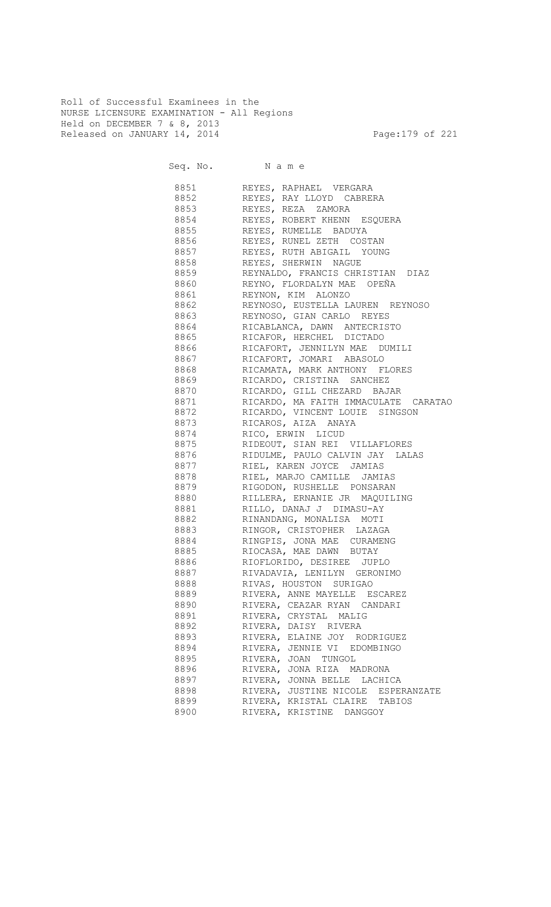Roll of Successful Examinees in the
NURSE LICENSURE EXAMINATION - All Regions
Held on DECEMBER 7 & 8, 2013
Released on JANUARY 14, 2014

| Seq. No. | N a m e |
|---|---|
| 8851 | REYES, RAPHAEL VERGARA |
| 8852 | REYES, RAY LLOYD CABRERA |
| 8853 | REYES, REZA ZAMORA |
| 8854 | REYES, ROBERT KHENN ESQUERA |
| 8855 | REYES, RUMELLE BADUYA |
| 8856 | REYES, RUNEL ZETH COSTAN |
| 8857 | REYES, RUTH ABIGAIL YOUNG |
| 8858 | REYES, SHERWIN NAGUE |
| 8859 | REYNALDO, FRANCIS CHRISTIAN DIAZ |
| 8860 | REYNO, FLORDALYN MAE OPEÑA |
| 8861 | REYNON, KIM ALONZO |
| 8862 | REYNOSO, EUSTELLA LAUREN REYNOSO |
| 8863 | REYNOSO, GIAN CARLO REYES |
| 8864 | RICABLANCA, DAWN ANTECRISTO |
| 8865 | RICAFOR, HERCHEL DICTADO |
| 8866 | RICAFORT, JENNILYN MAE DUMILI |
| 8867 | RICAFORT, JOMARI ABASOLO |
| 8868 | RICAMATA, MARK ANTHONY FLORES |
| 8869 | RICARDO, CRISTINA SANCHEZ |
| 8870 | RICARDO, GILL CHEZARD BAJAR |
| 8871 | RICARDO, MA FAITH IMMACULATE CARATAO |
| 8872 | RICARDO, VINCENT LOUIE SINGSON |
| 8873 | RICAROS, AIZA ANAYA |
| 8874 | RICO, ERWIN LICUD |
| 8875 | RIDEOUT, SIAN REI VILLAFLORES |
| 8876 | RIDULME, PAULO CALVIN JAY LALAS |
| 8877 | RIEL, KAREN JOYCE JAMIAS |
| 8878 | RIEL, MARJO CAMILLE JAMIAS |
| 8879 | RIGODON, RUSHELLE PONSARAN |
| 8880 | RILLERA, ERNANIE JR MAQUILING |
| 8881 | RILLO, DANAJ J DIMASU-AY |
| 8882 | RINANDANG, MONALISA MOTI |
| 8883 | RINGOR, CRISTOPHER LAZAGA |
| 8884 | RINGPIS, JONA MAE CURAMENG |
| 8885 | RIOCASA, MAE DAWN BUTAY |
| 8886 | RIOFLORIDO, DESIREE JUPLO |
| 8887 | RIVADAVIA, LENILYN GERONIMO |
| 8888 | RIVAS, HOUSTON SURIGAO |
| 8889 | RIVERA, ANNE MAYELLE ESCAREZ |
| 8890 | RIVERA, CEAZAR RYAN CANDARI |
| 8891 | RIVERA, CRYSTAL MALIG |
| 8892 | RIVERA, DAISY RIVERA |
| 8893 | RIVERA, ELAINE JOY RODRIGUEZ |
| 8894 | RIVERA, JENNIE VI EDOMBINGO |
| 8895 | RIVERA, JOAN TUNGOL |
| 8896 | RIVERA, JONA RIZA MADRONA |
| 8897 | RIVERA, JONNA BELLE LACHICA |
| 8898 | RIVERA, JUSTINE NICOLE ESPERANZATE |
| 8899 | RIVERA, KRISTAL CLAIRE TABIOS |
| 8900 | RIVERA, KRISTINE DANGGOY |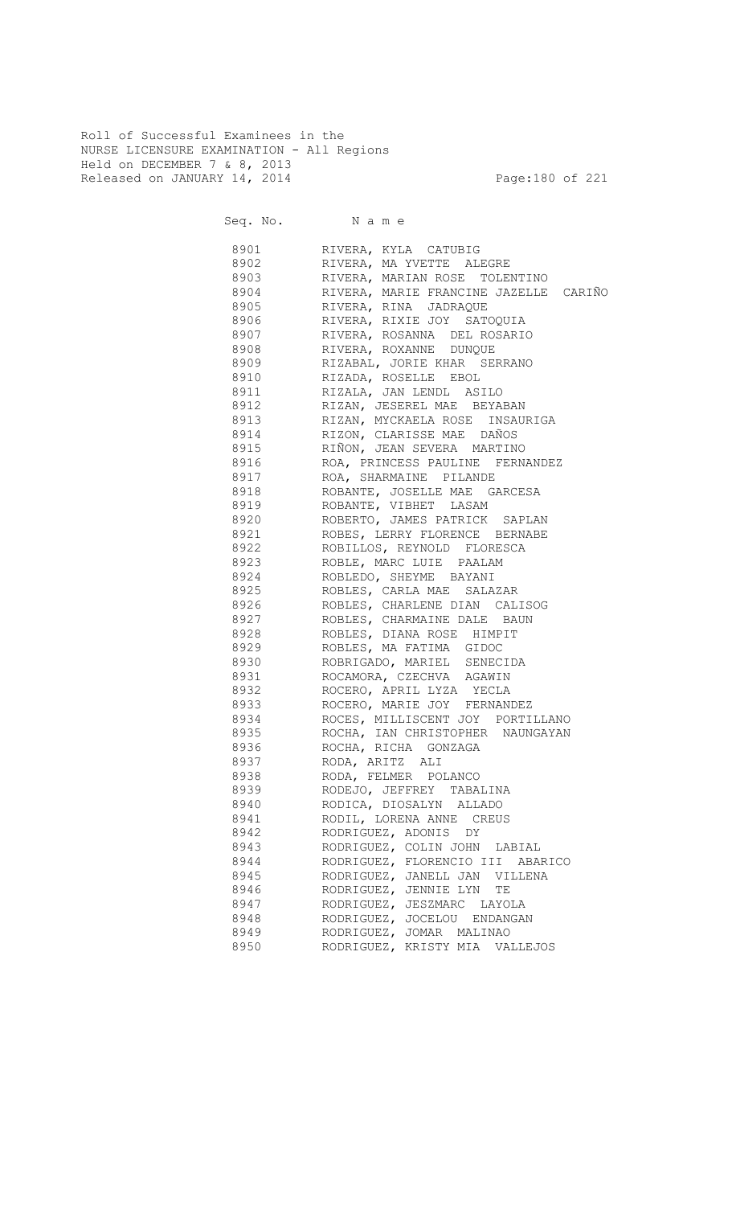Roll of Successful Examinees in the
NURSE LICENSURE EXAMINATION - All Regions
Held on DECEMBER 7 & 8, 2013
Released on JANUARY 14, 2014

| Seq. No. | N a m e |
|---|---|
| 8901 | RIVERA, KYLA CATUBIG |
| 8902 | RIVERA, MA YVETTE ALEGRE |
| 8903 | RIVERA, MARIAN ROSE TOLENTINO |
| 8904 | RIVERA, MARIE FRANCINE JAZELLE CARIÑO |
| 8905 | RIVERA, RINA JADRAQUE |
| 8906 | RIVERA, RIXIE JOY SATOQUIA |
| 8907 | RIVERA, ROSANNA DEL ROSARIO |
| 8908 | RIVERA, ROXANNE DUNQUE |
| 8909 | RIZABAL, JORIE KHAR SERRANO |
| 8910 | RIZADA, ROSELLE EBOL |
| 8911 | RIZALA, JAN LENDL ASILO |
| 8912 | RIZAN, JESEREL MAE BEYABAN |
| 8913 | RIZAN, MYCKAELA ROSE INSAURIGA |
| 8914 | RIZON, CLARISSE MAE DAÑOS |
| 8915 | RIÑON, JEAN SEVERA MARTINO |
| 8916 | ROA, PRINCESS PAULINE FERNANDEZ |
| 8917 | ROA, SHARMAINE PILANDE |
| 8918 | ROBANTE, JOSELLE MAE GARCESA |
| 8919 | ROBANTE, VIBHET LASAM |
| 8920 | ROBERTO, JAMES PATRICK SAPLAN |
| 8921 | ROBES, LERRY FLORENCE BERNABE |
| 8922 | ROBILLOS, REYNOLD FLORESCA |
| 8923 | ROBLE, MARC LUIE PAALAM |
| 8924 | ROBLEDO, SHEYME BAYANI |
| 8925 | ROBLES, CARLA MAE SALAZAR |
| 8926 | ROBLES, CHARLENE DIAN CALISOG |
| 8927 | ROBLES, CHARMAINE DALE BAUN |
| 8928 | ROBLES, DIANA ROSE HIMPIT |
| 8929 | ROBLES, MA FATIMA GIDOC |
| 8930 | ROBRIGADO, MARIEL SENECIDA |
| 8931 | ROCAMORA, CZECHVA AGAWIN |
| 8932 | ROCERO, APRIL LYZA YECLA |
| 8933 | ROCERO, MARIE JOY FERNANDEZ |
| 8934 | ROCES, MILLISCENT JOY PORTILLANO |
| 8935 | ROCHA, IAN CHRISTOPHER NAUNGAYAN |
| 8936 | ROCHA, RICHA GONZAGA |
| 8937 | RODA, ARITZ ALI |
| 8938 | RODA, FELMER POLANCO |
| 8939 | RODEJO, JEFFREY TABALINA |
| 8940 | RODICA, DIOSALYN ALLADO |
| 8941 | RODIL, LORENA ANNE CREUS |
| 8942 | RODRIGUEZ, ADONIS DY |
| 8943 | RODRIGUEZ, COLIN JOHN LABIAL |
| 8944 | RODRIGUEZ, FLORENCIO III ABARICO |
| 8945 | RODRIGUEZ, JANELL JAN VILLENA |
| 8946 | RODRIGUEZ, JENNIE LYN TE |
| 8947 | RODRIGUEZ, JESZMARC LAYOLA |
| 8948 | RODRIGUEZ, JOCELOU ENDANGAN |
| 8949 | RODRIGUEZ, JOMAR MALINAO |
| 8950 | RODRIGUEZ, KRISTY MIA VALLEJOS |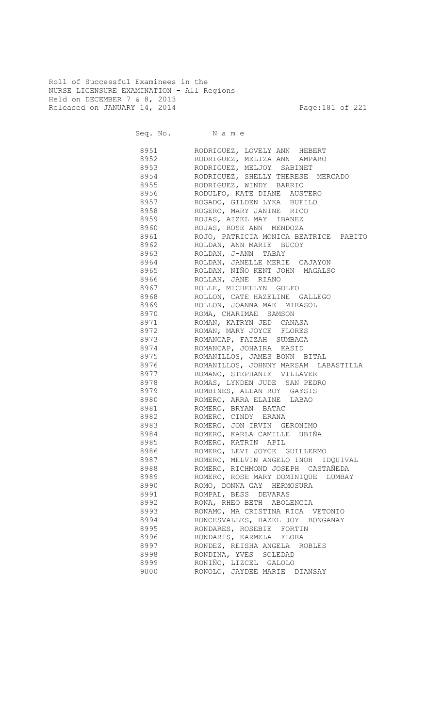Roll of Successful Examinees in the
NURSE LICENSURE EXAMINATION - All Regions
Held on DECEMBER 7 & 8, 2013
Released on JANUARY 14, 2014

| Seq. No. | Name |
|---|---|
| 8951 | RODRIGUEZ, LOVELY ANN HEBERT |
| 8952 | RODRIGUEZ, MELIZA ANN AMPARO |
| 8953 | RODRIGUEZ, MELJOY SABINET |
| 8954 | RODRIGUEZ, SHELLY THERESE MERCADO |
| 8955 | RODRIGUEZ, WINDY BARRIO |
| 8956 | RODULFO, KATE DIANE AUSTERO |
| 8957 | ROGADO, GILDEN LYKA BUFILO |
| 8958 | ROGERO, MARY JANINE RICO |
| 8959 | ROJAS, AIZEL MAY IBANEZ |
| 8960 | ROJAS, ROSE ANN MENDOZA |
| 8961 | ROJO, PATRICIA MONICA BEATRICE PABITO |
| 8962 | ROLDAN, ANN MARIE BUCOY |
| 8963 | ROLDAN, J-ANN TABAY |
| 8964 | ROLDAN, JANELLE MERIE CAJAYON |
| 8965 | ROLDAN, NIÑO KENT JOHN MAGALSO |
| 8966 | ROLLAN, JANE RIANO |
| 8967 | ROLLE, MICHELLYN GOLFO |
| 8968 | ROLLON, CATE HAZELINE GALLEGO |
| 8969 | ROLLON, JOANNA MAE MIRASOL |
| 8970 | ROMA, CHARIMAE SAMSON |
| 8971 | ROMAN, KATRYN JED CANASA |
| 8972 | ROMAN, MARY JOYCE FLORES |
| 8973 | ROMANCAP, FAIZAH SUMBAGA |
| 8974 | ROMANCAP, JOHAIRA KASID |
| 8975 | ROMANILLOS, JAMES BONN BITAL |
| 8976 | ROMANILLOS, JOHNNY MARSAM LABASTILLA |
| 8977 | ROMANO, STEPHANIE VILLAVER |
| 8978 | ROMAS, LYNDEN JUDE SAN PEDRO |
| 8979 | ROMBINES, ALLAN ROY GAYSIS |
| 8980 | ROMERO, ARRA ELAINE LABAO |
| 8981 | ROMERO, BRYAN BATAC |
| 8982 | ROMERO, CINDY ERANA |
| 8983 | ROMERO, JON IRVIN GERONIMO |
| 8984 | ROMERO, KARLA CAMILLE UBIÑA |
| 8985 | ROMERO, KATRIN APIL |
| 8986 | ROMERO, LEVI JOYCE GUILLERMO |
| 8987 | ROMERO, MELVIN ANGELO INOH IDQUIVAL |
| 8988 | ROMERO, RICHMOND JOSEPH CASTAÑEDA |
| 8989 | ROMERO, ROSE MARY DOMINIQUE LUMBAY |
| 8990 | ROMO, DONNA GAY HERMOSURA |
| 8991 | ROMPAL, BESS DEVARAS |
| 8992 | RONA, RHEO BETH ABOLENCIA |
| 8993 | RONAMO, MA CRISTINA RICA VETONIO |
| 8994 | RONCESVALLES, HAZEL JOY BONGANAY |
| 8995 | RONDARES, ROSEBIE FORTIN |
| 8996 | RONDARIS, KARMELA FLORA |
| 8997 | RONDEZ, REISHA ANGELA ROBLES |
| 8998 | RONDINA, YVES SOLEDAD |
| 8999 | RONIÑO, LIZCEL GALOLO |
| 9000 | RONOLO, JAYDEE MARIE DIANSAY |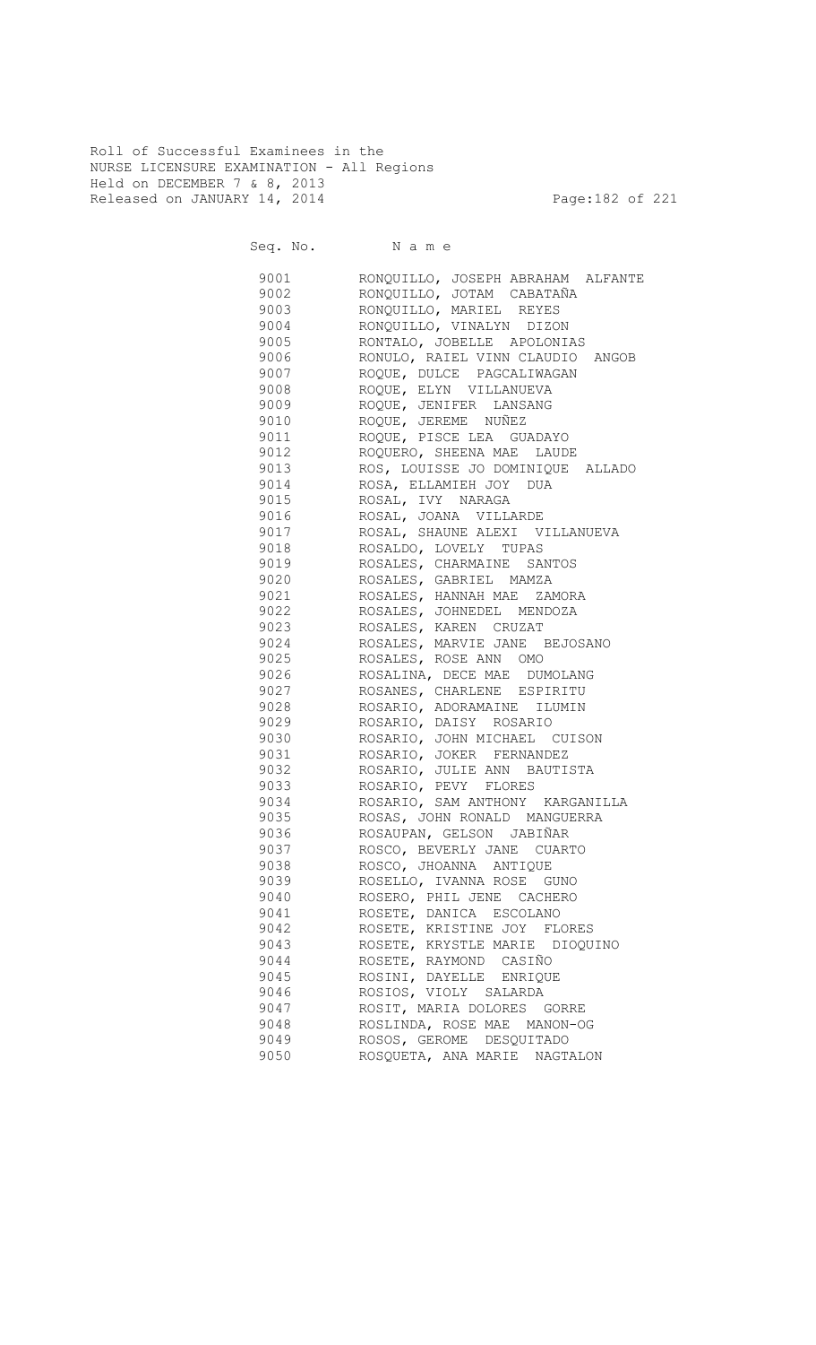Roll of Successful Examinees in the
NURSE LICENSURE EXAMINATION - All Regions
Held on DECEMBER 7 & 8, 2013
Released on JANUARY 14, 2014

| Seq. No. | N a m e |
|---|---|
| 9001 | RONQUILLO, JOSEPH ABRAHAM ALFANTE |
| 9002 | RONQUILLO, JOTAM CABATAÑA |
| 9003 | RONQUILLO, MARIEL REYES |
| 9004 | RONQUILLO, VINALYN DIZON |
| 9005 | RONTALO, JOBELLE APOLONIAS |
| 9006 | RONULO, RAIEL VINN CLAUDIO ANGOB |
| 9007 | ROQUE, DULCE PAGCALIWAGAN |
| 9008 | ROQUE, ELYN VILLANUEVA |
| 9009 | ROQUE, JENIFER LANSANG |
| 9010 | ROQUE, JEREME NUÑEZ |
| 9011 | ROQUE, PISCE LEA GUADAYO |
| 9012 | ROQUERO, SHEENA MAE LAUDE |
| 9013 | ROS, LOUISSE JO DOMINIQUE ALLADO |
| 9014 | ROSA, ELLAMIEH JOY DUA |
| 9015 | ROSAL, IVY NARAGA |
| 9016 | ROSAL, JOANA VILLARDE |
| 9017 | ROSAL, SHAUNE ALEXI VILLANUEVA |
| 9018 | ROSALDO, LOVELY TUPAS |
| 9019 | ROSALES, CHARMAINE SANTOS |
| 9020 | ROSALES, GABRIEL MAMZA |
| 9021 | ROSALES, HANNAH MAE ZAMORA |
| 9022 | ROSALES, JOHNEDEL MENDOZA |
| 9023 | ROSALES, KAREN CRUZAT |
| 9024 | ROSALES, MARVIE JANE BEJOSANO |
| 9025 | ROSALES, ROSE ANN OMO |
| 9026 | ROSALINA, DECE MAE DUMOLANG |
| 9027 | ROSANES, CHARLENE ESPIRITU |
| 9028 | ROSARIO, ADORAMAINE ILUMIN |
| 9029 | ROSARIO, DAISY ROSARIO |
| 9030 | ROSARIO, JOHN MICHAEL CUISON |
| 9031 | ROSARIO, JOKER FERNANDEZ |
| 9032 | ROSARIO, JULIE ANN BAUTISTA |
| 9033 | ROSARIO, PEVY FLORES |
| 9034 | ROSARIO, SAM ANTHONY KARGANILLA |
| 9035 | ROSAS, JOHN RONALD MANGUERRA |
| 9036 | ROSAUPAN, GELSON JABIÑAR |
| 9037 | ROSCO, BEVERLY JANE CUARTO |
| 9038 | ROSCO, JHOANNA ANTIQUE |
| 9039 | ROSELLO, IVANNA ROSE GUNO |
| 9040 | ROSERO, PHIL JENE CACHERO |
| 9041 | ROSETE, DANICA ESCOLANO |
| 9042 | ROSETE, KRISTINE JOY FLORES |
| 9043 | ROSETE, KRYSTLE MARIE DIOQUINO |
| 9044 | ROSETE, RAYMOND CASIÑO |
| 9045 | ROSINI, DAYELLE ENRIQUE |
| 9046 | ROSIOS, VIOLY SALARDA |
| 9047 | ROSIT, MARIA DOLORES GORRE |
| 9048 | ROSLINDA, ROSE MAE MANON-OG |
| 9049 | ROSOS, GEROME DESQUITADO |
| 9050 | ROSQUETA, ANA MARIE NAGTALON |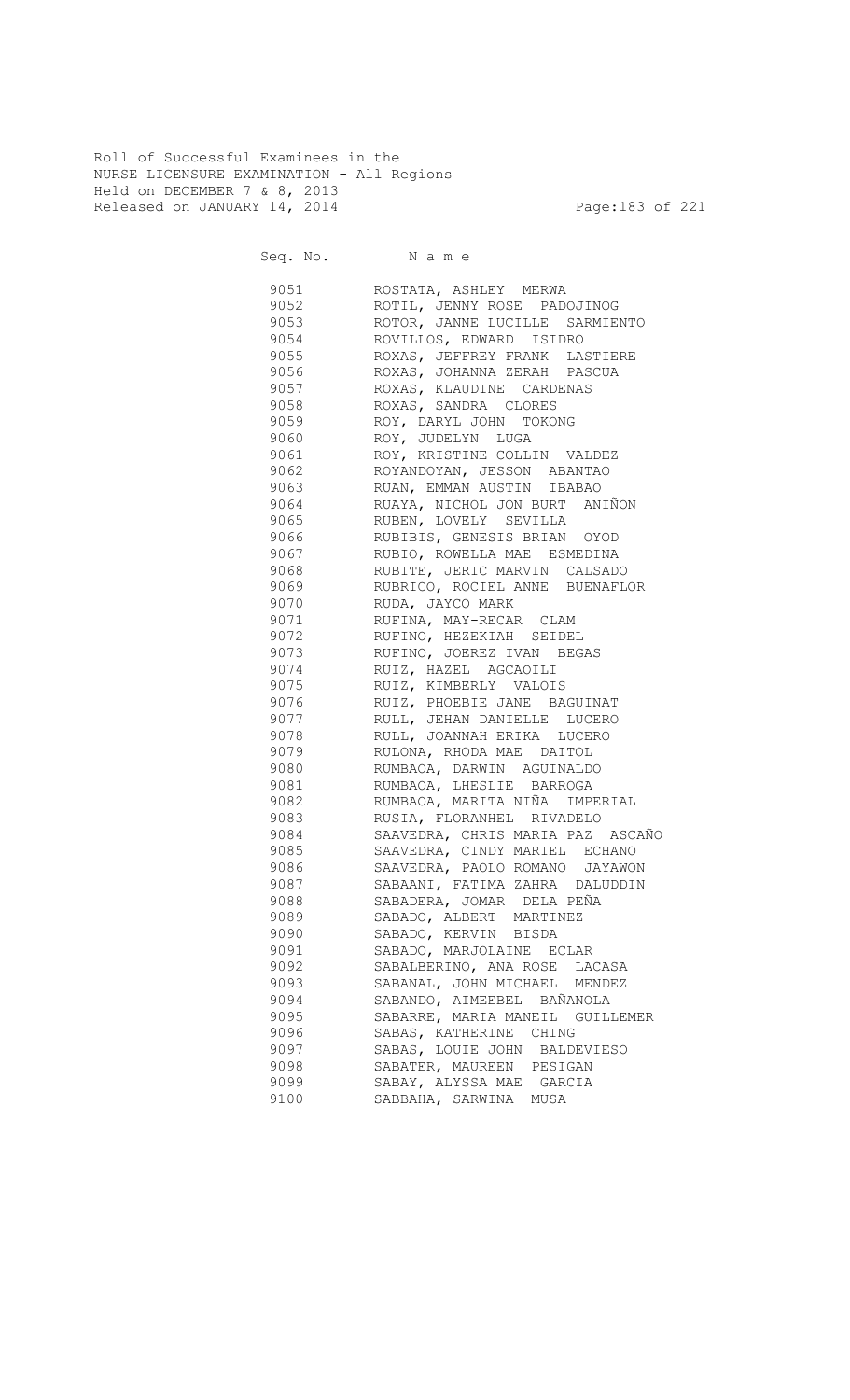Roll of Successful Examinees in the
NURSE LICENSURE EXAMINATION - All Regions
Held on DECEMBER 7 & 8, 2013
Released on JANUARY 14, 2014

| Seq. No. | N a m e |
|---|---|
| 9051 | ROSTATA, ASHLEY MERWA |
| 9052 | ROTIL, JENNY ROSE PADOJINOG |
| 9053 | ROTOR, JANNE LUCILLE SARMIENTO |
| 9054 | ROVILLOS, EDWARD ISIDRO |
| 9055 | ROXAS, JEFFREY FRANK LASTIERE |
| 9056 | ROXAS, JOHANNA ZERAH PASCUA |
| 9057 | ROXAS, KLAUDINE CARDENAS |
| 9058 | ROXAS, SANDRA CLORES |
| 9059 | ROY, DARYL JOHN TOKONG |
| 9060 | ROY, JUDELYN LUGA |
| 9061 | ROY, KRISTINE COLLIN VALDEZ |
| 9062 | ROYANDOYAN, JESSON ABANTAO |
| 9063 | RUAN, EMMAN AUSTIN IBABAO |
| 9064 | RUAYA, NICHOL JON BURT ANIÑON |
| 9065 | RUBEN, LOVELY SEVILLA |
| 9066 | RUBIBIS, GENESIS BRIAN OYOD |
| 9067 | RUBIO, ROWELLA MAE ESMEDINA |
| 9068 | RUBITE, JERIC MARVIN CALSADO |
| 9069 | RUBRICO, ROCIEL ANNE BUENAFLOR |
| 9070 | RUDA, JAYCO MARK |
| 9071 | RUFINA, MAY-RECAR CLAM |
| 9072 | RUFINO, HEZEKIAH SEIDEL |
| 9073 | RUFINO, JOEREZ IVAN BEGAS |
| 9074 | RUIZ, HAZEL AGCAOILI |
| 9075 | RUIZ, KIMBERLY VALOIS |
| 9076 | RUIZ, PHOEBIE JANE BAGUINAT |
| 9077 | RULL, JEHAN DANIELLE LUCERO |
| 9078 | RULL, JOANNAH ERIKA LUCERO |
| 9079 | RULONA, RHODA MAE DAITOL |
| 9080 | RUMBAOA, DARWIN AGUINALDO |
| 9081 | RUMBAOA, LHESLIE BARROGA |
| 9082 | RUMBAOA, MARITA NIÑA IMPERIAL |
| 9083 | RUSIA, FLORANHEL RIVADELO |
| 9084 | SAAVEDRA, CHRIS MARIA PAZ ASCAÑO |
| 9085 | SAAVEDRA, CINDY MARIEL ECHANO |
| 9086 | SAAVEDRA, PAOLO ROMANO JAYAWON |
| 9087 | SABAANI, FATIMA ZAHRA DALUDDIN |
| 9088 | SABADERA, JOMAR DELA PEÑA |
| 9089 | SABADO, ALBERT MARTINEZ |
| 9090 | SABADO, KERVIN BISDA |
| 9091 | SABADO, MARJOLAINE ECLAR |
| 9092 | SABALBERINO, ANA ROSE LACASA |
| 9093 | SABANAL, JOHN MICHAEL MENDEZ |
| 9094 | SABANDO, AIMEEBEL BAÑANOLA |
| 9095 | SABARRE, MARIA MANEIL GUILLEMER |
| 9096 | SABAS, KATHERINE CHING |
| 9097 | SABAS, LOUIE JOHN BALDEVIESO |
| 9098 | SABATER, MAUREEN PESIGAN |
| 9099 | SABAY, ALYSSA MAE GARCIA |
| 9100 | SABBAHA, SARWINA MUSA |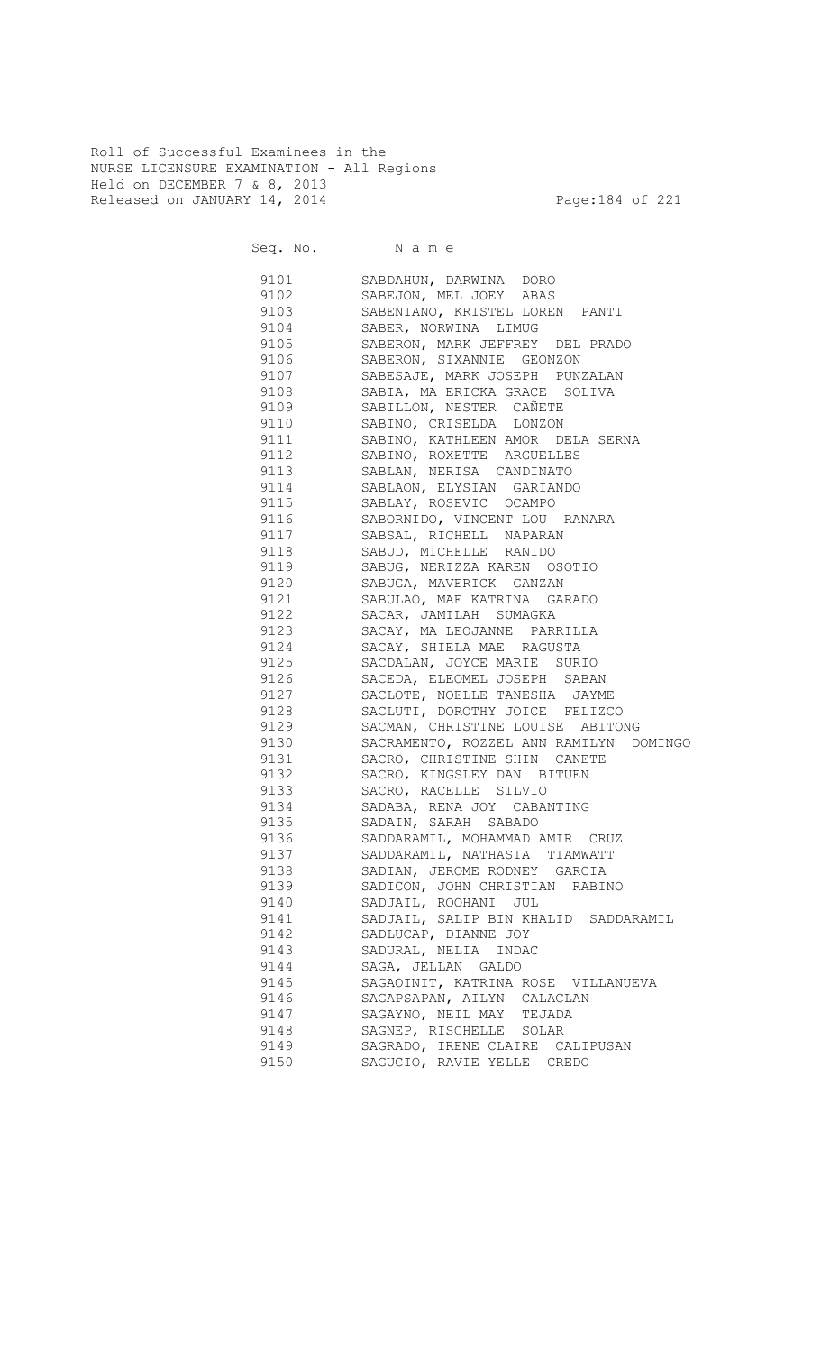Roll of Successful Examinees in the
NURSE LICENSURE EXAMINATION - All Regions
Held on DECEMBER 7 & 8, 2013
Released on JANUARY 14, 2014

| Seq. No. | N a m e |
|---|---|
| 9101 | SABDAHUN, DARWINA DORO |
| 9102 | SABEJON, MEL JOEY ABAS |
| 9103 | SABENIANO, KRISTEL LOREN PANTI |
| 9104 | SABER, NORWINA LIMUG |
| 9105 | SABERON, MARK JEFFREY DEL PRADO |
| 9106 | SABERON, SIXANNIE GEONZON |
| 9107 | SABESAJE, MARK JOSEPH PUNZALAN |
| 9108 | SABIA, MA ERICKA GRACE SOLIVA |
| 9109 | SABILLON, NESTER CAÑETE |
| 9110 | SABINO, CRISELDA LONZON |
| 9111 | SABINO, KATHLEEN AMOR DELA SERNA |
| 9112 | SABINO, ROXETTE ARGUELLES |
| 9113 | SABLAN, NERISA CANDINATO |
| 9114 | SABLAON, ELYSIAN GARIANDO |
| 9115 | SABLAY, ROSEVIC OCAMPO |
| 9116 | SABORNIDO, VINCENT LOU RANARA |
| 9117 | SABSAL, RICHELL NAPARAN |
| 9118 | SABUD, MICHELLE RANIDO |
| 9119 | SABUG, NERIZZA KAREN OSOTIO |
| 9120 | SABUGA, MAVERICK GANZAN |
| 9121 | SABULAO, MAE KATRINA GARADO |
| 9122 | SACAR, JAMILAH SUMAGKA |
| 9123 | SACAY, MA LEOJANNE PARRILLA |
| 9124 | SACAY, SHIELA MAE RAGUSTA |
| 9125 | SACDALAN, JOYCE MARIE SURIO |
| 9126 | SACEDA, ELEOMEL JOSEPH SABAN |
| 9127 | SACLOTE, NOELLE TANESHA JAYME |
| 9128 | SACLUTI, DOROTHY JOICE FELIZCO |
| 9129 | SACMAN, CHRISTINE LOUISE ABITONG |
| 9130 | SACRAMENTO, ROZZEL ANN RAMILYN DOMINGO |
| 9131 | SACRO, CHRISTINE SHIN CANETE |
| 9132 | SACRO, KINGSLEY DAN BITUEN |
| 9133 | SACRO, RACELLE SILVIO |
| 9134 | SADABA, RENA JOY CABANTING |
| 9135 | SADAIN, SARAH SABADO |
| 9136 | SADDARAMIL, MOHAMMAD AMIR CRUZ |
| 9137 | SADDARAMIL, NATHASIA TIAMWATT |
| 9138 | SADIAN, JEROME RODNEY GARCIA |
| 9139 | SADICON, JOHN CHRISTIAN RABINO |
| 9140 | SADJAIL, ROOHANI JUL |
| 9141 | SADJAIL, SALIP BIN KHALID SADDARAMIL |
| 9142 | SADLUCAP, DIANNE JOY |
| 9143 | SADURAL, NELIA INDAC |
| 9144 | SAGA, JELLAN GALDO |
| 9145 | SAGAOINIT, KATRINA ROSE VILLANUEVA |
| 9146 | SAGAPSAPAN, AILYN CALACLAN |
| 9147 | SAGAYNO, NEIL MAY TEJADA |
| 9148 | SAGNEP, RISCHELLE SOLAR |
| 9149 | SAGRADO, IRENE CLAIRE CALIPUSAN |
| 9150 | SAGUCIO, RAVIE YELLE CREDO |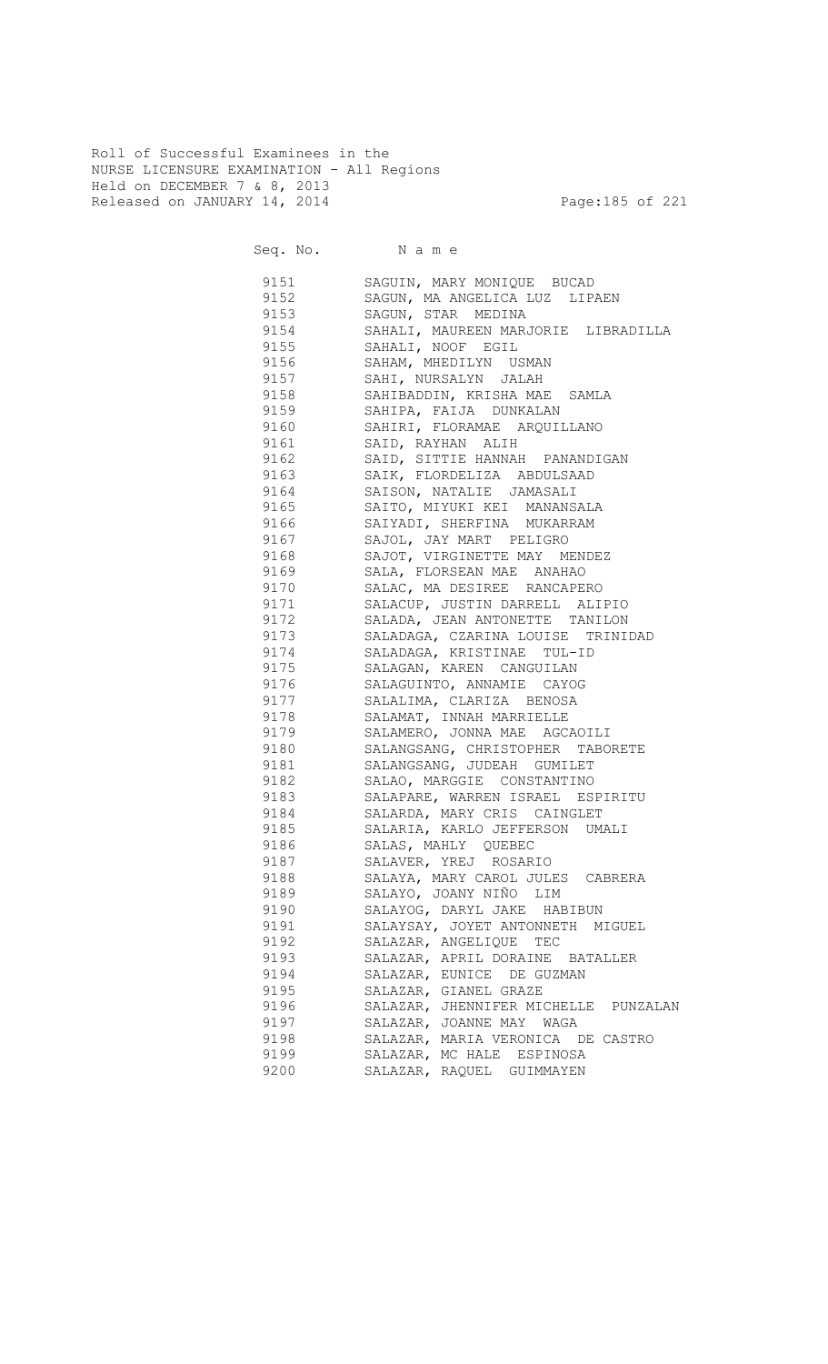Roll of Successful Examinees in the
NURSE LICENSURE EXAMINATION - All Regions
Held on DECEMBER 7 & 8, 2013
Released on JANUARY 14, 2014

| Seq. No. | N a m e |
|---|---|
| 9151 | SAGUIN, MARY MONIQUE BUCAD |
| 9152 | SAGUN, MA ANGELICA LUZ LIPAEN |
| 9153 | SAGUN, STAR MEDINA |
| 9154 | SAHALI, MAUREEN MARJORIE LIBRADILLA |
| 9155 | SAHALI, NOOF EGIL |
| 9156 | SAHAM, MHEDILYN USMAN |
| 9157 | SAHI, NURSALYN JALAH |
| 9158 | SAHIBADDIN, KRISHA MAE SAMLA |
| 9159 | SAHIPA, FAIJA DUNKALAN |
| 9160 | SAHIRI, FLORAMAE ARQUILLANO |
| 9161 | SAID, RAYHAN ALIH |
| 9162 | SAID, SITTIE HANNAH PANANDIGAN |
| 9163 | SAIK, FLORDELIZA ABDULSAAD |
| 9164 | SAISON, NATALIE JAMASALI |
| 9165 | SAITO, MIYUKI KEI MANANSALA |
| 9166 | SAIYADI, SHERFINA MUKARRAM |
| 9167 | SAJOL, JAY MART PELIGRO |
| 9168 | SAJOT, VIRGINETTE MAY MENDEZ |
| 9169 | SALA, FLORSEAN MAE ANAHAO |
| 9170 | SALAC, MA DESIREE RANCAPERO |
| 9171 | SALACUP, JUSTIN DARRELL ALIPIO |
| 9172 | SALADA, JEAN ANTONETTE TANILON |
| 9173 | SALADAGA, CZARINA LOUISE TRINIDAD |
| 9174 | SALADAGA, KRISTINAE TUL-ID |
| 9175 | SALAGAN, KAREN CANGUILAN |
| 9176 | SALAGUINTO, ANNAMIE CAYOG |
| 9177 | SALALIMA, CLARIZA BENOSA |
| 9178 | SALAMAT, INNAH MARRIELLE |
| 9179 | SALAMERO, JONNA MAE AGCAOILI |
| 9180 | SALANGSANG, CHRISTOPHER TABORETE |
| 9181 | SALANGSANG, JUDEAH GUMILET |
| 9182 | SALAO, MARGGIE CONSTANTINO |
| 9183 | SALAPARE, WARREN ISRAEL ESPIRITU |
| 9184 | SALARDA, MARY CRIS CAINGLET |
| 9185 | SALARIA, KARLO JEFFERSON UMALI |
| 9186 | SALAS, MAHLY QUEBEC |
| 9187 | SALAVER, YREJ ROSARIO |
| 9188 | SALAYA, MARY CAROL JULES CABRERA |
| 9189 | SALAYO, JOANY NIÑO LIM |
| 9190 | SALAYOG, DARYL JAKE HABIBUN |
| 9191 | SALAYSAY, JOYET ANTONNETH MIGUEL |
| 9192 | SALAZAR, ANGELIQUE TEC |
| 9193 | SALAZAR, APRIL DORAINE BATALLER |
| 9194 | SALAZAR, EUNICE DE GUZMAN |
| 9195 | SALAZAR, GIANEL GRAZE |
| 9196 | SALAZAR, JHENNIFER MICHELLE PUNZALAN |
| 9197 | SALAZAR, JOANNE MAY WAGA |
| 9198 | SALAZAR, MARIA VERONICA DE CASTRO |
| 9199 | SALAZAR, MC HALE ESPINOSA |
| 9200 | SALAZAR, RAQUEL GUIMMAYEN |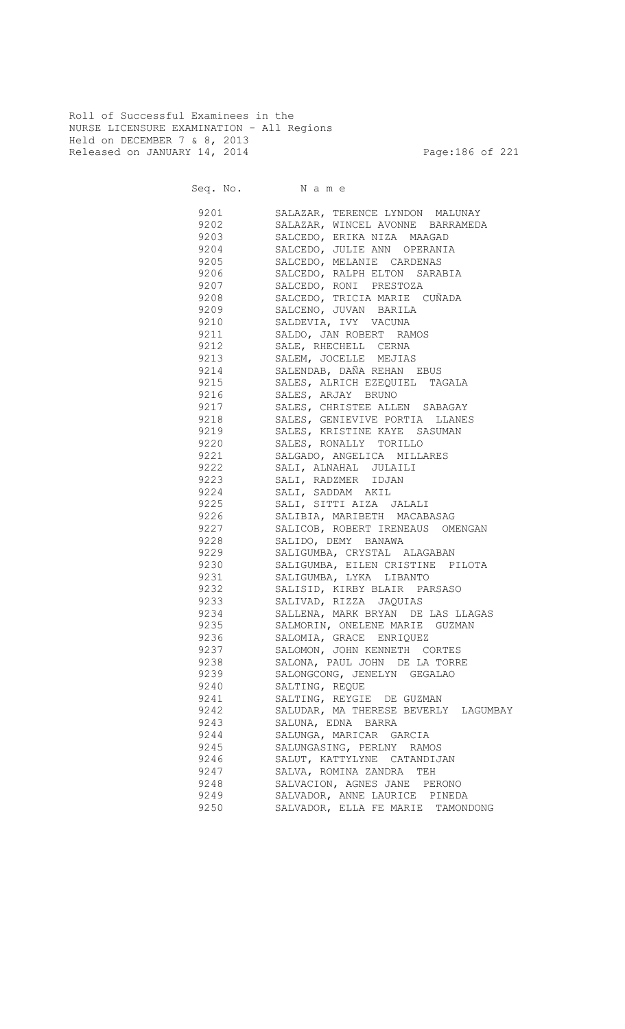Roll of Successful Examinees in the
NURSE LICENSURE EXAMINATION - All Regions
Held on DECEMBER 7 & 8, 2013
Released on JANUARY 14, 2014

| Seq. No. | N a m e |
|---|---|
| 9201 | SALAZAR, TERENCE LYNDON MALUNAY |
| 9202 | SALAZAR, WINCEL AVONNE BARRAMEDA |
| 9203 | SALCEDO, ERIKA NIZA MAAGAD |
| 9204 | SALCEDO, JULIE ANN OPERANIA |
| 9205 | SALCEDO, MELANIE CARDENAS |
| 9206 | SALCEDO, RALPH ELTON SARABIA |
| 9207 | SALCEDO, RONI PRESTOZA |
| 9208 | SALCEDO, TRICIA MARIE CUÑADA |
| 9209 | SALCENO, JUVAN BARILA |
| 9210 | SALDEVIA, IVY VACUNA |
| 9211 | SALDO, JAN ROBERT RAMOS |
| 9212 | SALE, RHECHELL CERNA |
| 9213 | SALEM, JOCELLE MEJIAS |
| 9214 | SALENDAB, DAÑA REHAN EBUS |
| 9215 | SALES, ALRICH EZEQUIEL TAGALA |
| 9216 | SALES, ARJAY BRUNO |
| 9217 | SALES, CHRISTEE ALLEN SABAGAY |
| 9218 | SALES, GENIEVIVE PORTIA LLANES |
| 9219 | SALES, KRISTINE KAYE SASUMAN |
| 9220 | SALES, RONALLY TORILLO |
| 9221 | SALGADO, ANGELICA MILLARES |
| 9222 | SALI, ALNAHAL JULAILI |
| 9223 | SALI, RADZMER IDJAN |
| 9224 | SALI, SADDAM AKIL |
| 9225 | SALI, SITTI AIZA JALALI |
| 9226 | SALIBIA, MARIBETH MACABASAG |
| 9227 | SALICOB, ROBERT IRENEAUS OMENGAN |
| 9228 | SALIDO, DEMY BANAWA |
| 9229 | SALIGUMBA, CRYSTAL ALAGABAN |
| 9230 | SALIGUMBA, EILEN CRISTINE PILOTA |
| 9231 | SALIGUMBA, LYKA LIBANTO |
| 9232 | SALISID, KIRBY BLAIR PARSASO |
| 9233 | SALIVAD, RIZZA JAQUIAS |
| 9234 | SALLENA, MARK BRYAN DE LAS LLAGAS |
| 9235 | SALMORIN, ONELENE MARIE GUZMAN |
| 9236 | SALOMIA, GRACE ENRIQUEZ |
| 9237 | SALOMON, JOHN KENNETH CORTES |
| 9238 | SALONA, PAUL JOHN DE LA TORRE |
| 9239 | SALONGCONG, JENELYN GEGALAO |
| 9240 | SALTING, REQUE |
| 9241 | SALTING, REYGIE DE GUZMAN |
| 9242 | SALUDAR, MA THERESE BEVERLY LAGUMBAY |
| 9243 | SALUNA, EDNA BARRA |
| 9244 | SALUNGA, MARICAR GARCIA |
| 9245 | SALUNGASING, PERLNY RAMOS |
| 9246 | SALUT, KATTYLYNE CATANDIJAN |
| 9247 | SALVA, ROMINA ZANDRA TEH |
| 9248 | SALVACION, AGNES JANE PERONO |
| 9249 | SALVADOR, ANNE LAURICE PINEDA |
| 9250 | SALVADOR, ELLA FE MARIE TAMONDONG |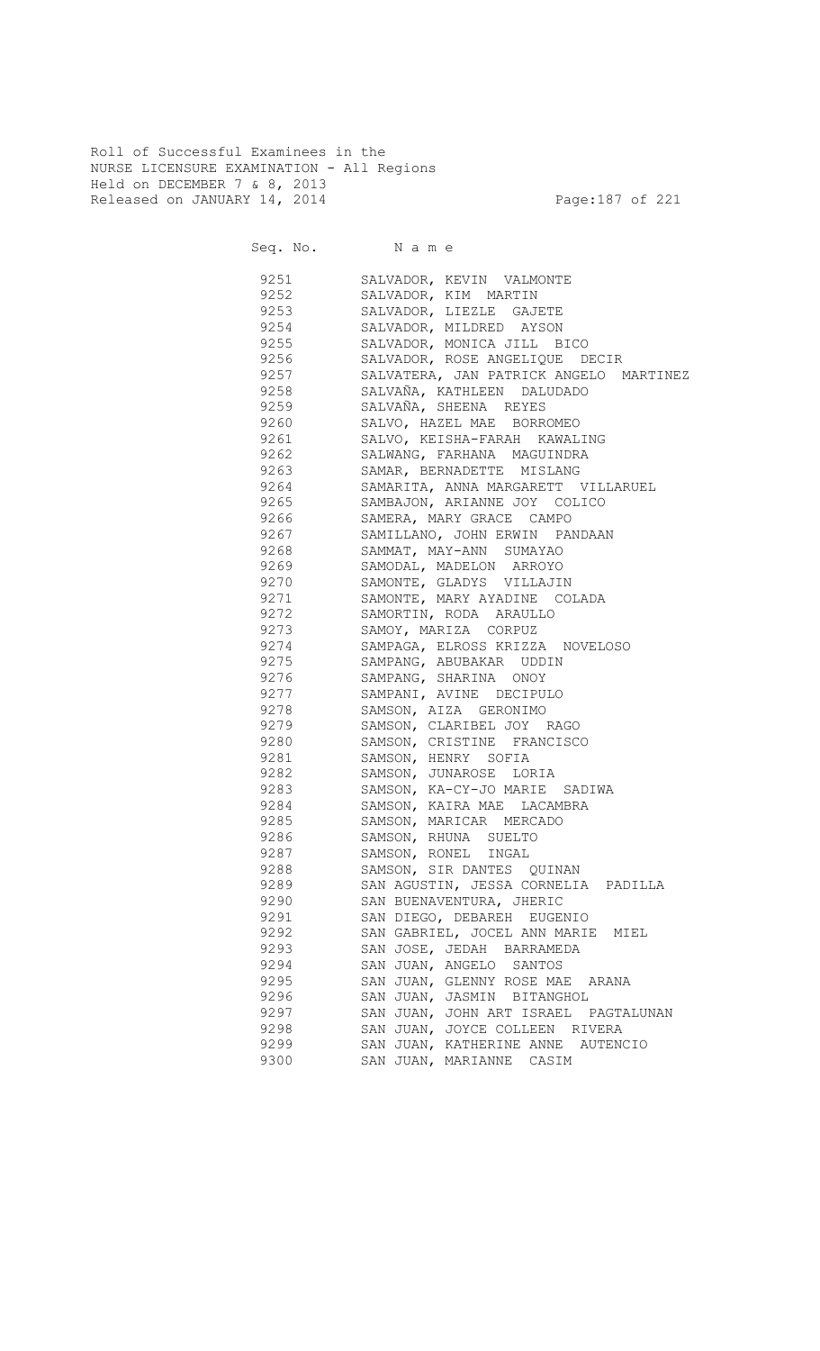Roll of Successful Examinees in the
NURSE LICENSURE EXAMINATION - All Regions
Held on DECEMBER 7 & 8, 2013
Released on JANUARY 14, 2014

| Seq. No. | N a m e |
|---|---|
| 9251 | SALVADOR, KEVIN VALMONTE |
| 9252 | SALVADOR, KIM MARTIN |
| 9253 | SALVADOR, LIEZLE GAJETE |
| 9254 | SALVADOR, MILDRED AYSON |
| 9255 | SALVADOR, MONICA JILL BICO |
| 9256 | SALVADOR, ROSE ANGELIQUE DECIR |
| 9257 | SALVATERA, JAN PATRICK ANGELO MARTINEZ |
| 9258 | SALVAÑA, KATHLEEN DALUDADO |
| 9259 | SALVAÑA, SHEENA REYES |
| 9260 | SALVO, HAZEL MAE BORROMEO |
| 9261 | SALVO, KEISHA-FARAH KAWALING |
| 9262 | SALWANG, FARHANA MAGUINDRA |
| 9263 | SAMAR, BERNADETTE MISLANG |
| 9264 | SAMARITA, ANNA MARGARETT VILLARUEL |
| 9265 | SAMBAJON, ARIANNE JOY COLICO |
| 9266 | SAMERA, MARY GRACE CAMPO |
| 9267 | SAMILLANO, JOHN ERWIN PANDAAN |
| 9268 | SAMMAT, MAY-ANN SUMAYAO |
| 9269 | SAMODAL, MADELON ARROYO |
| 9270 | SAMONTE, GLADYS VILLAJIN |
| 9271 | SAMONTE, MARY AYADINE COLADA |
| 9272 | SAMORTIN, RODA ARAULLO |
| 9273 | SAMOY, MARIZA CORPUZ |
| 9274 | SAMPAGA, ELROSS KRIZZA NOVELOSO |
| 9275 | SAMPANG, ABUBAKAR UDDIN |
| 9276 | SAMPANG, SHARINA ONOY |
| 9277 | SAMPANI, AVINE DECIPULO |
| 9278 | SAMSON, AIZA GERONIMO |
| 9279 | SAMSON, CLARIBEL JOY RAGO |
| 9280 | SAMSON, CRISTINE FRANCISCO |
| 9281 | SAMSON, HENRY SOFIA |
| 9282 | SAMSON, JUNAROSE LORIA |
| 9283 | SAMSON, KA-CY-JO MARIE SADIWA |
| 9284 | SAMSON, KAIRA MAE LACAMBRA |
| 9285 | SAMSON, MARICAR MERCADO |
| 9286 | SAMSON, RHUNA SUELTO |
| 9287 | SAMSON, RONEL INGAL |
| 9288 | SAMSON, SIR DANTES QUINAN |
| 9289 | SAN AGUSTIN, JESSA CORNELIA PADILLA |
| 9290 | SAN BUENAVENTURA, JHERIC |
| 9291 | SAN DIEGO, DEBAREH EUGENIO |
| 9292 | SAN GABRIEL, JOCEL ANN MARIE MIEL |
| 9293 | SAN JOSE, JEDAH BARRAMEDA |
| 9294 | SAN JUAN, ANGELO SANTOS |
| 9295 | SAN JUAN, GLENNY ROSE MAE ARANA |
| 9296 | SAN JUAN, JASMIN BITANGHOL |
| 9297 | SAN JUAN, JOHN ART ISRAEL PAGTALUNAN |
| 9298 | SAN JUAN, JOYCE COLLEEN RIVERA |
| 9299 | SAN JUAN, KATHERINE ANNE AUTENCIO |
| 9300 | SAN JUAN, MARIANNE CASIM |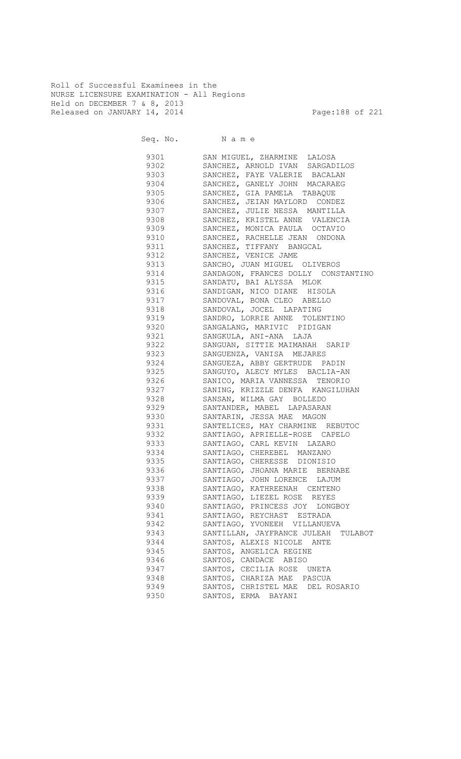Roll of Successful Examinees in the
NURSE LICENSURE EXAMINATION - All Regions
Held on DECEMBER 7 & 8, 2013
Released on JANUARY 14, 2014

| Seq. No. | Name |
|---|---|
| 9301 | SAN MIGUEL, ZHARMINE LALOSA |
| 9302 | SANCHEZ, ARNOLD IVAN SARGADILOS |
| 9303 | SANCHEZ, FAYE VALERIE BACALAN |
| 9304 | SANCHEZ, GANELY JOHN MACARAEG |
| 9305 | SANCHEZ, GIA PAMELA TABAQUE |
| 9306 | SANCHEZ, JEIAN MAYLORD CONDEZ |
| 9307 | SANCHEZ, JULIE NESSA MANTILLA |
| 9308 | SANCHEZ, KRISTEL ANNE VALENCIA |
| 9309 | SANCHEZ, MONICA PAULA OCTAVIO |
| 9310 | SANCHEZ, RACHELLE JEAN ONDONA |
| 9311 | SANCHEZ, TIFFANY BANGCAL |
| 9312 | SANCHEZ, VENICE JAME |
| 9313 | SANCHO, JUAN MIGUEL OLIVEROS |
| 9314 | SANDAGON, FRANCES DOLLY CONSTANTINO |
| 9315 | SANDATU, BAI ALYSSA MLOK |
| 9316 | SANDIGAN, NICO DIANE HISOLA |
| 9317 | SANDOVAL, BONA CLEO ABELLO |
| 9318 | SANDOVAL, JOCEL LAPATING |
| 9319 | SANDRO, LORRIE ANNE TOLENTINO |
| 9320 | SANGALANG, MARIVIC PIDIGAN |
| 9321 | SANGKULA, ANI-ANA LAJA |
| 9322 | SANGUAN, SITTIE MAIMANAH SARIP |
| 9323 | SANGUENZA, VANISA MEJARES |
| 9324 | SANGUEZA, ABBY GERTRUDE PADIN |
| 9325 | SANGUYO, ALECY MYLES BACLIA-AN |
| 9326 | SANICO, MARIA VANNESSA TENORIO |
| 9327 | SANING, KRIZZLE DENFA KANGILUHAN |
| 9328 | SANSAN, WILMA GAY BOLLEDO |
| 9329 | SANTANDER, MABEL LAPASARAN |
| 9330 | SANTARIN, JESSA MAE MAGON |
| 9331 | SANTELICES, MAY CHARMINE REBUTOC |
| 9332 | SANTIAGO, APRIELLE-ROSE CAPELO |
| 9333 | SANTIAGO, CARL KEVIN LAZARO |
| 9334 | SANTIAGO, CHEREBEL MANZANO |
| 9335 | SANTIAGO, CHERESSE DIONISIO |
| 9336 | SANTIAGO, JHOANA MARIE BERNABE |
| 9337 | SANTIAGO, JOHN LORENCE LAJUM |
| 9338 | SANTIAGO, KATHREENAH CENTENO |
| 9339 | SANTIAGO, LIEZEL ROSE REYES |
| 9340 | SANTIAGO, PRINCESS JOY LONGBOY |
| 9341 | SANTIAGO, REYCHAST ESTRADA |
| 9342 | SANTIAGO, YVONEEH VILLANUEVA |
| 9343 | SANTILLAN, JAYFRANCE JULEAH TULABOT |
| 9344 | SANTOS, ALEXIS NICOLE ANTE |
| 9345 | SANTOS, ANGELICA REGINE |
| 9346 | SANTOS, CANDACE ABISO |
| 9347 | SANTOS, CECILIA ROSE UNETA |
| 9348 | SANTOS, CHARIZA MAE PASCUA |
| 9349 | SANTOS, CHRISTEL MAE DEL ROSARIO |
| 9350 | SANTOS, ERMA BAYANI |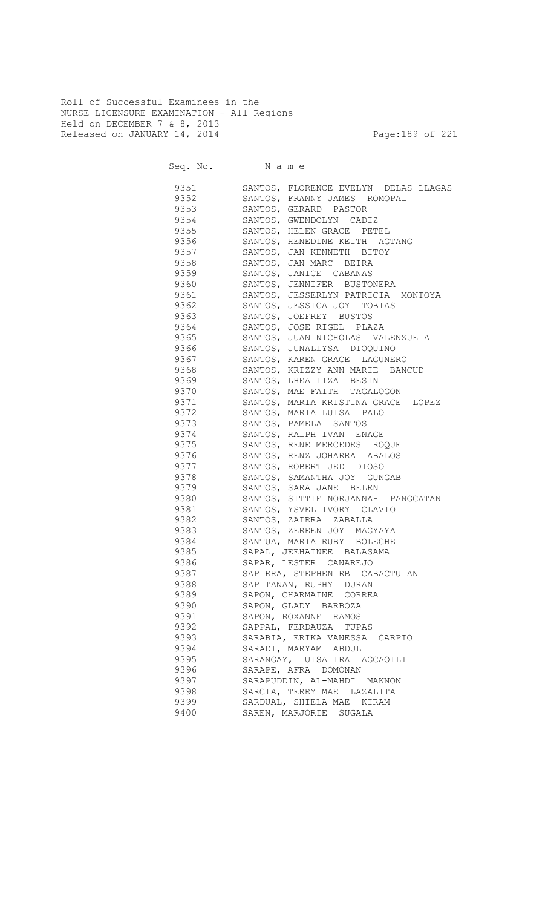Roll of Successful Examinees in the
NURSE LICENSURE EXAMINATION - All Regions
Held on DECEMBER 7 & 8, 2013
Released on JANUARY 14, 2014

| Seq. No. | N a m e |
|---|---|
| 9351 | SANTOS, FLORENCE EVELYN DELAS LLAGAS |
| 9352 | SANTOS, FRANNY JAMES ROMOPAL |
| 9353 | SANTOS, GERARD PASTOR |
| 9354 | SANTOS, GWENDOLYN CADIZ |
| 9355 | SANTOS, HELEN GRACE PETEL |
| 9356 | SANTOS, HENEDINE KEITH AGTANG |
| 9357 | SANTOS, JAN KENNETH BITOY |
| 9358 | SANTOS, JAN MARC BEIRA |
| 9359 | SANTOS, JANICE CABANAS |
| 9360 | SANTOS, JENNIFER BUSTONERA |
| 9361 | SANTOS, JESSERLYN PATRICIA MONTOYA |
| 9362 | SANTOS, JESSICA JOY TOBIAS |
| 9363 | SANTOS, JOEFREY BUSTOS |
| 9364 | SANTOS, JOSE RIGEL PLAZA |
| 9365 | SANTOS, JUAN NICHOLAS VALENZUELA |
| 9366 | SANTOS, JUNALLYSA DIOQUINO |
| 9367 | SANTOS, KAREN GRACE LAGUNERO |
| 9368 | SANTOS, KRIZZY ANN MARIE BANCUD |
| 9369 | SANTOS, LHEA LIZA BESIN |
| 9370 | SANTOS, MAE FAITH TAGALOGON |
| 9371 | SANTOS, MARIA KRISTINA GRACE LOPEZ |
| 9372 | SANTOS, MARIA LUISA PALO |
| 9373 | SANTOS, PAMELA SANTOS |
| 9374 | SANTOS, RALPH IVAN ENAGE |
| 9375 | SANTOS, RENE MERCEDES ROQUE |
| 9376 | SANTOS, RENZ JOHARRA ABALOS |
| 9377 | SANTOS, ROBERT JED DIOSO |
| 9378 | SANTOS, SAMANTHA JOY GUNGAB |
| 9379 | SANTOS, SARA JANE BELEN |
| 9380 | SANTOS, SITTIE NORJANNAH PANGCATAN |
| 9381 | SANTOS, YSVEL IVORY CLAVIO |
| 9382 | SANTOS, ZAIRRA ZABALLA |
| 9383 | SANTOS, ZEREEN JOY MAGYAYA |
| 9384 | SANTUA, MARIA RUBY BOLECHE |
| 9385 | SAPAL, JEEHAINEE BALASAMA |
| 9386 | SAPAR, LESTER CANAREJO |
| 9387 | SAPIERA, STEPHEN RB CABACTULAN |
| 9388 | SAPITANAN, RUPHY DURAN |
| 9389 | SAPON, CHARMAINE CORREA |
| 9390 | SAPON, GLADY BARBOZA |
| 9391 | SAPON, ROXANNE RAMOS |
| 9392 | SAPPAL, FERDAUZA TUPAS |
| 9393 | SARABIA, ERIKA VANESSA CARPIO |
| 9394 | SARADI, MARYAM ABDUL |
| 9395 | SARANGAY, LUISA IRA AGCAOILI |
| 9396 | SARAPE, AFRA DOMONAN |
| 9397 | SARAPUDDIN, AL-MAHDI MAKNON |
| 9398 | SARCIA, TERRY MAE LAZALITA |
| 9399 | SARDUAL, SHIELA MAE KIRAM |
| 9400 | SAREN, MARJORIE SUGALA |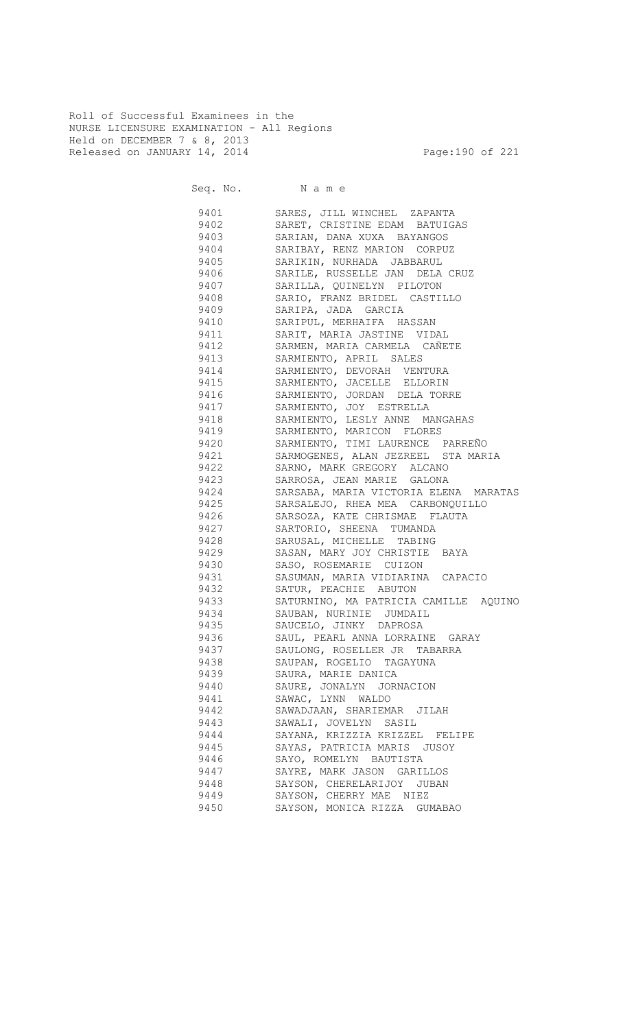Roll of Successful Examinees in the
NURSE LICENSURE EXAMINATION - All Regions
Held on DECEMBER 7 & 8, 2013
Released on JANUARY 14, 2014

| Seq. No. | N a m e |
|---|---|
| 9401 | SARES, JILL WINCHEL ZAPANTA |
| 9402 | SARET, CRISTINE EDAM BATUIGAS |
| 9403 | SARIAN, DANA XUXA BAYANGOS |
| 9404 | SARIBAY, RENZ MARION CORPUZ |
| 9405 | SARIKIN, NURHADA JABBARUL |
| 9406 | SARILE, RUSSELLE JAN DELA CRUZ |
| 9407 | SARILLA, QUINELYN PILOTON |
| 9408 | SARIO, FRANZ BRIDEL CASTILLO |
| 9409 | SARIPA, JADA GARCIA |
| 9410 | SARIPUL, MERHAIFA HASSAN |
| 9411 | SARIT, MARIA JASTINE VIDAL |
| 9412 | SARMEN, MARIA CARMELA CAÑETE |
| 9413 | SARMIENTO, APRIL SALES |
| 9414 | SARMIENTO, DEVORAH VENTURA |
| 9415 | SARMIENTO, JACELLE ELLORIN |
| 9416 | SARMIENTO, JORDAN DELA TORRE |
| 9417 | SARMIENTO, JOY ESTRELLA |
| 9418 | SARMIENTO, LESLY ANNE MANGAHAS |
| 9419 | SARMIENTO, MARICON FLORES |
| 9420 | SARMIENTO, TIMI LAURENCE PARREÑO |
| 9421 | SARMOGENES, ALAN JEZREEL STA MARIA |
| 9422 | SARNO, MARK GREGORY ALCANO |
| 9423 | SARROSA, JEAN MARIE GALONA |
| 9424 | SARSABA, MARIA VICTORIA ELENA MARATAS |
| 9425 | SARSALEJO, RHEA MEA CARBONQUILLO |
| 9426 | SARSOZA, KATE CHRISMAE FLAUTA |
| 9427 | SARTORIO, SHEENA TUMANDA |
| 9428 | SARUSAL, MICHELLE TABING |
| 9429 | SASAN, MARY JOY CHRISTIE BAYA |
| 9430 | SASO, ROSEMARIE CUIZON |
| 9431 | SASUMAN, MARIA VIDIARINA CAPACIO |
| 9432 | SATUR, PEACHIE ABUTON |
| 9433 | SATURNINO, MA PATRICIA CAMILLE AQUINO |
| 9434 | SAUBAN, NURINIE JUMDAIL |
| 9435 | SAUCELO, JINKY DAPROSA |
| 9436 | SAUL, PEARL ANNA LORRAINE GARAY |
| 9437 | SAULONG, ROSELLER JR TABARRA |
| 9438 | SAUPAN, ROGELIO TAGAYUNA |
| 9439 | SAURA, MARIE DANICA |
| 9440 | SAURE, JONALYN JORNACION |
| 9441 | SAWAC, LYNN WALDO |
| 9442 | SAWADJAAN, SHARIEMAR JILAH |
| 9443 | SAWALI, JOVELYN SASIL |
| 9444 | SAYANA, KRIZZIA KRIZZEL FELIPE |
| 9445 | SAYAS, PATRICIA MARIS JUSOY |
| 9446 | SAYO, ROMELYN BAUTISTA |
| 9447 | SAYRE, MARK JASON GARILLOS |
| 9448 | SAYSON, CHERELARIJOY JUBAN |
| 9449 | SAYSON, CHERRY MAE NIEZ |
| 9450 | SAYSON, MONICA RIZZA GUMABAO |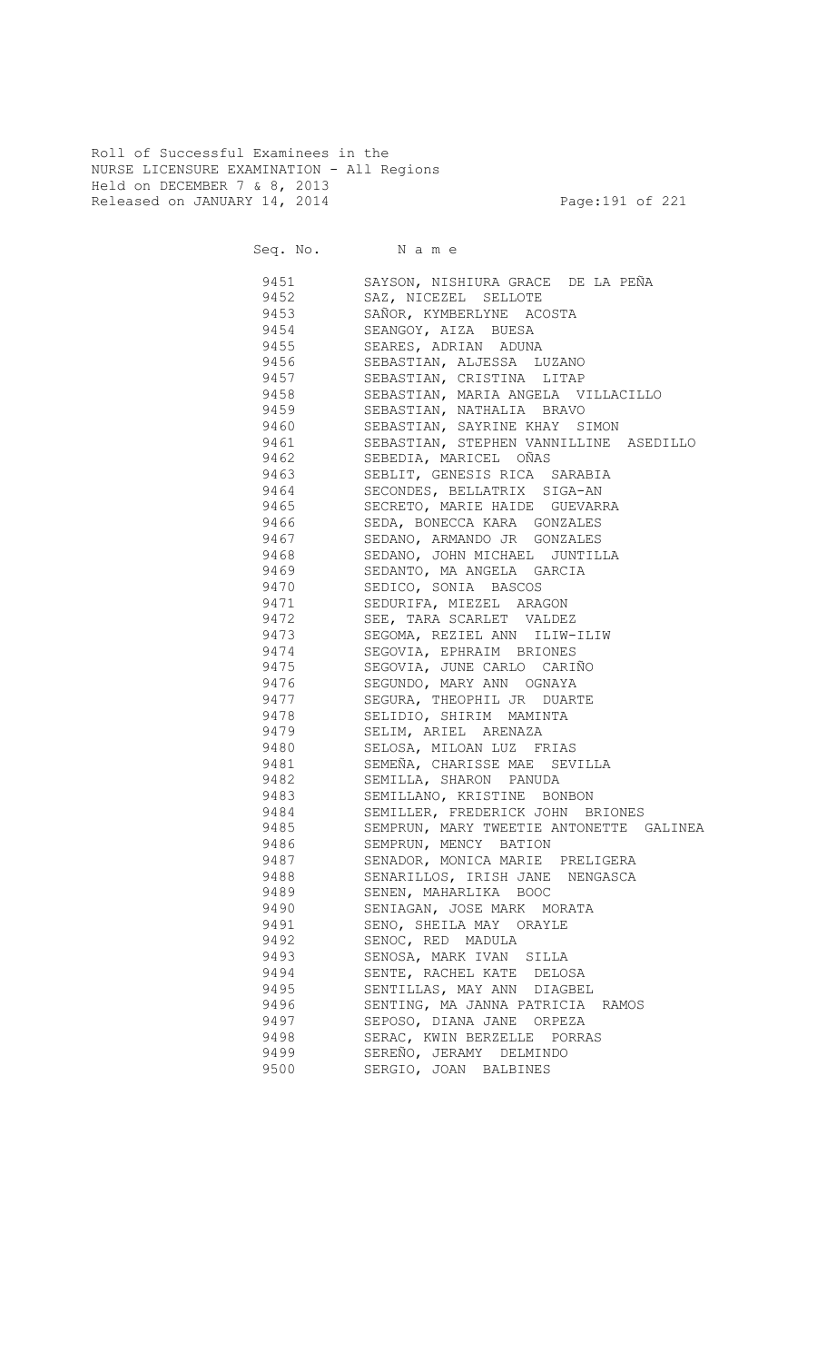Roll of Successful Examinees in the
NURSE LICENSURE EXAMINATION - All Regions
Held on DECEMBER 7 & 8, 2013
Released on JANUARY 14, 2014

| Seq. No. | N a m e |
|---|---|
| 9451 | SAYSON, NISHIURA GRACE DE LA PEÑA |
| 9452 | SAZ, NICEZEL SELLOTE |
| 9453 | SAÑOR, KYMBERLYNE ACOSTA |
| 9454 | SEANGOY, AIZA BUESA |
| 9455 | SEARES, ADRIAN ADUNA |
| 9456 | SEBASTIAN, ALJESSA LUZANO |
| 9457 | SEBASTIAN, CRISTINA LITAP |
| 9458 | SEBASTIAN, MARIA ANGELA VILLACILLO |
| 9459 | SEBASTIAN, NATHALIA BRAVO |
| 9460 | SEBASTIAN, SAYRINE KHAY SIMON |
| 9461 | SEBASTIAN, STEPHEN VANNILLINE ASEDILLO |
| 9462 | SEBEDIA, MARICEL OÑAS |
| 9463 | SEBLIT, GENESIS RICA SARABIA |
| 9464 | SECONDES, BELLATRIX SIGA-AN |
| 9465 | SECRETO, MARIE HAIDE GUEVARRA |
| 9466 | SEDA, BONECCA KARA GONZALES |
| 9467 | SEDANO, ARMANDO JR GONZALES |
| 9468 | SEDANO, JOHN MICHAEL JUNTILLA |
| 9469 | SEDANTO, MA ANGELA GARCIA |
| 9470 | SEDICO, SONIA BASCOS |
| 9471 | SEDURIFA, MIEZEL ARAGON |
| 9472 | SEE, TARA SCARLET VALDEZ |
| 9473 | SEGOMA, REZIEL ANN ILIW-ILIW |
| 9474 | SEGOVIA, EPHRAIM BRIONES |
| 9475 | SEGOVIA, JUNE CARLO CARIÑO |
| 9476 | SEGUNDO, MARY ANN OGNAYA |
| 9477 | SEGURA, THEOPHIL JR DUARTE |
| 9478 | SELIDIO, SHIRIM MAMINTA |
| 9479 | SELIM, ARIEL ARENAZA |
| 9480 | SELOSA, MILOAN LUZ FRIAS |
| 9481 | SEMEÑA, CHARISSE MAE SEVILLA |
| 9482 | SEMILLA, SHARON PANUDA |
| 9483 | SEMILLANO, KRISTINE BONBON |
| 9484 | SEMILLER, FREDERICK JOHN BRIONES |
| 9485 | SEMPRUN, MARY TWEETIE ANTONETTE GALINEA |
| 9486 | SEMPRUN, MENCY BATION |
| 9487 | SENADOR, MONICA MARIE PRELIGERA |
| 9488 | SENARILLOS, IRISH JANE NENGASCA |
| 9489 | SENEN, MAHARLIKA BOOC |
| 9490 | SENIAGAN, JOSE MARK MORATA |
| 9491 | SENO, SHEILA MAY ORAYLE |
| 9492 | SENOC, RED MADULA |
| 9493 | SENOSA, MARK IVAN SILLA |
| 9494 | SENTE, RACHEL KATE DELOSA |
| 9495 | SENTILLAS, MAY ANN DIAGBEL |
| 9496 | SENTING, MA JANNA PATRICIA RAMOS |
| 9497 | SEPOSO, DIANA JANE ORPEZA |
| 9498 | SERAC, KWIN BERZELLE PORRAS |
| 9499 | SEREÑO, JERAMY DELMINDO |
| 9500 | SERGIO, JOAN BALBINES |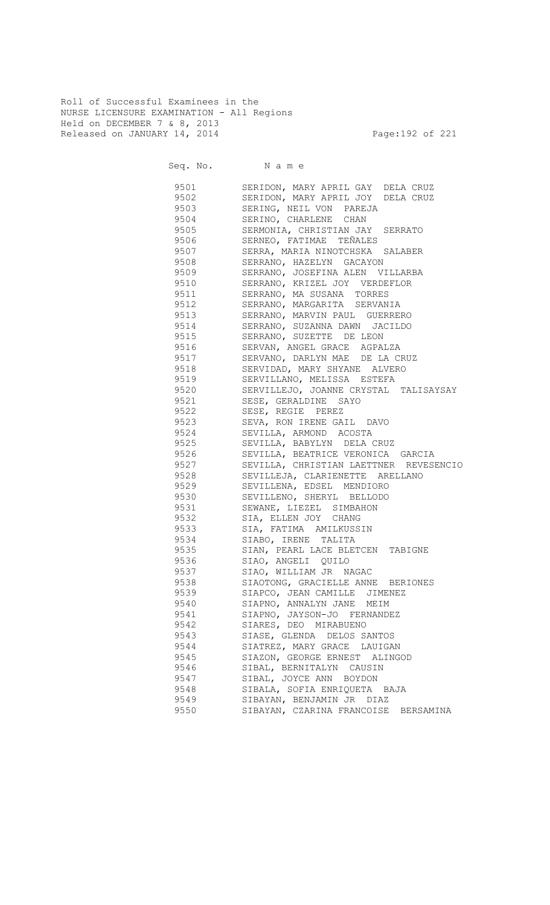Roll of Successful Examinees in the
NURSE LICENSURE EXAMINATION - All Regions
Held on DECEMBER 7 & 8, 2013
Released on JANUARY 14, 2014

| Seq. No. | N a m e |
|---|---|
| 9501 | SERIDON, MARY APRIL GAY DELA CRUZ |
| 9502 | SERIDON, MARY APRIL JOY DELA CRUZ |
| 9503 | SERING, NEIL VON PAREJA |
| 9504 | SERINO, CHARLENE CHAN |
| 9505 | SERMONIA, CHRISTIAN JAY SERRATO |
| 9506 | SERNEO, FATIMAE TEÑALES |
| 9507 | SERRA, MARIA NINOTCHSKA SALABER |
| 9508 | SERRANO, HAZELYN GACAYON |
| 9509 | SERRANO, JOSEFINA ALEN VILLARBA |
| 9510 | SERRANO, KRIZEL JOY VERDEFLOR |
| 9511 | SERRANO, MA SUSANA TORRES |
| 9512 | SERRANO, MARGARITA SERVANIA |
| 9513 | SERRANO, MARVIN PAUL GUERRERO |
| 9514 | SERRANO, SUZANNA DAWN JACILDO |
| 9515 | SERRANO, SUZETTE DE LEON |
| 9516 | SERVAN, ANGEL GRACE AGPALZA |
| 9517 | SERVANO, DARLYN MAE DE LA CRUZ |
| 9518 | SERVIDAD, MARY SHYANE ALVERO |
| 9519 | SERVILLANO, MELISSA ESTEFA |
| 9520 | SERVILLEJO, JOANNE CRYSTAL TALISAYSAY |
| 9521 | SESE, GERALDINE SAYO |
| 9522 | SESE, REGIE PEREZ |
| 9523 | SEVA, RON IRENE GAIL DAVO |
| 9524 | SEVILLA, ARMOND ACOSTA |
| 9525 | SEVILLA, BABYLYN DELA CRUZ |
| 9526 | SEVILLA, BEATRICE VERONICA GARCIA |
| 9527 | SEVILLA, CHRISTIAN LAETTNER REVESENCIO |
| 9528 | SEVILLEJA, CLARIENETTE ARELLANO |
| 9529 | SEVILLENA, EDSEL MENDIORO |
| 9530 | SEVILLENO, SHERYL BELLODO |
| 9531 | SEWANE, LIEZEL SIMBAHON |
| 9532 | SIA, ELLEN JOY CHANG |
| 9533 | SIA, FATIMA AMILKUSSIN |
| 9534 | SIABO, IRENE TALITA |
| 9535 | SIAN, PEARL LACE BLETCEN TABIGNE |
| 9536 | SIAO, ANGELI QUILO |
| 9537 | SIAO, WILLIAM JR NAGAC |
| 9538 | SIAOTONG, GRACIELLE ANNE BERIONES |
| 9539 | SIAPCO, JEAN CAMILLE JIMENEZ |
| 9540 | SIAPNO, ANNALYN JANE MEIM |
| 9541 | SIAPNO, JAYSON-JO FERNANDEZ |
| 9542 | SIARES, DEO MIRABUENO |
| 9543 | SIASE, GLENDA DELOS SANTOS |
| 9544 | SIATREZ, MARY GRACE LAUIGAN |
| 9545 | SIAZON, GEORGE ERNEST ALINGOD |
| 9546 | SIBAL, BERNITALYN CAUSIN |
| 9547 | SIBAL, JOYCE ANN BOYDON |
| 9548 | SIBALA, SOFIA ENRIQUETA BAJA |
| 9549 | SIBAYAN, BENJAMIN JR DIAZ |
| 9550 | SIBAYAN, CZARINA FRANCOISE BERSAMINA |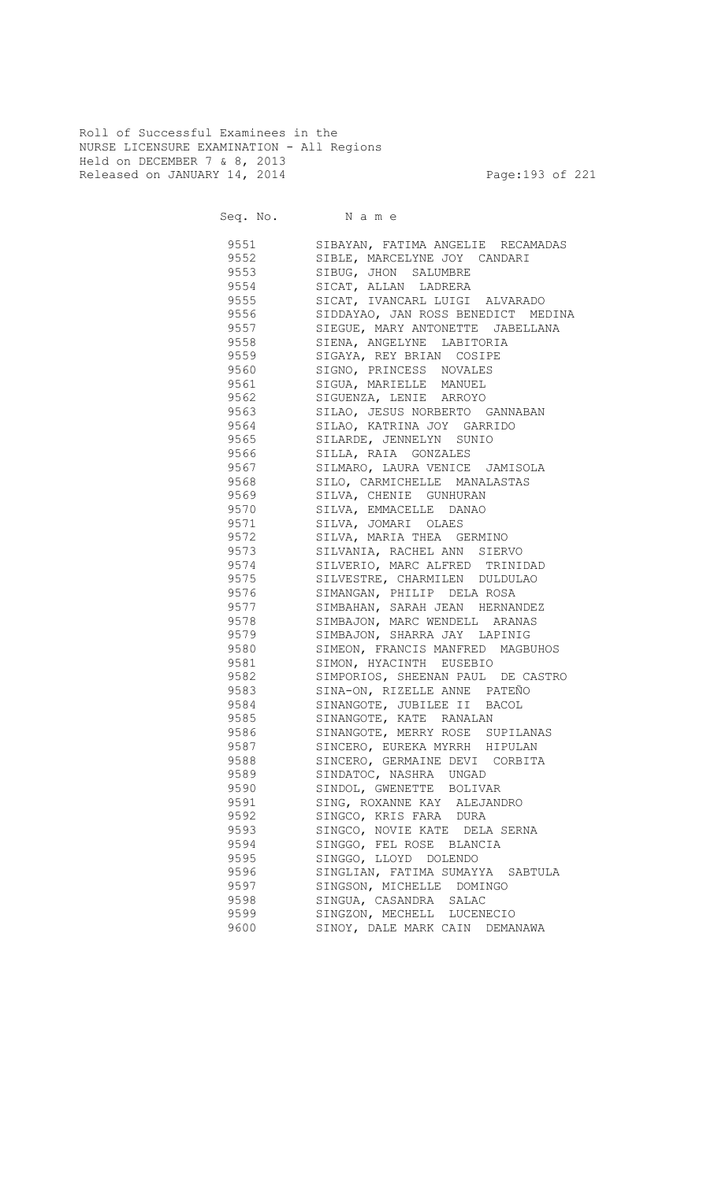Roll of Successful Examinees in the
NURSE LICENSURE EXAMINATION - All Regions
Held on DECEMBER 7 & 8, 2013
Released on JANUARY 14, 2014

| Seq. No. | N a m e |
| --- | --- |
| 9551 | SIBAYAN, FATIMA ANGELIE RECAMADAS |
| 9552 | SIBLE, MARCELYNE JOY CANDARI |
| 9553 | SIBUG, JHON SALUMBRE |
| 9554 | SICAT, ALLAN LADRERA |
| 9555 | SICAT, IVANCARL LUIGI ALVARADO |
| 9556 | SIDDAYAO, JAN ROSS BENEDICT MEDINA |
| 9557 | SIEGUE, MARY ANTONETTE JABELLANA |
| 9558 | SIENA, ANGELYNE LABITORIA |
| 9559 | SIGAYA, REY BRIAN COSIPE |
| 9560 | SIGNO, PRINCESS NOVALES |
| 9561 | SIGUA, MARIELLE MANUEL |
| 9562 | SIGUENZA, LENIE ARROYO |
| 9563 | SILAO, JESUS NORBERTO GANNABAN |
| 9564 | SILAO, KATRINA JOY GARRIDO |
| 9565 | SILARDE, JENNELYN SUNIO |
| 9566 | SILLA, RAIA GONZALES |
| 9567 | SILMARO, LAURA VENICE JAMISOLA |
| 9568 | SILO, CARMICHELLE MANALASTAS |
| 9569 | SILVA, CHENIE GUNHURAN |
| 9570 | SILVA, EMMACELLE DANAO |
| 9571 | SILVA, JOMARI OLAES |
| 9572 | SILVA, MARIA THEA GERMINO |
| 9573 | SILVANIA, RACHEL ANN SIERVO |
| 9574 | SILVERIO, MARC ALFRED TRINIDAD |
| 9575 | SILVESTRE, CHARMILEN DULDULAO |
| 9576 | SIMANGAN, PHILIP DELA ROSA |
| 9577 | SIMBAHAN, SARAH JEAN HERNANDEZ |
| 9578 | SIMBAJON, MARC WENDELL ARANAS |
| 9579 | SIMBAJON, SHARRA JAY LAPINIG |
| 9580 | SIMEON, FRANCIS MANFRED MAGBUHOS |
| 9581 | SIMON, HYACINTH EUSEBIO |
| 9582 | SIMPORIOS, SHEENAN PAUL DE CASTRO |
| 9583 | SINA-ON, RIZELLE ANNE PATEÑO |
| 9584 | SINANGOTE, JUBILEE II BACOL |
| 9585 | SINANGOTE, KATE RANALAN |
| 9586 | SINANGOTE, MERRY ROSE SUPILANAS |
| 9587 | SINCERO, EUREKA MYRRH HIPULAN |
| 9588 | SINCERO, GERMAINE DEVI CORBITA |
| 9589 | SINDATOC, NASHRA UNGAD |
| 9590 | SINDOL, GWENETTE BOLIVAR |
| 9591 | SING, ROXANNE KAY ALEJANDRO |
| 9592 | SINGCO, KRIS FARA DURA |
| 9593 | SINGCO, NOVIE KATE DELA SERNA |
| 9594 | SINGGO, FEL ROSE BLANCIA |
| 9595 | SINGGO, LLOYD DOLENDO |
| 9596 | SINGLIAN, FATIMA SUMAYYA SABTULA |
| 9597 | SINGSON, MICHELLE DOMINGO |
| 9598 | SINGUA, CASANDRA SALAC |
| 9599 | SINGZON, MECHELL LUCENECIO |
| 9600 | SINOY, DALE MARK CAIN DEMANAWA |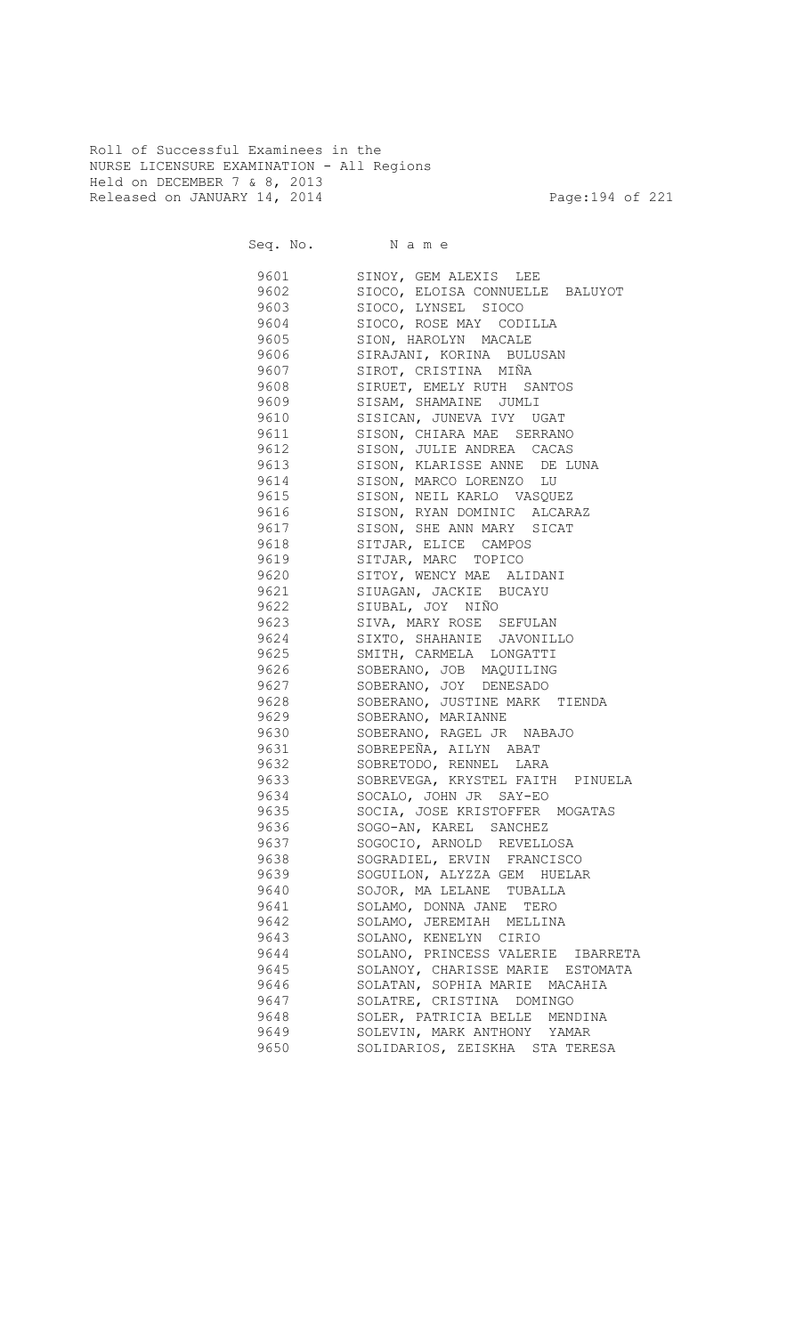Roll of Successful Examinees in the
NURSE LICENSURE EXAMINATION - All Regions
Held on DECEMBER 7 & 8, 2013
Released on JANUARY 14, 2014

| Seq. No. | N a m e |
|---|---|
| 9601 | SINOY, GEM ALEXIS LEE |
| 9602 | SIOCO, ELOISA CONNUELLE BALUYOT |
| 9603 | SIOCO, LYNSEL SIOCO |
| 9604 | SIOCO, ROSE MAY CODILLA |
| 9605 | SION, HAROLYN MACALE |
| 9606 | SIRAJANI, KORINA BULUSAN |
| 9607 | SIROT, CRISTINA MIÑA |
| 9608 | SIRUET, EMELY RUTH SANTOS |
| 9609 | SISAM, SHAMAINE JUMLI |
| 9610 | SISICAN, JUNEVA IVY UGAT |
| 9611 | SISON, CHIARA MAE SERRANO |
| 9612 | SISON, JULIE ANDREA CACAS |
| 9613 | SISON, KLARISSE ANNE DE LUNA |
| 9614 | SISON, MARCO LORENZO LU |
| 9615 | SISON, NEIL KARLO VASQUEZ |
| 9616 | SISON, RYAN DOMINIC ALCARAZ |
| 9617 | SISON, SHE ANN MARY SICAT |
| 9618 | SITJAR, ELICE CAMPOS |
| 9619 | SITJAR, MARC TOPICO |
| 9620 | SITOY, WENCY MAE ALIDANI |
| 9621 | SIUAGAN, JACKIE BUCAYU |
| 9622 | SIUBAL, JOY NIÑO |
| 9623 | SIVA, MARY ROSE SEFULAN |
| 9624 | SIXTO, SHAHANIE JAVONILLO |
| 9625 | SMITH, CARMELA LONGATTI |
| 9626 | SOBERANO, JOB MAQUILING |
| 9627 | SOBERANO, JOY DENESADO |
| 9628 | SOBERANO, JUSTINE MARK TIENDA |
| 9629 | SOBERANO, MARIANNE |
| 9630 | SOBERANO, RAGEL JR NABAJO |
| 9631 | SOBREPEÑA, AILYN ABAT |
| 9632 | SOBRETODO, RENNEL LARA |
| 9633 | SOBREVEGA, KRYSTEL FAITH PINUELA |
| 9634 | SOCALO, JOHN JR SAY-EO |
| 9635 | SOCIA, JOSE KRISTOFFER MOGATAS |
| 9636 | SOGO-AN, KAREL SANCHEZ |
| 9637 | SOGOCIO, ARNOLD REVELLOSA |
| 9638 | SOGRADIEL, ERVIN FRANCISCO |
| 9639 | SOGUILON, ALYZZA GEM HUELAR |
| 9640 | SOJOR, MA LELANE TUBALLA |
| 9641 | SOLAMO, DONNA JANE TERO |
| 9642 | SOLAMO, JEREMIAH MELLINA |
| 9643 | SOLANO, KENELYN CIRIO |
| 9644 | SOLANO, PRINCESS VALERIE IBARRETA |
| 9645 | SOLANOY, CHARISSE MARIE ESTOMATA |
| 9646 | SOLATAN, SOPHIA MARIE MACAHIA |
| 9647 | SOLATRE, CRISTINA DOMINGO |
| 9648 | SOLER, PATRICIA BELLE MENDINA |
| 9649 | SOLEVIN, MARK ANTHONY YAMAR |
| 9650 | SOLIDARIOS, ZEISKHA STA TERESA |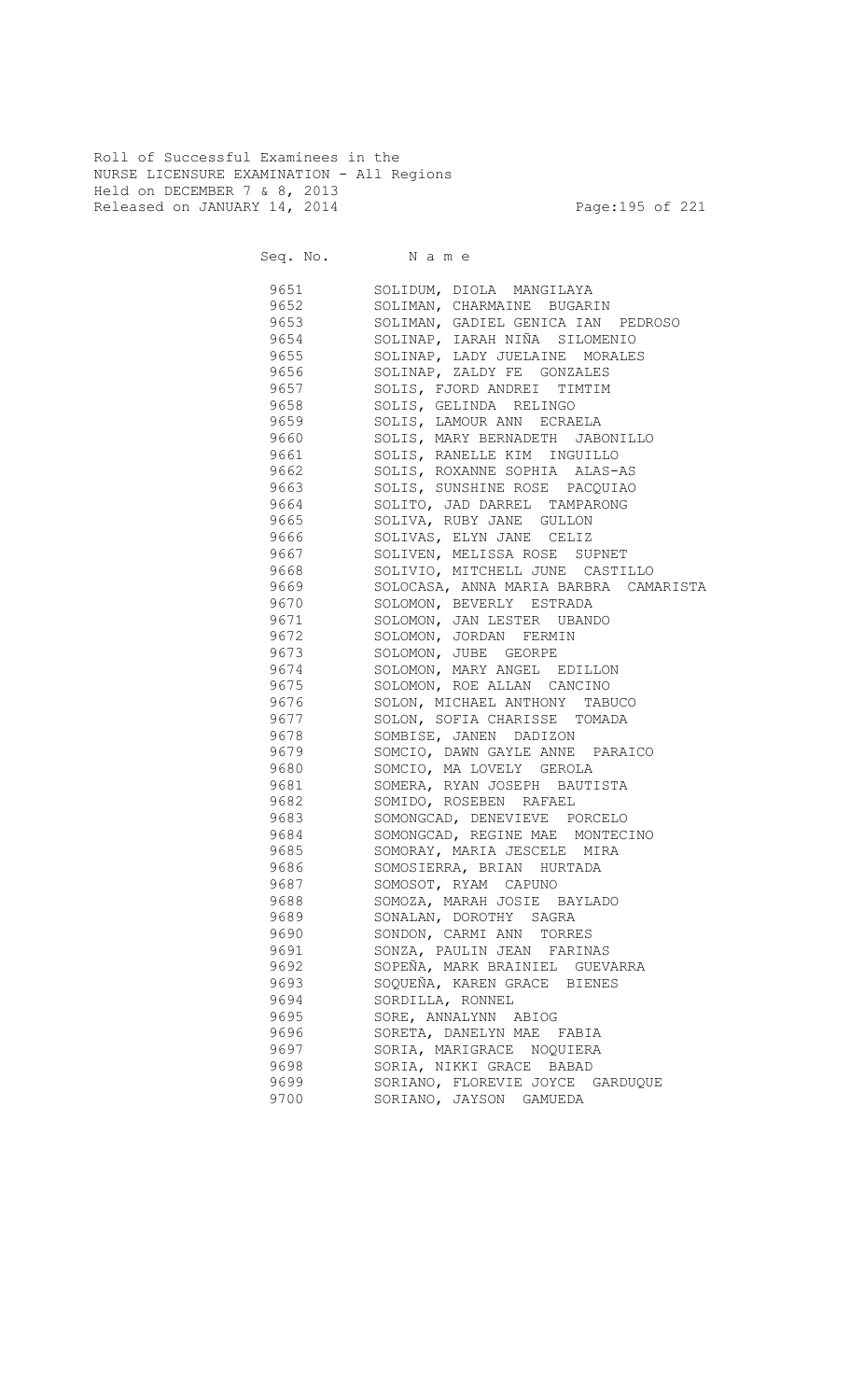Roll of Successful Examinees in the
NURSE LICENSURE EXAMINATION - All Regions
Held on DECEMBER 7 & 8, 2013
Released on JANUARY 14, 2014

| Seq. No. | N a m e |
|---|---|
| 9651 | SOLIDUM, DIOLA MANGILAYA |
| 9652 | SOLIMAN, CHARMAINE BUGARIN |
| 9653 | SOLIMAN, GADIEL GENICA IAN PEDROSO |
| 9654 | SOLINAP, IARAH NIÑA SILOMENIO |
| 9655 | SOLINAP, LADY JUELAINE MORALES |
| 9656 | SOLINAP, ZALDY FE GONZALES |
| 9657 | SOLIS, FJORD ANDREI TIMTIM |
| 9658 | SOLIS, GELINDA RELINGO |
| 9659 | SOLIS, LAMOUR ANN ECRAELA |
| 9660 | SOLIS, MARY BERNADETH JABONILLO |
| 9661 | SOLIS, RANELLE KIM INGUILLO |
| 9662 | SOLIS, ROXANNE SOPHIA ALAS-AS |
| 9663 | SOLIS, SUNSHINE ROSE PACQUIAO |
| 9664 | SOLITO, JAD DARREL TAMPARONG |
| 9665 | SOLIVA, RUBY JANE GULLON |
| 9666 | SOLIVAS, ELYN JANE CELIZ |
| 9667 | SOLIVEN, MELISSA ROSE SUPNET |
| 9668 | SOLIVIO, MITCHELL JUNE CASTILLO |
| 9669 | SOLOCASA, ANNA MARIA BARBRA CAMARISTA |
| 9670 | SOLOMON, BEVERLY ESTRADA |
| 9671 | SOLOMON, JAN LESTER UBANDO |
| 9672 | SOLOMON, JORDAN FERMIN |
| 9673 | SOLOMON, JUBE GEORPE |
| 9674 | SOLOMON, MARY ANGEL EDILLON |
| 9675 | SOLOMON, ROE ALLAN CANCINO |
| 9676 | SOLON, MICHAEL ANTHONY TABUCO |
| 9677 | SOLON, SOFIA CHARISSE TOMADA |
| 9678 | SOMBISE, JANEN DADIZON |
| 9679 | SOMCIO, DAWN GAYLE ANNE PARAICO |
| 9680 | SOMCIO, MA LOVELY GEROLA |
| 9681 | SOMERA, RYAN JOSEPH BAUTISTA |
| 9682 | SOMIDO, ROSEBEN RAFAEL |
| 9683 | SOMONGCAD, DENEVIEVE PORCELO |
| 9684 | SOMONGCAD, REGINE MAE MONTECINO |
| 9685 | SOMORAY, MARIA JESCELE MIRA |
| 9686 | SOMOSIERRA, BRIAN HURTADA |
| 9687 | SOMOSOT, RYAM CAPUNO |
| 9688 | SOMOZA, MARAH JOSIE BAYLADO |
| 9689 | SONALAN, DOROTHY SAGRA |
| 9690 | SONDON, CARMI ANN TORRES |
| 9691 | SONZA, PAULIN JEAN FARINAS |
| 9692 | SOPEÑA, MARK BRAINIEL GUEVARRA |
| 9693 | SOQUEÑA, KAREN GRACE BIENES |
| 9694 | SORDILLA, RONNEL |
| 9695 | SORE, ANNALYNN ABIOG |
| 9696 | SORETA, DANELYN MAE FABIA |
| 9697 | SORIA, MARIGRACE NOQUIERA |
| 9698 | SORIA, NIKKI GRACE BABAD |
| 9699 | SORIANO, FLOREVIE JOYCE GARDUQUE |
| 9700 | SORIANO, JAYSON GAMUEDA |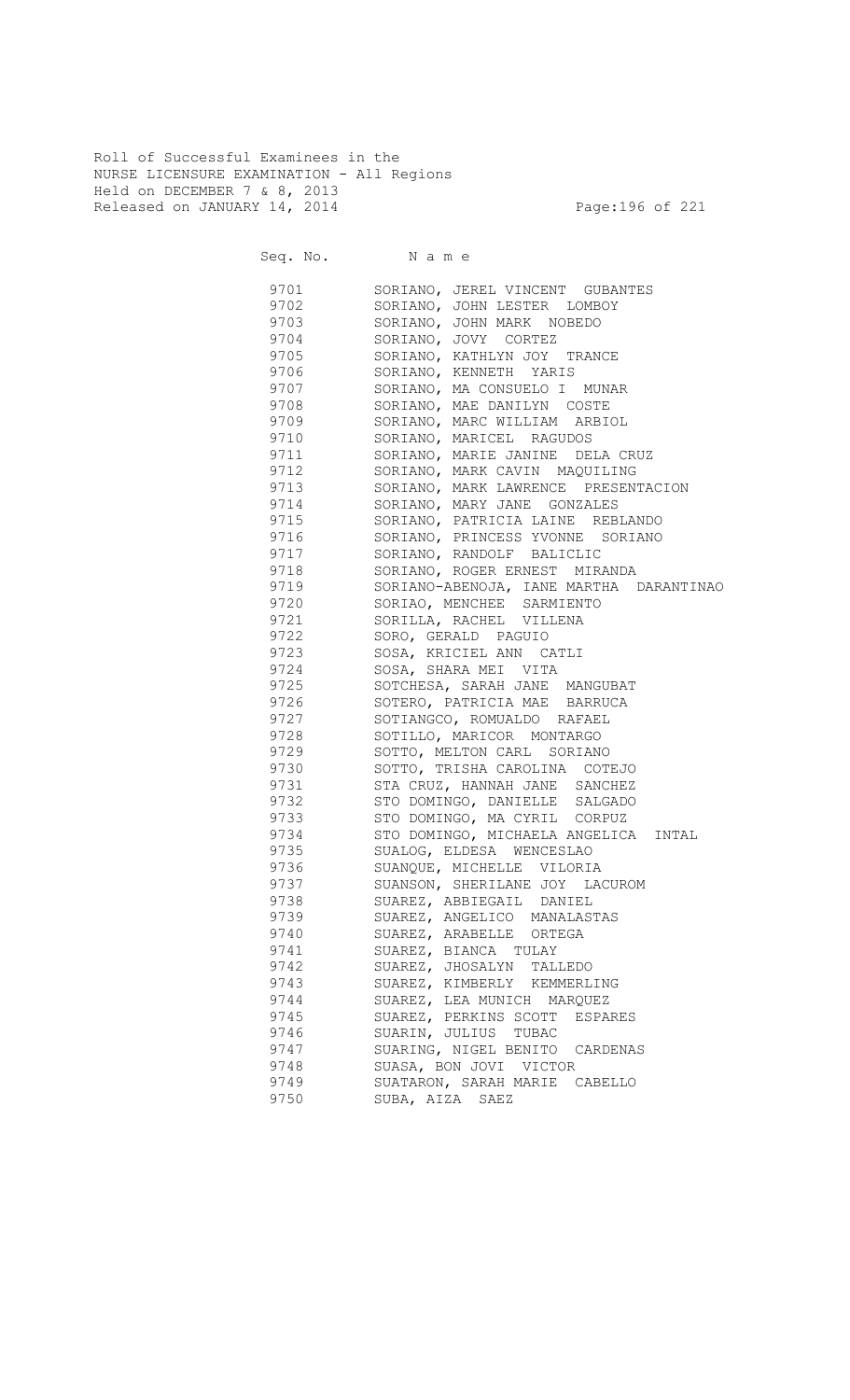Roll of Successful Examinees in the
NURSE LICENSURE EXAMINATION - All Regions
Held on DECEMBER 7 & 8, 2013
Released on JANUARY 14, 2014

| Seq. No. | N a m e |
|---|---|
| 9701 | SORIANO, JEREL VINCENT GUBANTES |
| 9702 | SORIANO, JOHN LESTER LOMBOY |
| 9703 | SORIANO, JOHN MARK NOBEDO |
| 9704 | SORIANO, JOVY CORTEZ |
| 9705 | SORIANO, KATHLYN JOY TRANCE |
| 9706 | SORIANO, KENNETH YARIS |
| 9707 | SORIANO, MA CONSUELO I MUNAR |
| 9708 | SORIANO, MAE DANILYN COSTE |
| 9709 | SORIANO, MARC WILLIAM ARBIOL |
| 9710 | SORIANO, MARICEL RAGUDOS |
| 9711 | SORIANO, MARIE JANINE DELA CRUZ |
| 9712 | SORIANO, MARK CAVIN MAQUILING |
| 9713 | SORIANO, MARK LAWRENCE PRESENTACION |
| 9714 | SORIANO, MARY JANE GONZALES |
| 9715 | SORIANO, PATRICIA LAINE REBLANDO |
| 9716 | SORIANO, PRINCESS YVONNE SORIANO |
| 9717 | SORIANO, RANDOLF BALICLIC |
| 9718 | SORIANO, ROGER ERNEST MIRANDA |
| 9719 | SORIANO-ABENOJA, IANE MARTHA DARANTINAO |
| 9720 | SORIAO, MENCHEE SARMIENTO |
| 9721 | SORILLA, RACHEL VILLENA |
| 9722 | SORO, GERALD PAGUIO |
| 9723 | SOSA, KRICIEL ANN CATLI |
| 9724 | SOSA, SHARA MEI VITA |
| 9725 | SOTCHESA, SARAH JANE MANGUBAT |
| 9726 | SOTERO, PATRICIA MAE BARRUCA |
| 9727 | SOTIANGCO, ROMUALDO RAFAEL |
| 9728 | SOTILLO, MARICOR MONTARGO |
| 9729 | SOTTO, MELTON CARL SORIANO |
| 9730 | SOTTO, TRISHA CAROLINA COTEJO |
| 9731 | STA CRUZ, HANNAH JANE SANCHEZ |
| 9732 | STO DOMINGO, DANIELLE SALGADO |
| 9733 | STO DOMINGO, MA CYRIL CORPUZ |
| 9734 | STO DOMINGO, MICHAELA ANGELICA INTAL |
| 9735 | SUALOG, ELDESA WENCESLAO |
| 9736 | SUANQUE, MICHELLE VILORIA |
| 9737 | SUANSON, SHERILANE JOY LACUROM |
| 9738 | SUAREZ, ABBIEGAIL DANIEL |
| 9739 | SUAREZ, ANGELICO MANALASTAS |
| 9740 | SUAREZ, ARABELLE ORTEGA |
| 9741 | SUAREZ, BIANCA TULAY |
| 9742 | SUAREZ, JHOSALYN TALLEDO |
| 9743 | SUAREZ, KIMBERLY KEMMERLING |
| 9744 | SUAREZ, LEA MUNICH MARQUEZ |
| 9745 | SUAREZ, PERKINS SCOTT ESPARES |
| 9746 | SUARIN, JULIUS TUBAC |
| 9747 | SUARING, NIGEL BENITO CARDENAS |
| 9748 | SUASA, BON JOVI VICTOR |
| 9749 | SUATARON, SARAH MARIE CABELLO |
| 9750 | SUBA, AIZA SAEZ |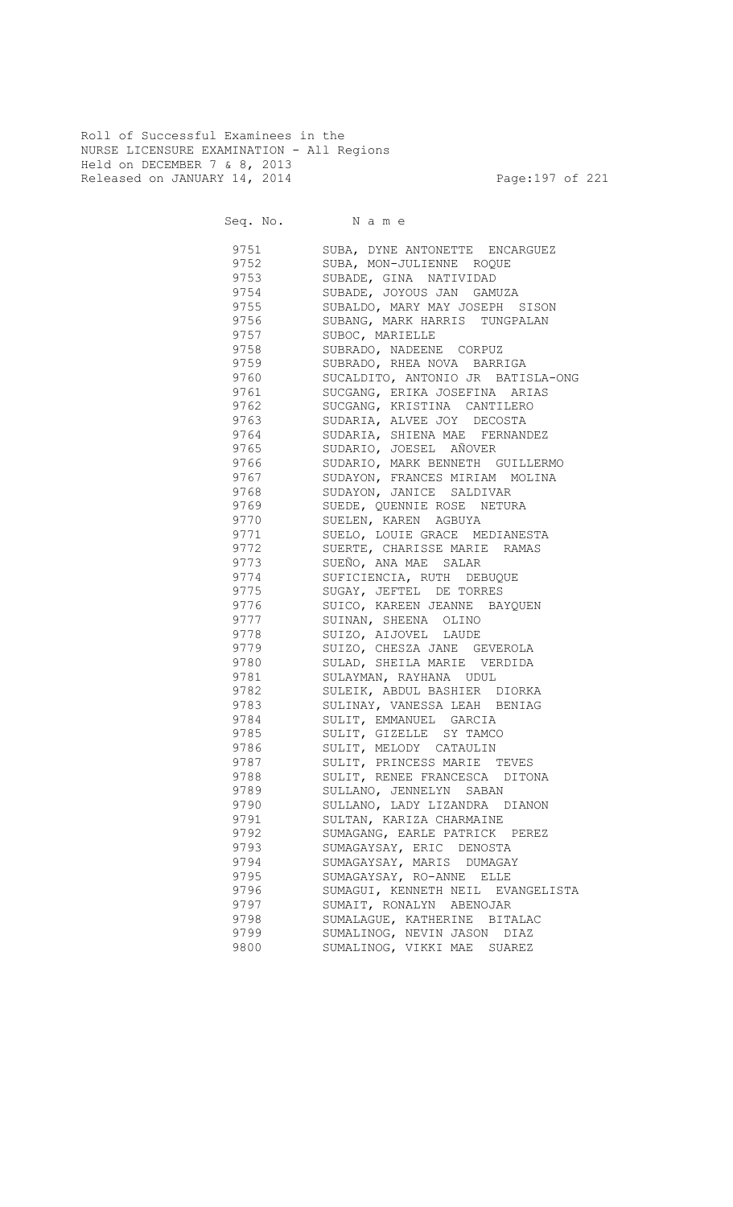Roll of Successful Examinees in the
NURSE LICENSURE EXAMINATION - All Regions
Held on DECEMBER 7 & 8, 2013
Released on JANUARY 14, 2014

| Seq. No. | N a m e |
|---|---|
| 9751 | SUBA, DYNE ANTONETTE ENCARGUEZ |
| 9752 | SUBA, MON-JULIENNE ROQUE |
| 9753 | SUBADE, GINA NATIVIDAD |
| 9754 | SUBADE, JOYOUS JAN GAMUZA |
| 9755 | SUBALDO, MARY MAY JOSEPH SISON |
| 9756 | SUBANG, MARK HARRIS TUNGPALAN |
| 9757 | SUBOC, MARIELLE |
| 9758 | SUBRADO, NADEENE CORPUZ |
| 9759 | SUBRADO, RHEA NOVA BARRIGA |
| 9760 | SUCALDITO, ANTONIO JR BATISLA-ONG |
| 9761 | SUCGANG, ERIKA JOSEFINA ARIAS |
| 9762 | SUCGANG, KRISTINA CANTILERO |
| 9763 | SUDARIA, ALVEE JOY DECOSTA |
| 9764 | SUDARIA, SHIENA MAE FERNANDEZ |
| 9765 | SUDARIO, JOESEL AÑOVER |
| 9766 | SUDARIO, MARK BENNETH GUILLERMO |
| 9767 | SUDAYON, FRANCES MIRIAM MOLINA |
| 9768 | SUDAYON, JANICE SALDIVAR |
| 9769 | SUEDE, QUENNIE ROSE NETURA |
| 9770 | SUELEN, KAREN AGBUYA |
| 9771 | SUELO, LOUIE GRACE MEDIANESTA |
| 9772 | SUERTE, CHARISSE MARIE RAMAS |
| 9773 | SUEÑO, ANA MAE SALAR |
| 9774 | SUFICIENCIA, RUTH DEBUQUE |
| 9775 | SUGAY, JEFTEL DE TORRES |
| 9776 | SUICO, KAREEN JEANNE BAYQUEN |
| 9777 | SUINAN, SHEENA OLINO |
| 9778 | SUIZO, AIJOVEL LAUDE |
| 9779 | SUIZO, CHESZA JANE GEVEROLA |
| 9780 | SULAD, SHEILA MARIE VERDIDA |
| 9781 | SULAYMAN, RAYHANA UDUL |
| 9782 | SULEIK, ABDUL BASHIER DIORKA |
| 9783 | SULINAY, VANESSA LEAH BENIAG |
| 9784 | SULIT, EMMANUEL GARCIA |
| 9785 | SULIT, GIZELLE SY TAMCO |
| 9786 | SULIT, MELODY CATAULIN |
| 9787 | SULIT, PRINCESS MARIE TEVES |
| 9788 | SULIT, RENEE FRANCESCA DITONA |
| 9789 | SULLANO, JENNELYN SABAN |
| 9790 | SULLANO, LADY LIZANDRA DIANON |
| 9791 | SULTAN, KARIZA CHARMAINE |
| 9792 | SUMAGANG, EARLE PATRICK PEREZ |
| 9793 | SUMAGAYSAY, ERIC DENOSTA |
| 9794 | SUMAGAYSAY, MARIS DUMAGAY |
| 9795 | SUMAGAYSAY, RO-ANNE ELLE |
| 9796 | SUMAGUI, KENNETH NEIL EVANGELISTA |
| 9797 | SUMAIT, RONALYN ABENOJAR |
| 9798 | SUMALAGUE, KATHERINE BITALAC |
| 9799 | SUMALINOG, NEVIN JASON DIAZ |
| 9800 | SUMALINOG, VIKKI MAE SUAREZ |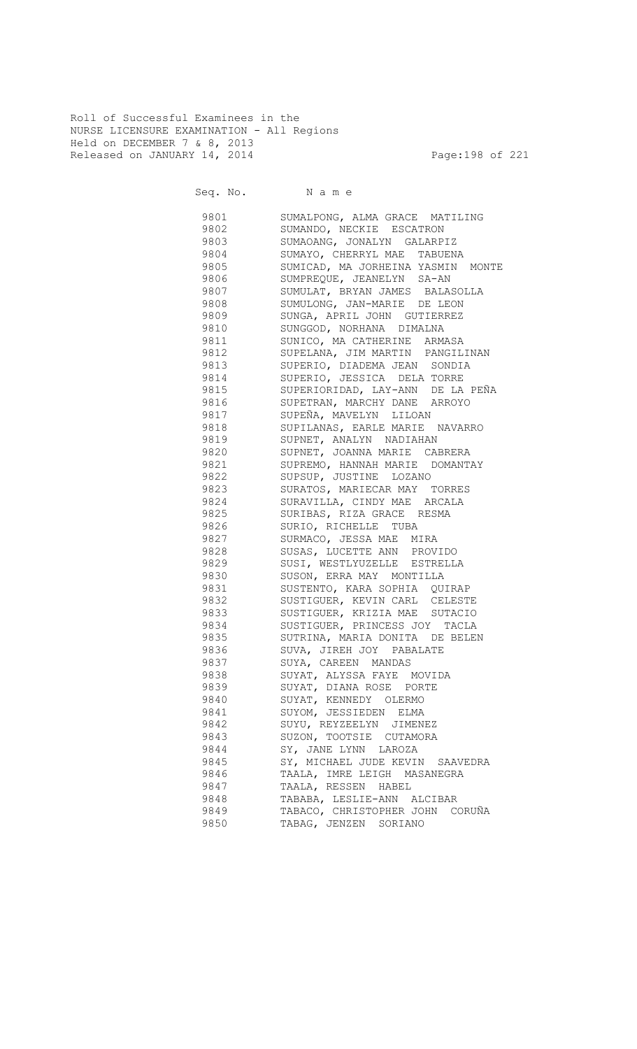Roll of Successful Examinees in the
NURSE LICENSURE EXAMINATION - All Regions
Held on DECEMBER 7 & 8, 2013
Released on JANUARY 14, 2014

| Seq. No. | N a m e |
|---|---|
| 9801 | SUMALPONG, ALMA GRACE MATILING |
| 9802 | SUMANDO, NECKIE ESCATRON |
| 9803 | SUMAOANG, JONALYN GALARPIZ |
| 9804 | SUMAYO, CHERRYL MAE TABUENA |
| 9805 | SUMICAD, MA JORHEINA YASMIN MONTE |
| 9806 | SUMPREQUE, JEANELYN SA-AN |
| 9807 | SUMULAT, BRYAN JAMES BALASOLLA |
| 9808 | SUMULONG, JAN-MARIE DE LEON |
| 9809 | SUNGA, APRIL JOHN GUTIERREZ |
| 9810 | SUNGGOD, NORHANA DIMALNA |
| 9811 | SUNICO, MA CATHERINE ARMASA |
| 9812 | SUPELANA, JIM MARTIN PANGILINAN |
| 9813 | SUPERIO, DIADEMA JEAN SONDIA |
| 9814 | SUPERIO, JESSICA DELA TORRE |
| 9815 | SUPERIORIDAD, LAY-ANN DE LA PEÑA |
| 9816 | SUPETRAN, MARCHY DANE ARROYO |
| 9817 | SUPEÑA, MAVELYN LILOAN |
| 9818 | SUPILANAS, EARLE MARIE NAVARRO |
| 9819 | SUPNET, ANALYN NADIAHAN |
| 9820 | SUPNET, JOANNA MARIE CABRERA |
| 9821 | SUPREMO, HANNAH MARIE DOMANTAY |
| 9822 | SUPSUP, JUSTINE LOZANO |
| 9823 | SURATOS, MARIECAR MAY TORRES |
| 9824 | SURAVILLA, CINDY MAE ARCALA |
| 9825 | SURIBAS, RIZA GRACE RESMA |
| 9826 | SURIO, RICHELLE TUBA |
| 9827 | SURMACO, JESSA MAE MIRA |
| 9828 | SUSAS, LUCETTE ANN PROVIDO |
| 9829 | SUSI, WESTLYUZELLE ESTRELLA |
| 9830 | SUSON, ERRA MAY MONTILLA |
| 9831 | SUSTENTO, KARA SOPHIA QUIRAP |
| 9832 | SUSTIGUER, KEVIN CARL CELESTE |
| 9833 | SUSTIGUER, KRIZIA MAE SUTACIO |
| 9834 | SUSTIGUER, PRINCESS JOY TACLA |
| 9835 | SUTRINA, MARIA DONITA DE BELEN |
| 9836 | SUVA, JIREH JOY PABALATE |
| 9837 | SUYA, CAREEN MANDAS |
| 9838 | SUYAT, ALYSSA FAYE MOVIDA |
| 9839 | SUYAT, DIANA ROSE PORTE |
| 9840 | SUYAT, KENNEDY OLERMO |
| 9841 | SUYOM, JESSIEDEN ELMA |
| 9842 | SUYU, REYZEELYN JIMENEZ |
| 9843 | SUZON, TOOTSIE CUTAMORA |
| 9844 | SY, JANE LYNN LAROZA |
| 9845 | SY, MICHAEL JUDE KEVIN SAAVEDRA |
| 9846 | TAALA, IMRE LEIGH MASANEGRA |
| 9847 | TAALA, RESSEN HABEL |
| 9848 | TABABA, LESLIE-ANN ALCIBAR |
| 9849 | TABACO, CHRISTOPHER JOHN CORUÑA |
| 9850 | TABAG, JENZEN SORIANO |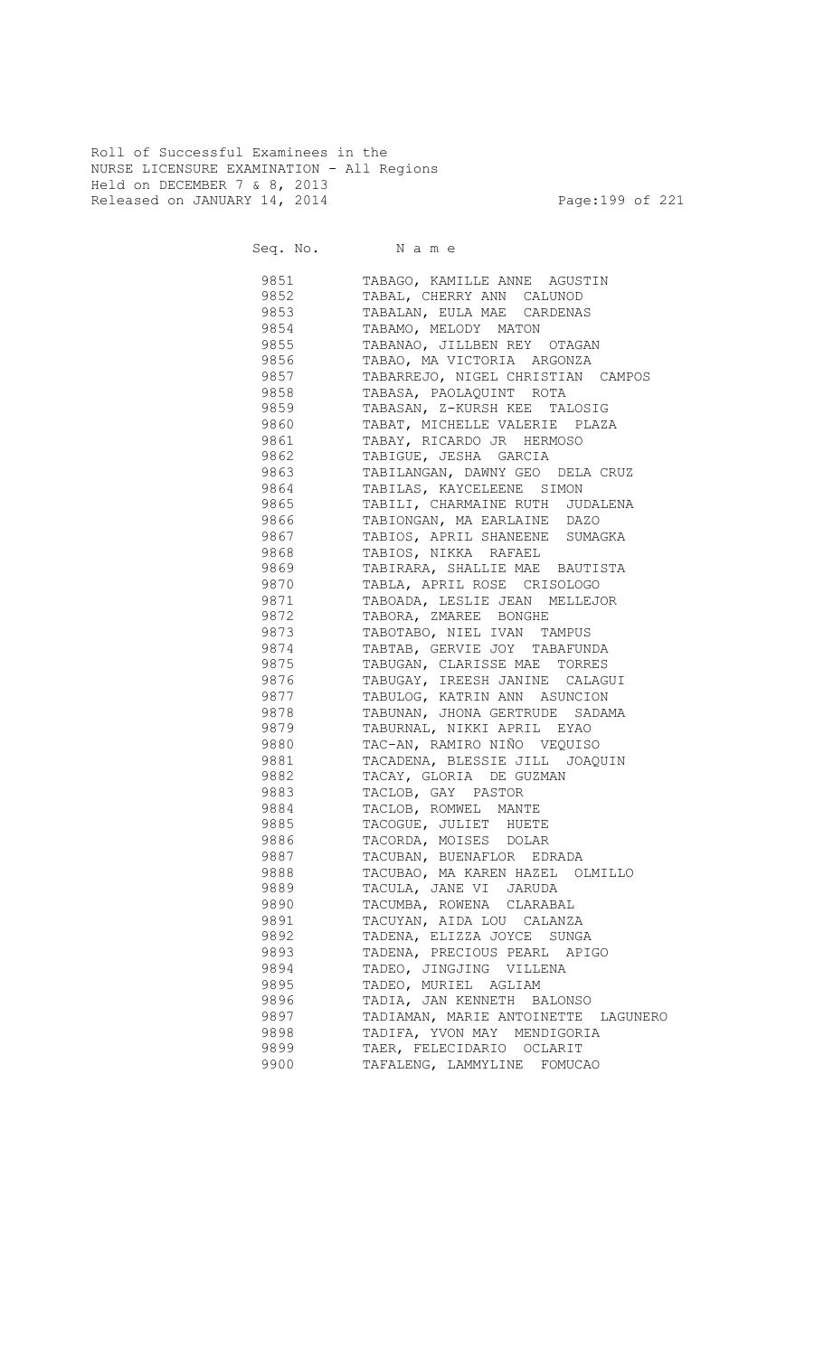Roll of Successful Examinees in the
NURSE LICENSURE EXAMINATION - All Regions
Held on DECEMBER 7 & 8, 2013
Released on JANUARY 14, 2014

| Seq. No. | N a m e |
|---|---|
| 9851 | TABAGO, KAMILLE ANNE AGUSTIN |
| 9852 | TABAL, CHERRY ANN CALUNOD |
| 9853 | TABALAN, EULA MAE CARDENAS |
| 9854 | TABAMO, MELODY MATON |
| 9855 | TABANAO, JILLBEN REY OTAGAN |
| 9856 | TABAO, MA VICTORIA ARGONZA |
| 9857 | TABARREJO, NIGEL CHRISTIAN CAMPOS |
| 9858 | TABASA, PAOLAQUINT ROTA |
| 9859 | TABASAN, Z-KURSH KEE TALOSIG |
| 9860 | TABAT, MICHELLE VALERIE PLAZA |
| 9861 | TABAY, RICARDO JR HERMOSO |
| 9862 | TABIGUE, JESHA GARCIA |
| 9863 | TABILANGAN, DAWNY GEO DELA CRUZ |
| 9864 | TABILAS, KAYCELEENE SIMON |
| 9865 | TABILI, CHARMAINE RUTH JUDALENA |
| 9866 | TABIONGAN, MA EARLAINE DAZO |
| 9867 | TABIOS, APRIL SHANEENE SUMAGKA |
| 9868 | TABIOS, NIKKA RAFAEL |
| 9869 | TABIRARA, SHALLIE MAE BAUTISTA |
| 9870 | TABLA, APRIL ROSE CRISOLOGO |
| 9871 | TABOADA, LESLIE JEAN MELLEJOR |
| 9872 | TABORA, ZMAREE BONGHE |
| 9873 | TABOTABO, NIEL IVAN TAMPUS |
| 9874 | TABTAB, GERVIE JOY TABAFUNDA |
| 9875 | TABUGAN, CLARISSE MAE TORRES |
| 9876 | TABUGAY, IREESH JANINE CALAGUI |
| 9877 | TABULOG, KATRIN ANN ASUNCION |
| 9878 | TABUNAN, JHONA GERTRUDE SADAMA |
| 9879 | TABURNAL, NIKKI APRIL EYAO |
| 9880 | TAC-AN, RAMIRO NIÑO VEQUISO |
| 9881 | TACADENA, BLESSIE JILL JOAQUIN |
| 9882 | TACAY, GLORIA DE GUZMAN |
| 9883 | TACLOB, GAY PASTOR |
| 9884 | TACLOB, ROMWEL MANTE |
| 9885 | TACOGUE, JULIET HUETE |
| 9886 | TACORDA, MOISES DOLAR |
| 9887 | TACUBAN, BUENAFLOR EDRADA |
| 9888 | TACUBAO, MA KAREN HAZEL OLMILLO |
| 9889 | TACULA, JANE VI JARUDA |
| 9890 | TACUMBA, ROWENA CLARABAL |
| 9891 | TACUYAN, AIDA LOU CALANZA |
| 9892 | TADENA, ELIZZA JOYCE SUNGA |
| 9893 | TADENA, PRECIOUS PEARL APIGO |
| 9894 | TADEO, JINGJING VILLENA |
| 9895 | TADEO, MURIEL AGLIAM |
| 9896 | TADIA, JAN KENNETH BALONSO |
| 9897 | TADIAMAN, MARIE ANTOINETTE LAGUNERO |
| 9898 | TADIFA, YVON MAY MENDIGORIA |
| 9899 | TAER, FELECIDARIO OCLARIT |
| 9900 | TAFALENG, LAMMYLINE FOMUCAO |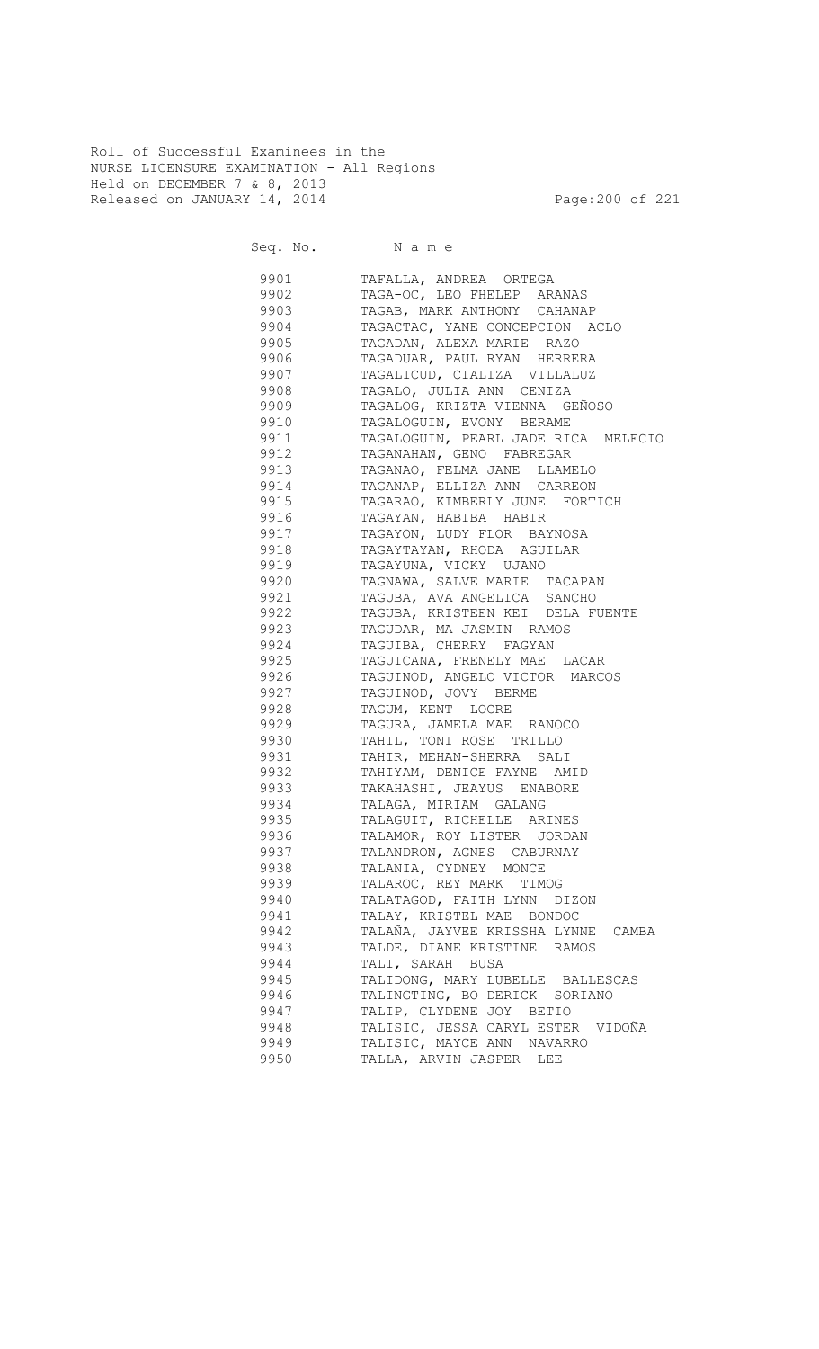Roll of Successful Examinees in the
NURSE LICENSURE EXAMINATION - All Regions
Held on DECEMBER 7 & 8, 2013
Released on JANUARY 14, 2014

| Seq. No. | N a m e |
|---|---|
| 9901 | TAFALLA, ANDREA ORTEGA |
| 9902 | TAGA-OC, LEO FHELEP ARANAS |
| 9903 | TAGAB, MARK ANTHONY CAHANAP |
| 9904 | TAGACTAC, YANE CONCEPCION ACLO |
| 9905 | TAGADAN, ALEXA MARIE RAZO |
| 9906 | TAGADUAR, PAUL RYAN HERRERA |
| 9907 | TAGALICUD, CIALIZA VILLALUZ |
| 9908 | TAGALO, JULIA ANN CENIZA |
| 9909 | TAGALOG, KRIZTA VIENNA GEÑOSO |
| 9910 | TAGALOGUIN, EVONY BERAME |
| 9911 | TAGALOGUIN, PEARL JADE RICA MELECIO |
| 9912 | TAGANAHAN, GENO FABREGAR |
| 9913 | TAGANAO, FELMA JANE LLAMELO |
| 9914 | TAGANAP, ELLIZA ANN CARREON |
| 9915 | TAGARAO, KIMBERLY JUNE FORTICH |
| 9916 | TAGAYAN, HABIBA HABIR |
| 9917 | TAGAYON, LUDY FLOR BAYNOSA |
| 9918 | TAGAYTAYAN, RHODA AGUILAR |
| 9919 | TAGAYUNA, VICKY UJANO |
| 9920 | TAGNAWA, SALVE MARIE TACAPAN |
| 9921 | TAGUBA, AVA ANGELICA SANCHO |
| 9922 | TAGUBA, KRISTEEN KEI DELA FUENTE |
| 9923 | TAGUDAR, MA JASMIN RAMOS |
| 9924 | TAGUIBA, CHERRY FAGYAN |
| 9925 | TAGUICANA, FRENELY MAE LACAR |
| 9926 | TAGUINOD, ANGELO VICTOR MARCOS |
| 9927 | TAGUINOD, JOVY BERME |
| 9928 | TAGUM, KENT LOCRE |
| 9929 | TAGURA, JAMELA MAE RANOCO |
| 9930 | TAHIL, TONI ROSE TRILLO |
| 9931 | TAHIR, MEHAN-SHERRA SALI |
| 9932 | TAHIYAM, DENICE FAYNE AMID |
| 9933 | TAKAHASHI, JEAYUS ENABORE |
| 9934 | TALAGA, MIRIAM GALANG |
| 9935 | TALAGUIT, RICHELLE ARINES |
| 9936 | TALAMOR, ROY LISTER JORDAN |
| 9937 | TALANDRON, AGNES CABURNAY |
| 9938 | TALANIA, CYDNEY MONCE |
| 9939 | TALAROC, REY MARK TIMOG |
| 9940 | TALATAGOD, FAITH LYNN DIZON |
| 9941 | TALAY, KRISTEL MAE BONDOC |
| 9942 | TALAÑA, JAYVEE KRISSHA LYNNE CAMBA |
| 9943 | TALDE, DIANE KRISTINE RAMOS |
| 9944 | TALI, SARAH BUSA |
| 9945 | TALIDONG, MARY LUBELLE BALLESCAS |
| 9946 | TALINGTING, BO DERICK SORIANO |
| 9947 | TALIP, CLYDENE JOY BETIO |
| 9948 | TALISIC, JESSA CARYL ESTER VIDOÑA |
| 9949 | TALISIC, MAYCE ANN NAVARRO |
| 9950 | TALLA, ARVIN JASPER LEE |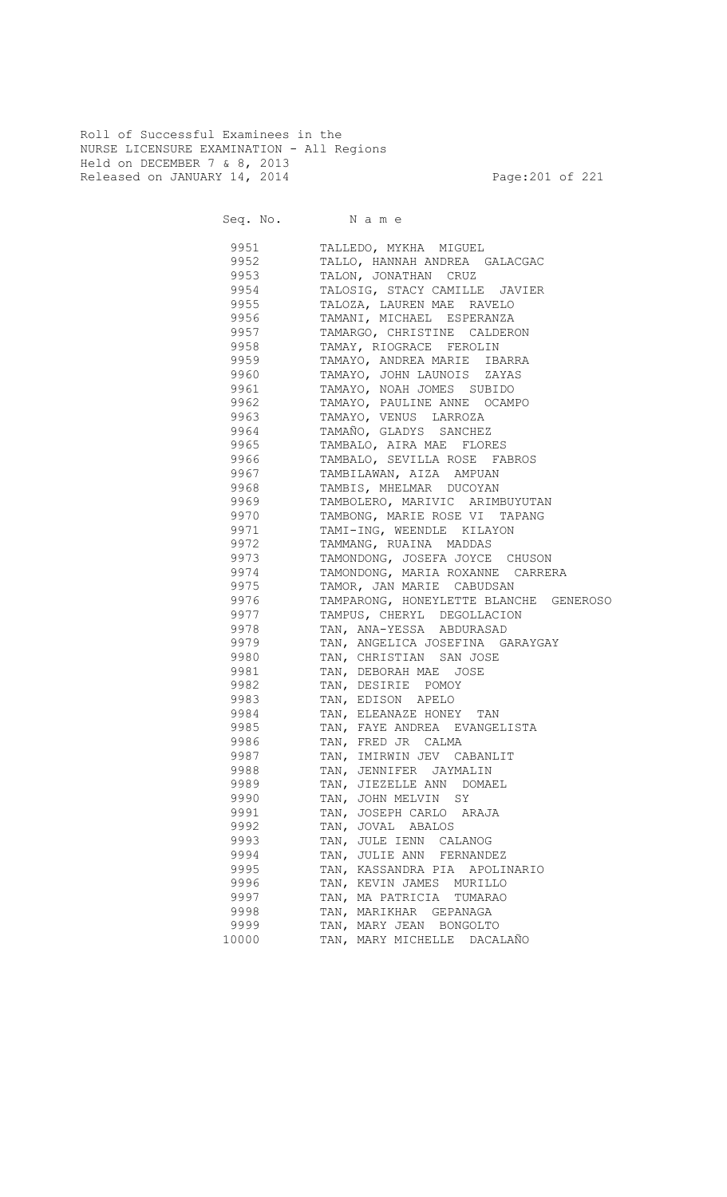Roll of Successful Examinees in the
NURSE LICENSURE EXAMINATION - All Regions
Held on DECEMBER 7 & 8, 2013
Released on JANUARY 14, 2014

| Seq. No. | Name |
|---|---|
| 9951 | TALLEDO, MYKHA MIGUEL |
| 9952 | TALLO, HANNAH ANDREA GALACGAC |
| 9953 | TALON, JONATHAN CRUZ |
| 9954 | TALOSIG, STACY CAMILLE JAVIER |
| 9955 | TALOZA, LAUREN MAE RAVELO |
| 9956 | TAMANI, MICHAEL ESPERANZA |
| 9957 | TAMARGO, CHRISTINE CALDERON |
| 9958 | TAMAY, RIOGRACE FEROLIN |
| 9959 | TAMAYO, ANDREA MARIE IBARRA |
| 9960 | TAMAYO, JOHN LAUNOIS ZAYAS |
| 9961 | TAMAYO, NOAH JOMES SUBIDO |
| 9962 | TAMAYO, PAULINE ANNE OCAMPO |
| 9963 | TAMAYO, VENUS LARROZA |
| 9964 | TAMAÑO, GLADYS SANCHEZ |
| 9965 | TAMBALO, AIRA MAE FLORES |
| 9966 | TAMBALO, SEVILLA ROSE FABROS |
| 9967 | TAMBILAWAN, AIZA AMPUAN |
| 9968 | TAMBIS, MHELMAR DUCOYAN |
| 9969 | TAMBOLERO, MARIVIC ARIMBUYUTAN |
| 9970 | TAMBONG, MARIE ROSE VI TAPANG |
| 9971 | TAMI-ING, WEENDLE KILAYON |
| 9972 | TAMMANG, RUAINA MADDAS |
| 9973 | TAMONDONG, JOSEFA JOYCE CHUSON |
| 9974 | TAMONDONG, MARIA ROXANNE CARRERA |
| 9975 | TAMOR, JAN MARIE CABUDSAN |
| 9976 | TAMPARONG, HONEYLETTE BLANCHE GENEROSO |
| 9977 | TAMPUS, CHERYL DEGOLLACION |
| 9978 | TAN, ANA-YESSA ABDURASAD |
| 9979 | TAN, ANGELICA JOSEFINA GARAYGAY |
| 9980 | TAN, CHRISTIAN SAN JOSE |
| 9981 | TAN, DEBORAH MAE JOSE |
| 9982 | TAN, DESIRIE POMOY |
| 9983 | TAN, EDISON APELO |
| 9984 | TAN, ELEANAZE HONEY TAN |
| 9985 | TAN, FAYE ANDREA EVANGELISTA |
| 9986 | TAN, FRED JR CALMA |
| 9987 | TAN, IMIRWIN JEV CABANLIT |
| 9988 | TAN, JENNIFER JAYMALIN |
| 9989 | TAN, JIEZELLE ANN DOMAEL |
| 9990 | TAN, JOHN MELVIN SY |
| 9991 | TAN, JOSEPH CARLO ARAJA |
| 9992 | TAN, JOVAL ABALOS |
| 9993 | TAN, JULE IENN CALANOG |
| 9994 | TAN, JULIE ANN FERNANDEZ |
| 9995 | TAN, KASSANDRA PIA APOLINARIO |
| 9996 | TAN, KEVIN JAMES MURILLO |
| 9997 | TAN, MA PATRICIA TUMARAO |
| 9998 | TAN, MARIKHAR GEPANAGA |
| 9999 | TAN, MARY JEAN BONGOLTO |
| 10000 | TAN, MARY MICHELLE DACALAÑO |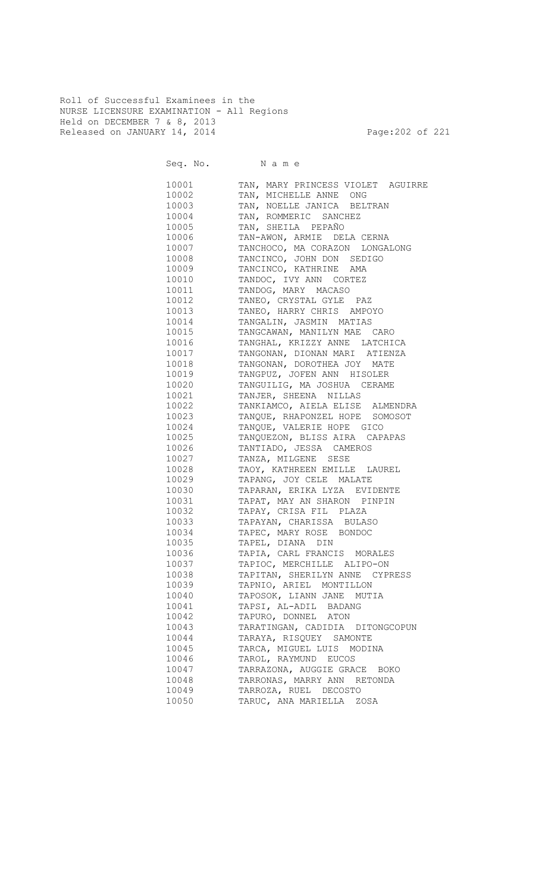Roll of Successful Examinees in the
NURSE LICENSURE EXAMINATION - All Regions
Held on DECEMBER 7 & 8, 2013
Released on JANUARY 14, 2014

| Seq. No. | N a m e |
|---|---|
| 10001 | TAN, MARY PRINCESS VIOLET AGUIRRE |
| 10002 | TAN, MICHELLE ANNE ONG |
| 10003 | TAN, NOELLE JANICA BELTRAN |
| 10004 | TAN, ROMMERIC SANCHEZ |
| 10005 | TAN, SHEILA PEPAÑO |
| 10006 | TAN-AWON, ARMIE DELA CERNA |
| 10007 | TANCHOCO, MA CORAZON LONGALONG |
| 10008 | TANCINCO, JOHN DON SEDIGO |
| 10009 | TANCINCO, KATHRINE AMA |
| 10010 | TANDOC, IVY ANN CORTEZ |
| 10011 | TANDOG, MARY MACASO |
| 10012 | TANEO, CRYSTAL GYLE PAZ |
| 10013 | TANEO, HARRY CHRIS AMPOYO |
| 10014 | TANGALIN, JASMIN MATIAS |
| 10015 | TANGCAWAN, MANILYN MAE CARO |
| 10016 | TANGHAL, KRIZZY ANNE LATCHICA |
| 10017 | TANGONAN, DIONAN MARI ATIENZA |
| 10018 | TANGONAN, DOROTHEA JOY MATE |
| 10019 | TANGPUZ, JOFEN ANN HISOLER |
| 10020 | TANGUILIG, MA JOSHUA CERAME |
| 10021 | TANJER, SHEENA NILLAS |
| 10022 | TANKIAMCO, AIELA ELISE ALMENDRA |
| 10023 | TANQUE, RHAPONZEL HOPE SOMOSOT |
| 10024 | TANQUE, VALERIE HOPE GICO |
| 10025 | TANQUEZON, BLISS AIRA CAPAPAS |
| 10026 | TANTIADO, JESSA CAMEROS |
| 10027 | TANZA, MILGENE SESE |
| 10028 | TAOY, KATHREEN EMILLE LAUREL |
| 10029 | TAPANG, JOY CELE MALATE |
| 10030 | TAPARAN, ERIKA LYZA EVIDENTE |
| 10031 | TAPAT, MAY AN SHARON PINPIN |
| 10032 | TAPAY, CRISA FIL PLAZA |
| 10033 | TAPAYAN, CHARISSA BULASO |
| 10034 | TAPEC, MARY ROSE BONDOC |
| 10035 | TAPEL, DIANA DIN |
| 10036 | TAPIA, CARL FRANCIS MORALES |
| 10037 | TAPIOC, MERCHILLE ALIPO-ON |
| 10038 | TAPITAN, SHERILYN ANNE CYPRESS |
| 10039 | TAPNIO, ARIEL MONTILLON |
| 10040 | TAPOSOK, LIANN JANE MUTIA |
| 10041 | TAPSI, AL-ADIL BADANG |
| 10042 | TAPURO, DONNEL ATON |
| 10043 | TARATINGAN, CADIDIA DITONGCOPUN |
| 10044 | TARAYA, RISQUEY SAMONTE |
| 10045 | TARCA, MIGUEL LUIS MODINA |
| 10046 | TAROL, RAYMUND EUCOS |
| 10047 | TARRAZONA, AUGGIE GRACE BOKO |
| 10048 | TARRONAS, MARRY ANN RETONDA |
| 10049 | TARROZA, RUEL DECOSTO |
| 10050 | TARUC, ANA MARIELLA ZOSA |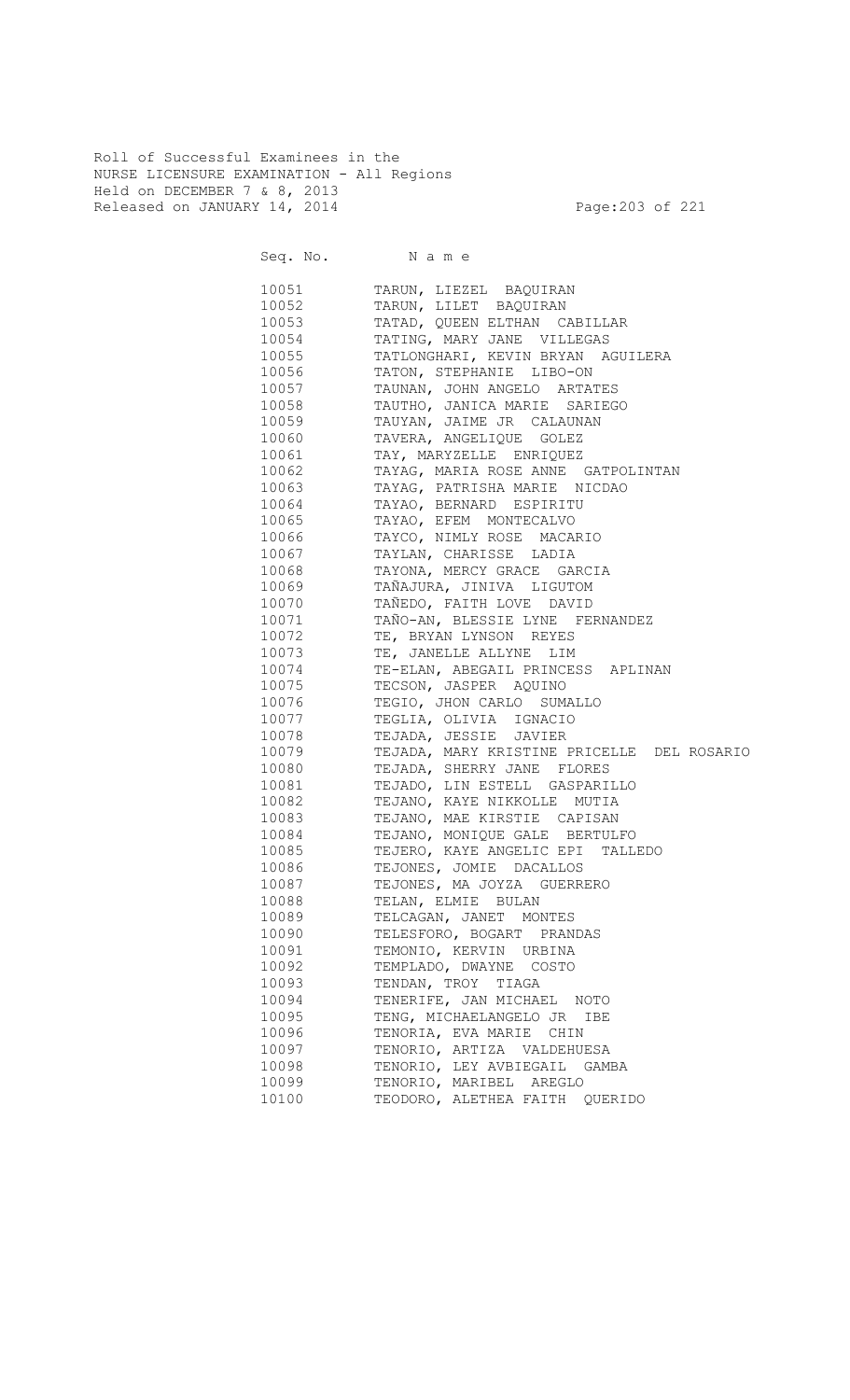Roll of Successful Examinees in the
NURSE LICENSURE EXAMINATION - All Regions
Held on DECEMBER 7 & 8, 2013
Released on JANUARY 14, 2014

| Seq. No. | N a m e |
|---|---|
| 10051 | TARUN, LIEZEL BAQUIRAN |
| 10052 | TARUN, LILET BAQUIRAN |
| 10053 | TATAD, QUEEN ELTHAN CABILLAR |
| 10054 | TATING, MARY JANE VILLEGAS |
| 10055 | TATLONGHARI, KEVIN BRYAN AGUILERA |
| 10056 | TATON, STEPHANIE LIBO-ON |
| 10057 | TAUNAN, JOHN ANGELO ARTATES |
| 10058 | TAUTHO, JANICA MARIE SARIEGO |
| 10059 | TAUYAN, JAIME JR CALAUNAN |
| 10060 | TAVERA, ANGELIQUE GOLEZ |
| 10061 | TAY, MARYZELLE ENRIQUEZ |
| 10062 | TAYAG, MARIA ROSE ANNE GATPOLINTAN |
| 10063 | TAYAG, PATRISHA MARIE NICDAO |
| 10064 | TAYAO, BERNARD ESPIRITU |
| 10065 | TAYAO, EFEM MONTECALVO |
| 10066 | TAYCO, NIMLY ROSE MACARIO |
| 10067 | TAYLAN, CHARISSE LADIA |
| 10068 | TAYONA, MERCY GRACE GARCIA |
| 10069 | TAÑAJURA, JINIVA LIGUTOM |
| 10070 | TAÑEDO, FAITH LOVE DAVID |
| 10071 | TAÑO-AN, BLESSIE LYNE FERNANDEZ |
| 10072 | TE, BRYAN LYNSON REYES |
| 10073 | TE, JANELLE ALLYNE LIM |
| 10074 | TE-ELAN, ABEGAIL PRINCESS APLINAN |
| 10075 | TECSON, JASPER AQUINO |
| 10076 | TEGIO, JHON CARLO SUMALLO |
| 10077 | TEGLIA, OLIVIA IGNACIO |
| 10078 | TEJADA, JESSIE JAVIER |
| 10079 | TEJADA, MARY KRISTINE PRICELLE DEL ROSARIO |
| 10080 | TEJADA, SHERRY JANE FLORES |
| 10081 | TEJADO, LIN ESTELL GASPARILLO |
| 10082 | TEJANO, KAYE NIKKOLLE MUTIA |
| 10083 | TEJANO, MAE KIRSTIE CAPISAN |
| 10084 | TEJANO, MONIQUE GALE BERTULFO |
| 10085 | TEJERO, KAYE ANGELIC EPI TALLEDO |
| 10086 | TEJONES, JOMIE DACALLOS |
| 10087 | TEJONES, MA JOYZA GUERRERO |
| 10088 | TELAN, ELMIE BULAN |
| 10089 | TELCAGAN, JANET MONTES |
| 10090 | TELESFORO, BOGART PRANDAS |
| 10091 | TEMONIO, KERVIN URBINA |
| 10092 | TEMPLADO, DWAYNE COSTO |
| 10093 | TENDAN, TROY TIAGA |
| 10094 | TENERIFE, JAN MICHAEL NOTO |
| 10095 | TENG, MICHAELANGELO JR IBE |
| 10096 | TENORIA, EVA MARIE CHIN |
| 10097 | TENORIO, ARTIZA VALDEHUESA |
| 10098 | TENORIO, LEY AVBIEGAIL GAMBA |
| 10099 | TENORIO, MARIBEL AREGLO |
| 10100 | TEODORO, ALETHEA FAITH QUERIDO |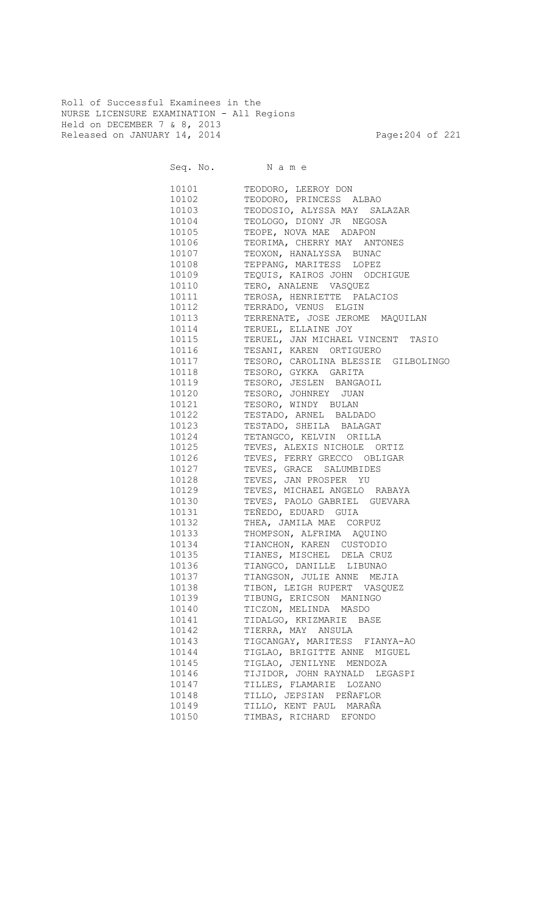Roll of Successful Examinees in the
NURSE LICENSURE EXAMINATION - All Regions
Held on DECEMBER 7 & 8, 2013
Released on JANUARY 14, 2014

| Seq. No. | N a m e |
|---|---|
| 10101 | TEODORO, LEEROY DON |
| 10102 | TEODORO, PRINCESS ALBAO |
| 10103 | TEODOSIO, ALYSSA MAY SALAZAR |
| 10104 | TEOLOGO, DIONY JR NEGOSA |
| 10105 | TEOPE, NOVA MAE ADAPON |
| 10106 | TEORIMA, CHERRY MAY ANTONES |
| 10107 | TEOXON, HANALYSSA BUNAC |
| 10108 | TEPPANG, MARITESS LOPEZ |
| 10109 | TEQUIS, KAIROS JOHN ODCHIGUE |
| 10110 | TERO, ANALENE VASQUEZ |
| 10111 | TEROSA, HENRIETTE PALACIOS |
| 10112 | TERRADO, VENUS ELGIN |
| 10113 | TERRENATE, JOSE JEROME MAQUILAN |
| 10114 | TERUEL, ELLAINE JOY |
| 10115 | TERUEL, JAN MICHAEL VINCENT TASIO |
| 10116 | TESANI, KAREN ORTIGUERO |
| 10117 | TESORO, CAROLINA BLESSIE GILBOLINGO |
| 10118 | TESORO, GYKKA GARITA |
| 10119 | TESORO, JESLEN BANGAOIL |
| 10120 | TESORO, JOHNREY JUAN |
| 10121 | TESORO, WINDY BULAN |
| 10122 | TESTADO, ARNEL BALDADO |
| 10123 | TESTADO, SHEILA BALAGAT |
| 10124 | TETANGCO, KELVIN ORILLA |
| 10125 | TEVES, ALEXIS NICHOLE ORTIZ |
| 10126 | TEVES, FERRY GRECCO OBLIGAR |
| 10127 | TEVES, GRACE SALUMBIDES |
| 10128 | TEVES, JAN PROSPER YU |
| 10129 | TEVES, MICHAEL ANGELO RABAYA |
| 10130 | TEVES, PAOLO GABRIEL GUEVARA |
| 10131 | TEÑEDO, EDUARD GUIA |
| 10132 | THEA, JAMILA MAE CORPUZ |
| 10133 | THOMPSON, ALFRIMA AQUINO |
| 10134 | TIANCHON, KAREN CUSTODIO |
| 10135 | TIANES, MISCHEL DELA CRUZ |
| 10136 | TIANGCO, DANILLE LIBUNAO |
| 10137 | TIANGSON, JULIE ANNE MEJIA |
| 10138 | TIBON, LEIGH RUPERT VASQUEZ |
| 10139 | TIBUNG, ERICSON MANINGO |
| 10140 | TICZON, MELINDA MASDO |
| 10141 | TIDALGO, KRIZMARIE BASE |
| 10142 | TIERRA, MAY ANSULA |
| 10143 | TIGCANGAY, MARITESS FIANYA-AO |
| 10144 | TIGLAO, BRIGITTE ANNE MIGUEL |
| 10145 | TIGLAO, JENILYNE MENDOZA |
| 10146 | TIJIDOR, JOHN RAYNALD LEGASPI |
| 10147 | TILLES, FLAMARIE LOZANO |
| 10148 | TILLO, JEPSIAN PEÑAFLOR |
| 10149 | TILLO, KENT PAUL MARAÑA |
| 10150 | TIMBAS, RICHARD EFONDO |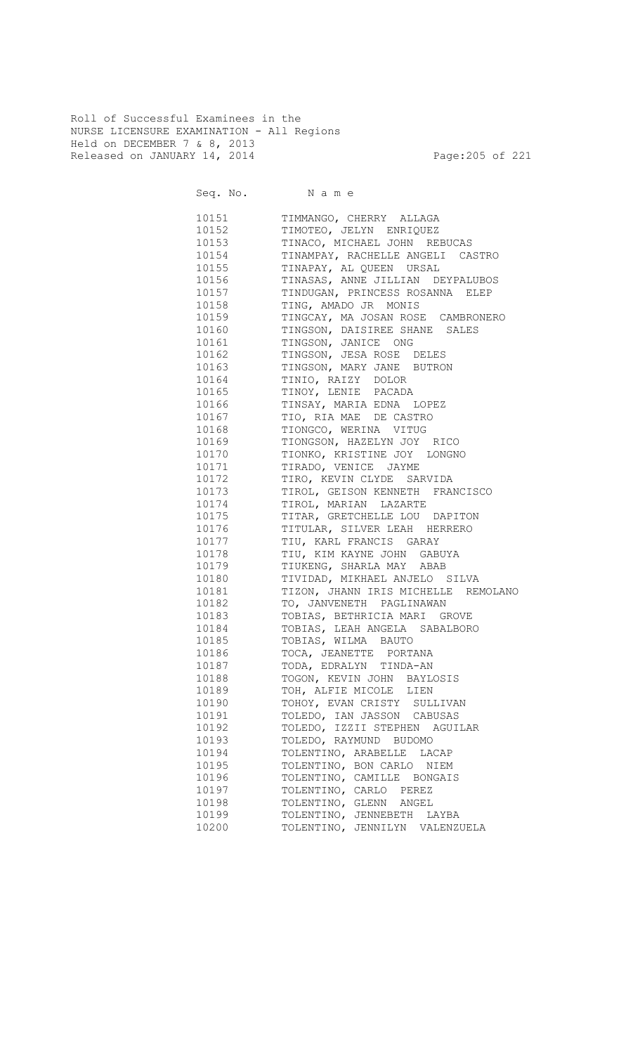Roll of Successful Examinees in the
NURSE LICENSURE EXAMINATION - All Regions
Held on DECEMBER 7 & 8, 2013
Released on JANUARY 14, 2014

| Seq. No. | N a m e |
|---|---|
| 10151 | TIMMANGO, CHERRY ALLAGA |
| 10152 | TIMOTEO, JELYN ENRIQUEZ |
| 10153 | TINACO, MICHAEL JOHN REBUCAS |
| 10154 | TINAMPAY, RACHELLE ANGELI CASTRO |
| 10155 | TINAPAY, AL QUEEN URSAL |
| 10156 | TINASAS, ANNE JILLIAN DEYPALUBOS |
| 10157 | TINDUGAN, PRINCESS ROSANNA ELEP |
| 10158 | TING, AMADO JR MONIS |
| 10159 | TINGCAY, MA JOSAN ROSE CAMBRONERO |
| 10160 | TINGSON, DAISIREE SHANE SALES |
| 10161 | TINGSON, JANICE ONG |
| 10162 | TINGSON, JESA ROSE DELES |
| 10163 | TINGSON, MARY JANE BUTRON |
| 10164 | TINIO, RAIZY DOLOR |
| 10165 | TINOY, LENIE PACADA |
| 10166 | TINSAY, MARIA EDNA LOPEZ |
| 10167 | TIO, RIA MAE DE CASTRO |
| 10168 | TIONGCO, WERINA VITUG |
| 10169 | TIONGSON, HAZELYN JOY RICO |
| 10170 | TIONKO, KRISTINE JOY LONGNO |
| 10171 | TIRADO, VENICE JAYME |
| 10172 | TIRO, KEVIN CLYDE SARVIDA |
| 10173 | TIROL, GEISON KENNETH FRANCISCO |
| 10174 | TIROL, MARIAN LAZARTE |
| 10175 | TITAR, GRETCHELLE LOU DAPITON |
| 10176 | TITULAR, SILVER LEAH HERRERO |
| 10177 | TIU, KARL FRANCIS GARAY |
| 10178 | TIU, KIM KAYNE JOHN GABUYA |
| 10179 | TIUKENG, SHARLA MAY ABAB |
| 10180 | TIVIDAD, MIKHAEL ANJELO SILVA |
| 10181 | TIZON, JHANN IRIS MICHELLE REMOLANO |
| 10182 | TO, JANVENETH PAGLINAWAN |
| 10183 | TOBIAS, BETHRICIA MARI GROVE |
| 10184 | TOBIAS, LEAH ANGELA SABALBORO |
| 10185 | TOBIAS, WILMA BAUTO |
| 10186 | TOCA, JEANETTE PORTANA |
| 10187 | TODA, EDRALYN TINDA-AN |
| 10188 | TOGON, KEVIN JOHN BAYLOSIS |
| 10189 | TOH, ALFIE MICOLE LIEN |
| 10190 | TOHOY, EVAN CRISTY SULLIVAN |
| 10191 | TOLEDO, IAN JASSON CABUSAS |
| 10192 | TOLEDO, IZZII STEPHEN AGUILAR |
| 10193 | TOLEDO, RAYMUND BUDOMO |
| 10194 | TOLENTINO, ARABELLE LACAP |
| 10195 | TOLENTINO, BON CARLO NIEM |
| 10196 | TOLENTINO, CAMILLE BONGAIS |
| 10197 | TOLENTINO, CARLO PEREZ |
| 10198 | TOLENTINO, GLENN ANGEL |
| 10199 | TOLENTINO, JENNEBETH LAYBA |
| 10200 | TOLENTINO, JENNILYN VALENZUELA |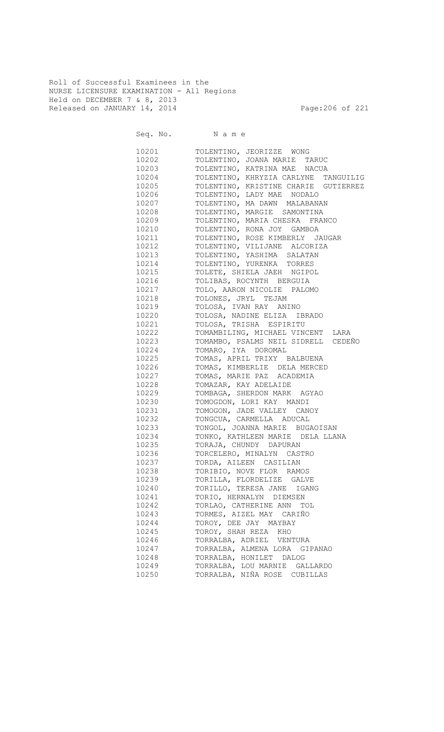Roll of Successful Examinees in the
NURSE LICENSURE EXAMINATION - All Regions
Held on DECEMBER 7 & 8, 2013
Released on JANUARY 14, 2014

| Seq. No. | Name |
|---|---|
| 10201 | TOLENTINO, JEORIZZE WONG |
| 10202 | TOLENTINO, JOANA MARIE TARUC |
| 10203 | TOLENTINO, KATRINA MAE NACUA |
| 10204 | TOLENTINO, KHRYZIA CARLYNE TANGUILIG |
| 10205 | TOLENTINO, KRISTINE CHARIE GUTIERREZ |
| 10206 | TOLENTINO, LADY MAE NODALO |
| 10207 | TOLENTINO, MA DAWN MALABANAN |
| 10208 | TOLENTINO, MARGIE SAMONTINA |
| 10209 | TOLENTINO, MARIA CHESKA FRANCO |
| 10210 | TOLENTINO, RONA JOY GAMBOA |
| 10211 | TOLENTINO, ROSE KIMBERLY JAUGAR |
| 10212 | TOLENTINO, VILIJANE ALCORIZA |
| 10213 | TOLENTINO, YASHIMA SALATAN |
| 10214 | TOLENTINO, YURENKA TORRES |
| 10215 | TOLETE, SHIELA JAEH NGIPOL |
| 10216 | TOLIBAS, ROCYNTH BERGUIA |
| 10217 | TOLO, AARON NICOLIE PALOMO |
| 10218 | TOLONES, JRYL TEJAM |
| 10219 | TOLOSA, IVAN RAY ANINO |
| 10220 | TOLOSA, NADINE ELIZA IBRADO |
| 10221 | TOLOSA, TRISHA ESPIRITU |
| 10222 | TOMAMBILING, MICHAEL VINCENT LARA |
| 10223 | TOMAMBO, PSALMS NEIL SIDRELL CEDEÑO |
| 10224 | TOMARO, IYA DOROMAL |
| 10225 | TOMAS, APRIL TRIXY BALBUENA |
| 10226 | TOMAS, KIMBERLIE DELA MERCED |
| 10227 | TOMAS, MARIE PAZ ACADEMIA |
| 10228 | TOMAZAR, KAY ADELAIDE |
| 10229 | TOMBAGA, SHERDON MARK AGYAO |
| 10230 | TOMOGDON, LORI KAY MANDI |
| 10231 | TOMOGON, JADE VALLEY CANOY |
| 10232 | TONGCUA, CARMELLA ADUCAL |
| 10233 | TONGOL, JOANNA MARIE BUGAOISAN |
| 10234 | TONKO, KATHLEEN MARIE DELA LLANA |
| 10235 | TORAJA, CHUNDY DAPURAN |
| 10236 | TORCELERO, MINALYN CASTRO |
| 10237 | TORDA, AILEEN CASILIAN |
| 10238 | TORIBIO, NOVE FLOR RAMOS |
| 10239 | TORILLA, FLORDELIZE GALVE |
| 10240 | TORILLO, TERESA JANE IGANG |
| 10241 | TORIO, HERNALYN DIEMSEN |
| 10242 | TORLAO, CATHERINE ANN TOL |
| 10243 | TORMES, AIZEL MAY CARIÑO |
| 10244 | TOROY, DEE JAY MAYBAY |
| 10245 | TOROY, SHAH REZA KHO |
| 10246 | TORRALBA, ADRIEL VENTURA |
| 10247 | TORRALBA, ALMENA LORA GIPANAO |
| 10248 | TORRALBA, HONILET DALOG |
| 10249 | TORRALBA, LOU MARNIE GALLARDO |
| 10250 | TORRALBA, NIÑA ROSE CUBILLAS |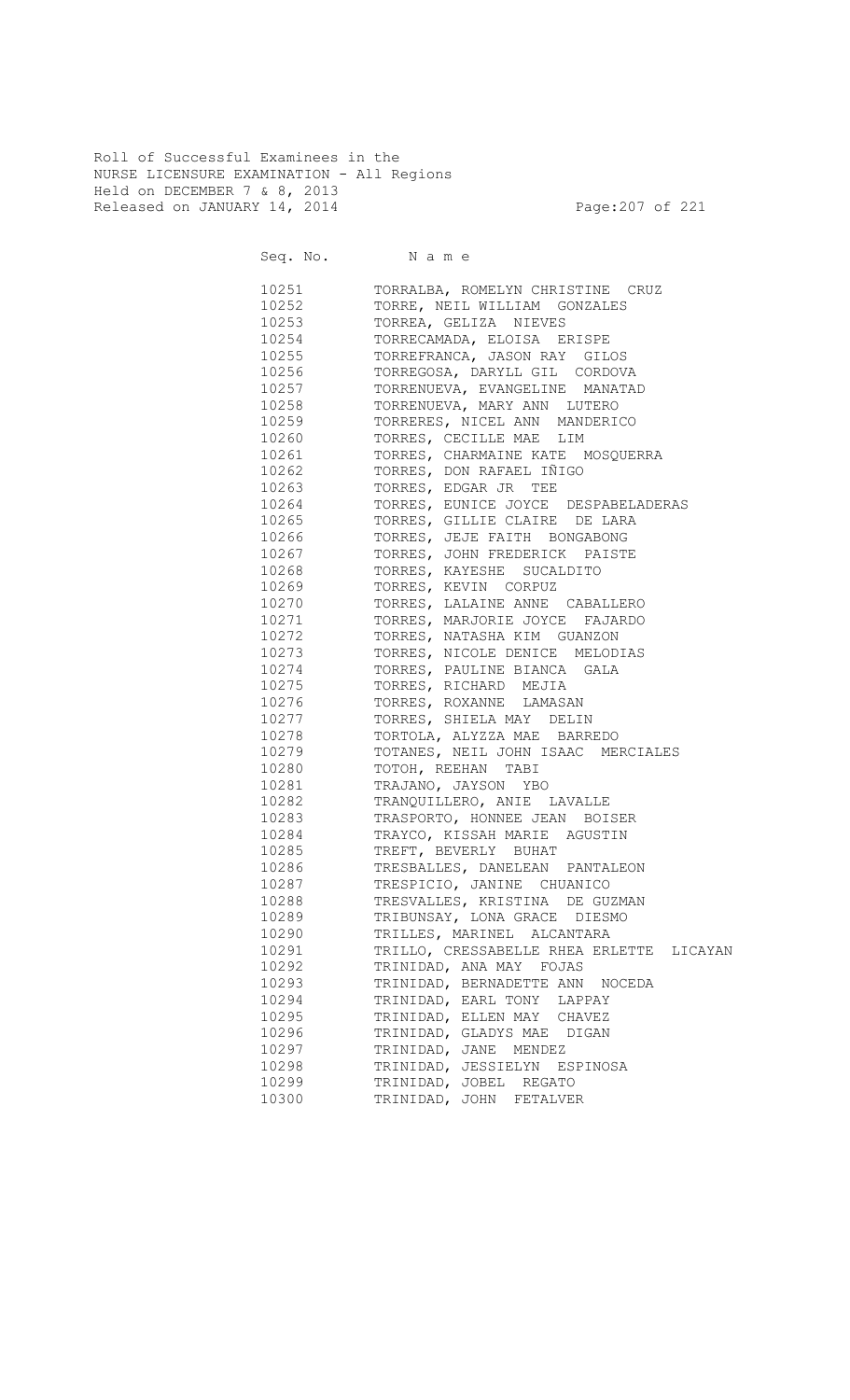Roll of Successful Examinees in the
NURSE LICENSURE EXAMINATION - All Regions
Held on DECEMBER 7 & 8, 2013
Released on JANUARY 14, 2014

| Seq. No. | N a m e |
|---|---|
| 10251 | TORRALBA, ROMELYN CHRISTINE CRUZ |
| 10252 | TORRE, NEIL WILLIAM GONZALES |
| 10253 | TORREA, GELIZA NIEVES |
| 10254 | TORRECAMADA, ELOISA ERISPE |
| 10255 | TORREFRANCA, JASON RAY GILOS |
| 10256 | TORREGOSA, DARYLL GIL CORDOVA |
| 10257 | TORRENUEVA, EVANGELINE MANATAD |
| 10258 | TORRENUEVA, MARY ANN LUTERO |
| 10259 | TORRERES, NICEL ANN MANDERICO |
| 10260 | TORRES, CECILLE MAE LIM |
| 10261 | TORRES, CHARMAINE KATE MOSQUERRA |
| 10262 | TORRES, DON RAFAEL IÑIGO |
| 10263 | TORRES, EDGAR JR TEE |
| 10264 | TORRES, EUNICE JOYCE DESPABELADERAS |
| 10265 | TORRES, GILLIE CLAIRE DE LARA |
| 10266 | TORRES, JEJE FAITH BONGABONG |
| 10267 | TORRES, JOHN FREDERICK PAISTE |
| 10268 | TORRES, KAYESHE SUCALDITO |
| 10269 | TORRES, KEVIN CORPUZ |
| 10270 | TORRES, LALAINE ANNE CABALLERO |
| 10271 | TORRES, MARJORIE JOYCE FAJARDO |
| 10272 | TORRES, NATASHA KIM GUANZON |
| 10273 | TORRES, NICOLE DENICE MELODIAS |
| 10274 | TORRES, PAULINE BIANCA GALA |
| 10275 | TORRES, RICHARD MEJIA |
| 10276 | TORRES, ROXANNE LAMASAN |
| 10277 | TORRES, SHIELA MAY DELIN |
| 10278 | TORTOLA, ALYZZA MAE BARREDO |
| 10279 | TOTANES, NEIL JOHN ISAAC MERCIALES |
| 10280 | TOTOH, REEHAN TABI |
| 10281 | TRAJANO, JAYSON YBO |
| 10282 | TRANQUILLERO, ANIE LAVALLE |
| 10283 | TRASPORTO, HONNEE JEAN BOISER |
| 10284 | TRAYCO, KISSAH MARIE AGUSTIN |
| 10285 | TREFT, BEVERLY BUHAT |
| 10286 | TRESBALLES, DANELEAN PANTALEON |
| 10287 | TRESPICIO, JANINE CHUANICO |
| 10288 | TRESVALLES, KRISTINA DE GUZMAN |
| 10289 | TRIBUNSAY, LONA GRACE DIESMO |
| 10290 | TRILLES, MARINEL ALCANTARA |
| 10291 | TRILLO, CRESSABELLE RHEA ERLETTE LICAYAN |
| 10292 | TRINIDAD, ANA MAY FOJAS |
| 10293 | TRINIDAD, BERNADETTE ANN NOCEDA |
| 10294 | TRINIDAD, EARL TONY LAPPAY |
| 10295 | TRINIDAD, ELLEN MAY CHAVEZ |
| 10296 | TRINIDAD, GLADYS MAE DIGAN |
| 10297 | TRINIDAD, JANE MENDEZ |
| 10298 | TRINIDAD, JESSIELYN ESPINOSA |
| 10299 | TRINIDAD, JOBEL REGATO |
| 10300 | TRINIDAD, JOHN FETALVER |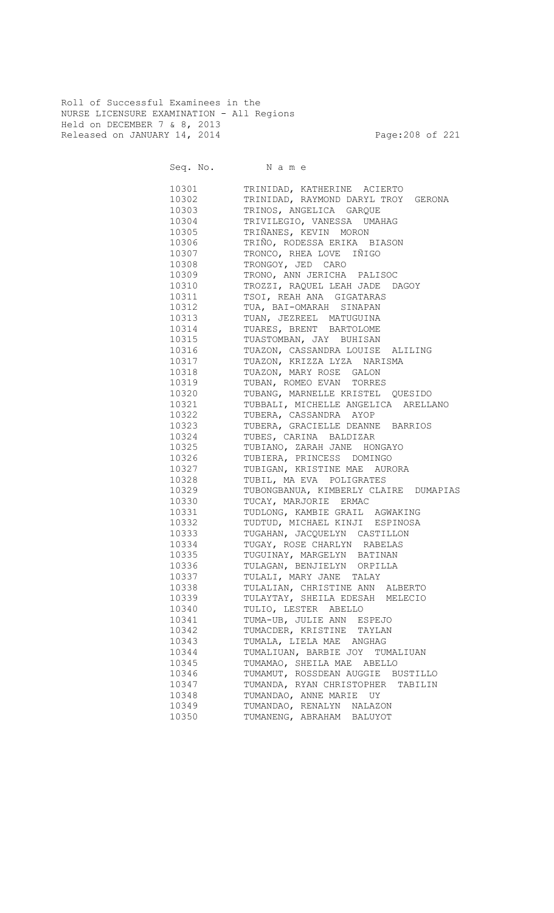Roll of Successful Examinees in the
NURSE LICENSURE EXAMINATION - All Regions
Held on DECEMBER 7 & 8, 2013
Released on JANUARY 14, 2014

| Seq. No. | N a m e |
|---|---|
| 10301 | TRINIDAD, KATHERINE ACIERTO |
| 10302 | TRINIDAD, RAYMOND DARYL TROY GERONA |
| 10303 | TRINOS, ANGELICA GARQUE |
| 10304 | TRIVILEGIO, VANESSA UMAHAG |
| 10305 | TRIÑANES, KEVIN MORON |
| 10306 | TRIÑO, RODESSA ERIKA BIASON |
| 10307 | TRONCO, RHEA LOVE IÑIGO |
| 10308 | TRONGOY, JED CARO |
| 10309 | TRONO, ANN JERICHA PALISOC |
| 10310 | TROZZI, RAQUEL LEAH JADE DAGOY |
| 10311 | TSOI, REAH ANA GIGATARAS |
| 10312 | TUA, BAI-OMARAH SINAPAN |
| 10313 | TUAN, JEZREEL MATUGUINA |
| 10314 | TUARES, BRENT BARTOLOME |
| 10315 | TUASTOMBAN, JAY BUHISAN |
| 10316 | TUAZON, CASSANDRA LOUISE ALILING |
| 10317 | TUAZON, KRIZZA LYZA NARISMA |
| 10318 | TUAZON, MARY ROSE GALON |
| 10319 | TUBAN, ROMEO EVAN TORRES |
| 10320 | TUBANG, MARNELLE KRISTEL QUESIDO |
| 10321 | TUBBALI, MICHELLE ANGELICA ARELLANO |
| 10322 | TUBERA, CASSANDRA AYOP |
| 10323 | TUBERA, GRACIELLE DEANNE BARRIOS |
| 10324 | TUBES, CARINA BALDIZAR |
| 10325 | TUBIANO, ZARAH JANE HONGAYO |
| 10326 | TUBIERA, PRINCESS DOMINGO |
| 10327 | TUBIGAN, KRISTINE MAE AURORA |
| 10328 | TUBIL, MA EVA POLIGRATES |
| 10329 | TUBONGBANUA, KIMBERLY CLAIRE DUMAPIAS |
| 10330 | TUCAY, MARJORIE ERMAC |
| 10331 | TUDLONG, KAMBIE GRAIL AGWAKING |
| 10332 | TUDTUD, MICHAEL KINJI ESPINOSA |
| 10333 | TUGAHAN, JACQUELYN CASTILLON |
| 10334 | TUGAY, ROSE CHARLYN RABELAS |
| 10335 | TUGUINAY, MARGELYN BATINAN |
| 10336 | TULAGAN, BENJIELYN ORPILLA |
| 10337 | TULALI, MARY JANE TALAY |
| 10338 | TULALIAN, CHRISTINE ANN ALBERTO |
| 10339 | TULAYTAY, SHEILA EDESAH MELECIO |
| 10340 | TULIO, LESTER ABELLO |
| 10341 | TUMA-UB, JULIE ANN ESPEJO |
| 10342 | TUMACDER, KRISTINE TAYLAN |
| 10343 | TUMALA, LIELA MAE ANGHAG |
| 10344 | TUMALIUAN, BARBIE JOY TUMALIUAN |
| 10345 | TUMAMAO, SHEILA MAE ABELLO |
| 10346 | TUMAMUT, ROSSDEAN AUGGIE BUSTILLO |
| 10347 | TUMANDA, RYAN CHRISTOPHER TABILIN |
| 10348 | TUMANDAO, ANNE MARIE UY |
| 10349 | TUMANDAO, RENALYN NALAZON |
| 10350 | TUMANENG, ABRAHAM BALUYOT |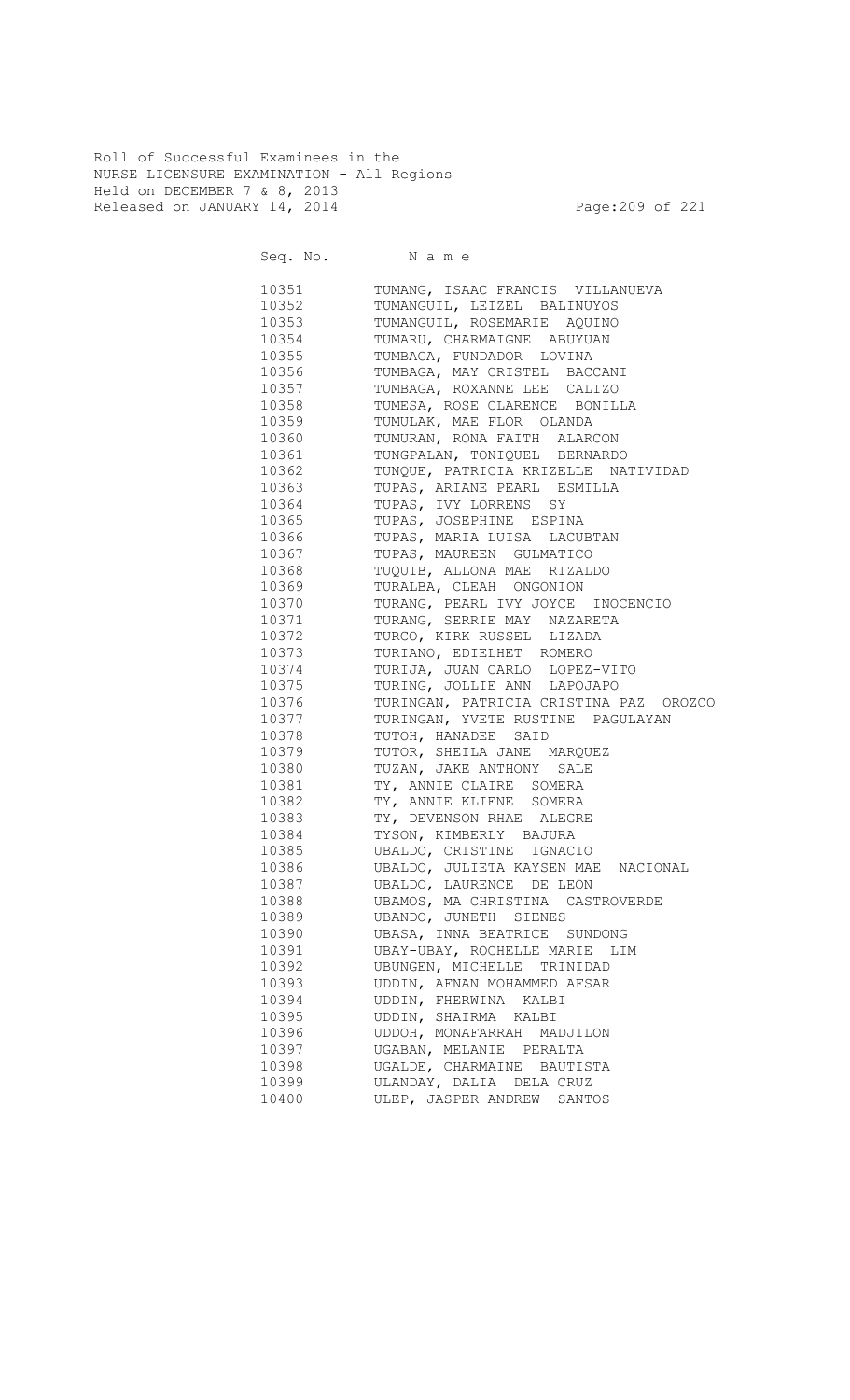Roll of Successful Examinees in the
NURSE LICENSURE EXAMINATION - All Regions
Held on DECEMBER 7 & 8, 2013
Released on JANUARY 14, 2014

| Seq. No. | Name |
|---|---|
| 10351 | TUMANG, ISAAC FRANCIS VILLANUEVA |
| 10352 | TUMANGUIL, LEIZEL BALINUYOS |
| 10353 | TUMANGUIL, ROSEMARIE AQUINO |
| 10354 | TUMARU, CHARMAIGNE ABUYUAN |
| 10355 | TUMBAGA, FUNDADOR LOVINA |
| 10356 | TUMBAGA, MAY CRISTEL BACCANI |
| 10357 | TUMBAGA, ROXANNE LEE CALIZO |
| 10358 | TUMESA, ROSE CLARENCE BONILLA |
| 10359 | TUMULAK, MAE FLOR OLANDA |
| 10360 | TUMURAN, RONA FAITH ALARCON |
| 10361 | TUNGPALAN, TONIQUEL BERNARDO |
| 10362 | TUNQUE, PATRICIA KRIZELLE NATIVIDAD |
| 10363 | TUPAS, ARIANE PEARL ESMILLA |
| 10364 | TUPAS, IVY LORRENS SY |
| 10365 | TUPAS, JOSEPHINE ESPINA |
| 10366 | TUPAS, MARIA LUISA LACUBTAN |
| 10367 | TUPAS, MAUREEN GULMATICO |
| 10368 | TUQUIB, ALLONA MAE RIZALDO |
| 10369 | TURALBA, CLEAH ONGONION |
| 10370 | TURANG, PEARL IVY JOYCE INOCENCIO |
| 10371 | TURANG, SERRIE MAY NAZARETA |
| 10372 | TURCO, KIRK RUSSEL LIZADA |
| 10373 | TURIANO, EDIELHET ROMERO |
| 10374 | TURIJA, JUAN CARLO LOPEZ-VITO |
| 10375 | TURING, JOLLIE ANN LAPOJAPO |
| 10376 | TURINGAN, PATRICIA CRISTINA PAZ OROZCO |
| 10377 | TURINGAN, YVETE RUSTINE PAGULAYAN |
| 10378 | TUTOH, HANADEE SAID |
| 10379 | TUTOR, SHEILA JANE MARQUEZ |
| 10380 | TUZAN, JAKE ANTHONY SALE |
| 10381 | TY, ANNIE CLAIRE SOMERA |
| 10382 | TY, ANNIE KLIENE SOMERA |
| 10383 | TY, DEVENSON RHAE ALEGRE |
| 10384 | TYSON, KIMBERLY BAJURA |
| 10385 | UBALDO, CRISTINE IGNACIO |
| 10386 | UBALDO, JULIETA KAYSEN MAE NACIONAL |
| 10387 | UBALDO, LAURENCE DE LEON |
| 10388 | UBAMOS, MA CHRISTINA CASTROVERDE |
| 10389 | UBANDO, JUNETH SIENES |
| 10390 | UBASA, INNA BEATRICE SUNDONG |
| 10391 | UBAY-UBAY, ROCHELLE MARIE LIM |
| 10392 | UBUNGEN, MICHELLE TRINIDAD |
| 10393 | UDDIN, AFNAN MOHAMMED AFSAR |
| 10394 | UDDIN, FHERWINA KALBI |
| 10395 | UDDIN, SHAIRMA KALBI |
| 10396 | UDDOH, MONAFARRAH MADJILON |
| 10397 | UGABAN, MELANIE PERALTA |
| 10398 | UGALDE, CHARMAINE BAUTISTA |
| 10399 | ULANDAY, DALIA DELA CRUZ |
| 10400 | ULEP, JASPER ANDREW SANTOS |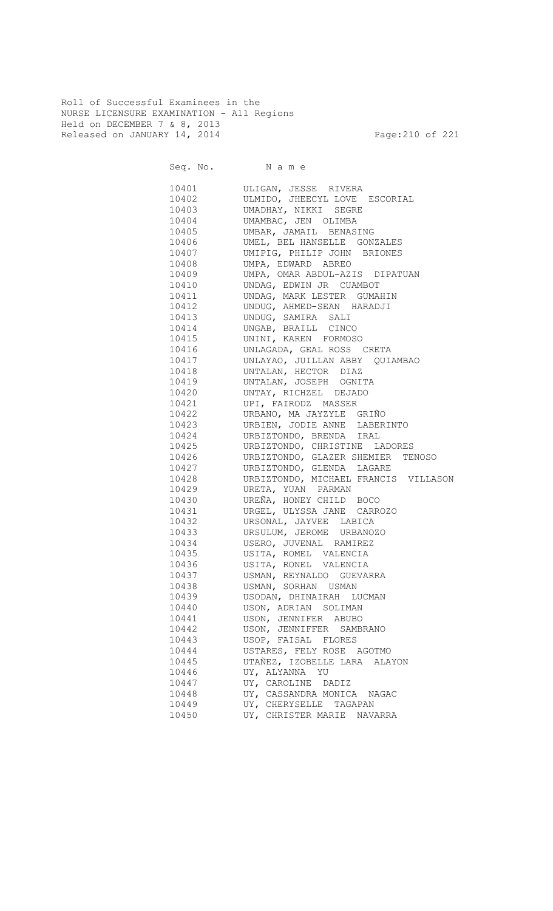Roll of Successful Examinees in the
NURSE LICENSURE EXAMINATION - All Regions
Held on DECEMBER 7 & 8, 2013
Released on JANUARY 14, 2014

| Seq. No. | N a m e |
|---|---|
| 10401 | ULIGAN, JESSE RIVERA |
| 10402 | ULMIDO, JHEECYL LOVE ESCORIAL |
| 10403 | UMADHAY, NIKKI SEGRE |
| 10404 | UMAMBAC, JEN OLIMBA |
| 10405 | UMBAR, JAMAIL BENASING |
| 10406 | UMEL, BEL HANSELLE GONZALES |
| 10407 | UMIPIG, PHILIP JOHN BRIONES |
| 10408 | UMPA, EDWARD ABREO |
| 10409 | UMPA, OMAR ABDUL-AZIS DIPATUAN |
| 10410 | UNDAG, EDWIN JR CUAMBOT |
| 10411 | UNDAG, MARK LESTER GUMAHIN |
| 10412 | UNDUG, AHMED-SEAN HARADJI |
| 10413 | UNDUG, SAMIRA SALI |
| 10414 | UNGAB, BRAILL CINCO |
| 10415 | UNINI, KAREN FORMOSO |
| 10416 | UNLAGADA, GEAL ROSS CRETA |
| 10417 | UNLAYAO, JUILLAN ABBY QUIAMBAO |
| 10418 | UNTALAN, HECTOR DIAZ |
| 10419 | UNTALAN, JOSEPH OGNITA |
| 10420 | UNTAY, RICHZEL DEJADO |
| 10421 | UPI, FAIRODZ MASSER |
| 10422 | URBANO, MA JAYZYLE GRIÑO |
| 10423 | URBIEN, JODIE ANNE LABERINTO |
| 10424 | URBIZTONDO, BRENDA IRAL |
| 10425 | URBIZTONDO, CHRISTINE LADORES |
| 10426 | URBIZTONDO, GLAZER SHEMIER TENOSO |
| 10427 | URBIZTONDO, GLENDA LAGARE |
| 10428 | URBIZTONDO, MICHAEL FRANCIS VILLASON |
| 10429 | URETA, YUAN PARMAN |
| 10430 | UREÑA, HONEY CHILD BOCO |
| 10431 | URGEL, ULYSSA JANE CARROZO |
| 10432 | URSONAL, JAYVEE LABICA |
| 10433 | URSULUM, JEROME URBANOZO |
| 10434 | USERO, JUVENAL RAMIREZ |
| 10435 | USITA, ROMEL VALENCIA |
| 10436 | USITA, RONEL VALENCIA |
| 10437 | USMAN, REYNALDO GUEVARRA |
| 10438 | USMAN, SORHAN USMAN |
| 10439 | USODAN, DHINAIRAH LUCMAN |
| 10440 | USON, ADRIAN SOLIMAN |
| 10441 | USON, JENNIFER ABUBO |
| 10442 | USON, JENNIFFER SAMBRANO |
| 10443 | USOP, FAISAL FLORES |
| 10444 | USTARES, FELY ROSE AGOTMO |
| 10445 | UTAÑEZ, IZOBELLE LARA ALAYON |
| 10446 | UY, ALYANNA YU |
| 10447 | UY, CAROLINE DADIZ |
| 10448 | UY, CASSANDRA MONICA NAGAC |
| 10449 | UY, CHERYSELLE TAGAPAN |
| 10450 | UY, CHRISTER MARIE NAVARRA |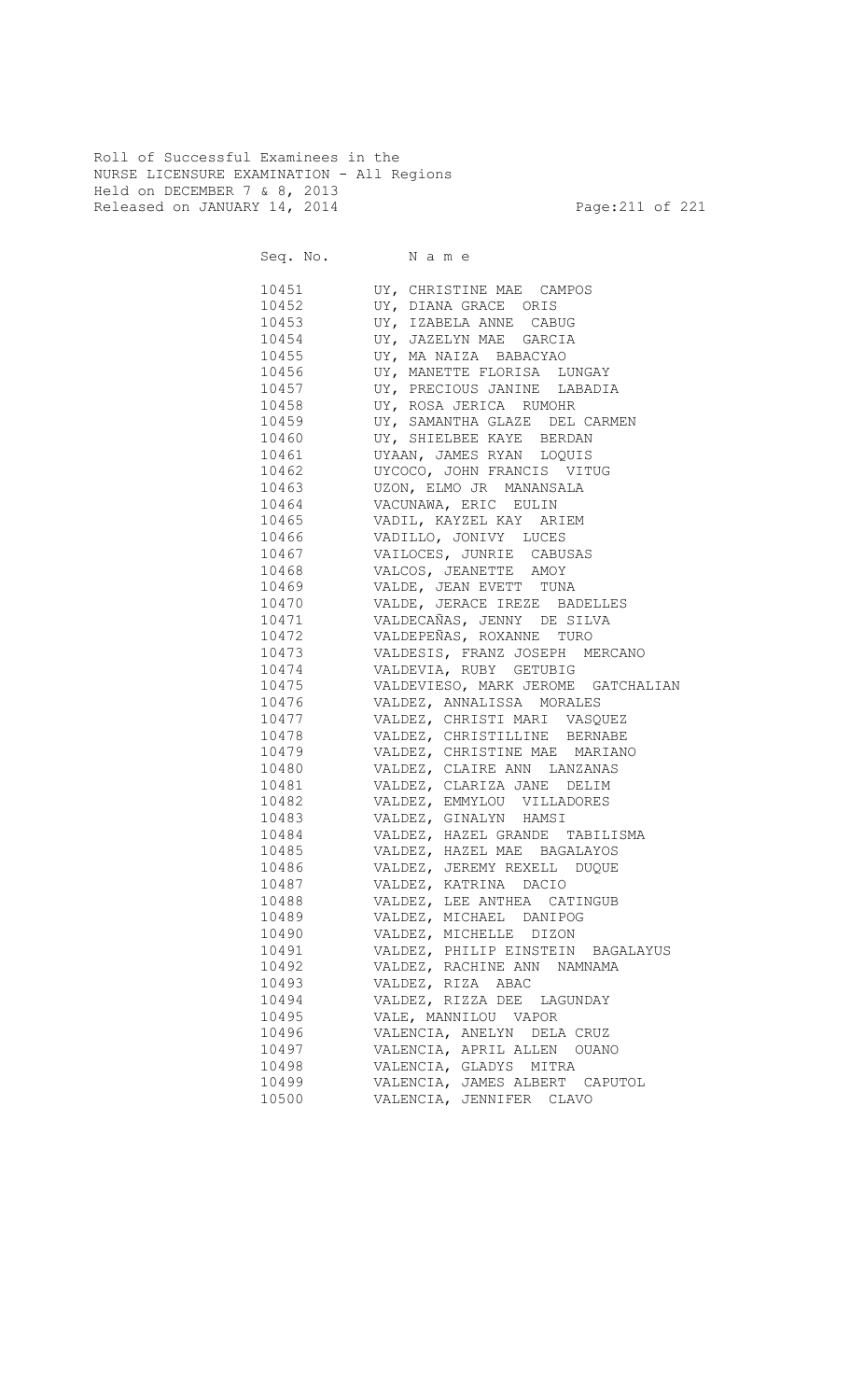Roll of Successful Examinees in the
NURSE LICENSURE EXAMINATION - All Regions
Held on DECEMBER 7 & 8, 2013
Released on JANUARY 14, 2014

| Seq. No. | N a m e |
|---|---|
| 10451 | UY, CHRISTINE MAE CAMPOS |
| 10452 | UY, DIANA GRACE ORIS |
| 10453 | UY, IZABELA ANNE CABUG |
| 10454 | UY, JAZELYN MAE GARCIA |
| 10455 | UY, MA NAIZA BABACYAO |
| 10456 | UY, MANETTE FLORISA LUNGAY |
| 10457 | UY, PRECIOUS JANINE LABADIA |
| 10458 | UY, ROSA JERICA RUMOHR |
| 10459 | UY, SAMANTHA GLAZE DEL CARMEN |
| 10460 | UY, SHIELBEE KAYE BERDAN |
| 10461 | UYAAN, JAMES RYAN LOQUIS |
| 10462 | UYCOCO, JOHN FRANCIS VITUG |
| 10463 | UZON, ELMO JR MANANSALA |
| 10464 | VACUNAWA, ERIC EULIN |
| 10465 | VADIL, KAYZEL KAY ARIEM |
| 10466 | VADILLO, JONIVY LUCES |
| 10467 | VAILOCES, JUNRIE CABUSAS |
| 10468 | VALCOS, JEANETTE AMOY |
| 10469 | VALDE, JEAN EVETT TUNA |
| 10470 | VALDE, JERACE IREZE BADELLES |
| 10471 | VALDECAÑAS, JENNY DE SILVA |
| 10472 | VALDEPEÑAS, ROXANNE TURO |
| 10473 | VALDESIS, FRANZ JOSEPH MERCANO |
| 10474 | VALDEVIA, RUBY GETUBIG |
| 10475 | VALDEVIESO, MARK JEROME GATCHALIAN |
| 10476 | VALDEZ, ANNALISSA MORALES |
| 10477 | VALDEZ, CHRISTI MARI VASQUEZ |
| 10478 | VALDEZ, CHRISTILLINE BERNABE |
| 10479 | VALDEZ, CHRISTINE MAE MARIANO |
| 10480 | VALDEZ, CLAIRE ANN LANZANAS |
| 10481 | VALDEZ, CLARIZA JANE DELIM |
| 10482 | VALDEZ, EMMYLOU VILLADORES |
| 10483 | VALDEZ, GINALYN HAMSI |
| 10484 | VALDEZ, HAZEL GRANDE TABILISMA |
| 10485 | VALDEZ, HAZEL MAE BAGALAYOS |
| 10486 | VALDEZ, JEREMY REXELL DUQUE |
| 10487 | VALDEZ, KATRINA DACIO |
| 10488 | VALDEZ, LEE ANTHEA CATINGUB |
| 10489 | VALDEZ, MICHAEL DANIPOG |
| 10490 | VALDEZ, MICHELLE DIZON |
| 10491 | VALDEZ, PHILIP EINSTEIN BAGALAYUS |
| 10492 | VALDEZ, RACHINE ANN NAMNAMA |
| 10493 | VALDEZ, RIZA ABAC |
| 10494 | VALDEZ, RIZZA DEE LAGUNDAY |
| 10495 | VALE, MANNILOU VAPOR |
| 10496 | VALENCIA, ANELYN DELA CRUZ |
| 10497 | VALENCIA, APRIL ALLEN OUANO |
| 10498 | VALENCIA, GLADYS MITRA |
| 10499 | VALENCIA, JAMES ALBERT CAPUTOL |
| 10500 | VALENCIA, JENNIFER CLAVO |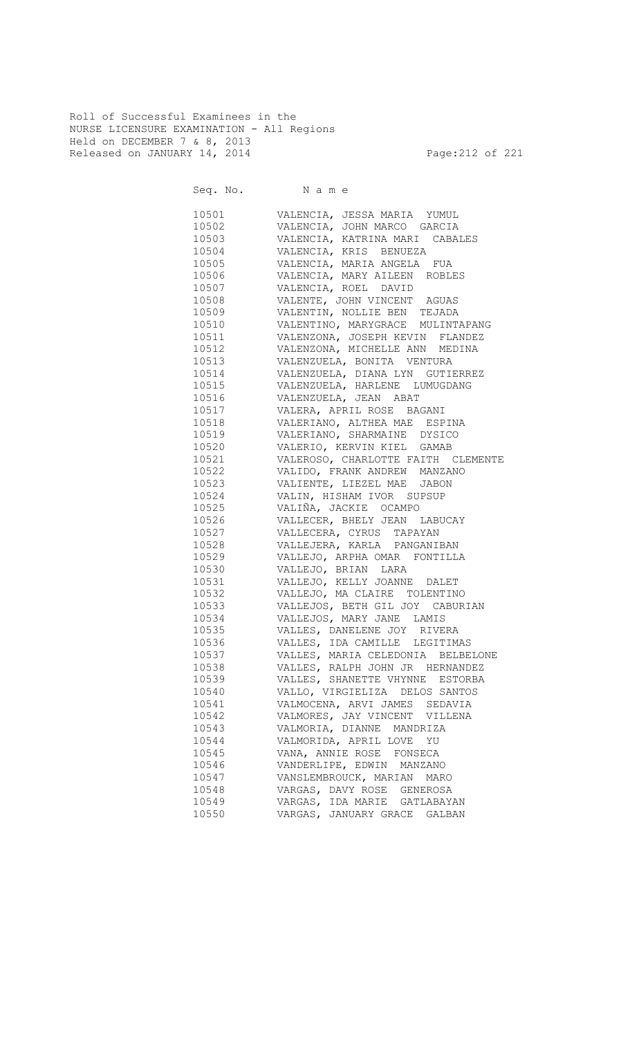Roll of Successful Examinees in the
NURSE LICENSURE EXAMINATION - All Regions
Held on DECEMBER 7 & 8, 2013
Released on JANUARY 14, 2014

| Seq. No. | N a m e |
|---|---|
| 10501 | VALENCIA, JESSA MARIA YUMUL |
| 10502 | VALENCIA, JOHN MARCO GARCIA |
| 10503 | VALENCIA, KATRINA MARI CABALES |
| 10504 | VALENCIA, KRIS BENUEZA |
| 10505 | VALENCIA, MARIA ANGELA FUA |
| 10506 | VALENCIA, MARY AILEEN ROBLES |
| 10507 | VALENCIA, ROEL DAVID |
| 10508 | VALENTE, JOHN VINCENT AGUAS |
| 10509 | VALENTIN, NOLLIE BEN TEJADA |
| 10510 | VALENTINO, MARYGRACE MULINTAPANG |
| 10511 | VALENZONA, JOSEPH KEVIN FLANDEZ |
| 10512 | VALENZONA, MICHELLE ANN MEDINA |
| 10513 | VALENZUELA, BONITA VENTURA |
| 10514 | VALENZUELA, DIANA LYN GUTIERREZ |
| 10515 | VALENZUELA, HARLENE LUMUGDANG |
| 10516 | VALENZUELA, JEAN ABAT |
| 10517 | VALERA, APRIL ROSE BAGANI |
| 10518 | VALERIANO, ALTHEA MAE ESPINA |
| 10519 | VALERIANO, SHARMAINE DYSICO |
| 10520 | VALERIO, KERVIN KIEL GAMAB |
| 10521 | VALEROSO, CHARLOTTE FAITH CLEMENTE |
| 10522 | VALIDO, FRANK ANDREW MANZANO |
| 10523 | VALIENTE, LIEZEL MAE JABON |
| 10524 | VALIN, HISHAM IVOR SUPSUP |
| 10525 | VALIÑA, JACKIE OCAMPO |
| 10526 | VALLECER, BHELY JEAN LABUCAY |
| 10527 | VALLECERA, CYRUS TAPAYAN |
| 10528 | VALLEJERA, KARLA PANGANIBAN |
| 10529 | VALLEJO, ARPHA OMAR FONTILLA |
| 10530 | VALLEJO, BRIAN LARA |
| 10531 | VALLEJO, KELLY JOANNE DALET |
| 10532 | VALLEJO, MA CLAIRE TOLENTINO |
| 10533 | VALLEJOS, BETH GIL JOY CABURIAN |
| 10534 | VALLEJOS, MARY JANE LAMIS |
| 10535 | VALLES, DANELENE JOY RIVERA |
| 10536 | VALLES, IDA CAMILLE LEGITIMAS |
| 10537 | VALLES, MARIA CELEDONIA BELBELONE |
| 10538 | VALLES, RALPH JOHN JR HERNANDEZ |
| 10539 | VALLES, SHANETTE VHYNNE ESTORBA |
| 10540 | VALLO, VIRGIELIZA DELOS SANTOS |
| 10541 | VALMOCENA, ARVI JAMES SEDAVIA |
| 10542 | VALMORES, JAY VINCENT VILLENA |
| 10543 | VALMORIA, DIANNE MANDRIZA |
| 10544 | VALMORIDA, APRIL LOVE YU |
| 10545 | VANA, ANNIE ROSE FONSECA |
| 10546 | VANDERLIPE, EDWIN MANZANO |
| 10547 | VANSLEMBROUCK, MARIAN MARO |
| 10548 | VARGAS, DAVY ROSE GENEROSA |
| 10549 | VARGAS, IDA MARIE GATLABAYAN |
| 10550 | VARGAS, JANUARY GRACE GALBAN |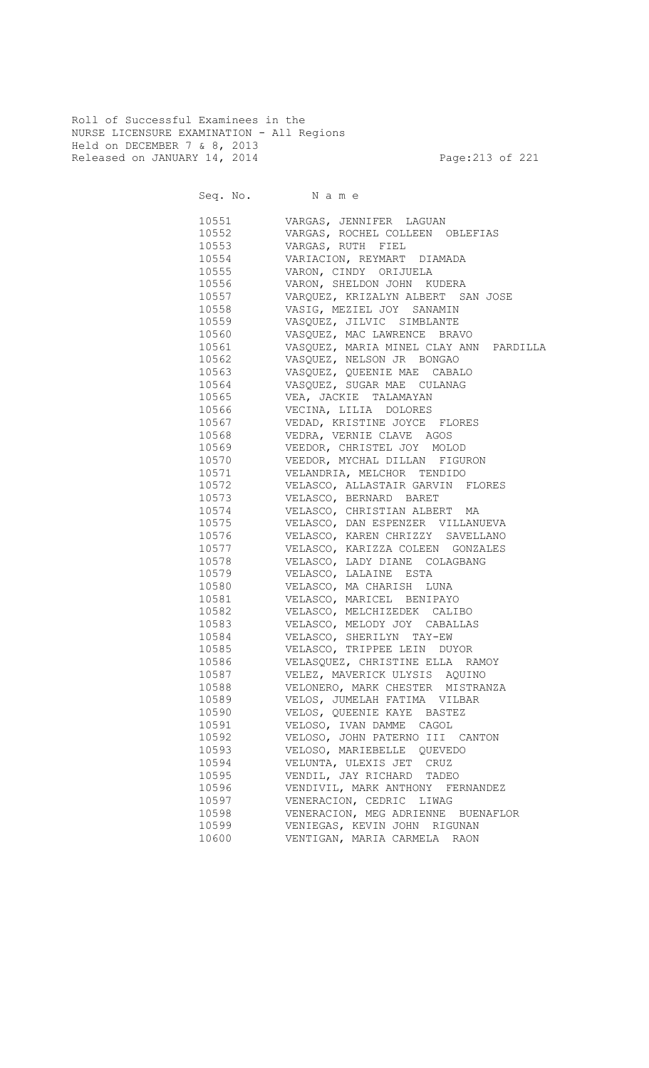Roll of Successful Examinees in the
NURSE LICENSURE EXAMINATION - All Regions
Held on DECEMBER 7 & 8, 2013
Released on JANUARY 14, 2014

| Seq. No. | N a m e |
|---|---|
| 10551 | VARGAS, JENNIFER LAGUAN |
| 10552 | VARGAS, ROCHEL COLLEEN OBLEFIAS |
| 10553 | VARGAS, RUTH FIEL |
| 10554 | VARIACION, REYMART DIAMADA |
| 10555 | VARON, CINDY ORIJUELA |
| 10556 | VARON, SHELDON JOHN KUDERA |
| 10557 | VARQUEZ, KRIZALYN ALBERT SAN JOSE |
| 10558 | VASIG, MEZIEL JOY SANAMIN |
| 10559 | VASQUEZ, JILVIC SIMBLANTE |
| 10560 | VASQUEZ, MAC LAWRENCE BRAVO |
| 10561 | VASQUEZ, MARIA MINEL CLAY ANN PARDILLA |
| 10562 | VASQUEZ, NELSON JR BONGAO |
| 10563 | VASQUEZ, QUEENIE MAE CABALO |
| 10564 | VASQUEZ, SUGAR MAE CULANAG |
| 10565 | VEA, JACKIE TALAMAYAN |
| 10566 | VECINA, LILIA DOLORES |
| 10567 | VEDAD, KRISTINE JOYCE FLORES |
| 10568 | VEDRA, VERNIE CLAVE AGOS |
| 10569 | VEEDOR, CHRISTEL JOY MOLOD |
| 10570 | VEEDOR, MYCHAL DILLAN FIGURON |
| 10571 | VELANDRIA, MELCHOR TENDIDO |
| 10572 | VELASCO, ALLASTAIR GARVIN FLORES |
| 10573 | VELASCO, BERNARD BARET |
| 10574 | VELASCO, CHRISTIAN ALBERT MA |
| 10575 | VELASCO, DAN ESPENZER VILLANUEVA |
| 10576 | VELASCO, KAREN CHRIZZY SAVELLANO |
| 10577 | VELASCO, KARIZZA COLEEN GONZALES |
| 10578 | VELASCO, LADY DIANE COLAGBANG |
| 10579 | VELASCO, LALAINE ESTA |
| 10580 | VELASCO, MA CHARISH LUNA |
| 10581 | VELASCO, MARICEL BENIPAYO |
| 10582 | VELASCO, MELCHIZEDEK CALIBO |
| 10583 | VELASCO, MELODY JOY CABALLAS |
| 10584 | VELASCO, SHERILYN TAY-EW |
| 10585 | VELASCO, TRIPPEE LEIN DUYOR |
| 10586 | VELASQUEZ, CHRISTINE ELLA RAMOY |
| 10587 | VELEZ, MAVERICK ULYSIS AQUINO |
| 10588 | VELONERO, MARK CHESTER MISTRANZA |
| 10589 | VELOS, JUMELAH FATIMA VILBAR |
| 10590 | VELOS, QUEENIE KAYE BASTEZ |
| 10591 | VELOSO, IVAN DAMME CAGOL |
| 10592 | VELOSO, JOHN PATERNO III CANTON |
| 10593 | VELOSO, MARIEBELLE QUEVEDO |
| 10594 | VELUNTA, ULEXIS JET CRUZ |
| 10595 | VENDIL, JAY RICHARD TADEO |
| 10596 | VENDIVIL, MARK ANTHONY FERNANDEZ |
| 10597 | VENERACION, CEDRIC LIWAG |
| 10598 | VENERACION, MEG ADRIENNE BUENAFLOR |
| 10599 | VENIEGAS, KEVIN JOHN RIGUNAN |
| 10600 | VENTIGAN, MARIA CARMELA RAON |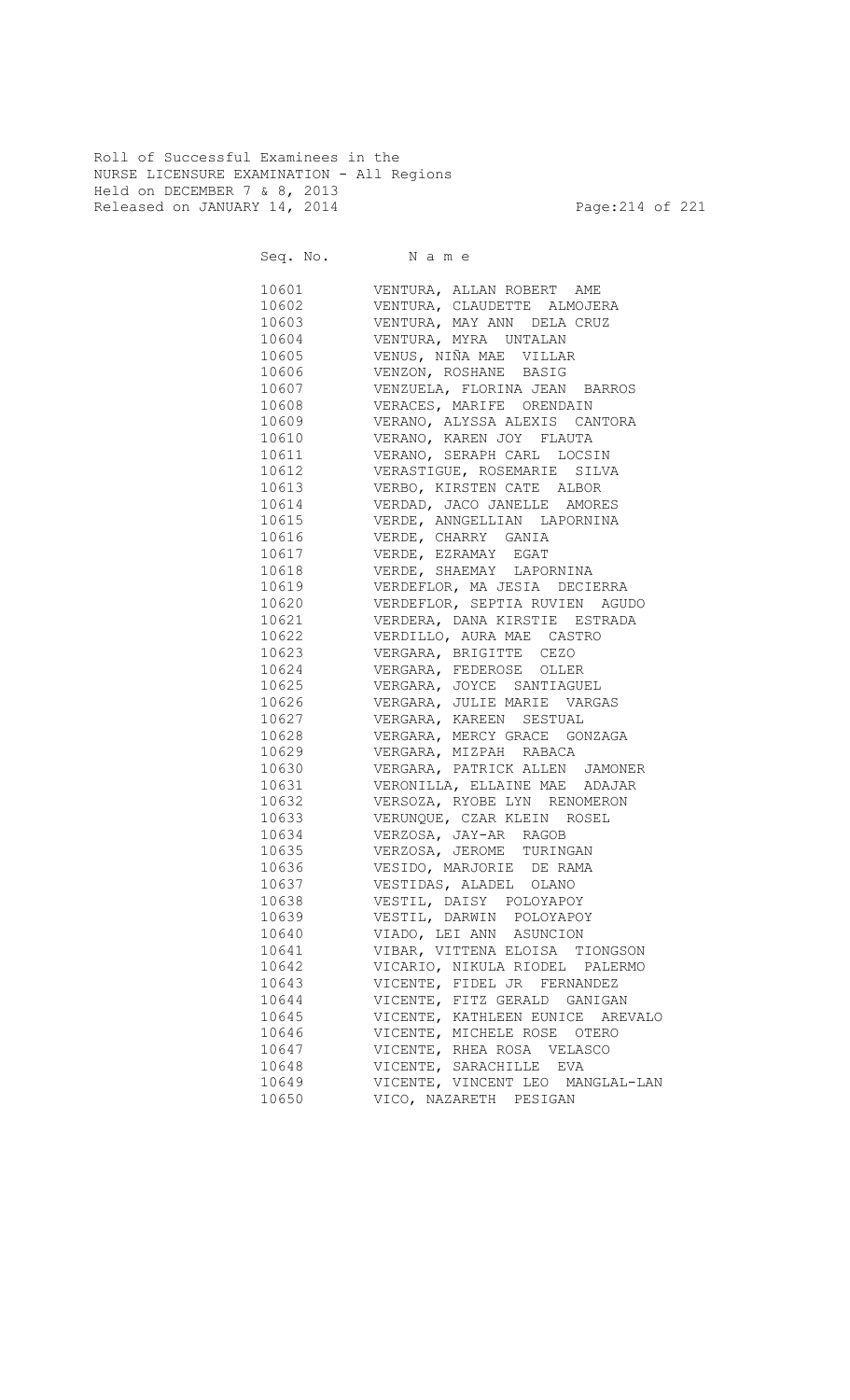Roll of Successful Examinees in the
NURSE LICENSURE EXAMINATION - All Regions
Held on DECEMBER 7 & 8, 2013
Released on JANUARY 14, 2014

| Seq. No. | N a m e |
|---|---|
| 10601 | VENTURA, ALLAN ROBERT AME |
| 10602 | VENTURA, CLAUDETTE ALMOJERA |
| 10603 | VENTURA, MAY ANN DELA CRUZ |
| 10604 | VENTURA, MYRA UNTALAN |
| 10605 | VENUS, NIÑA MAE VILLAR |
| 10606 | VENZON, ROSHANE BASIG |
| 10607 | VENZUELA, FLORINA JEAN BARROS |
| 10608 | VERACES, MARIFE ORENDAIN |
| 10609 | VERANO, ALYSSA ALEXIS CANTORA |
| 10610 | VERANO, KAREN JOY FLAUTA |
| 10611 | VERANO, SERAPH CARL LOCSIN |
| 10612 | VERASTIGUE, ROSEMARIE SILVA |
| 10613 | VERBO, KIRSTEN CATE ALBOR |
| 10614 | VERDAD, JACO JANELLE AMORES |
| 10615 | VERDE, ANNGELLIAN LAPORNINA |
| 10616 | VERDE, CHARRY GANIA |
| 10617 | VERDE, EZRAMAY EGAT |
| 10618 | VERDE, SHAEMAY LAPORNINA |
| 10619 | VERDEFLOR, MA JESIA DECIERRA |
| 10620 | VERDEFLOR, SEPTIA RUVIEN AGUDO |
| 10621 | VERDERA, DANA KIRSTIE ESTRADA |
| 10622 | VERDILLO, AURA MAE CASTRO |
| 10623 | VERGARA, BRIGITTE CEZO |
| 10624 | VERGARA, FEDEROSE OLLER |
| 10625 | VERGARA, JOYCE SANTIAGUEL |
| 10626 | VERGARA, JULIE MARIE VARGAS |
| 10627 | VERGARA, KAREEN SESTUAL |
| 10628 | VERGARA, MERCY GRACE GONZAGA |
| 10629 | VERGARA, MIZPAH RABACA |
| 10630 | VERGARA, PATRICK ALLEN JAMONER |
| 10631 | VERONILLA, ELLAINE MAE ADAJAR |
| 10632 | VERSOZA, RYOBE LYN RENOMERON |
| 10633 | VERUNQUE, CZAR KLEIN ROSEL |
| 10634 | VERZOSA, JAY-AR RAGOB |
| 10635 | VERZOSA, JEROME TURINGAN |
| 10636 | VESIDO, MARJORIE DE RAMA |
| 10637 | VESTIDAS, ALADEL OLANO |
| 10638 | VESTIL, DAISY POLOYAPOY |
| 10639 | VESTIL, DARWIN POLOYAPOY |
| 10640 | VIADO, LEI ANN ASUNCION |
| 10641 | VIBAR, VITTENA ELOISA TIONGSON |
| 10642 | VICARIO, NIKULA RIODEL PALERMO |
| 10643 | VICENTE, FIDEL JR FERNANDEZ |
| 10644 | VICENTE, FITZ GERALD GANIGAN |
| 10645 | VICENTE, KATHLEEN EUNICE AREVALO |
| 10646 | VICENTE, MICHELE ROSE OTERO |
| 10647 | VICENTE, RHEA ROSA VELASCO |
| 10648 | VICENTE, SARACHILLE EVA |
| 10649 | VICENTE, VINCENT LEO MANGLAL-LAN |
| 10650 | VICO, NAZARETH PESIGAN |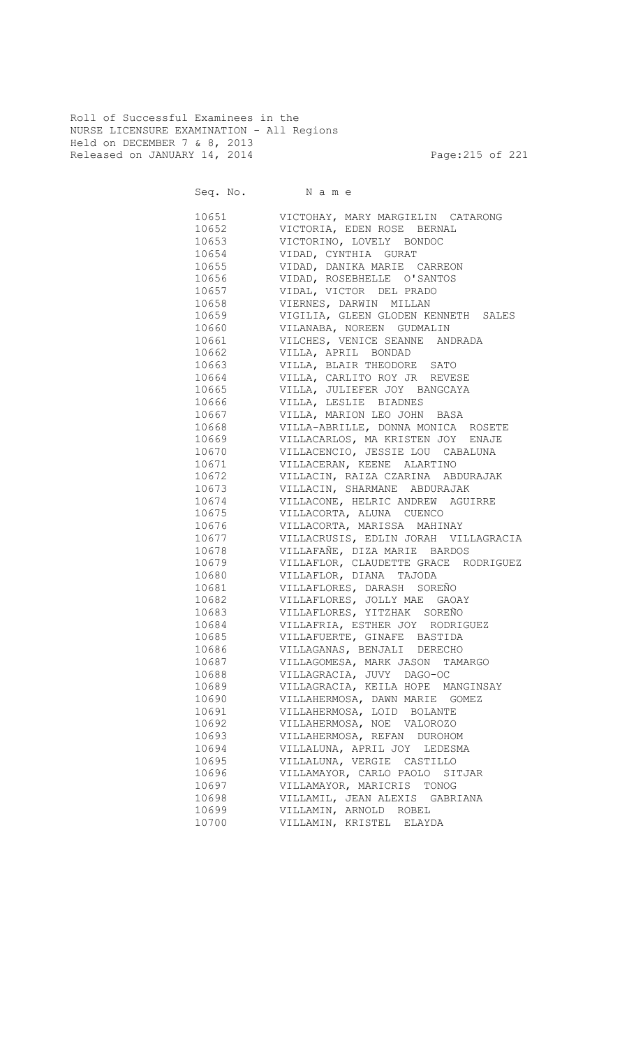Roll of Successful Examinees in the
NURSE LICENSURE EXAMINATION - All Regions
Held on DECEMBER 7 & 8, 2013
Released on JANUARY 14, 2014

| Seq. No. | N a m e |
|---|---|
| 10651 | VICTOHAY, MARY MARGIELIN CATARONG |
| 10652 | VICTORIA, EDEN ROSE BERNAL |
| 10653 | VICTORINO, LOVELY BONDOC |
| 10654 | VIDAD, CYNTHIA GURAT |
| 10655 | VIDAD, DANIKA MARIE CARREON |
| 10656 | VIDAD, ROSEBHELLE O'SANTOS |
| 10657 | VIDAL, VICTOR DEL PRADO |
| 10658 | VIERNES, DARWIN MILLAN |
| 10659 | VIGILIA, GLEEN GLODEN KENNETH SALES |
| 10660 | VILANABA, NOREEN GUDMALIN |
| 10661 | VILCHES, VENICE SEANNE ANDRADA |
| 10662 | VILLA, APRIL BONDAD |
| 10663 | VILLA, BLAIR THEODORE SATO |
| 10664 | VILLA, CARLITO ROY JR REVESE |
| 10665 | VILLA, JULIEFER JOY BANGCAYA |
| 10666 | VILLA, LESLIE BIADNES |
| 10667 | VILLA, MARION LEO JOHN BASA |
| 10668 | VILLA-ABRILLE, DONNA MONICA ROSETE |
| 10669 | VILLACARLOS, MA KRISTEN JOY ENAJE |
| 10670 | VILLACENCIO, JESSIE LOU CABALUNA |
| 10671 | VILLACERAN, KEENE ALARTINO |
| 10672 | VILLACIN, RAIZA CZARINA ABDURAJAK |
| 10673 | VILLACIN, SHARMANE ABDURAJAK |
| 10674 | VILLACONE, HELRIC ANDREW AGUIRRE |
| 10675 | VILLACORTA, ALUNA CUENCO |
| 10676 | VILLACORTA, MARISSA MAHINAY |
| 10677 | VILLACRUSIS, EDLIN JORAH VILLAGRACIA |
| 10678 | VILLAFAÑE, DIZA MARIE BARDOS |
| 10679 | VILLAFLOR, CLAUDETTE GRACE RODRIGUEZ |
| 10680 | VILLAFLOR, DIANA TAJODA |
| 10681 | VILLAFLORES, DARASH SOREÑO |
| 10682 | VILLAFLORES, JOLLY MAE GAOAY |
| 10683 | VILLAFLORES, YITZHAK SOREÑO |
| 10684 | VILLAFRIA, ESTHER JOY RODRIGUEZ |
| 10685 | VILLAFUERTE, GINAFE BASTIDA |
| 10686 | VILLAGANAS, BENJALI DERECHO |
| 10687 | VILLAGOMESA, MARK JASON TAMARGO |
| 10688 | VILLAGRACIA, JUVY DAGO-OC |
| 10689 | VILLAGRACIA, KEILA HOPE MANGINSAY |
| 10690 | VILLAHERMOSA, DAWN MARIE GOMEZ |
| 10691 | VILLAHERMOSA, LOID BOLANTE |
| 10692 | VILLAHERMOSA, NOE VALOROZO |
| 10693 | VILLAHERMOSA, REFAN DUROHOM |
| 10694 | VILLALUNA, APRIL JOY LEDESMA |
| 10695 | VILLALUNA, VERGIE CASTILLO |
| 10696 | VILLAMAYOR, CARLO PAOLO SITJAR |
| 10697 | VILLAMAYOR, MARICRIS TONOG |
| 10698 | VILLAMIL, JEAN ALEXIS GABRIANA |
| 10699 | VILLAMIN, ARNOLD ROBEL |
| 10700 | VILLAMIN, KRISTEL ELAYDA |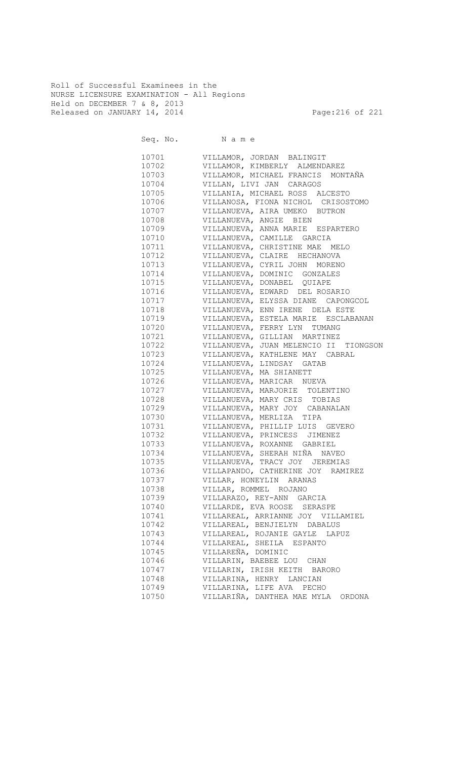Roll of Successful Examinees in the
NURSE LICENSURE EXAMINATION - All Regions
Held on DECEMBER 7 & 8, 2013
Released on JANUARY 14, 2014

| Seq. No. | N a m e |
|---|---|
| 10701 | VILLAMOR, JORDAN BALINGIT |
| 10702 | VILLAMOR, KIMBERLY ALMENDAREZ |
| 10703 | VILLAMOR, MICHAEL FRANCIS MONTAÑA |
| 10704 | VILLAN, LIVI JAN CARAGOS |
| 10705 | VILLANIA, MICHAEL ROSS ALCESTO |
| 10706 | VILLANOSA, FIONA NICHOL CRISOSTOMO |
| 10707 | VILLANUEVA, AIRA UMEKO BUTRON |
| 10708 | VILLANUEVA, ANGIE BIEN |
| 10709 | VILLANUEVA, ANNA MARIE ESPARTERO |
| 10710 | VILLANUEVA, CAMILLE GARCIA |
| 10711 | VILLANUEVA, CHRISTINE MAE MELO |
| 10712 | VILLANUEVA, CLAIRE HECHANOVA |
| 10713 | VILLANUEVA, CYRIL JOHN MORENO |
| 10714 | VILLANUEVA, DOMINIC GONZALES |
| 10715 | VILLANUEVA, DONABEL QUIAPE |
| 10716 | VILLANUEVA, EDWARD DEL ROSARIO |
| 10717 | VILLANUEVA, ELYSSA DIANE CAPONGCOL |
| 10718 | VILLANUEVA, ENN IRENE DELA ESTE |
| 10719 | VILLANUEVA, ESTELA MARIE ESCLABANAN |
| 10720 | VILLANUEVA, FERRY LYN TUMANG |
| 10721 | VILLANUEVA, GILLIAN MARTINEZ |
| 10722 | VILLANUEVA, JUAN MELENCIO II TIONGSON |
| 10723 | VILLANUEVA, KATHLENE MAY CABRAL |
| 10724 | VILLANUEVA, LINDSAY GATAB |
| 10725 | VILLANUEVA, MA SHIANETT |
| 10726 | VILLANUEVA, MARICAR NUEVA |
| 10727 | VILLANUEVA, MARJORIE TOLENTINO |
| 10728 | VILLANUEVA, MARY CRIS TOBIAS |
| 10729 | VILLANUEVA, MARY JOY CABANALAN |
| 10730 | VILLANUEVA, MERLIZA TIPA |
| 10731 | VILLANUEVA, PHILLIP LUIS GEVERO |
| 10732 | VILLANUEVA, PRINCESS JIMENEZ |
| 10733 | VILLANUEVA, ROXANNE GABRIEL |
| 10734 | VILLANUEVA, SHERAH NIÑA NAVEO |
| 10735 | VILLANUEVA, TRACY JOY JEREMIAS |
| 10736 | VILLAPANDO, CATHERINE JOY RAMIREZ |
| 10737 | VILLAR, HONEYLIN ARANAS |
| 10738 | VILLAR, ROMMEL ROJANO |
| 10739 | VILLARAZO, REY-ANN GARCIA |
| 10740 | VILLARDE, EVA ROOSE SERASPE |
| 10741 | VILLAREAL, ARRIANNE JOY VILLAMIEL |
| 10742 | VILLAREAL, BENJIELYN DABALUS |
| 10743 | VILLAREAL, ROJANIE GAYLE LAPUZ |
| 10744 | VILLAREAL, SHEILA ESPANTO |
| 10745 | VILLAREÑA, DOMINIC |
| 10746 | VILLARIN, BAEBEE LOU CHAN |
| 10747 | VILLARIN, IRISH KEITH BARORO |
| 10748 | VILLARINA, HENRY LANCIAN |
| 10749 | VILLARINA, LIFE AVA PECHO |
| 10750 | VILLARIÑA, DANTHEA MAE MYLA ORDONA |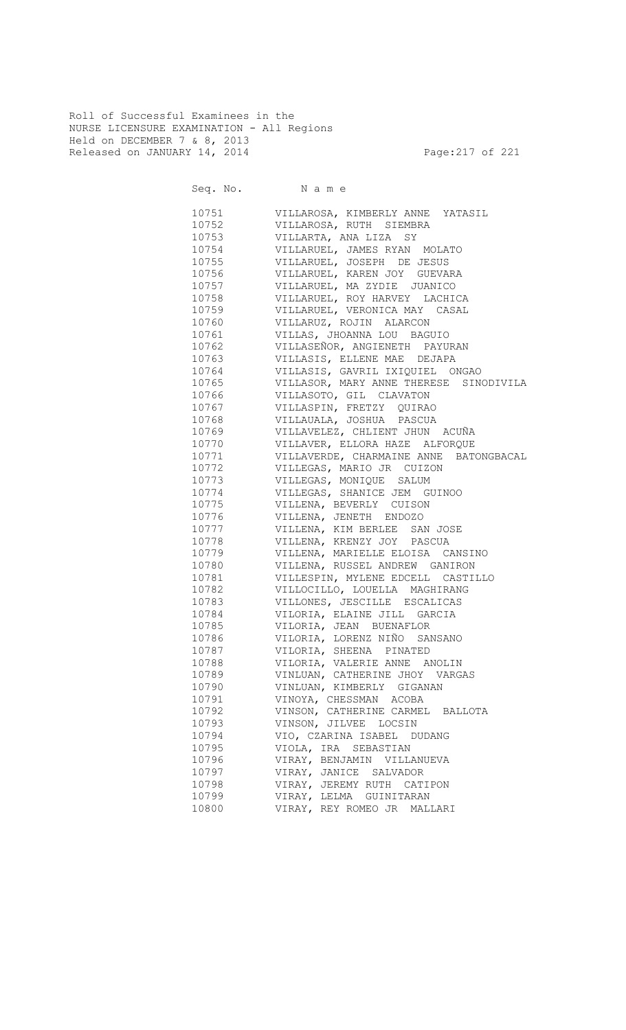Roll of Successful Examinees in the
NURSE LICENSURE EXAMINATION - All Regions
Held on DECEMBER 7 & 8, 2013
Released on JANUARY 14, 2014

| Seq. No. | N a m e |
| --- | --- |
| 10751 | VILLAROSA, KIMBERLY ANNE YATASIL |
| 10752 | VILLAROSA, RUTH SIEMBRA |
| 10753 | VILLARTA, ANA LIZA SY |
| 10754 | VILLARUEL, JAMES RYAN MOLATO |
| 10755 | VILLARUEL, JOSEPH DE JESUS |
| 10756 | VILLARUEL, KAREN JOY GUEVARA |
| 10757 | VILLARUEL, MA ZYDIE JUANICO |
| 10758 | VILLARUEL, ROY HARVEY LACHICA |
| 10759 | VILLARUEL, VERONICA MAY CASAL |
| 10760 | VILLARUZ, ROJIN ALARCON |
| 10761 | VILLAS, JHOANNA LOU BAGUIO |
| 10762 | VILLASEÑOR, ANGIENETH PAYURAN |
| 10763 | VILLASIS, ELLENE MAE DEJAPA |
| 10764 | VILLASIS, GAVRIL IXIQUIEL ONGAO |
| 10765 | VILLASOR, MARY ANNE THERESE SINODIVILA |
| 10766 | VILLASOTO, GIL CLAVATON |
| 10767 | VILLASPIN, FRETZY QUIRAO |
| 10768 | VILLAUALA, JOSHUA PASCUA |
| 10769 | VILLAVELEZ, CHLIENT JHUN ACUÑA |
| 10770 | VILLAVER, ELLORA HAZE ALFORQUE |
| 10771 | VILLAVERDE, CHARMAINE ANNE BATONGBACAL |
| 10772 | VILLEGAS, MARIO JR CUIZON |
| 10773 | VILLEGAS, MONIQUE SALUM |
| 10774 | VILLEGAS, SHANICE JEM GUINOO |
| 10775 | VILLENA, BEVERLY CUISON |
| 10776 | VILLENA, JENETH ENDOZO |
| 10777 | VILLENA, KIM BERLEE SAN JOSE |
| 10778 | VILLENA, KRENZY JOY PASCUA |
| 10779 | VILLENA, MARIELLE ELOISA CANSINO |
| 10780 | VILLENA, RUSSEL ANDREW GANIRON |
| 10781 | VILLESPIN, MYLENE EDCELL CASTILLO |
| 10782 | VILLOCILLO, LOUELLA MAGHIRANG |
| 10783 | VILLONES, JESCILLE ESCALICAS |
| 10784 | VILORIA, ELAINE JILL GARCIA |
| 10785 | VILORIA, JEAN BUENAFLOR |
| 10786 | VILORIA, LORENZ NIÑO SANSANO |
| 10787 | VILORIA, SHEENA PINATED |
| 10788 | VILORIA, VALERIE ANNE ANOLIN |
| 10789 | VINLUAN, CATHERINE JHOY VARGAS |
| 10790 | VINLUAN, KIMBERLY GIGANAN |
| 10791 | VINOYA, CHESSMAN ACOBA |
| 10792 | VINSON, CATHERINE CARMEL BALLOTA |
| 10793 | VINSON, JILVEE LOCSIN |
| 10794 | VIO, CZARINA ISABEL DUDANG |
| 10795 | VIOLA, IRA SEBASTIAN |
| 10796 | VIRAY, BENJAMIN VILLANUEVA |
| 10797 | VIRAY, JANICE SALVADOR |
| 10798 | VIRAY, JEREMY RUTH CATIPON |
| 10799 | VIRAY, LELMA GUINITARAN |
| 10800 | VIRAY, REY ROMEO JR MALLARI |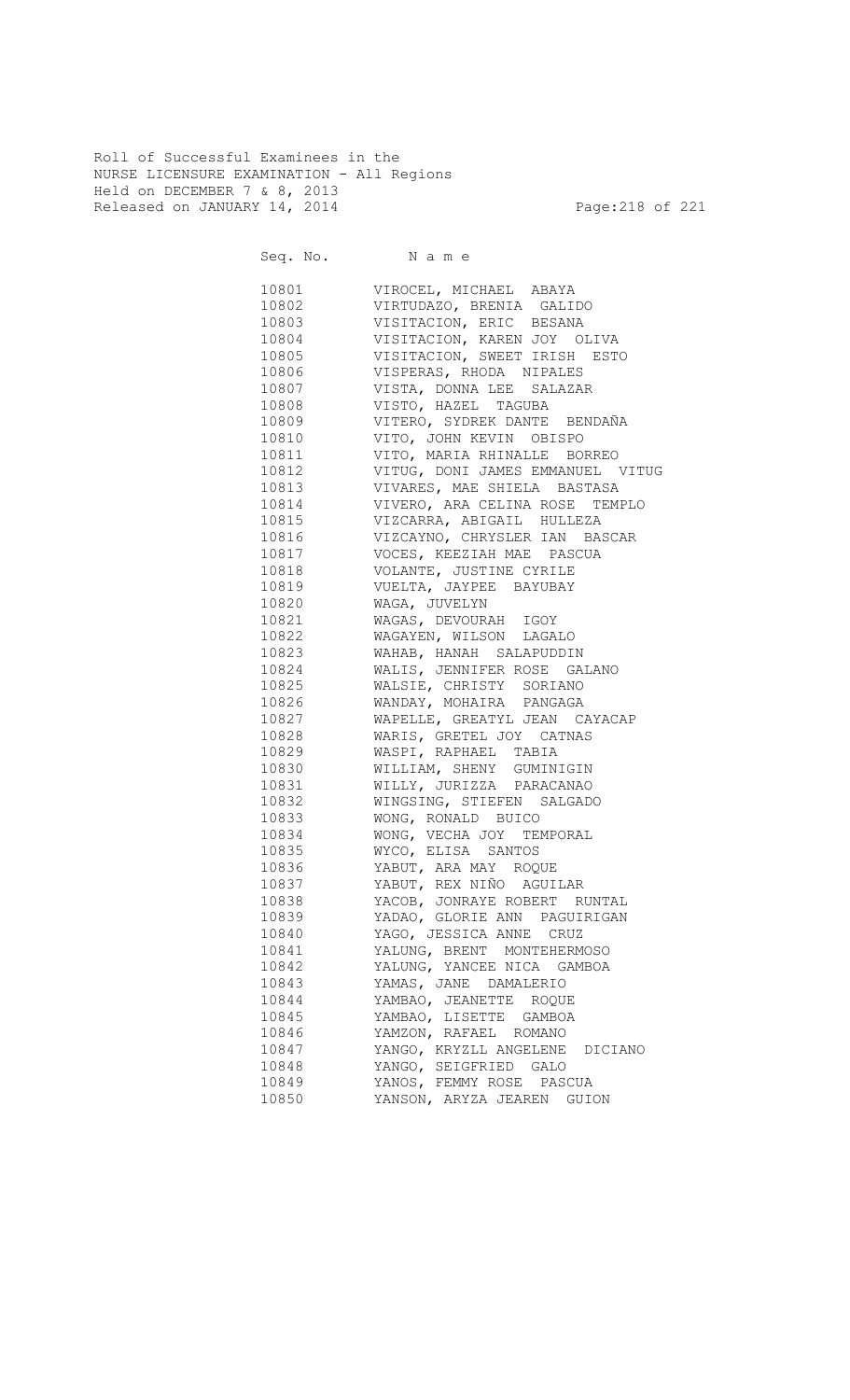Roll of Successful Examinees in the
NURSE LICENSURE EXAMINATION - All Regions
Held on DECEMBER 7 & 8, 2013
Released on JANUARY 14, 2014

| Seq. No. | N a m e |
|---|---|
| 10801 | VIROCEL, MICHAEL ABAYA |
| 10802 | VIRTUDAZO, BRENIA GALIDO |
| 10803 | VISITACION, ERIC BESANA |
| 10804 | VISITACION, KAREN JOY OLIVA |
| 10805 | VISITACION, SWEET IRISH ESTO |
| 10806 | VISPERAS, RHODA NIPALES |
| 10807 | VISTA, DONNA LEE SALAZAR |
| 10808 | VISTO, HAZEL TAGUBA |
| 10809 | VITERO, SYDREK DANTE BENDAÑA |
| 10810 | VITO, JOHN KEVIN OBISPO |
| 10811 | VITO, MARIA RHINALLE BORREO |
| 10812 | VITUG, DONI JAMES EMMANUEL VITUG |
| 10813 | VIVARES, MAE SHIELA BASTASA |
| 10814 | VIVERO, ARA CELINA ROSE TEMPLO |
| 10815 | VIZCARRA, ABIGAIL HULLEZA |
| 10816 | VIZCAYNO, CHRYSLER IAN BASCAR |
| 10817 | VOCES, KEEZIAH MAE PASCUA |
| 10818 | VOLANTE, JUSTINE CYRILE |
| 10819 | VUELTA, JAYPEE BAYUBAY |
| 10820 | WAGA, JUVELYN |
| 10821 | WAGAS, DEVOURAH IGOY |
| 10822 | WAGAYEN, WILSON LAGALO |
| 10823 | WAHAB, HANAH SALAPUDDIN |
| 10824 | WALIS, JENNIFER ROSE GALANO |
| 10825 | WALSIE, CHRISTY SORIANO |
| 10826 | WANDAY, MOHAIRA PANGAGA |
| 10827 | WAPELLE, GREATYL JEAN CAYACAP |
| 10828 | WARIS, GRETEL JOY CATNAS |
| 10829 | WASPI, RAPHAEL TABIA |
| 10830 | WILLIAM, SHENY GUMINIGIN |
| 10831 | WILLY, JURIZZA PARACANAO |
| 10832 | WINGSING, STIEFEN SALGADO |
| 10833 | WONG, RONALD BUICO |
| 10834 | WONG, VECHA JOY TEMPORAL |
| 10835 | WYCO, ELISA SANTOS |
| 10836 | YABUT, ARA MAY ROQUE |
| 10837 | YABUT, REX NIÑO AGUILAR |
| 10838 | YACOB, JONRAYE ROBERT RUNTAL |
| 10839 | YADAO, GLORIE ANN PAGUIRIGAN |
| 10840 | YAGO, JESSICA ANNE CRUZ |
| 10841 | YALUNG, BRENT MONTEHERMOSO |
| 10842 | YALUNG, YANCEE NICA GAMBOA |
| 10843 | YAMAS, JANE DAMALERIO |
| 10844 | YAMBAO, JEANETTE ROQUE |
| 10845 | YAMBAO, LISETTE GAMBOA |
| 10846 | YAMZON, RAFAEL ROMANO |
| 10847 | YANGO, KRYZLL ANGELENE DICIANO |
| 10848 | YANGO, SEIGFRIED GALO |
| 10849 | YANOS, FEMMY ROSE PASCUA |
| 10850 | YANSON, ARYZA JEAREN GUION |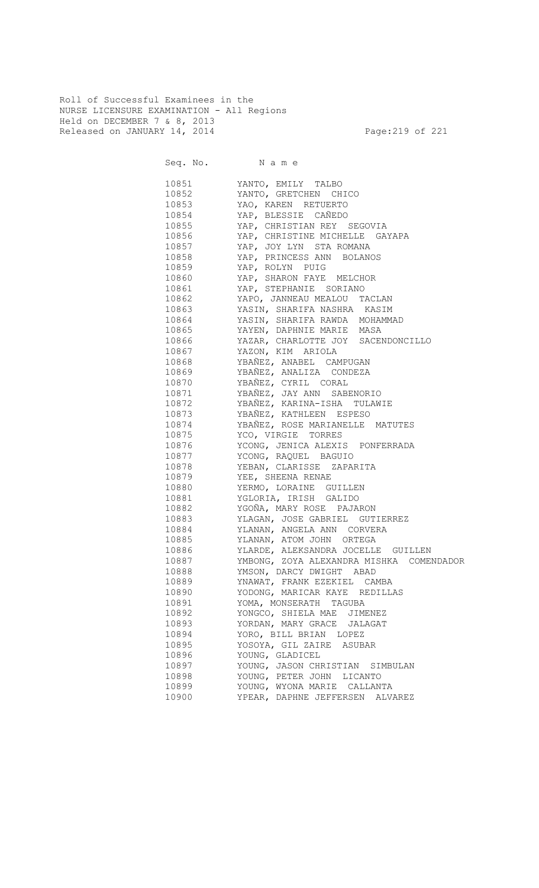Roll of Successful Examinees in the
NURSE LICENSURE EXAMINATION - All Regions
Held on DECEMBER 7 & 8, 2013
Released on JANUARY 14, 2014

| Seq. No. | N a m e |
|---|---|
| 10851 | YANTO, EMILY TALBO |
| 10852 | YANTO, GRETCHEN CHICO |
| 10853 | YAO, KAREN RETUERTO |
| 10854 | YAP, BLESSIE CAÑEDO |
| 10855 | YAP, CHRISTIAN REY SEGOVIA |
| 10856 | YAP, CHRISTINE MICHELLE GAYAPA |
| 10857 | YAP, JOY LYN STA ROMANA |
| 10858 | YAP, PRINCESS ANN BOLANOS |
| 10859 | YAP, ROLYN PUIG |
| 10860 | YAP, SHARON FAYE MELCHOR |
| 10861 | YAP, STEPHANIE SORIANO |
| 10862 | YAPO, JANNEAU MEALOU TACLAN |
| 10863 | YASIN, SHARIFA NASHRA KASIM |
| 10864 | YASIN, SHARIFA RAWDA MOHAMMAD |
| 10865 | YAYEN, DAPHNIE MARIE MASA |
| 10866 | YAZAR, CHARLOTTE JOY SACENDONCILLO |
| 10867 | YAZON, KIM ARIOLA |
| 10868 | YBAÑEZ, ANABEL CAMPUGAN |
| 10869 | YBAÑEZ, ANALIZA CONDEZA |
| 10870 | YBAÑEZ, CYRIL CORAL |
| 10871 | YBAÑEZ, JAY ANN SABENORIO |
| 10872 | YBAÑEZ, KARINA-ISHA TULAWIE |
| 10873 | YBAÑEZ, KATHLEEN ESPESO |
| 10874 | YBAÑEZ, ROSE MARIANELLE MATUTES |
| 10875 | YCO, VIRGIE TORRES |
| 10876 | YCONG, JENICA ALEXIS PONFERRADA |
| 10877 | YCONG, RAQUEL BAGUIO |
| 10878 | YEBAN, CLARISSE ZAPARITA |
| 10879 | YEE, SHEENA RENAE |
| 10880 | YERMO, LORAINE GUILLEN |
| 10881 | YGLORIA, IRISH GALIDO |
| 10882 | YGOÑA, MARY ROSE PAJARON |
| 10883 | YLAGAN, JOSE GABRIEL GUTIERREZ |
| 10884 | YLANAN, ANGELA ANN CORVERA |
| 10885 | YLANAN, ATOM JOHN ORTEGA |
| 10886 | YLARDE, ALEKSANDRA JOCELLE GUILLEN |
| 10887 | YMBONG, ZOYA ALEXANDRA MISHKA COMENDADOR |
| 10888 | YMSON, DARCY DWIGHT ABAD |
| 10889 | YNAWAT, FRANK EZEKIEL CAMBA |
| 10890 | YODONG, MARICAR KAYE REDILLAS |
| 10891 | YOMA, MONSERATH TAGUBA |
| 10892 | YONGCO, SHIELA MAE JIMENEZ |
| 10893 | YORDAN, MARY GRACE JALAGAT |
| 10894 | YORO, BILL BRIAN LOPEZ |
| 10895 | YOSOYA, GIL ZAIRE ASUBAR |
| 10896 | YOUNG, GLADICEL |
| 10897 | YOUNG, JASON CHRISTIAN SIMBULAN |
| 10898 | YOUNG, PETER JOHN LICANTO |
| 10899 | YOUNG, WYONA MARIE CALLANTA |
| 10900 | YPEAR, DAPHNE JEFFERSEN ALVAREZ |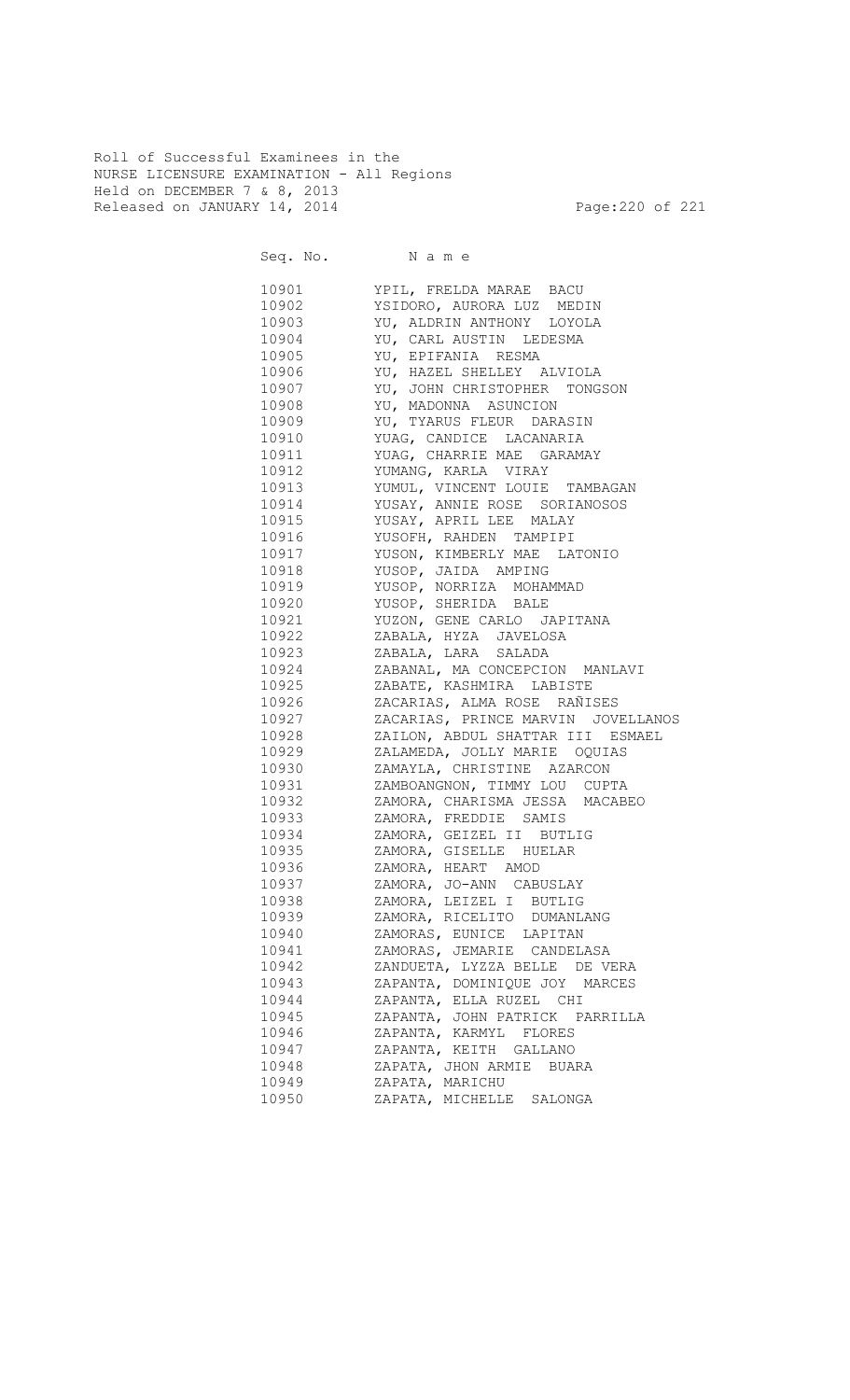Roll of Successful Examinees in the
NURSE LICENSURE EXAMINATION - All Regions
Held on DECEMBER 7 & 8, 2013
Released on JANUARY 14, 2014

| Seq. No. | N a m e |
|---|---|
| 10901 | YPIL, FRELDA MARAE BACU |
| 10902 | YSIDORO, AURORA LUZ MEDIN |
| 10903 | YU, ALDRIN ANTHONY LOYOLA |
| 10904 | YU, CARL AUSTIN LEDESMA |
| 10905 | YU, EPIFANIA RESMA |
| 10906 | YU, HAZEL SHELLEY ALVIOLA |
| 10907 | YU, JOHN CHRISTOPHER TONGSON |
| 10908 | YU, MADONNA ASUNCION |
| 10909 | YU, TYARUS FLEUR DARASIN |
| 10910 | YUAG, CANDICE LACANARIA |
| 10911 | YUAG, CHARRIE MAE GARAMAY |
| 10912 | YUMANG, KARLA VIRAY |
| 10913 | YUMUL, VINCENT LOUIE TAMBAGAN |
| 10914 | YUSAY, ANNIE ROSE SORIANOSOS |
| 10915 | YUSAY, APRIL LEE MALAY |
| 10916 | YUSOFH, RAHDEN TAMPIPI |
| 10917 | YUSON, KIMBERLY MAE LATONIO |
| 10918 | YUSOP, JAIDA AMPING |
| 10919 | YUSOP, NORRIZA MOHAMMAD |
| 10920 | YUSOP, SHERIDA BALE |
| 10921 | YUZON, GENE CARLO JAPITANA |
| 10922 | ZABALA, HYZA JAVELOSA |
| 10923 | ZABALA, LARA SALADA |
| 10924 | ZABANAL, MA CONCEPCION MANLAVI |
| 10925 | ZABATE, KASHMIRA LABISTE |
| 10926 | ZACARIAS, ALMA ROSE RAÑISES |
| 10927 | ZACARIAS, PRINCE MARVIN JOVELLANOS |
| 10928 | ZAILON, ABDUL SHATTAR III ESMAEL |
| 10929 | ZALAMEDA, JOLLY MARIE OQUIAS |
| 10930 | ZAMAYLA, CHRISTINE AZARCON |
| 10931 | ZAMBOANGNON, TIMMY LOU CUPTA |
| 10932 | ZAMORA, CHARISMA JESSA MACABEO |
| 10933 | ZAMORA, FREDDIE SAMIS |
| 10934 | ZAMORA, GEIZEL II BUTLIG |
| 10935 | ZAMORA, GISELLE HUELAR |
| 10936 | ZAMORA, HEART AMOD |
| 10937 | ZAMORA, JO-ANN CABUSLAY |
| 10938 | ZAMORA, LEIZEL I BUTLIG |
| 10939 | ZAMORA, RICELITO DUMANLANG |
| 10940 | ZAMORAS, EUNICE LAPITAN |
| 10941 | ZAMORAS, JEMARIE CANDELASA |
| 10942 | ZANDUETA, LYZZA BELLE DE VERA |
| 10943 | ZAPANTA, DOMINIQUE JOY MARCES |
| 10944 | ZAPANTA, ELLA RUZEL CHI |
| 10945 | ZAPANTA, JOHN PATRICK PARRILLA |
| 10946 | ZAPANTA, KARMYL FLORES |
| 10947 | ZAPANTA, KEITH GALLANO |
| 10948 | ZAPATA, JHON ARMIE BUARA |
| 10949 | ZAPATA, MARICHU |
| 10950 | ZAPATA, MICHELLE SALONGA |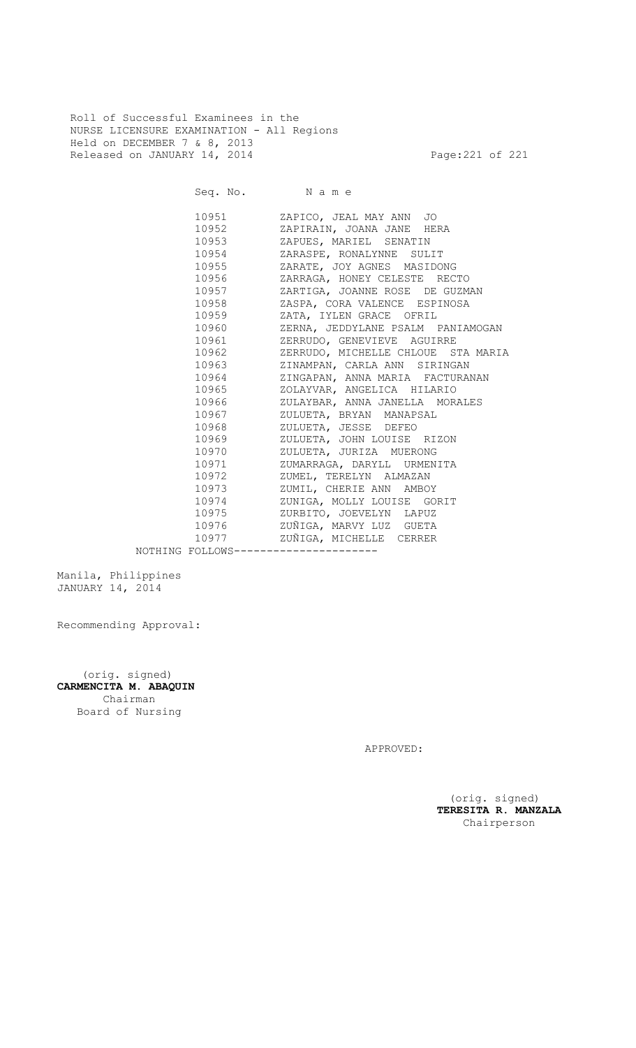Roll of Successful Examinees in the
NURSE LICENSURE EXAMINATION - All Regions
Held on DECEMBER 7 & 8, 2013
Released on JANUARY 14, 2014

| Seq. No. | N a m e |
|---|---|
| 10951 | ZAPICO, JEAL MAY ANN JO |
| 10952 | ZAPIRAIN, JOANA JANE HERA |
| 10953 | ZAPUES, MARIEL SENATIN |
| 10954 | ZARASPE, RONALYNNE SULIT |
| 10955 | ZARATE, JOY AGNES MASIDONG |
| 10956 | ZARRAGA, HONEY CELESTE RECTO |
| 10957 | ZARTIGA, JOANNE ROSE DE GUZMAN |
| 10958 | ZASPA, CORA VALENCE ESPINOSA |
| 10959 | ZATA, IYLEN GRACE OFRIL |
| 10960 | ZERNA, JEDDYLANE PSALM PANIAMOGAN |
| 10961 | ZERRUDO, GENEVIEVE AGUIRRE |
| 10962 | ZERRUDO, MICHELLE CHLOUE STA MARIA |
| 10963 | ZINAMPAN, CARLA ANN SIRINGAN |
| 10964 | ZINGAPAN, ANNA MARIA FACTURANAN |
| 10965 | ZOLAYVAR, ANGELICA HILARIO |
| 10966 | ZULAYBAR, ANNA JANELLA MORALES |
| 10967 | ZULUETA, BRYAN MANAPSAL |
| 10968 | ZULUETA, JESSE DEFEO |
| 10969 | ZULUETA, JOHN LOUISE RIZON |
| 10970 | ZULUETA, JURIZA MUERONG |
| 10971 | ZUMARRAGA, DARYLL URMENITA |
| 10972 | ZUMEL, TERELYN ALMAZAN |
| 10973 | ZUMIL, CHERIE ANN AMBOY |
| 10974 | ZUNIGA, MOLLY LOUISE GORIT |
| 10975 | ZURBITO, JOEVELYN LAPUZ |
| 10976 | ZUÑIGA, MARVY LUZ GUETA |
| 10977 | ZUÑIGA, MICHELLE CERRER |

NOTHING FOLLOWS----------------------

Manila, Philippines
JANUARY 14, 2014

Recommending Approval:

(orig. signed)
**CARMENCITA M. ABAQUIN**
Chairman
Board of Nursing

APPROVED:

(orig. signed)
**TERESITA R. MANZALA**
Chairperson